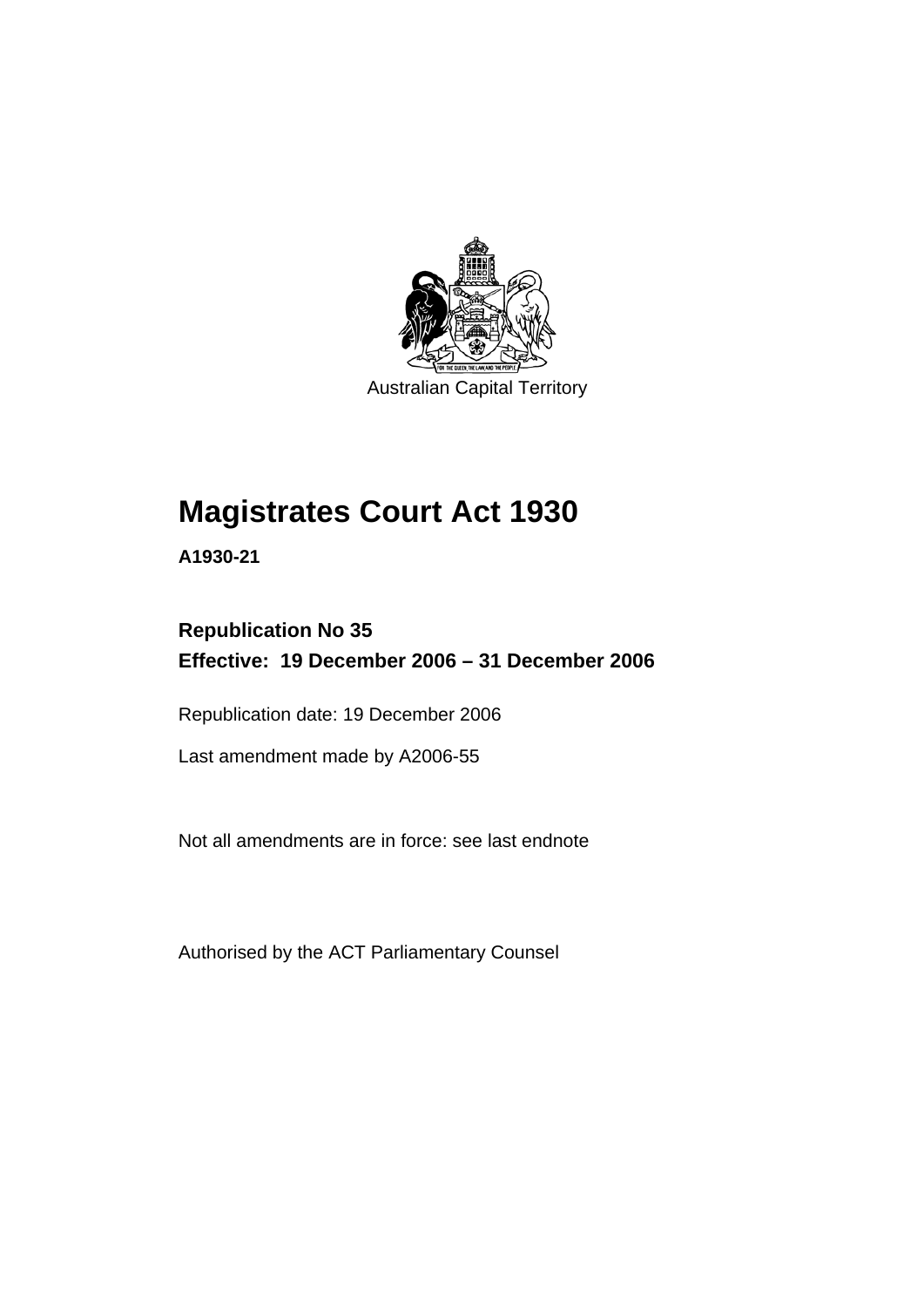Australian Capital Territory

# Magistrates Court Act 1930

**A1930-21**

**Republication No 35**
**Effective: 19 December 2006 – 31 December 2006**

Republication date: 19 December 2006

Last amendment made by A2006-55

Not all amendments are in force: see last endnote

Authorised by the ACT Parliamentary Counsel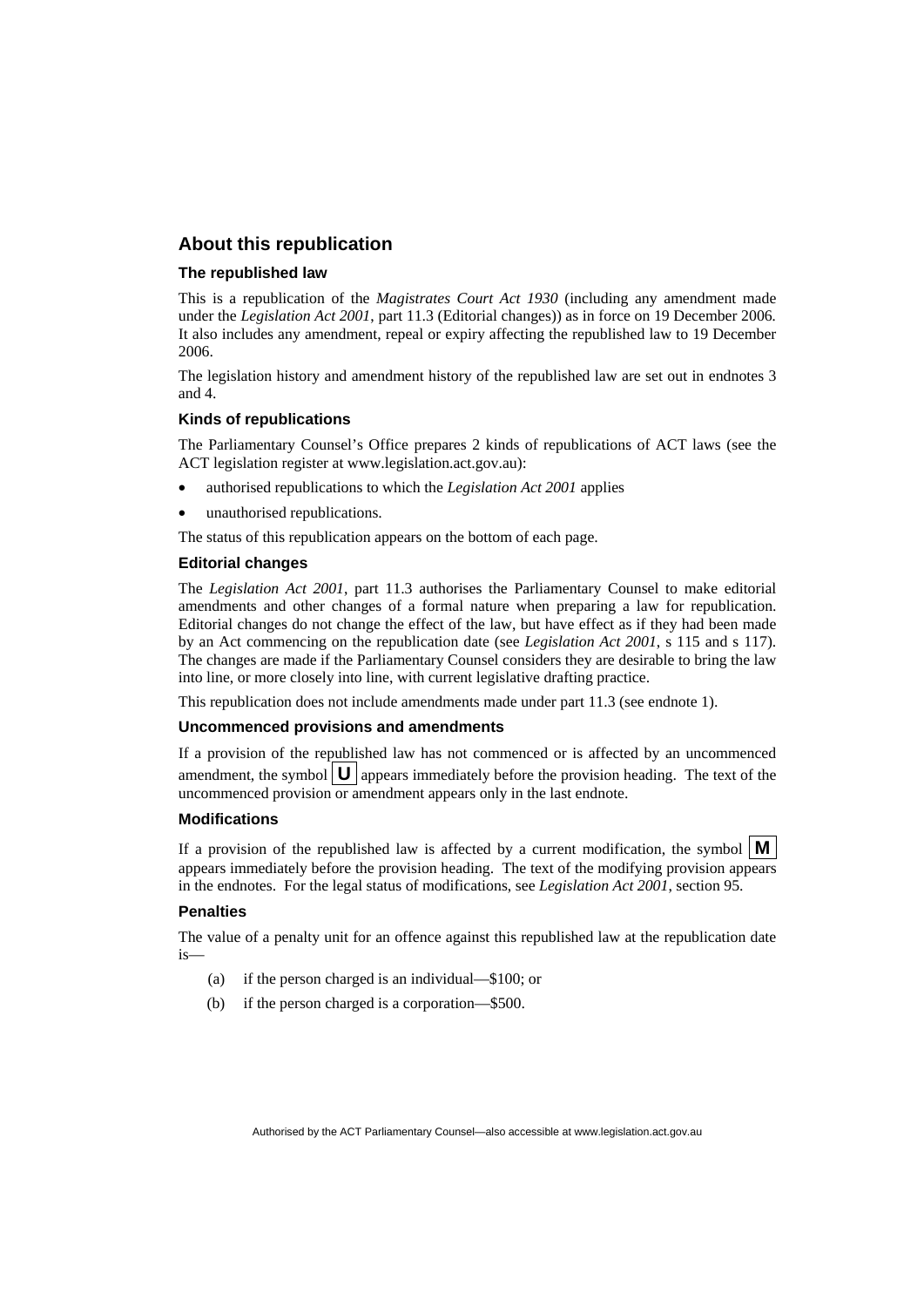## About this republication

### The republished law

This is a republication of the *Magistrates Court Act 1930* (including any amendment made under the *Legislation Act 2001*, part 11.3 (Editorial changes)) as in force on 19 December 2006. It also includes any amendment, repeal or expiry affecting the republished law to 19 December 2006.

The legislation history and amendment history of the republished law are set out in endnotes 3 and 4.

### Kinds of republications

The Parliamentary Counsel's Office prepares 2 kinds of republications of ACT laws (see the ACT legislation register at www.legislation.act.gov.au):

- authorised republications to which the *Legislation Act 2001* applies
- unauthorised republications.

The status of this republication appears on the bottom of each page.

### Editorial changes

The *Legislation Act 2001*, part 11.3 authorises the Parliamentary Counsel to make editorial amendments and other changes of a formal nature when preparing a law for republication. Editorial changes do not change the effect of the law, but have effect as if they had been made by an Act commencing on the republication date (see *Legislation Act 2001*, s 115 and s 117). The changes are made if the Parliamentary Counsel considers they are desirable to bring the law into line, or more closely into line, with current legislative drafting practice.

This republication does not include amendments made under part 11.3 (see endnote 1).

### Uncommenced provisions and amendments

If a provision of the republished law has not commenced or is affected by an uncommenced amendment, the symbol **U** appears immediately before the provision heading. The text of the uncommenced provision or amendment appears only in the last endnote.

### Modifications

If a provision of the republished law is affected by a current modification, the symbol **M** appears immediately before the provision heading. The text of the modifying provision appears in the endnotes. For the legal status of modifications, see *Legislation Act 2001*, section 95.

### Penalties

The value of a penalty unit for an offence against this republished law at the republication date is—

(a) if the person charged is an individual—$100; or

(b) if the person charged is a corporation—$500.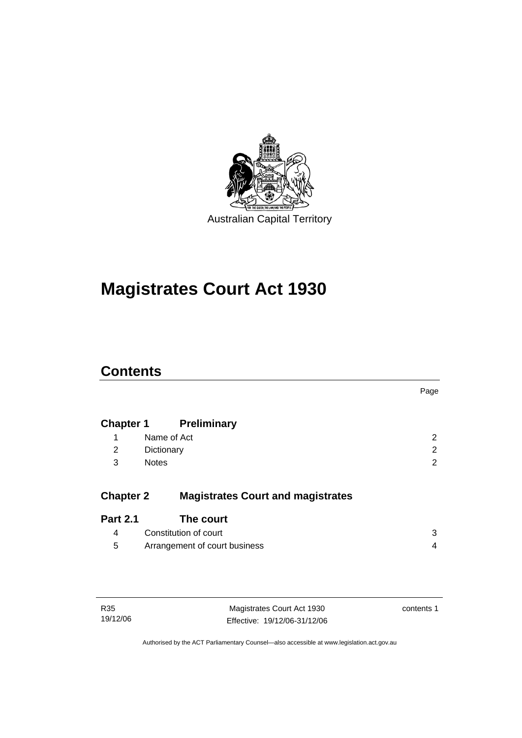Australian Capital Territory

# Magistrates Court Act 1930

## Contents

| | | Page |
|---|---|---|
| **Chapter 1** | **Preliminary** | |
| 1 | Name of Act | 2 |
| 2 | Dictionary | 2 |
| 3 | Notes | 2 |
| **Chapter 2** | **Magistrates Court and magistrates** | |
| **Part 2.1** | **The court** | |
| 4 | Constitution of court | 3 |
| 5 | Arrangement of court business | 4 |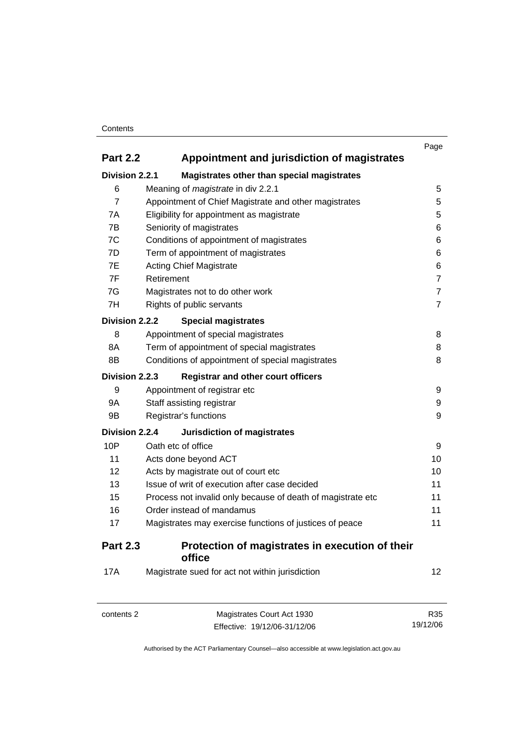| | | Page |
|---|---|---|
| **Part 2.2** | **Appointment and jurisdiction of magistrates** | |
| **Division 2.2.1** | **Magistrates other than special magistrates** | |
| 6 | Meaning of *magistrate* in div 2.2.1 | 5 |
| 7 | Appointment of Chief Magistrate and other magistrates | 5 |
| 7A | Eligibility for appointment as magistrate | 5 |
| 7B | Seniority of magistrates | 6 |
| 7C | Conditions of appointment of magistrates | 6 |
| 7D | Term of appointment of magistrates | 6 |
| 7E | Acting Chief Magistrate | 6 |
| 7F | Retirement | 7 |
| 7G | Magistrates not to do other work | 7 |
| 7H | Rights of public servants | 7 |
| **Division 2.2.2** | **Special magistrates** | |
| 8 | Appointment of special magistrates | 8 |
| 8A | Term of appointment of special magistrates | 8 |
| 8B | Conditions of appointment of special magistrates | 8 |
| **Division 2.2.3** | **Registrar and other court officers** | |
| 9 | Appointment of registrar etc | 9 |
| 9A | Staff assisting registrar | 9 |
| 9B | Registrar's functions | 9 |
| **Division 2.2.4** | **Jurisdiction of magistrates** | |
| 10P | Oath etc of office | 9 |
| 11 | Acts done beyond ACT | 10 |
| 12 | Acts by magistrate out of court etc | 10 |
| 13 | Issue of writ of execution after case decided | 11 |
| 15 | Process not invalid only because of death of magistrate etc | 11 |
| 16 | Order instead of mandamus | 11 |
| 17 | Magistrates may exercise functions of justices of peace | 11 |
| **Part 2.3** | **Protection of magistrates in execution of their office** | |
| 17A | Magistrate sued for act not within jurisdiction | 12 |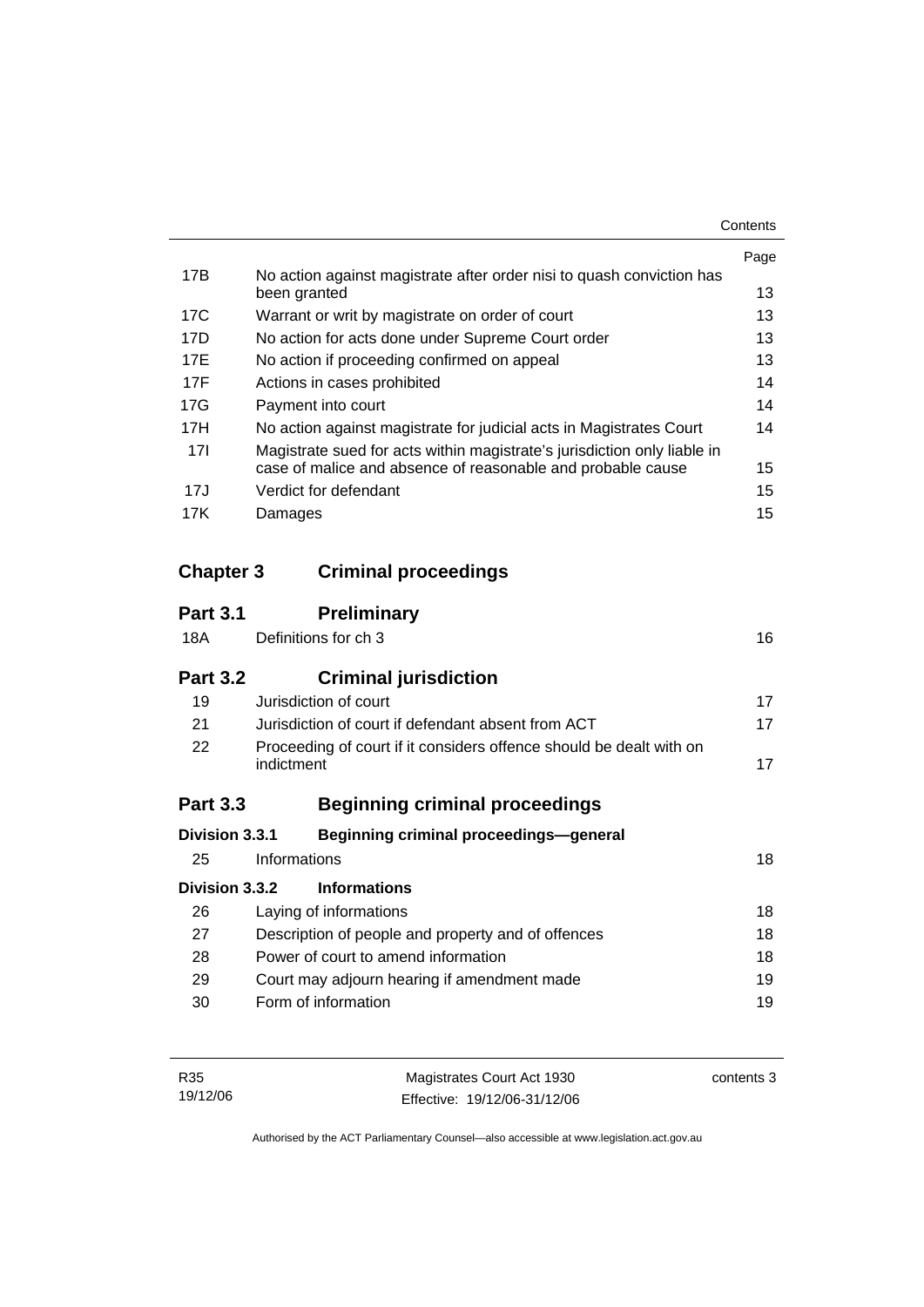| | | Page |
|---|---|---|
| 17B | No action against magistrate after order nisi to quash conviction has been granted | 13 |
| 17C | Warrant or writ by magistrate on order of court | 13 |
| 17D | No action for acts done under Supreme Court order | 13 |
| 17E | No action if proceeding confirmed on appeal | 13 |
| 17F | Actions in cases prohibited | 14 |
| 17G | Payment into court | 14 |
| 17H | No action against magistrate for judicial acts in Magistrates Court | 14 |
| 17I | Magistrate sued for acts within magistrate's jurisdiction only liable in case of malice and absence of reasonable and probable cause | 15 |
| 17J | Verdict for defendant | 15 |
| 17K | Damages | 15 |

## Chapter 3 Criminal proceedings

### Part 3.1 Preliminary

| | | |
|---|---|---|
| 18A | Definitions for ch 3 | 16 |

### Part 3.2 Criminal jurisdiction

| | | |
|---|---|---|
| 19 | Jurisdiction of court | 17 |
| 21 | Jurisdiction of court if defendant absent from ACT | 17 |
| 22 | Proceeding of court if it considers offence should be dealt with on indictment | 17 |

### Part 3.3 Beginning criminal proceedings

#### Division 3.3.1 Beginning criminal proceedings—general

| | | |
|---|---|---|
| 25 | Informations | 18 |

#### Division 3.3.2 Informations

| | | |
|---|---|---|
| 26 | Laying of informations | 18 |
| 27 | Description of people and property and of offences | 18 |
| 28 | Power of court to amend information | 18 |
| 29 | Court may adjourn hearing if amendment made | 19 |
| 30 | Form of information | 19 |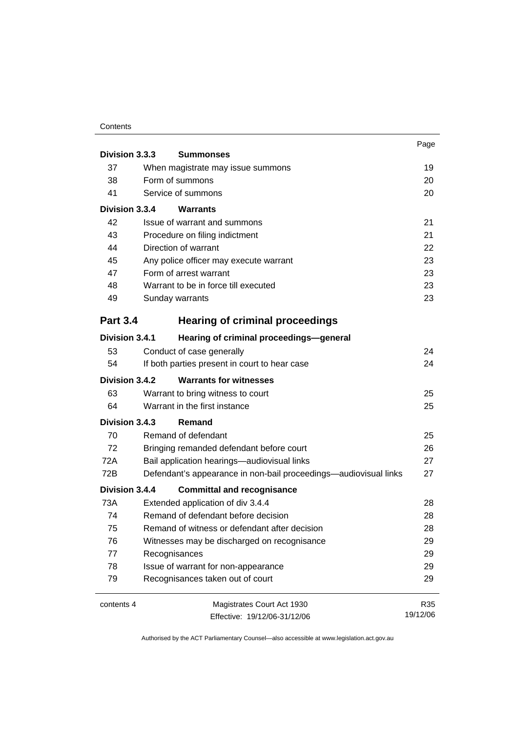| | | Page |
|---|---|---|
| **Division 3.3.3** | **Summonses** | |
| 37 | When magistrate may issue summons | 19 |
| 38 | Form of summons | 20 |
| 41 | Service of summons | 20 |
| **Division 3.3.4** | **Warrants** | |
| 42 | Issue of warrant and summons | 21 |
| 43 | Procedure on filing indictment | 21 |
| 44 | Direction of warrant | 22 |
| 45 | Any police officer may execute warrant | 23 |
| 47 | Form of arrest warrant | 23 |
| 48 | Warrant to be in force till executed | 23 |
| 49 | Sunday warrants | 23 |
| **Part 3.4** | **Hearing of criminal proceedings** | |
| **Division 3.4.1** | **Hearing of criminal proceedings—general** | |
| 53 | Conduct of case generally | 24 |
| 54 | If both parties present in court to hear case | 24 |
| **Division 3.4.2** | **Warrants for witnesses** | |
| 63 | Warrant to bring witness to court | 25 |
| 64 | Warrant in the first instance | 25 |
| **Division 3.4.3** | **Remand** | |
| 70 | Remand of defendant | 25 |
| 72 | Bringing remanded defendant before court | 26 |
| 72A | Bail application hearings—audiovisual links | 27 |
| 72B | Defendant's appearance in non-bail proceedings—audiovisual links | 27 |
| **Division 3.4.4** | **Committal and recognisance** | |
| 73A | Extended application of div 3.4.4 | 28 |
| 74 | Remand of defendant before decision | 28 |
| 75 | Remand of witness or defendant after decision | 28 |
| 76 | Witnesses may be discharged on recognisance | 29 |
| 77 | Recognisances | 29 |
| 78 | Issue of warrant for non-appearance | 29 |
| 79 | Recognisances taken out of court | 29 |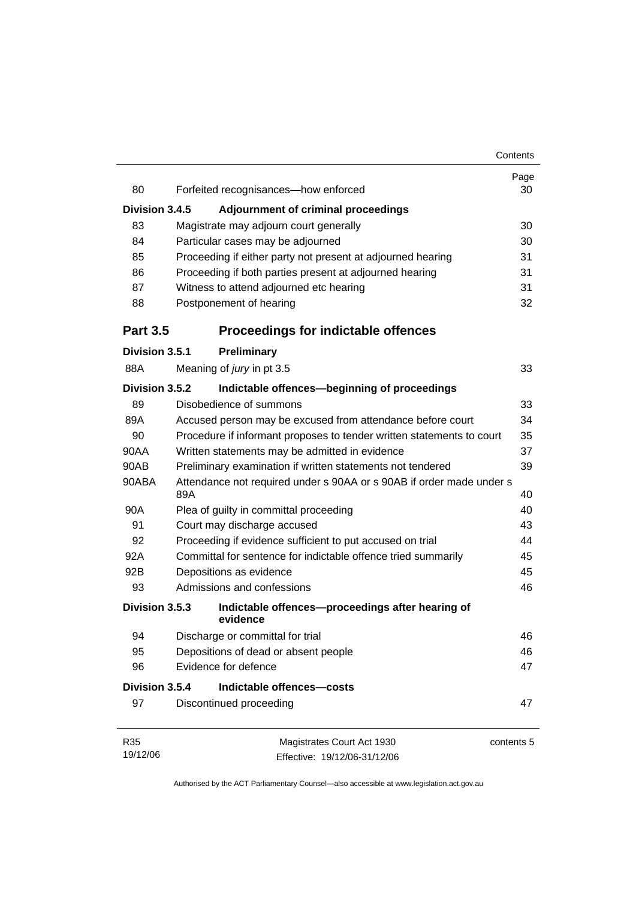| | | Page |
|---|---|---|
| 80 | Forfeited recognisances—how enforced | 30 |
| **Division 3.4.5** | **Adjournment of criminal proceedings** | |
| 83 | Magistrate may adjourn court generally | 30 |
| 84 | Particular cases may be adjourned | 30 |
| 85 | Proceeding if either party not present at adjourned hearing | 31 |
| 86 | Proceeding if both parties present at adjourned hearing | 31 |
| 87 | Witness to attend adjourned etc hearing | 31 |
| 88 | Postponement of hearing | 32 |
| **Part 3.5** | **Proceedings for indictable offences** | |
| **Division 3.5.1** | **Preliminary** | |
| 88A | Meaning of *jury* in pt 3.5 | 33 |
| **Division 3.5.2** | **Indictable offences—beginning of proceedings** | |
| 89 | Disobedience of summons | 33 |
| 89A | Accused person may be excused from attendance before court | 34 |
| 90 | Procedure if informant proposes to tender written statements to court | 35 |
| 90AA | Written statements may be admitted in evidence | 37 |
| 90AB | Preliminary examination if written statements not tendered | 39 |
| 90ABA | Attendance not required under s 90AA or s 90AB if order made under s 89A | 40 |
| 90A | Plea of guilty in committal proceeding | 40 |
| 91 | Court may discharge accused | 43 |
| 92 | Proceeding if evidence sufficient to put accused on trial | 44 |
| 92A | Committal for sentence for indictable offence tried summarily | 45 |
| 92B | Depositions as evidence | 45 |
| 93 | Admissions and confessions | 46 |
| **Division 3.5.3** | **Indictable offences—proceedings after hearing of evidence** | |
| 94 | Discharge or committal for trial | 46 |
| 95 | Depositions of dead or absent people | 46 |
| 96 | Evidence for defence | 47 |
| **Division 3.5.4** | **Indictable offences—costs** | |
| 97 | Discontinued proceeding | 47 |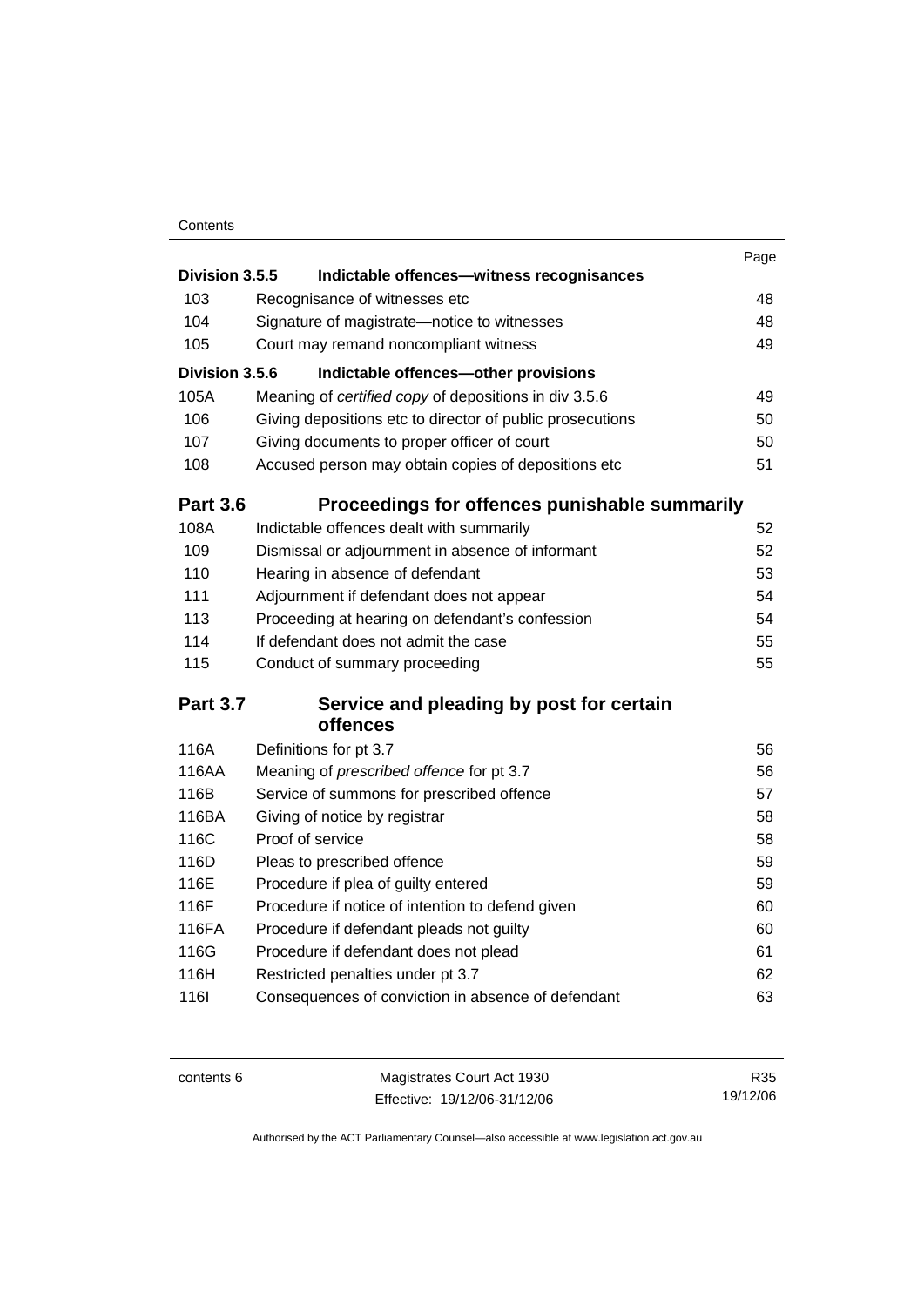| | | Page |
|---|---|---|
| **Division 3.5.5** | **Indictable offences—witness recognisances** | |
| 103 | Recognisance of witnesses etc | 48 |
| 104 | Signature of magistrate—notice to witnesses | 48 |
| 105 | Court may remand noncompliant witness | 49 |
| **Division 3.5.6** | **Indictable offences—other provisions** | |
| 105A | Meaning of *certified copy* of depositions in div 3.5.6 | 49 |
| 106 | Giving depositions etc to director of public prosecutions | 50 |
| 107 | Giving documents to proper officer of court | 50 |
| 108 | Accused person may obtain copies of depositions etc | 51 |
| **Part 3.6** | **Proceedings for offences punishable summarily** | |
| 108A | Indictable offences dealt with summarily | 52 |
| 109 | Dismissal or adjournment in absence of informant | 52 |
| 110 | Hearing in absence of defendant | 53 |
| 111 | Adjournment if defendant does not appear | 54 |
| 113 | Proceeding at hearing on defendant's confession | 54 |
| 114 | If defendant does not admit the case | 55 |
| 115 | Conduct of summary proceeding | 55 |
| **Part 3.7** | **Service and pleading by post for certain offences** | |
| 116A | Definitions for pt 3.7 | 56 |
| 116AA | Meaning of *prescribed offence* for pt 3.7 | 56 |
| 116B | Service of summons for prescribed offence | 57 |
| 116BA | Giving of notice by registrar | 58 |
| 116C | Proof of service | 58 |
| 116D | Pleas to prescribed offence | 59 |
| 116E | Procedure if plea of guilty entered | 59 |
| 116F | Procedure if notice of intention to defend given | 60 |
| 116FA | Procedure if defendant pleads not guilty | 60 |
| 116G | Procedure if defendant does not plead | 61 |
| 116H | Restricted penalties under pt 3.7 | 62 |
| 116I | Consequences of conviction in absence of defendant | 63 |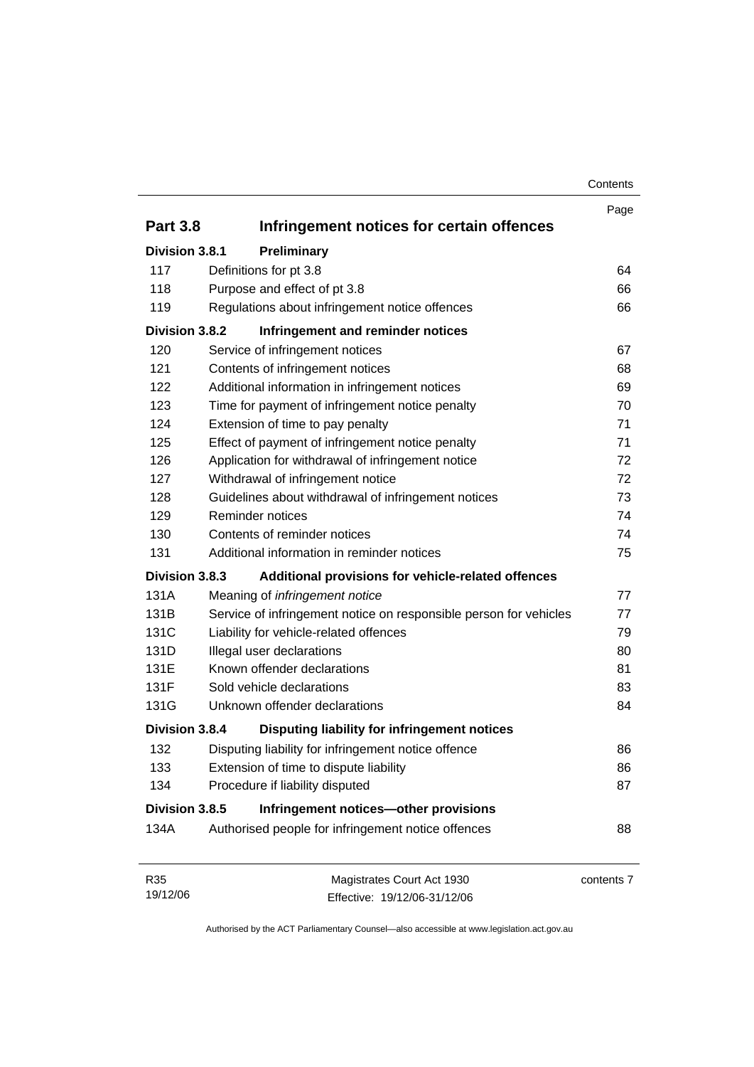| | | Page |
|---|---|---|
| **Part 3.8** | **Infringement notices for certain offences** | |
| **Division 3.8.1** | **Preliminary** | |
| 117 | Definitions for pt 3.8 | 64 |
| 118 | Purpose and effect of pt 3.8 | 66 |
| 119 | Regulations about infringement notice offences | 66 |
| **Division 3.8.2** | **Infringement and reminder notices** | |
| 120 | Service of infringement notices | 67 |
| 121 | Contents of infringement notices | 68 |
| 122 | Additional information in infringement notices | 69 |
| 123 | Time for payment of infringement notice penalty | 70 |
| 124 | Extension of time to pay penalty | 71 |
| 125 | Effect of payment of infringement notice penalty | 71 |
| 126 | Application for withdrawal of infringement notice | 72 |
| 127 | Withdrawal of infringement notice | 72 |
| 128 | Guidelines about withdrawal of infringement notices | 73 |
| 129 | Reminder notices | 74 |
| 130 | Contents of reminder notices | 74 |
| 131 | Additional information in reminder notices | 75 |
| **Division 3.8.3** | **Additional provisions for vehicle-related offences** | |
| 131A | Meaning of *infringement notice* | 77 |
| 131B | Service of infringement notice on responsible person for vehicles | 77 |
| 131C | Liability for vehicle-related offences | 79 |
| 131D | Illegal user declarations | 80 |
| 131E | Known offender declarations | 81 |
| 131F | Sold vehicle declarations | 83 |
| 131G | Unknown offender declarations | 84 |
| **Division 3.8.4** | **Disputing liability for infringement notices** | |
| 132 | Disputing liability for infringement notice offence | 86 |
| 133 | Extension of time to dispute liability | 86 |
| 134 | Procedure if liability disputed | 87 |
| **Division 3.8.5** | **Infringement notices—other provisions** | |
| 134A | Authorised people for infringement notice offences | 88 |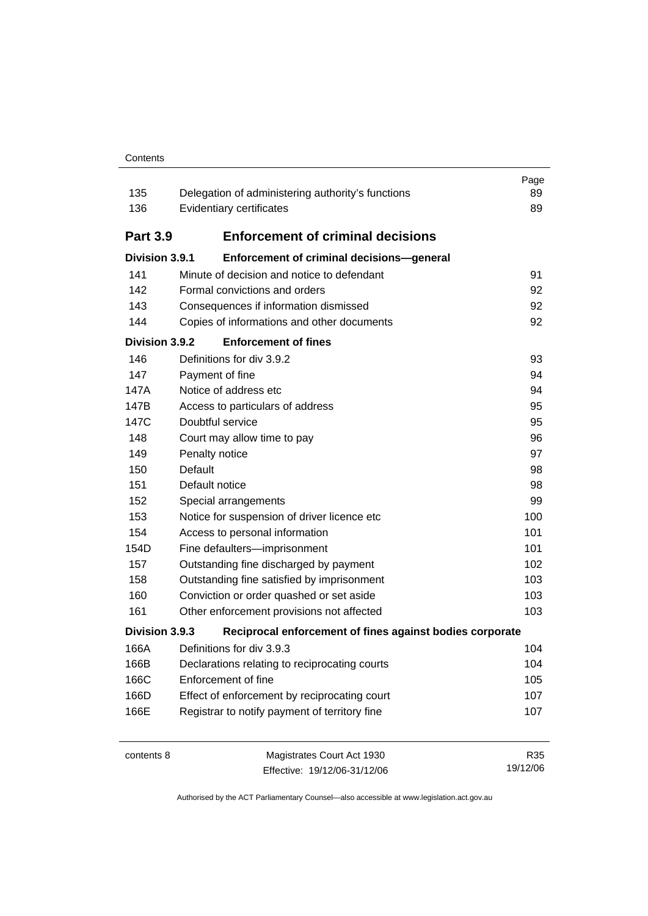| | | Page |
|---|---|---|
| 135 | Delegation of administering authority's functions | 89 |
| 136 | Evidentiary certificates | 89 |
| **Part 3.9** | **Enforcement of criminal decisions** | |
| **Division 3.9.1** | **Enforcement of criminal decisions—general** | |
| 141 | Minute of decision and notice to defendant | 91 |
| 142 | Formal convictions and orders | 92 |
| 143 | Consequences if information dismissed | 92 |
| 144 | Copies of informations and other documents | 92 |
| **Division 3.9.2** | **Enforcement of fines** | |
| 146 | Definitions for div 3.9.2 | 93 |
| 147 | Payment of fine | 94 |
| 147A | Notice of address etc | 94 |
| 147B | Access to particulars of address | 95 |
| 147C | Doubtful service | 95 |
| 148 | Court may allow time to pay | 96 |
| 149 | Penalty notice | 97 |
| 150 | Default | 98 |
| 151 | Default notice | 98 |
| 152 | Special arrangements | 99 |
| 153 | Notice for suspension of driver licence etc | 100 |
| 154 | Access to personal information | 101 |
| 154D | Fine defaulters—imprisonment | 101 |
| 157 | Outstanding fine discharged by payment | 102 |
| 158 | Outstanding fine satisfied by imprisonment | 103 |
| 160 | Conviction or order quashed or set aside | 103 |
| 161 | Other enforcement provisions not affected | 103 |
| **Division 3.9.3** | **Reciprocal enforcement of fines against bodies corporate** | |
| 166A | Definitions for div 3.9.3 | 104 |
| 166B | Declarations relating to reciprocating courts | 104 |
| 166C | Enforcement of fine | 105 |
| 166D | Effect of enforcement by reciprocating court | 107 |
| 166E | Registrar to notify payment of territory fine | 107 |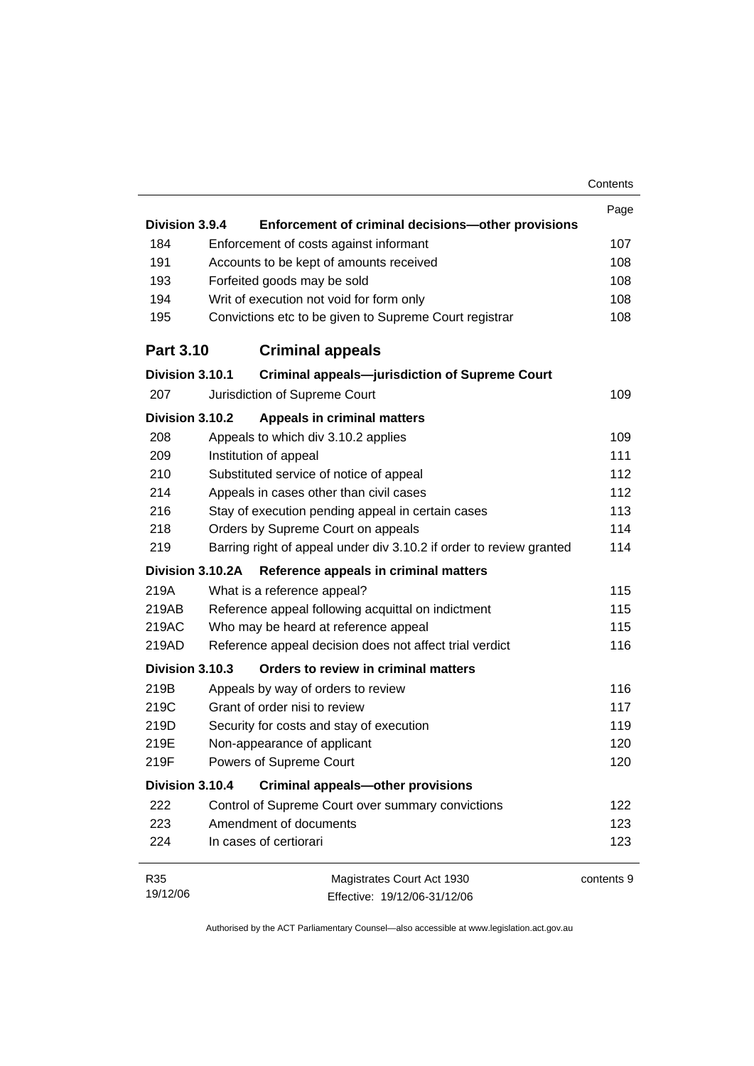| | | Page |
|---|---|---|
| **Division 3.9.4** | **Enforcement of criminal decisions—other provisions** | |
| 184 | Enforcement of costs against informant | 107 |
| 191 | Accounts to be kept of amounts received | 108 |
| 193 | Forfeited goods may be sold | 108 |
| 194 | Writ of execution not void for form only | 108 |
| 195 | Convictions etc to be given to Supreme Court registrar | 108 |
| **Part 3.10** | **Criminal appeals** | |
| **Division 3.10.1** | **Criminal appeals—jurisdiction of Supreme Court** | |
| 207 | Jurisdiction of Supreme Court | 109 |
| **Division 3.10.2** | **Appeals in criminal matters** | |
| 208 | Appeals to which div 3.10.2 applies | 109 |
| 209 | Institution of appeal | 111 |
| 210 | Substituted service of notice of appeal | 112 |
| 214 | Appeals in cases other than civil cases | 112 |
| 216 | Stay of execution pending appeal in certain cases | 113 |
| 218 | Orders by Supreme Court on appeals | 114 |
| 219 | Barring right of appeal under div 3.10.2 if order to review granted | 114 |
| **Division 3.10.2A** | **Reference appeals in criminal matters** | |
| 219A | What is a reference appeal? | 115 |
| 219AB | Reference appeal following acquittal on indictment | 115 |
| 219AC | Who may be heard at reference appeal | 115 |
| 219AD | Reference appeal decision does not affect trial verdict | 116 |
| **Division 3.10.3** | **Orders to review in criminal matters** | |
| 219B | Appeals by way of orders to review | 116 |
| 219C | Grant of order nisi to review | 117 |
| 219D | Security for costs and stay of execution | 119 |
| 219E | Non-appearance of applicant | 120 |
| 219F | Powers of Supreme Court | 120 |
| **Division 3.10.4** | **Criminal appeals—other provisions** | |
| 222 | Control of Supreme Court over summary convictions | 122 |
| 223 | Amendment of documents | 123 |
| 224 | In cases of certiorari | 123 |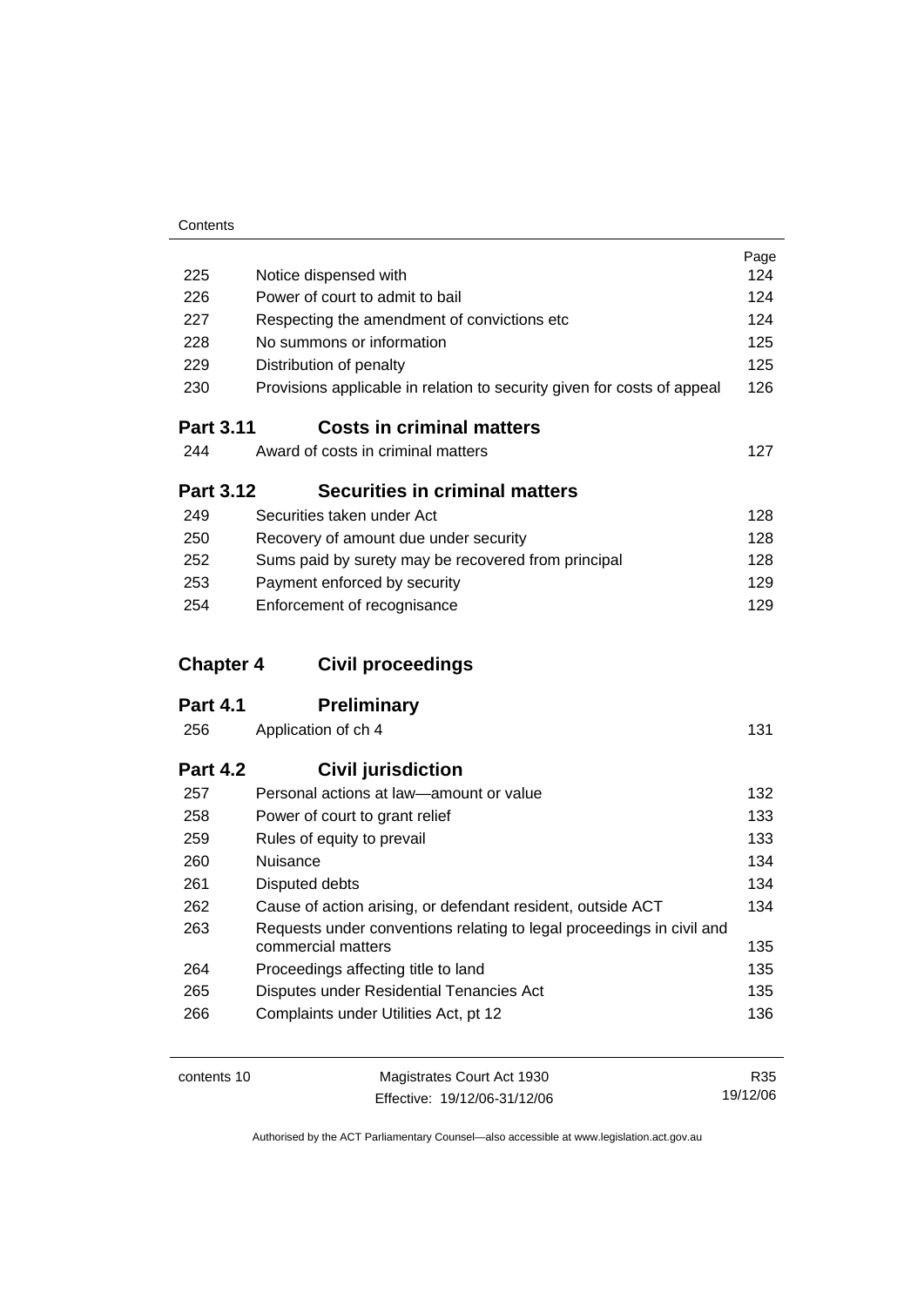| | | Page |
|---|---|---|
| 225 | Notice dispensed with | 124 |
| 226 | Power of court to admit to bail | 124 |
| 227 | Respecting the amendment of convictions etc | 124 |
| 228 | No summons or information | 125 |
| 229 | Distribution of penalty | 125 |
| 230 | Provisions applicable in relation to security given for costs of appeal | 126 |

**Part 3.11 Costs in criminal matters**

| | | |
|---|---|---|
| 244 | Award of costs in criminal matters | 127 |

**Part 3.12 Securities in criminal matters**

| | | |
|---|---|---|
| 249 | Securities taken under Act | 128 |
| 250 | Recovery of amount due under security | 128 |
| 252 | Sums paid by surety may be recovered from principal | 128 |
| 253 | Payment enforced by security | 129 |
| 254 | Enforcement of recognisance | 129 |

## Chapter 4 Civil proceedings

**Part 4.1 Preliminary**

| | | |
|---|---|---|
| 256 | Application of ch 4 | 131 |

**Part 4.2 Civil jurisdiction**

| | | |
|---|---|---|
| 257 | Personal actions at law—amount or value | 132 |
| 258 | Power of court to grant relief | 133 |
| 259 | Rules of equity to prevail | 133 |
| 260 | Nuisance | 134 |
| 261 | Disputed debts | 134 |
| 262 | Cause of action arising, or defendant resident, outside ACT | 134 |
| 263 | Requests under conventions relating to legal proceedings in civil and commercial matters | 135 |
| 264 | Proceedings affecting title to land | 135 |
| 265 | Disputes under Residential Tenancies Act | 135 |
| 266 | Complaints under Utilities Act, pt 12 | 136 |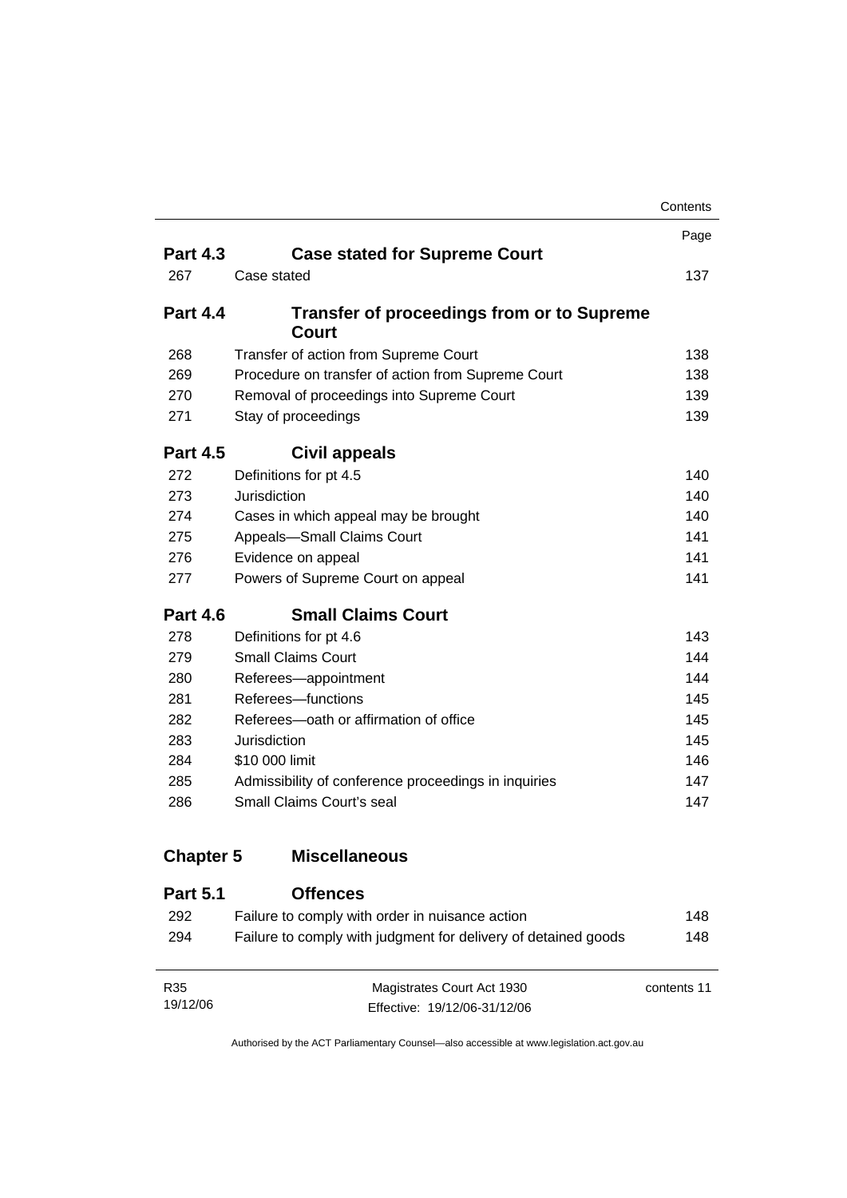| | | Page |
|---|---|---|
| **Part 4.3** | **Case stated for Supreme Court** | |
| 267 | Case stated | 137 |
| **Part 4.4** | **Transfer of proceedings from or to Supreme Court** | |
| 268 | Transfer of action from Supreme Court | 138 |
| 269 | Procedure on transfer of action from Supreme Court | 138 |
| 270 | Removal of proceedings into Supreme Court | 139 |
| 271 | Stay of proceedings | 139 |
| **Part 4.5** | **Civil appeals** | |
| 272 | Definitions for pt 4.5 | 140 |
| 273 | Jurisdiction | 140 |
| 274 | Cases in which appeal may be brought | 140 |
| 275 | Appeals—Small Claims Court | 141 |
| 276 | Evidence on appeal | 141 |
| 277 | Powers of Supreme Court on appeal | 141 |
| **Part 4.6** | **Small Claims Court** | |
| 278 | Definitions for pt 4.6 | 143 |
| 279 | Small Claims Court | 144 |
| 280 | Referees—appointment | 144 |
| 281 | Referees—functions | 145 |
| 282 | Referees—oath or affirmation of office | 145 |
| 283 | Jurisdiction | 145 |
| 284 | $10 000 limit | 146 |
| 285 | Admissibility of conference proceedings in inquiries | 147 |
| 286 | Small Claims Court's seal | 147 |
| **Chapter 5** | **Miscellaneous** | |
| **Part 5.1** | **Offences** | |
| 292 | Failure to comply with order in nuisance action | 148 |
| 294 | Failure to comply with judgment for delivery of detained goods | 148 |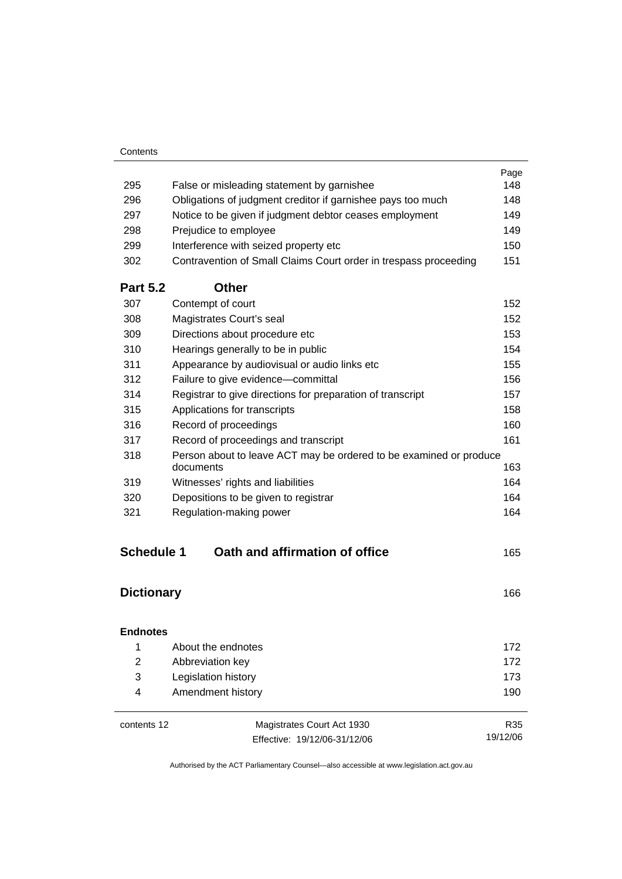| | | Page |
|---|---|---|
| 295 | False or misleading statement by garnishee | 148 |
| 296 | Obligations of judgment creditor if garnishee pays too much | 148 |
| 297 | Notice to be given if judgment debtor ceases employment | 149 |
| 298 | Prejudice to employee | 149 |
| 299 | Interference with seized property etc | 150 |
| 302 | Contravention of Small Claims Court order in trespass proceeding | 151 |

**Part 5.2 Other**

| | | |
|---|---|---|
| 307 | Contempt of court | 152 |
| 308 | Magistrates Court's seal | 152 |
| 309 | Directions about procedure etc | 153 |
| 310 | Hearings generally to be in public | 154 |
| 311 | Appearance by audiovisual or audio links etc | 155 |
| 312 | Failure to give evidence—committal | 156 |
| 314 | Registrar to give directions for preparation of transcript | 157 |
| 315 | Applications for transcripts | 158 |
| 316 | Record of proceedings | 160 |
| 317 | Record of proceedings and transcript | 161 |
| 318 | Person about to leave ACT may be ordered to be examined or produce documents | 163 |
| 319 | Witnesses' rights and liabilities | 164 |
| 320 | Depositions to be given to registrar | 164 |
| 321 | Regulation-making power | 164 |

**Schedule 1 Oath and affirmation of office** 165

**Dictionary** 166

**Endnotes**

| | | |
|---|---|---|
| 1 | About the endnotes | 172 |
| 2 | Abbreviation key | 172 |
| 3 | Legislation history | 173 |
| 4 | Amendment history | 190 |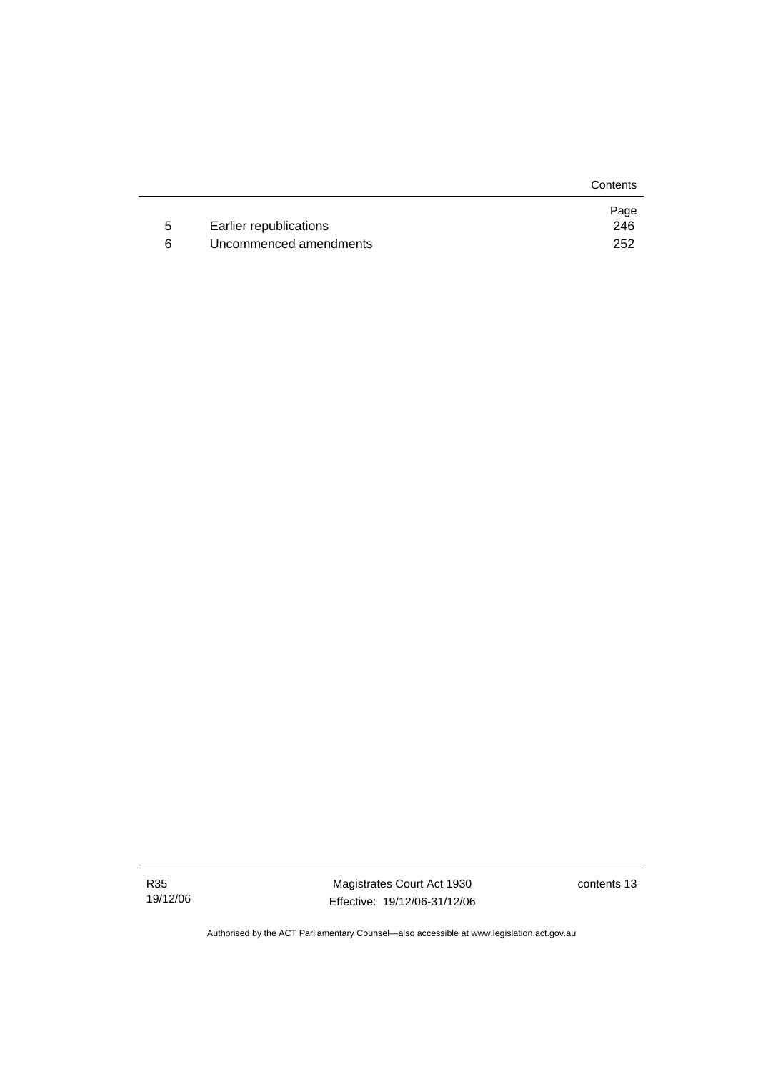|   |   | Page |
|---|---|---|
| 5 | Earlier republications | 246 |
| 6 | Uncommenced amendments | 252 |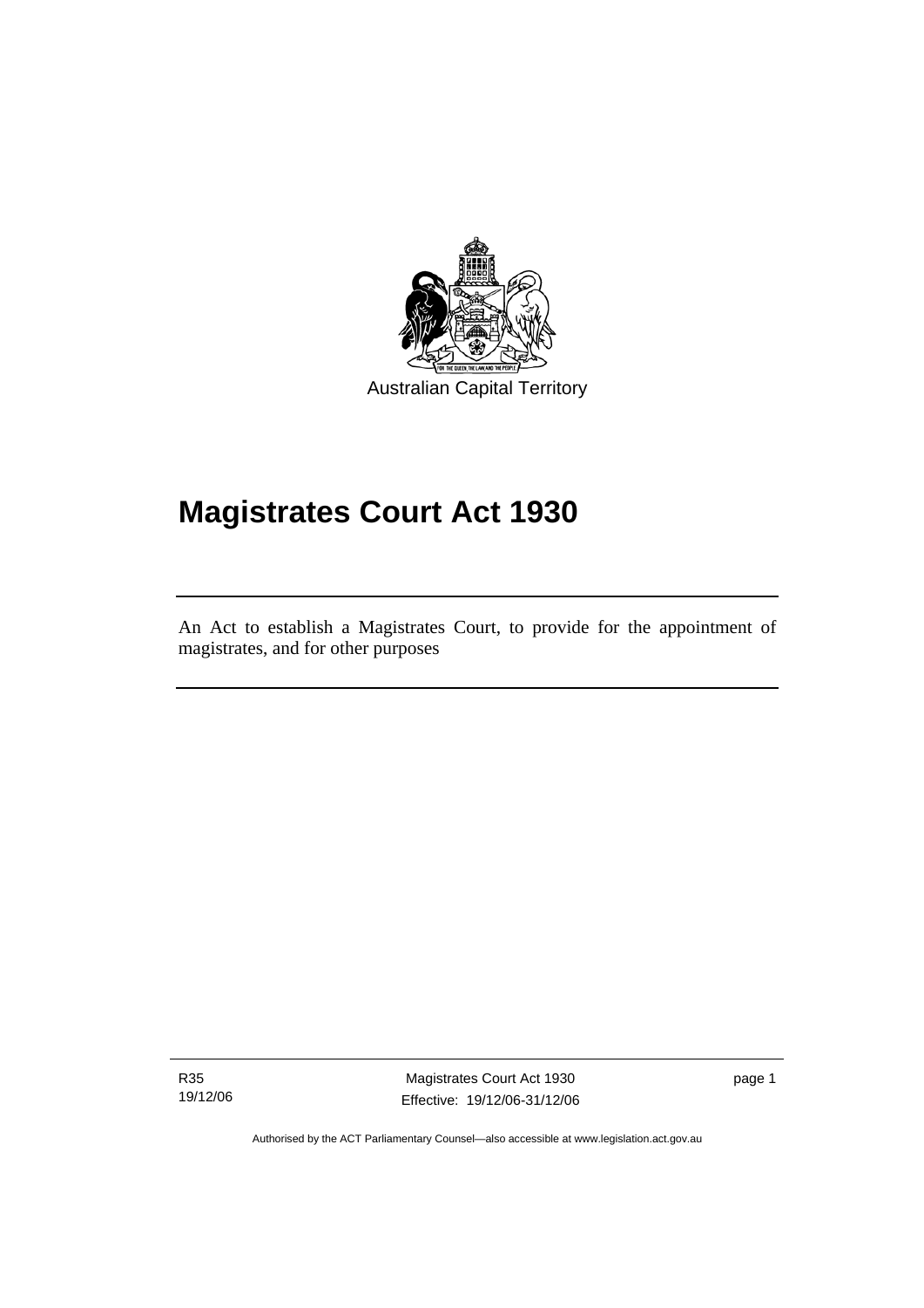Australian Capital Territory

# Magistrates Court Act 1930

An Act to establish a Magistrates Court, to provide for the appointment of magistrates, and for other purposes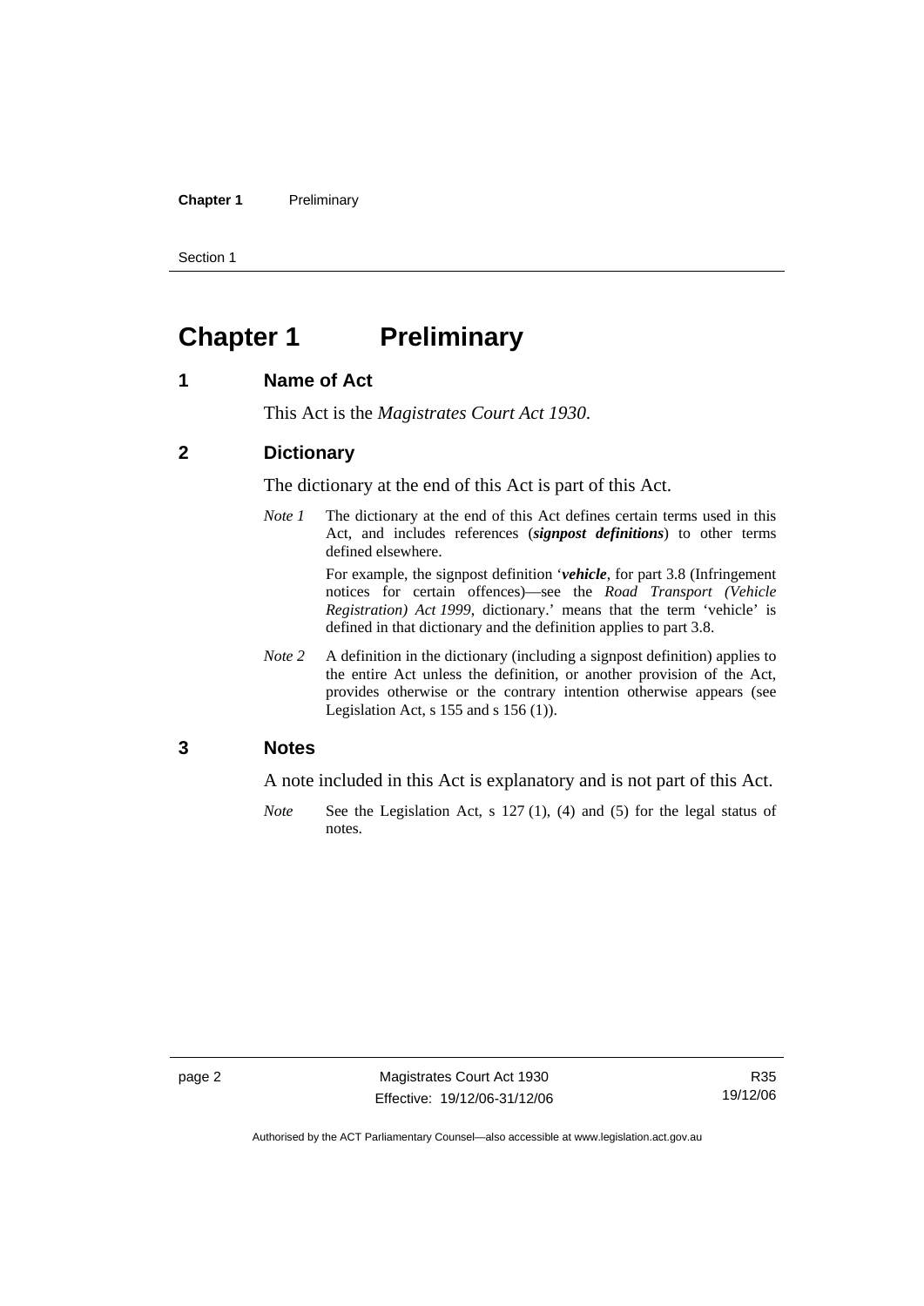# Chapter 1 Preliminary

## 1 Name of Act

This Act is the *Magistrates Court Act 1930*.

## 2 Dictionary

The dictionary at the end of this Act is part of this Act.

*Note 1* The dictionary at the end of this Act defines certain terms used in this Act, and includes references (***signpost definitions***) to other terms defined elsewhere.

For example, the signpost definition '***vehicle***, for part 3.8 (Infringement notices for certain offences)—see the *Road Transport (Vehicle Registration) Act 1999*, dictionary.' means that the term 'vehicle' is defined in that dictionary and the definition applies to part 3.8.

*Note 2* A definition in the dictionary (including a signpost definition) applies to the entire Act unless the definition, or another provision of the Act, provides otherwise or the contrary intention otherwise appears (see Legislation Act, s 155 and s 156 (1)).

## 3 Notes

A note included in this Act is explanatory and is not part of this Act.

*Note* See the Legislation Act, s 127 (1), (4) and (5) for the legal status of notes.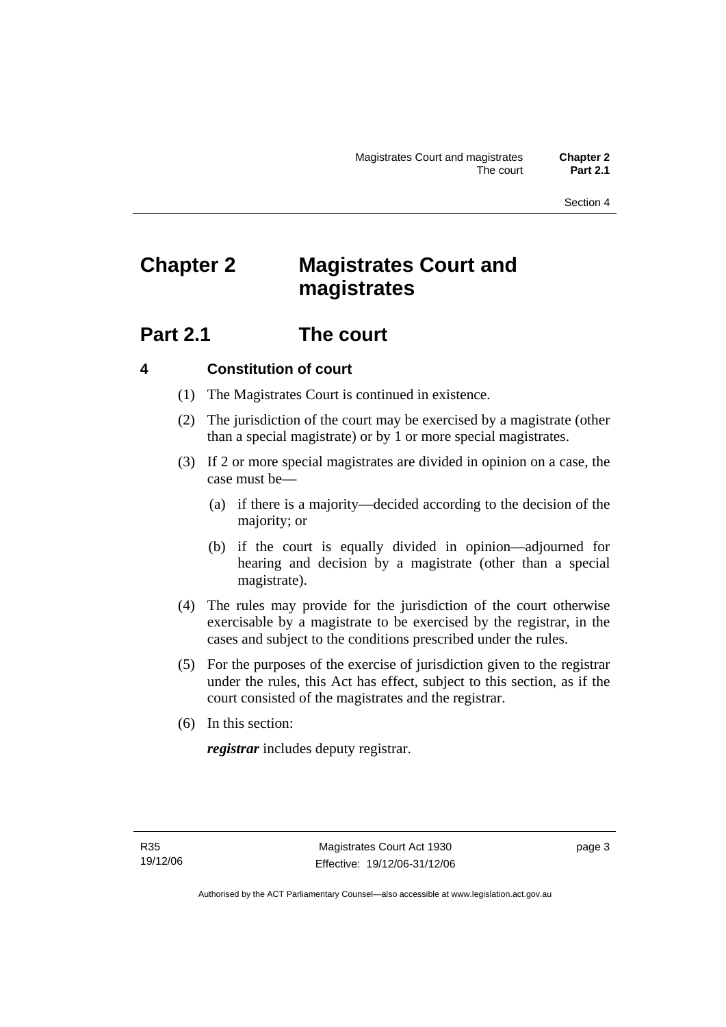# Chapter 2 Magistrates Court and magistrates

## Part 2.1 The court

### 4 Constitution of court

(1) The Magistrates Court is continued in existence.

(2) The jurisdiction of the court may be exercised by a magistrate (other than a special magistrate) or by 1 or more special magistrates.

(3) If 2 or more special magistrates are divided in opinion on a case, the case must be—

(a) if there is a majority—decided according to the decision of the majority; or

(b) if the court is equally divided in opinion—adjourned for hearing and decision by a magistrate (other than a special magistrate).

(4) The rules may provide for the jurisdiction of the court otherwise exercisable by a magistrate to be exercised by the registrar, in the cases and subject to the conditions prescribed under the rules.

(5) For the purposes of the exercise of jurisdiction given to the registrar under the rules, this Act has effect, subject to this section, as if the court consisted of the magistrates and the registrar.

(6) In this section:

***registrar*** includes deputy registrar.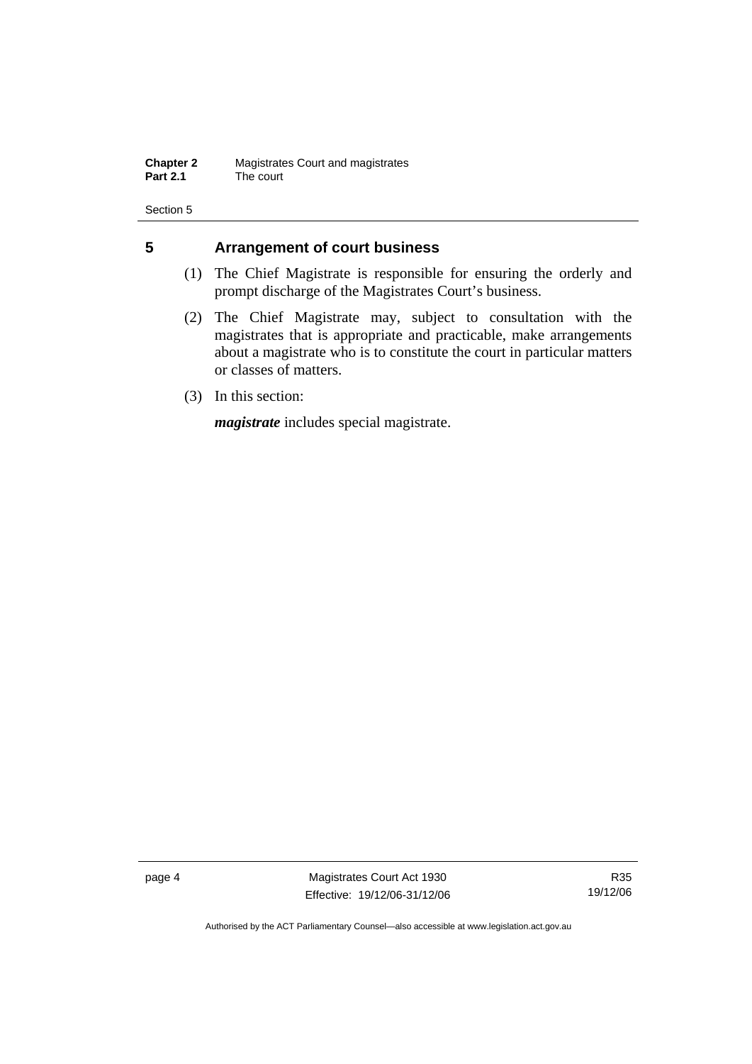## 5 Arrangement of court business

(1) The Chief Magistrate is responsible for ensuring the orderly and prompt discharge of the Magistrates Court's business.

(2) The Chief Magistrate may, subject to consultation with the magistrates that is appropriate and practicable, make arrangements about a magistrate who is to constitute the court in particular matters or classes of matters.

(3) In this section:

***magistrate*** includes special magistrate.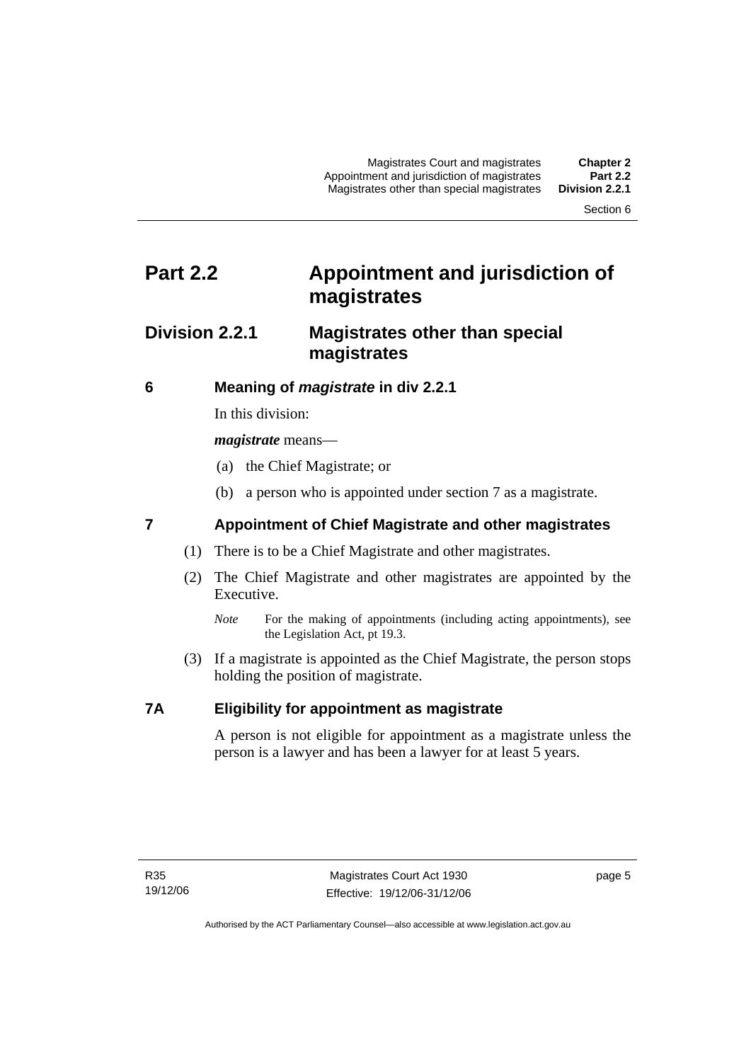# Part 2.2 Appointment and jurisdiction of magistrates

## Division 2.2.1 Magistrates other than special magistrates

### 6 Meaning of *magistrate* in div 2.2.1

In this division:

***magistrate*** means—

(a) the Chief Magistrate; or

(b) a person who is appointed under section 7 as a magistrate.

### 7 Appointment of Chief Magistrate and other magistrates

(1) There is to be a Chief Magistrate and other magistrates.

(2) The Chief Magistrate and other magistrates are appointed by the Executive.

*Note* For the making of appointments (including acting appointments), see the Legislation Act, pt 19.3.

(3) If a magistrate is appointed as the Chief Magistrate, the person stops holding the position of magistrate.

### 7A Eligibility for appointment as magistrate

A person is not eligible for appointment as a magistrate unless the person is a lawyer and has been a lawyer for at least 5 years.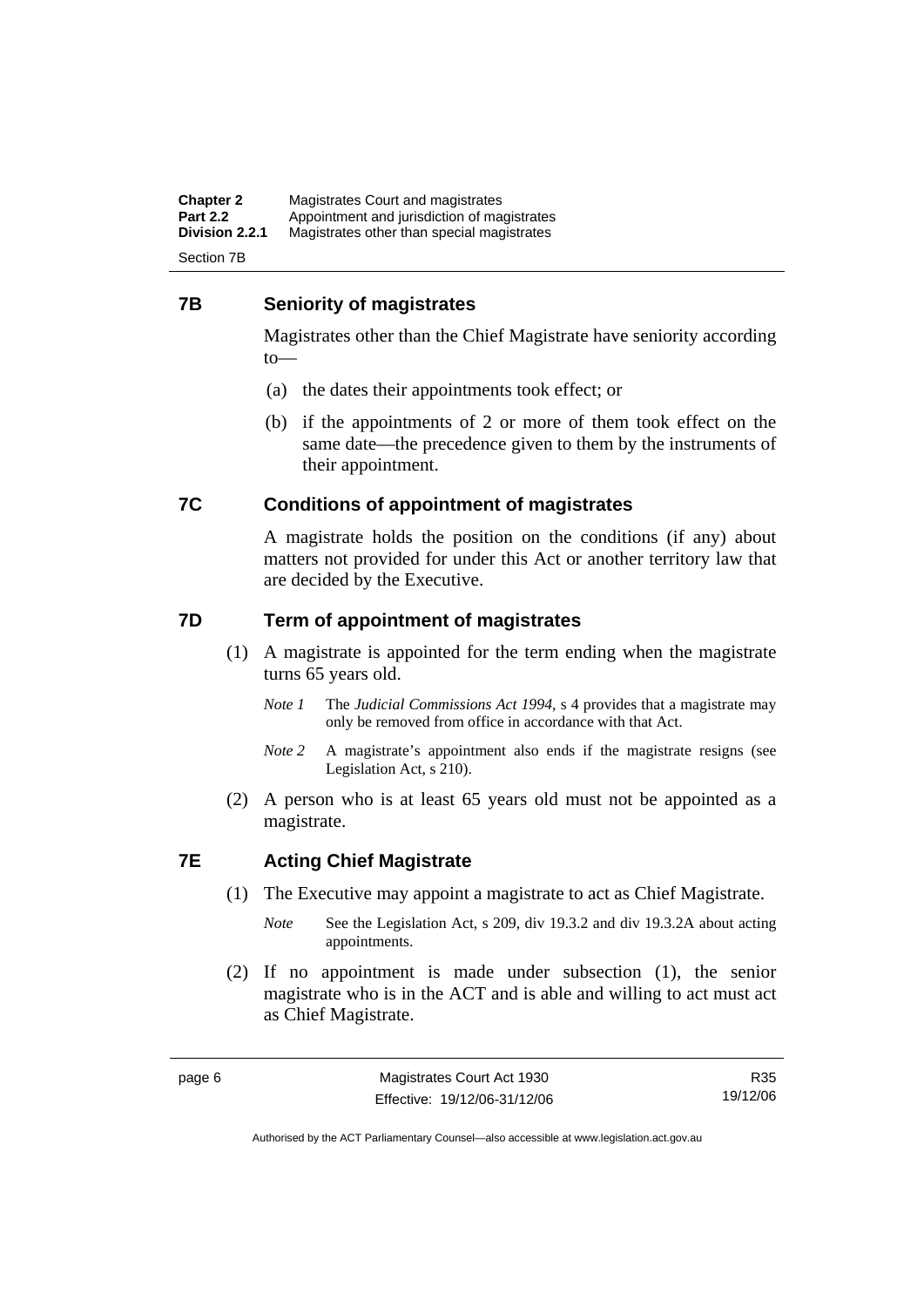## 7B Seniority of magistrates

Magistrates other than the Chief Magistrate have seniority according to—

(a) the dates their appointments took effect; or

(b) if the appointments of 2 or more of them took effect on the same date—the precedence given to them by the instruments of their appointment.

## 7C Conditions of appointment of magistrates

A magistrate holds the position on the conditions (if any) about matters not provided for under this Act or another territory law that are decided by the Executive.

## 7D Term of appointment of magistrates

(1) A magistrate is appointed for the term ending when the magistrate turns 65 years old.

*Note 1* The *Judicial Commissions Act 1994*, s 4 provides that a magistrate may only be removed from office in accordance with that Act.

*Note 2* A magistrate's appointment also ends if the magistrate resigns (see Legislation Act, s 210).

(2) A person who is at least 65 years old must not be appointed as a magistrate.

## 7E Acting Chief Magistrate

(1) The Executive may appoint a magistrate to act as Chief Magistrate.

*Note* See the Legislation Act, s 209, div 19.3.2 and div 19.3.2A about acting appointments.

(2) If no appointment is made under subsection (1), the senior magistrate who is in the ACT and is able and willing to act must act as Chief Magistrate.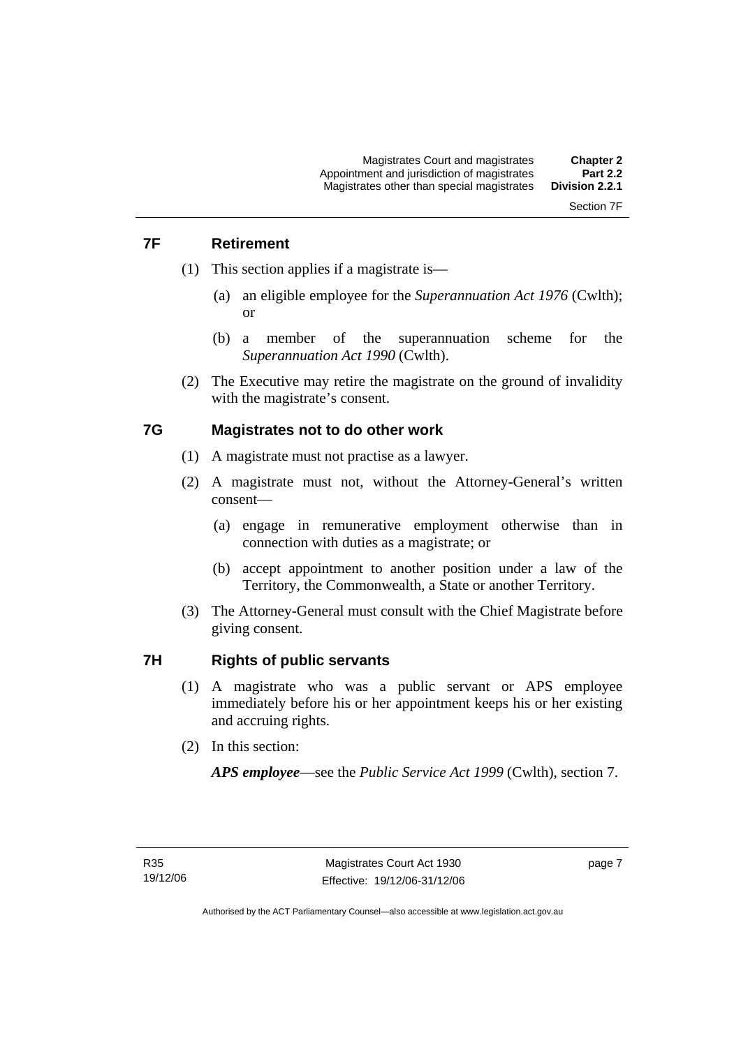### 7F Retirement

(1) This section applies if a magistrate is—

(a) an eligible employee for the *Superannuation Act 1976* (Cwlth); or

(b) a member of the superannuation scheme for the *Superannuation Act 1990* (Cwlth).

(2) The Executive may retire the magistrate on the ground of invalidity with the magistrate's consent.

### 7G Magistrates not to do other work

(1) A magistrate must not practise as a lawyer.

(2) A magistrate must not, without the Attorney-General's written consent—

(a) engage in remunerative employment otherwise than in connection with duties as a magistrate; or

(b) accept appointment to another position under a law of the Territory, the Commonwealth, a State or another Territory.

(3) The Attorney-General must consult with the Chief Magistrate before giving consent.

### 7H Rights of public servants

(1) A magistrate who was a public servant or APS employee immediately before his or her appointment keeps his or her existing and accruing rights.

(2) In this section:

***APS employee***—see the *Public Service Act 1999* (Cwlth), section 7.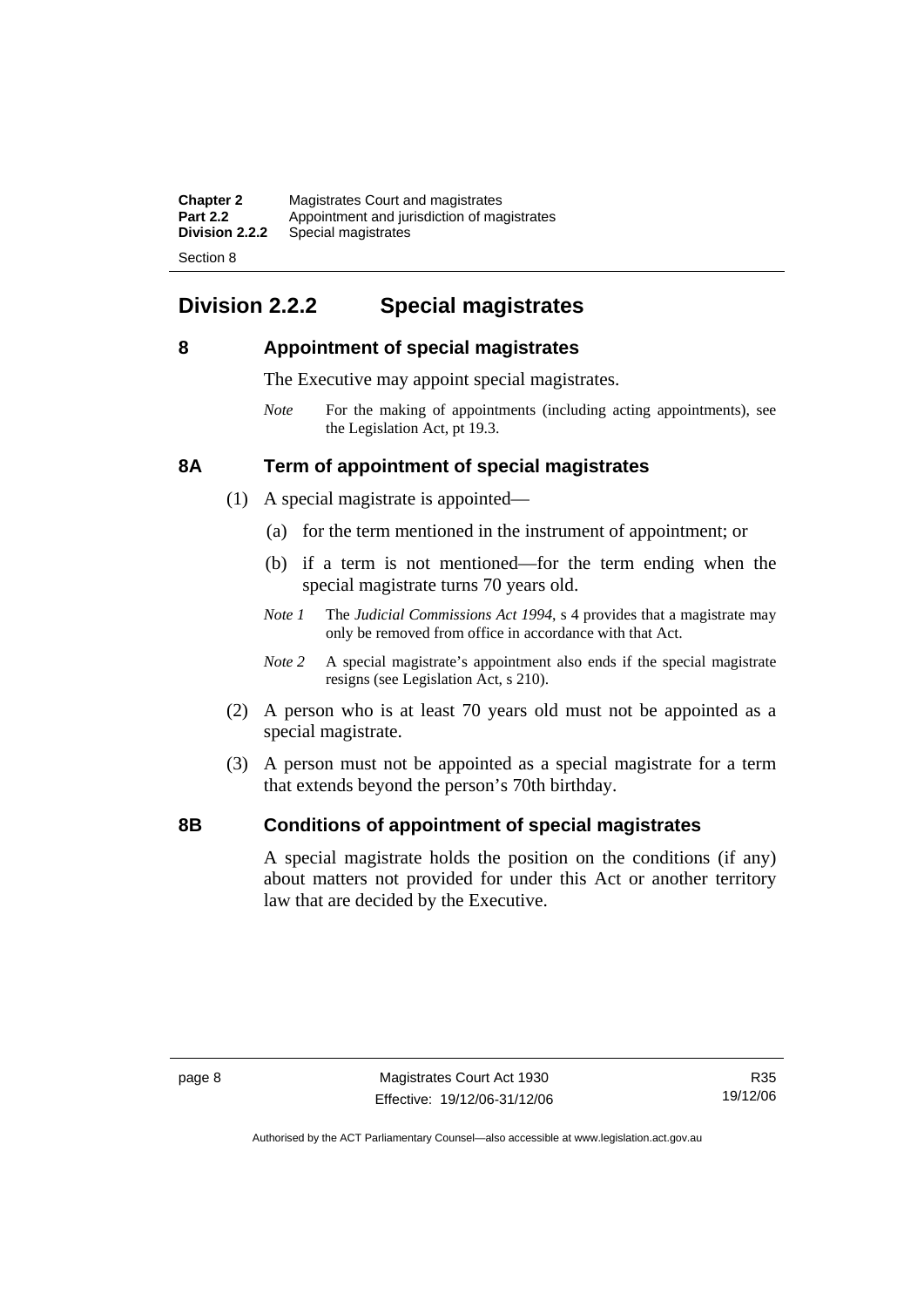## Division 2.2.2 Special magistrates

### 8 Appointment of special magistrates

The Executive may appoint special magistrates.

*Note* For the making of appointments (including acting appointments), see the Legislation Act, pt 19.3.

### 8A Term of appointment of special magistrates

(1) A special magistrate is appointed—

(a) for the term mentioned in the instrument of appointment; or

(b) if a term is not mentioned—for the term ending when the special magistrate turns 70 years old.

*Note 1* The *Judicial Commissions Act 1994*, s 4 provides that a magistrate may only be removed from office in accordance with that Act.

*Note 2* A special magistrate's appointment also ends if the special magistrate resigns (see Legislation Act, s 210).

(2) A person who is at least 70 years old must not be appointed as a special magistrate.

(3) A person must not be appointed as a special magistrate for a term that extends beyond the person's 70th birthday.

### 8B Conditions of appointment of special magistrates

A special magistrate holds the position on the conditions (if any) about matters not provided for under this Act or another territory law that are decided by the Executive.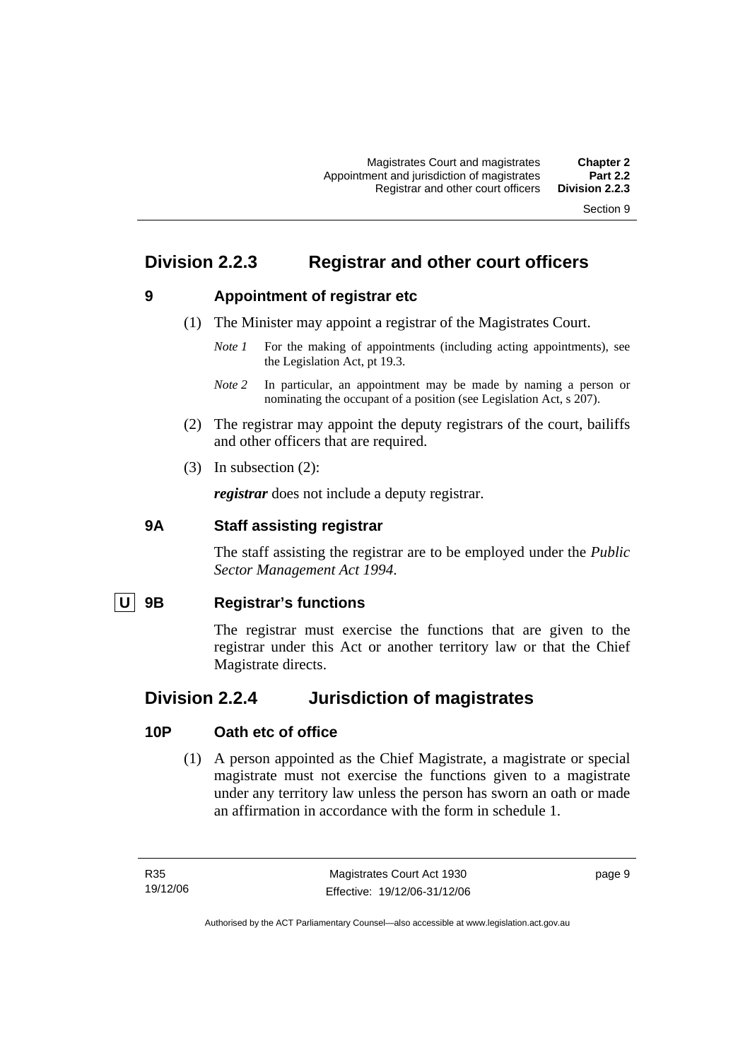## Division 2.2.3 Registrar and other court officers

### 9 Appointment of registrar etc

(1) The Minister may appoint a registrar of the Magistrates Court.

*Note 1* For the making of appointments (including acting appointments), see the Legislation Act, pt 19.3.

*Note 2* In particular, an appointment may be made by naming a person or nominating the occupant of a position (see Legislation Act, s 207).

(2) The registrar may appoint the deputy registrars of the court, bailiffs and other officers that are required.

(3) In subsection (2):

***registrar*** does not include a deputy registrar.

### 9A Staff assisting registrar

The staff assisting the registrar are to be employed under the *Public Sector Management Act 1994*.

### U 9B Registrar's functions

The registrar must exercise the functions that are given to the registrar under this Act or another territory law or that the Chief Magistrate directs.

## Division 2.2.4 Jurisdiction of magistrates

### 10P Oath etc of office

(1) A person appointed as the Chief Magistrate, a magistrate or special magistrate must not exercise the functions given to a magistrate under any territory law unless the person has sworn an oath or made an affirmation in accordance with the form in schedule 1.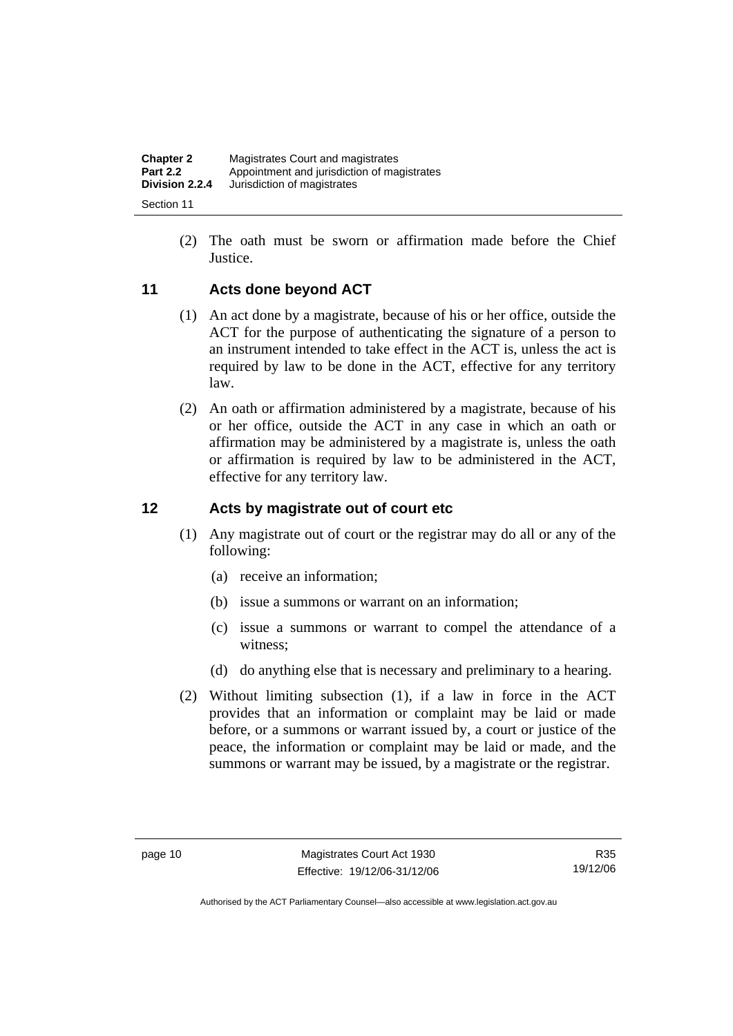(2) The oath must be sworn or affirmation made before the Chief Justice.

## 11 Acts done beyond ACT

(1) An act done by a magistrate, because of his or her office, outside the ACT for the purpose of authenticating the signature of a person to an instrument intended to take effect in the ACT is, unless the act is required by law to be done in the ACT, effective for any territory law.

(2) An oath or affirmation administered by a magistrate, because of his or her office, outside the ACT in any case in which an oath or affirmation may be administered by a magistrate is, unless the oath or affirmation is required by law to be administered in the ACT, effective for any territory law.

## 12 Acts by magistrate out of court etc

(1) Any magistrate out of court or the registrar may do all or any of the following:

- (a) receive an information;
- (b) issue a summons or warrant on an information;
- (c) issue a summons or warrant to compel the attendance of a witness;
- (d) do anything else that is necessary and preliminary to a hearing.

(2) Without limiting subsection (1), if a law in force in the ACT provides that an information or complaint may be laid or made before, or a summons or warrant issued by, a court or justice of the peace, the information or complaint may be laid or made, and the summons or warrant may be issued, by a magistrate or the registrar.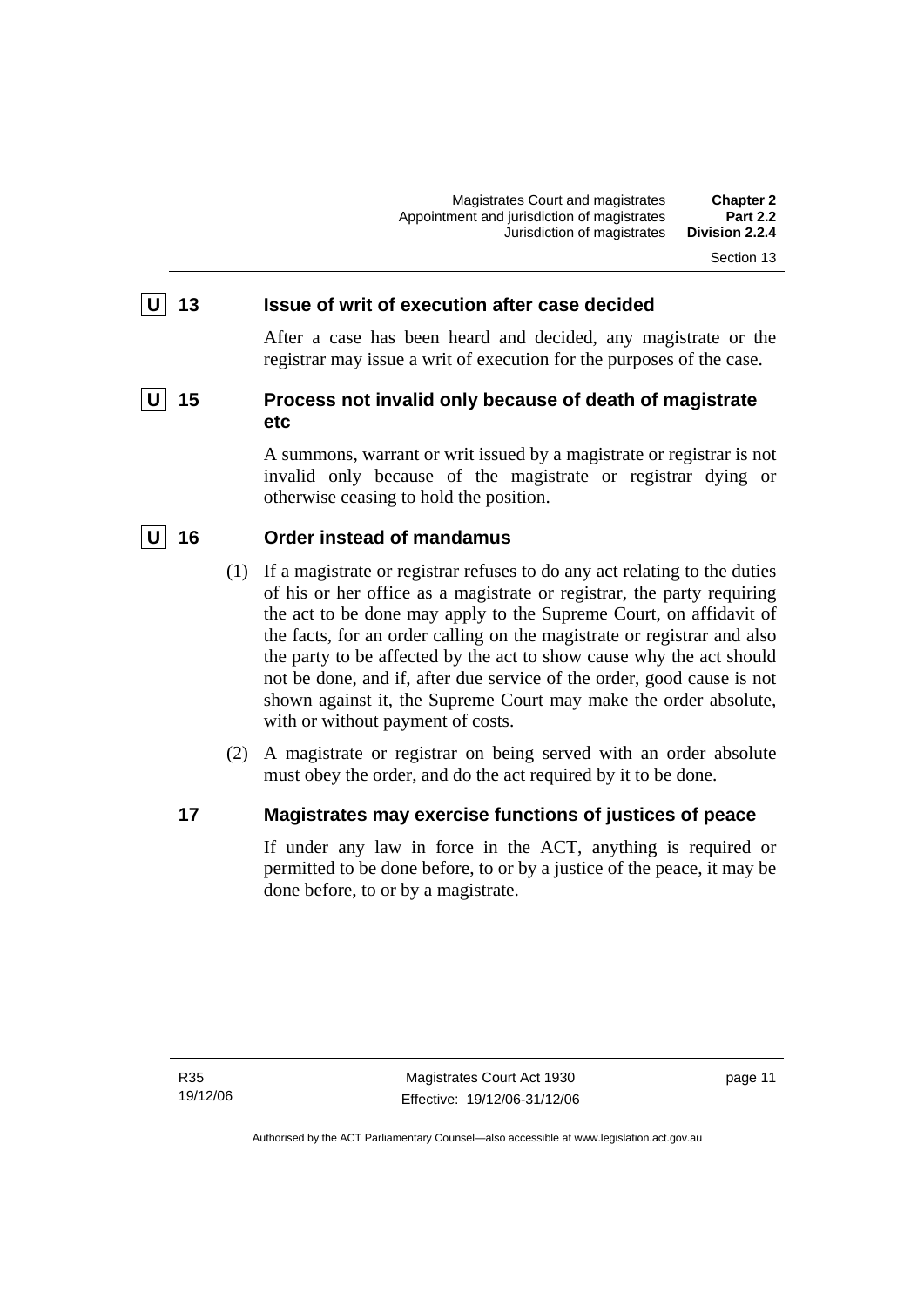### U 13 Issue of writ of execution after case decided

After a case has been heard and decided, any magistrate or the registrar may issue a writ of execution for the purposes of the case.

### U 15 Process not invalid only because of death of magistrate etc

A summons, warrant or writ issued by a magistrate or registrar is not invalid only because of the magistrate or registrar dying or otherwise ceasing to hold the position.

### U 16 Order instead of mandamus

(1) If a magistrate or registrar refuses to do any act relating to the duties of his or her office as a magistrate or registrar, the party requiring the act to be done may apply to the Supreme Court, on affidavit of the facts, for an order calling on the magistrate or registrar and also the party to be affected by the act to show cause why the act should not be done, and if, after due service of the order, good cause is not shown against it, the Supreme Court may make the order absolute, with or without payment of costs.

(2) A magistrate or registrar on being served with an order absolute must obey the order, and do the act required by it to be done.

### 17 Magistrates may exercise functions of justices of peace

If under any law in force in the ACT, anything is required or permitted to be done before, to or by a justice of the peace, it may be done before, to or by a magistrate.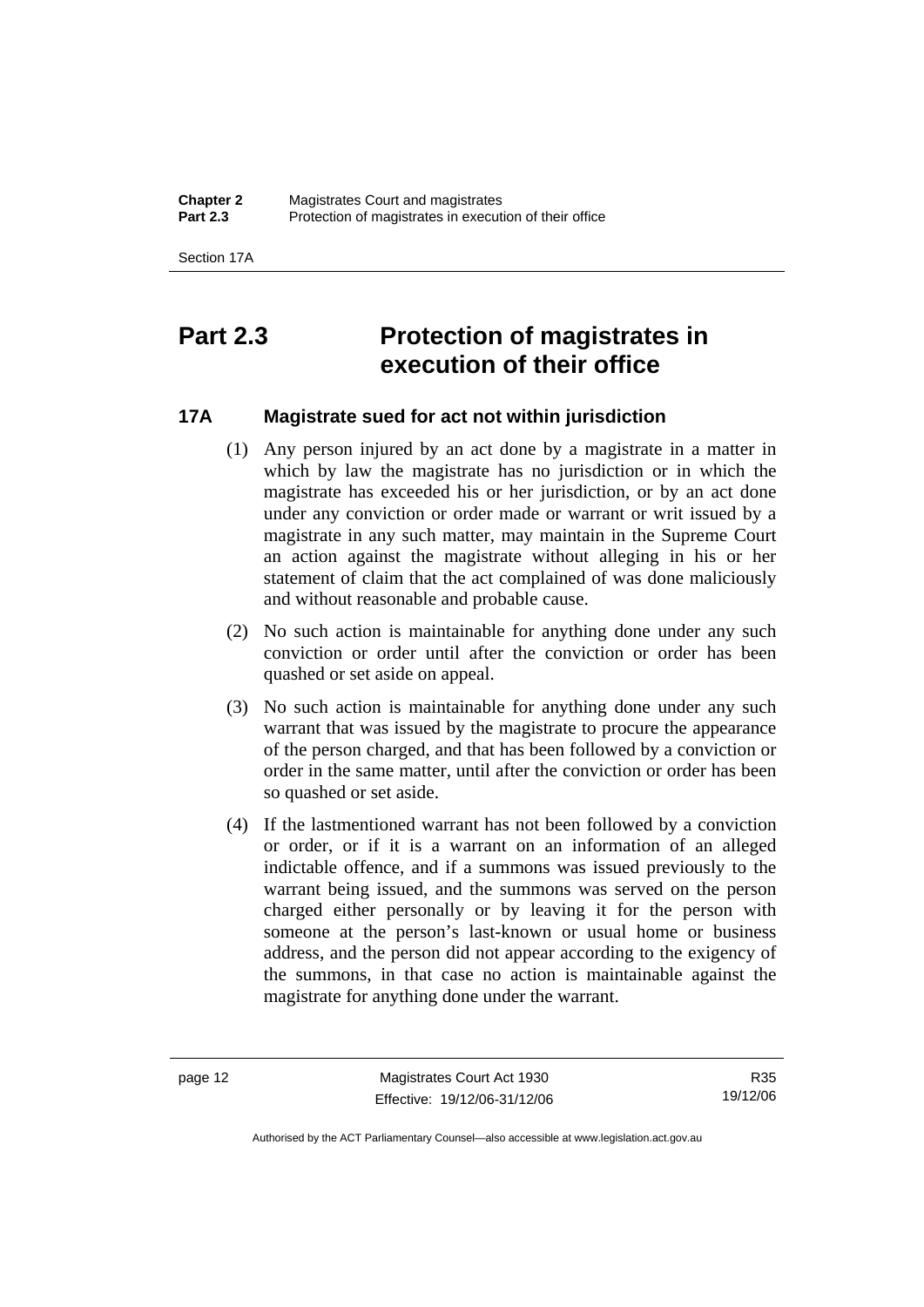# Part 2.3 Protection of magistrates in execution of their office

## 17A Magistrate sued for act not within jurisdiction

(1) Any person injured by an act done by a magistrate in a matter in which by law the magistrate has no jurisdiction or in which the magistrate has exceeded his or her jurisdiction, or by an act done under any conviction or order made or warrant or writ issued by a magistrate in any such matter, may maintain in the Supreme Court an action against the magistrate without alleging in his or her statement of claim that the act complained of was done maliciously and without reasonable and probable cause.

(2) No such action is maintainable for anything done under any such conviction or order until after the conviction or order has been quashed or set aside on appeal.

(3) No such action is maintainable for anything done under any such warrant that was issued by the magistrate to procure the appearance of the person charged, and that has been followed by a conviction or order in the same matter, until after the conviction or order has been so quashed or set aside.

(4) If the lastmentioned warrant has not been followed by a conviction or order, or if it is a warrant on an information of an alleged indictable offence, and if a summons was issued previously to the warrant being issued, and the summons was served on the person charged either personally or by leaving it for the person with someone at the person's last-known or usual home or business address, and the person did not appear according to the exigency of the summons, in that case no action is maintainable against the magistrate for anything done under the warrant.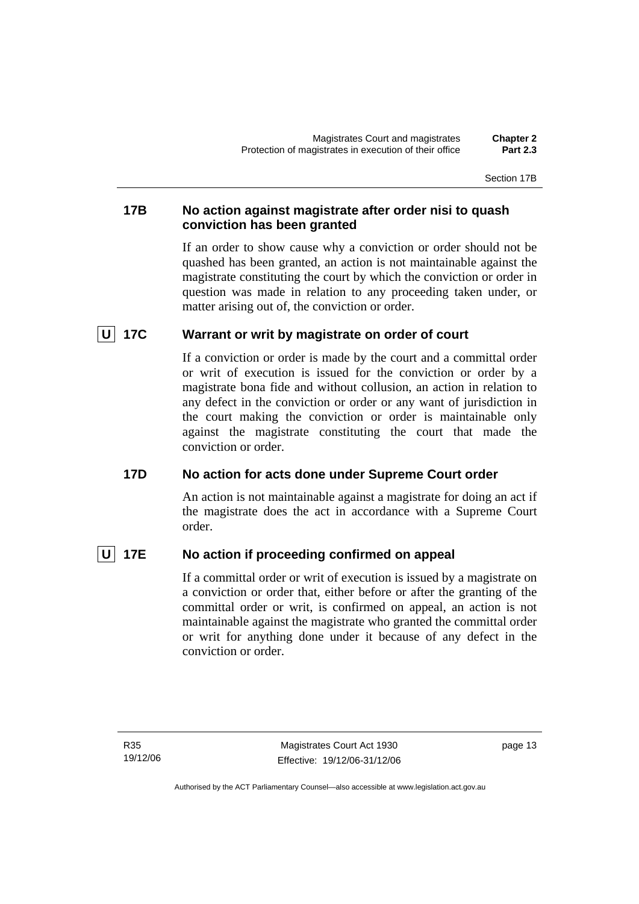### 17B No action against magistrate after order nisi to quash conviction has been granted

If an order to show cause why a conviction or order should not be quashed has been granted, an action is not maintainable against the magistrate constituting the court by which the conviction or order in question was made in relation to any proceeding taken under, or matter arising out of, the conviction or order.

### U 17C Warrant or writ by magistrate on order of court

If a conviction or order is made by the court and a committal order or writ of execution is issued for the conviction or order by a magistrate bona fide and without collusion, an action in relation to any defect in the conviction or order or any want of jurisdiction in the court making the conviction or order is maintainable only against the magistrate constituting the court that made the conviction or order.

### 17D No action for acts done under Supreme Court order

An action is not maintainable against a magistrate for doing an act if the magistrate does the act in accordance with a Supreme Court order.

### U 17E No action if proceeding confirmed on appeal

If a committal order or writ of execution is issued by a magistrate on a conviction or order that, either before or after the granting of the committal order or writ, is confirmed on appeal, an action is not maintainable against the magistrate who granted the committal order or writ for anything done under it because of any defect in the conviction or order.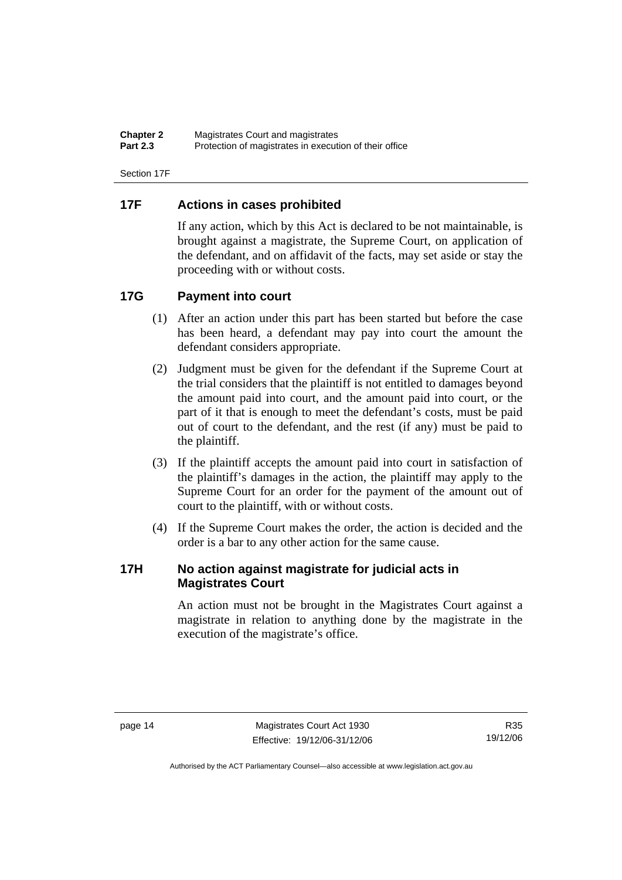## 17F Actions in cases prohibited

If any action, which by this Act is declared to be not maintainable, is brought against a magistrate, the Supreme Court, on application of the defendant, and on affidavit of the facts, may set aside or stay the proceeding with or without costs.

## 17G Payment into court

(1) After an action under this part has been started but before the case has been heard, a defendant may pay into court the amount the defendant considers appropriate.

(2) Judgment must be given for the defendant if the Supreme Court at the trial considers that the plaintiff is not entitled to damages beyond the amount paid into court, and the amount paid into court, or the part of it that is enough to meet the defendant's costs, must be paid out of court to the defendant, and the rest (if any) must be paid to the plaintiff.

(3) If the plaintiff accepts the amount paid into court in satisfaction of the plaintiff's damages in the action, the plaintiff may apply to the Supreme Court for an order for the payment of the amount out of court to the plaintiff, with or without costs.

(4) If the Supreme Court makes the order, the action is decided and the order is a bar to any other action for the same cause.

## 17H No action against magistrate for judicial acts in Magistrates Court

An action must not be brought in the Magistrates Court against a magistrate in relation to anything done by the magistrate in the execution of the magistrate's office.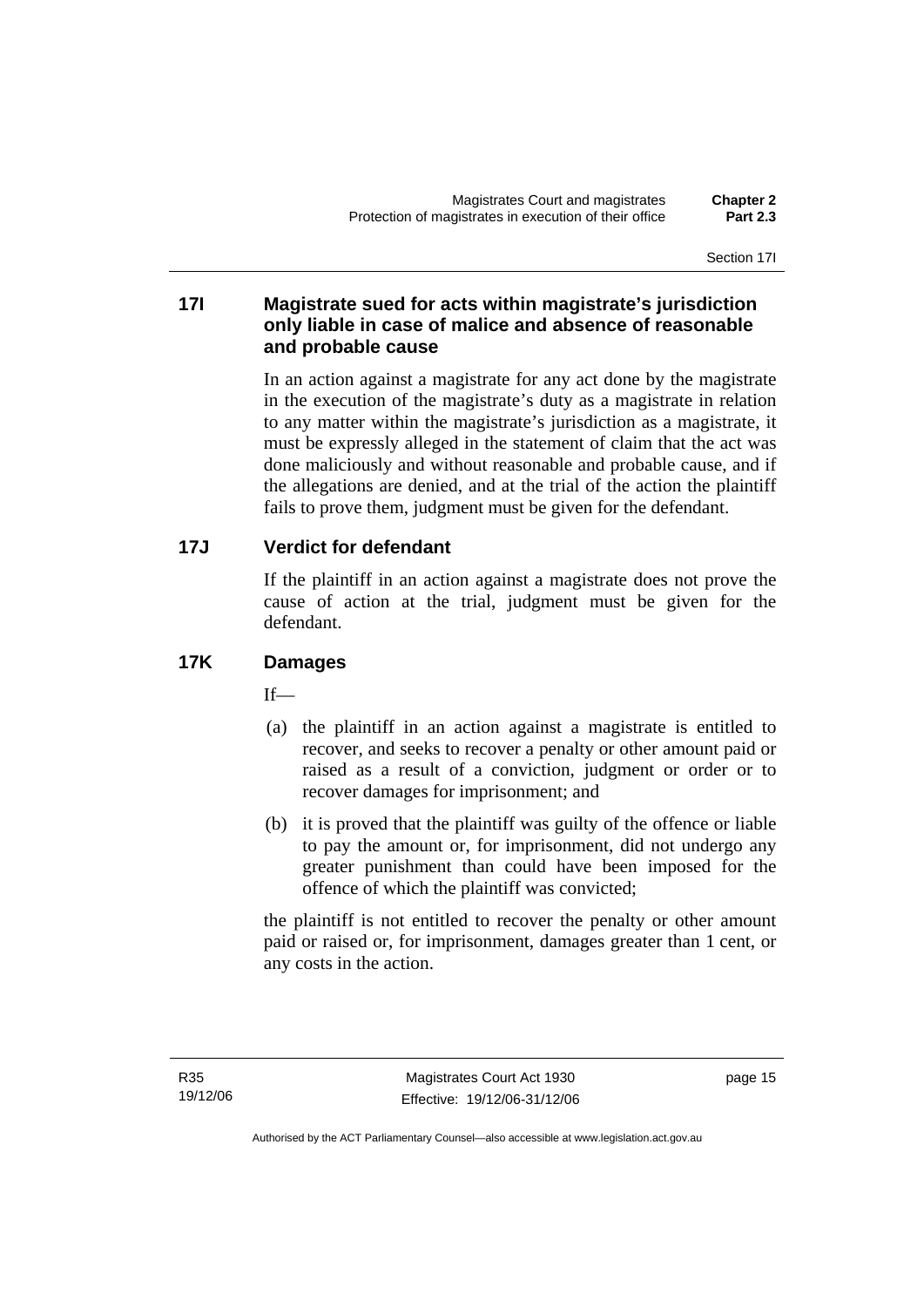## 17I Magistrate sued for acts within magistrate's jurisdiction only liable in case of malice and absence of reasonable and probable cause

In an action against a magistrate for any act done by the magistrate in the execution of the magistrate's duty as a magistrate in relation to any matter within the magistrate's jurisdiction as a magistrate, it must be expressly alleged in the statement of claim that the act was done maliciously and without reasonable and probable cause, and if the allegations are denied, and at the trial of the action the plaintiff fails to prove them, judgment must be given for the defendant.

## 17J Verdict for defendant

If the plaintiff in an action against a magistrate does not prove the cause of action at the trial, judgment must be given for the defendant.

## 17K Damages

If—

(a) the plaintiff in an action against a magistrate is entitled to recover, and seeks to recover a penalty or other amount paid or raised as a result of a conviction, judgment or order or to recover damages for imprisonment; and

(b) it is proved that the plaintiff was guilty of the offence or liable to pay the amount or, for imprisonment, did not undergo any greater punishment than could have been imposed for the offence of which the plaintiff was convicted;

the plaintiff is not entitled to recover the penalty or other amount paid or raised or, for imprisonment, damages greater than 1 cent, or any costs in the action.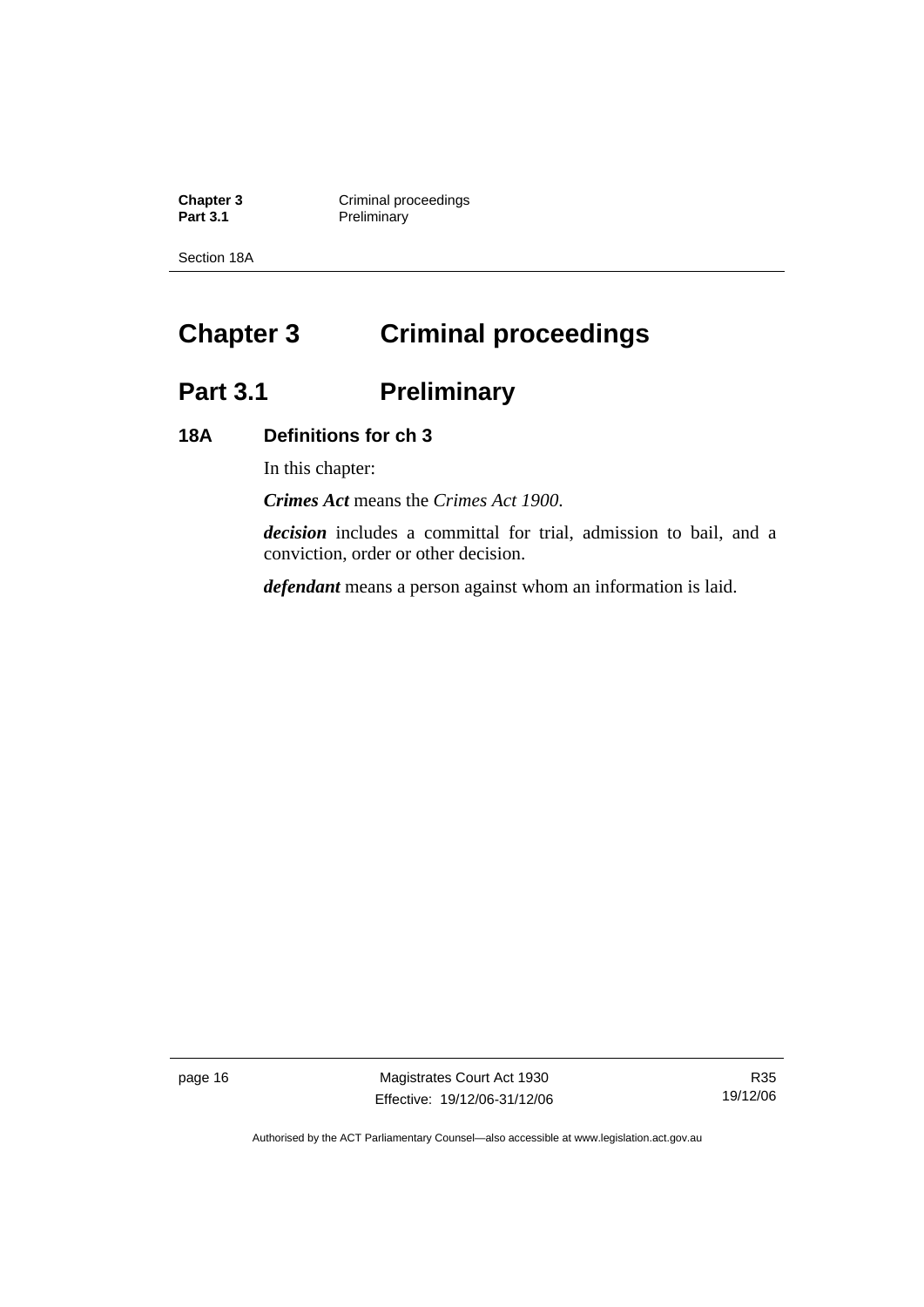# Chapter 3 Criminal proceedings

## Part 3.1 Preliminary

### 18A Definitions for ch 3

In this chapter:

***Crimes Act*** means the *Crimes Act 1900*.

***decision*** includes a committal for trial, admission to bail, and a conviction, order or other decision.

***defendant*** means a person against whom an information is laid.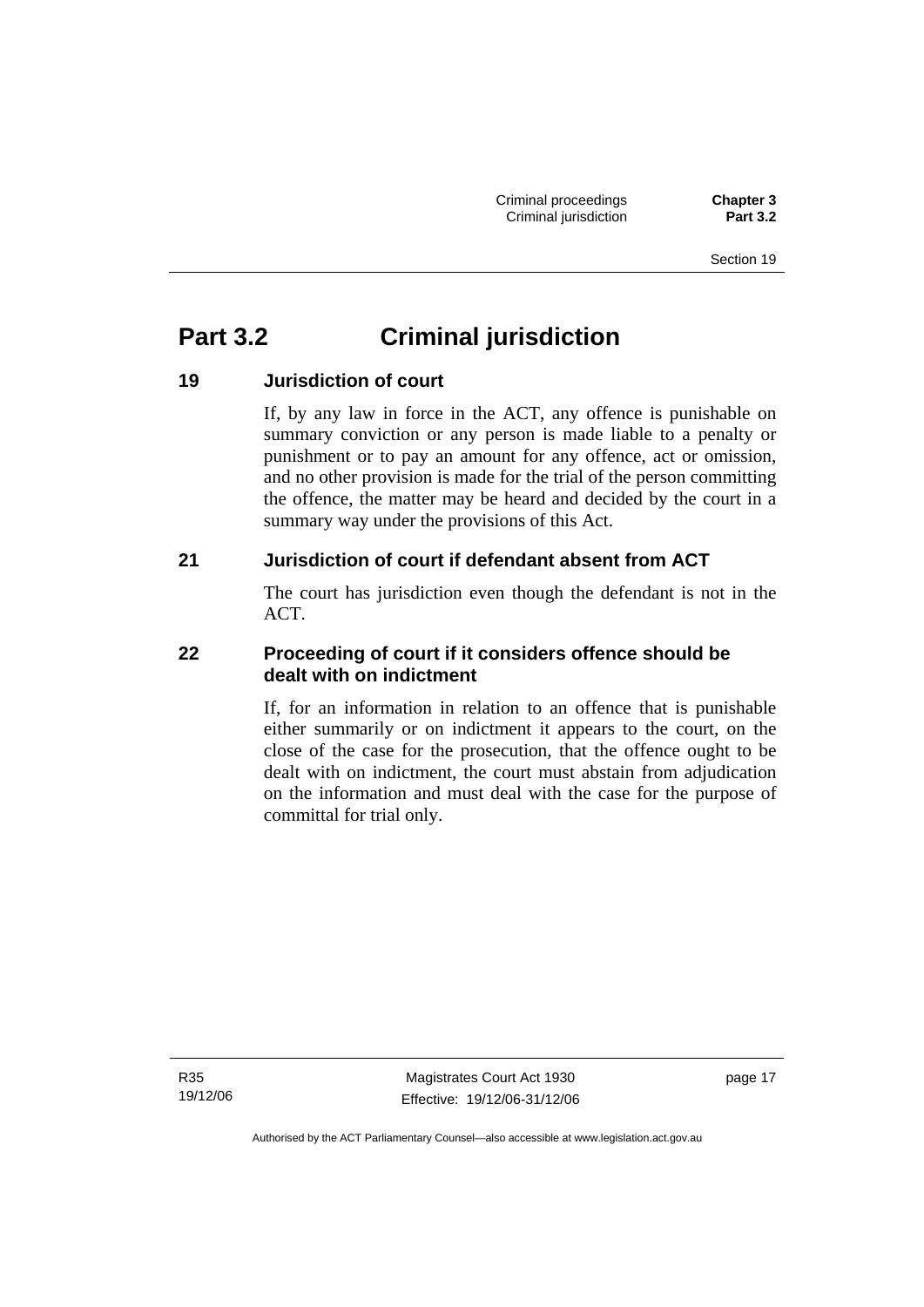# Part 3.2 Criminal jurisdiction

### 19 Jurisdiction of court

If, by any law in force in the ACT, any offence is punishable on summary conviction or any person is made liable to a penalty or punishment or to pay an amount for any offence, act or omission, and no other provision is made for the trial of the person committing the offence, the matter may be heard and decided by the court in a summary way under the provisions of this Act.

### 21 Jurisdiction of court if defendant absent from ACT

The court has jurisdiction even though the defendant is not in the ACT.

### 22 Proceeding of court if it considers offence should be dealt with on indictment

If, for an information in relation to an offence that is punishable either summarily or on indictment it appears to the court, on the close of the case for the prosecution, that the offence ought to be dealt with on indictment, the court must abstain from adjudication on the information and must deal with the case for the purpose of committal for trial only.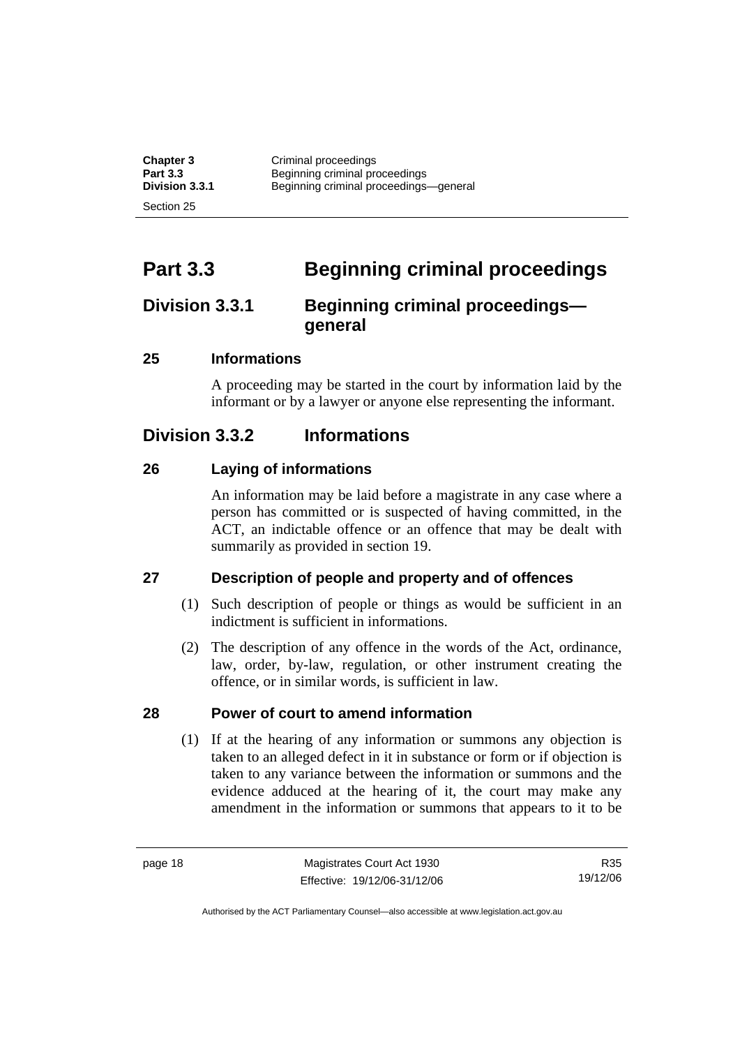# Part 3.3 Beginning criminal proceedings

## Division 3.3.1 Beginning criminal proceedings—general

### 25 Informations

A proceeding may be started in the court by information laid by the informant or by a lawyer or anyone else representing the informant.

## Division 3.3.2 Informations

### 26 Laying of informations

An information may be laid before a magistrate in any case where a person has committed or is suspected of having committed, in the ACT, an indictable offence or an offence that may be dealt with summarily as provided in section 19.

### 27 Description of people and property and of offences

(1) Such description of people or things as would be sufficient in an indictment is sufficient in informations.

(2) The description of any offence in the words of the Act, ordinance, law, order, by-law, regulation, or other instrument creating the offence, or in similar words, is sufficient in law.

### 28 Power of court to amend information

(1) If at the hearing of any information or summons any objection is taken to an alleged defect in it in substance or form or if objection is taken to any variance between the information or summons and the evidence adduced at the hearing of it, the court may make any amendment in the information or summons that appears to it to be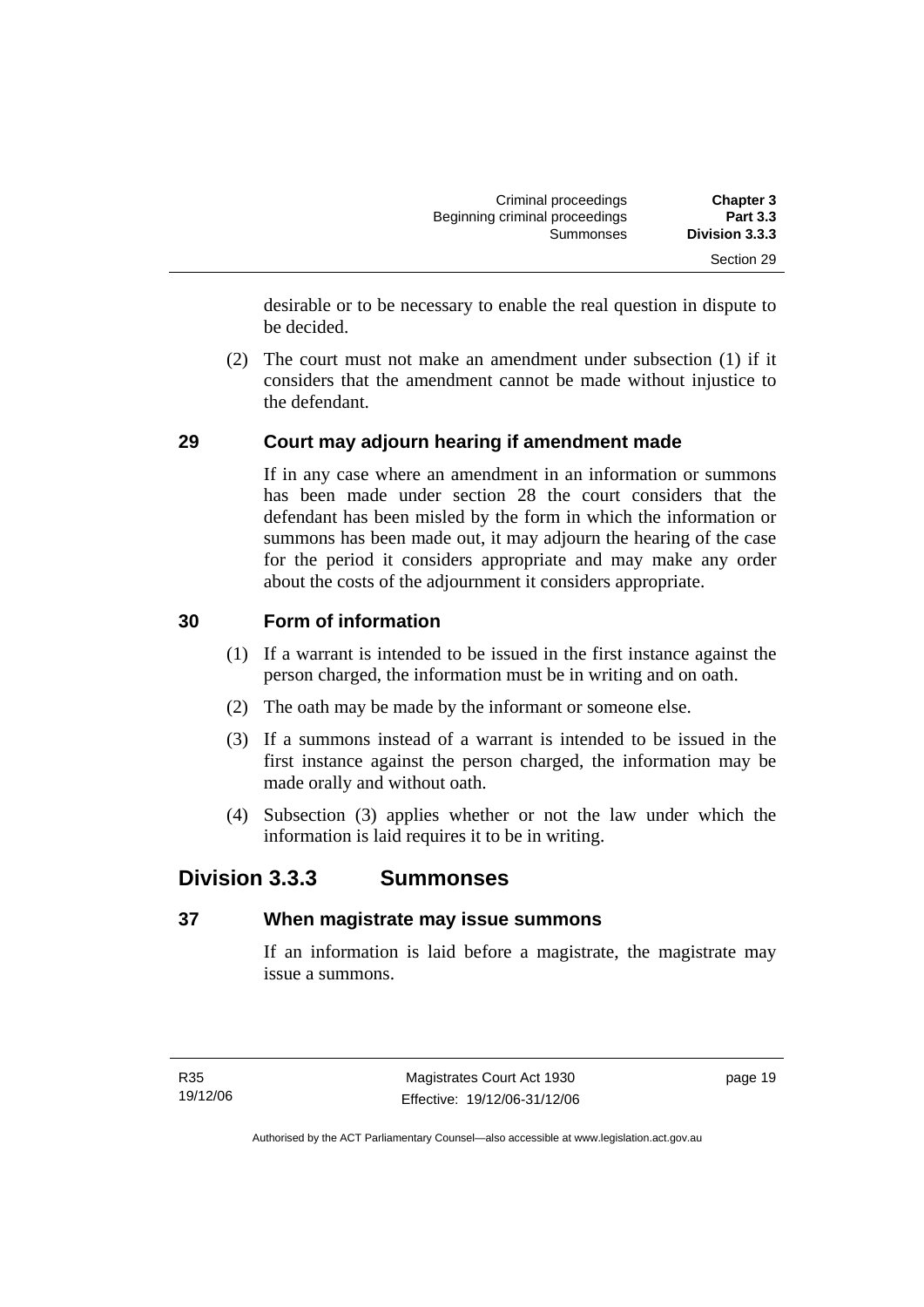desirable or to be necessary to enable the real question in dispute to be decided.

(2) The court must not make an amendment under subsection (1) if it considers that the amendment cannot be made without injustice to the defendant.

### 29 Court may adjourn hearing if amendment made

If in any case where an amendment in an information or summons has been made under section 28 the court considers that the defendant has been misled by the form in which the information or summons has been made out, it may adjourn the hearing of the case for the period it considers appropriate and may make any order about the costs of the adjournment it considers appropriate.

### 30 Form of information

(1) If a warrant is intended to be issued in the first instance against the person charged, the information must be in writing and on oath.

(2) The oath may be made by the informant or someone else.

(3) If a summons instead of a warrant is intended to be issued in the first instance against the person charged, the information may be made orally and without oath.

(4) Subsection (3) applies whether or not the law under which the information is laid requires it to be in writing.

## Division 3.3.3 Summonses

### 37 When magistrate may issue summons

If an information is laid before a magistrate, the magistrate may issue a summons.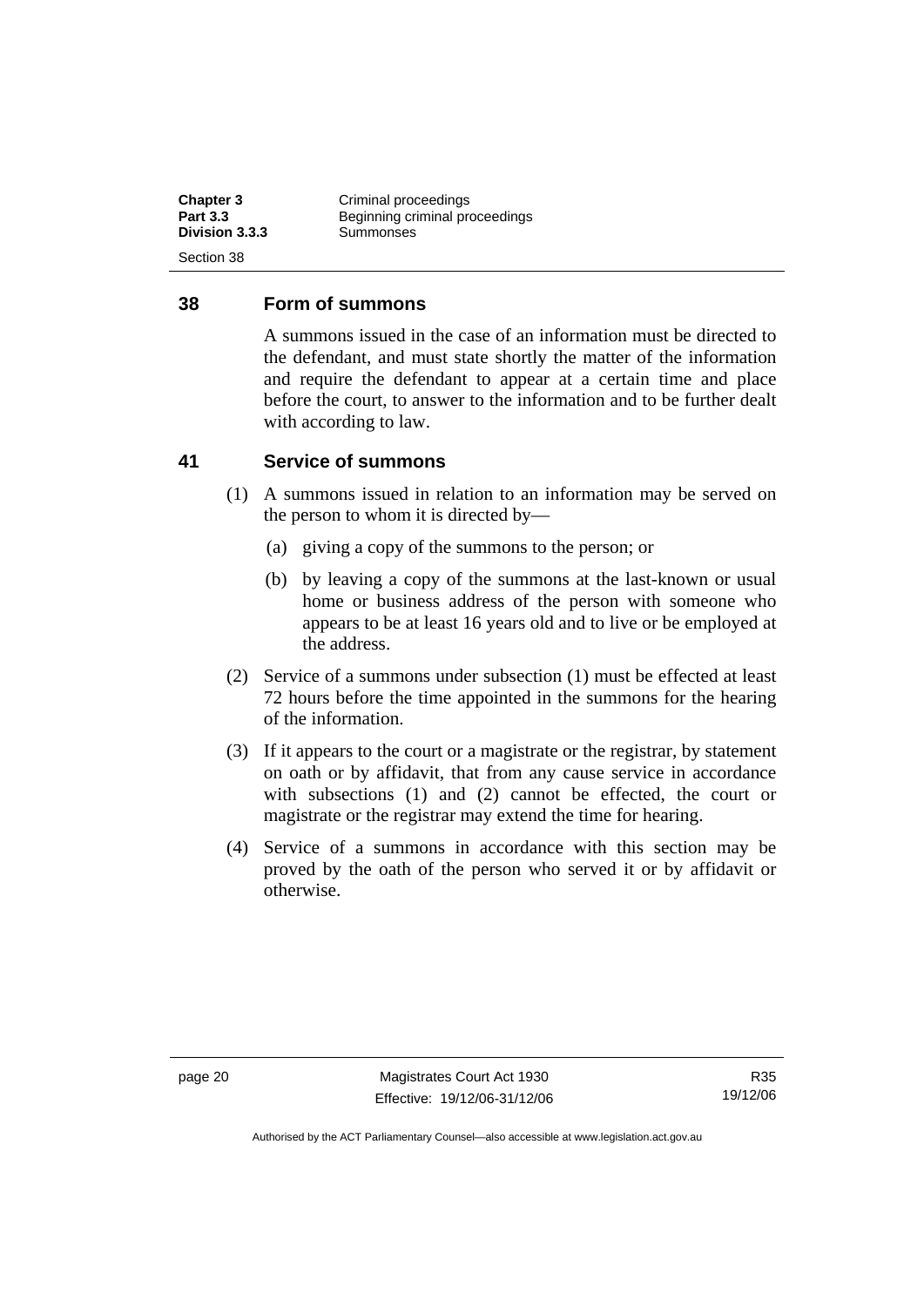## 38 Form of summons

A summons issued in the case of an information must be directed to the defendant, and must state shortly the matter of the information and require the defendant to appear at a certain time and place before the court, to answer to the information and to be further dealt with according to law.

## 41 Service of summons

(1) A summons issued in relation to an information may be served on the person to whom it is directed by—

(a) giving a copy of the summons to the person; or

(b) by leaving a copy of the summons at the last-known or usual home or business address of the person with someone who appears to be at least 16 years old and to live or be employed at the address.

(2) Service of a summons under subsection (1) must be effected at least 72 hours before the time appointed in the summons for the hearing of the information.

(3) If it appears to the court or a magistrate or the registrar, by statement on oath or by affidavit, that from any cause service in accordance with subsections (1) and (2) cannot be effected, the court or magistrate or the registrar may extend the time for hearing.

(4) Service of a summons in accordance with this section may be proved by the oath of the person who served it or by affidavit or otherwise.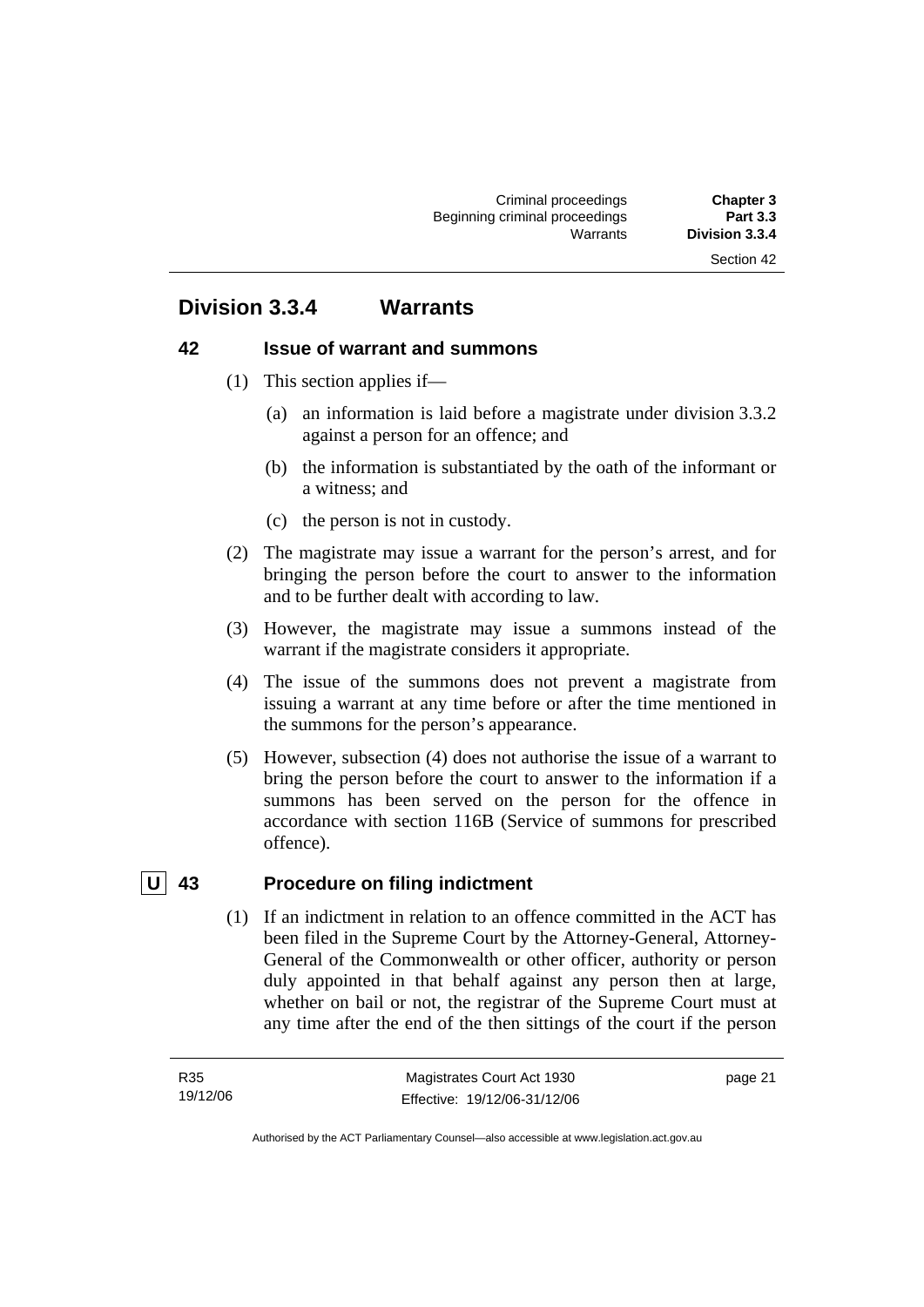## Division 3.3.4 Warrants

### 42 Issue of warrant and summons

(1) This section applies if—

(a) an information is laid before a magistrate under division 3.3.2 against a person for an offence; and

(b) the information is substantiated by the oath of the informant or a witness; and

(c) the person is not in custody.

(2) The magistrate may issue a warrant for the person's arrest, and for bringing the person before the court to answer to the information and to be further dealt with according to law.

(3) However, the magistrate may issue a summons instead of the warrant if the magistrate considers it appropriate.

(4) The issue of the summons does not prevent a magistrate from issuing a warrant at any time before or after the time mentioned in the summons for the person's appearance.

(5) However, subsection (4) does not authorise the issue of a warrant to bring the person before the court to answer to the information if a summons has been served on the person for the offence in accordance with section 116B (Service of summons for prescribed offence).

### U 43 Procedure on filing indictment

(1) If an indictment in relation to an offence committed in the ACT has been filed in the Supreme Court by the Attorney-General, Attorney-General of the Commonwealth or other officer, authority or person duly appointed in that behalf against any person then at large, whether on bail or not, the registrar of the Supreme Court must at any time after the end of the then sittings of the court if the person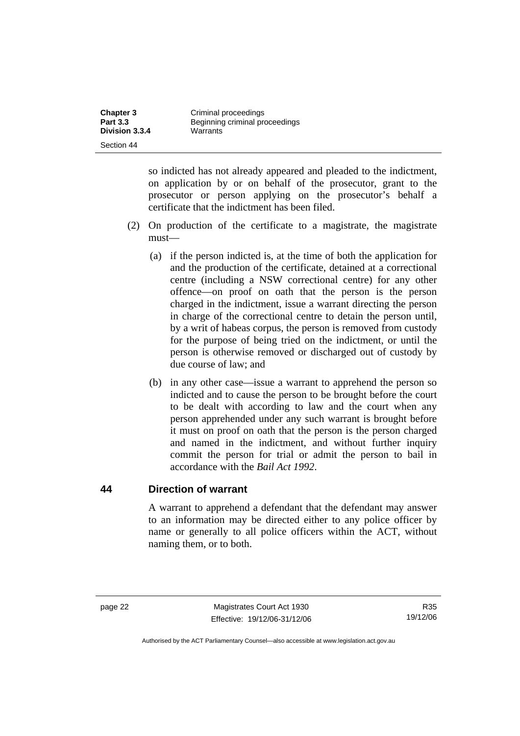so indicted has not already appeared and pleaded to the indictment, on application by or on behalf of the prosecutor, grant to the prosecutor or person applying on the prosecutor's behalf a certificate that the indictment has been filed.

(2) On production of the certificate to a magistrate, the magistrate must—

(a) if the person indicted is, at the time of both the application for and the production of the certificate, detained at a correctional centre (including a NSW correctional centre) for any other offence—on proof on oath that the person is the person charged in the indictment, issue a warrant directing the person in charge of the correctional centre to detain the person until, by a writ of habeas corpus, the person is removed from custody for the purpose of being tried on the indictment, or until the person is otherwise removed or discharged out of custody by due course of law; and

(b) in any other case—issue a warrant to apprehend the person so indicted and to cause the person to be brought before the court to be dealt with according to law and the court when any person apprehended under any such warrant is brought before it must on proof on oath that the person is the person charged and named in the indictment, and without further inquiry commit the person for trial or admit the person to bail in accordance with the *Bail Act 1992*.

## 44 Direction of warrant

A warrant to apprehend a defendant that the defendant may answer to an information may be directed either to any police officer by name or generally to all police officers within the ACT, without naming them, or to both.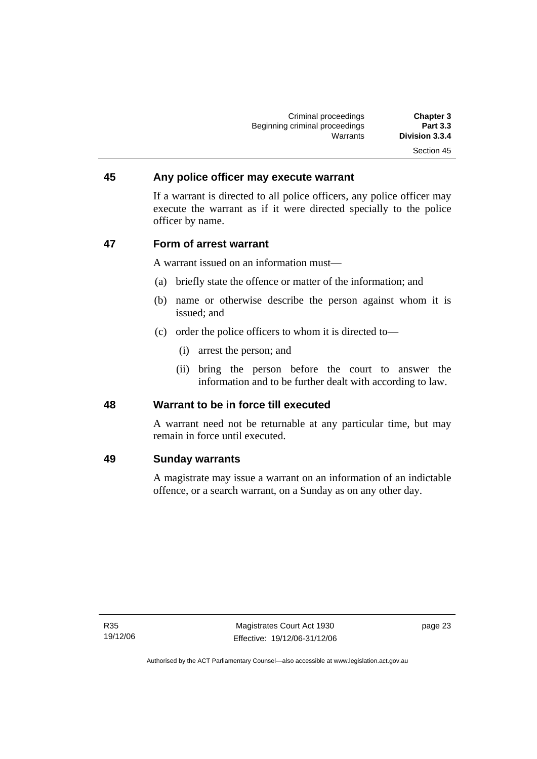## 45 Any police officer may execute warrant

If a warrant is directed to all police officers, any police officer may execute the warrant as if it were directed specially to the police officer by name.

## 47 Form of arrest warrant

A warrant issued on an information must—

(a) briefly state the offence or matter of the information; and

(b) name or otherwise describe the person against whom it is issued; and

(c) order the police officers to whom it is directed to—

   (i) arrest the person; and

   (ii) bring the person before the court to answer the information and to be further dealt with according to law.

## 48 Warrant to be in force till executed

A warrant need not be returnable at any particular time, but may remain in force until executed.

## 49 Sunday warrants

A magistrate may issue a warrant on an information of an indictable offence, or a search warrant, on a Sunday as on any other day.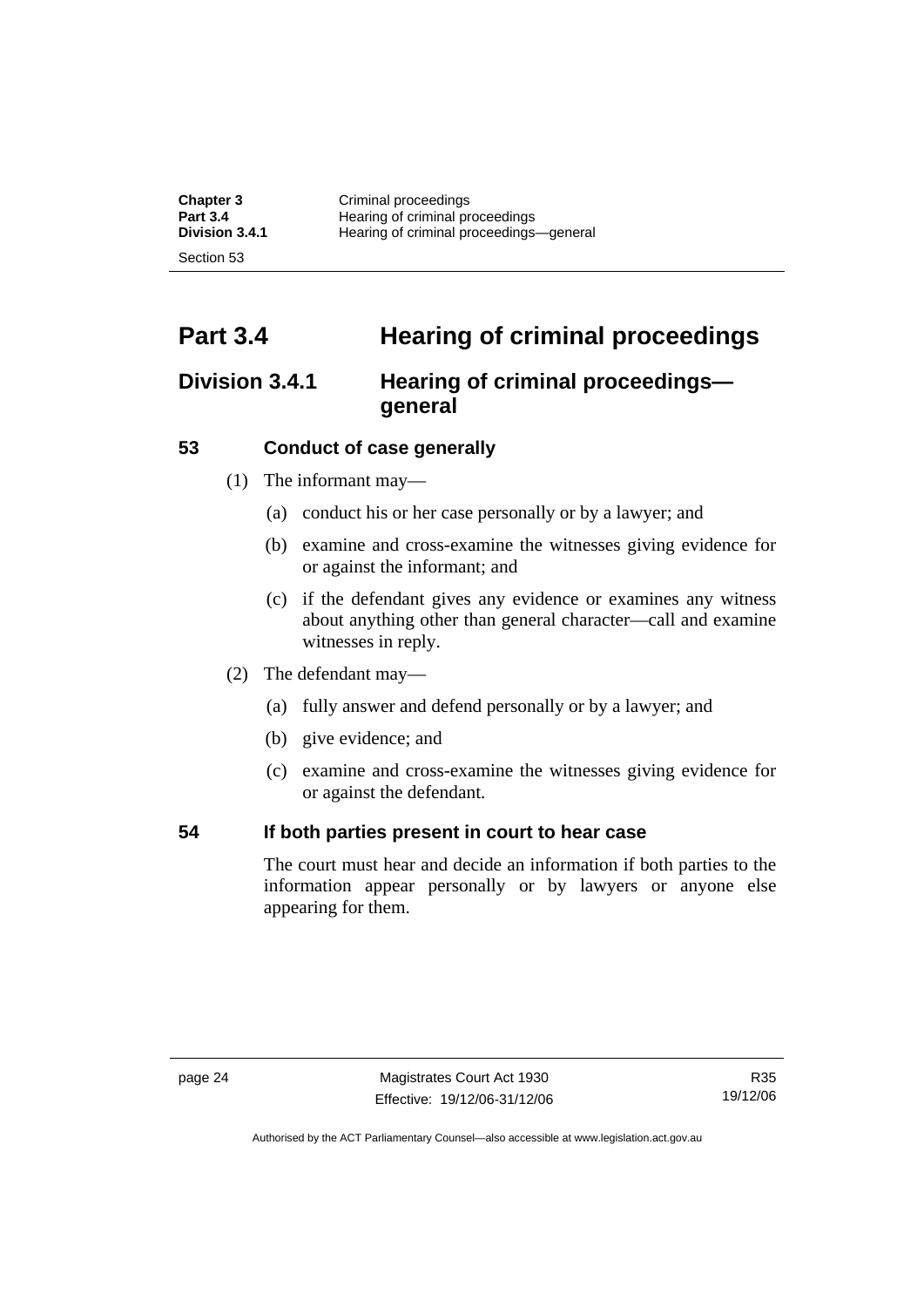# Part 3.4 Hearing of criminal proceedings

## Division 3.4.1 Hearing of criminal proceedings—general

### 53 Conduct of case generally

(1) The informant may—

(a) conduct his or her case personally or by a lawyer; and

(b) examine and cross-examine the witnesses giving evidence for or against the informant; and

(c) if the defendant gives any evidence or examines any witness about anything other than general character—call and examine witnesses in reply.

(2) The defendant may—

(a) fully answer and defend personally or by a lawyer; and

(b) give evidence; and

(c) examine and cross-examine the witnesses giving evidence for or against the defendant.

### 54 If both parties present in court to hear case

The court must hear and decide an information if both parties to the information appear personally or by lawyers or anyone else appearing for them.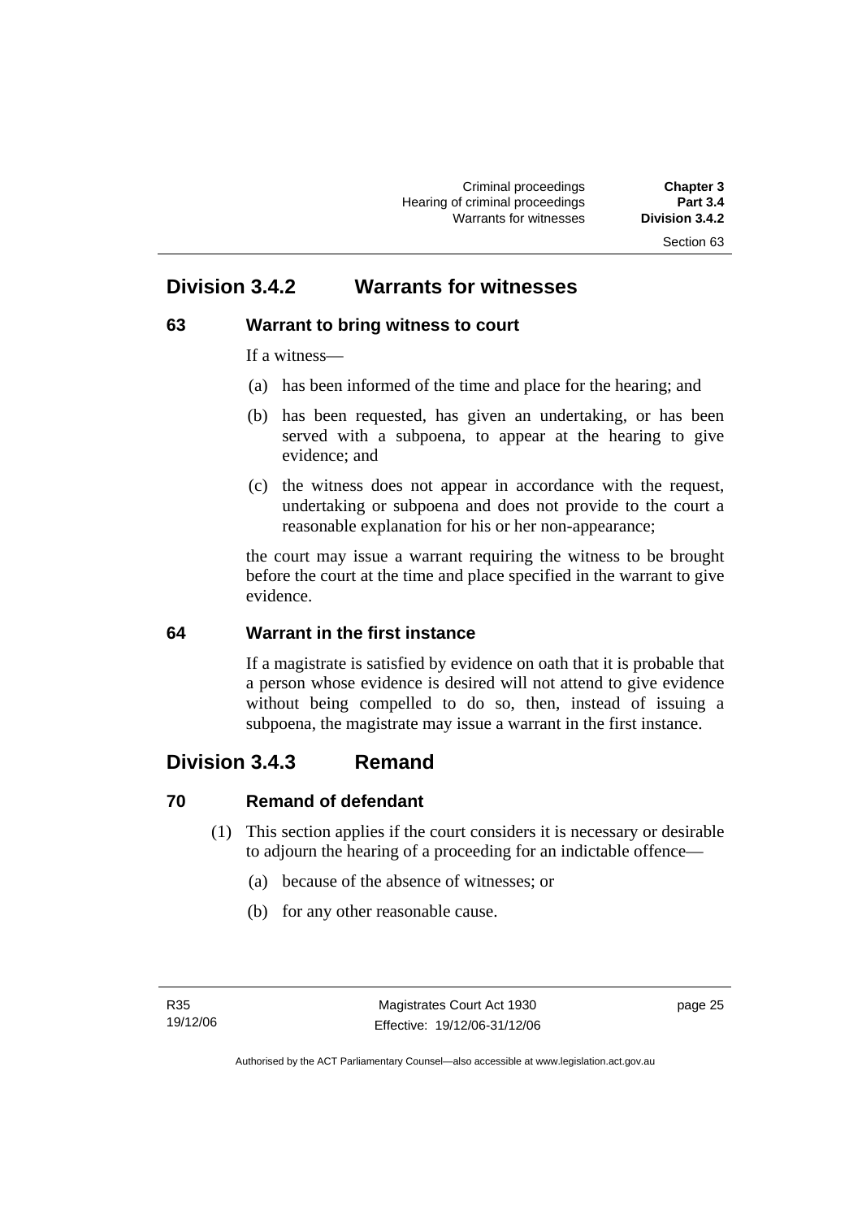## Division 3.4.2 Warrants for witnesses

### 63 Warrant to bring witness to court

If a witness—

(a) has been informed of the time and place for the hearing; and

(b) has been requested, has given an undertaking, or has been served with a subpoena, to appear at the hearing to give evidence; and

(c) the witness does not appear in accordance with the request, undertaking or subpoena and does not provide to the court a reasonable explanation for his or her non-appearance;

the court may issue a warrant requiring the witness to be brought before the court at the time and place specified in the warrant to give evidence.

### 64 Warrant in the first instance

If a magistrate is satisfied by evidence on oath that it is probable that a person whose evidence is desired will not attend to give evidence without being compelled to do so, then, instead of issuing a subpoena, the magistrate may issue a warrant in the first instance.

## Division 3.4.3 Remand

### 70 Remand of defendant

(1) This section applies if the court considers it is necessary or desirable to adjourn the hearing of a proceeding for an indictable offence—

(a) because of the absence of witnesses; or

(b) for any other reasonable cause.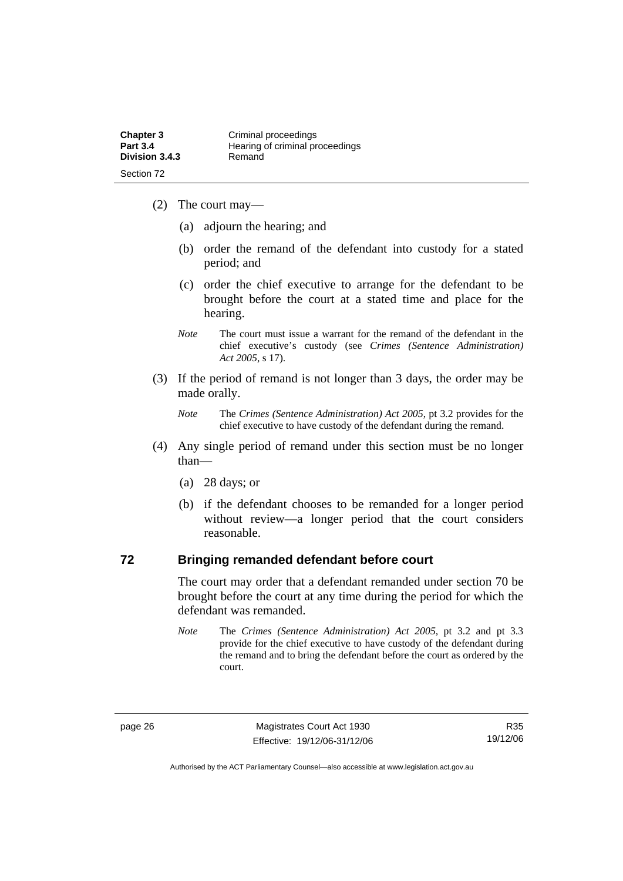(2) The court may—

(a) adjourn the hearing; and

(b) order the remand of the defendant into custody for a stated period; and

(c) order the chief executive to arrange for the defendant to be brought before the court at a stated time and place for the hearing.

*Note* The court must issue a warrant for the remand of the defendant in the chief executive's custody (see *Crimes (Sentence Administration) Act 2005*, s 17).

(3) If the period of remand is not longer than 3 days, the order may be made orally.

*Note* The *Crimes (Sentence Administration) Act 2005*, pt 3.2 provides for the chief executive to have custody of the defendant during the remand.

(4) Any single period of remand under this section must be no longer than—

(a) 28 days; or

(b) if the defendant chooses to be remanded for a longer period without review—a longer period that the court considers reasonable.

## 72 Bringing remanded defendant before court

The court may order that a defendant remanded under section 70 be brought before the court at any time during the period for which the defendant was remanded.

*Note* The *Crimes (Sentence Administration) Act 2005*, pt 3.2 and pt 3.3 provide for the chief executive to have custody of the defendant during the remand and to bring the defendant before the court as ordered by the court.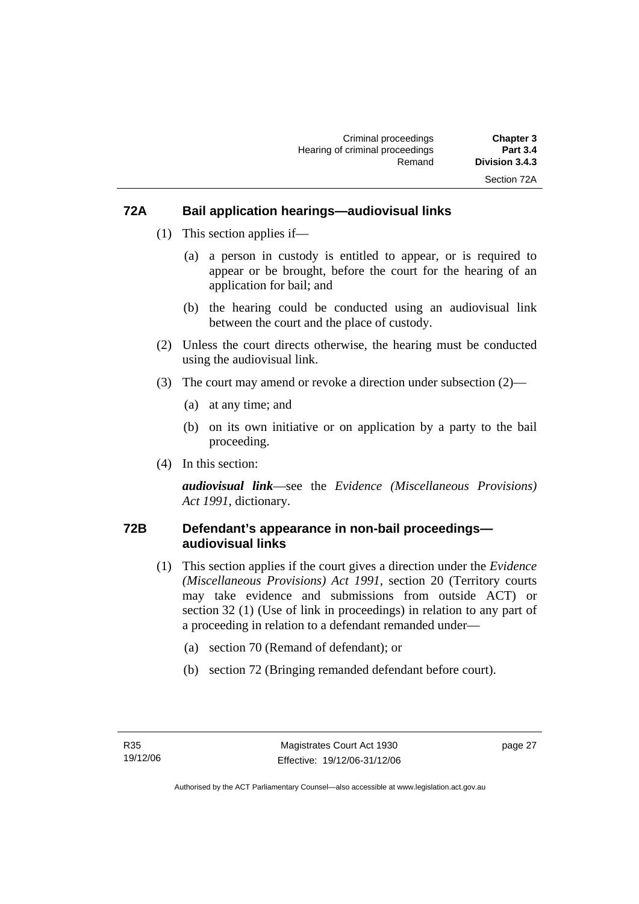## 72A Bail application hearings—audiovisual links

(1) This section applies if—

(a) a person in custody is entitled to appear, or is required to appear or be brought, before the court for the hearing of an application for bail; and

(b) the hearing could be conducted using an audiovisual link between the court and the place of custody.

(2) Unless the court directs otherwise, the hearing must be conducted using the audiovisual link.

(3) The court may amend or revoke a direction under subsection (2)—

(a) at any time; and

(b) on its own initiative or on application by a party to the bail proceeding.

(4) In this section:

***audiovisual link***—see the *Evidence (Miscellaneous Provisions) Act 1991*, dictionary.

## 72B Defendant's appearance in non-bail proceedings—audiovisual links

(1) This section applies if the court gives a direction under the *Evidence (Miscellaneous Provisions) Act 1991*, section 20 (Territory courts may take evidence and submissions from outside ACT) or section 32 (1) (Use of link in proceedings) in relation to any part of a proceeding in relation to a defendant remanded under—

(a) section 70 (Remand of defendant); or

(b) section 72 (Bringing remanded defendant before court).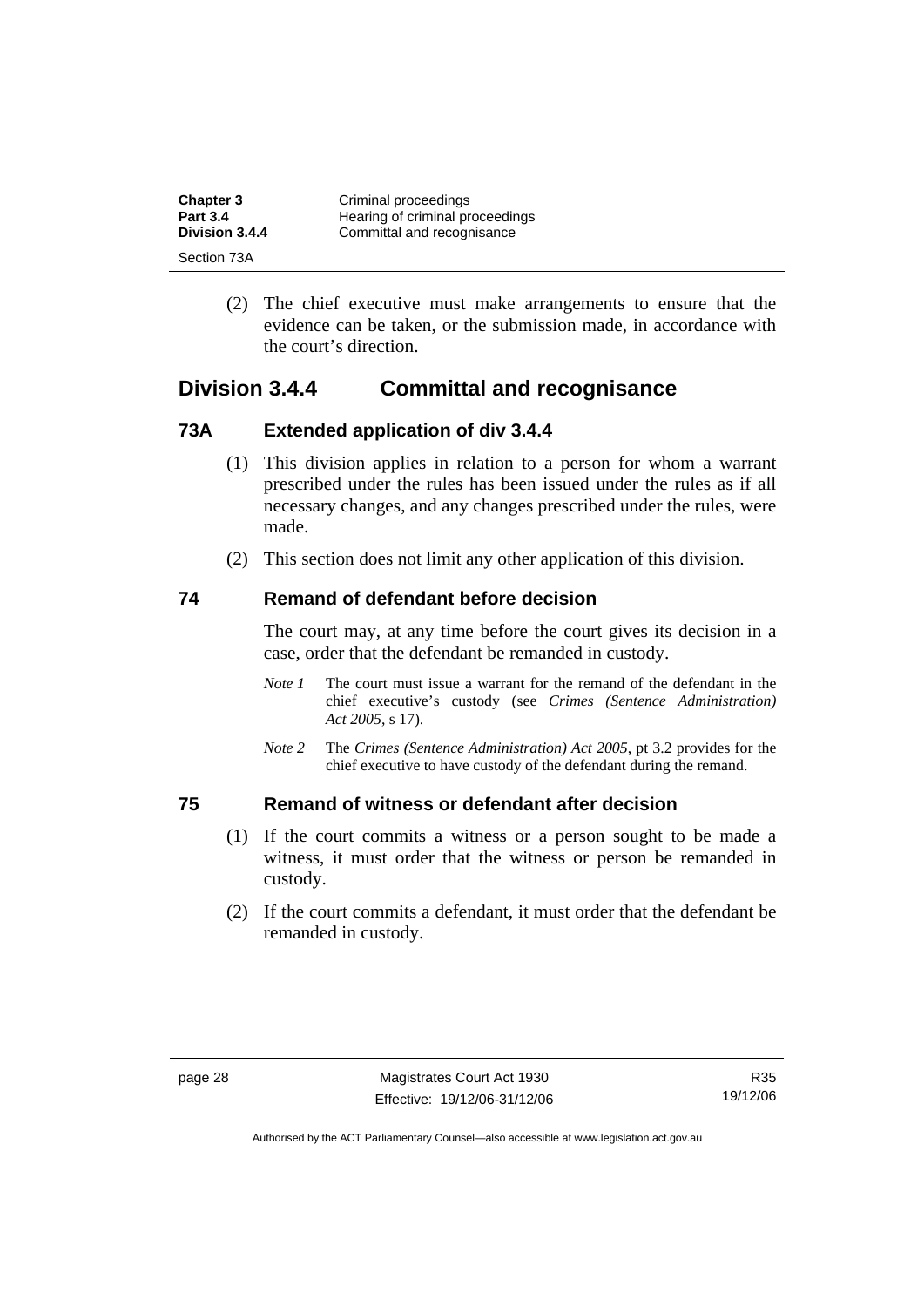(2) The chief executive must make arrangements to ensure that the evidence can be taken, or the submission made, in accordance with the court's direction.

## Division 3.4.4 Committal and recognisance

### 73A Extended application of div 3.4.4

(1) This division applies in relation to a person for whom a warrant prescribed under the rules has been issued under the rules as if all necessary changes, and any changes prescribed under the rules, were made.

(2) This section does not limit any other application of this division.

### 74 Remand of defendant before decision

The court may, at any time before the court gives its decision in a case, order that the defendant be remanded in custody.

*Note 1* The court must issue a warrant for the remand of the defendant in the chief executive's custody (see *Crimes (Sentence Administration) Act 2005*, s 17).

*Note 2* The *Crimes (Sentence Administration) Act 2005*, pt 3.2 provides for the chief executive to have custody of the defendant during the remand.

### 75 Remand of witness or defendant after decision

(1) If the court commits a witness or a person sought to be made a witness, it must order that the witness or person be remanded in custody.

(2) If the court commits a defendant, it must order that the defendant be remanded in custody.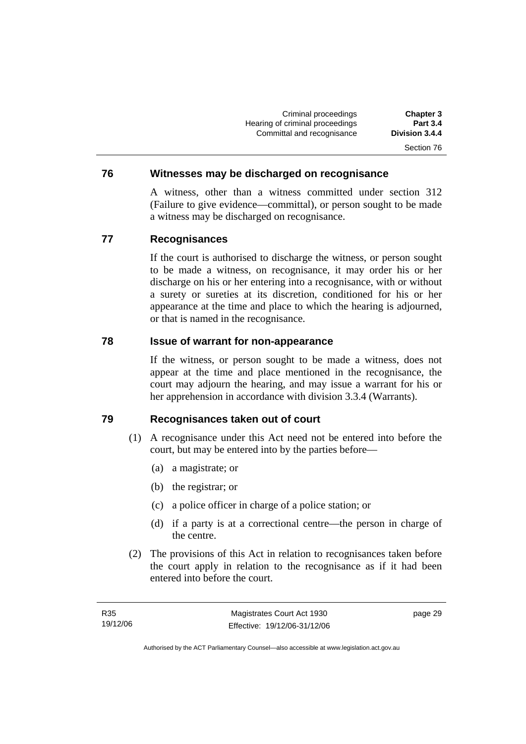### 76 Witnesses may be discharged on recognisance

A witness, other than a witness committed under section 312 (Failure to give evidence—committal), or person sought to be made a witness may be discharged on recognisance.

### 77 Recognisances

If the court is authorised to discharge the witness, or person sought to be made a witness, on recognisance, it may order his or her discharge on his or her entering into a recognisance, with or without a surety or sureties at its discretion, conditioned for his or her appearance at the time and place to which the hearing is adjourned, or that is named in the recognisance.

### 78 Issue of warrant for non-appearance

If the witness, or person sought to be made a witness, does not appear at the time and place mentioned in the recognisance, the court may adjourn the hearing, and may issue a warrant for his or her apprehension in accordance with division 3.3.4 (Warrants).

### 79 Recognisances taken out of court

(1) A recognisance under this Act need not be entered into before the court, but may be entered into by the parties before—

(a) a magistrate; or

(b) the registrar; or

(c) a police officer in charge of a police station; or

(d) if a party is at a correctional centre—the person in charge of the centre.

(2) The provisions of this Act in relation to recognisances taken before the court apply in relation to the recognisance as if it had been entered into before the court.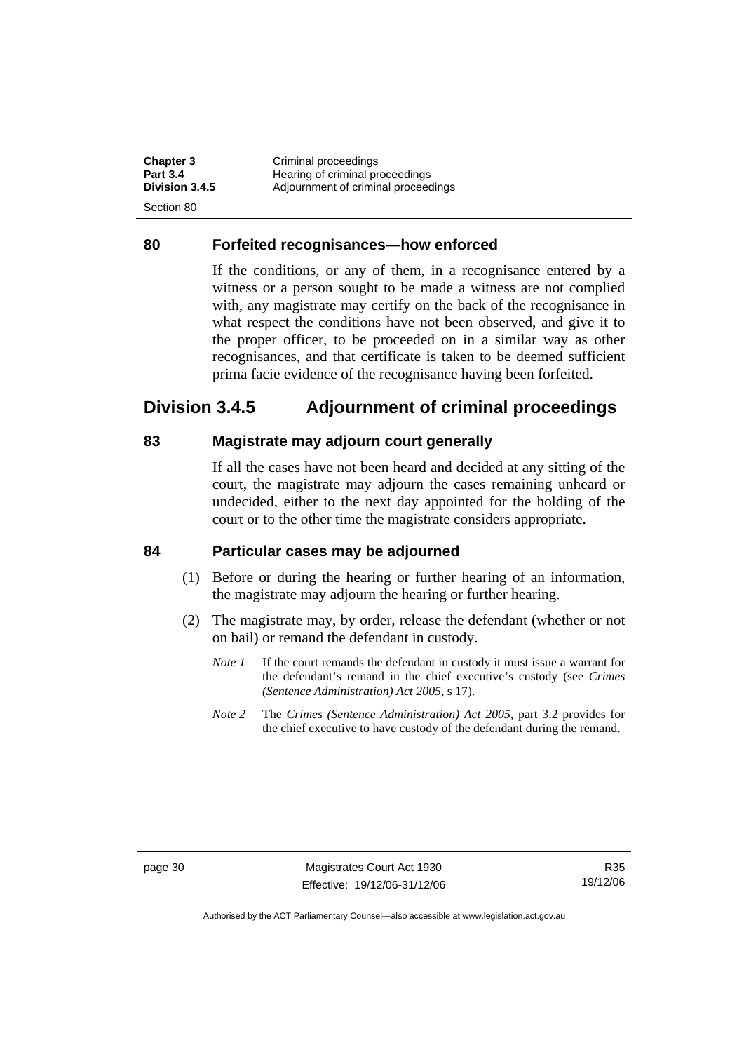### 80 Forfeited recognisances—how enforced

If the conditions, or any of them, in a recognisance entered by a witness or a person sought to be made a witness are not complied with, any magistrate may certify on the back of the recognisance in what respect the conditions have not been observed, and give it to the proper officer, to be proceeded on in a similar way as other recognisances, and that certificate is taken to be deemed sufficient prima facie evidence of the recognisance having been forfeited.

## Division 3.4.5 Adjournment of criminal proceedings

### 83 Magistrate may adjourn court generally

If all the cases have not been heard and decided at any sitting of the court, the magistrate may adjourn the cases remaining unheard or undecided, either to the next day appointed for the holding of the court or to the other time the magistrate considers appropriate.

### 84 Particular cases may be adjourned

(1) Before or during the hearing or further hearing of an information, the magistrate may adjourn the hearing or further hearing.

(2) The magistrate may, by order, release the defendant (whether or not on bail) or remand the defendant in custody.

*Note 1* If the court remands the defendant in custody it must issue a warrant for the defendant's remand in the chief executive's custody (see *Crimes (Sentence Administration) Act 2005*, s 17).

*Note 2* The *Crimes (Sentence Administration) Act 2005*, part 3.2 provides for the chief executive to have custody of the defendant during the remand.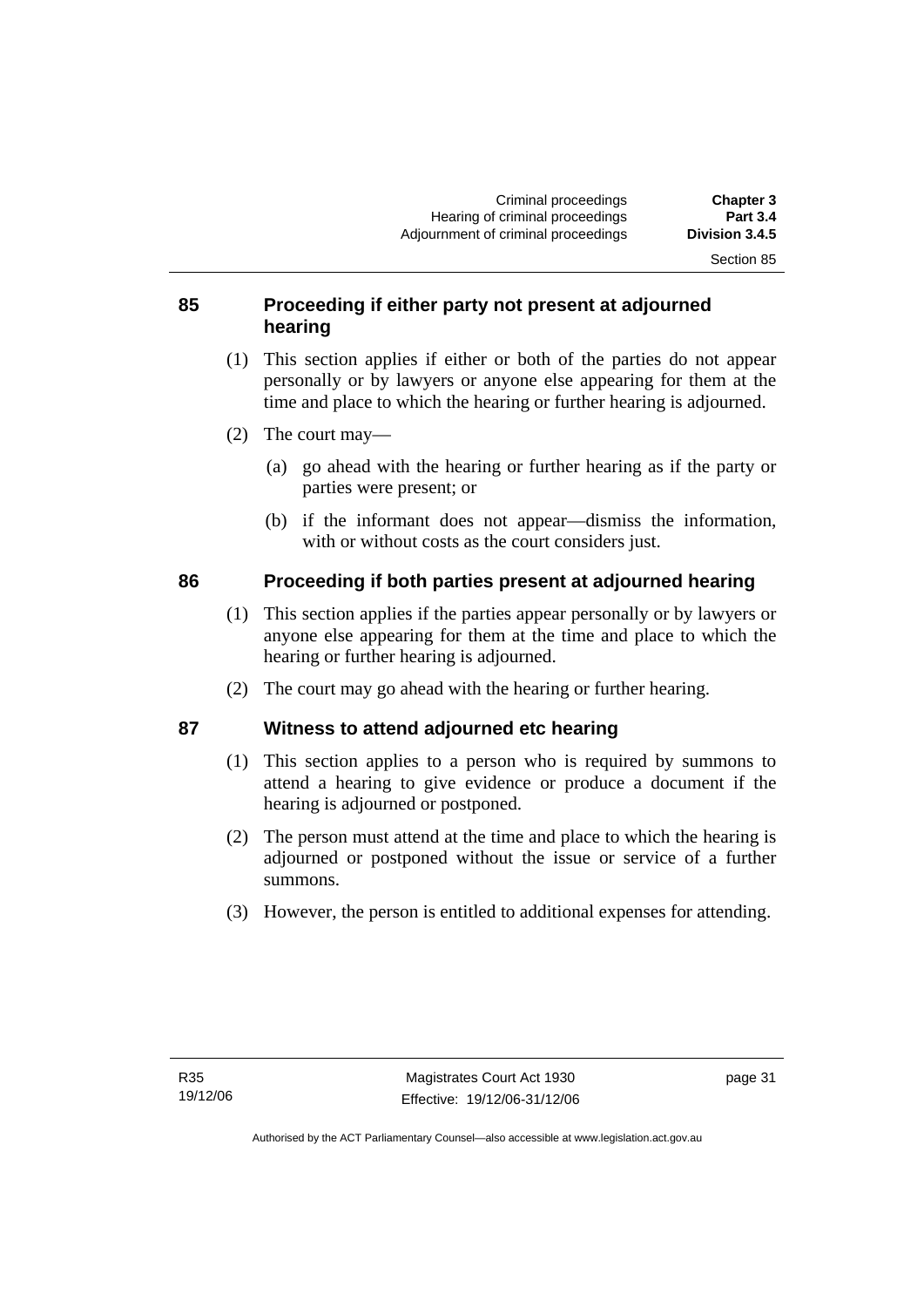### 85 Proceeding if either party not present at adjourned hearing

(1) This section applies if either or both of the parties do not appear personally or by lawyers or anyone else appearing for them at the time and place to which the hearing or further hearing is adjourned.

(2) The court may—

(a) go ahead with the hearing or further hearing as if the party or parties were present; or

(b) if the informant does not appear—dismiss the information, with or without costs as the court considers just.

### 86 Proceeding if both parties present at adjourned hearing

(1) This section applies if the parties appear personally or by lawyers or anyone else appearing for them at the time and place to which the hearing or further hearing is adjourned.

(2) The court may go ahead with the hearing or further hearing.

### 87 Witness to attend adjourned etc hearing

(1) This section applies to a person who is required by summons to attend a hearing to give evidence or produce a document if the hearing is adjourned or postponed.

(2) The person must attend at the time and place to which the hearing is adjourned or postponed without the issue or service of a further summons.

(3) However, the person is entitled to additional expenses for attending.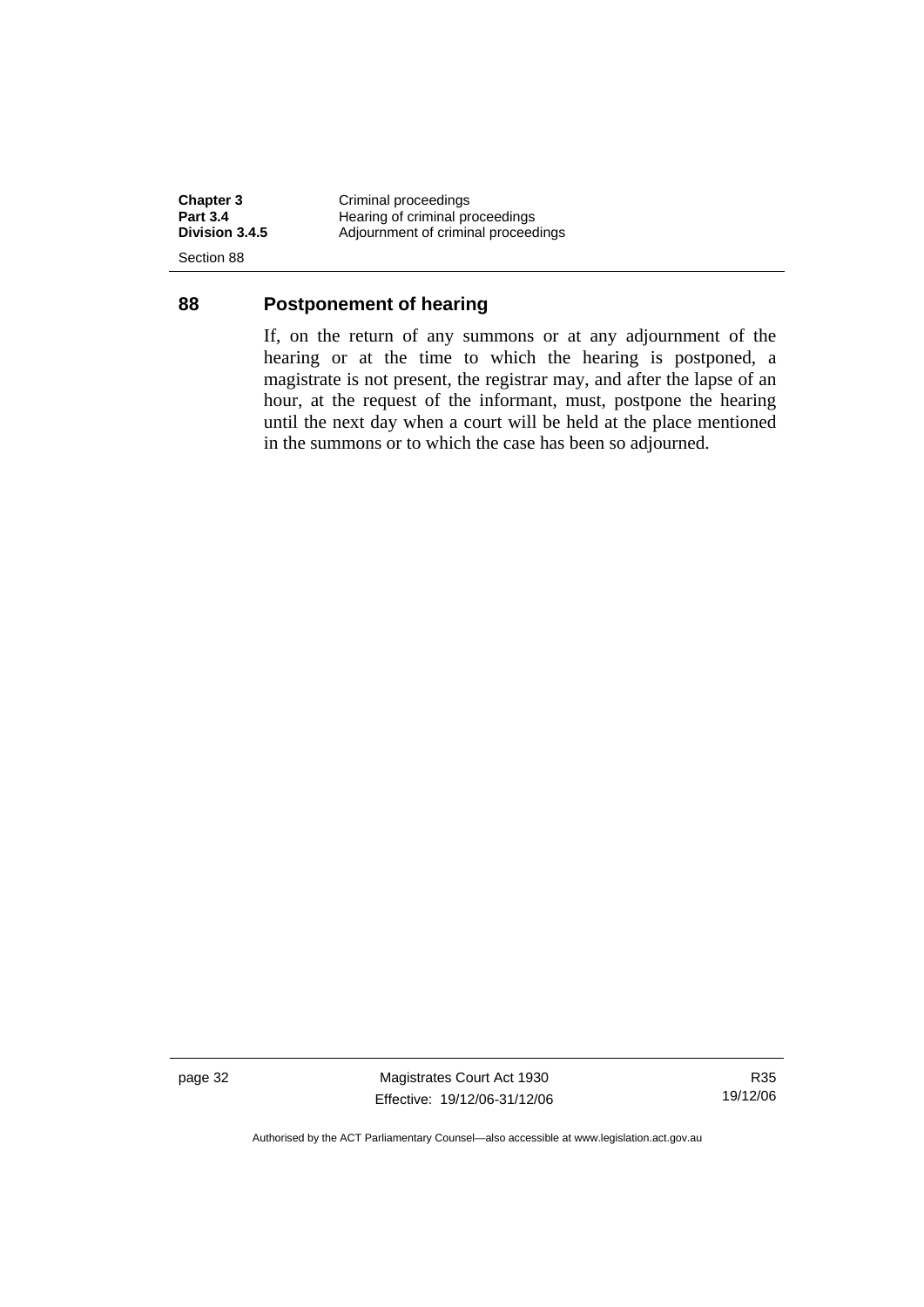## 88 Postponement of hearing

If, on the return of any summons or at any adjournment of the hearing or at the time to which the hearing is postponed, a magistrate is not present, the registrar may, and after the lapse of an hour, at the request of the informant, must, postpone the hearing until the next day when a court will be held at the place mentioned in the summons or to which the case has been so adjourned.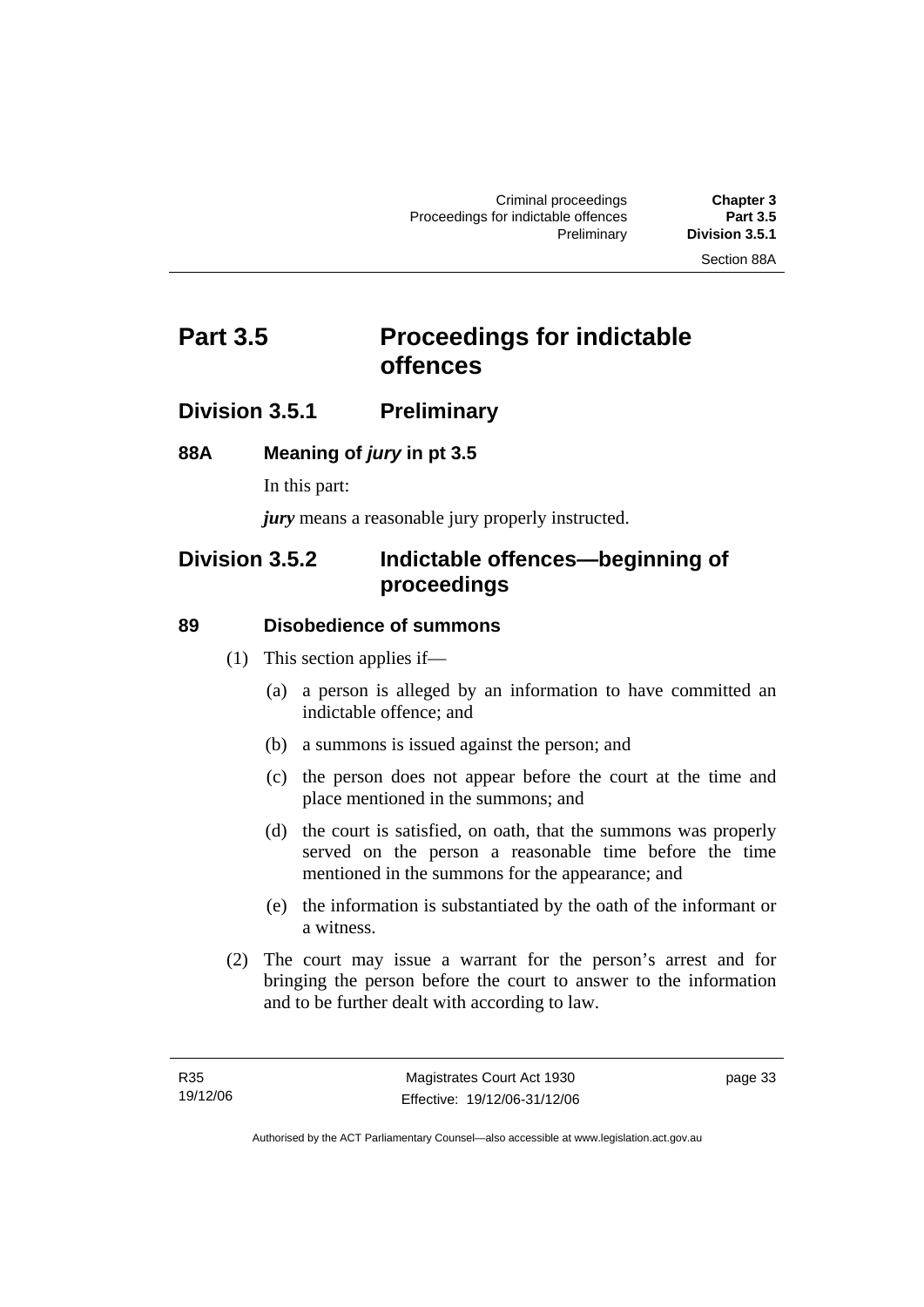# Part 3.5 Proceedings for indictable offences

## Division 3.5.1 Preliminary

### 88A Meaning of *jury* in pt 3.5

In this part:

***jury*** means a reasonable jury properly instructed.

## Division 3.5.2 Indictable offences—beginning of proceedings

### 89 Disobedience of summons

(1) This section applies if—

(a) a person is alleged by an information to have committed an indictable offence; and

(b) a summons is issued against the person; and

(c) the person does not appear before the court at the time and place mentioned in the summons; and

(d) the court is satisfied, on oath, that the summons was properly served on the person a reasonable time before the time mentioned in the summons for the appearance; and

(e) the information is substantiated by the oath of the informant or a witness.

(2) The court may issue a warrant for the person's arrest and for bringing the person before the court to answer to the information and to be further dealt with according to law.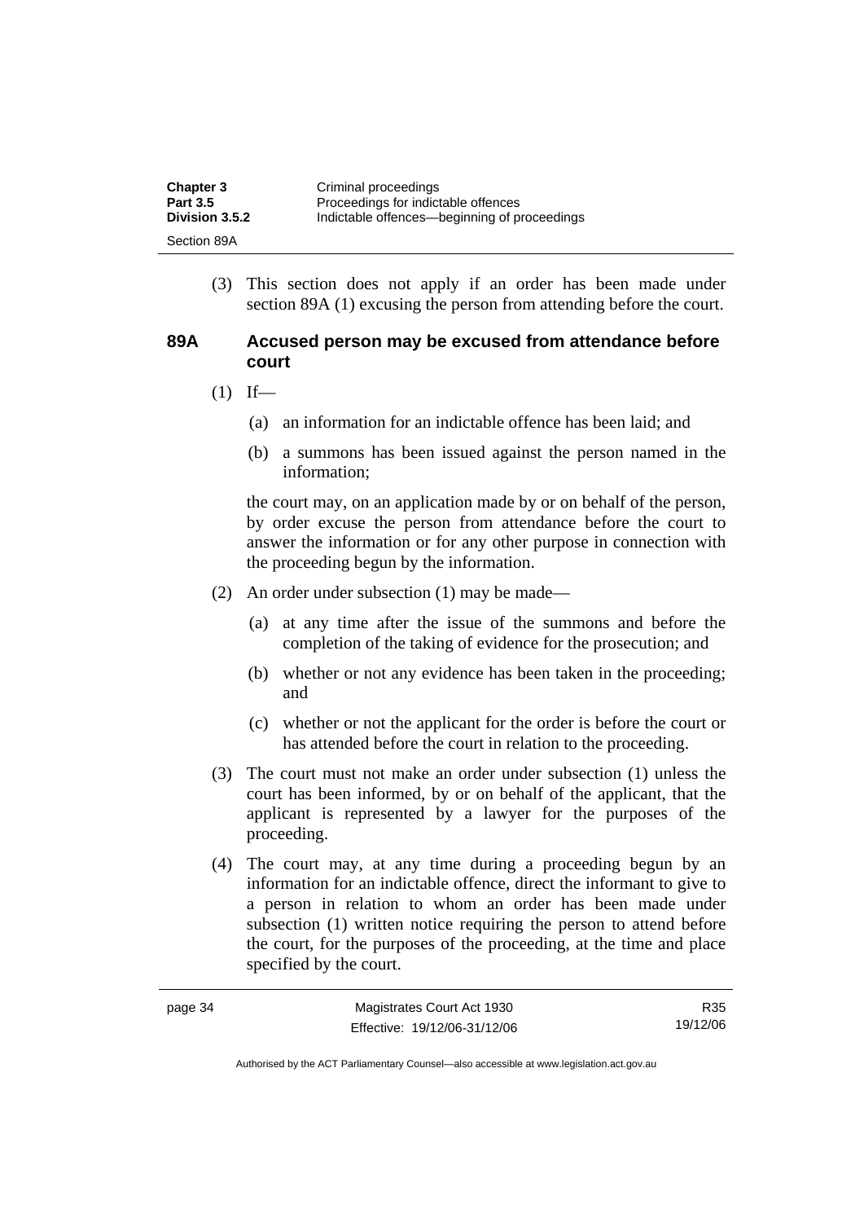(3) This section does not apply if an order has been made under section 89A (1) excusing the person from attending before the court.

### 89A Accused person may be excused from attendance before court

(1) If—

(a) an information for an indictable offence has been laid; and

(b) a summons has been issued against the person named in the information;

the court may, on an application made by or on behalf of the person, by order excuse the person from attendance before the court to answer the information or for any other purpose in connection with the proceeding begun by the information.

(2) An order under subsection (1) may be made—

(a) at any time after the issue of the summons and before the completion of the taking of evidence for the prosecution; and

(b) whether or not any evidence has been taken in the proceeding; and

(c) whether or not the applicant for the order is before the court or has attended before the court in relation to the proceeding.

(3) The court must not make an order under subsection (1) unless the court has been informed, by or on behalf of the applicant, that the applicant is represented by a lawyer for the purposes of the proceeding.

(4) The court may, at any time during a proceeding begun by an information for an indictable offence, direct the informant to give to a person in relation to whom an order has been made under subsection (1) written notice requiring the person to attend before the court, for the purposes of the proceeding, at the time and place specified by the court.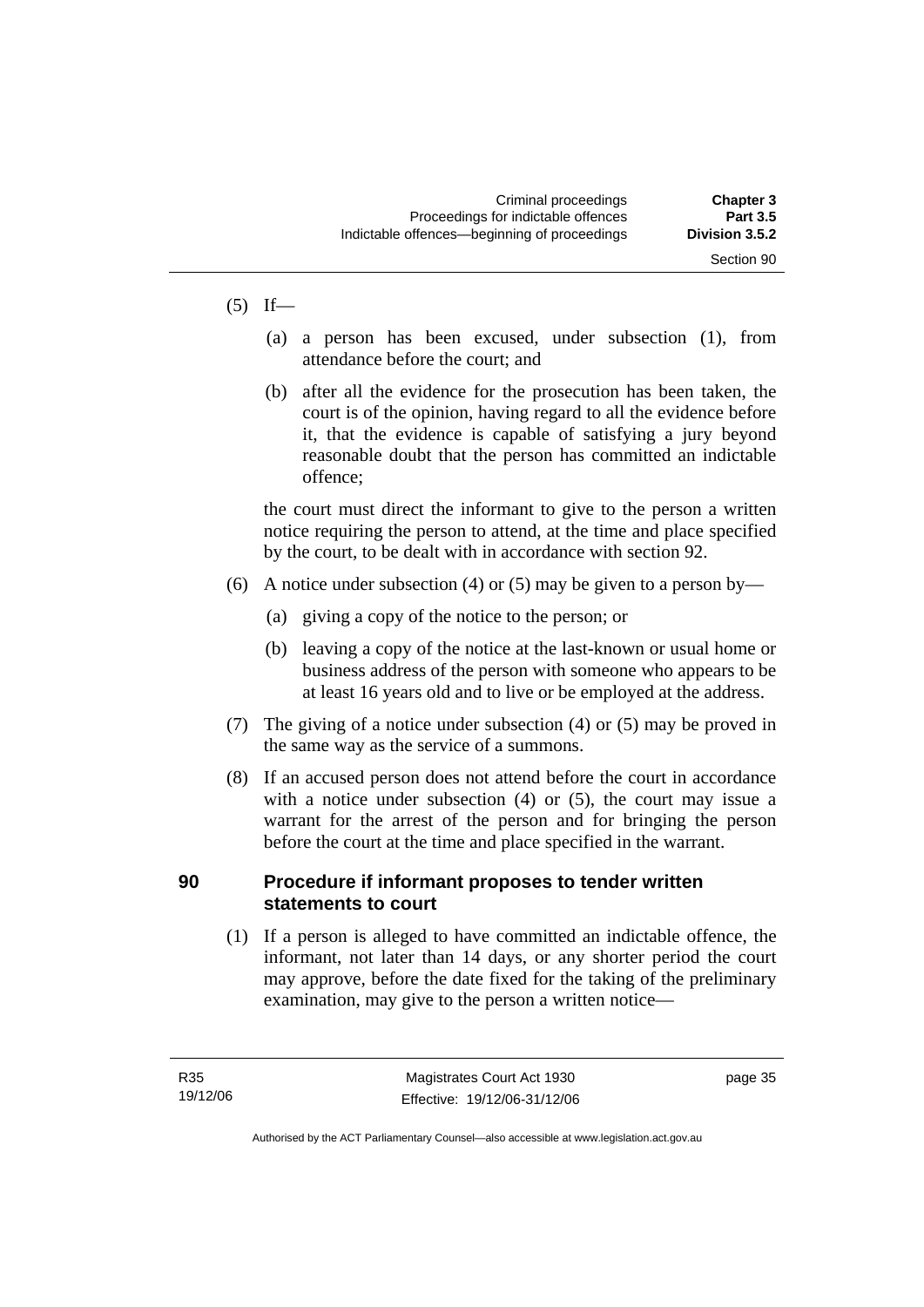(5) If—

(a) a person has been excused, under subsection (1), from attendance before the court; and

(b) after all the evidence for the prosecution has been taken, the court is of the opinion, having regard to all the evidence before it, that the evidence is capable of satisfying a jury beyond reasonable doubt that the person has committed an indictable offence;

the court must direct the informant to give to the person a written notice requiring the person to attend, at the time and place specified by the court, to be dealt with in accordance with section 92.

(6) A notice under subsection (4) or (5) may be given to a person by—

(a) giving a copy of the notice to the person; or

(b) leaving a copy of the notice at the last-known or usual home or business address of the person with someone who appears to be at least 16 years old and to live or be employed at the address.

(7) The giving of a notice under subsection (4) or (5) may be proved in the same way as the service of a summons.

(8) If an accused person does not attend before the court in accordance with a notice under subsection (4) or (5), the court may issue a warrant for the arrest of the person and for bringing the person before the court at the time and place specified in the warrant.

## 90 Procedure if informant proposes to tender written statements to court

(1) If a person is alleged to have committed an indictable offence, the informant, not later than 14 days, or any shorter period the court may approve, before the date fixed for the taking of the preliminary examination, may give to the person a written notice—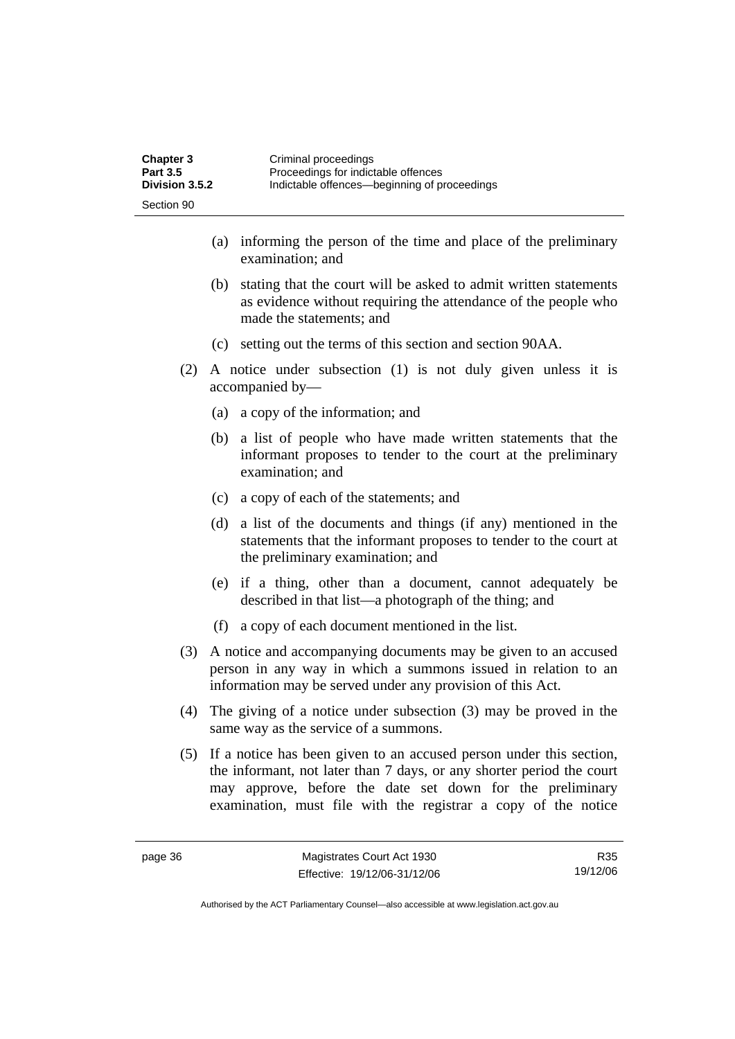(a) informing the person of the time and place of the preliminary examination; and

(b) stating that the court will be asked to admit written statements as evidence without requiring the attendance of the people who made the statements; and

(c) setting out the terms of this section and section 90AA.

(2) A notice under subsection (1) is not duly given unless it is accompanied by—

(a) a copy of the information; and

(b) a list of people who have made written statements that the informant proposes to tender to the court at the preliminary examination; and

(c) a copy of each of the statements; and

(d) a list of the documents and things (if any) mentioned in the statements that the informant proposes to tender to the court at the preliminary examination; and

(e) if a thing, other than a document, cannot adequately be described in that list—a photograph of the thing; and

(f) a copy of each document mentioned in the list.

(3) A notice and accompanying documents may be given to an accused person in any way in which a summons issued in relation to an information may be served under any provision of this Act.

(4) The giving of a notice under subsection (3) may be proved in the same way as the service of a summons.

(5) If a notice has been given to an accused person under this section, the informant, not later than 7 days, or any shorter period the court may approve, before the date set down for the preliminary examination, must file with the registrar a copy of the notice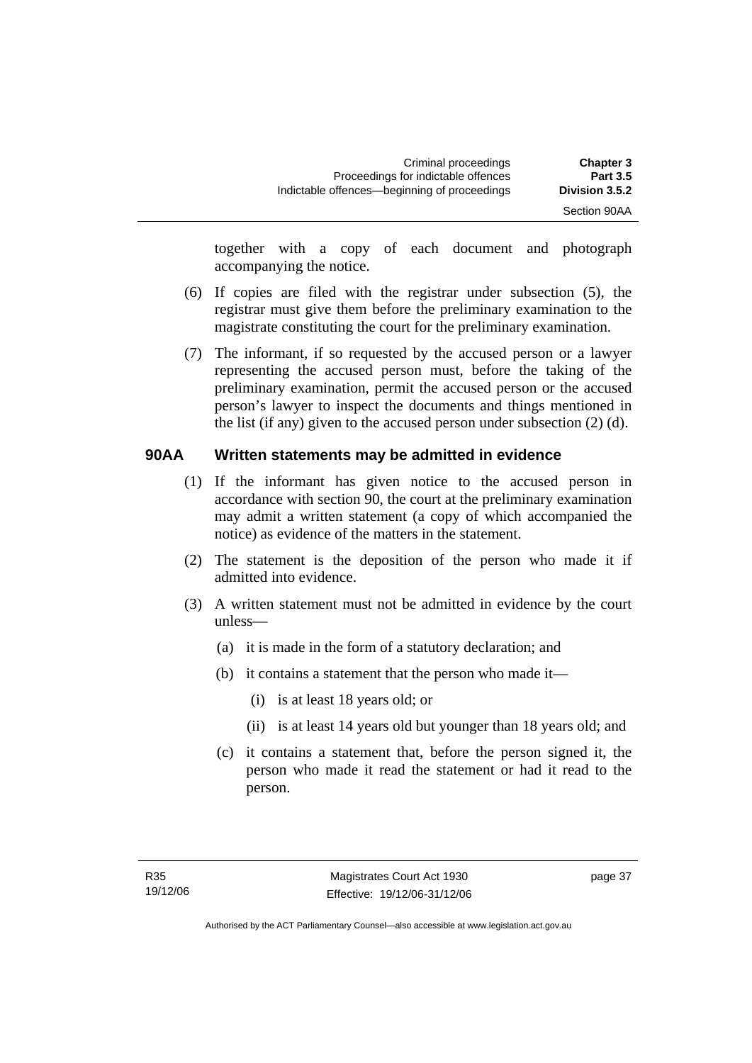together with a copy of each document and photograph accompanying the notice.

(6) If copies are filed with the registrar under subsection (5), the registrar must give them before the preliminary examination to the magistrate constituting the court for the preliminary examination.

(7) The informant, if so requested by the accused person or a lawyer representing the accused person must, before the taking of the preliminary examination, permit the accused person or the accused person's lawyer to inspect the documents and things mentioned in the list (if any) given to the accused person under subsection (2) (d).

## 90AA Written statements may be admitted in evidence

(1) If the informant has given notice to the accused person in accordance with section 90, the court at the preliminary examination may admit a written statement (a copy of which accompanied the notice) as evidence of the matters in the statement.

(2) The statement is the deposition of the person who made it if admitted into evidence.

(3) A written statement must not be admitted in evidence by the court unless—

(a) it is made in the form of a statutory declaration; and

(b) it contains a statement that the person who made it—

(i) is at least 18 years old; or

(ii) is at least 14 years old but younger than 18 years old; and

(c) it contains a statement that, before the person signed it, the person who made it read the statement or had it read to the person.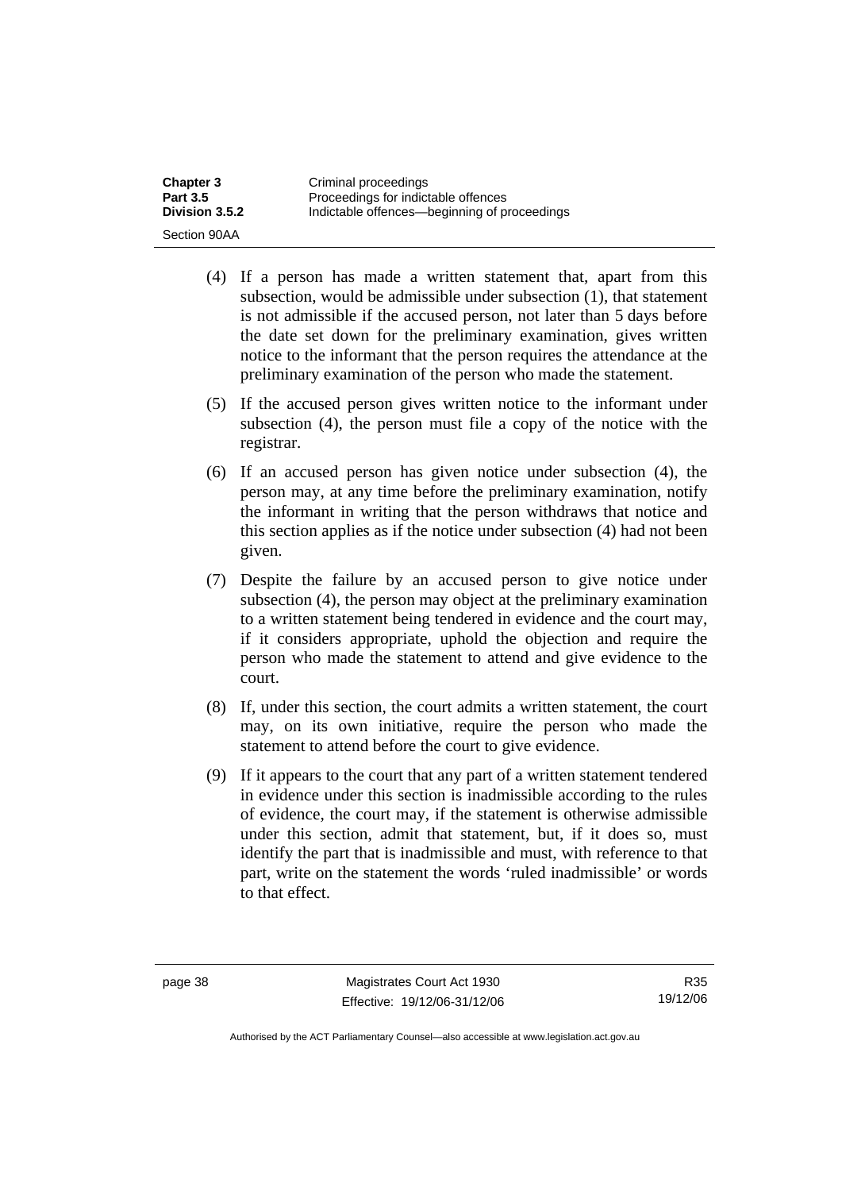(4) If a person has made a written statement that, apart from this subsection, would be admissible under subsection (1), that statement is not admissible if the accused person, not later than 5 days before the date set down for the preliminary examination, gives written notice to the informant that the person requires the attendance at the preliminary examination of the person who made the statement.

(5) If the accused person gives written notice to the informant under subsection (4), the person must file a copy of the notice with the registrar.

(6) If an accused person has given notice under subsection (4), the person may, at any time before the preliminary examination, notify the informant in writing that the person withdraws that notice and this section applies as if the notice under subsection (4) had not been given.

(7) Despite the failure by an accused person to give notice under subsection (4), the person may object at the preliminary examination to a written statement being tendered in evidence and the court may, if it considers appropriate, uphold the objection and require the person who made the statement to attend and give evidence to the court.

(8) If, under this section, the court admits a written statement, the court may, on its own initiative, require the person who made the statement to attend before the court to give evidence.

(9) If it appears to the court that any part of a written statement tendered in evidence under this section is inadmissible according to the rules of evidence, the court may, if the statement is otherwise admissible under this section, admit that statement, but, if it does so, must identify the part that is inadmissible and must, with reference to that part, write on the statement the words 'ruled inadmissible' or words to that effect.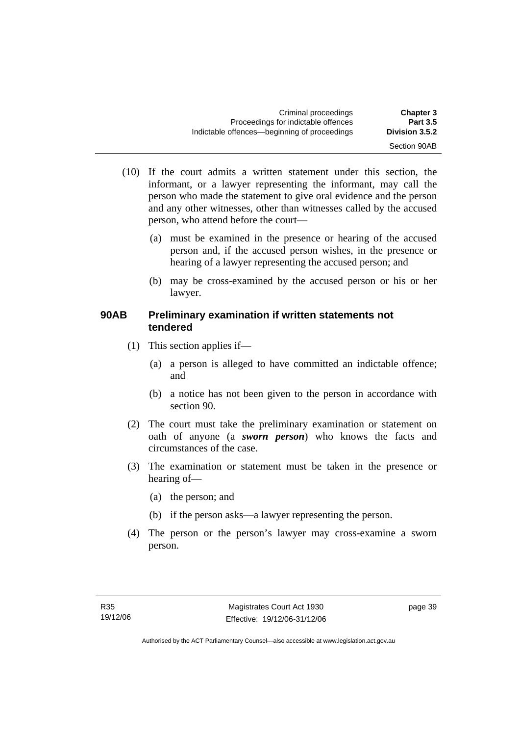(10) If the court admits a written statement under this section, the informant, or a lawyer representing the informant, may call the person who made the statement to give oral evidence and the person and any other witnesses, other than witnesses called by the accused person, who attend before the court—

(a) must be examined in the presence or hearing of the accused person and, if the accused person wishes, in the presence or hearing of a lawyer representing the accused person; and

(b) may be cross-examined by the accused person or his or her lawyer.

### 90AB Preliminary examination if written statements not tendered

(1) This section applies if—

(a) a person is alleged to have committed an indictable offence; and

(b) a notice has not been given to the person in accordance with section 90.

(2) The court must take the preliminary examination or statement on oath of anyone (a ***sworn person***) who knows the facts and circumstances of the case.

(3) The examination or statement must be taken in the presence or hearing of—

(a) the person; and

(b) if the person asks—a lawyer representing the person.

(4) The person or the person's lawyer may cross-examine a sworn person.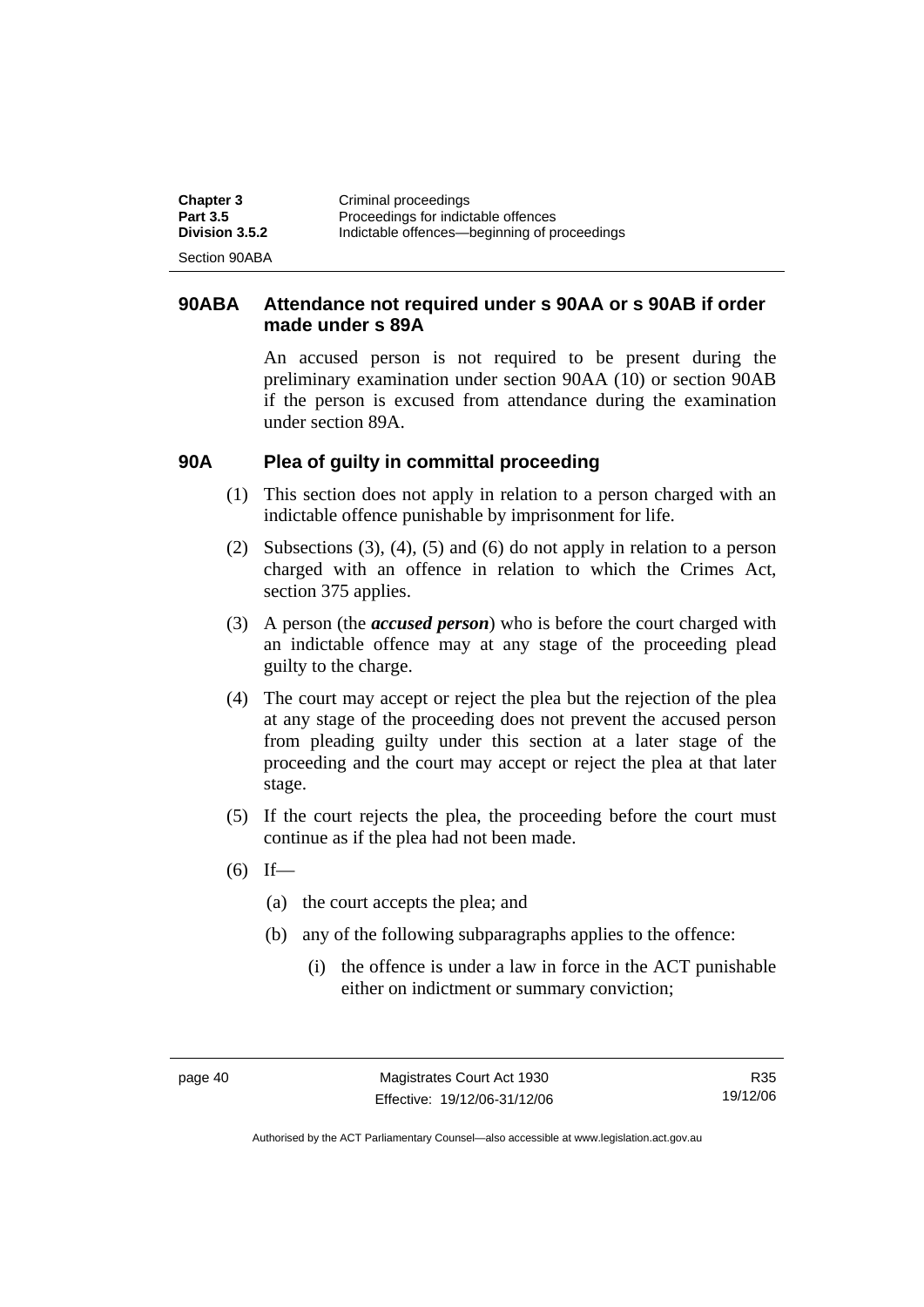## 90ABA Attendance not required under s 90AA or s 90AB if order made under s 89A

An accused person is not required to be present during the preliminary examination under section 90AA (10) or section 90AB if the person is excused from attendance during the examination under section 89A.

## 90A Plea of guilty in committal proceeding

(1) This section does not apply in relation to a person charged with an indictable offence punishable by imprisonment for life.

(2) Subsections (3), (4), (5) and (6) do not apply in relation to a person charged with an offence in relation to which the Crimes Act, section 375 applies.

(3) A person (the ***accused person***) who is before the court charged with an indictable offence may at any stage of the proceeding plead guilty to the charge.

(4) The court may accept or reject the plea but the rejection of the plea at any stage of the proceeding does not prevent the accused person from pleading guilty under this section at a later stage of the proceeding and the court may accept or reject the plea at that later stage.

(5) If the court rejects the plea, the proceeding before the court must continue as if the plea had not been made.

(6) If—

  (a) the court accepts the plea; and

  (b) any of the following subparagraphs applies to the offence:

    (i) the offence is under a law in force in the ACT punishable either on indictment or summary conviction;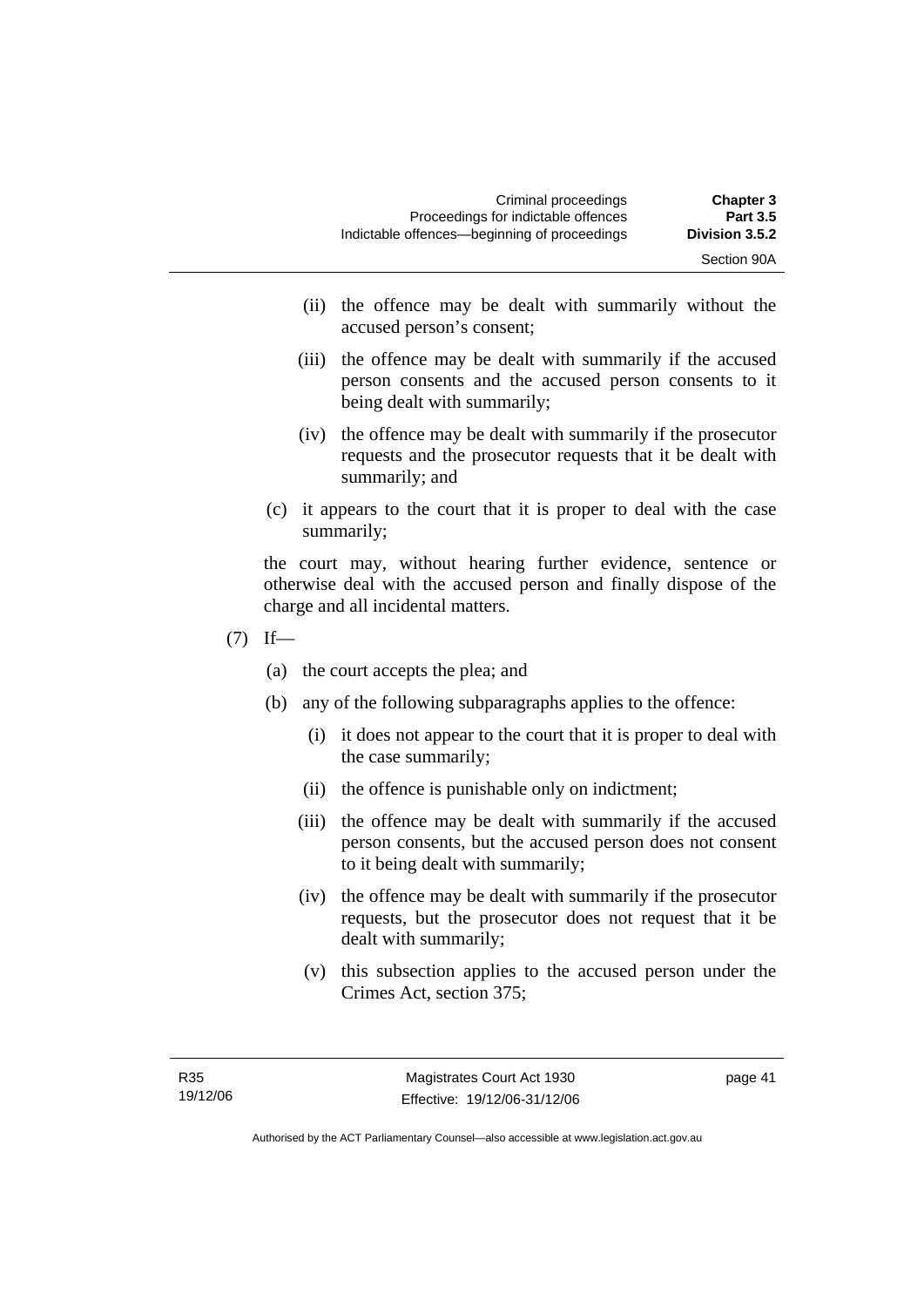(ii) the offence may be dealt with summarily without the accused person's consent;

(iii) the offence may be dealt with summarily if the accused person consents and the accused person consents to it being dealt with summarily;

(iv) the offence may be dealt with summarily if the prosecutor requests and the prosecutor requests that it be dealt with summarily; and

(c) it appears to the court that it is proper to deal with the case summarily;

the court may, without hearing further evidence, sentence or otherwise deal with the accused person and finally dispose of the charge and all incidental matters.

(7) If—

(a) the court accepts the plea; and

(b) any of the following subparagraphs applies to the offence:

(i) it does not appear to the court that it is proper to deal with the case summarily;

(ii) the offence is punishable only on indictment;

(iii) the offence may be dealt with summarily if the accused person consents, but the accused person does not consent to it being dealt with summarily;

(iv) the offence may be dealt with summarily if the prosecutor requests, but the prosecutor does not request that it be dealt with summarily;

(v) this subsection applies to the accused person under the Crimes Act, section 375;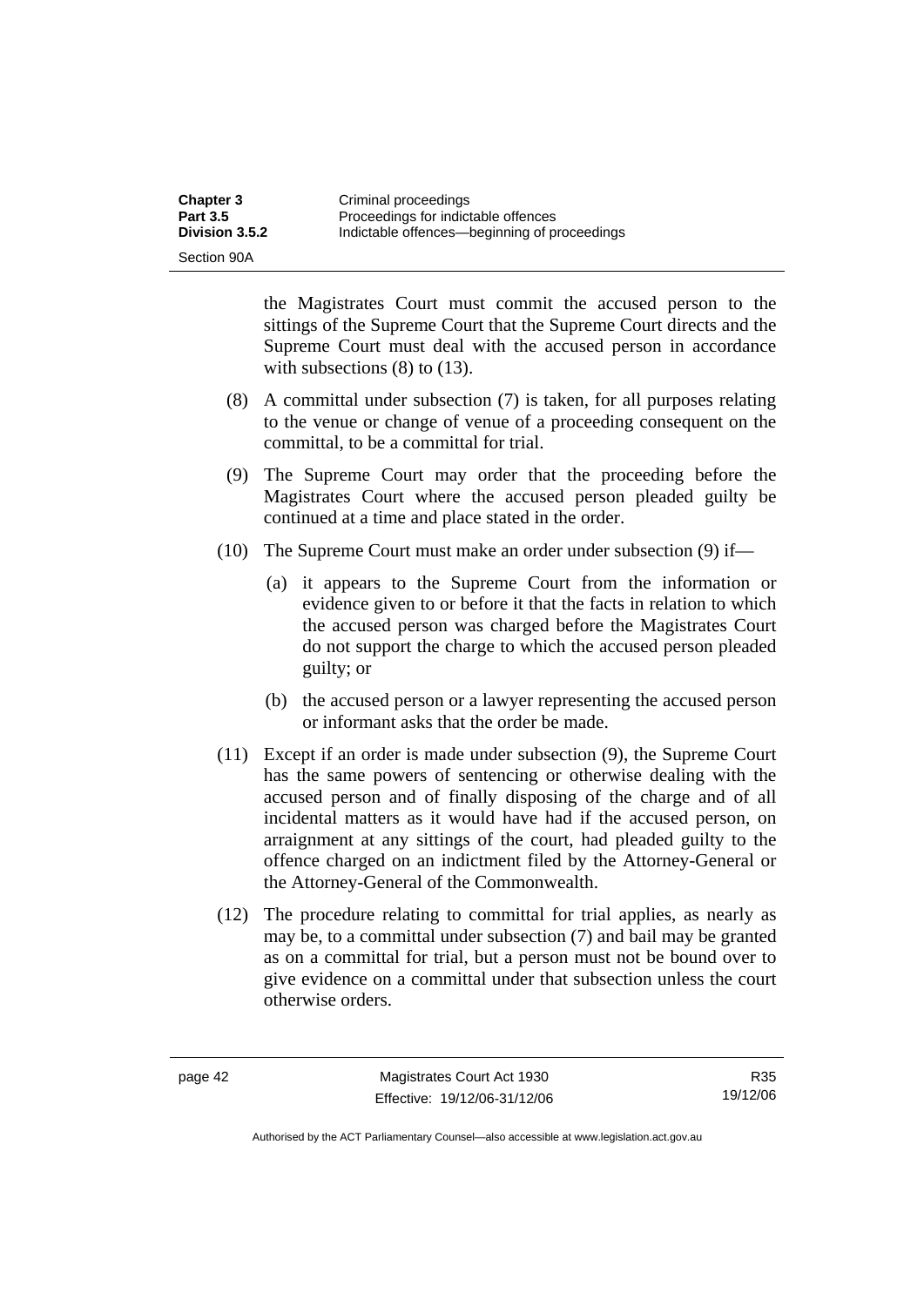the Magistrates Court must commit the accused person to the sittings of the Supreme Court that the Supreme Court directs and the Supreme Court must deal with the accused person in accordance with subsections (8) to (13).

(8) A committal under subsection (7) is taken, for all purposes relating to the venue or change of venue of a proceeding consequent on the committal, to be a committal for trial.

(9) The Supreme Court may order that the proceeding before the Magistrates Court where the accused person pleaded guilty be continued at a time and place stated in the order.

(10) The Supreme Court must make an order under subsection (9) if—

(a) it appears to the Supreme Court from the information or evidence given to or before it that the facts in relation to which the accused person was charged before the Magistrates Court do not support the charge to which the accused person pleaded guilty; or

(b) the accused person or a lawyer representing the accused person or informant asks that the order be made.

(11) Except if an order is made under subsection (9), the Supreme Court has the same powers of sentencing or otherwise dealing with the accused person and of finally disposing of the charge and of all incidental matters as it would have had if the accused person, on arraignment at any sittings of the court, had pleaded guilty to the offence charged on an indictment filed by the Attorney-General or the Attorney-General of the Commonwealth.

(12) The procedure relating to committal for trial applies, as nearly as may be, to a committal under subsection (7) and bail may be granted as on a committal for trial, but a person must not be bound over to give evidence on a committal under that subsection unless the court otherwise orders.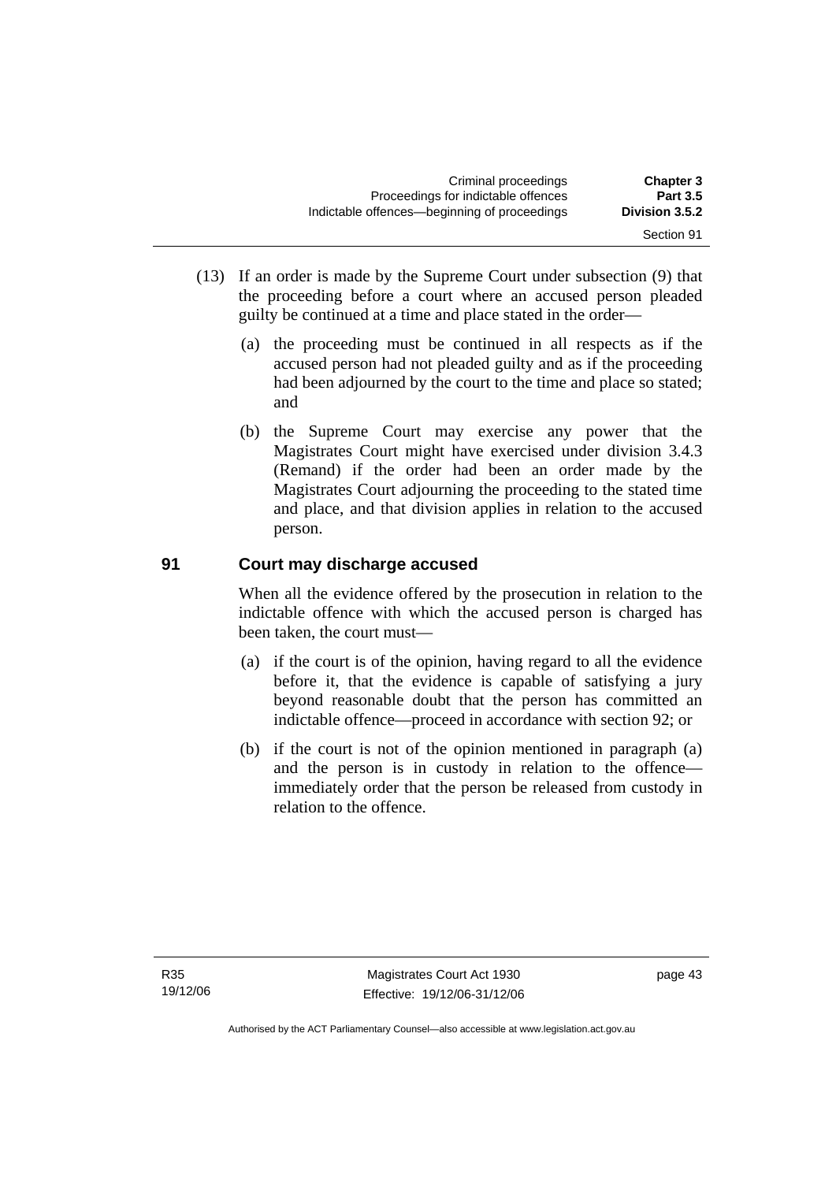(13) If an order is made by the Supreme Court under subsection (9) that the proceeding before a court where an accused person pleaded guilty be continued at a time and place stated in the order—

(a) the proceeding must be continued in all respects as if the accused person had not pleaded guilty and as if the proceeding had been adjourned by the court to the time and place so stated; and

(b) the Supreme Court may exercise any power that the Magistrates Court might have exercised under division 3.4.3 (Remand) if the order had been an order made by the Magistrates Court adjourning the proceeding to the stated time and place, and that division applies in relation to the accused person.

## 91 Court may discharge accused

When all the evidence offered by the prosecution in relation to the indictable offence with which the accused person is charged has been taken, the court must—

(a) if the court is of the opinion, having regard to all the evidence before it, that the evidence is capable of satisfying a jury beyond reasonable doubt that the person has committed an indictable offence—proceed in accordance with section 92; or

(b) if the court is not of the opinion mentioned in paragraph (a) and the person is in custody in relation to the offence—immediately order that the person be released from custody in relation to the offence.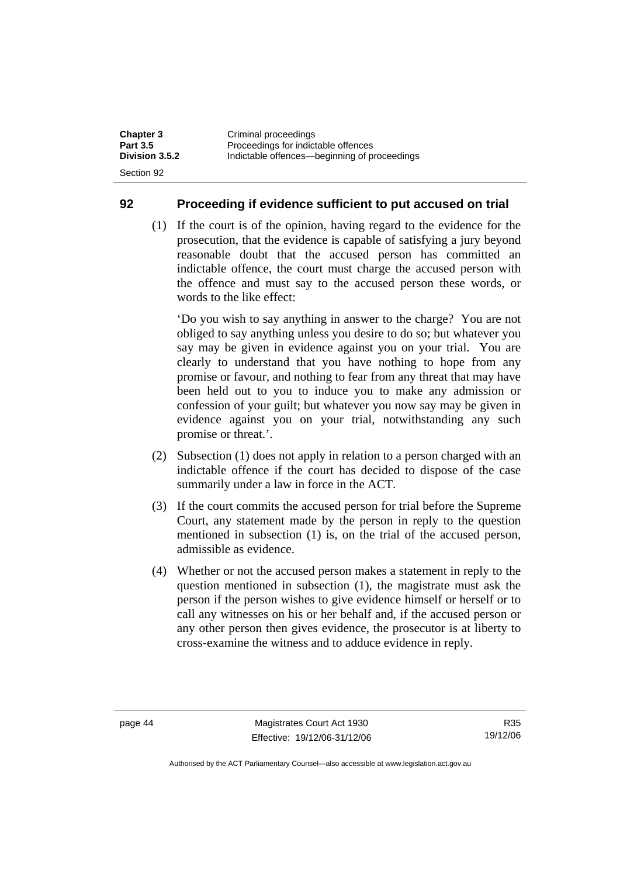## 92 Proceeding if evidence sufficient to put accused on trial

(1) If the court is of the opinion, having regard to the evidence for the prosecution, that the evidence is capable of satisfying a jury beyond reasonable doubt that the accused person has committed an indictable offence, the court must charge the accused person with the offence and must say to the accused person these words, or words to the like effect:

'Do you wish to say anything in answer to the charge? You are not obliged to say anything unless you desire to do so; but whatever you say may be given in evidence against you on your trial. You are clearly to understand that you have nothing to hope from any promise or favour, and nothing to fear from any threat that may have been held out to you to induce you to make any admission or confession of your guilt; but whatever you now say may be given in evidence against you on your trial, notwithstanding any such promise or threat.'.

(2) Subsection (1) does not apply in relation to a person charged with an indictable offence if the court has decided to dispose of the case summarily under a law in force in the ACT.

(3) If the court commits the accused person for trial before the Supreme Court, any statement made by the person in reply to the question mentioned in subsection (1) is, on the trial of the accused person, admissible as evidence.

(4) Whether or not the accused person makes a statement in reply to the question mentioned in subsection (1), the magistrate must ask the person if the person wishes to give evidence himself or herself or to call any witnesses on his or her behalf and, if the accused person or any other person then gives evidence, the prosecutor is at liberty to cross-examine the witness and to adduce evidence in reply.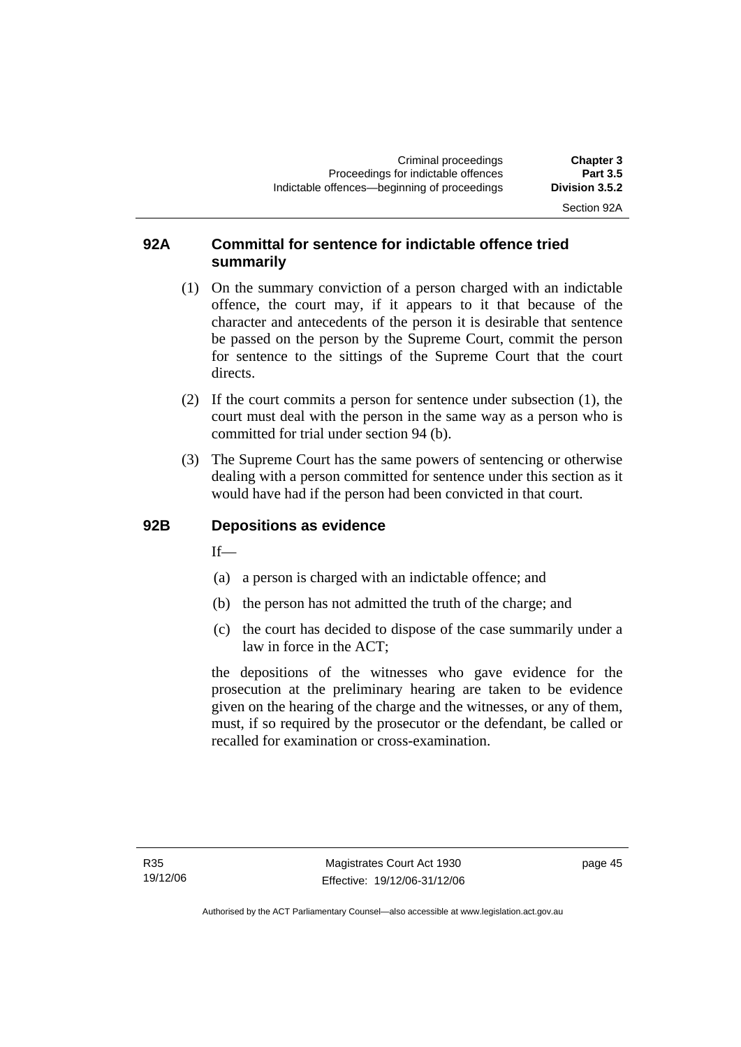### 92A Committal for sentence for indictable offence tried summarily

(1) On the summary conviction of a person charged with an indictable offence, the court may, if it appears to it that because of the character and antecedents of the person it is desirable that sentence be passed on the person by the Supreme Court, commit the person for sentence to the sittings of the Supreme Court that the court directs.

(2) If the court commits a person for sentence under subsection (1), the court must deal with the person in the same way as a person who is committed for trial under section 94 (b).

(3) The Supreme Court has the same powers of sentencing or otherwise dealing with a person committed for sentence under this section as it would have had if the person had been convicted in that court.

### 92B Depositions as evidence

If—

(a) a person is charged with an indictable offence; and

(b) the person has not admitted the truth of the charge; and

(c) the court has decided to dispose of the case summarily under a law in force in the ACT;

the depositions of the witnesses who gave evidence for the prosecution at the preliminary hearing are taken to be evidence given on the hearing of the charge and the witnesses, or any of them, must, if so required by the prosecutor or the defendant, be called or recalled for examination or cross-examination.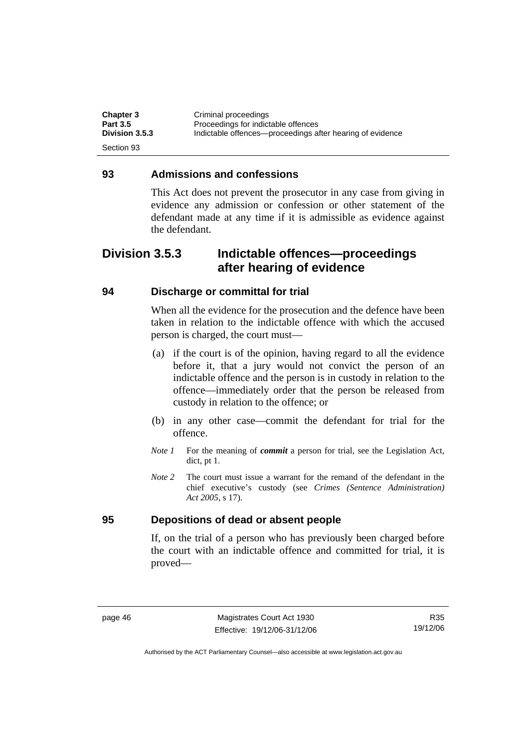## 93 Admissions and confessions

This Act does not prevent the prosecutor in any case from giving in evidence any admission or confession or other statement of the defendant made at any time if it is admissible as evidence against the defendant.

# Division 3.5.3 Indictable offences—proceedings after hearing of evidence

## 94 Discharge or committal for trial

When all the evidence for the prosecution and the defence have been taken in relation to the indictable offence with which the accused person is charged, the court must—

(a) if the court is of the opinion, having regard to all the evidence before it, that a jury would not convict the person of an indictable offence and the person is in custody in relation to the offence—immediately order that the person be released from custody in relation to the offence; or

(b) in any other case—commit the defendant for trial for the offence.

*Note 1* For the meaning of ***commit*** a person for trial, see the Legislation Act, dict, pt 1.

*Note 2* The court must issue a warrant for the remand of the defendant in the chief executive's custody (see *Crimes (Sentence Administration) Act 2005*, s 17).

## 95 Depositions of dead or absent people

If, on the trial of a person who has previously been charged before the court with an indictable offence and committed for trial, it is proved—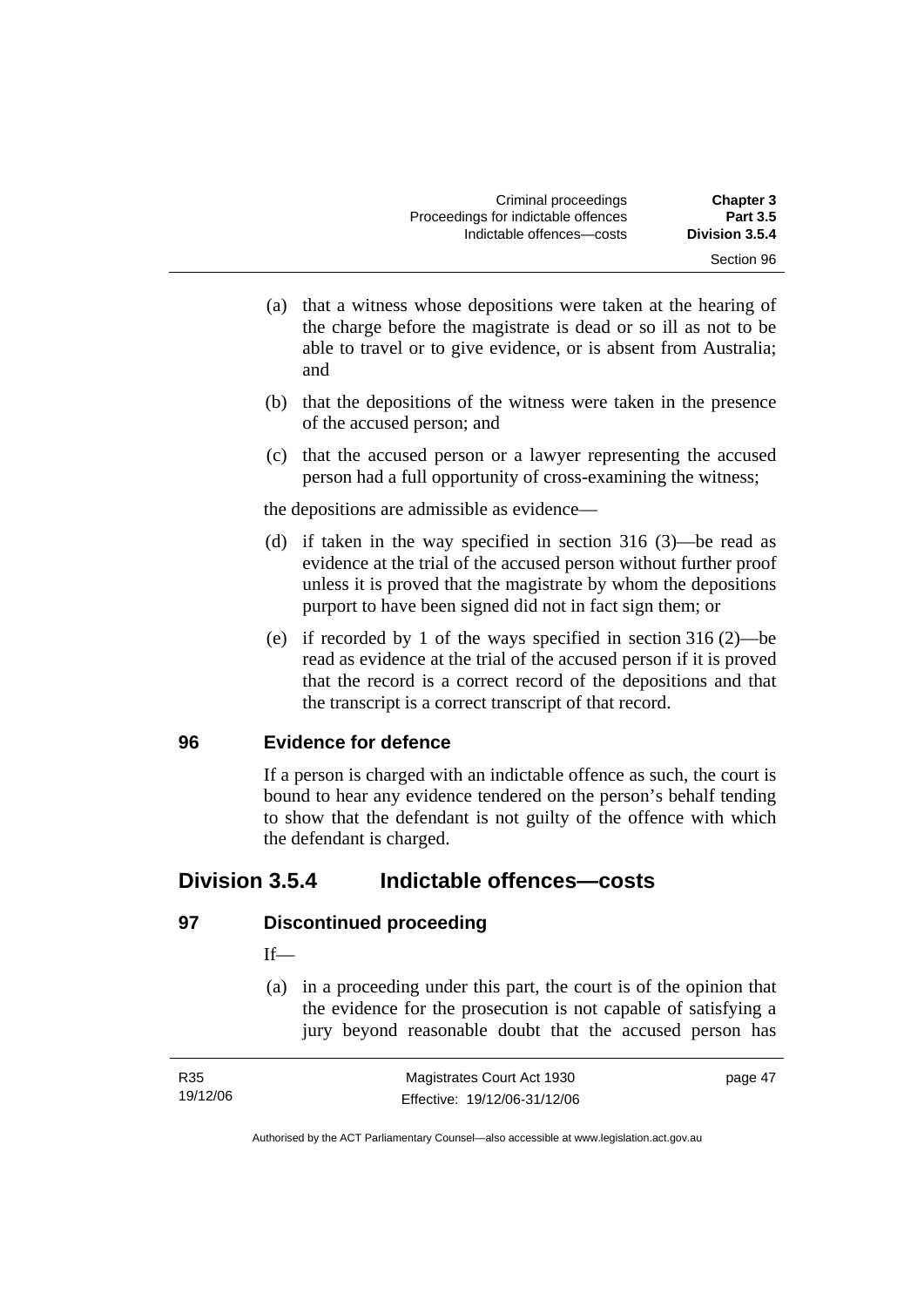(a) that a witness whose depositions were taken at the hearing of the charge before the magistrate is dead or so ill as not to be able to travel or to give evidence, or is absent from Australia; and

(b) that the depositions of the witness were taken in the presence of the accused person; and

(c) that the accused person or a lawyer representing the accused person had a full opportunity of cross-examining the witness;

the depositions are admissible as evidence—

(d) if taken in the way specified in section 316 (3)—be read as evidence at the trial of the accused person without further proof unless it is proved that the magistrate by whom the depositions purport to have been signed did not in fact sign them; or

(e) if recorded by 1 of the ways specified in section 316 (2)—be read as evidence at the trial of the accused person if it is proved that the record is a correct record of the depositions and that the transcript is a correct transcript of that record.

### 96 Evidence for defence

If a person is charged with an indictable offence as such, the court is bound to hear any evidence tendered on the person's behalf tending to show that the defendant is not guilty of the offence with which the defendant is charged.

## Division 3.5.4 Indictable offences—costs

### 97 Discontinued proceeding

If—

(a) in a proceeding under this part, the court is of the opinion that the evidence for the prosecution is not capable of satisfying a jury beyond reasonable doubt that the accused person has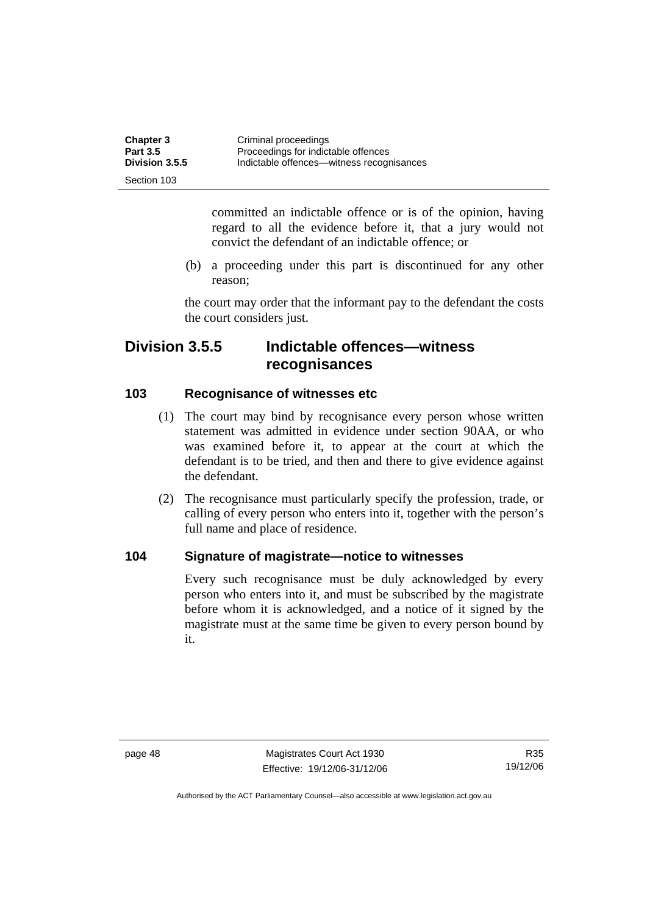committed an indictable offence or is of the opinion, having regard to all the evidence before it, that a jury would not convict the defendant of an indictable offence; or

(b) a proceeding under this part is discontinued for any other reason;

the court may order that the informant pay to the defendant the costs the court considers just.

## Division 3.5.5 Indictable offences—witness recognisances

### 103 Recognisance of witnesses etc

(1) The court may bind by recognisance every person whose written statement was admitted in evidence under section 90AA, or who was examined before it, to appear at the court at which the defendant is to be tried, and then and there to give evidence against the defendant.

(2) The recognisance must particularly specify the profession, trade, or calling of every person who enters into it, together with the person's full name and place of residence.

### 104 Signature of magistrate—notice to witnesses

Every such recognisance must be duly acknowledged by every person who enters into it, and must be subscribed by the magistrate before whom it is acknowledged, and a notice of it signed by the magistrate must at the same time be given to every person bound by it.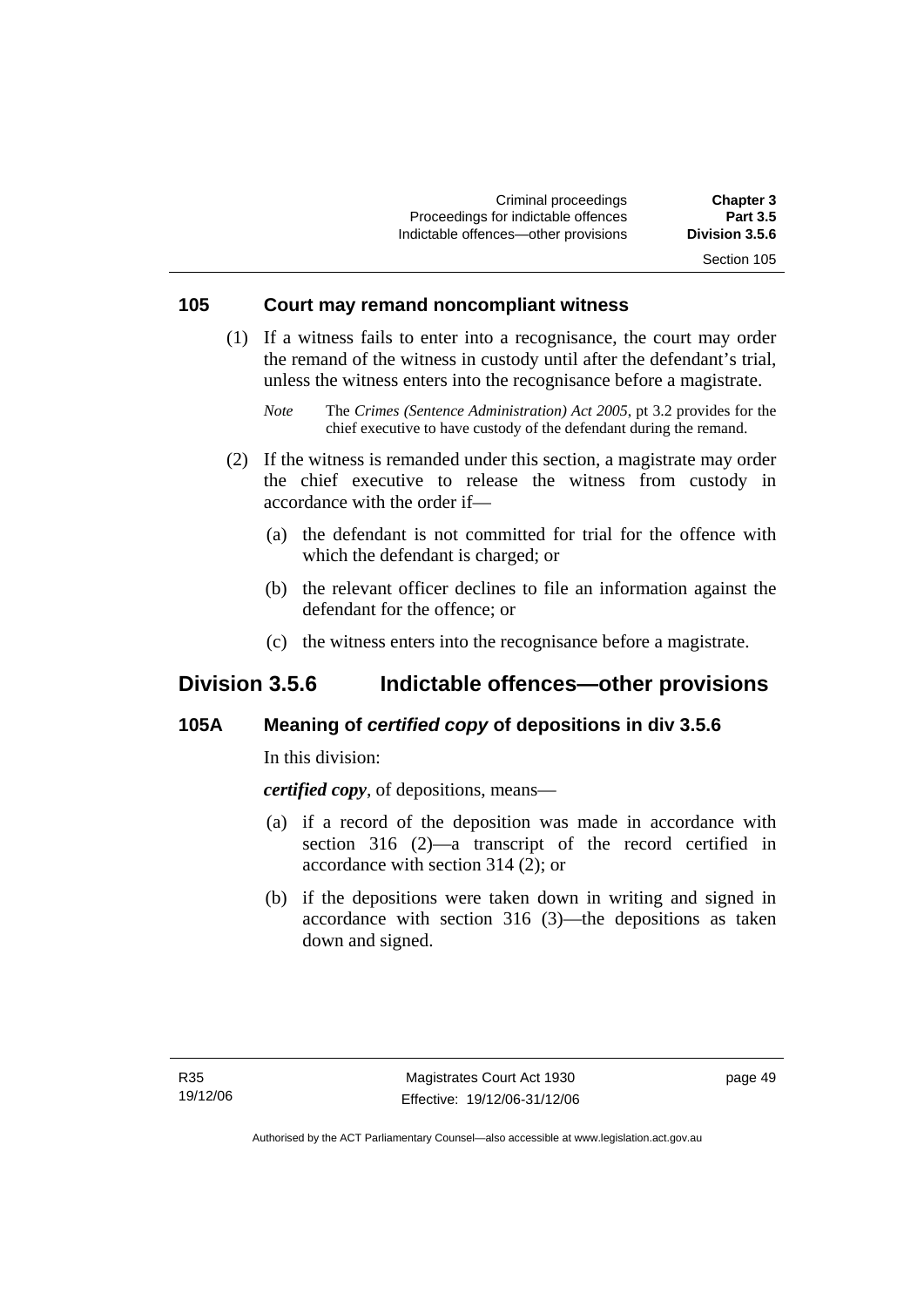### 105 Court may remand noncompliant witness

(1) If a witness fails to enter into a recognisance, the court may order the remand of the witness in custody until after the defendant's trial, unless the witness enters into the recognisance before a magistrate.

*Note* The *Crimes (Sentence Administration) Act 2005*, pt 3.2 provides for the chief executive to have custody of the defendant during the remand.

(2) If the witness is remanded under this section, a magistrate may order the chief executive to release the witness from custody in accordance with the order if—

(a) the defendant is not committed for trial for the offence with which the defendant is charged; or

(b) the relevant officer declines to file an information against the defendant for the offence; or

(c) the witness enters into the recognisance before a magistrate.

## Division 3.5.6 Indictable offences—other provisions

### 105A Meaning of *certified copy* of depositions in div 3.5.6

In this division:

***certified copy***, of depositions, means—

(a) if a record of the deposition was made in accordance with section 316 (2)—a transcript of the record certified in accordance with section 314 (2); or

(b) if the depositions were taken down in writing and signed in accordance with section 316 (3)—the depositions as taken down and signed.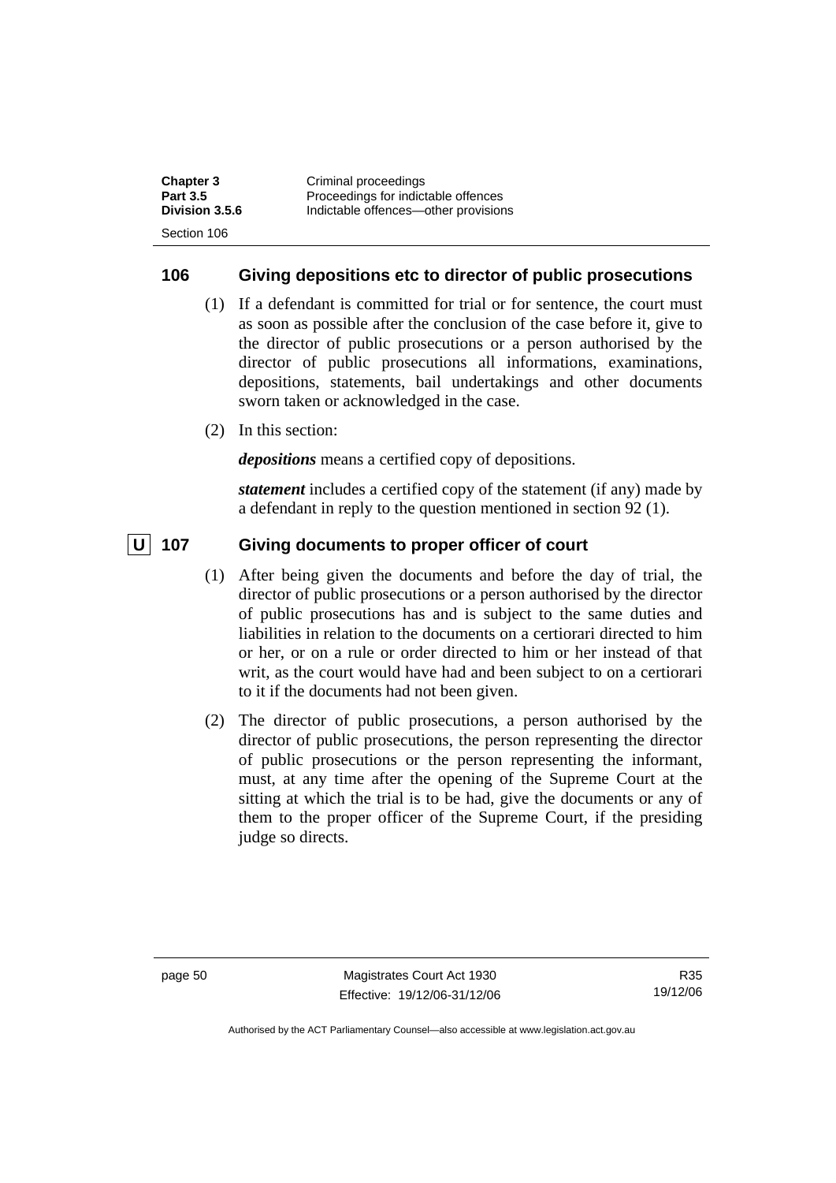## 106 Giving depositions etc to director of public prosecutions

(1) If a defendant is committed for trial or for sentence, the court must as soon as possible after the conclusion of the case before it, give to the director of public prosecutions or a person authorised by the director of public prosecutions all informations, examinations, depositions, statements, bail undertakings and other documents sworn taken or acknowledged in the case.

(2) In this section:

***depositions*** means a certified copy of depositions.

***statement*** includes a certified copy of the statement (if any) made by a defendant in reply to the question mentioned in section 92 (1).

## U 107 Giving documents to proper officer of court

(1) After being given the documents and before the day of trial, the director of public prosecutions or a person authorised by the director of public prosecutions has and is subject to the same duties and liabilities in relation to the documents on a certiorari directed to him or her, or on a rule or order directed to him or her instead of that writ, as the court would have had and been subject to on a certiorari to it if the documents had not been given.

(2) The director of public prosecutions, a person authorised by the director of public prosecutions, the person representing the director of public prosecutions or the person representing the informant, must, at any time after the opening of the Supreme Court at the sitting at which the trial is to be had, give the documents or any of them to the proper officer of the Supreme Court, if the presiding judge so directs.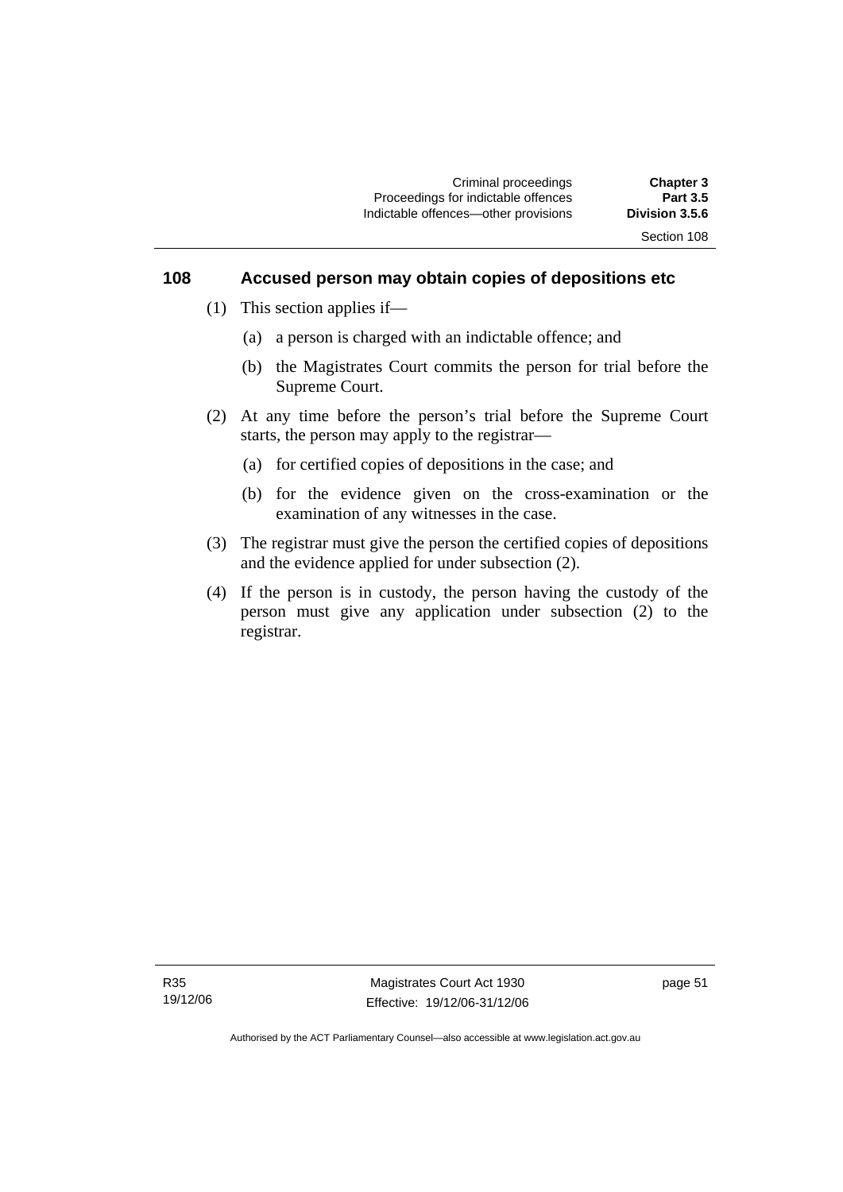## 108 Accused person may obtain copies of depositions etc

(1) This section applies if—

(a) a person is charged with an indictable offence; and

(b) the Magistrates Court commits the person for trial before the Supreme Court.

(2) At any time before the person's trial before the Supreme Court starts, the person may apply to the registrar—

(a) for certified copies of depositions in the case; and

(b) for the evidence given on the cross-examination or the examination of any witnesses in the case.

(3) The registrar must give the person the certified copies of depositions and the evidence applied for under subsection (2).

(4) If the person is in custody, the person having the custody of the person must give any application under subsection (2) to the registrar.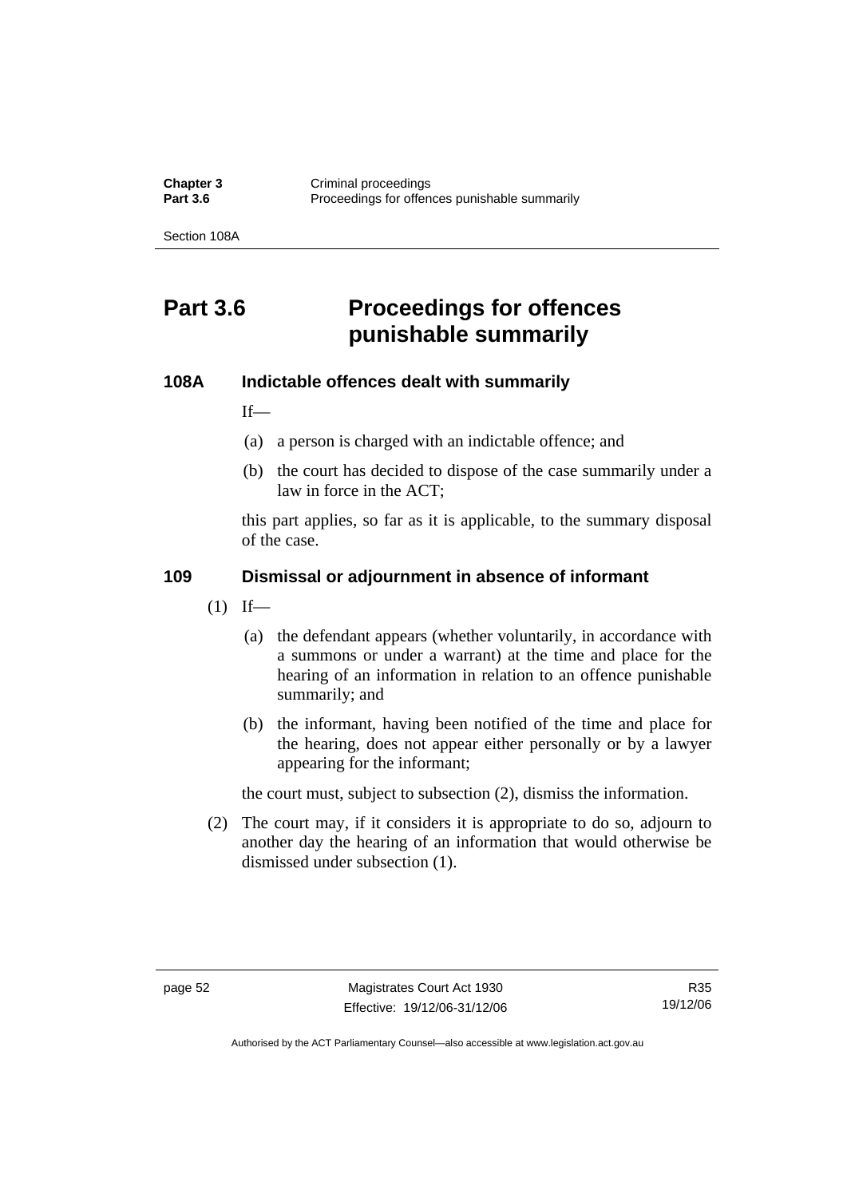# Part 3.6 Proceedings for offences punishable summarily

### 108A Indictable offences dealt with summarily

If—

(a) a person is charged with an indictable offence; and

(b) the court has decided to dispose of the case summarily under a law in force in the ACT;

this part applies, so far as it is applicable, to the summary disposal of the case.

### 109 Dismissal or adjournment in absence of informant

(1) If—

(a) the defendant appears (whether voluntarily, in accordance with a summons or under a warrant) at the time and place for the hearing of an information in relation to an offence punishable summarily; and

(b) the informant, having been notified of the time and place for the hearing, does not appear either personally or by a lawyer appearing for the informant;

the court must, subject to subsection (2), dismiss the information.

(2) The court may, if it considers it is appropriate to do so, adjourn to another day the hearing of an information that would otherwise be dismissed under subsection (1).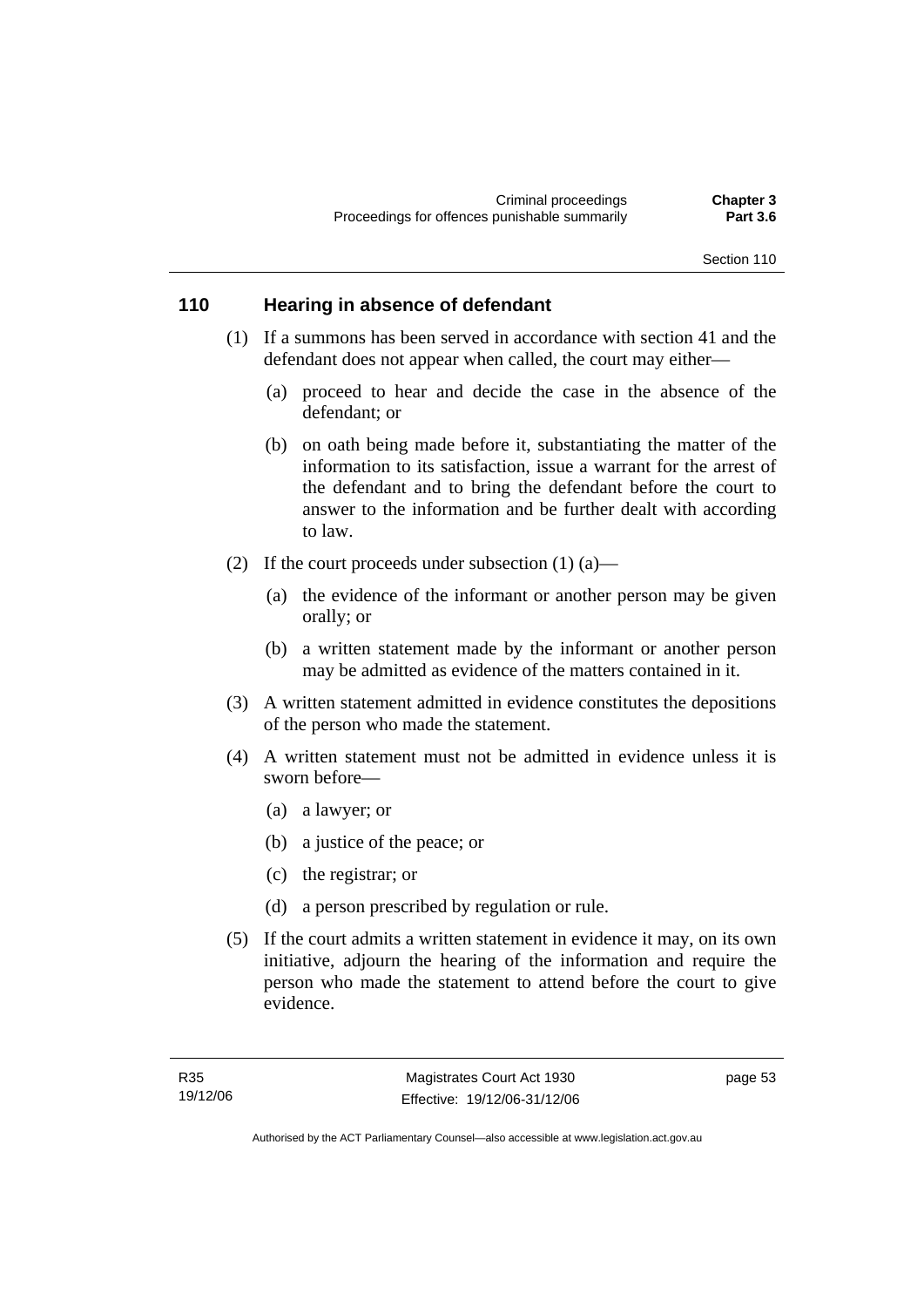## 110 Hearing in absence of defendant

(1) If a summons has been served in accordance with section 41 and the defendant does not appear when called, the court may either—

(a) proceed to hear and decide the case in the absence of the defendant; or

(b) on oath being made before it, substantiating the matter of the information to its satisfaction, issue a warrant for the arrest of the defendant and to bring the defendant before the court to answer to the information and be further dealt with according to law.

(2) If the court proceeds under subsection (1) (a)—

(a) the evidence of the informant or another person may be given orally; or

(b) a written statement made by the informant or another person may be admitted as evidence of the matters contained in it.

(3) A written statement admitted in evidence constitutes the depositions of the person who made the statement.

(4) A written statement must not be admitted in evidence unless it is sworn before—

(a) a lawyer; or

(b) a justice of the peace; or

(c) the registrar; or

(d) a person prescribed by regulation or rule.

(5) If the court admits a written statement in evidence it may, on its own initiative, adjourn the hearing of the information and require the person who made the statement to attend before the court to give evidence.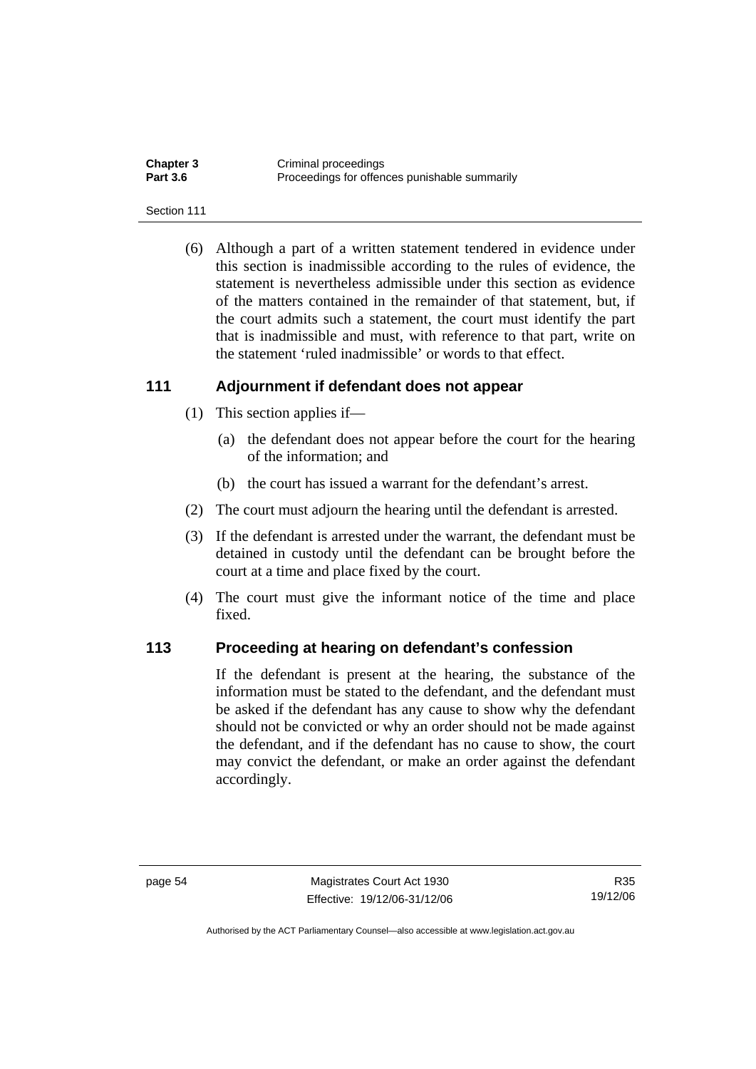(6) Although a part of a written statement tendered in evidence under this section is inadmissible according to the rules of evidence, the statement is nevertheless admissible under this section as evidence of the matters contained in the remainder of that statement, but, if the court admits such a statement, the court must identify the part that is inadmissible and must, with reference to that part, write on the statement 'ruled inadmissible' or words to that effect.

### 111 Adjournment if defendant does not appear

(1) This section applies if—

(a) the defendant does not appear before the court for the hearing of the information; and

(b) the court has issued a warrant for the defendant's arrest.

(2) The court must adjourn the hearing until the defendant is arrested.

(3) If the defendant is arrested under the warrant, the defendant must be detained in custody until the defendant can be brought before the court at a time and place fixed by the court.

(4) The court must give the informant notice of the time and place fixed.

### 113 Proceeding at hearing on defendant's confession

If the defendant is present at the hearing, the substance of the information must be stated to the defendant, and the defendant must be asked if the defendant has any cause to show why the defendant should not be convicted or why an order should not be made against the defendant, and if the defendant has no cause to show, the court may convict the defendant, or make an order against the defendant accordingly.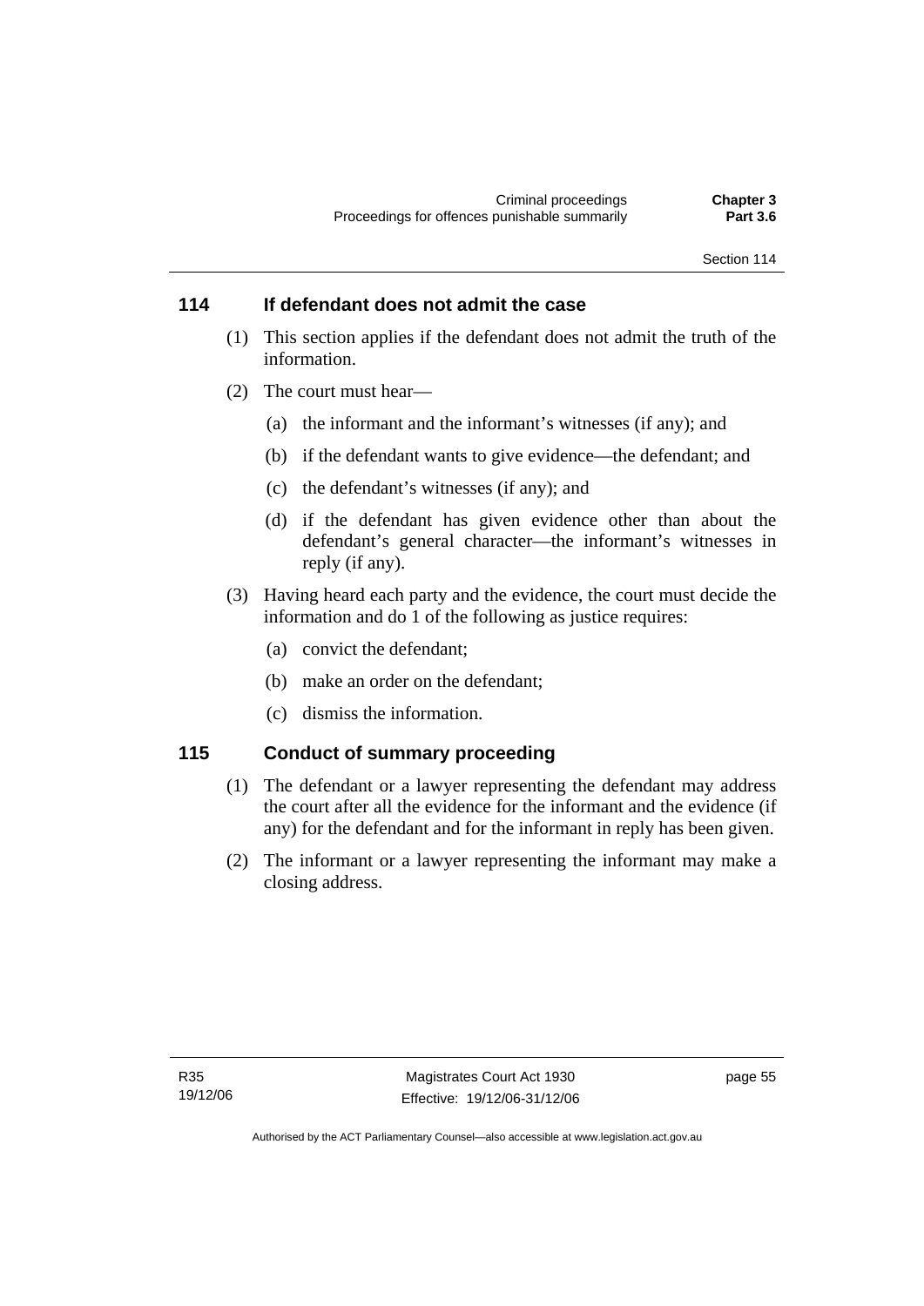### 114 If defendant does not admit the case

(1) This section applies if the defendant does not admit the truth of the information.

(2) The court must hear—

(a) the informant and the informant's witnesses (if any); and

(b) if the defendant wants to give evidence—the defendant; and

(c) the defendant's witnesses (if any); and

(d) if the defendant has given evidence other than about the defendant's general character—the informant's witnesses in reply (if any).

(3) Having heard each party and the evidence, the court must decide the information and do 1 of the following as justice requires:

(a) convict the defendant;

(b) make an order on the defendant;

(c) dismiss the information.

### 115 Conduct of summary proceeding

(1) The defendant or a lawyer representing the defendant may address the court after all the evidence for the informant and the evidence (if any) for the defendant and for the informant in reply has been given.

(2) The informant or a lawyer representing the informant may make a closing address.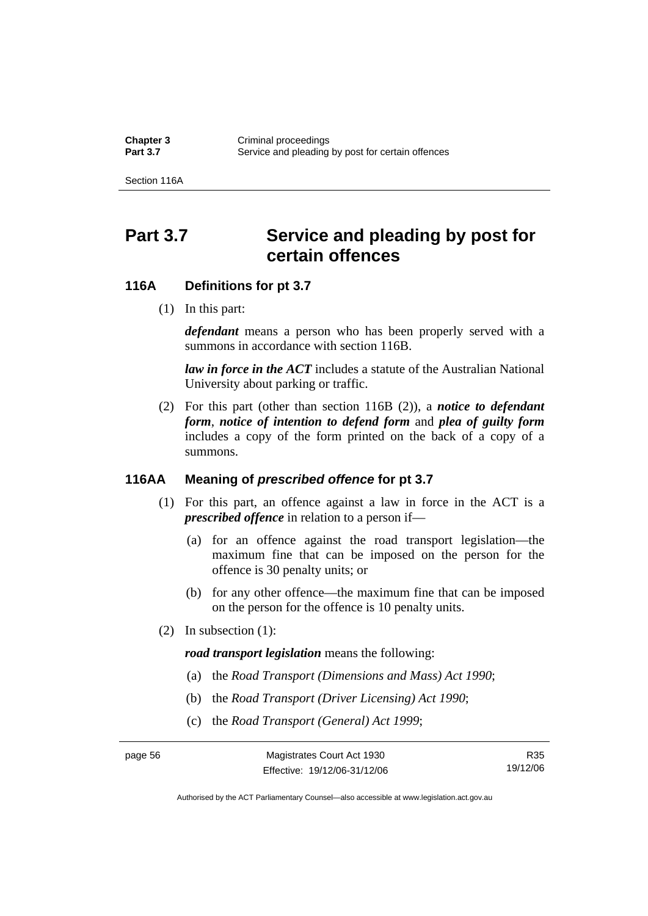# Part 3.7 Service and pleading by post for certain offences

## 116A Definitions for pt 3.7

(1) In this part:

***defendant*** means a person who has been properly served with a summons in accordance with section 116B.

***law in force in the ACT*** includes a statute of the Australian National University about parking or traffic.

(2) For this part (other than section 116B (2)), a ***notice to defendant form***, ***notice of intention to defend form*** and ***plea of guilty form*** includes a copy of the form printed on the back of a copy of a summons.

## 116AA Meaning of *prescribed offence* for pt 3.7

(1) For this part, an offence against a law in force in the ACT is a ***prescribed offence*** in relation to a person if—

(a) for an offence against the road transport legislation—the maximum fine that can be imposed on the person for the offence is 30 penalty units; or

(b) for any other offence—the maximum fine that can be imposed on the person for the offence is 10 penalty units.

(2) In subsection (1):

***road transport legislation*** means the following:

(a) the *Road Transport (Dimensions and Mass) Act 1990*;

(b) the *Road Transport (Driver Licensing) Act 1990*;

(c) the *Road Transport (General) Act 1999*;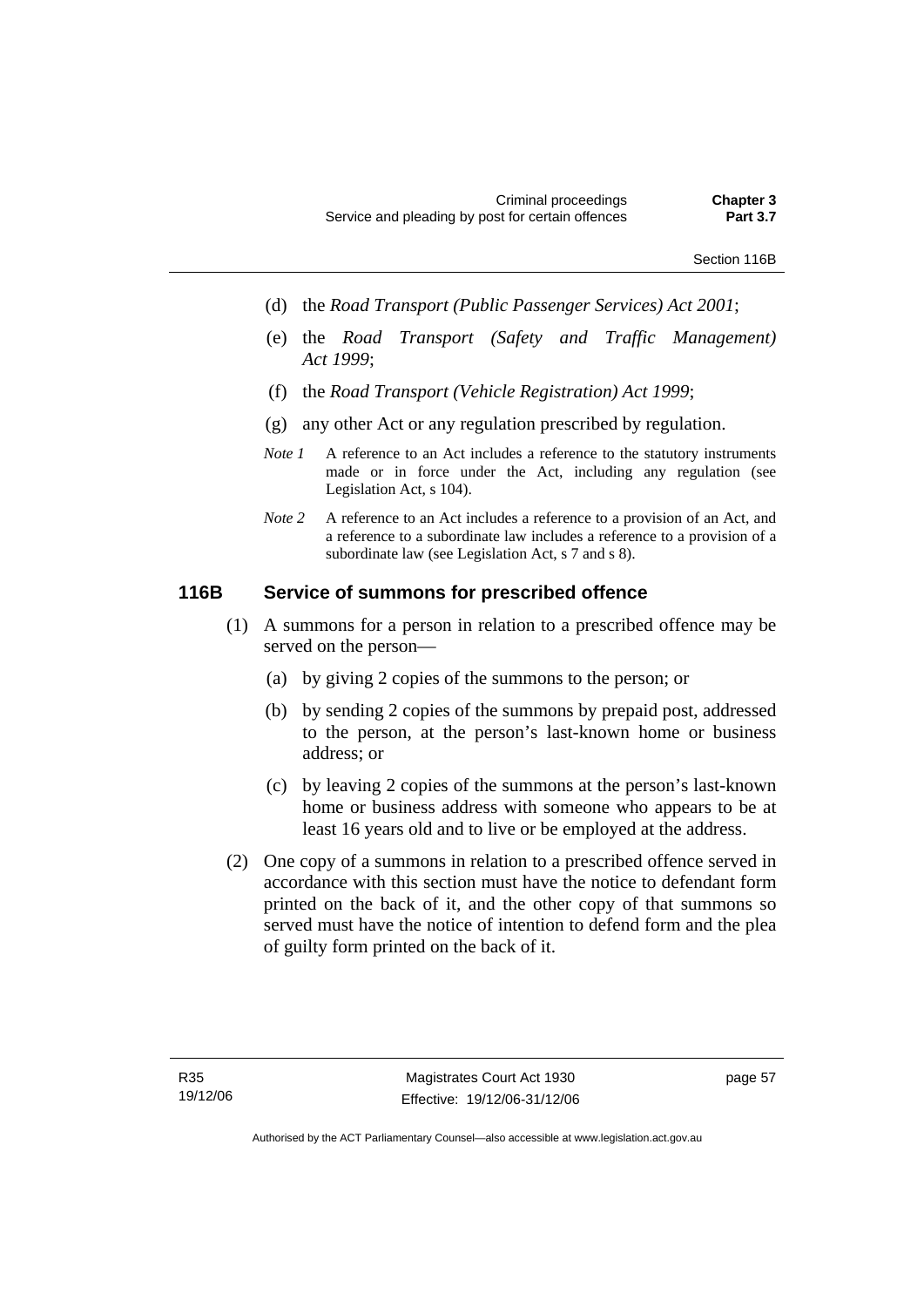(d) the *Road Transport (Public Passenger Services) Act 2001*;

(e) the *Road Transport (Safety and Traffic Management) Act 1999*;

(f) the *Road Transport (Vehicle Registration) Act 1999*;

(g) any other Act or any regulation prescribed by regulation.

*Note 1* A reference to an Act includes a reference to the statutory instruments made or in force under the Act, including any regulation (see Legislation Act, s 104).

*Note 2* A reference to an Act includes a reference to a provision of an Act, and a reference to a subordinate law includes a reference to a provision of a subordinate law (see Legislation Act, s 7 and s 8).

## 116B Service of summons for prescribed offence

(1) A summons for a person in relation to a prescribed offence may be served on the person—

(a) by giving 2 copies of the summons to the person; or

(b) by sending 2 copies of the summons by prepaid post, addressed to the person, at the person's last-known home or business address; or

(c) by leaving 2 copies of the summons at the person's last-known home or business address with someone who appears to be at least 16 years old and to live or be employed at the address.

(2) One copy of a summons in relation to a prescribed offence served in accordance with this section must have the notice to defendant form printed on the back of it, and the other copy of that summons so served must have the notice of intention to defend form and the plea of guilty form printed on the back of it.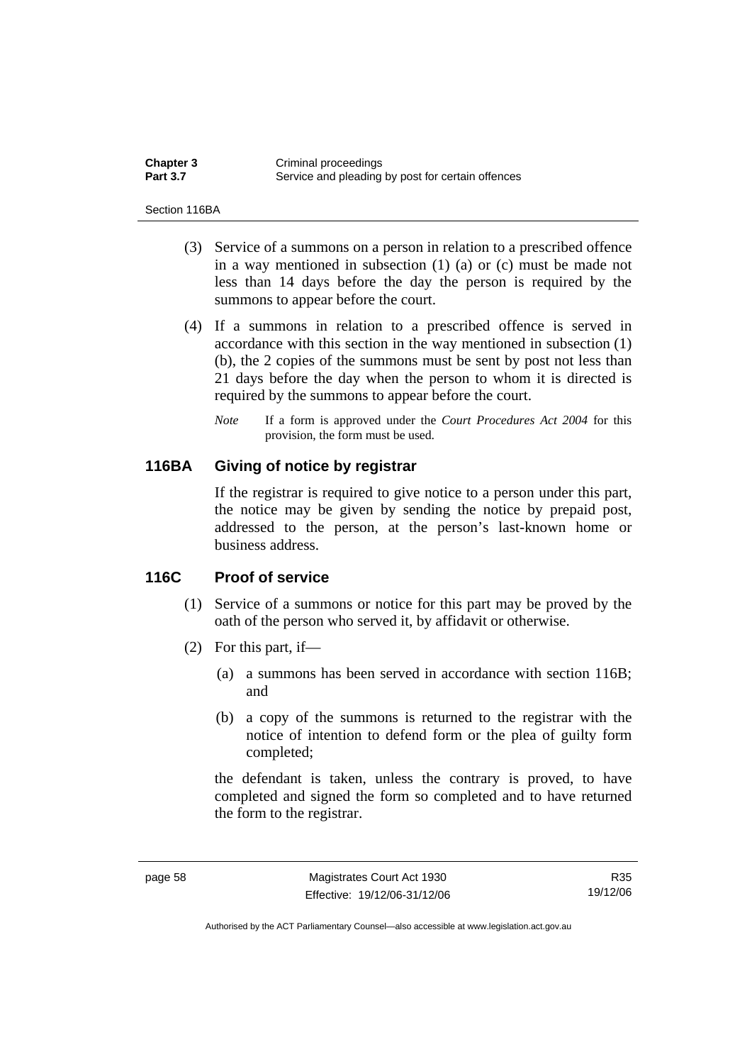(3) Service of a summons on a person in relation to a prescribed offence in a way mentioned in subsection (1) (a) or (c) must be made not less than 14 days before the day the person is required by the summons to appear before the court.

(4) If a summons in relation to a prescribed offence is served in accordance with this section in the way mentioned in subsection (1) (b), the 2 copies of the summons must be sent by post not less than 21 days before the day when the person to whom it is directed is required by the summons to appear before the court.

*Note* If a form is approved under the *Court Procedures Act 2004* for this provision, the form must be used.

## 116BA Giving of notice by registrar

If the registrar is required to give notice to a person under this part, the notice may be given by sending the notice by prepaid post, addressed to the person, at the person's last-known home or business address.

## 116C Proof of service

(1) Service of a summons or notice for this part may be proved by the oath of the person who served it, by affidavit or otherwise.

(2) For this part, if—

(a) a summons has been served in accordance with section 116B; and

(b) a copy of the summons is returned to the registrar with the notice of intention to defend form or the plea of guilty form completed;

the defendant is taken, unless the contrary is proved, to have completed and signed the form so completed and to have returned the form to the registrar.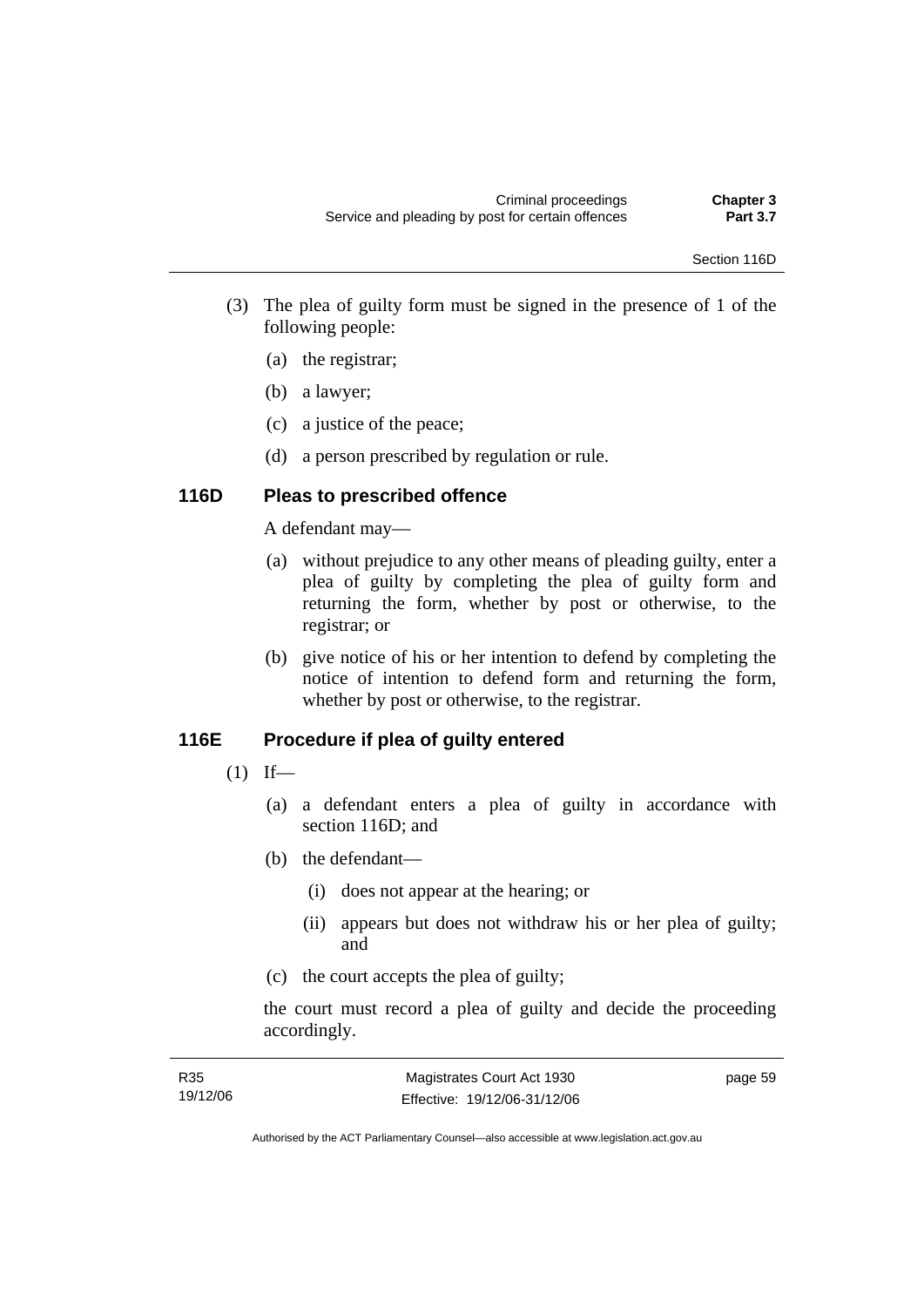(3) The plea of guilty form must be signed in the presence of 1 of the following people:

(a) the registrar;

(b) a lawyer;

(c) a justice of the peace;

(d) a person prescribed by regulation or rule.

### 116D Pleas to prescribed offence

A defendant may—

(a) without prejudice to any other means of pleading guilty, enter a plea of guilty by completing the plea of guilty form and returning the form, whether by post or otherwise, to the registrar; or

(b) give notice of his or her intention to defend by completing the notice of intention to defend form and returning the form, whether by post or otherwise, to the registrar.

### 116E Procedure if plea of guilty entered

(1) If—

(a) a defendant enters a plea of guilty in accordance with section 116D; and

(b) the defendant—

(i) does not appear at the hearing; or

(ii) appears but does not withdraw his or her plea of guilty; and

(c) the court accepts the plea of guilty;

the court must record a plea of guilty and decide the proceeding accordingly.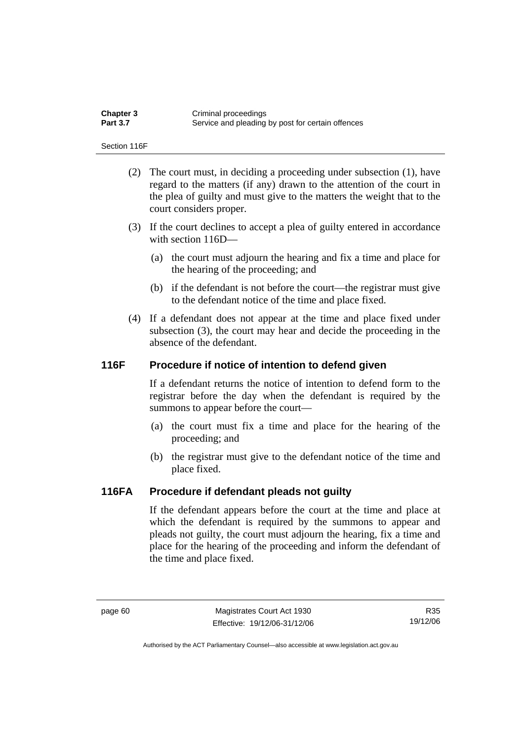(2) The court must, in deciding a proceeding under subsection (1), have regard to the matters (if any) drawn to the attention of the court in the plea of guilty and must give to the matters the weight that to the court considers proper.

(3) If the court declines to accept a plea of guilty entered in accordance with section 116D—

(a) the court must adjourn the hearing and fix a time and place for the hearing of the proceeding; and

(b) if the defendant is not before the court—the registrar must give to the defendant notice of the time and place fixed.

(4) If a defendant does not appear at the time and place fixed under subsection (3), the court may hear and decide the proceeding in the absence of the defendant.

## 116F Procedure if notice of intention to defend given

If a defendant returns the notice of intention to defend form to the registrar before the day when the defendant is required by the summons to appear before the court—

(a) the court must fix a time and place for the hearing of the proceeding; and

(b) the registrar must give to the defendant notice of the time and place fixed.

## 116FA Procedure if defendant pleads not guilty

If the defendant appears before the court at the time and place at which the defendant is required by the summons to appear and pleads not guilty, the court must adjourn the hearing, fix a time and place for the hearing of the proceeding and inform the defendant of the time and place fixed.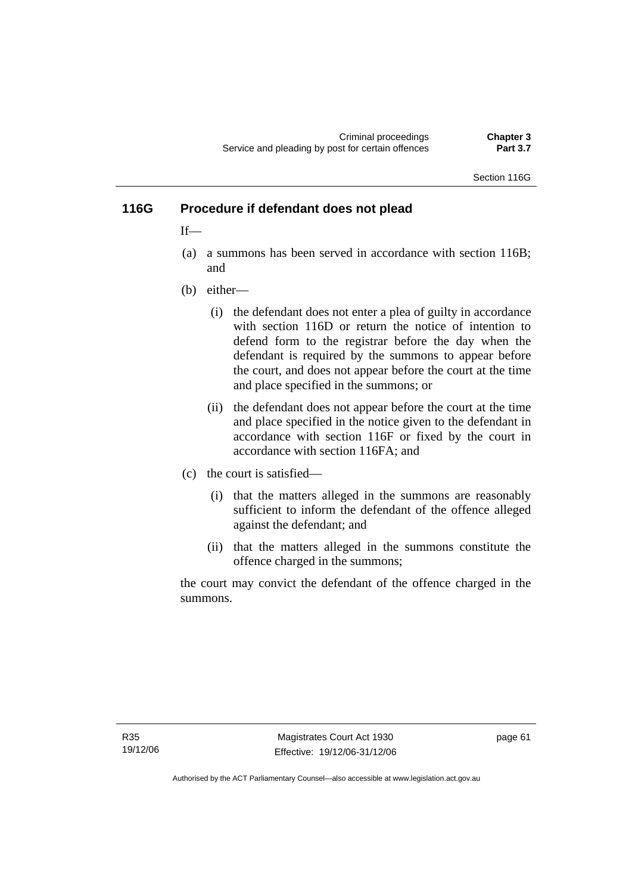## 116G Procedure if defendant does not plead

If—

(a) a summons has been served in accordance with section 116B; and

(b) either—

 (i) the defendant does not enter a plea of guilty in accordance with section 116D or return the notice of intention to defend form to the registrar before the day when the defendant is required by the summons to appear before the court, and does not appear before the court at the time and place specified in the summons; or

 (ii) the defendant does not appear before the court at the time and place specified in the notice given to the defendant in accordance with section 116F or fixed by the court in accordance with section 116FA; and

(c) the court is satisfied—

 (i) that the matters alleged in the summons are reasonably sufficient to inform the defendant of the offence alleged against the defendant; and

 (ii) that the matters alleged in the summons constitute the offence charged in the summons;

the court may convict the defendant of the offence charged in the summons.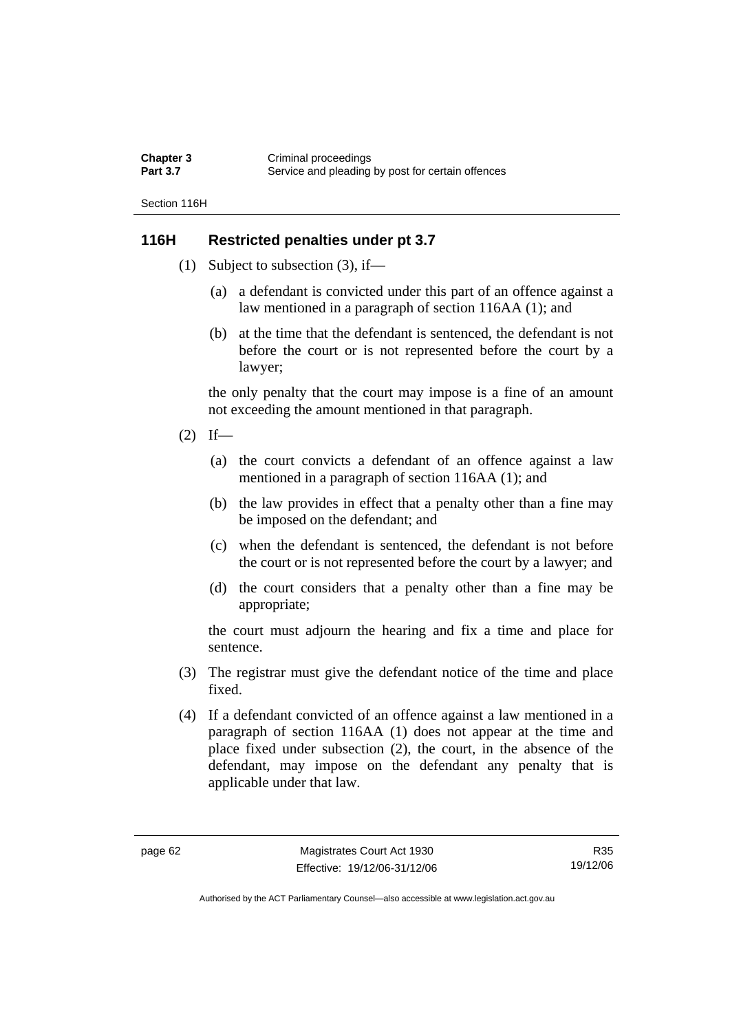## 116H Restricted penalties under pt 3.7

(1) Subject to subsection (3), if—

(a) a defendant is convicted under this part of an offence against a law mentioned in a paragraph of section 116AA (1); and

(b) at the time that the defendant is sentenced, the defendant is not before the court or is not represented before the court by a lawyer;

the only penalty that the court may impose is a fine of an amount not exceeding the amount mentioned in that paragraph.

(2) If—

(a) the court convicts a defendant of an offence against a law mentioned in a paragraph of section 116AA (1); and

(b) the law provides in effect that a penalty other than a fine may be imposed on the defendant; and

(c) when the defendant is sentenced, the defendant is not before the court or is not represented before the court by a lawyer; and

(d) the court considers that a penalty other than a fine may be appropriate;

the court must adjourn the hearing and fix a time and place for sentence.

(3) The registrar must give the defendant notice of the time and place fixed.

(4) If a defendant convicted of an offence against a law mentioned in a paragraph of section 116AA (1) does not appear at the time and place fixed under subsection (2), the court, in the absence of the defendant, may impose on the defendant any penalty that is applicable under that law.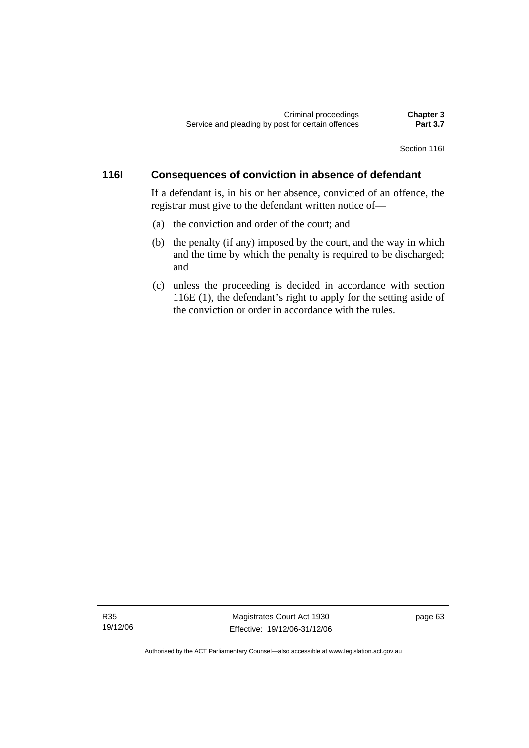## 116I Consequences of conviction in absence of defendant

If a defendant is, in his or her absence, convicted of an offence, the registrar must give to the defendant written notice of—

(a) the conviction and order of the court; and

(b) the penalty (if any) imposed by the court, and the way in which and the time by which the penalty is required to be discharged; and

(c) unless the proceeding is decided in accordance with section 116E (1), the defendant's right to apply for the setting aside of the conviction or order in accordance with the rules.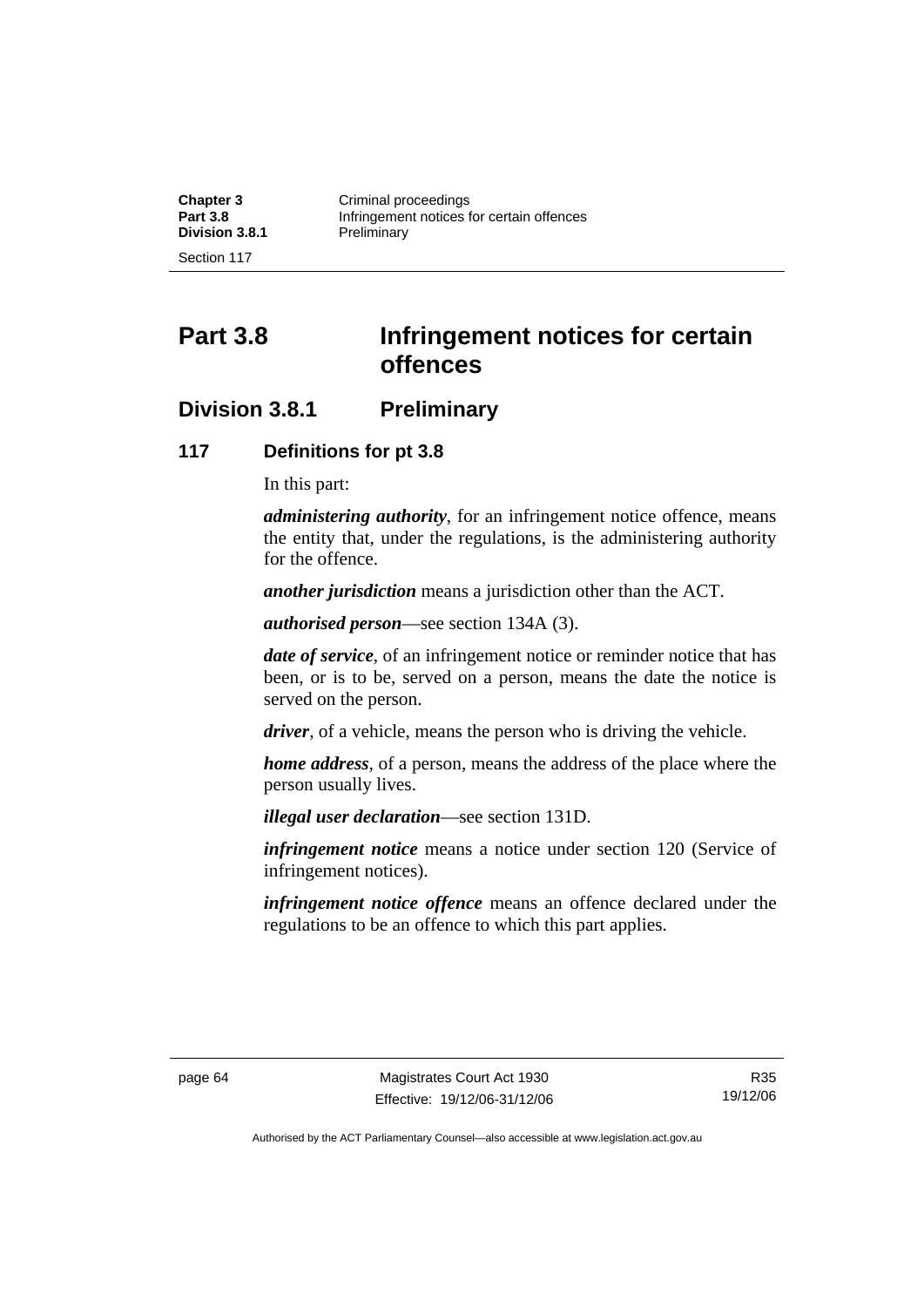# Part 3.8 Infringement notices for certain offences

## Division 3.8.1 Preliminary

### 117 Definitions for pt 3.8

In this part:

***administering authority***, for an infringement notice offence, means the entity that, under the regulations, is the administering authority for the offence.

***another jurisdiction*** means a jurisdiction other than the ACT.

***authorised person***—see section 134A (3).

***date of service***, of an infringement notice or reminder notice that has been, or is to be, served on a person, means the date the notice is served on the person.

***driver***, of a vehicle, means the person who is driving the vehicle.

***home address***, of a person, means the address of the place where the person usually lives.

***illegal user declaration***—see section 131D.

***infringement notice*** means a notice under section 120 (Service of infringement notices).

***infringement notice offence*** means an offence declared under the regulations to be an offence to which this part applies.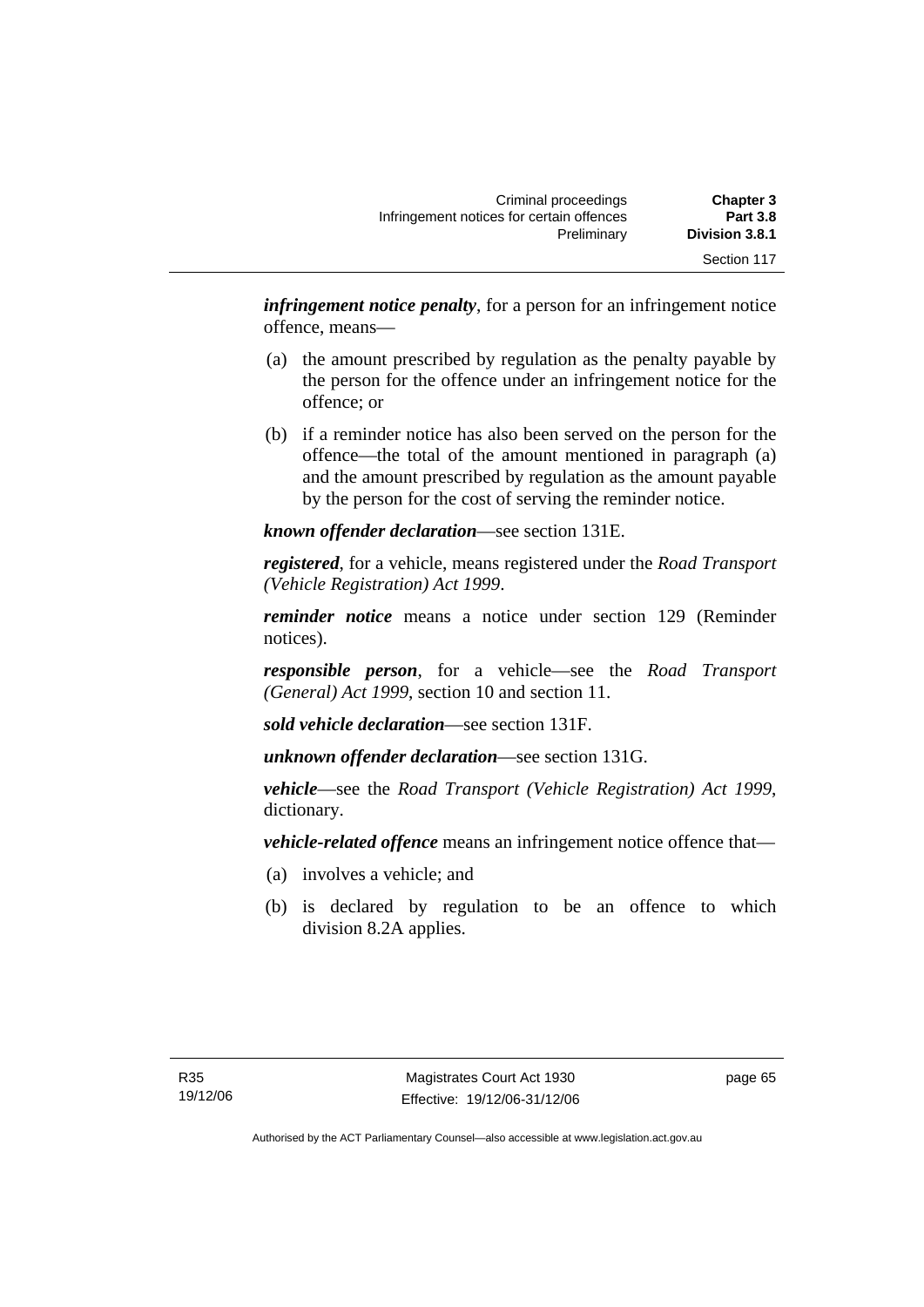***infringement notice penalty***, for a person for an infringement notice offence, means—

(a) the amount prescribed by regulation as the penalty payable by the person for the offence under an infringement notice for the offence; or

(b) if a reminder notice has also been served on the person for the offence—the total of the amount mentioned in paragraph (a) and the amount prescribed by regulation as the amount payable by the person for the cost of serving the reminder notice.

***known offender declaration***—see section 131E.

***registered***, for a vehicle, means registered under the *Road Transport (Vehicle Registration) Act 1999*.

***reminder notice*** means a notice under section 129 (Reminder notices).

***responsible person***, for a vehicle—see the *Road Transport (General) Act 1999*, section 10 and section 11.

***sold vehicle declaration***—see section 131F.

***unknown offender declaration***—see section 131G.

***vehicle***—see the *Road Transport (Vehicle Registration) Act 1999*, dictionary.

***vehicle-related offence*** means an infringement notice offence that—

(a) involves a vehicle; and

(b) is declared by regulation to be an offence to which division 8.2A applies.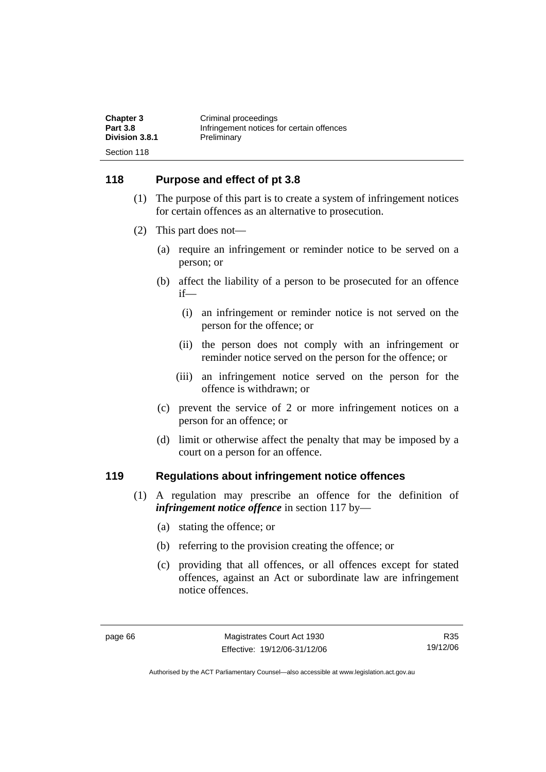## 118 Purpose and effect of pt 3.8

(1) The purpose of this part is to create a system of infringement notices for certain offences as an alternative to prosecution.

(2) This part does not—

- (a) require an infringement or reminder notice to be served on a person; or
- (b) affect the liability of a person to be prosecuted for an offence if—
  - (i) an infringement or reminder notice is not served on the person for the offence; or
  - (ii) the person does not comply with an infringement or reminder notice served on the person for the offence; or
  - (iii) an infringement notice served on the person for the offence is withdrawn; or
- (c) prevent the service of 2 or more infringement notices on a person for an offence; or
- (d) limit or otherwise affect the penalty that may be imposed by a court on a person for an offence.

## 119 Regulations about infringement notice offences

(1) A regulation may prescribe an offence for the definition of ***infringement notice offence*** in section 117 by—

- (a) stating the offence; or
- (b) referring to the provision creating the offence; or
- (c) providing that all offences, or all offences except for stated offences, against an Act or subordinate law are infringement notice offences.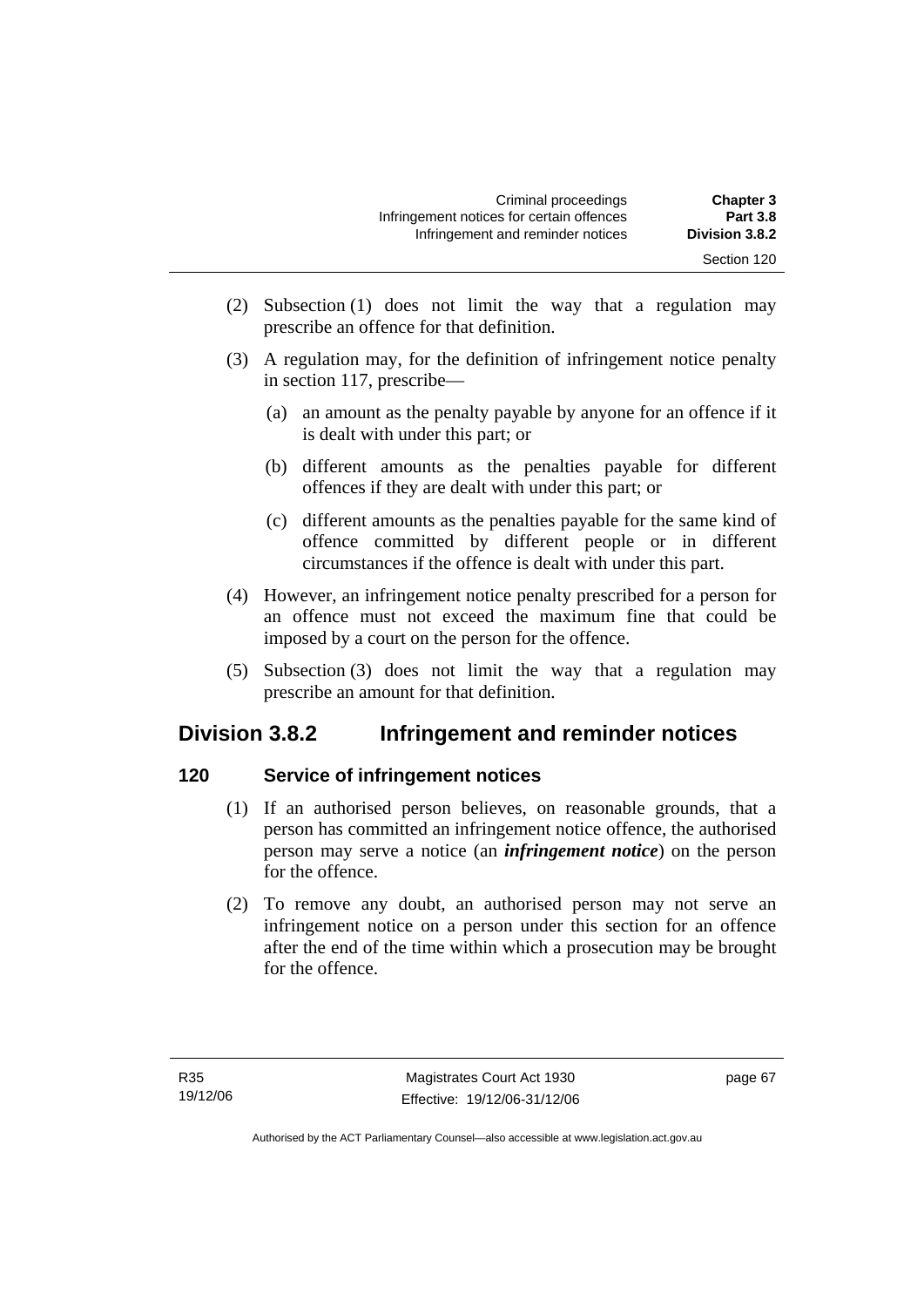(2) Subsection (1) does not limit the way that a regulation may prescribe an offence for that definition.

(3) A regulation may, for the definition of infringement notice penalty in section 117, prescribe—

(a) an amount as the penalty payable by anyone for an offence if it is dealt with under this part; or

(b) different amounts as the penalties payable for different offences if they are dealt with under this part; or

(c) different amounts as the penalties payable for the same kind of offence committed by different people or in different circumstances if the offence is dealt with under this part.

(4) However, an infringement notice penalty prescribed for a person for an offence must not exceed the maximum fine that could be imposed by a court on the person for the offence.

(5) Subsection (3) does not limit the way that a regulation may prescribe an amount for that definition.

## Division 3.8.2 Infringement and reminder notices

### 120 Service of infringement notices

(1) If an authorised person believes, on reasonable grounds, that a person has committed an infringement notice offence, the authorised person may serve a notice (an ***infringement notice***) on the person for the offence.

(2) To remove any doubt, an authorised person may not serve an infringement notice on a person under this section for an offence after the end of the time within which a prosecution may be brought for the offence.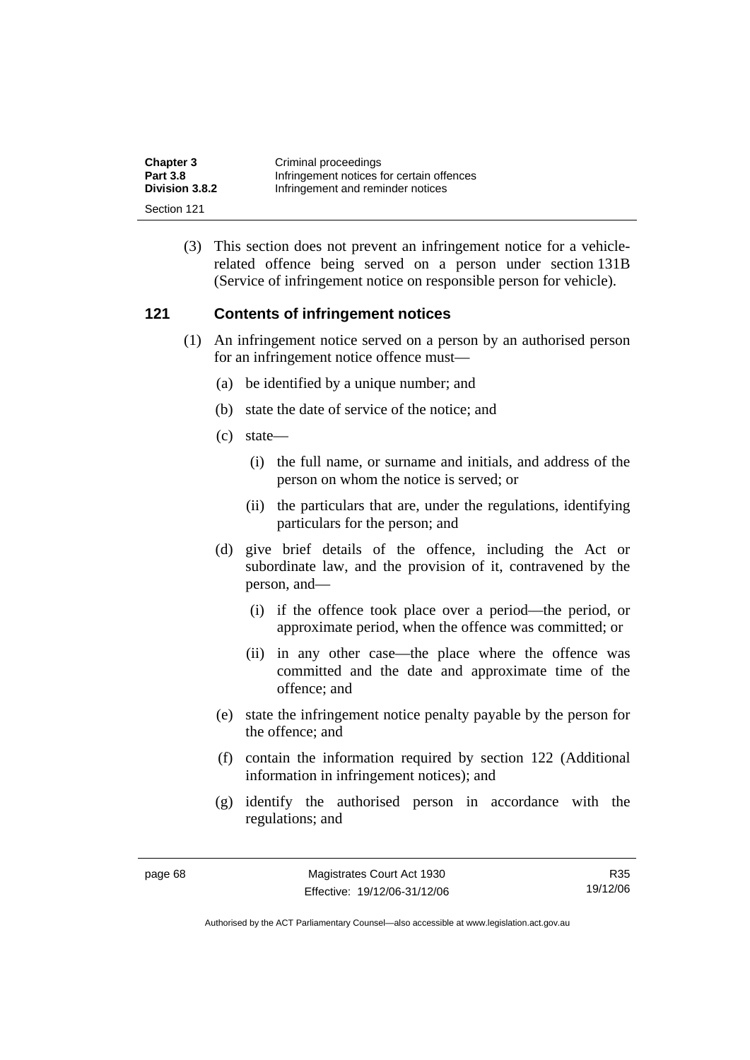(3) This section does not prevent an infringement notice for a vehicle-related offence being served on a person under section 131B (Service of infringement notice on responsible person for vehicle).

## 121 Contents of infringement notices

(1) An infringement notice served on a person by an authorised person for an infringement notice offence must—

(a) be identified by a unique number; and

(b) state the date of service of the notice; and

(c) state—

(i) the full name, or surname and initials, and address of the person on whom the notice is served; or

(ii) the particulars that are, under the regulations, identifying particulars for the person; and

(d) give brief details of the offence, including the Act or subordinate law, and the provision of it, contravened by the person, and—

(i) if the offence took place over a period—the period, or approximate period, when the offence was committed; or

(ii) in any other case—the place where the offence was committed and the date and approximate time of the offence; and

(e) state the infringement notice penalty payable by the person for the offence; and

(f) contain the information required by section 122 (Additional information in infringement notices); and

(g) identify the authorised person in accordance with the regulations; and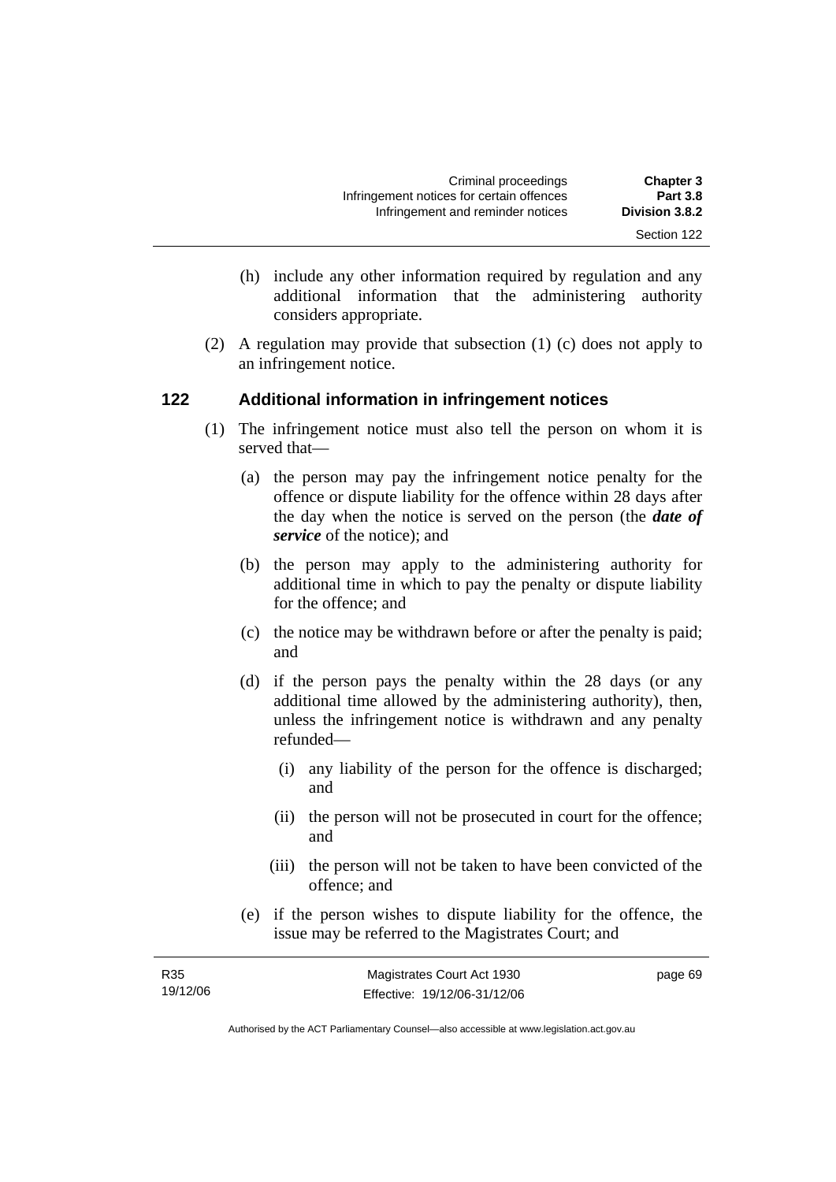(h) include any other information required by regulation and any additional information that the administering authority considers appropriate.

(2) A regulation may provide that subsection (1) (c) does not apply to an infringement notice.

## 122 Additional information in infringement notices

(1) The infringement notice must also tell the person on whom it is served that—

(a) the person may pay the infringement notice penalty for the offence or dispute liability for the offence within 28 days after the day when the notice is served on the person (the ***date of service*** of the notice); and

(b) the person may apply to the administering authority for additional time in which to pay the penalty or dispute liability for the offence; and

(c) the notice may be withdrawn before or after the penalty is paid; and

(d) if the person pays the penalty within the 28 days (or any additional time allowed by the administering authority), then, unless the infringement notice is withdrawn and any penalty refunded—

(i) any liability of the person for the offence is discharged; and

(ii) the person will not be prosecuted in court for the offence; and

(iii) the person will not be taken to have been convicted of the offence; and

(e) if the person wishes to dispute liability for the offence, the issue may be referred to the Magistrates Court; and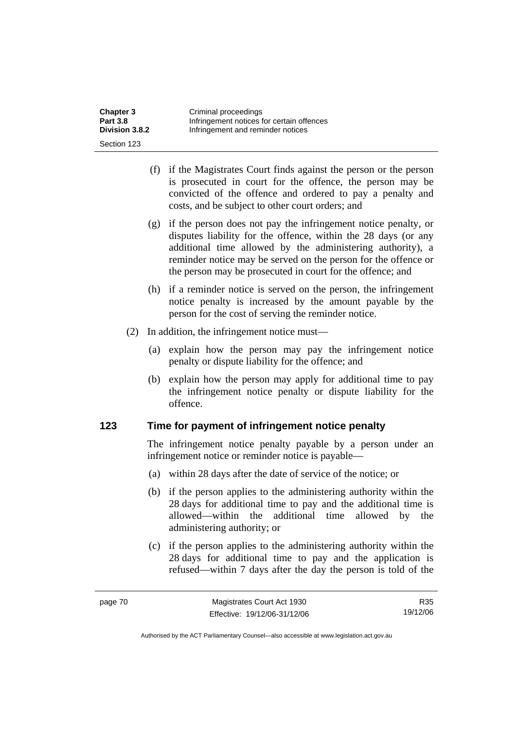(f) if the Magistrates Court finds against the person or the person is prosecuted in court for the offence, the person may be convicted of the offence and ordered to pay a penalty and costs, and be subject to other court orders; and

(g) if the person does not pay the infringement notice penalty, or disputes liability for the offence, within the 28 days (or any additional time allowed by the administering authority), a reminder notice may be served on the person for the offence or the person may be prosecuted in court for the offence; and

(h) if a reminder notice is served on the person, the infringement notice penalty is increased by the amount payable by the person for the cost of serving the reminder notice.

(2) In addition, the infringement notice must—

(a) explain how the person may pay the infringement notice penalty or dispute liability for the offence; and

(b) explain how the person may apply for additional time to pay the infringement notice penalty or dispute liability for the offence.

## 123 Time for payment of infringement notice penalty

The infringement notice penalty payable by a person under an infringement notice or reminder notice is payable—

(a) within 28 days after the date of service of the notice; or

(b) if the person applies to the administering authority within the 28 days for additional time to pay and the additional time is allowed—within the additional time allowed by the administering authority; or

(c) if the person applies to the administering authority within the 28 days for additional time to pay and the application is refused—within 7 days after the day the person is told of the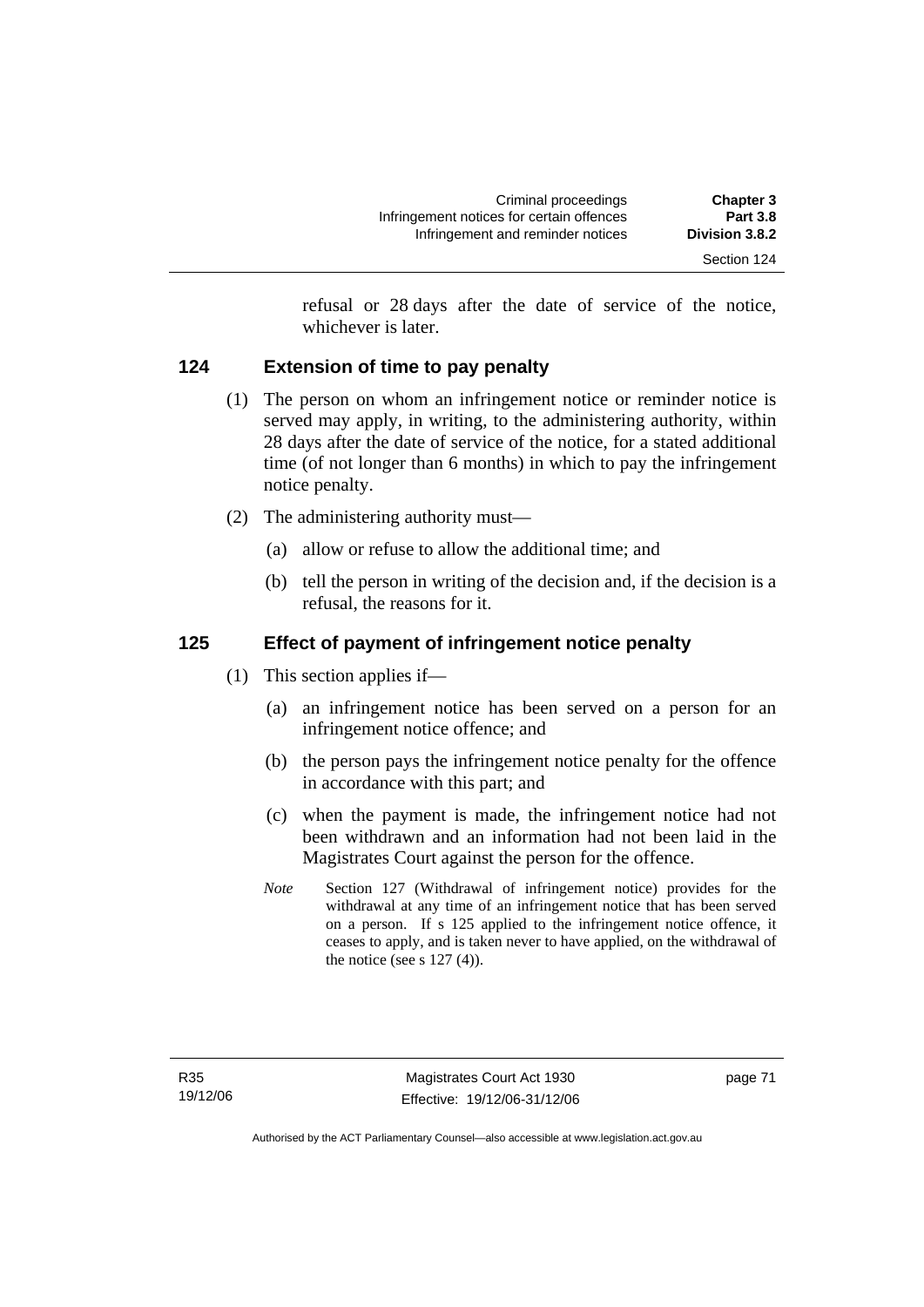refusal or 28 days after the date of service of the notice, whichever is later.

## 124 Extension of time to pay penalty

(1) The person on whom an infringement notice or reminder notice is served may apply, in writing, to the administering authority, within 28 days after the date of service of the notice, for a stated additional time (of not longer than 6 months) in which to pay the infringement notice penalty.

(2) The administering authority must—

(a) allow or refuse to allow the additional time; and

(b) tell the person in writing of the decision and, if the decision is a refusal, the reasons for it.

## 125 Effect of payment of infringement notice penalty

(1) This section applies if—

(a) an infringement notice has been served on a person for an infringement notice offence; and

(b) the person pays the infringement notice penalty for the offence in accordance with this part; and

(c) when the payment is made, the infringement notice had not been withdrawn and an information had not been laid in the Magistrates Court against the person for the offence.

*Note* Section 127 (Withdrawal of infringement notice) provides for the withdrawal at any time of an infringement notice that has been served on a person. If s 125 applied to the infringement notice offence, it ceases to apply, and is taken never to have applied, on the withdrawal of the notice (see s 127 (4)).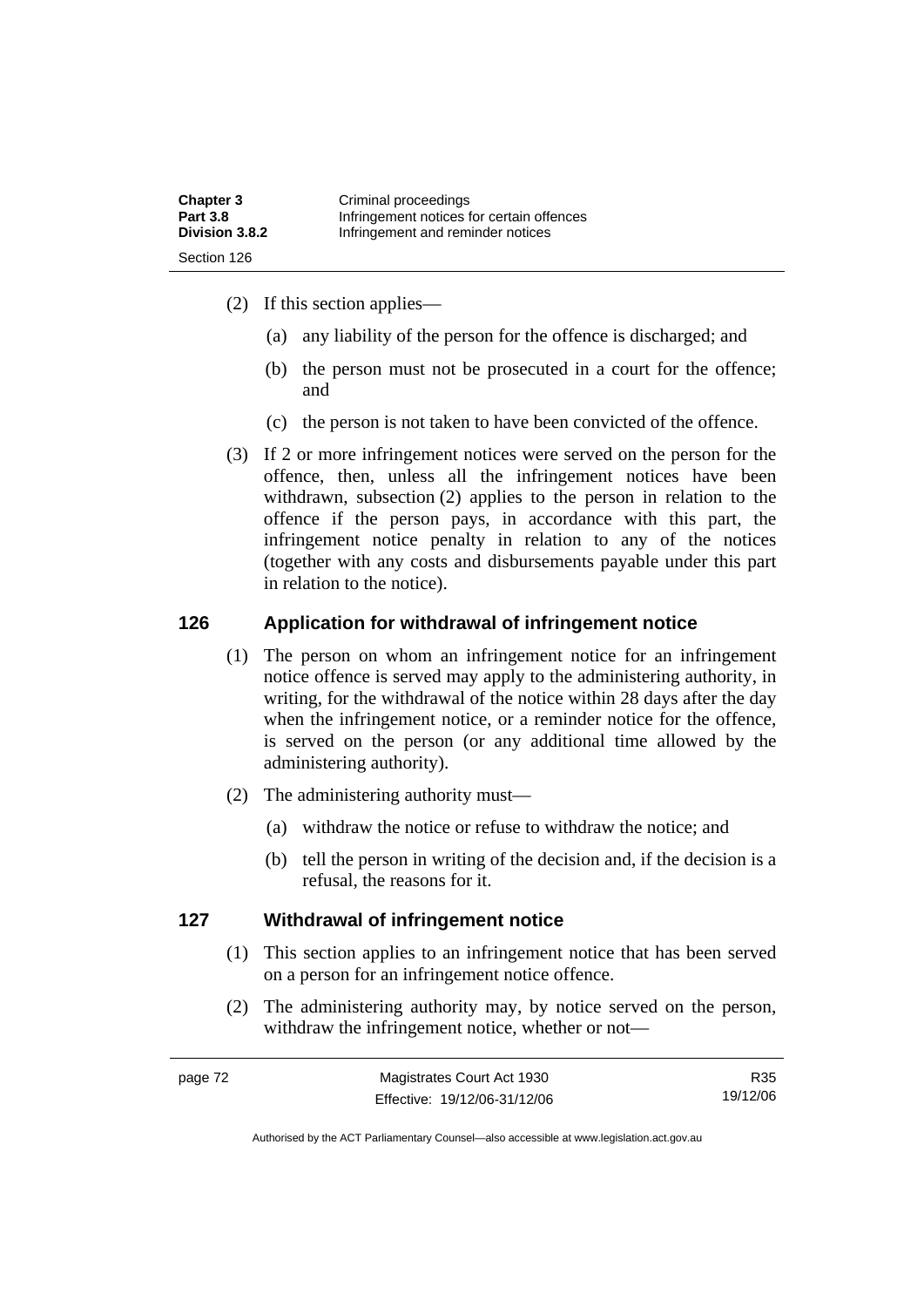(2) If this section applies—

(a) any liability of the person for the offence is discharged; and

(b) the person must not be prosecuted in a court for the offence; and

(c) the person is not taken to have been convicted of the offence.

(3) If 2 or more infringement notices were served on the person for the offence, then, unless all the infringement notices have been withdrawn, subsection (2) applies to the person in relation to the offence if the person pays, in accordance with this part, the infringement notice penalty in relation to any of the notices (together with any costs and disbursements payable under this part in relation to the notice).

## 126 Application for withdrawal of infringement notice

(1) The person on whom an infringement notice for an infringement notice offence is served may apply to the administering authority, in writing, for the withdrawal of the notice within 28 days after the day when the infringement notice, or a reminder notice for the offence, is served on the person (or any additional time allowed by the administering authority).

(2) The administering authority must—

(a) withdraw the notice or refuse to withdraw the notice; and

(b) tell the person in writing of the decision and, if the decision is a refusal, the reasons for it.

## 127 Withdrawal of infringement notice

(1) This section applies to an infringement notice that has been served on a person for an infringement notice offence.

(2) The administering authority may, by notice served on the person, withdraw the infringement notice, whether or not—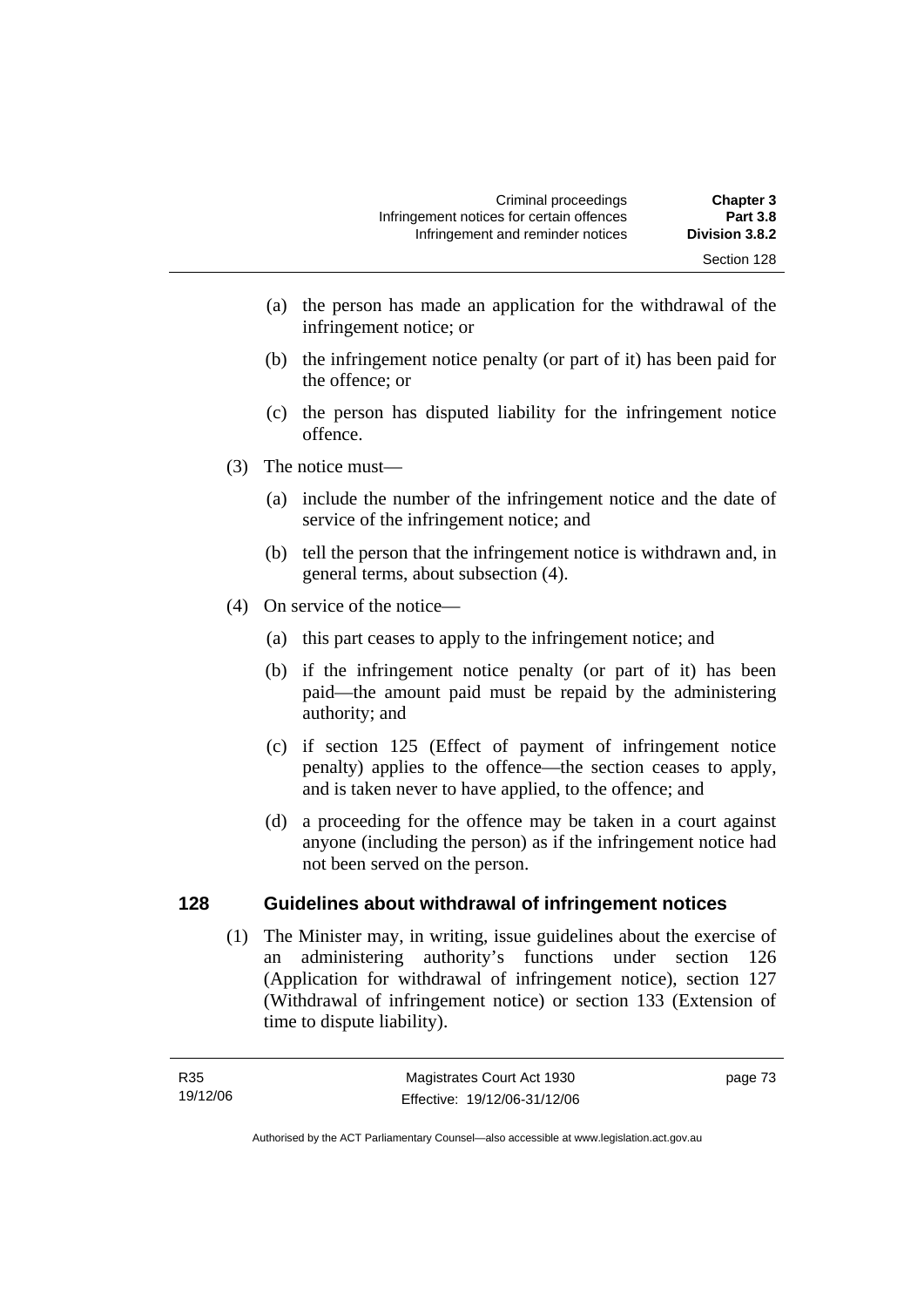(a) the person has made an application for the withdrawal of the infringement notice; or

(b) the infringement notice penalty (or part of it) has been paid for the offence; or

(c) the person has disputed liability for the infringement notice offence.

(3) The notice must—

(a) include the number of the infringement notice and the date of service of the infringement notice; and

(b) tell the person that the infringement notice is withdrawn and, in general terms, about subsection (4).

(4) On service of the notice—

(a) this part ceases to apply to the infringement notice; and

(b) if the infringement notice penalty (or part of it) has been paid—the amount paid must be repaid by the administering authority; and

(c) if section 125 (Effect of payment of infringement notice penalty) applies to the offence—the section ceases to apply, and is taken never to have applied, to the offence; and

(d) a proceeding for the offence may be taken in a court against anyone (including the person) as if the infringement notice had not been served on the person.

## 128 Guidelines about withdrawal of infringement notices

(1) The Minister may, in writing, issue guidelines about the exercise of an administering authority's functions under section 126 (Application for withdrawal of infringement notice), section 127 (Withdrawal of infringement notice) or section 133 (Extension of time to dispute liability).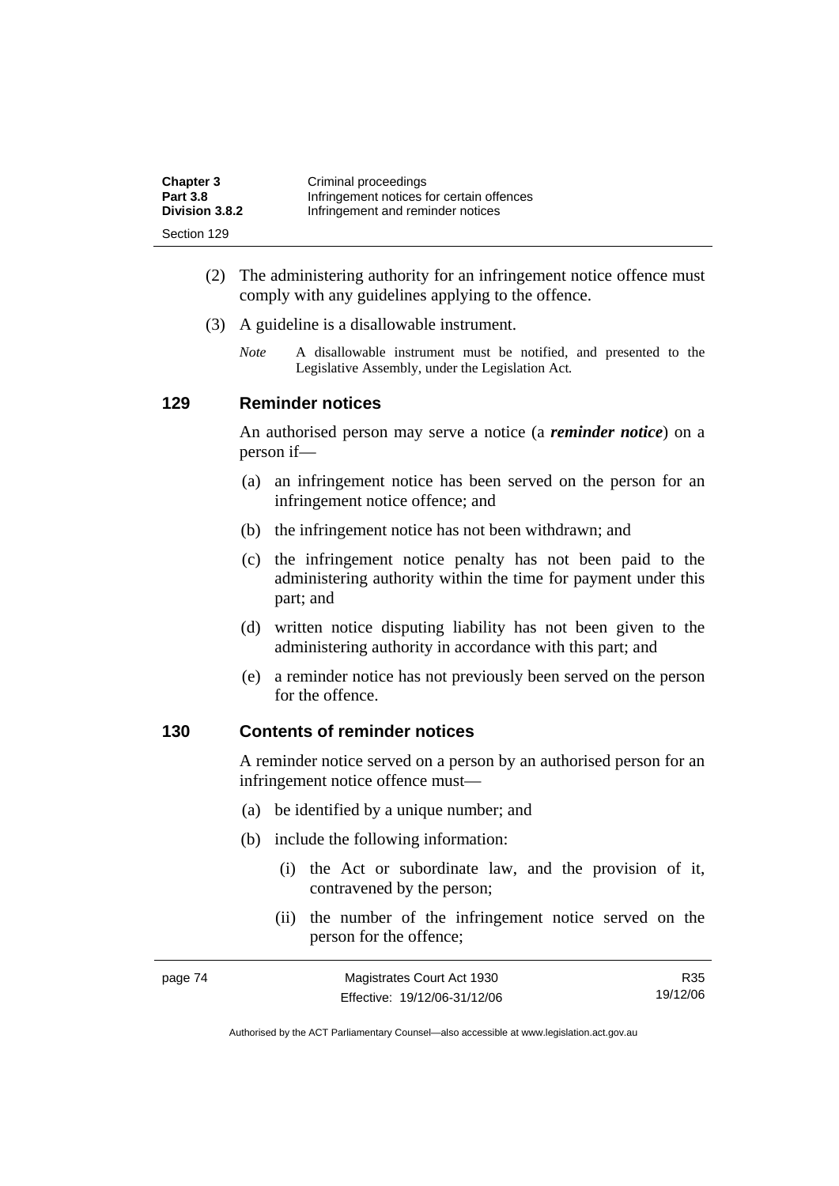(2) The administering authority for an infringement notice offence must comply with any guidelines applying to the offence.

(3) A guideline is a disallowable instrument.

*Note* A disallowable instrument must be notified, and presented to the Legislative Assembly, under the Legislation Act*.*

## 129 Reminder notices

An authorised person may serve a notice (a ***reminder notice***) on a person if—

(a) an infringement notice has been served on the person for an infringement notice offence; and

(b) the infringement notice has not been withdrawn; and

(c) the infringement notice penalty has not been paid to the administering authority within the time for payment under this part; and

(d) written notice disputing liability has not been given to the administering authority in accordance with this part; and

(e) a reminder notice has not previously been served on the person for the offence.

## 130 Contents of reminder notices

A reminder notice served on a person by an authorised person for an infringement notice offence must—

(a) be identified by a unique number; and

(b) include the following information:

(i) the Act or subordinate law, and the provision of it, contravened by the person;

(ii) the number of the infringement notice served on the person for the offence;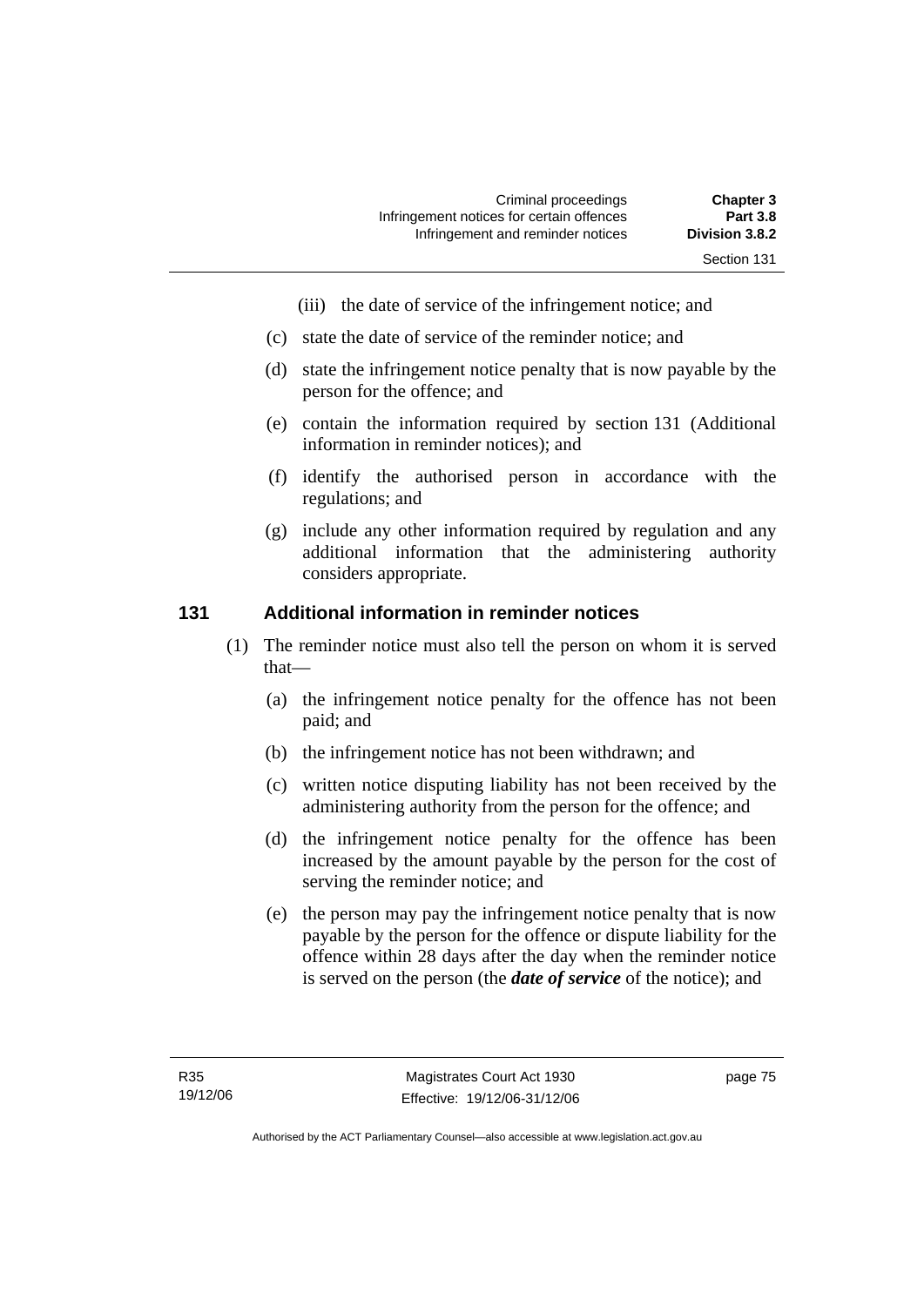(iii) the date of service of the infringement notice; and

(c) state the date of service of the reminder notice; and

(d) state the infringement notice penalty that is now payable by the person for the offence; and

(e) contain the information required by section 131 (Additional information in reminder notices); and

(f) identify the authorised person in accordance with the regulations; and

(g) include any other information required by regulation and any additional information that the administering authority considers appropriate.

## 131 Additional information in reminder notices

(1) The reminder notice must also tell the person on whom it is served that—

(a) the infringement notice penalty for the offence has not been paid; and

(b) the infringement notice has not been withdrawn; and

(c) written notice disputing liability has not been received by the administering authority from the person for the offence; and

(d) the infringement notice penalty for the offence has been increased by the amount payable by the person for the cost of serving the reminder notice; and

(e) the person may pay the infringement notice penalty that is now payable by the person for the offence or dispute liability for the offence within 28 days after the day when the reminder notice is served on the person (the ***date of service*** of the notice); and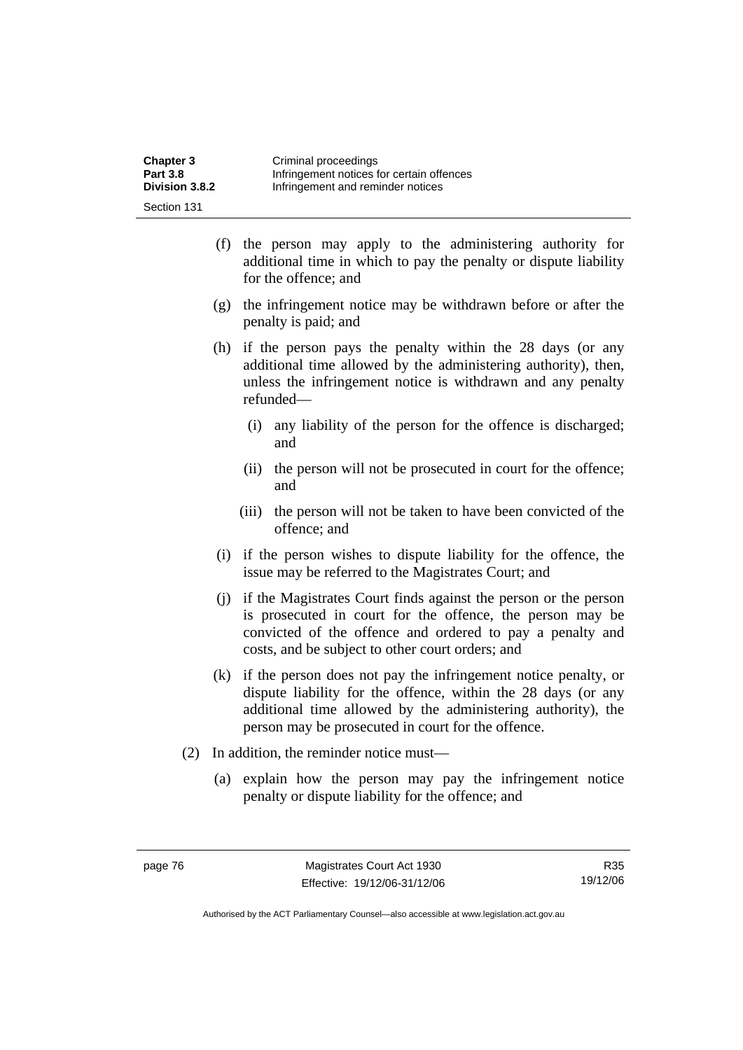(f) the person may apply to the administering authority for additional time in which to pay the penalty or dispute liability for the offence; and

(g) the infringement notice may be withdrawn before or after the penalty is paid; and

(h) if the person pays the penalty within the 28 days (or any additional time allowed by the administering authority), then, unless the infringement notice is withdrawn and any penalty refunded—

  (i) any liability of the person for the offence is discharged; and

  (ii) the person will not be prosecuted in court for the offence; and

  (iii) the person will not be taken to have been convicted of the offence; and

(i) if the person wishes to dispute liability for the offence, the issue may be referred to the Magistrates Court; and

(j) if the Magistrates Court finds against the person or the person is prosecuted in court for the offence, the person may be convicted of the offence and ordered to pay a penalty and costs, and be subject to other court orders; and

(k) if the person does not pay the infringement notice penalty, or dispute liability for the offence, within the 28 days (or any additional time allowed by the administering authority), the person may be prosecuted in court for the offence.

(2) In addition, the reminder notice must—

(a) explain how the person may pay the infringement notice penalty or dispute liability for the offence; and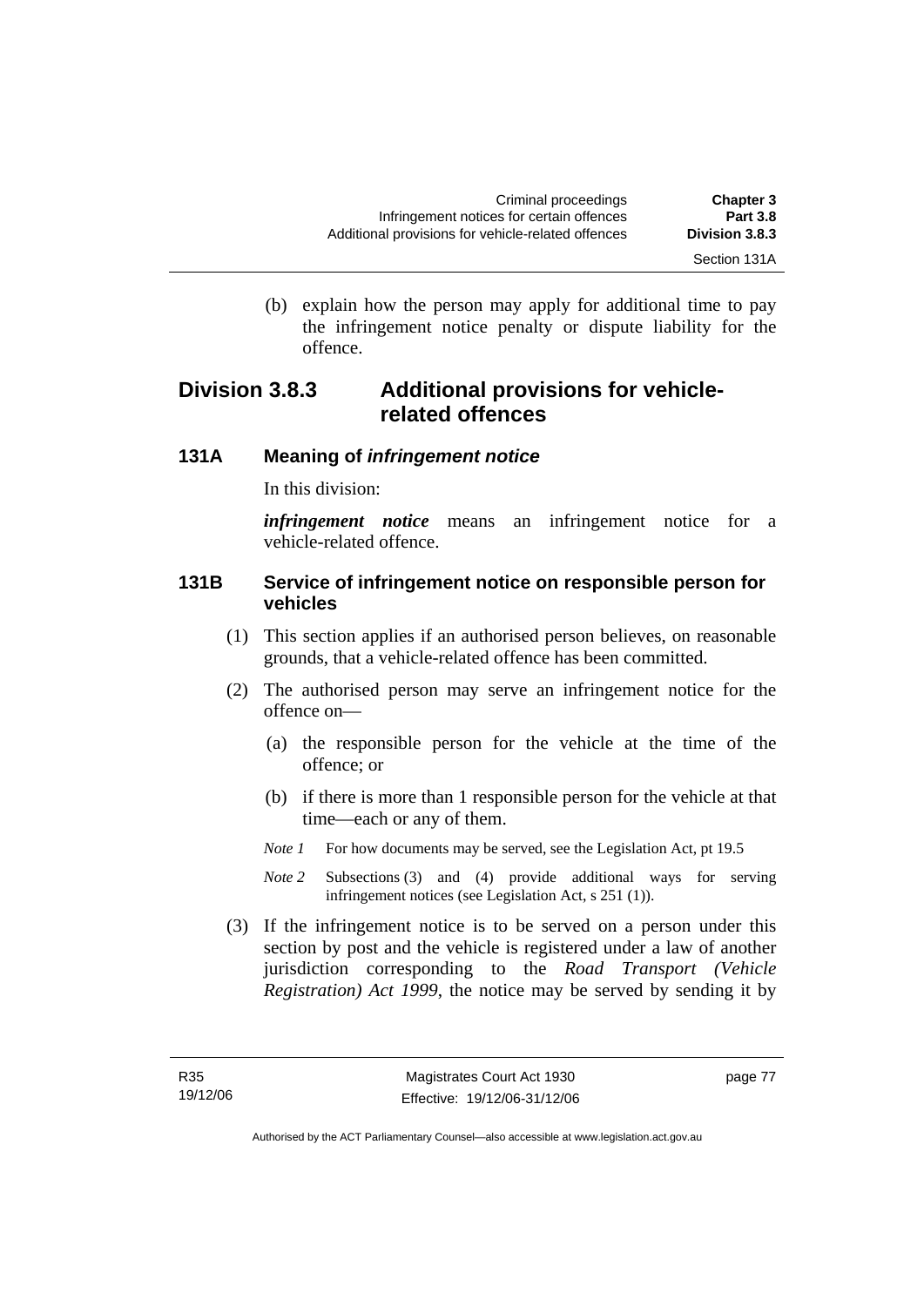(b) explain how the person may apply for additional time to pay the infringement notice penalty or dispute liability for the offence.

## Division 3.8.3 Additional provisions for vehicle-related offences

### 131A Meaning of *infringement notice*

In this division:

***infringement notice*** means an infringement notice for a vehicle-related offence.

### 131B Service of infringement notice on responsible person for vehicles

(1) This section applies if an authorised person believes, on reasonable grounds, that a vehicle-related offence has been committed.

(2) The authorised person may serve an infringement notice for the offence on—

(a) the responsible person for the vehicle at the time of the offence; or

(b) if there is more than 1 responsible person for the vehicle at that time—each or any of them.

*Note 1* For how documents may be served, see the Legislation Act, pt 19.5

*Note 2* Subsections (3) and (4) provide additional ways for serving infringement notices (see Legislation Act, s 251 (1)).

(3) If the infringement notice is to be served on a person under this section by post and the vehicle is registered under a law of another jurisdiction corresponding to the *Road Transport (Vehicle Registration) Act 1999*, the notice may be served by sending it by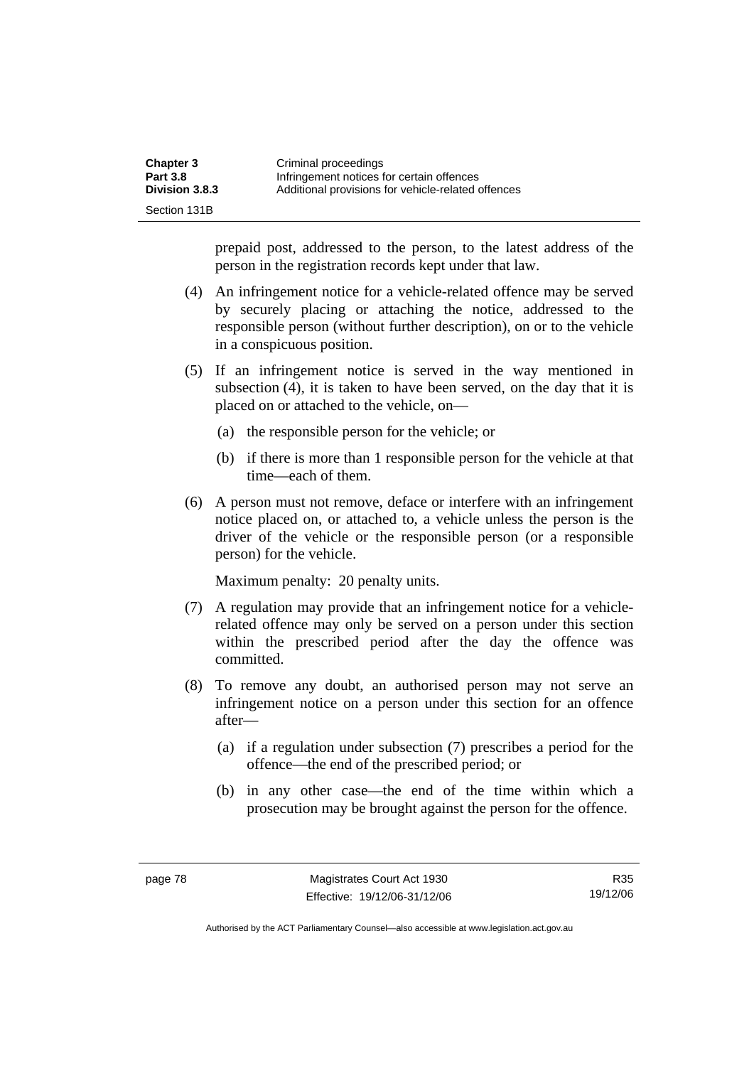prepaid post, addressed to the person, to the latest address of the person in the registration records kept under that law.

(4) An infringement notice for a vehicle-related offence may be served by securely placing or attaching the notice, addressed to the responsible person (without further description), on or to the vehicle in a conspicuous position.

(5) If an infringement notice is served in the way mentioned in subsection (4), it is taken to have been served, on the day that it is placed on or attached to the vehicle, on—

(a) the responsible person for the vehicle; or

(b) if there is more than 1 responsible person for the vehicle at that time—each of them.

(6) A person must not remove, deface or interfere with an infringement notice placed on, or attached to, a vehicle unless the person is the driver of the vehicle or the responsible person (or a responsible person) for the vehicle.

Maximum penalty: 20 penalty units.

(7) A regulation may provide that an infringement notice for a vehicle-related offence may only be served on a person under this section within the prescribed period after the day the offence was committed.

(8) To remove any doubt, an authorised person may not serve an infringement notice on a person under this section for an offence after—

(a) if a regulation under subsection (7) prescribes a period for the offence—the end of the prescribed period; or

(b) in any other case—the end of the time within which a prosecution may be brought against the person for the offence.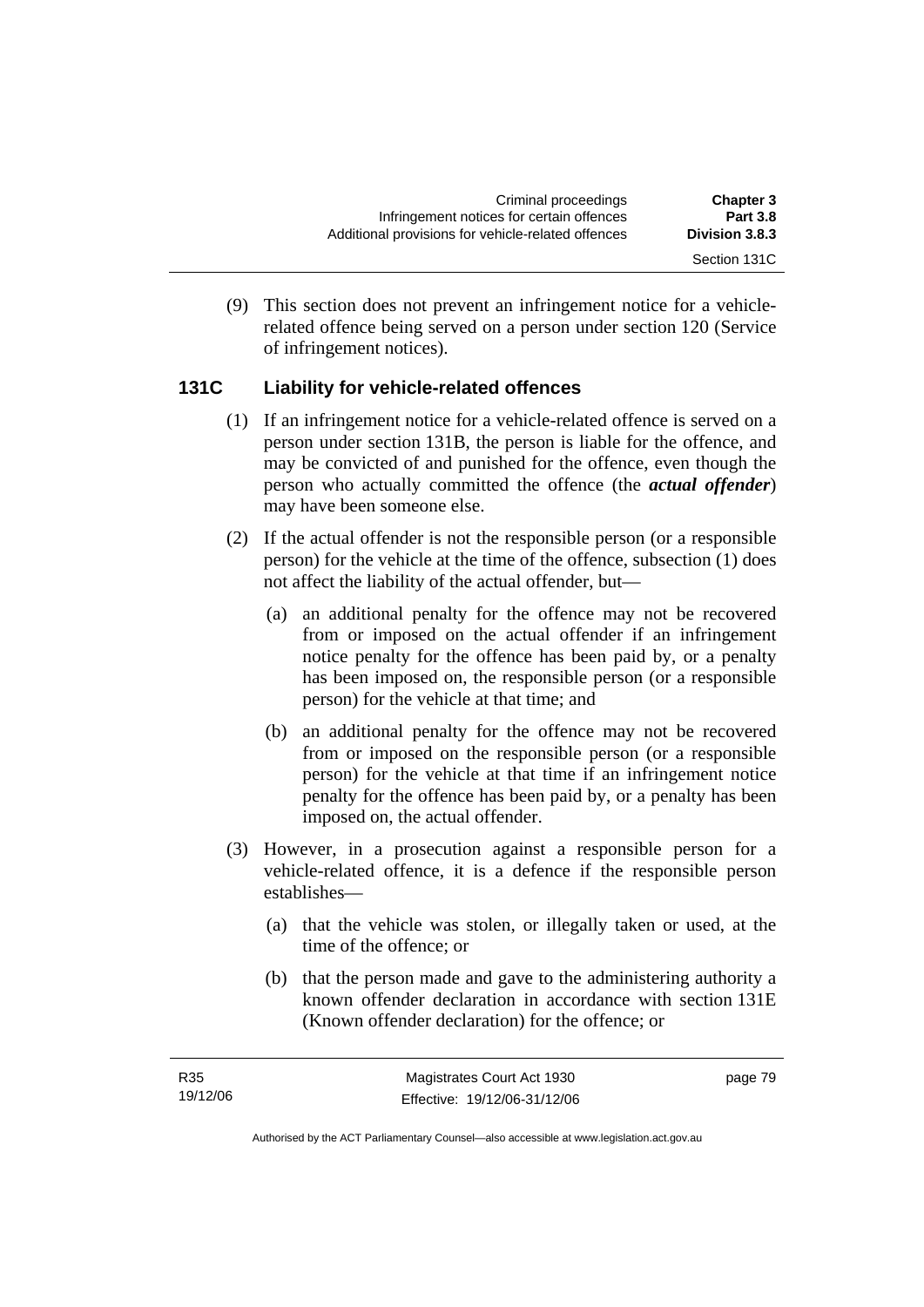(9) This section does not prevent an infringement notice for a vehicle-related offence being served on a person under section 120 (Service of infringement notices).

### 131C Liability for vehicle-related offences

(1) If an infringement notice for a vehicle-related offence is served on a person under section 131B, the person is liable for the offence, and may be convicted of and punished for the offence, even though the person who actually committed the offence (the ***actual offender***) may have been someone else.

(2) If the actual offender is not the responsible person (or a responsible person) for the vehicle at the time of the offence, subsection (1) does not affect the liability of the actual offender, but—

(a) an additional penalty for the offence may not be recovered from or imposed on the actual offender if an infringement notice penalty for the offence has been paid by, or a penalty has been imposed on, the responsible person (or a responsible person) for the vehicle at that time; and

(b) an additional penalty for the offence may not be recovered from or imposed on the responsible person (or a responsible person) for the vehicle at that time if an infringement notice penalty for the offence has been paid by, or a penalty has been imposed on, the actual offender.

(3) However, in a prosecution against a responsible person for a vehicle-related offence, it is a defence if the responsible person establishes—

(a) that the vehicle was stolen, or illegally taken or used, at the time of the offence; or

(b) that the person made and gave to the administering authority a known offender declaration in accordance with section 131E (Known offender declaration) for the offence; or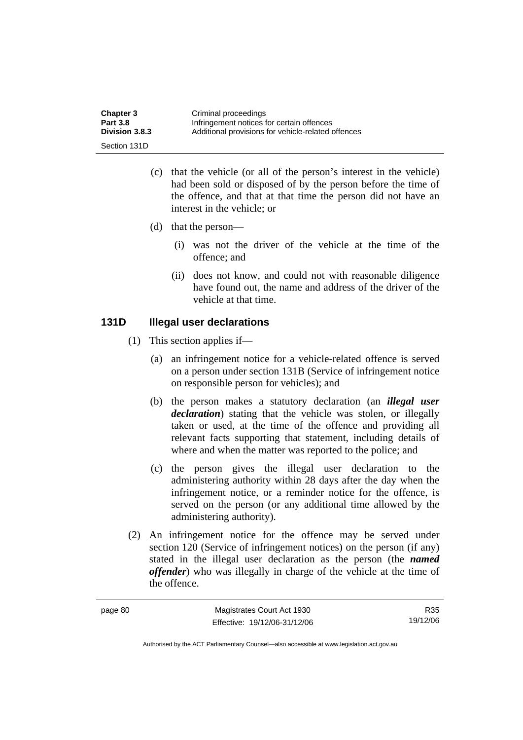(c) that the vehicle (or all of the person's interest in the vehicle) had been sold or disposed of by the person before the time of the offence, and that at that time the person did not have an interest in the vehicle; or

(d) that the person—

(i) was not the driver of the vehicle at the time of the offence; and

(ii) does not know, and could not with reasonable diligence have found out, the name and address of the driver of the vehicle at that time.

### 131D Illegal user declarations

(1) This section applies if—

(a) an infringement notice for a vehicle-related offence is served on a person under section 131B (Service of infringement notice on responsible person for vehicles); and

(b) the person makes a statutory declaration (an ***illegal user declaration***) stating that the vehicle was stolen, or illegally taken or used, at the time of the offence and providing all relevant facts supporting that statement, including details of where and when the matter was reported to the police; and

(c) the person gives the illegal user declaration to the administering authority within 28 days after the day when the infringement notice, or a reminder notice for the offence, is served on the person (or any additional time allowed by the administering authority).

(2) An infringement notice for the offence may be served under section 120 (Service of infringement notices) on the person (if any) stated in the illegal user declaration as the person (the ***named offender***) who was illegally in charge of the vehicle at the time of the offence.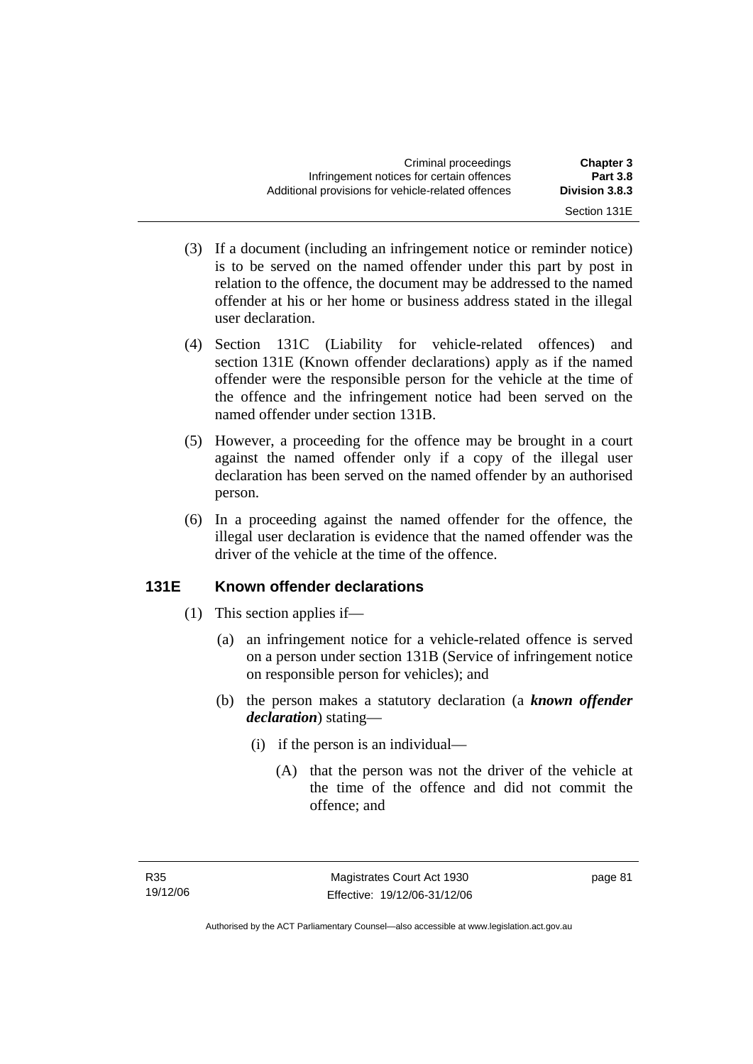(3) If a document (including an infringement notice or reminder notice) is to be served on the named offender under this part by post in relation to the offence, the document may be addressed to the named offender at his or her home or business address stated in the illegal user declaration.

(4) Section 131C (Liability for vehicle-related offences) and section 131E (Known offender declarations) apply as if the named offender were the responsible person for the vehicle at the time of the offence and the infringement notice had been served on the named offender under section 131B.

(5) However, a proceeding for the offence may be brought in a court against the named offender only if a copy of the illegal user declaration has been served on the named offender by an authorised person.

(6) In a proceeding against the named offender for the offence, the illegal user declaration is evidence that the named offender was the driver of the vehicle at the time of the offence.

## 131E Known offender declarations

(1) This section applies if—

(a) an infringement notice for a vehicle-related offence is served on a person under section 131B (Service of infringement notice on responsible person for vehicles); and

(b) the person makes a statutory declaration (a ***known offender declaration***) stating—

(i) if the person is an individual—

(A) that the person was not the driver of the vehicle at the time of the offence and did not commit the offence; and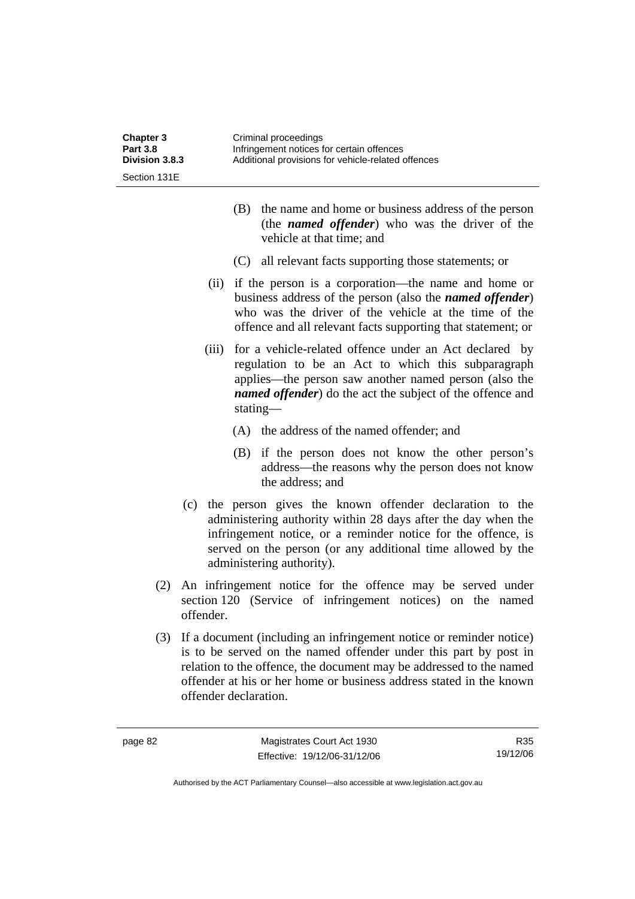(B) the name and home or business address of the person (the ***named offender***) who was the driver of the vehicle at that time; and

(C) all relevant facts supporting those statements; or

(ii) if the person is a corporation—the name and home or business address of the person (also the ***named offender***) who was the driver of the vehicle at the time of the offence and all relevant facts supporting that statement; or

(iii) for a vehicle-related offence under an Act declared by regulation to be an Act to which this subparagraph applies—the person saw another named person (also the ***named offender***) do the act the subject of the offence and stating—

(A) the address of the named offender; and

(B) if the person does not know the other person's address—the reasons why the person does not know the address; and

(c) the person gives the known offender declaration to the administering authority within 28 days after the day when the infringement notice, or a reminder notice for the offence, is served on the person (or any additional time allowed by the administering authority).

(2) An infringement notice for the offence may be served under section 120 (Service of infringement notices) on the named offender.

(3) If a document (including an infringement notice or reminder notice) is to be served on the named offender under this part by post in relation to the offence, the document may be addressed to the named offender at his or her home or business address stated in the known offender declaration.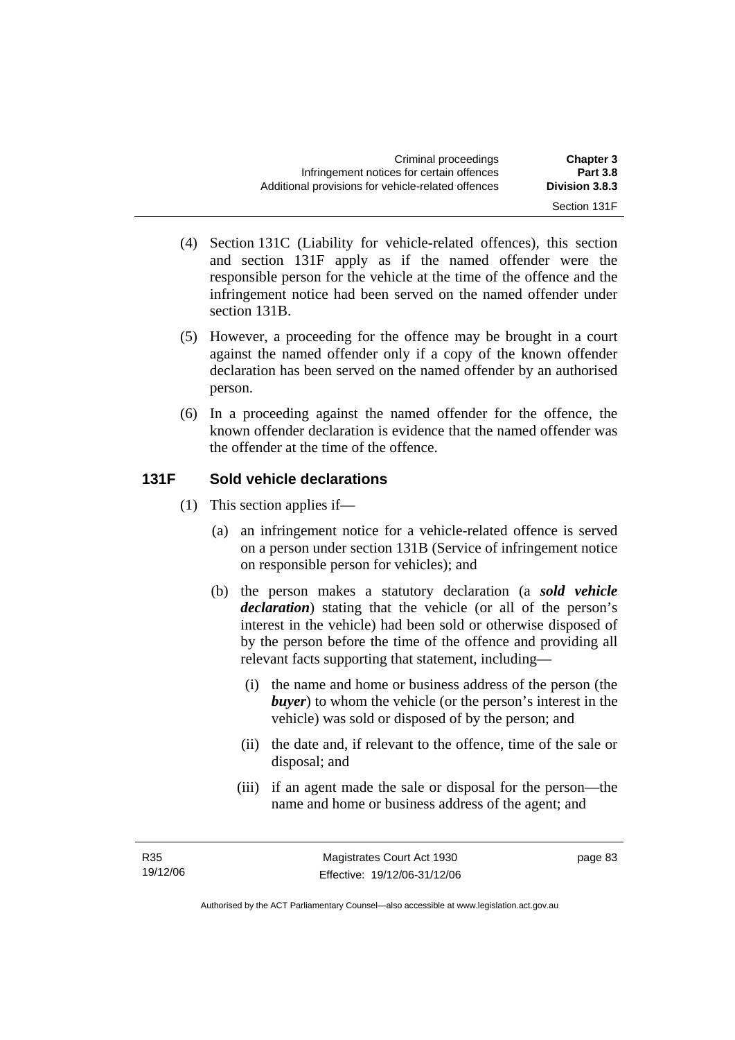(4) Section 131C (Liability for vehicle-related offences), this section and section 131F apply as if the named offender were the responsible person for the vehicle at the time of the offence and the infringement notice had been served on the named offender under section 131B.

(5) However, a proceeding for the offence may be brought in a court against the named offender only if a copy of the known offender declaration has been served on the named offender by an authorised person.

(6) In a proceeding against the named offender for the offence, the known offender declaration is evidence that the named offender was the offender at the time of the offence.

## 131F Sold vehicle declarations

(1) This section applies if—

(a) an infringement notice for a vehicle-related offence is served on a person under section 131B (Service of infringement notice on responsible person for vehicles); and

(b) the person makes a statutory declaration (a ***sold vehicle declaration***) stating that the vehicle (or all of the person's interest in the vehicle) had been sold or otherwise disposed of by the person before the time of the offence and providing all relevant facts supporting that statement, including—

(i) the name and home or business address of the person (the ***buyer***) to whom the vehicle (or the person's interest in the vehicle) was sold or disposed of by the person; and

(ii) the date and, if relevant to the offence, time of the sale or disposal; and

(iii) if an agent made the sale or disposal for the person—the name and home or business address of the agent; and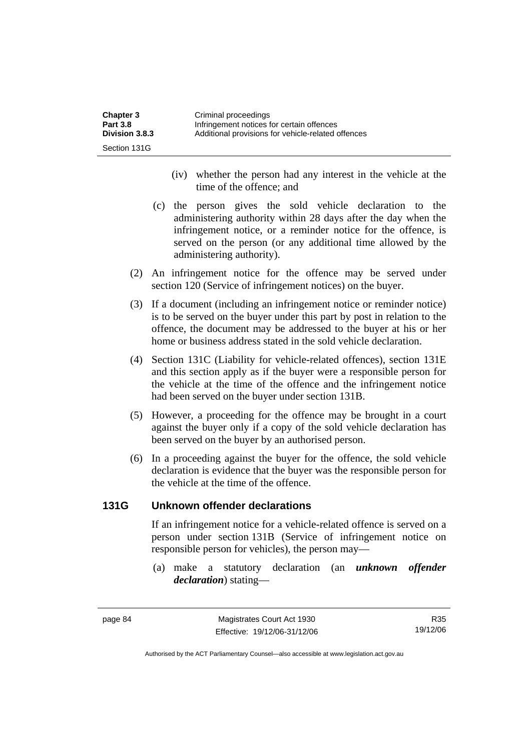(iv) whether the person had any interest in the vehicle at the time of the offence; and

(c) the person gives the sold vehicle declaration to the administering authority within 28 days after the day when the infringement notice, or a reminder notice for the offence, is served on the person (or any additional time allowed by the administering authority).

(2) An infringement notice for the offence may be served under section 120 (Service of infringement notices) on the buyer.

(3) If a document (including an infringement notice or reminder notice) is to be served on the buyer under this part by post in relation to the offence, the document may be addressed to the buyer at his or her home or business address stated in the sold vehicle declaration.

(4) Section 131C (Liability for vehicle-related offences), section 131E and this section apply as if the buyer were a responsible person for the vehicle at the time of the offence and the infringement notice had been served on the buyer under section 131B.

(5) However, a proceeding for the offence may be brought in a court against the buyer only if a copy of the sold vehicle declaration has been served on the buyer by an authorised person.

(6) In a proceeding against the buyer for the offence, the sold vehicle declaration is evidence that the buyer was the responsible person for the vehicle at the time of the offence.

## 131G Unknown offender declarations

If an infringement notice for a vehicle-related offence is served on a person under section 131B (Service of infringement notice on responsible person for vehicles), the person may—

(a) make a statutory declaration (an ***unknown offender declaration***) stating—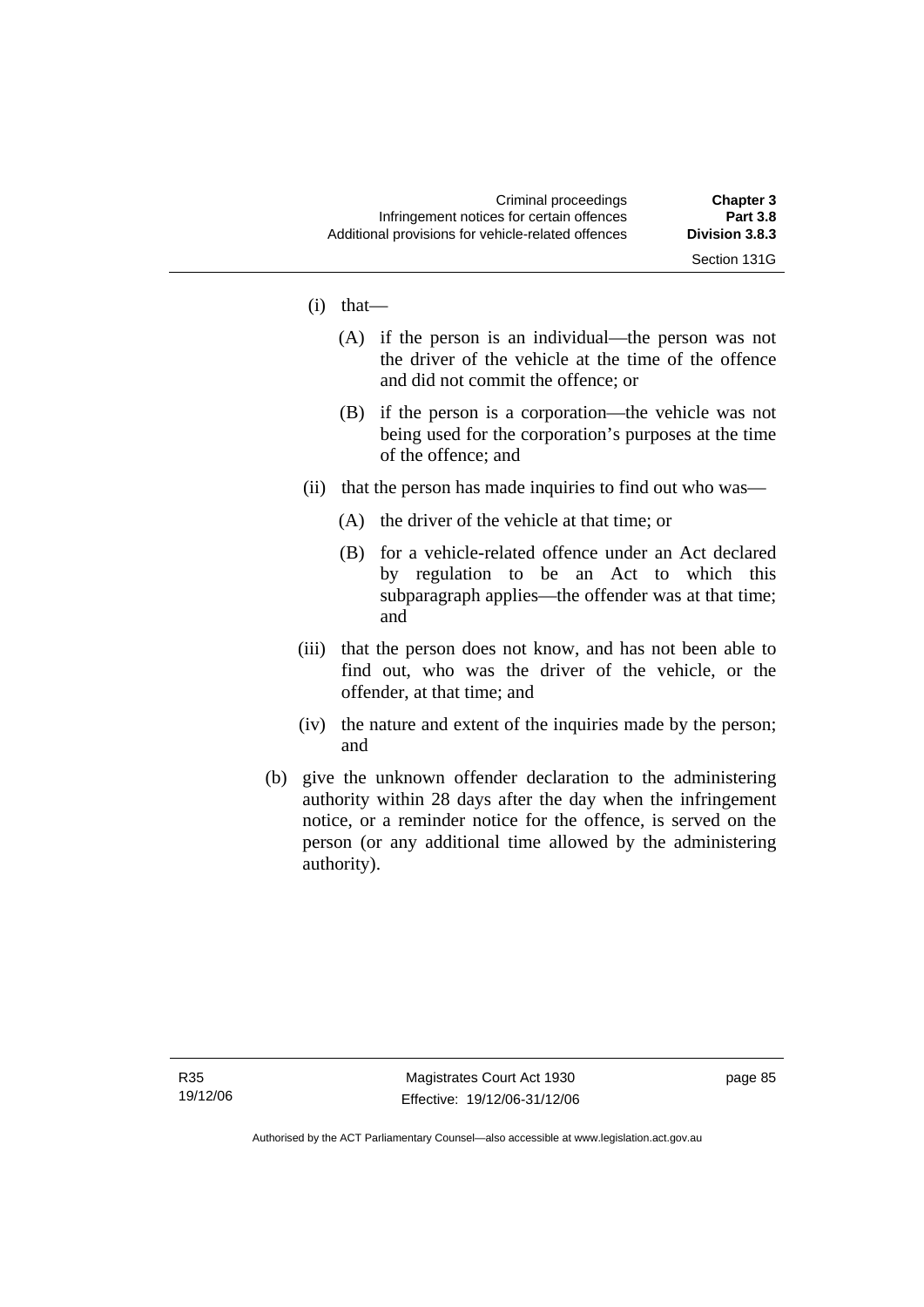(i) that—

(A) if the person is an individual—the person was not the driver of the vehicle at the time of the offence and did not commit the offence; or

(B) if the person is a corporation—the vehicle was not being used for the corporation's purposes at the time of the offence; and

(ii) that the person has made inquiries to find out who was—

(A) the driver of the vehicle at that time; or

(B) for a vehicle-related offence under an Act declared by regulation to be an Act to which this subparagraph applies—the offender was at that time; and

(iii) that the person does not know, and has not been able to find out, who was the driver of the vehicle, or the offender, at that time; and

(iv) the nature and extent of the inquiries made by the person; and

(b) give the unknown offender declaration to the administering authority within 28 days after the day when the infringement notice, or a reminder notice for the offence, is served on the person (or any additional time allowed by the administering authority).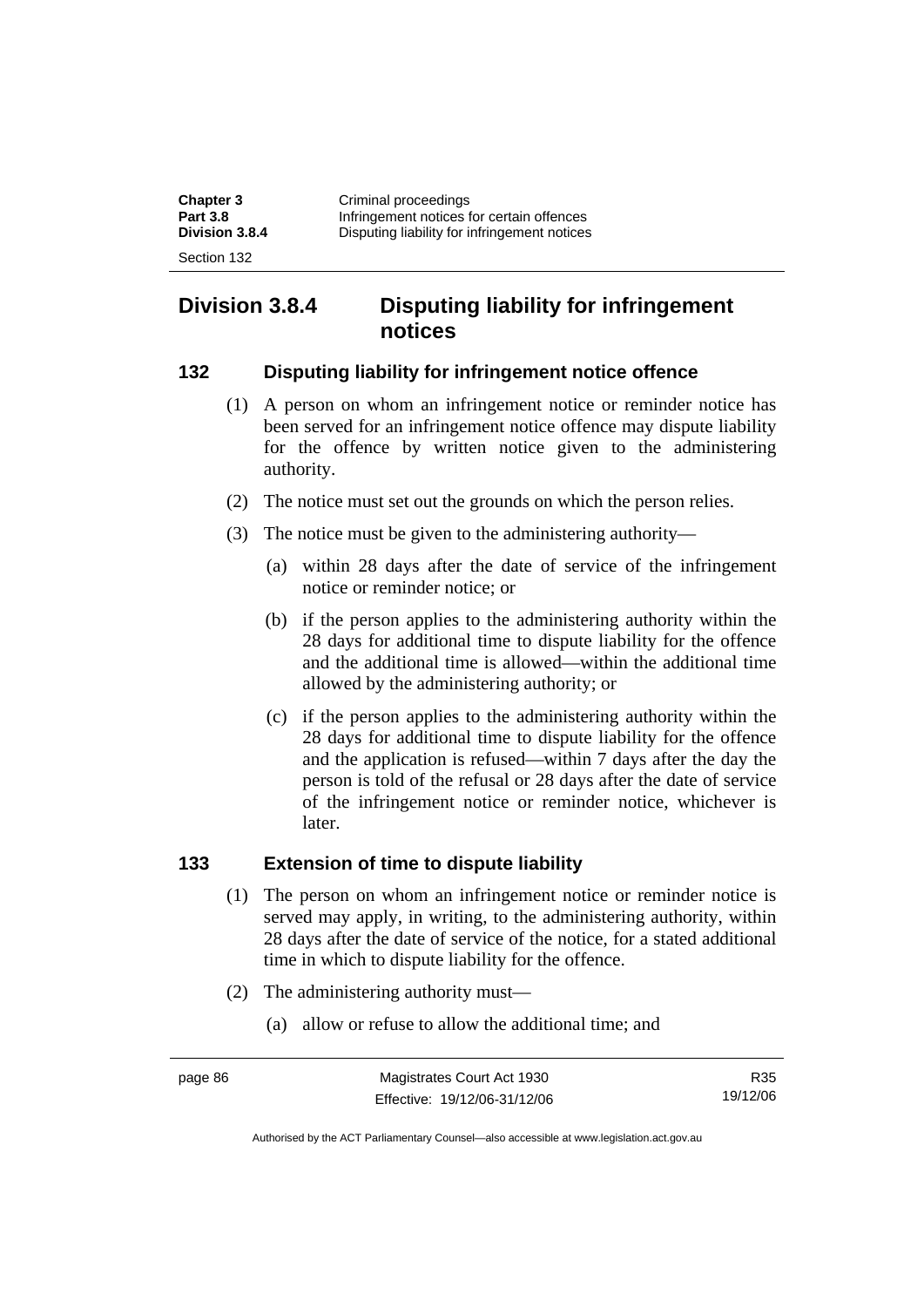## Division 3.8.4 Disputing liability for infringement notices

### 132 Disputing liability for infringement notice offence

(1) A person on whom an infringement notice or reminder notice has been served for an infringement notice offence may dispute liability for the offence by written notice given to the administering authority.

(2) The notice must set out the grounds on which the person relies.

(3) The notice must be given to the administering authority—

(a) within 28 days after the date of service of the infringement notice or reminder notice; or

(b) if the person applies to the administering authority within the 28 days for additional time to dispute liability for the offence and the additional time is allowed—within the additional time allowed by the administering authority; or

(c) if the person applies to the administering authority within the 28 days for additional time to dispute liability for the offence and the application is refused—within 7 days after the day the person is told of the refusal or 28 days after the date of service of the infringement notice or reminder notice, whichever is later.

### 133 Extension of time to dispute liability

(1) The person on whom an infringement notice or reminder notice is served may apply, in writing, to the administering authority, within 28 days after the date of service of the notice, for a stated additional time in which to dispute liability for the offence.

(2) The administering authority must—

(a) allow or refuse to allow the additional time; and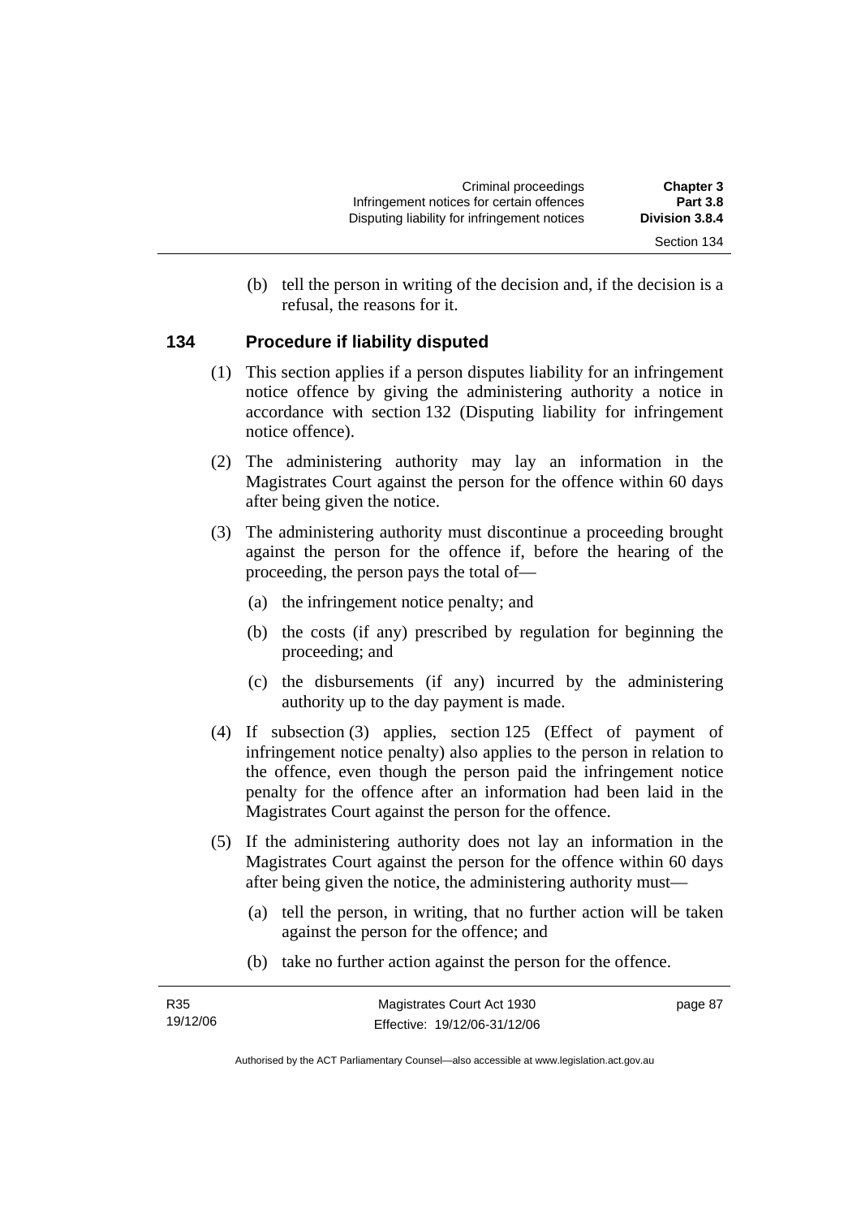(b) tell the person in writing of the decision and, if the decision is a refusal, the reasons for it.

### 134 Procedure if liability disputed

(1) This section applies if a person disputes liability for an infringement notice offence by giving the administering authority a notice in accordance with section 132 (Disputing liability for infringement notice offence).

(2) The administering authority may lay an information in the Magistrates Court against the person for the offence within 60 days after being given the notice.

(3) The administering authority must discontinue a proceeding brought against the person for the offence if, before the hearing of the proceeding, the person pays the total of—

(a) the infringement notice penalty; and

(b) the costs (if any) prescribed by regulation for beginning the proceeding; and

(c) the disbursements (if any) incurred by the administering authority up to the day payment is made.

(4) If subsection (3) applies, section 125 (Effect of payment of infringement notice penalty) also applies to the person in relation to the offence, even though the person paid the infringement notice penalty for the offence after an information had been laid in the Magistrates Court against the person for the offence.

(5) If the administering authority does not lay an information in the Magistrates Court against the person for the offence within 60 days after being given the notice, the administering authority must—

(a) tell the person, in writing, that no further action will be taken against the person for the offence; and

(b) take no further action against the person for the offence.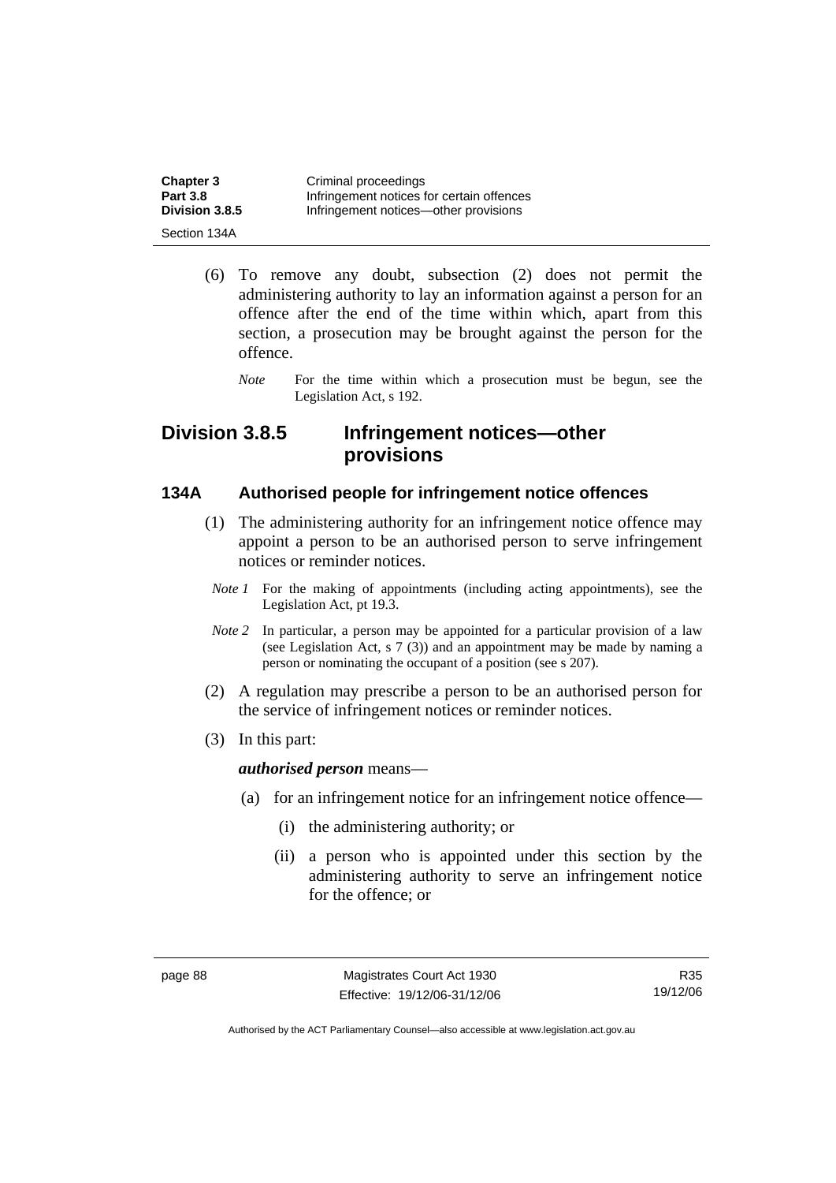(6) To remove any doubt, subsection (2) does not permit the administering authority to lay an information against a person for an offence after the end of the time within which, apart from this section, a prosecution may be brought against the person for the offence.

*Note* For the time within which a prosecution must be begun, see the Legislation Act, s 192.

## Division 3.8.5 Infringement notices—other provisions

### 134A Authorised people for infringement notice offences

(1) The administering authority for an infringement notice offence may appoint a person to be an authorised person to serve infringement notices or reminder notices.

*Note 1* For the making of appointments (including acting appointments), see the Legislation Act, pt 19.3.

*Note 2* In particular, a person may be appointed for a particular provision of a law (see Legislation Act, s 7 (3)) and an appointment may be made by naming a person or nominating the occupant of a position (see s 207).

(2) A regulation may prescribe a person to be an authorised person for the service of infringement notices or reminder notices.

(3) In this part:

***authorised person*** means—

(a) for an infringement notice for an infringement notice offence—

(i) the administering authority; or

(ii) a person who is appointed under this section by the administering authority to serve an infringement notice for the offence; or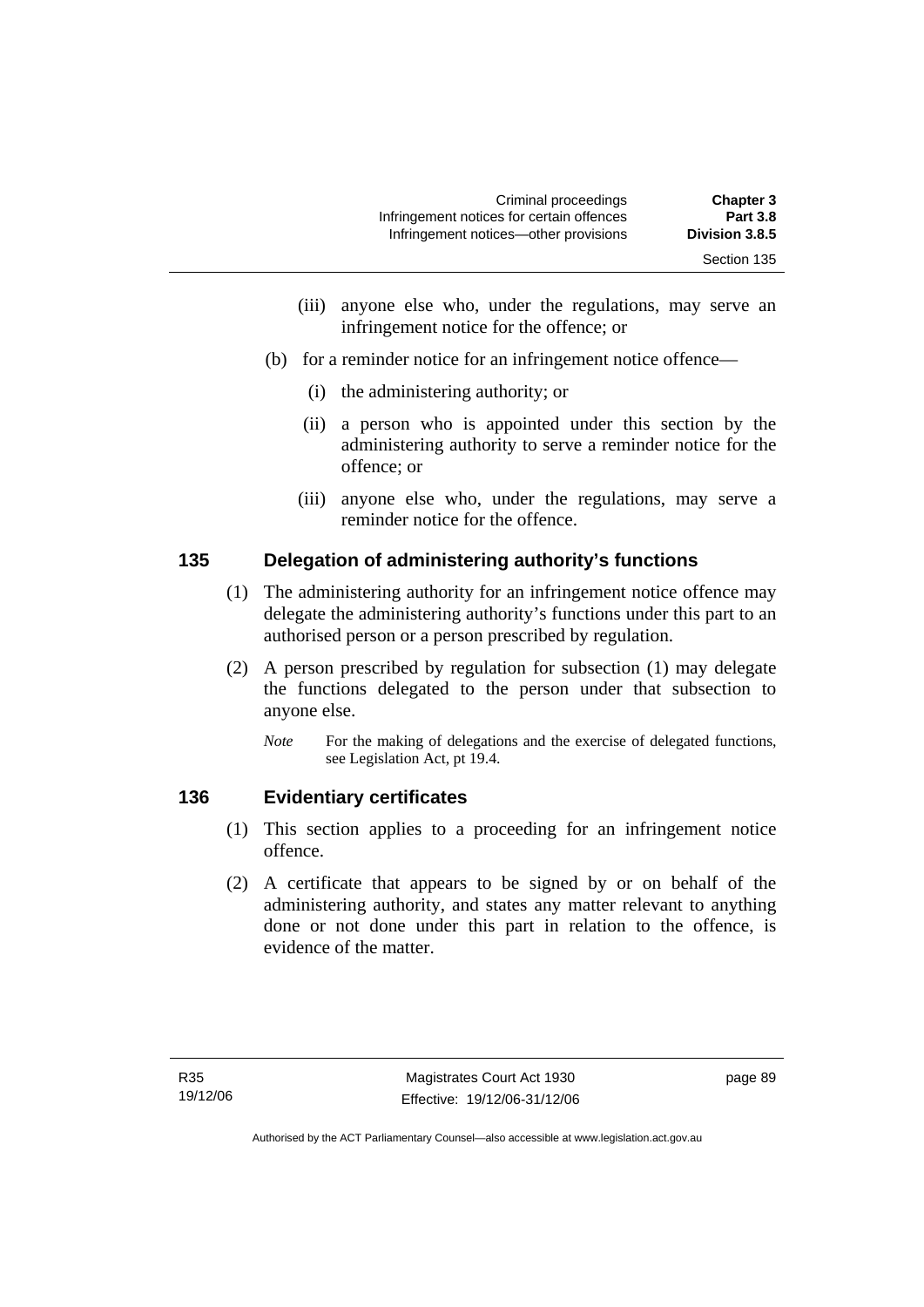(iii) anyone else who, under the regulations, may serve an infringement notice for the offence; or

(b) for a reminder notice for an infringement notice offence—

(i) the administering authority; or

(ii) a person who is appointed under this section by the administering authority to serve a reminder notice for the offence; or

(iii) anyone else who, under the regulations, may serve a reminder notice for the offence.

## 135 Delegation of administering authority's functions

(1) The administering authority for an infringement notice offence may delegate the administering authority's functions under this part to an authorised person or a person prescribed by regulation.

(2) A person prescribed by regulation for subsection (1) may delegate the functions delegated to the person under that subsection to anyone else.

*Note* For the making of delegations and the exercise of delegated functions, see Legislation Act, pt 19.4.

## 136 Evidentiary certificates

(1) This section applies to a proceeding for an infringement notice offence.

(2) A certificate that appears to be signed by or on behalf of the administering authority, and states any matter relevant to anything done or not done under this part in relation to the offence, is evidence of the matter.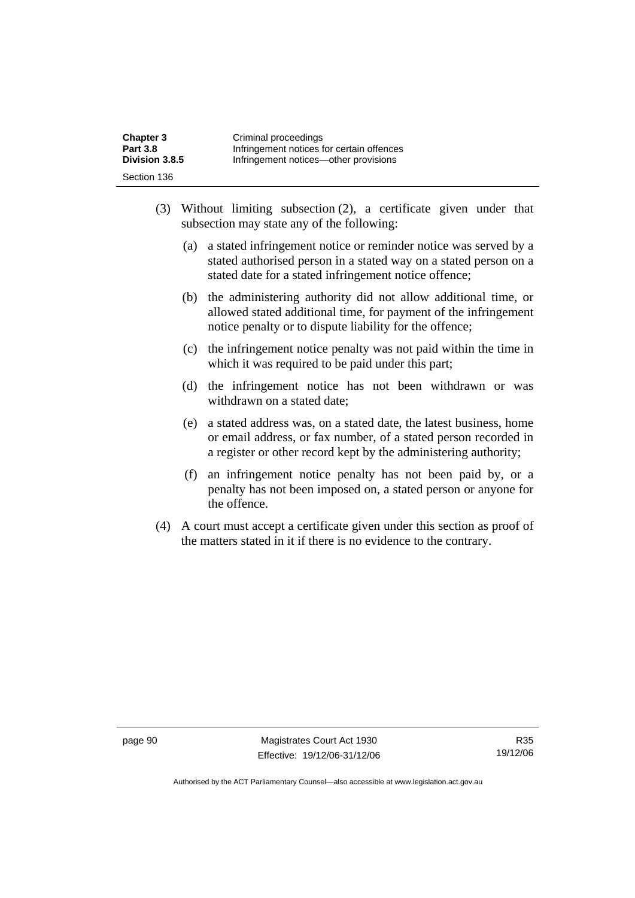(3) Without limiting subsection (2), a certificate given under that subsection may state any of the following:

   (a) a stated infringement notice or reminder notice was served by a stated authorised person in a stated way on a stated person on a stated date for a stated infringement notice offence;

   (b) the administering authority did not allow additional time, or allowed stated additional time, for payment of the infringement notice penalty or to dispute liability for the offence;

   (c) the infringement notice penalty was not paid within the time in which it was required to be paid under this part;

   (d) the infringement notice has not been withdrawn or was withdrawn on a stated date;

   (e) a stated address was, on a stated date, the latest business, home or email address, or fax number, of a stated person recorded in a register or other record kept by the administering authority;

   (f) an infringement notice penalty has not been paid by, or a penalty has not been imposed on, a stated person or anyone for the offence.

(4) A court must accept a certificate given under this section as proof of the matters stated in it if there is no evidence to the contrary.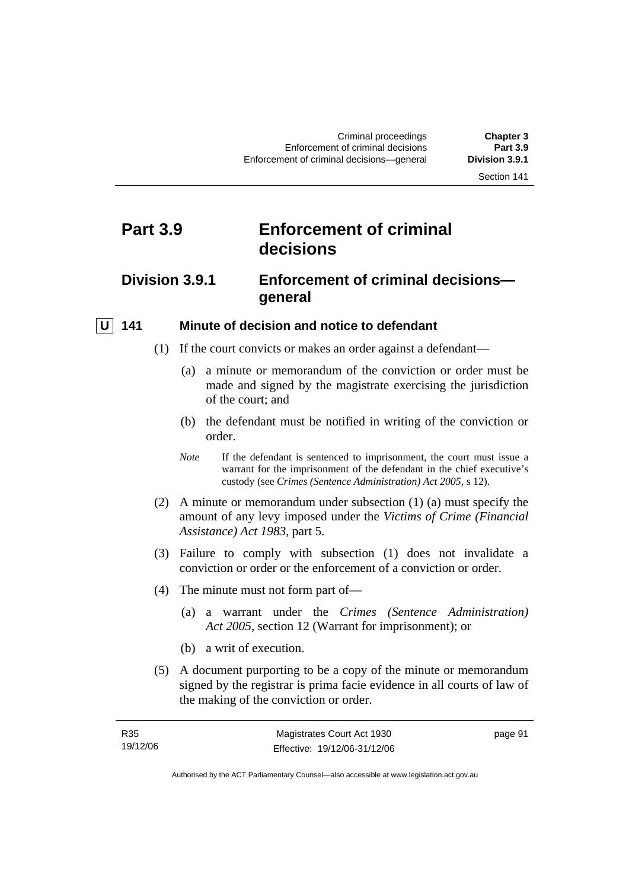# Part 3.9 Enforcement of criminal decisions

## Division 3.9.1 Enforcement of criminal decisions—general

### U 141 Minute of decision and notice to defendant

(1) If the court convicts or makes an order against a defendant—

(a) a minute or memorandum of the conviction or order must be made and signed by the magistrate exercising the jurisdiction of the court; and

(b) the defendant must be notified in writing of the conviction or order.

*Note* If the defendant is sentenced to imprisonment, the court must issue a warrant for the imprisonment of the defendant in the chief executive's custody (see *Crimes (Sentence Administration) Act 2005*, s 12).

(2) A minute or memorandum under subsection (1) (a) must specify the amount of any levy imposed under the *Victims of Crime (Financial Assistance) Act 1983*, part 5.

(3) Failure to comply with subsection (1) does not invalidate a conviction or order or the enforcement of a conviction or order.

(4) The minute must not form part of—

(a) a warrant under the *Crimes (Sentence Administration) Act 2005*, section 12 (Warrant for imprisonment); or

(b) a writ of execution.

(5) A document purporting to be a copy of the minute or memorandum signed by the registrar is prima facie evidence in all courts of law of the making of the conviction or order.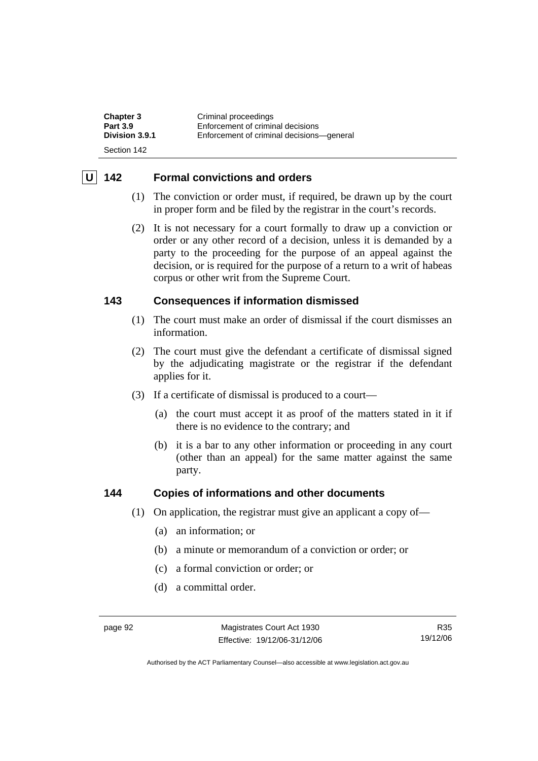## U 142 Formal convictions and orders

(1) The conviction or order must, if required, be drawn up by the court in proper form and be filed by the registrar in the court's records.

(2) It is not necessary for a court formally to draw up a conviction or order or any other record of a decision, unless it is demanded by a party to the proceeding for the purpose of an appeal against the decision, or is required for the purpose of a return to a writ of habeas corpus or other writ from the Supreme Court.

## 143 Consequences if information dismissed

(1) The court must make an order of dismissal if the court dismisses an information.

(2) The court must give the defendant a certificate of dismissal signed by the adjudicating magistrate or the registrar if the defendant applies for it.

(3) If a certificate of dismissal is produced to a court—

- (a) the court must accept it as proof of the matters stated in it if there is no evidence to the contrary; and
- (b) it is a bar to any other information or proceeding in any court (other than an appeal) for the same matter against the same party.

## 144 Copies of informations and other documents

(1) On application, the registrar must give an applicant a copy of—

- (a) an information; or
- (b) a minute or memorandum of a conviction or order; or
- (c) a formal conviction or order; or
- (d) a committal order.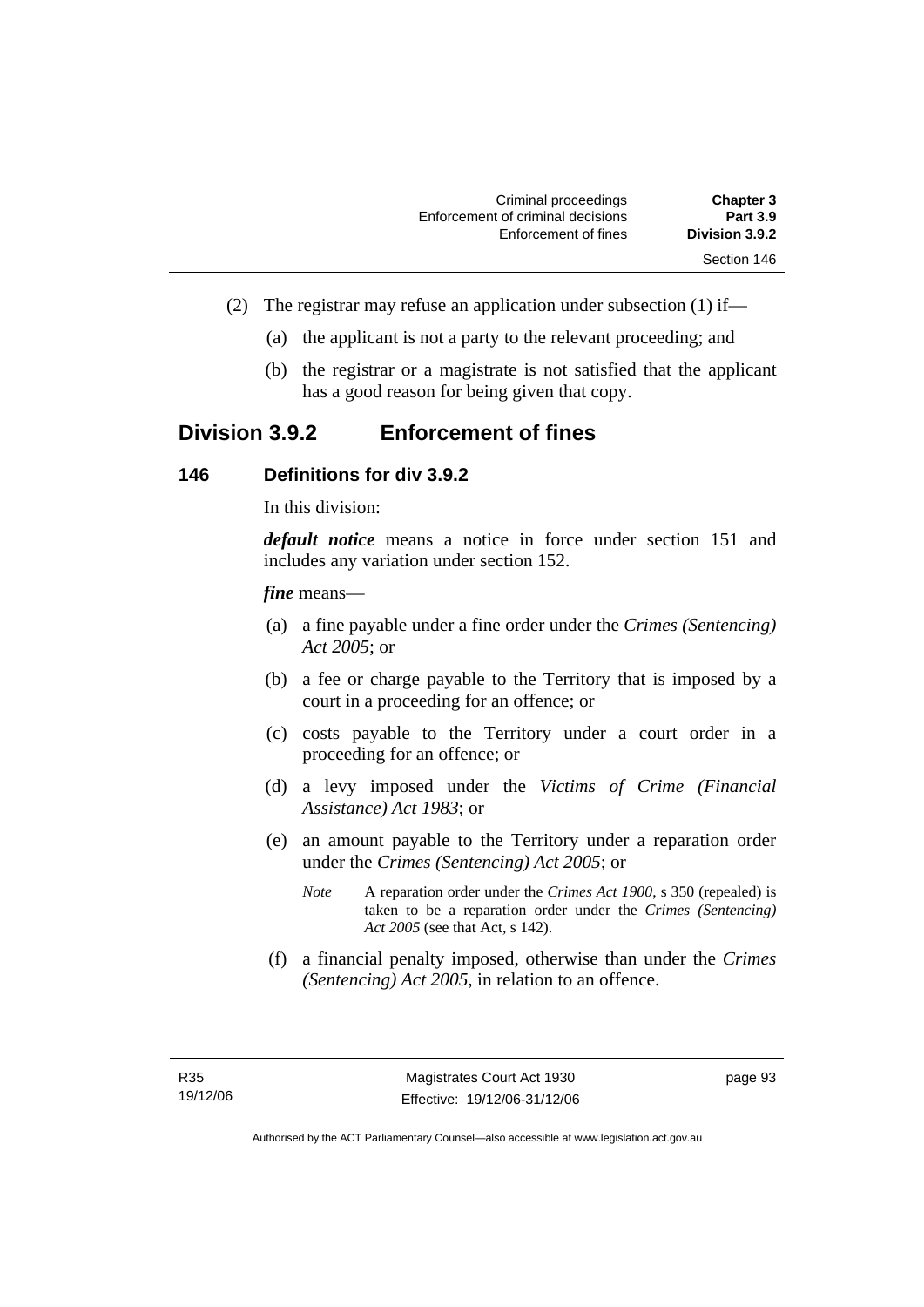(2) The registrar may refuse an application under subsection (1) if—

(a) the applicant is not a party to the relevant proceeding; and

(b) the registrar or a magistrate is not satisfied that the applicant has a good reason for being given that copy.

## Division 3.9.2 Enforcement of fines

### 146 Definitions for div 3.9.2

In this division:

***default notice*** means a notice in force under section 151 and includes any variation under section 152.

***fine*** means—

(a) a fine payable under a fine order under the *Crimes (Sentencing) Act 2005*; or

(b) a fee or charge payable to the Territory that is imposed by a court in a proceeding for an offence; or

(c) costs payable to the Territory under a court order in a proceeding for an offence; or

(d) a levy imposed under the *Victims of Crime (Financial Assistance) Act 1983*; or

(e) an amount payable to the Territory under a reparation order under the *Crimes (Sentencing) Act 2005*; or

*Note* A reparation order under the *Crimes Act 1900*, s 350 (repealed) is taken to be a reparation order under the *Crimes (Sentencing) Act 2005* (see that Act, s 142).

(f) a financial penalty imposed, otherwise than under the *Crimes (Sentencing) Act 2005*, in relation to an offence.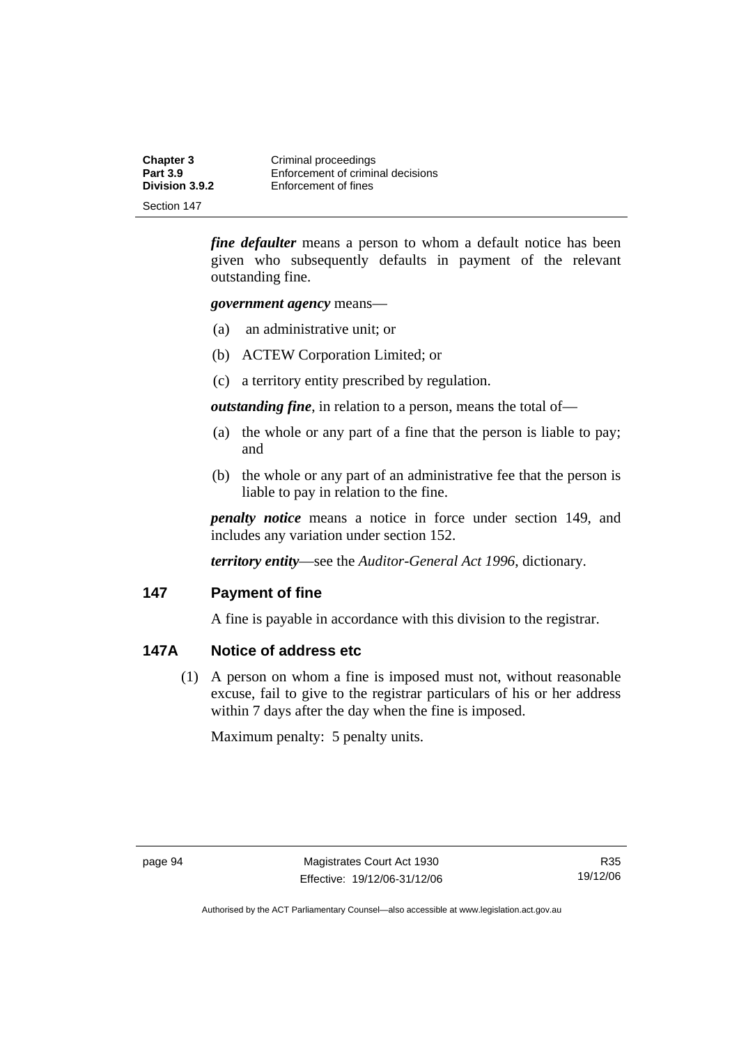***fine defaulter*** means a person to whom a default notice has been given who subsequently defaults in payment of the relevant outstanding fine.

***government agency*** means—

(a) an administrative unit; or

(b) ACTEW Corporation Limited; or

(c) a territory entity prescribed by regulation.

***outstanding fine***, in relation to a person, means the total of—

(a) the whole or any part of a fine that the person is liable to pay; and

(b) the whole or any part of an administrative fee that the person is liable to pay in relation to the fine.

***penalty notice*** means a notice in force under section 149, and includes any variation under section 152.

***territory entity***—see the *Auditor-General Act 1996*, dictionary.

## 147 Payment of fine

A fine is payable in accordance with this division to the registrar.

## 147A Notice of address etc

(1) A person on whom a fine is imposed must not, without reasonable excuse, fail to give to the registrar particulars of his or her address within 7 days after the day when the fine is imposed.

Maximum penalty: 5 penalty units.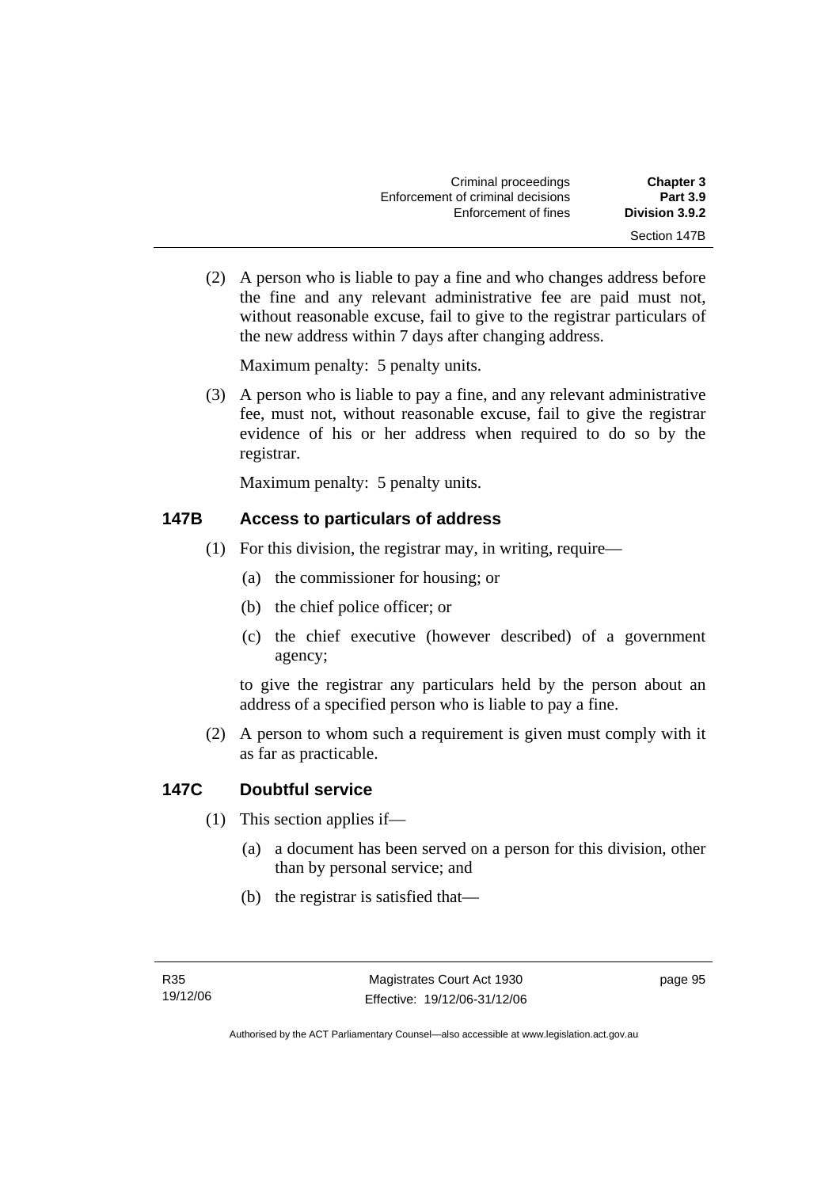(2) A person who is liable to pay a fine and who changes address before the fine and any relevant administrative fee are paid must not, without reasonable excuse, fail to give to the registrar particulars of the new address within 7 days after changing address.

Maximum penalty: 5 penalty units.

(3) A person who is liable to pay a fine, and any relevant administrative fee, must not, without reasonable excuse, fail to give the registrar evidence of his or her address when required to do so by the registrar.

Maximum penalty: 5 penalty units.

### 147B Access to particulars of address

(1) For this division, the registrar may, in writing, require—

(a) the commissioner for housing; or

(b) the chief police officer; or

(c) the chief executive (however described) of a government agency;

to give the registrar any particulars held by the person about an address of a specified person who is liable to pay a fine.

(2) A person to whom such a requirement is given must comply with it as far as practicable.

### 147C Doubtful service

(1) This section applies if—

(a) a document has been served on a person for this division, other than by personal service; and

(b) the registrar is satisfied that—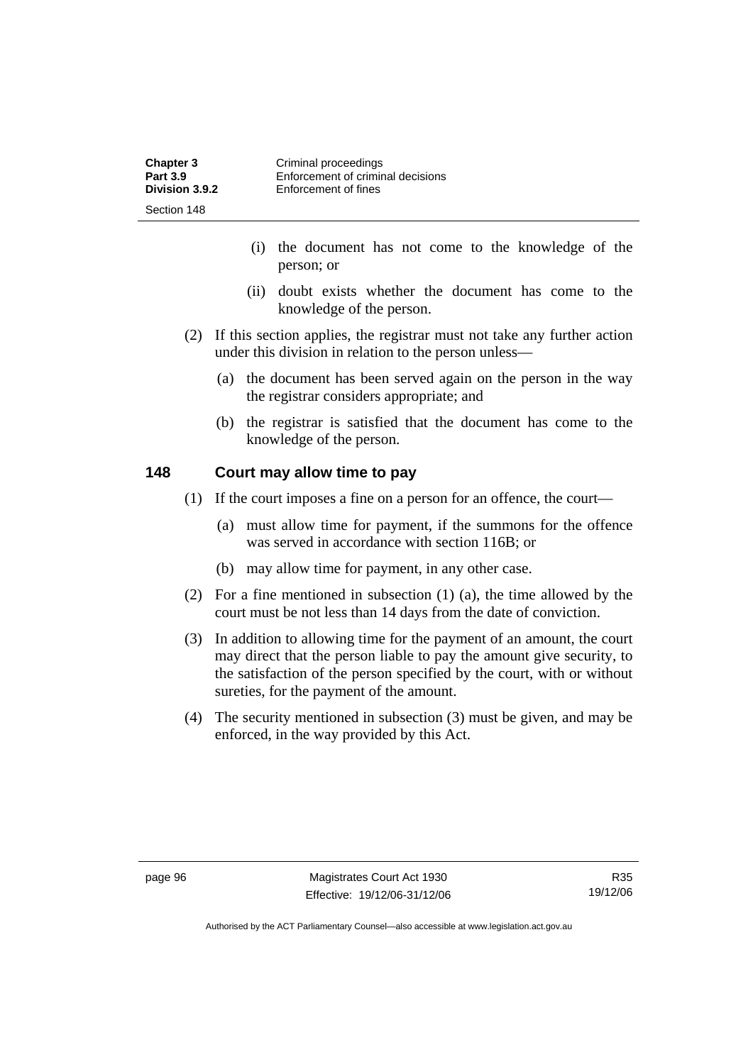(i) the document has not come to the knowledge of the person; or

(ii) doubt exists whether the document has come to the knowledge of the person.

(2) If this section applies, the registrar must not take any further action under this division in relation to the person unless—

(a) the document has been served again on the person in the way the registrar considers appropriate; and

(b) the registrar is satisfied that the document has come to the knowledge of the person.

## 148 Court may allow time to pay

(1) If the court imposes a fine on a person for an offence, the court—

(a) must allow time for payment, if the summons for the offence was served in accordance with section 116B; or

(b) may allow time for payment, in any other case.

(2) For a fine mentioned in subsection (1) (a), the time allowed by the court must be not less than 14 days from the date of conviction.

(3) In addition to allowing time for the payment of an amount, the court may direct that the person liable to pay the amount give security, to the satisfaction of the person specified by the court, with or without sureties, for the payment of the amount.

(4) The security mentioned in subsection (3) must be given, and may be enforced, in the way provided by this Act.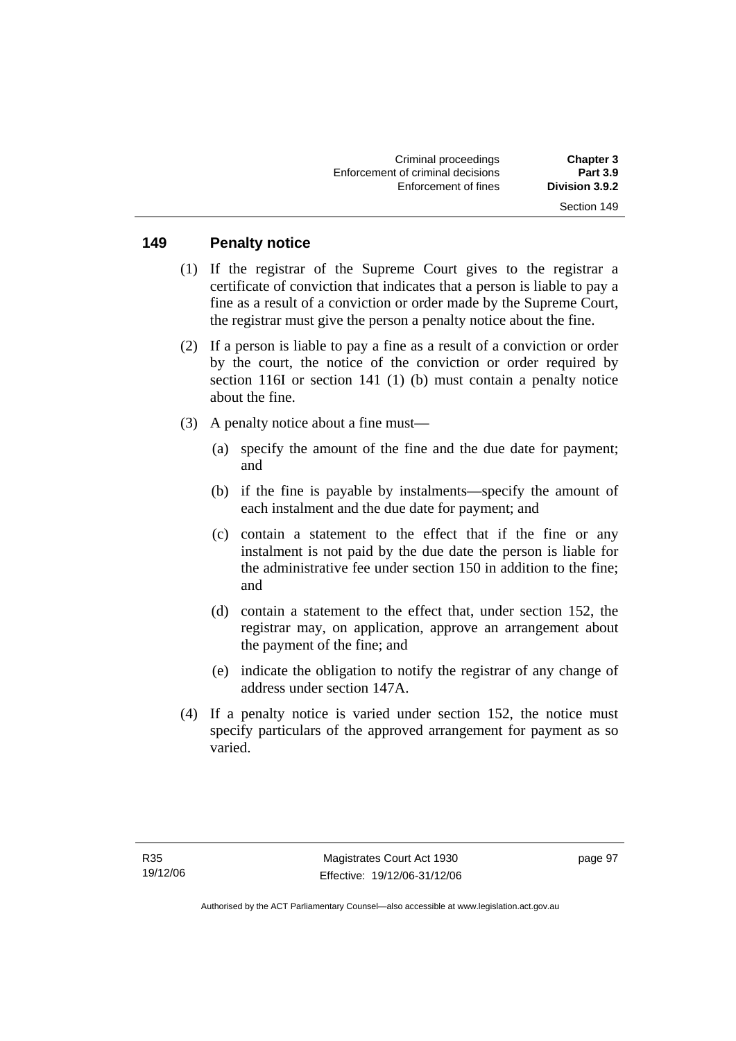## 149 Penalty notice

(1) If the registrar of the Supreme Court gives to the registrar a certificate of conviction that indicates that a person is liable to pay a fine as a result of a conviction or order made by the Supreme Court, the registrar must give the person a penalty notice about the fine.

(2) If a person is liable to pay a fine as a result of a conviction or order by the court, the notice of the conviction or order required by section 116I or section 141 (1) (b) must contain a penalty notice about the fine.

(3) A penalty notice about a fine must—

(a) specify the amount of the fine and the due date for payment; and

(b) if the fine is payable by instalments—specify the amount of each instalment and the due date for payment; and

(c) contain a statement to the effect that if the fine or any instalment is not paid by the due date the person is liable for the administrative fee under section 150 in addition to the fine; and

(d) contain a statement to the effect that, under section 152, the registrar may, on application, approve an arrangement about the payment of the fine; and

(e) indicate the obligation to notify the registrar of any change of address under section 147A.

(4) If a penalty notice is varied under section 152, the notice must specify particulars of the approved arrangement for payment as so varied.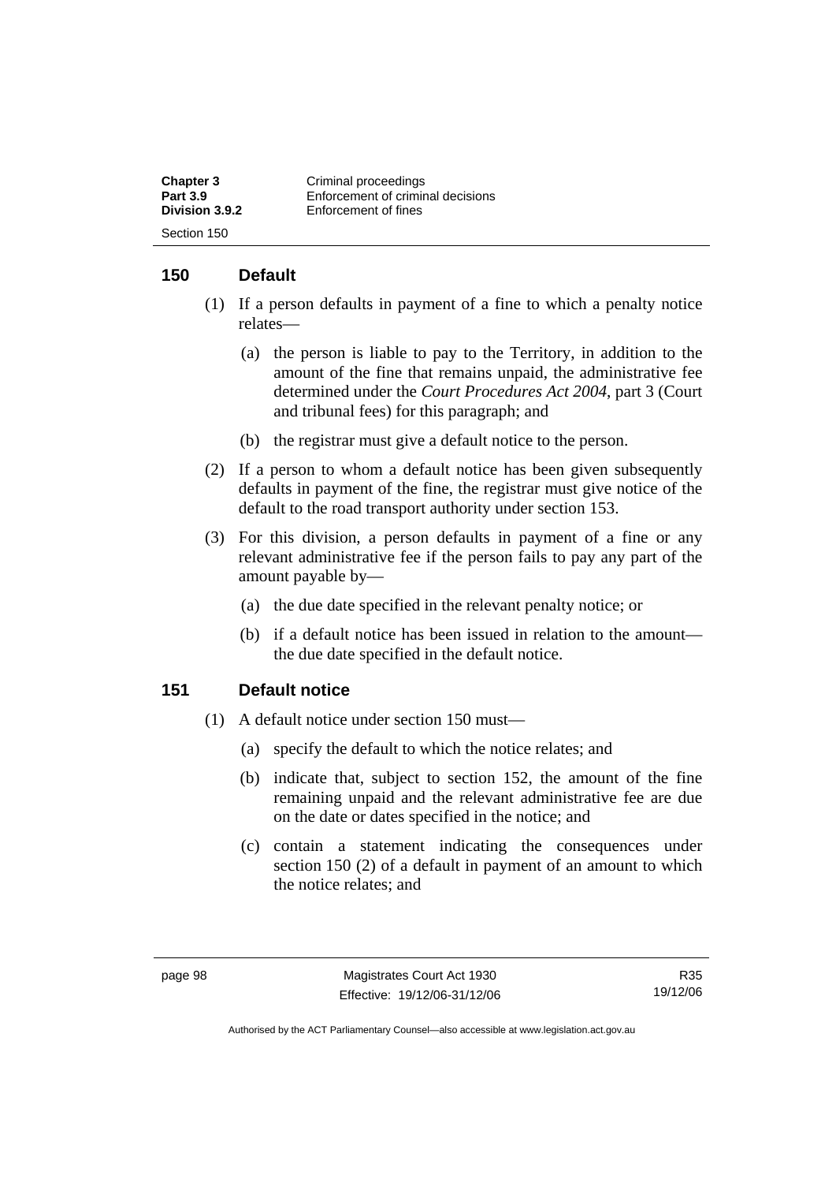## 150 Default

(1) If a person defaults in payment of a fine to which a penalty notice relates—

(a) the person is liable to pay to the Territory, in addition to the amount of the fine that remains unpaid, the administrative fee determined under the *Court Procedures Act 2004*, part 3 (Court and tribunal fees) for this paragraph; and

(b) the registrar must give a default notice to the person.

(2) If a person to whom a default notice has been given subsequently defaults in payment of the fine, the registrar must give notice of the default to the road transport authority under section 153.

(3) For this division, a person defaults in payment of a fine or any relevant administrative fee if the person fails to pay any part of the amount payable by—

(a) the due date specified in the relevant penalty notice; or

(b) if a default notice has been issued in relation to the amount—the due date specified in the default notice.

## 151 Default notice

(1) A default notice under section 150 must—

(a) specify the default to which the notice relates; and

(b) indicate that, subject to section 152, the amount of the fine remaining unpaid and the relevant administrative fee are due on the date or dates specified in the notice; and

(c) contain a statement indicating the consequences under section 150 (2) of a default in payment of an amount to which the notice relates; and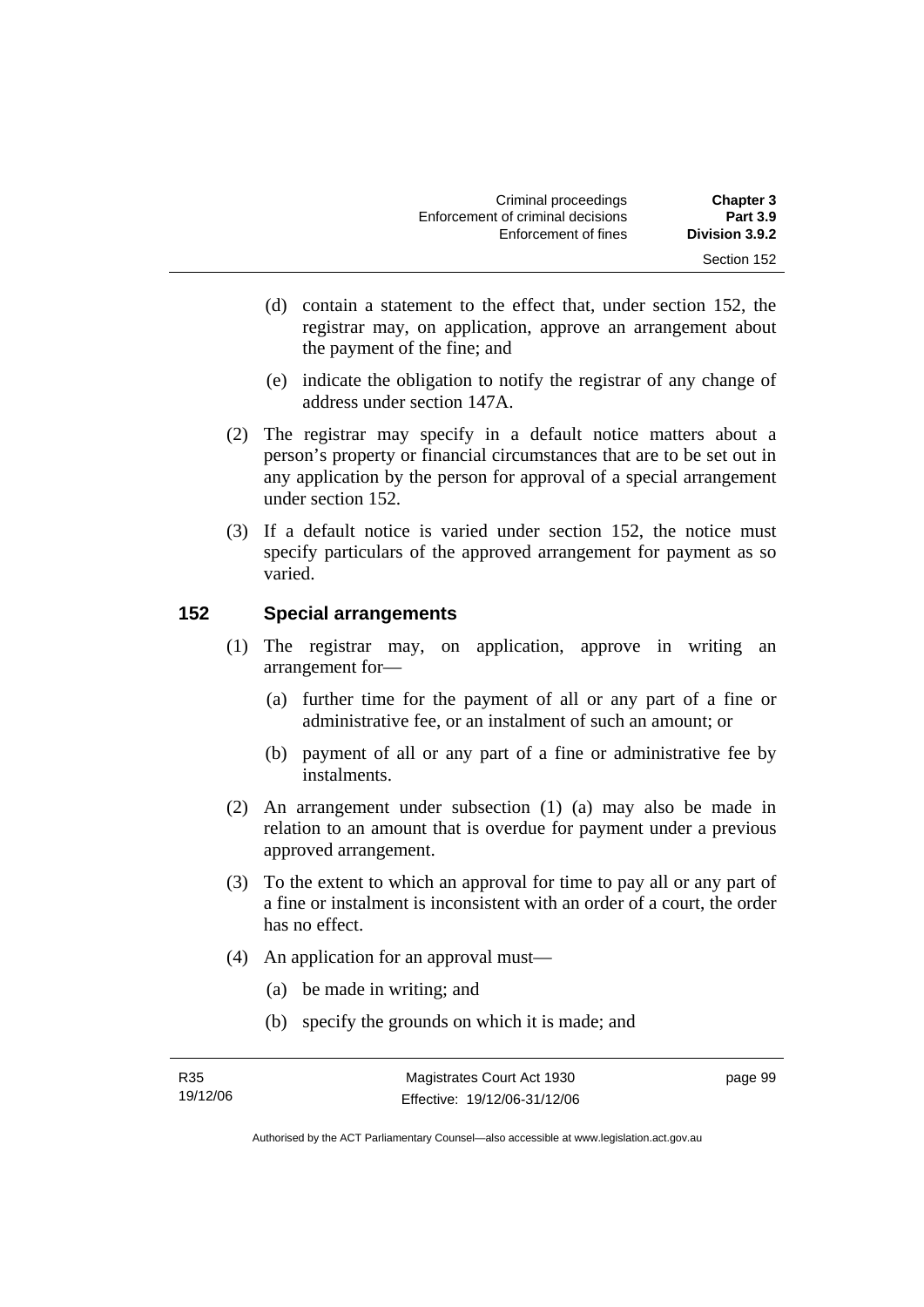(d) contain a statement to the effect that, under section 152, the registrar may, on application, approve an arrangement about the payment of the fine; and

(e) indicate the obligation to notify the registrar of any change of address under section 147A.

(2) The registrar may specify in a default notice matters about a person's property or financial circumstances that are to be set out in any application by the person for approval of a special arrangement under section 152.

(3) If a default notice is varied under section 152, the notice must specify particulars of the approved arrangement for payment as so varied.

## 152 Special arrangements

(1) The registrar may, on application, approve in writing an arrangement for—

(a) further time for the payment of all or any part of a fine or administrative fee, or an instalment of such an amount; or

(b) payment of all or any part of a fine or administrative fee by instalments.

(2) An arrangement under subsection (1) (a) may also be made in relation to an amount that is overdue for payment under a previous approved arrangement.

(3) To the extent to which an approval for time to pay all or any part of a fine or instalment is inconsistent with an order of a court, the order has no effect.

(4) An application for an approval must—

(a) be made in writing; and

(b) specify the grounds on which it is made; and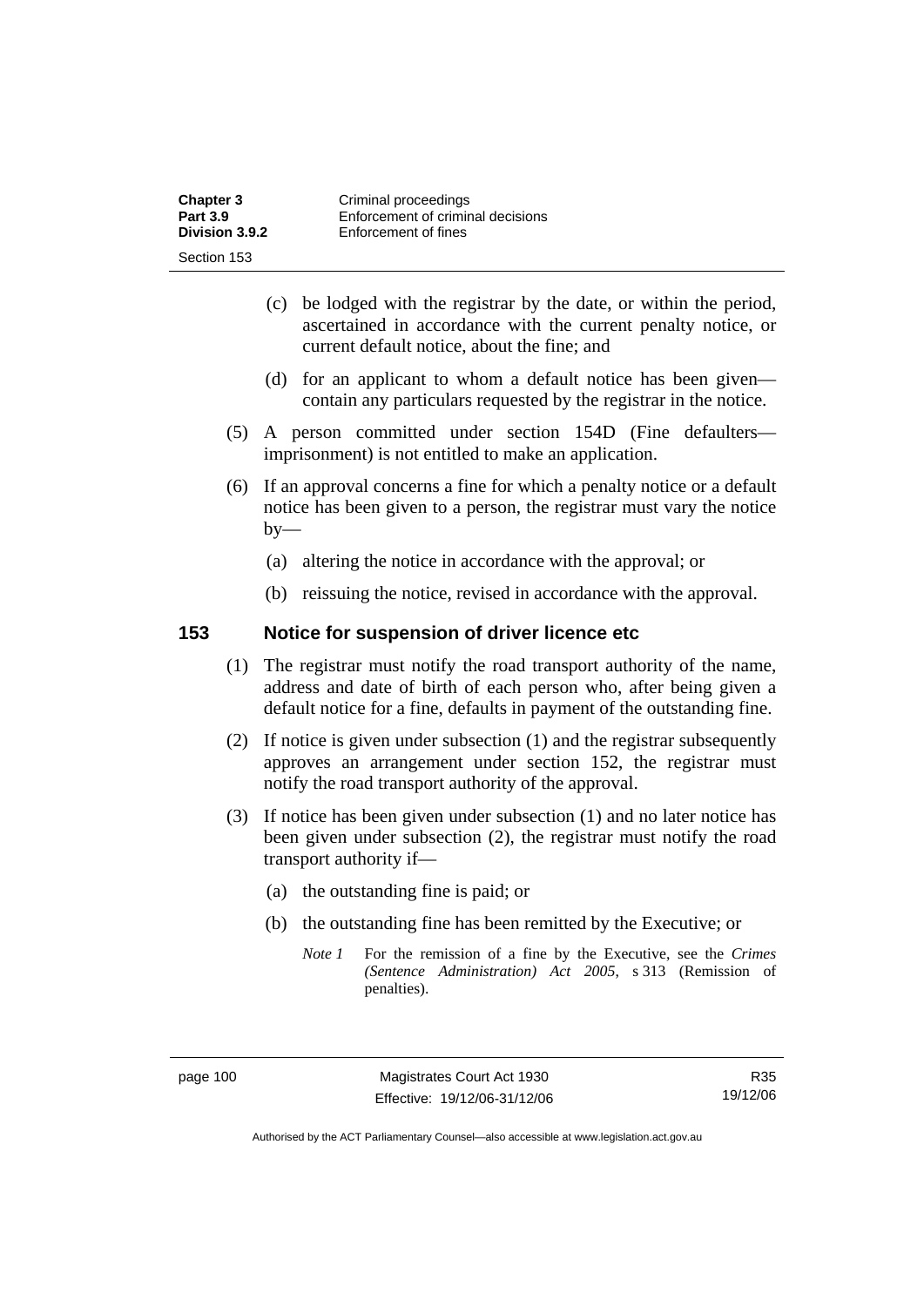(c) be lodged with the registrar by the date, or within the period, ascertained in accordance with the current penalty notice, or current default notice, about the fine; and

(d) for an applicant to whom a default notice has been given—contain any particulars requested by the registrar in the notice.

(5) A person committed under section 154D (Fine defaulters—imprisonment) is not entitled to make an application.

(6) If an approval concerns a fine for which a penalty notice or a default notice has been given to a person, the registrar must vary the notice by—

(a) altering the notice in accordance with the approval; or

(b) reissuing the notice, revised in accordance with the approval.

## 153 Notice for suspension of driver licence etc

(1) The registrar must notify the road transport authority of the name, address and date of birth of each person who, after being given a default notice for a fine, defaults in payment of the outstanding fine.

(2) If notice is given under subsection (1) and the registrar subsequently approves an arrangement under section 152, the registrar must notify the road transport authority of the approval.

(3) If notice has been given under subsection (1) and no later notice has been given under subsection (2), the registrar must notify the road transport authority if—

(a) the outstanding fine is paid; or

(b) the outstanding fine has been remitted by the Executive; or

*Note 1* For the remission of a fine by the Executive, see the *Crimes (Sentence Administration) Act 2005*, s 313 (Remission of penalties).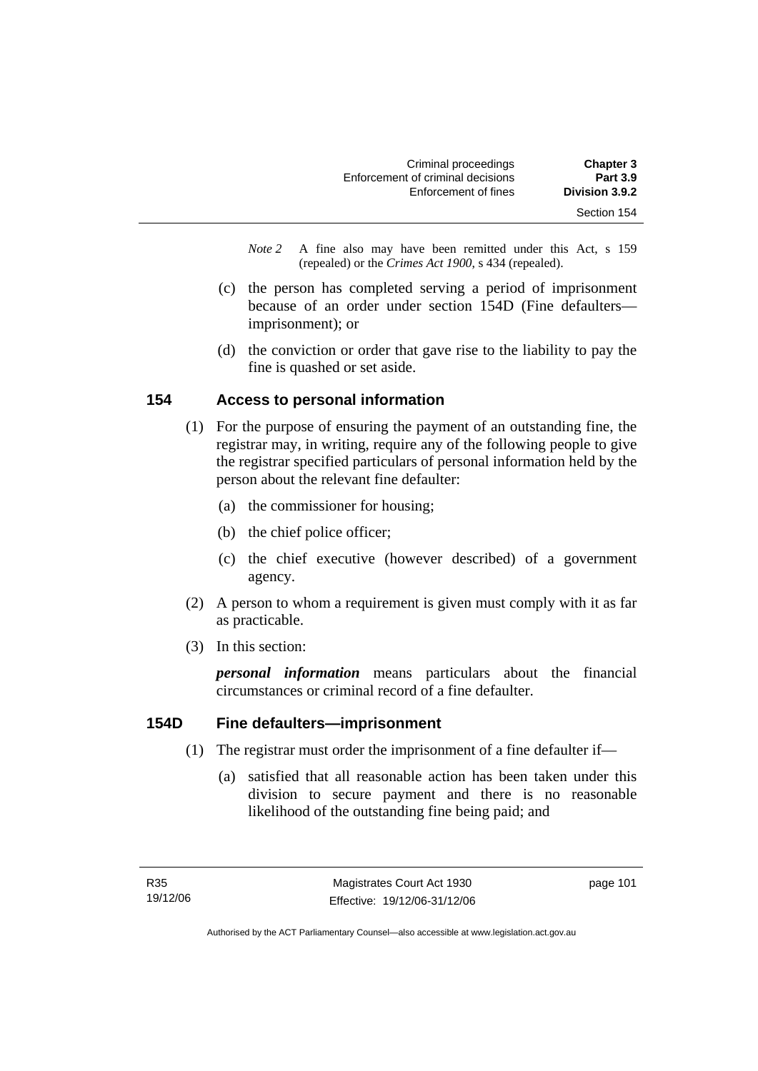*Note 2* A fine also may have been remitted under this Act, s 159 (repealed) or the *Crimes Act 1900*, s 434 (repealed).

(c) the person has completed serving a period of imprisonment because of an order under section 154D (Fine defaulters—imprisonment); or

(d) the conviction or order that gave rise to the liability to pay the fine is quashed or set aside.

## 154 Access to personal information

(1) For the purpose of ensuring the payment of an outstanding fine, the registrar may, in writing, require any of the following people to give the registrar specified particulars of personal information held by the person about the relevant fine defaulter:

(a) the commissioner for housing;

(b) the chief police officer;

(c) the chief executive (however described) of a government agency.

(2) A person to whom a requirement is given must comply with it as far as practicable.

(3) In this section:

***personal information*** means particulars about the financial circumstances or criminal record of a fine defaulter.

## 154D Fine defaulters—imprisonment

(1) The registrar must order the imprisonment of a fine defaulter if—

(a) satisfied that all reasonable action has been taken under this division to secure payment and there is no reasonable likelihood of the outstanding fine being paid; and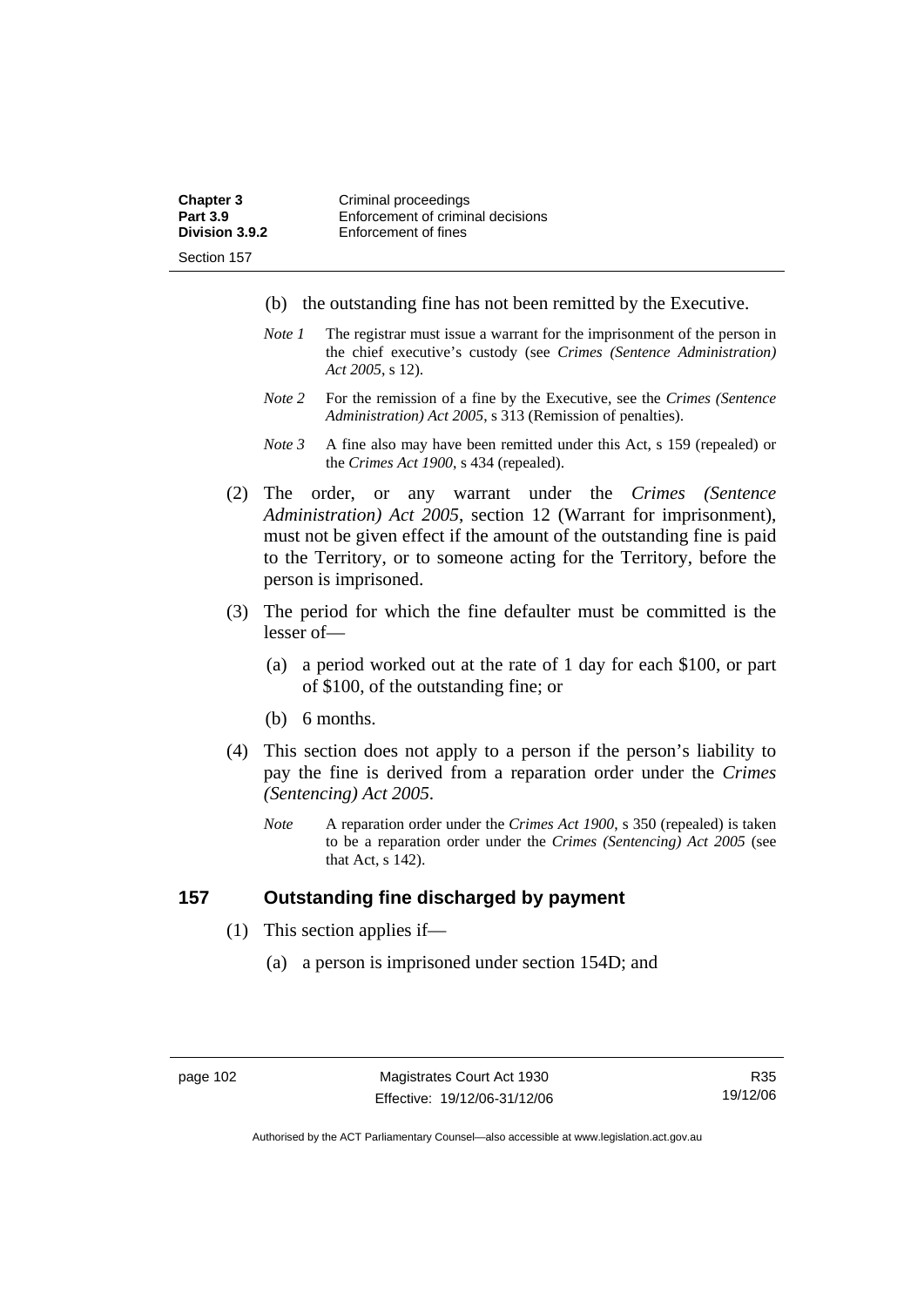(b) the outstanding fine has not been remitted by the Executive.

*Note 1* The registrar must issue a warrant for the imprisonment of the person in the chief executive's custody (see *Crimes (Sentence Administration) Act 2005*, s 12).

*Note 2* For the remission of a fine by the Executive, see the *Crimes (Sentence Administration) Act 2005*, s 313 (Remission of penalties).

*Note 3* A fine also may have been remitted under this Act, s 159 (repealed) or the *Crimes Act 1900*, s 434 (repealed).

(2) The order, or any warrant under the *Crimes (Sentence Administration) Act 2005*, section 12 (Warrant for imprisonment), must not be given effect if the amount of the outstanding fine is paid to the Territory, or to someone acting for the Territory, before the person is imprisoned.

(3) The period for which the fine defaulter must be committed is the lesser of—

(a) a period worked out at the rate of 1 day for each $100, or part of $100, of the outstanding fine; or

(b) 6 months.

(4) This section does not apply to a person if the person's liability to pay the fine is derived from a reparation order under the *Crimes (Sentencing) Act 2005*.

*Note* A reparation order under the *Crimes Act 1900*, s 350 (repealed) is taken to be a reparation order under the *Crimes (Sentencing) Act 2005* (see that Act, s 142).

## 157 Outstanding fine discharged by payment

(1) This section applies if—

(a) a person is imprisoned under section 154D; and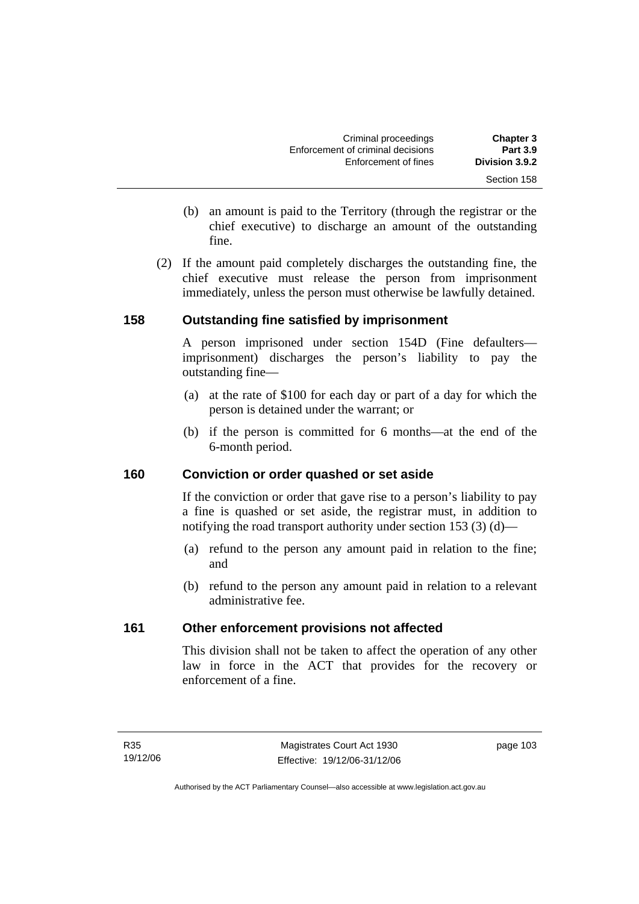(b) an amount is paid to the Territory (through the registrar or the chief executive) to discharge an amount of the outstanding fine.

(2) If the amount paid completely discharges the outstanding fine, the chief executive must release the person from imprisonment immediately, unless the person must otherwise be lawfully detained.

## 158 Outstanding fine satisfied by imprisonment

A person imprisoned under section 154D (Fine defaulters—imprisonment) discharges the person's liability to pay the outstanding fine—

(a) at the rate of $100 for each day or part of a day for which the person is detained under the warrant; or

(b) if the person is committed for 6 months—at the end of the 6-month period.

## 160 Conviction or order quashed or set aside

If the conviction or order that gave rise to a person's liability to pay a fine is quashed or set aside, the registrar must, in addition to notifying the road transport authority under section 153 (3) (d)—

(a) refund to the person any amount paid in relation to the fine; and

(b) refund to the person any amount paid in relation to a relevant administrative fee.

## 161 Other enforcement provisions not affected

This division shall not be taken to affect the operation of any other law in force in the ACT that provides for the recovery or enforcement of a fine.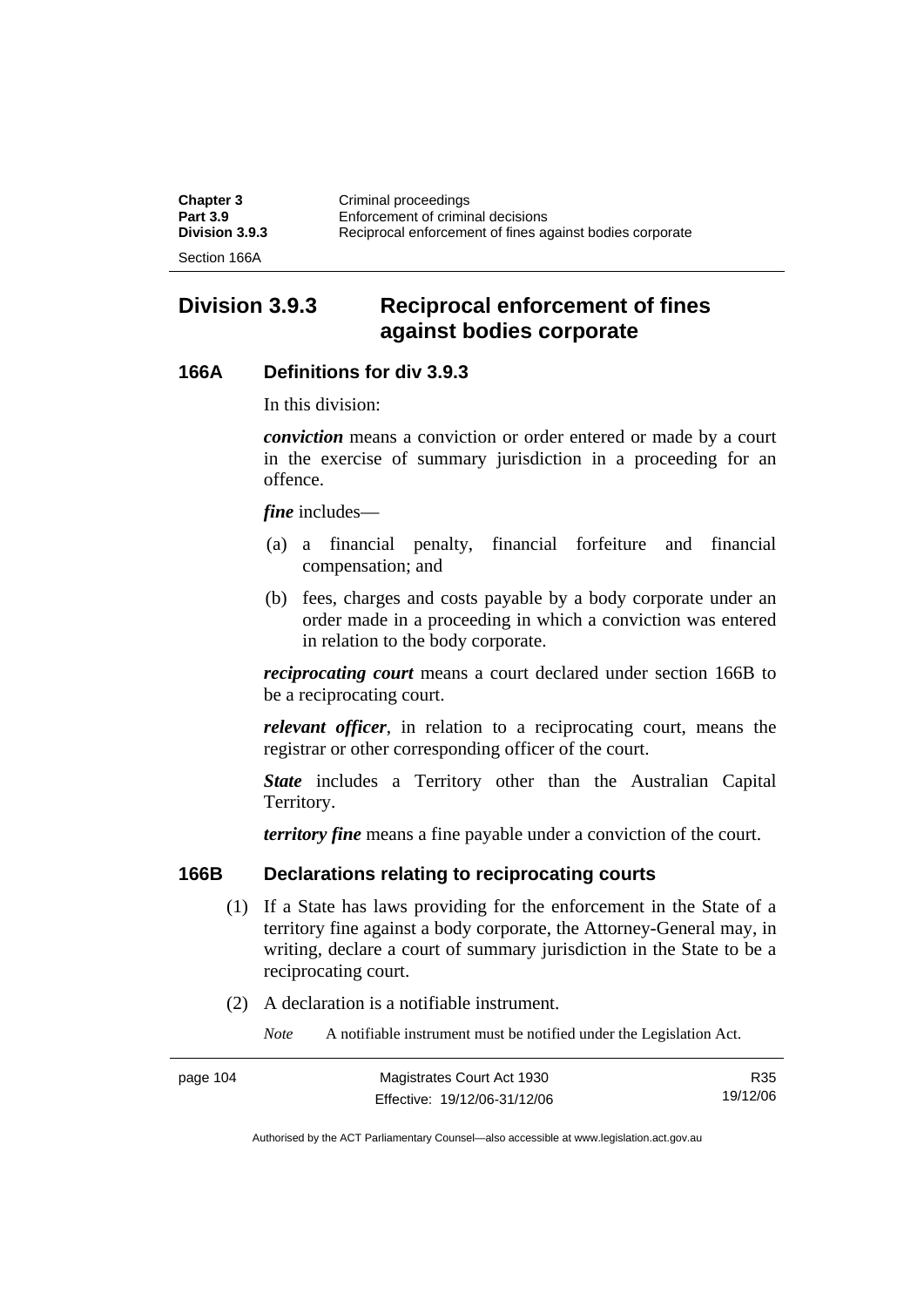## Division 3.9.3 Reciprocal enforcement of fines against bodies corporate

### 166A Definitions for div 3.9.3

In this division:

***conviction*** means a conviction or order entered or made by a court in the exercise of summary jurisdiction in a proceeding for an offence.

***fine*** includes—

(a) a financial penalty, financial forfeiture and financial compensation; and

(b) fees, charges and costs payable by a body corporate under an order made in a proceeding in which a conviction was entered in relation to the body corporate.

***reciprocating court*** means a court declared under section 166B to be a reciprocating court.

***relevant officer***, in relation to a reciprocating court, means the registrar or other corresponding officer of the court.

***State*** includes a Territory other than the Australian Capital Territory.

***territory fine*** means a fine payable under a conviction of the court.

### 166B Declarations relating to reciprocating courts

(1) If a State has laws providing for the enforcement in the State of a territory fine against a body corporate, the Attorney-General may, in writing, declare a court of summary jurisdiction in the State to be a reciprocating court.

(2) A declaration is a notifiable instrument.

*Note* A notifiable instrument must be notified under the Legislation Act.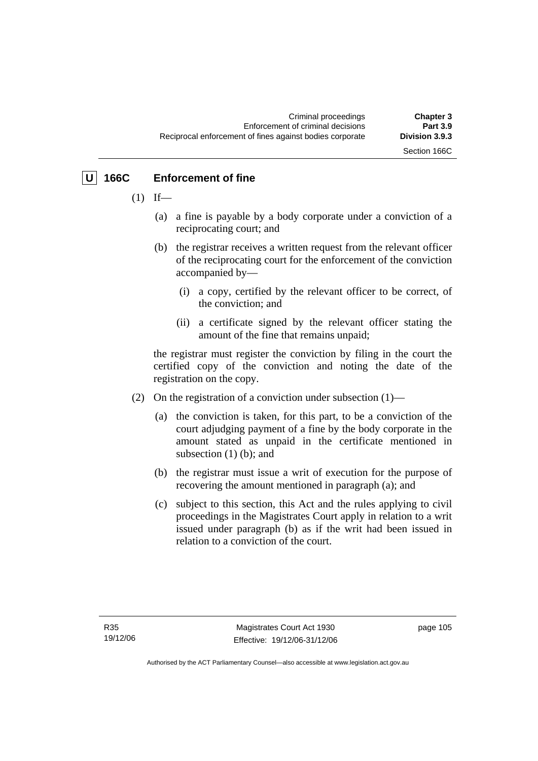## U 166C Enforcement of fine

(1) If—

(a) a fine is payable by a body corporate under a conviction of a reciprocating court; and

(b) the registrar receives a written request from the relevant officer of the reciprocating court for the enforcement of the conviction accompanied by—

(i) a copy, certified by the relevant officer to be correct, of the conviction; and

(ii) a certificate signed by the relevant officer stating the amount of the fine that remains unpaid;

the registrar must register the conviction by filing in the court the certified copy of the conviction and noting the date of the registration on the copy.

(2) On the registration of a conviction under subsection (1)—

(a) the conviction is taken, for this part, to be a conviction of the court adjudging payment of a fine by the body corporate in the amount stated as unpaid in the certificate mentioned in subsection (1) (b); and

(b) the registrar must issue a writ of execution for the purpose of recovering the amount mentioned in paragraph (a); and

(c) subject to this section, this Act and the rules applying to civil proceedings in the Magistrates Court apply in relation to a writ issued under paragraph (b) as if the writ had been issued in relation to a conviction of the court.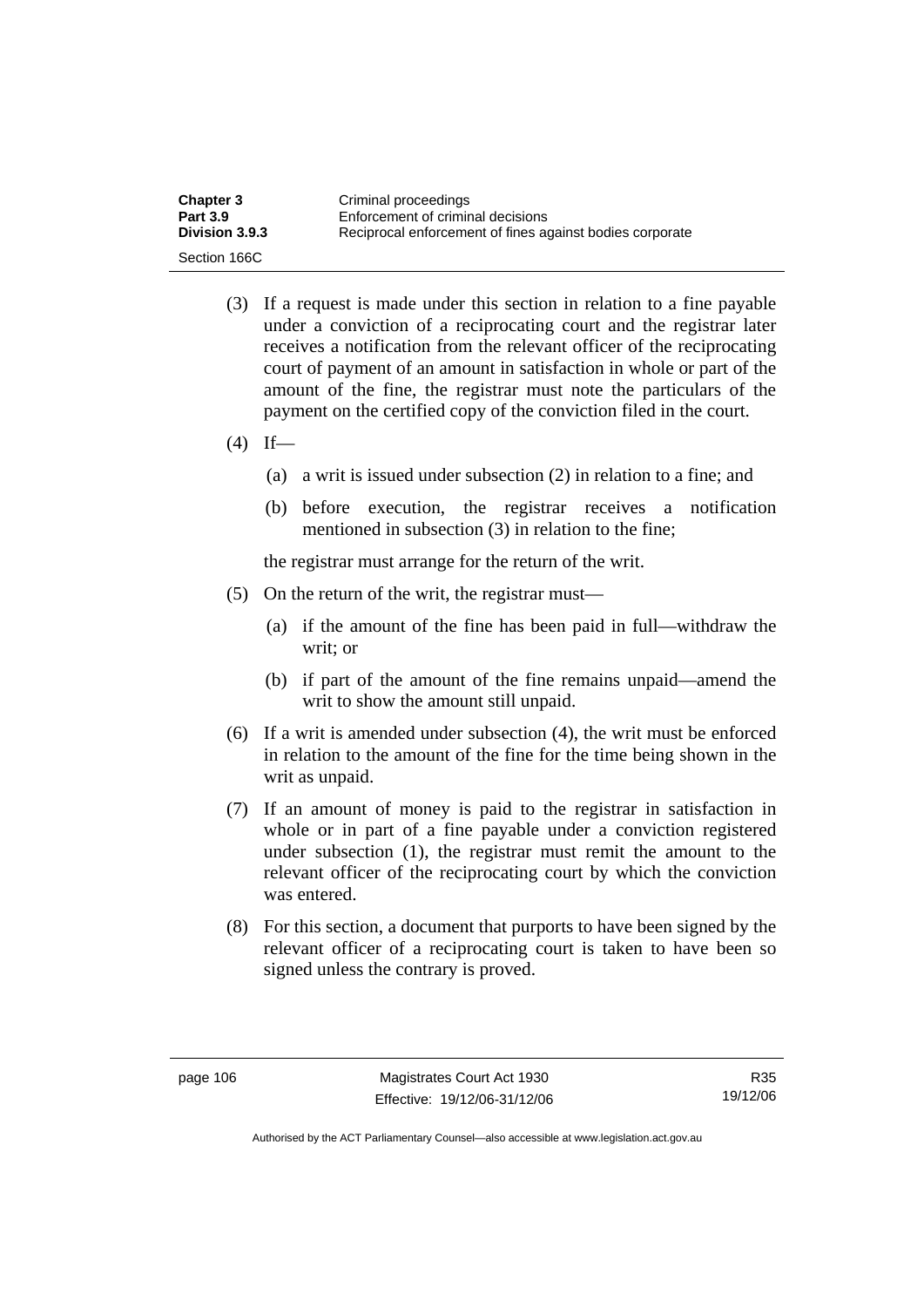(3) If a request is made under this section in relation to a fine payable under a conviction of a reciprocating court and the registrar later receives a notification from the relevant officer of the reciprocating court of payment of an amount in satisfaction in whole or part of the amount of the fine, the registrar must note the particulars of the payment on the certified copy of the conviction filed in the court.

(4) If—

(a) a writ is issued under subsection (2) in relation to a fine; and

(b) before execution, the registrar receives a notification mentioned in subsection (3) in relation to the fine;

the registrar must arrange for the return of the writ.

(5) On the return of the writ, the registrar must—

(a) if the amount of the fine has been paid in full—withdraw the writ; or

(b) if part of the amount of the fine remains unpaid—amend the writ to show the amount still unpaid.

(6) If a writ is amended under subsection (4), the writ must be enforced in relation to the amount of the fine for the time being shown in the writ as unpaid.

(7) If an amount of money is paid to the registrar in satisfaction in whole or in part of a fine payable under a conviction registered under subsection (1), the registrar must remit the amount to the relevant officer of the reciprocating court by which the conviction was entered.

(8) For this section, a document that purports to have been signed by the relevant officer of a reciprocating court is taken to have been so signed unless the contrary is proved.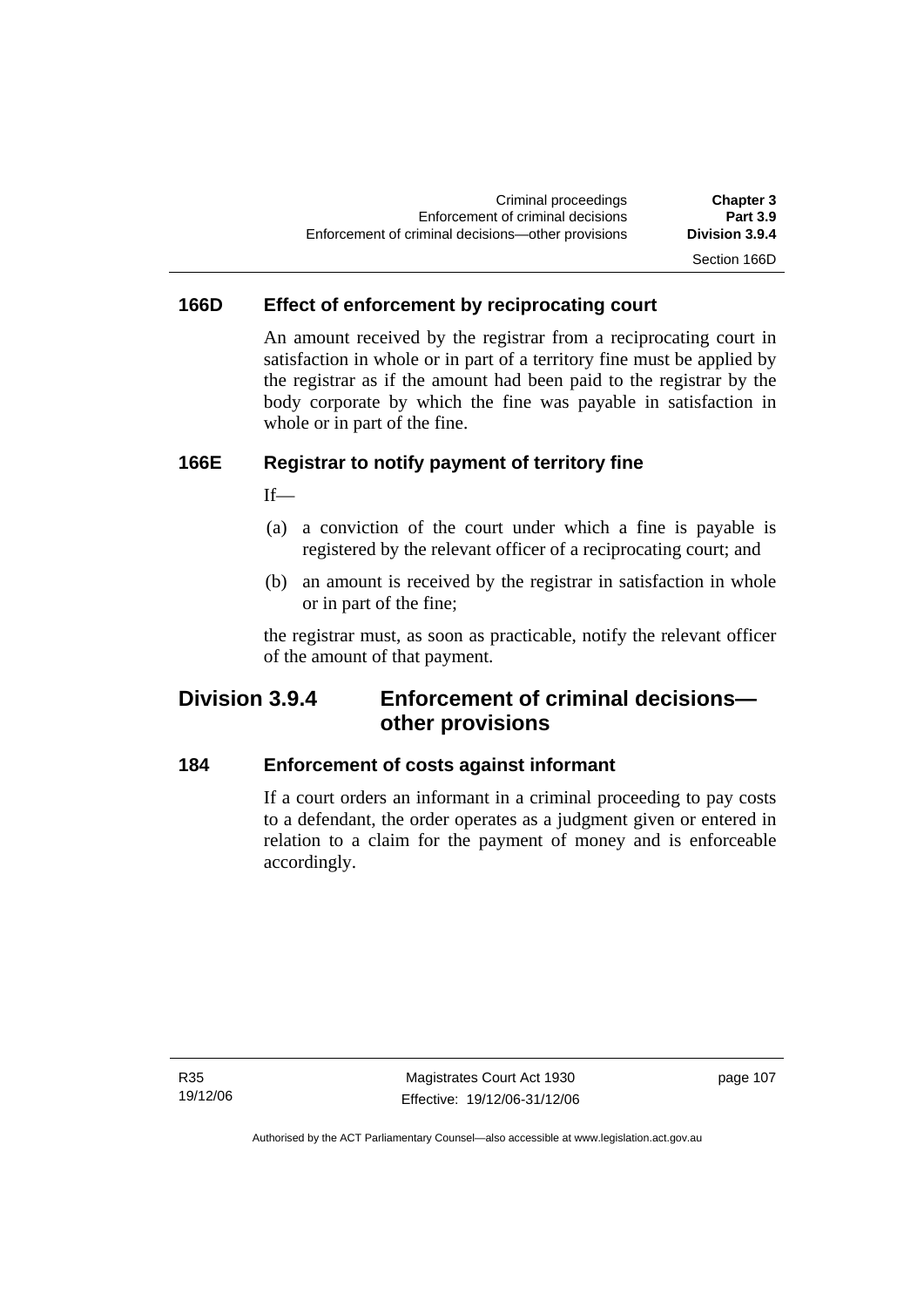### 166D Effect of enforcement by reciprocating court

An amount received by the registrar from a reciprocating court in satisfaction in whole or in part of a territory fine must be applied by the registrar as if the amount had been paid to the registrar by the body corporate by which the fine was payable in satisfaction in whole or in part of the fine.

### 166E Registrar to notify payment of territory fine

If—

(a) a conviction of the court under which a fine is payable is registered by the relevant officer of a reciprocating court; and

(b) an amount is received by the registrar in satisfaction in whole or in part of the fine;

the registrar must, as soon as practicable, notify the relevant officer of the amount of that payment.

## Division 3.9.4 Enforcement of criminal decisions—other provisions

### 184 Enforcement of costs against informant

If a court orders an informant in a criminal proceeding to pay costs to a defendant, the order operates as a judgment given or entered in relation to a claim for the payment of money and is enforceable accordingly.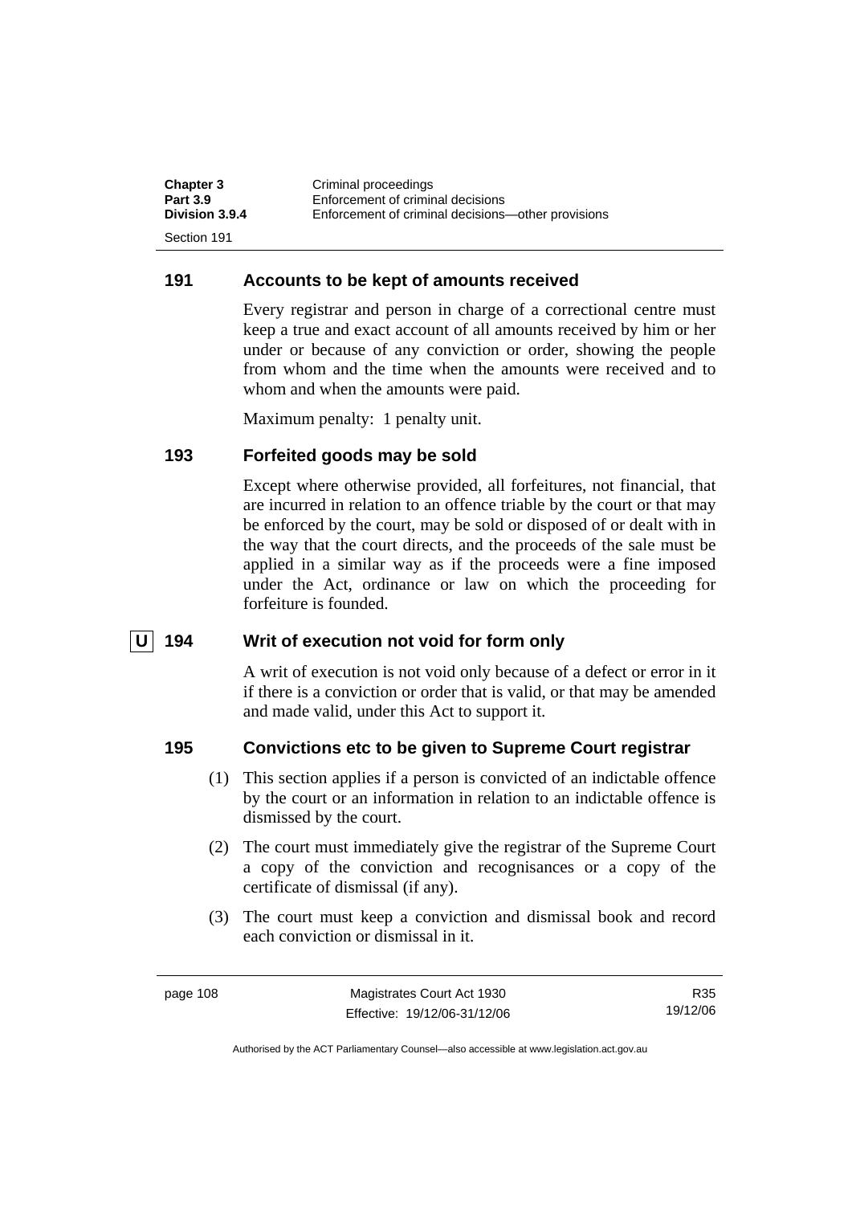### 191 Accounts to be kept of amounts received

Every registrar and person in charge of a correctional centre must keep a true and exact account of all amounts received by him or her under or because of any conviction or order, showing the people from whom and the time when the amounts were received and to whom and when the amounts were paid.

Maximum penalty: 1 penalty unit.

### 193 Forfeited goods may be sold

Except where otherwise provided, all forfeitures, not financial, that are incurred in relation to an offence triable by the court or that may be enforced by the court, may be sold or disposed of or dealt with in the way that the court directs, and the proceeds of the sale must be applied in a similar way as if the proceeds were a fine imposed under the Act, ordinance or law on which the proceeding for forfeiture is founded.

### U 194 Writ of execution not void for form only

A writ of execution is not void only because of a defect or error in it if there is a conviction or order that is valid, or that may be amended and made valid, under this Act to support it.

### 195 Convictions etc to be given to Supreme Court registrar

(1) This section applies if a person is convicted of an indictable offence by the court or an information in relation to an indictable offence is dismissed by the court.

(2) The court must immediately give the registrar of the Supreme Court a copy of the conviction and recognisances or a copy of the certificate of dismissal (if any).

(3) The court must keep a conviction and dismissal book and record each conviction or dismissal in it.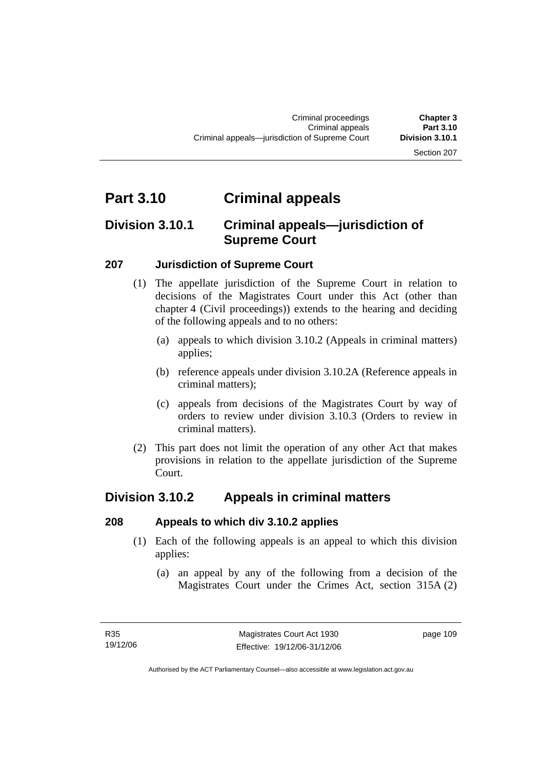# Part 3.10 Criminal appeals

## Division 3.10.1 Criminal appeals—jurisdiction of Supreme Court

### 207 Jurisdiction of Supreme Court

(1) The appellate jurisdiction of the Supreme Court in relation to decisions of the Magistrates Court under this Act (other than chapter 4 (Civil proceedings)) extends to the hearing and deciding of the following appeals and to no others:

(a) appeals to which division 3.10.2 (Appeals in criminal matters) applies;

(b) reference appeals under division 3.10.2A (Reference appeals in criminal matters);

(c) appeals from decisions of the Magistrates Court by way of orders to review under division 3.10.3 (Orders to review in criminal matters).

(2) This part does not limit the operation of any other Act that makes provisions in relation to the appellate jurisdiction of the Supreme Court.

## Division 3.10.2 Appeals in criminal matters

### 208 Appeals to which div 3.10.2 applies

(1) Each of the following appeals is an appeal to which this division applies:

(a) an appeal by any of the following from a decision of the Magistrates Court under the Crimes Act, section 315A (2)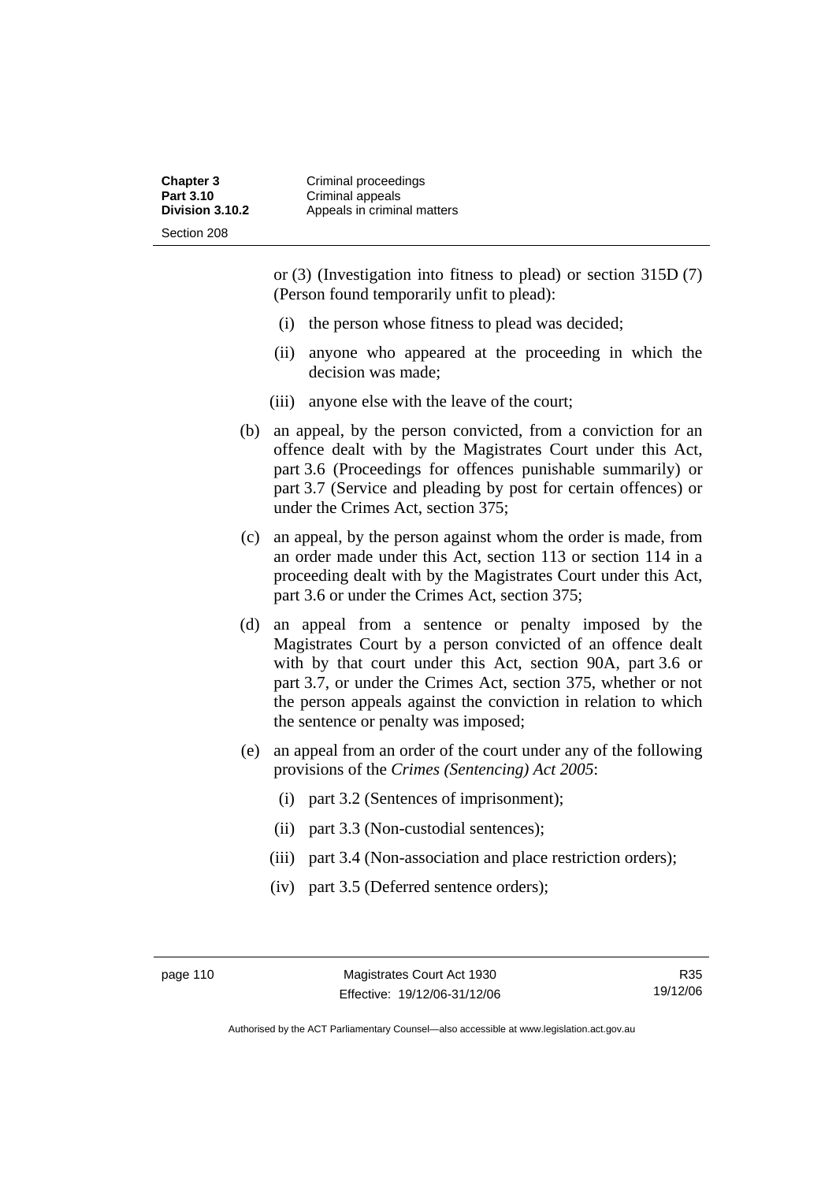or (3) (Investigation into fitness to plead) or section 315D (7) (Person found temporarily unfit to plead):

  (i) the person whose fitness to plead was decided;

  (ii) anyone who appeared at the proceeding in which the decision was made;

  (iii) anyone else with the leave of the court;

(b) an appeal, by the person convicted, from a conviction for an offence dealt with by the Magistrates Court under this Act, part 3.6 (Proceedings for offences punishable summarily) or part 3.7 (Service and pleading by post for certain offences) or under the Crimes Act, section 375;

(c) an appeal, by the person against whom the order is made, from an order made under this Act, section 113 or section 114 in a proceeding dealt with by the Magistrates Court under this Act, part 3.6 or under the Crimes Act, section 375;

(d) an appeal from a sentence or penalty imposed by the Magistrates Court by a person convicted of an offence dealt with by that court under this Act, section 90A, part 3.6 or part 3.7, or under the Crimes Act, section 375, whether or not the person appeals against the conviction in relation to which the sentence or penalty was imposed;

(e) an appeal from an order of the court under any of the following provisions of the *Crimes (Sentencing) Act 2005*:

  (i) part 3.2 (Sentences of imprisonment);

  (ii) part 3.3 (Non-custodial sentences);

  (iii) part 3.4 (Non-association and place restriction orders);

  (iv) part 3.5 (Deferred sentence orders);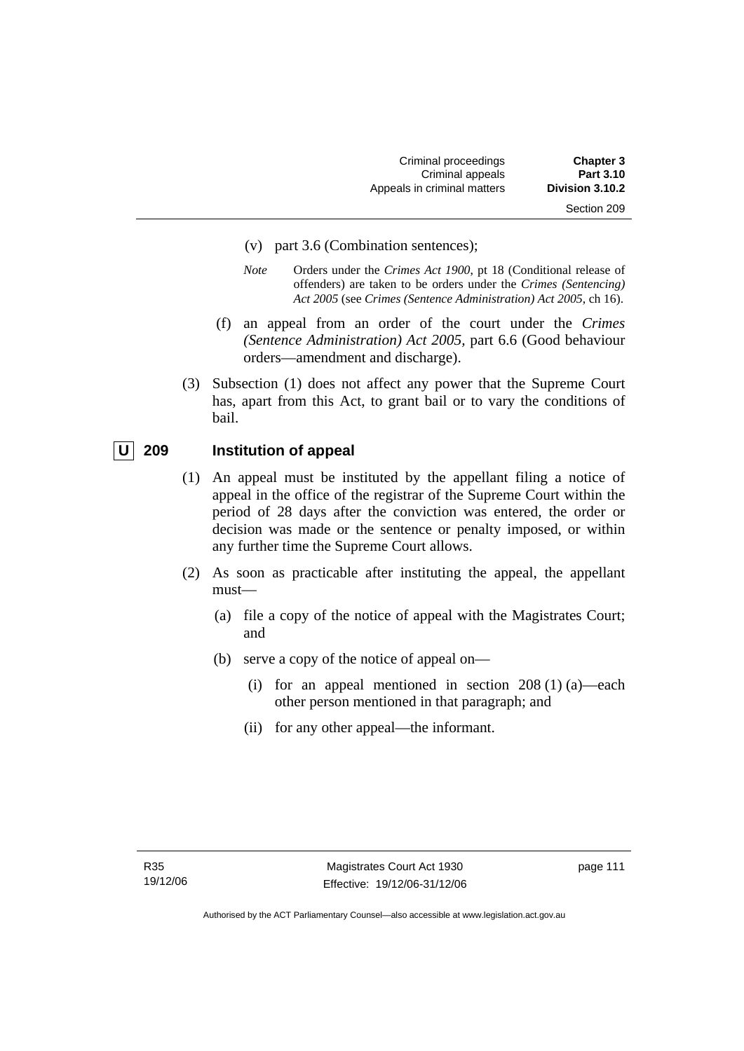(v) part 3.6 (Combination sentences);

*Note* Orders under the *Crimes Act 1900*, pt 18 (Conditional release of offenders) are taken to be orders under the *Crimes (Sentencing) Act 2005* (see *Crimes (Sentence Administration) Act 2005*, ch 16).

(f) an appeal from an order of the court under the *Crimes (Sentence Administration) Act 2005*, part 6.6 (Good behaviour orders—amendment and discharge).

(3) Subsection (1) does not affect any power that the Supreme Court has, apart from this Act, to grant bail or to vary the conditions of bail.

## U 209 Institution of appeal

(1) An appeal must be instituted by the appellant filing a notice of appeal in the office of the registrar of the Supreme Court within the period of 28 days after the conviction was entered, the order or decision was made or the sentence or penalty imposed, or within any further time the Supreme Court allows.

(2) As soon as practicable after instituting the appeal, the appellant must—

(a) file a copy of the notice of appeal with the Magistrates Court; and

(b) serve a copy of the notice of appeal on—

(i) for an appeal mentioned in section 208 (1) (a)—each other person mentioned in that paragraph; and

(ii) for any other appeal—the informant.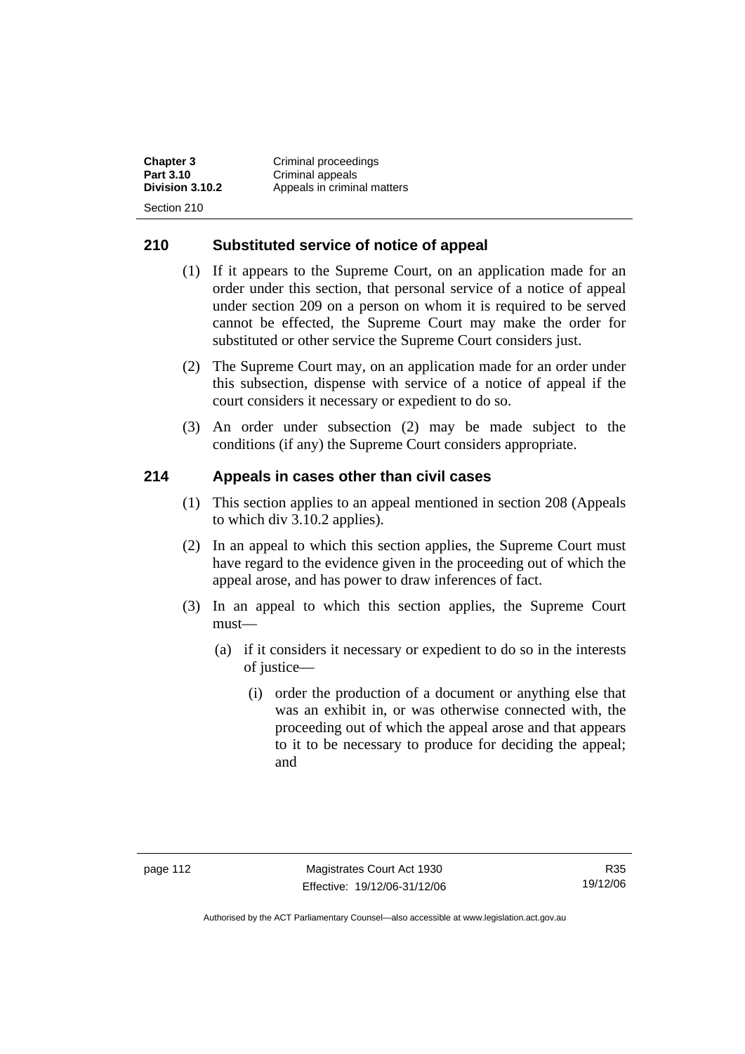## 210 Substituted service of notice of appeal

(1) If it appears to the Supreme Court, on an application made for an order under this section, that personal service of a notice of appeal under section 209 on a person on whom it is required to be served cannot be effected, the Supreme Court may make the order for substituted or other service the Supreme Court considers just.

(2) The Supreme Court may, on an application made for an order under this subsection, dispense with service of a notice of appeal if the court considers it necessary or expedient to do so.

(3) An order under subsection (2) may be made subject to the conditions (if any) the Supreme Court considers appropriate.

## 214 Appeals in cases other than civil cases

(1) This section applies to an appeal mentioned in section 208 (Appeals to which div 3.10.2 applies).

(2) In an appeal to which this section applies, the Supreme Court must have regard to the evidence given in the proceeding out of which the appeal arose, and has power to draw inferences of fact.

(3) In an appeal to which this section applies, the Supreme Court must—

(a) if it considers it necessary or expedient to do so in the interests of justice—

(i) order the production of a document or anything else that was an exhibit in, or was otherwise connected with, the proceeding out of which the appeal arose and that appears to it to be necessary to produce for deciding the appeal; and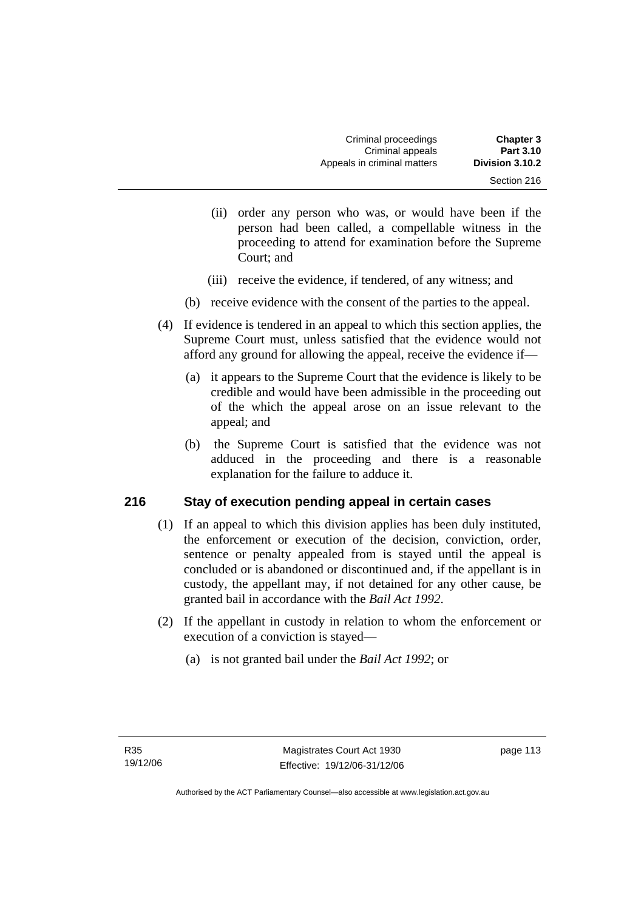(ii) order any person who was, or would have been if the person had been called, a compellable witness in the proceeding to attend for examination before the Supreme Court; and

(iii) receive the evidence, if tendered, of any witness; and

(b) receive evidence with the consent of the parties to the appeal.

(4) If evidence is tendered in an appeal to which this section applies, the Supreme Court must, unless satisfied that the evidence would not afford any ground for allowing the appeal, receive the evidence if—

(a) it appears to the Supreme Court that the evidence is likely to be credible and would have been admissible in the proceeding out of the which the appeal arose on an issue relevant to the appeal; and

(b) the Supreme Court is satisfied that the evidence was not adduced in the proceeding and there is a reasonable explanation for the failure to adduce it.

## 216 Stay of execution pending appeal in certain cases

(1) If an appeal to which this division applies has been duly instituted, the enforcement or execution of the decision, conviction, order, sentence or penalty appealed from is stayed until the appeal is concluded or is abandoned or discontinued and, if the appellant is in custody, the appellant may, if not detained for any other cause, be granted bail in accordance with the *Bail Act 1992*.

(2) If the appellant in custody in relation to whom the enforcement or execution of a conviction is stayed—

(a) is not granted bail under the *Bail Act 1992*; or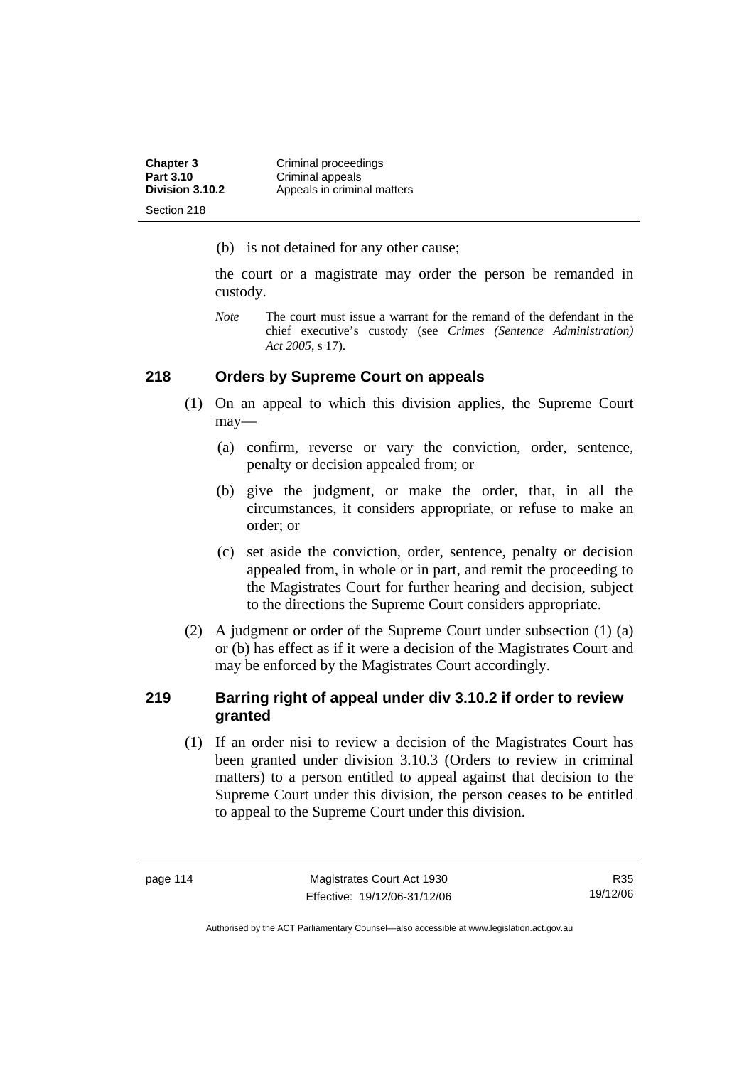(b) is not detained for any other cause;

the court or a magistrate may order the person be remanded in custody.

*Note* The court must issue a warrant for the remand of the defendant in the chief executive's custody (see *Crimes (Sentence Administration) Act 2005*, s 17).

## 218 Orders by Supreme Court on appeals

(1) On an appeal to which this division applies, the Supreme Court may—

(a) confirm, reverse or vary the conviction, order, sentence, penalty or decision appealed from; or

(b) give the judgment, or make the order, that, in all the circumstances, it considers appropriate, or refuse to make an order; or

(c) set aside the conviction, order, sentence, penalty or decision appealed from, in whole or in part, and remit the proceeding to the Magistrates Court for further hearing and decision, subject to the directions the Supreme Court considers appropriate.

(2) A judgment or order of the Supreme Court under subsection (1) (a) or (b) has effect as if it were a decision of the Magistrates Court and may be enforced by the Magistrates Court accordingly.

## 219 Barring right of appeal under div 3.10.2 if order to review granted

(1) If an order nisi to review a decision of the Magistrates Court has been granted under division 3.10.3 (Orders to review in criminal matters) to a person entitled to appeal against that decision to the Supreme Court under this division, the person ceases to be entitled to appeal to the Supreme Court under this division.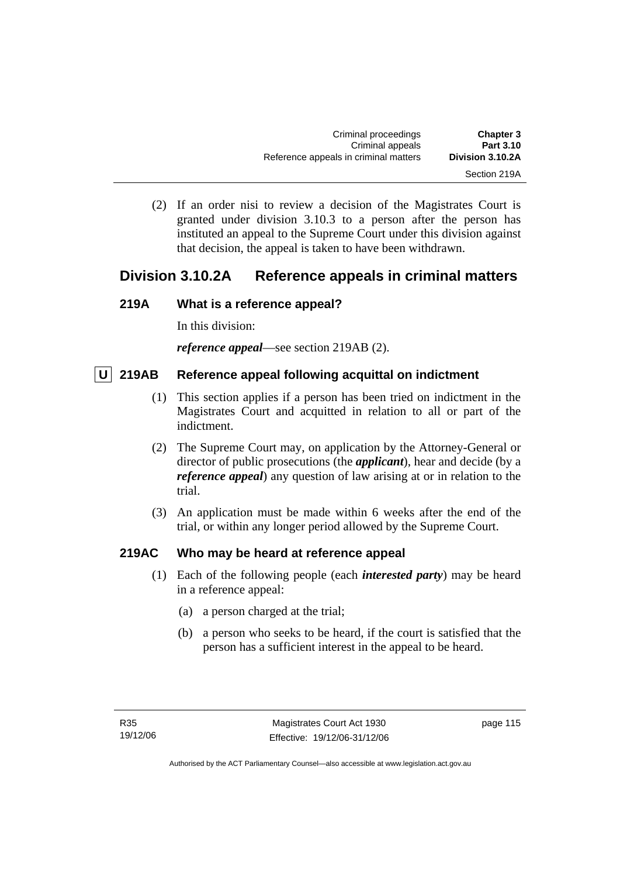(2) If an order nisi to review a decision of the Magistrates Court is granted under division 3.10.3 to a person after the person has instituted an appeal to the Supreme Court under this division against that decision, the appeal is taken to have been withdrawn.

## Division 3.10.2A Reference appeals in criminal matters

### 219A What is a reference appeal?

In this division:

***reference appeal***—see section 219AB (2).

### U 219AB Reference appeal following acquittal on indictment

(1) This section applies if a person has been tried on indictment in the Magistrates Court and acquitted in relation to all or part of the indictment.

(2) The Supreme Court may, on application by the Attorney-General or director of public prosecutions (the ***applicant***), hear and decide (by a ***reference appeal***) any question of law arising at or in relation to the trial.

(3) An application must be made within 6 weeks after the end of the trial, or within any longer period allowed by the Supreme Court.

### 219AC Who may be heard at reference appeal

(1) Each of the following people (each ***interested party***) may be heard in a reference appeal:

(a) a person charged at the trial;

(b) a person who seeks to be heard, if the court is satisfied that the person has a sufficient interest in the appeal to be heard.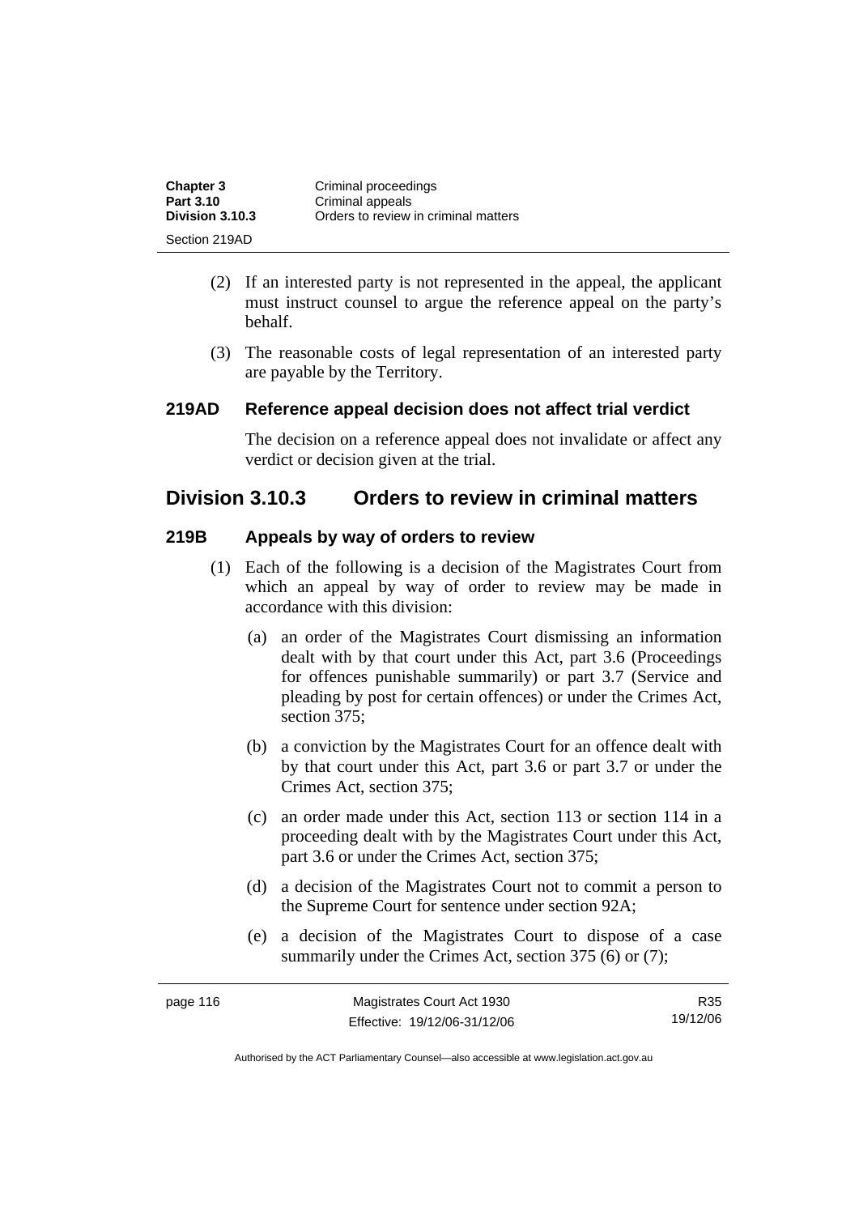(2) If an interested party is not represented in the appeal, the applicant must instruct counsel to argue the reference appeal on the party's behalf.

(3) The reasonable costs of legal representation of an interested party are payable by the Territory.

### 219AD Reference appeal decision does not affect trial verdict

The decision on a reference appeal does not invalidate or affect any verdict or decision given at the trial.

## Division 3.10.3 Orders to review in criminal matters

### 219B Appeals by way of orders to review

(1) Each of the following is a decision of the Magistrates Court from which an appeal by way of order to review may be made in accordance with this division:

(a) an order of the Magistrates Court dismissing an information dealt with by that court under this Act, part 3.6 (Proceedings for offences punishable summarily) or part 3.7 (Service and pleading by post for certain offences) or under the Crimes Act, section 375;

(b) a conviction by the Magistrates Court for an offence dealt with by that court under this Act, part 3.6 or part 3.7 or under the Crimes Act, section 375;

(c) an order made under this Act, section 113 or section 114 in a proceeding dealt with by the Magistrates Court under this Act, part 3.6 or under the Crimes Act, section 375;

(d) a decision of the Magistrates Court not to commit a person to the Supreme Court for sentence under section 92A;

(e) a decision of the Magistrates Court to dispose of a case summarily under the Crimes Act, section 375 (6) or (7);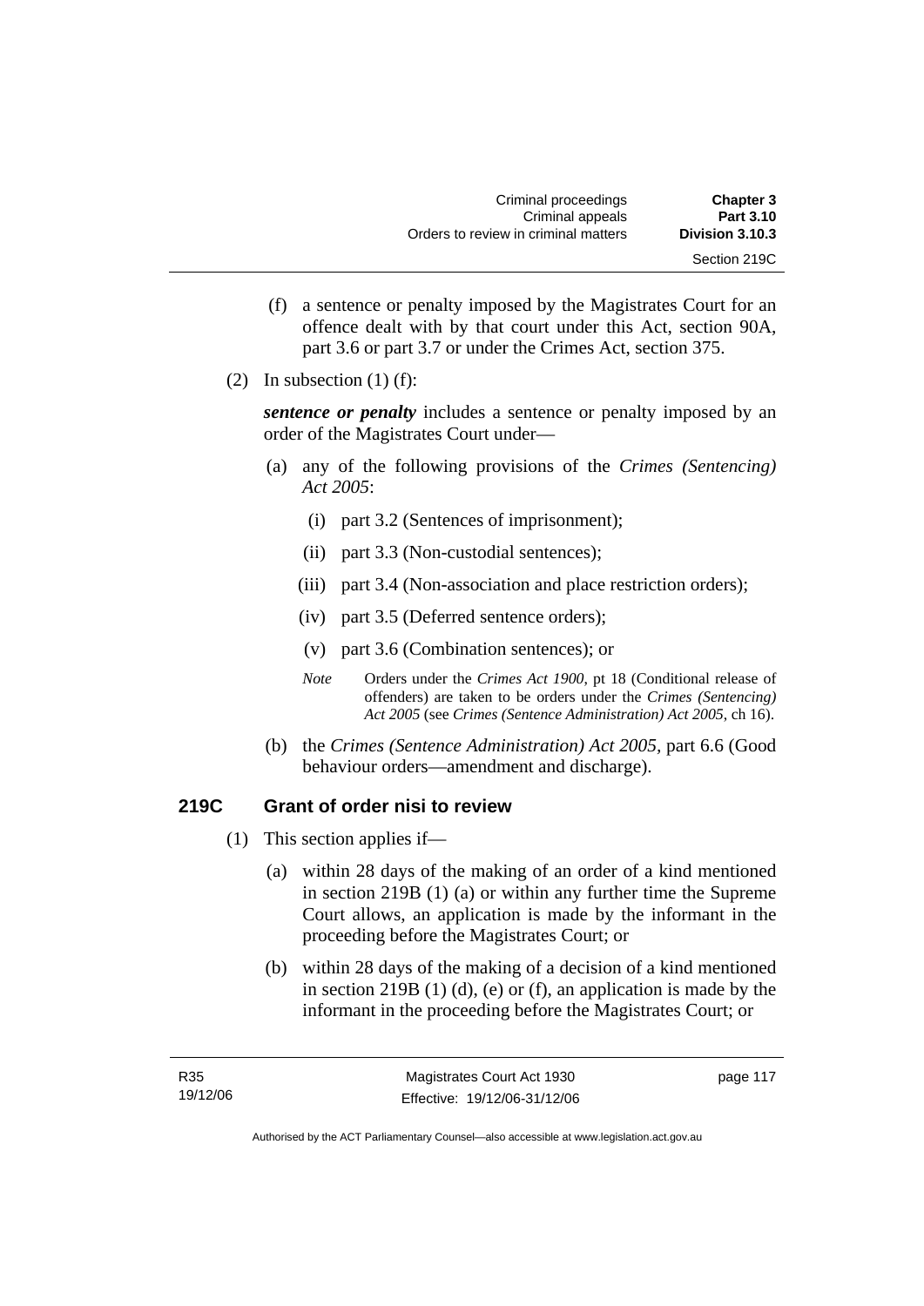(f) a sentence or penalty imposed by the Magistrates Court for an offence dealt with by that court under this Act, section 90A, part 3.6 or part 3.7 or under the Crimes Act, section 375.

(2) In subsection (1) (f):

***sentence or penalty*** includes a sentence or penalty imposed by an order of the Magistrates Court under—

(a) any of the following provisions of the *Crimes (Sentencing) Act 2005*:

(i) part 3.2 (Sentences of imprisonment);

(ii) part 3.3 (Non-custodial sentences);

(iii) part 3.4 (Non-association and place restriction orders);

(iv) part 3.5 (Deferred sentence orders);

(v) part 3.6 (Combination sentences); or

*Note* Orders under the *Crimes Act 1900*, pt 18 (Conditional release of offenders) are taken to be orders under the *Crimes (Sentencing) Act 2005* (see *Crimes (Sentence Administration) Act 2005*, ch 16).

(b) the *Crimes (Sentence Administration) Act 2005*, part 6.6 (Good behaviour orders—amendment and discharge).

### 219C Grant of order nisi to review

(1) This section applies if—

(a) within 28 days of the making of an order of a kind mentioned in section 219B (1) (a) or within any further time the Supreme Court allows, an application is made by the informant in the proceeding before the Magistrates Court; or

(b) within 28 days of the making of a decision of a kind mentioned in section 219B (1) (d), (e) or (f), an application is made by the informant in the proceeding before the Magistrates Court; or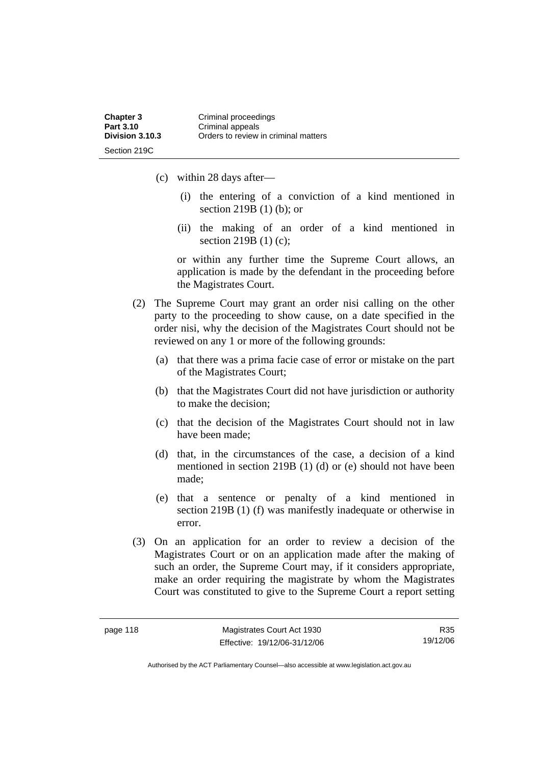(c) within 28 days after—

 (i) the entering of a conviction of a kind mentioned in section 219B (1) (b); or

 (ii) the making of an order of a kind mentioned in section 219B (1) (c);

 or within any further time the Supreme Court allows, an application is made by the defendant in the proceeding before the Magistrates Court.

(2) The Supreme Court may grant an order nisi calling on the other party to the proceeding to show cause, on a date specified in the order nisi, why the decision of the Magistrates Court should not be reviewed on any 1 or more of the following grounds:

 (a) that there was a prima facie case of error or mistake on the part of the Magistrates Court;

 (b) that the Magistrates Court did not have jurisdiction or authority to make the decision;

 (c) that the decision of the Magistrates Court should not in law have been made;

 (d) that, in the circumstances of the case, a decision of a kind mentioned in section 219B (1) (d) or (e) should not have been made;

 (e) that a sentence or penalty of a kind mentioned in section 219B (1) (f) was manifestly inadequate or otherwise in error.

(3) On an application for an order to review a decision of the Magistrates Court or on an application made after the making of such an order, the Supreme Court may, if it considers appropriate, make an order requiring the magistrate by whom the Magistrates Court was constituted to give to the Supreme Court a report setting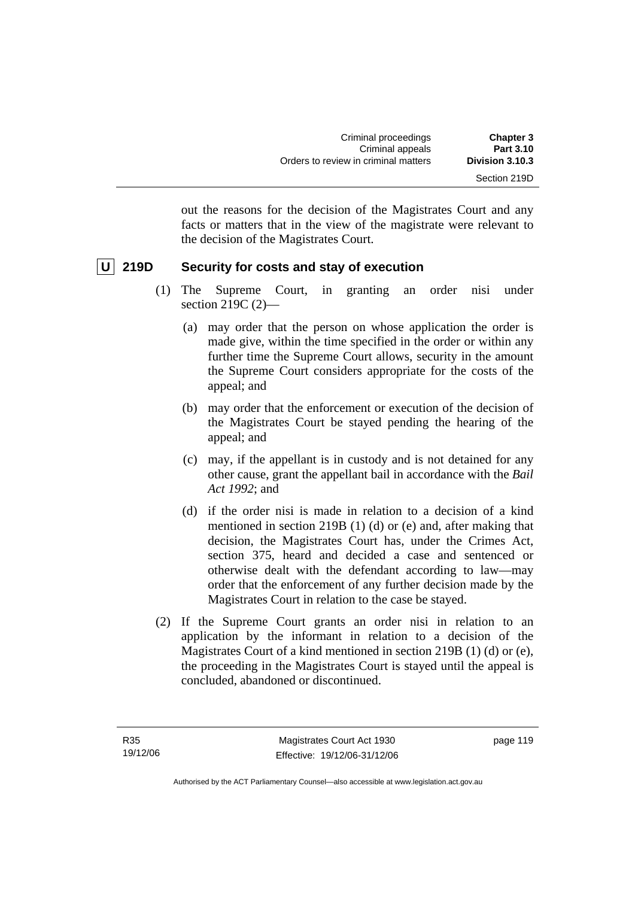out the reasons for the decision of the Magistrates Court and any facts or matters that in the view of the magistrate were relevant to the decision of the Magistrates Court.

### U 219D Security for costs and stay of execution

(1) The Supreme Court, in granting an order nisi under section 219C (2)—

(a) may order that the person on whose application the order is made give, within the time specified in the order or within any further time the Supreme Court allows, security in the amount the Supreme Court considers appropriate for the costs of the appeal; and

(b) may order that the enforcement or execution of the decision of the Magistrates Court be stayed pending the hearing of the appeal; and

(c) may, if the appellant is in custody and is not detained for any other cause, grant the appellant bail in accordance with the *Bail Act 1992*; and

(d) if the order nisi is made in relation to a decision of a kind mentioned in section 219B (1) (d) or (e) and, after making that decision, the Magistrates Court has, under the Crimes Act, section 375, heard and decided a case and sentenced or otherwise dealt with the defendant according to law—may order that the enforcement of any further decision made by the Magistrates Court in relation to the case be stayed.

(2) If the Supreme Court grants an order nisi in relation to an application by the informant in relation to a decision of the Magistrates Court of a kind mentioned in section 219B (1) (d) or (e), the proceeding in the Magistrates Court is stayed until the appeal is concluded, abandoned or discontinued.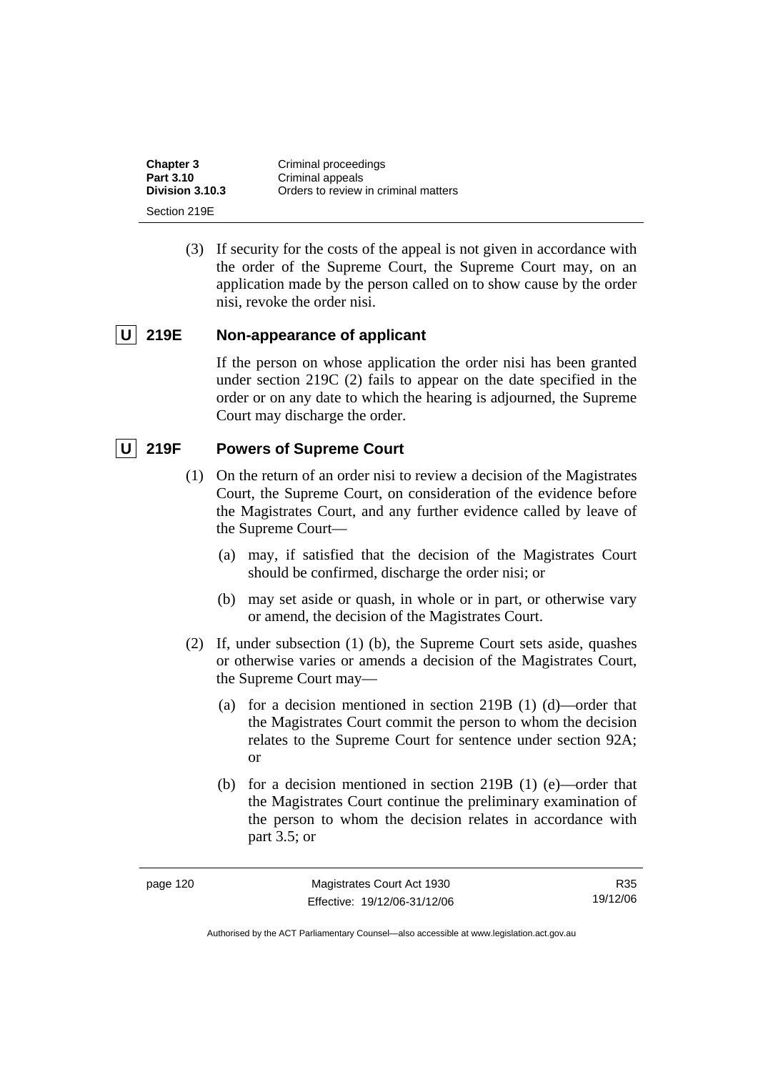(3) If security for the costs of the appeal is not given in accordance with the order of the Supreme Court, the Supreme Court may, on an application made by the person called on to show cause by the order nisi, revoke the order nisi.

### U 219E Non-appearance of applicant

If the person on whose application the order nisi has been granted under section 219C (2) fails to appear on the date specified in the order or on any date to which the hearing is adjourned, the Supreme Court may discharge the order.

### U 219F Powers of Supreme Court

(1) On the return of an order nisi to review a decision of the Magistrates Court, the Supreme Court, on consideration of the evidence before the Magistrates Court, and any further evidence called by leave of the Supreme Court—

(a) may, if satisfied that the decision of the Magistrates Court should be confirmed, discharge the order nisi; or

(b) may set aside or quash, in whole or in part, or otherwise vary or amend, the decision of the Magistrates Court.

(2) If, under subsection (1) (b), the Supreme Court sets aside, quashes or otherwise varies or amends a decision of the Magistrates Court, the Supreme Court may—

(a) for a decision mentioned in section 219B (1) (d)—order that the Magistrates Court commit the person to whom the decision relates to the Supreme Court for sentence under section 92A; or

(b) for a decision mentioned in section 219B (1) (e)—order that the Magistrates Court continue the preliminary examination of the person to whom the decision relates in accordance with part 3.5; or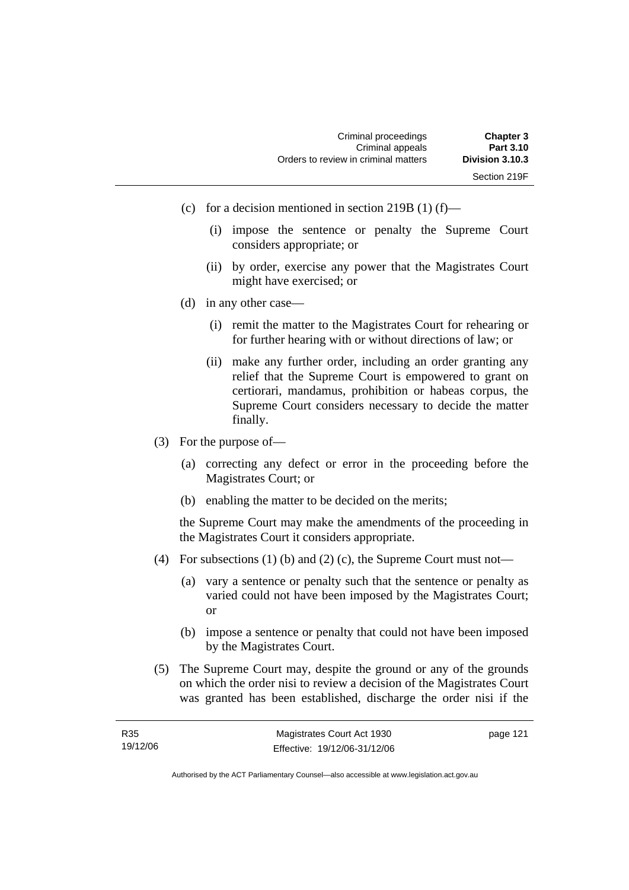(c) for a decision mentioned in section 219B (1) (f)—

    (i) impose the sentence or penalty the Supreme Court considers appropriate; or

    (ii) by order, exercise any power that the Magistrates Court might have exercised; or

(d) in any other case—

    (i) remit the matter to the Magistrates Court for rehearing or for further hearing with or without directions of law; or

    (ii) make any further order, including an order granting any relief that the Supreme Court is empowered to grant on certiorari, mandamus, prohibition or habeas corpus, the Supreme Court considers necessary to decide the matter finally.

(3) For the purpose of—

    (a) correcting any defect or error in the proceeding before the Magistrates Court; or

    (b) enabling the matter to be decided on the merits;

    the Supreme Court may make the amendments of the proceeding in the Magistrates Court it considers appropriate.

(4) For subsections (1) (b) and (2) (c), the Supreme Court must not—

    (a) vary a sentence or penalty such that the sentence or penalty as varied could not have been imposed by the Magistrates Court; or

    (b) impose a sentence or penalty that could not have been imposed by the Magistrates Court.

(5) The Supreme Court may, despite the ground or any of the grounds on which the order nisi to review a decision of the Magistrates Court was granted has been established, discharge the order nisi if the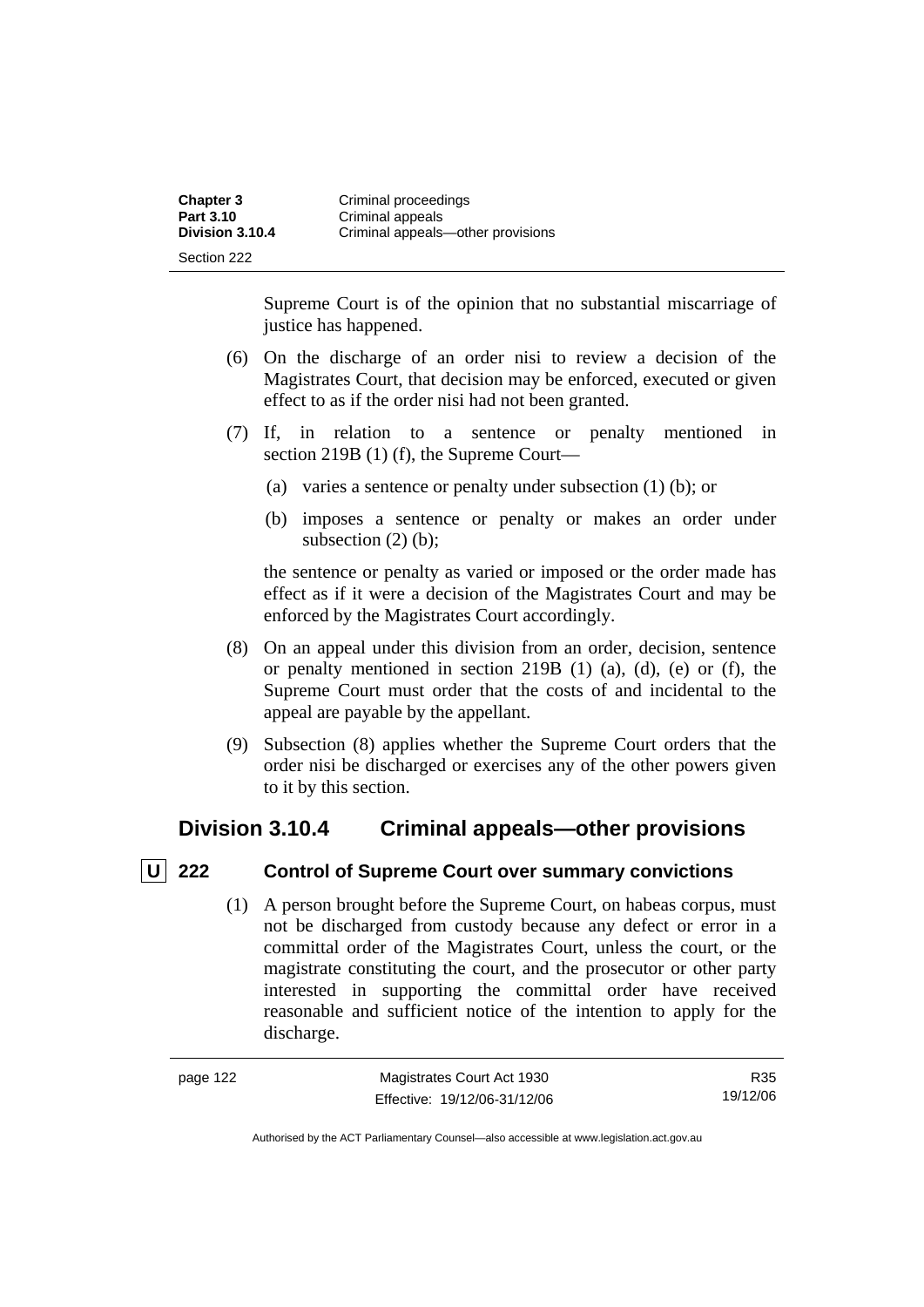Supreme Court is of the opinion that no substantial miscarriage of justice has happened.

(6) On the discharge of an order nisi to review a decision of the Magistrates Court, that decision may be enforced, executed or given effect to as if the order nisi had not been granted.

(7) If, in relation to a sentence or penalty mentioned in section 219B (1) (f), the Supreme Court—

(a) varies a sentence or penalty under subsection (1) (b); or

(b) imposes a sentence or penalty or makes an order under subsection (2) (b);

the sentence or penalty as varied or imposed or the order made has effect as if it were a decision of the Magistrates Court and may be enforced by the Magistrates Court accordingly.

(8) On an appeal under this division from an order, decision, sentence or penalty mentioned in section 219B (1) (a), (d), (e) or (f), the Supreme Court must order that the costs of and incidental to the appeal are payable by the appellant.

(9) Subsection (8) applies whether the Supreme Court orders that the order nisi be discharged or exercises any of the other powers given to it by this section.

## Division 3.10.4 Criminal appeals—other provisions

### U 222 Control of Supreme Court over summary convictions

(1) A person brought before the Supreme Court, on habeas corpus, must not be discharged from custody because any defect or error in a committal order of the Magistrates Court, unless the court, or the magistrate constituting the court, and the prosecutor or other party interested in supporting the committal order have received reasonable and sufficient notice of the intention to apply for the discharge.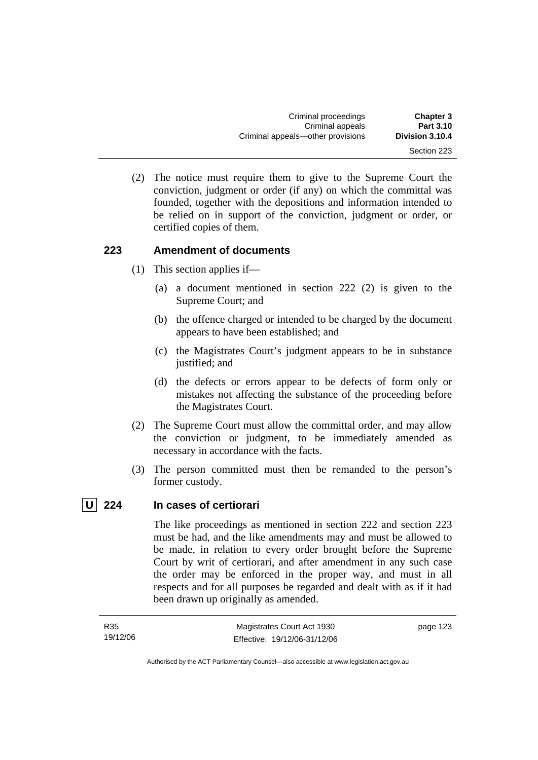(2) The notice must require them to give to the Supreme Court the conviction, judgment or order (if any) on which the committal was founded, together with the depositions and information intended to be relied on in support of the conviction, judgment or order, or certified copies of them.

### 223 Amendment of documents

(1) This section applies if—

(a) a document mentioned in section 222 (2) is given to the Supreme Court; and

(b) the offence charged or intended to be charged by the document appears to have been established; and

(c) the Magistrates Court's judgment appears to be in substance justified; and

(d) the defects or errors appear to be defects of form only or mistakes not affecting the substance of the proceeding before the Magistrates Court.

(2) The Supreme Court must allow the committal order, and may allow the conviction or judgment, to be immediately amended as necessary in accordance with the facts.

(3) The person committed must then be remanded to the person's former custody.

### U 224 In cases of certiorari

The like proceedings as mentioned in section 222 and section 223 must be had, and the like amendments may and must be allowed to be made, in relation to every order brought before the Supreme Court by writ of certiorari, and after amendment in any such case the order may be enforced in the proper way, and must in all respects and for all purposes be regarded and dealt with as if it had been drawn up originally as amended.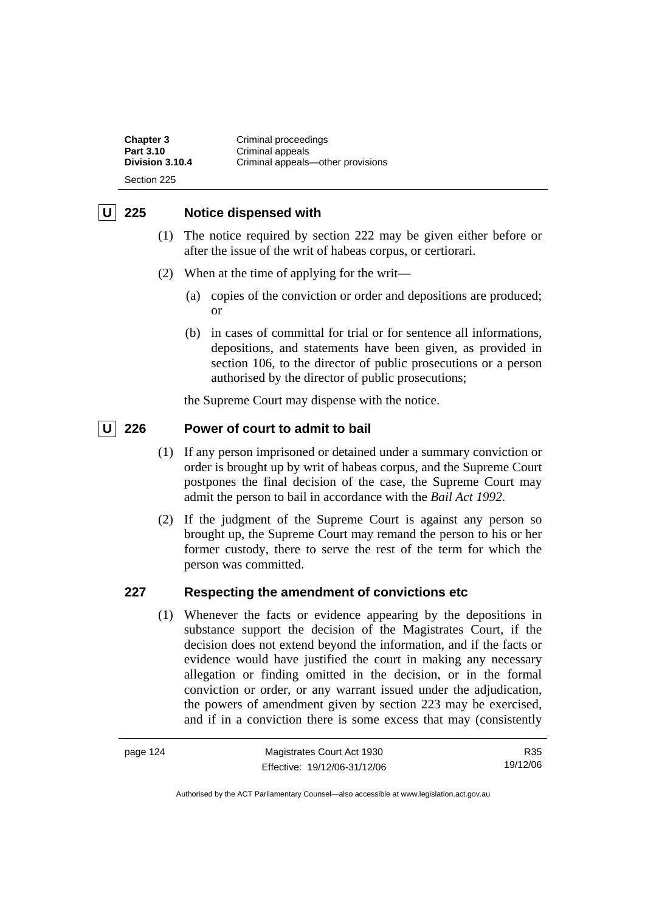## U 225 Notice dispensed with

(1) The notice required by section 222 may be given either before or after the issue of the writ of habeas corpus, or certiorari.

(2) When at the time of applying for the writ—

(a) copies of the conviction or order and depositions are produced; or

(b) in cases of committal for trial or for sentence all informations, depositions, and statements have been given, as provided in section 106, to the director of public prosecutions or a person authorised by the director of public prosecutions;

the Supreme Court may dispense with the notice.

## U 226 Power of court to admit to bail

(1) If any person imprisoned or detained under a summary conviction or order is brought up by writ of habeas corpus, and the Supreme Court postpones the final decision of the case, the Supreme Court may admit the person to bail in accordance with the *Bail Act 1992*.

(2) If the judgment of the Supreme Court is against any person so brought up, the Supreme Court may remand the person to his or her former custody, there to serve the rest of the term for which the person was committed.

## 227 Respecting the amendment of convictions etc

(1) Whenever the facts or evidence appearing by the depositions in substance support the decision of the Magistrates Court, if the decision does not extend beyond the information, and if the facts or evidence would have justified the court in making any necessary allegation or finding omitted in the decision, or in the formal conviction or order, or any warrant issued under the adjudication, the powers of amendment given by section 223 may be exercised, and if in a conviction there is some excess that may (consistently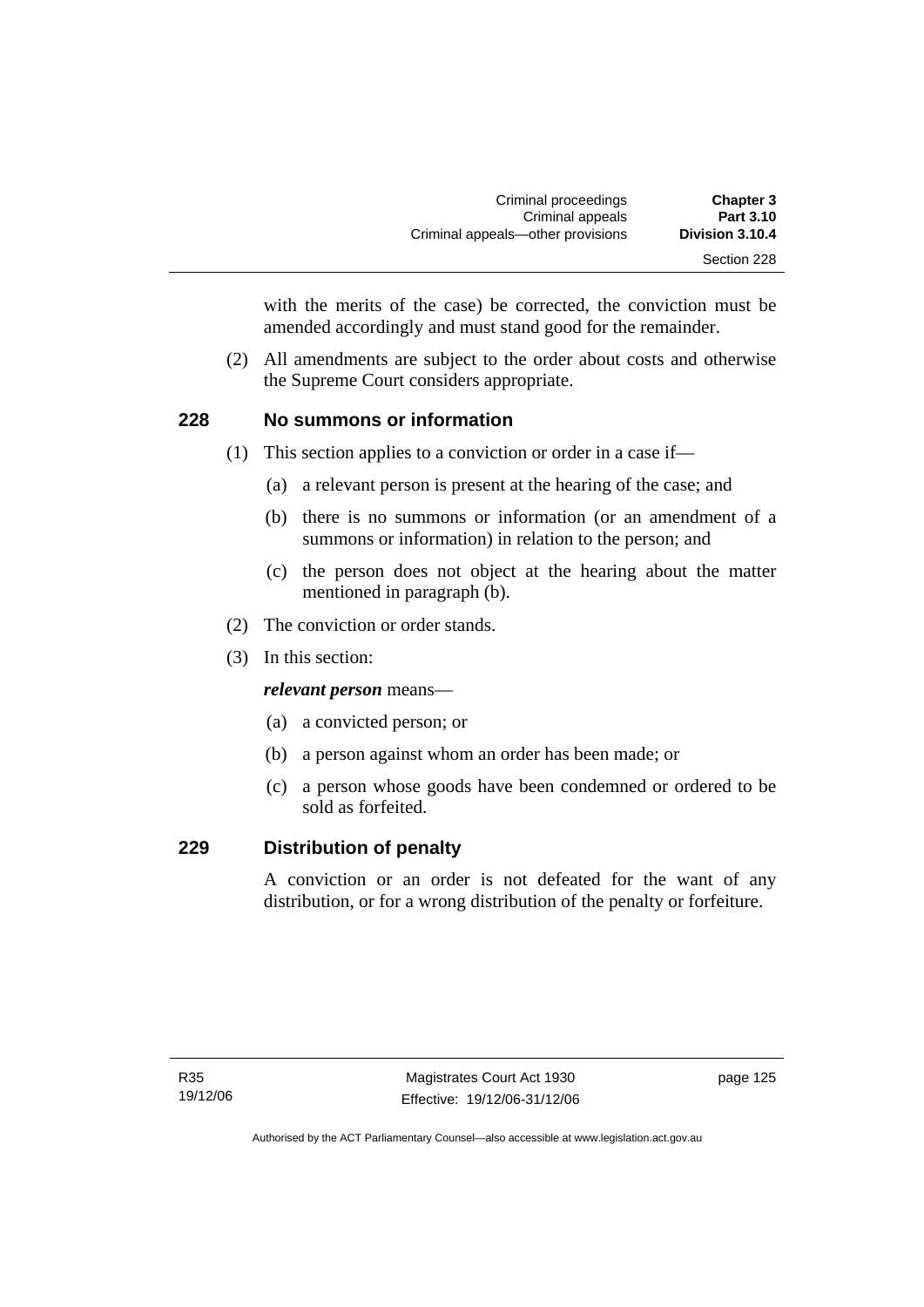with the merits of the case) be corrected, the conviction must be amended accordingly and must stand good for the remainder.

(2) All amendments are subject to the order about costs and otherwise the Supreme Court considers appropriate.

## 228 No summons or information

(1) This section applies to a conviction or order in a case if—

(a) a relevant person is present at the hearing of the case; and

(b) there is no summons or information (or an amendment of a summons or information) in relation to the person; and

(c) the person does not object at the hearing about the matter mentioned in paragraph (b).

(2) The conviction or order stands.

(3) In this section:

***relevant person*** means—

(a) a convicted person; or

(b) a person against whom an order has been made; or

(c) a person whose goods have been condemned or ordered to be sold as forfeited.

## 229 Distribution of penalty

A conviction or an order is not defeated for the want of any distribution, or for a wrong distribution of the penalty or forfeiture.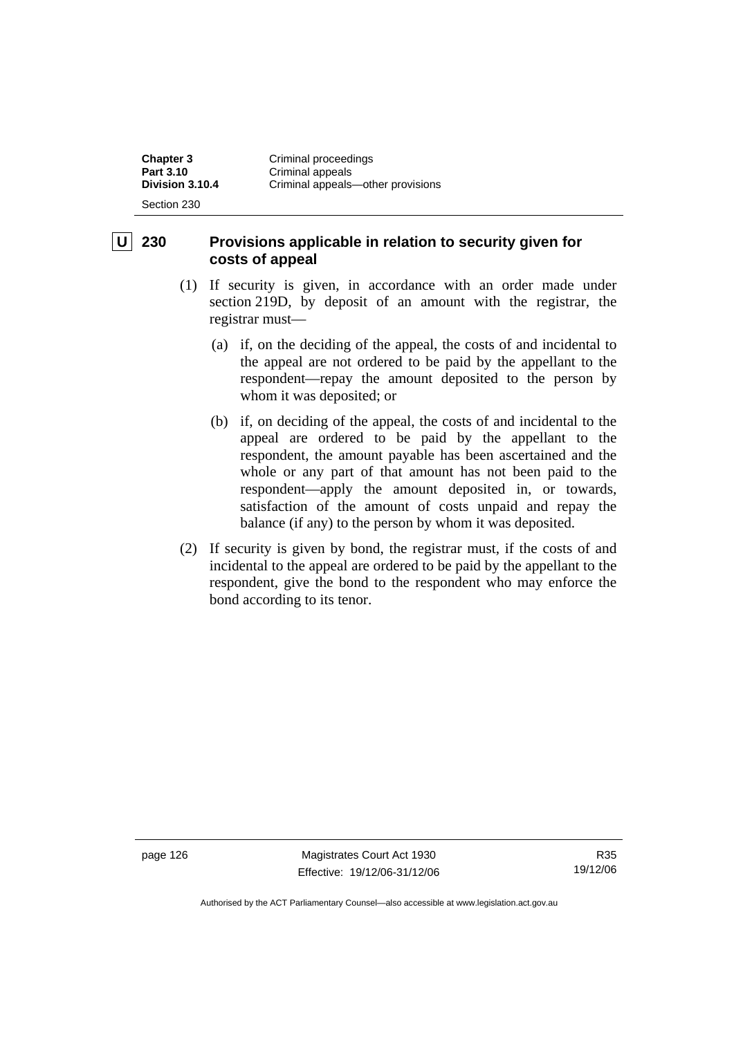**U** 

## 230 Provisions applicable in relation to security given for costs of appeal

(1) If security is given, in accordance with an order made under section 219D, by deposit of an amount with the registrar, the registrar must—

(a) if, on the deciding of the appeal, the costs of and incidental to the appeal are not ordered to be paid by the appellant to the respondent—repay the amount deposited to the person by whom it was deposited; or

(b) if, on deciding of the appeal, the costs of and incidental to the appeal are ordered to be paid by the appellant to the respondent, the amount payable has been ascertained and the whole or any part of that amount has not been paid to the respondent—apply the amount deposited in, or towards, satisfaction of the amount of costs unpaid and repay the balance (if any) to the person by whom it was deposited.

(2) If security is given by bond, the registrar must, if the costs of and incidental to the appeal are ordered to be paid by the appellant to the respondent, give the bond to the respondent who may enforce the bond according to its tenor.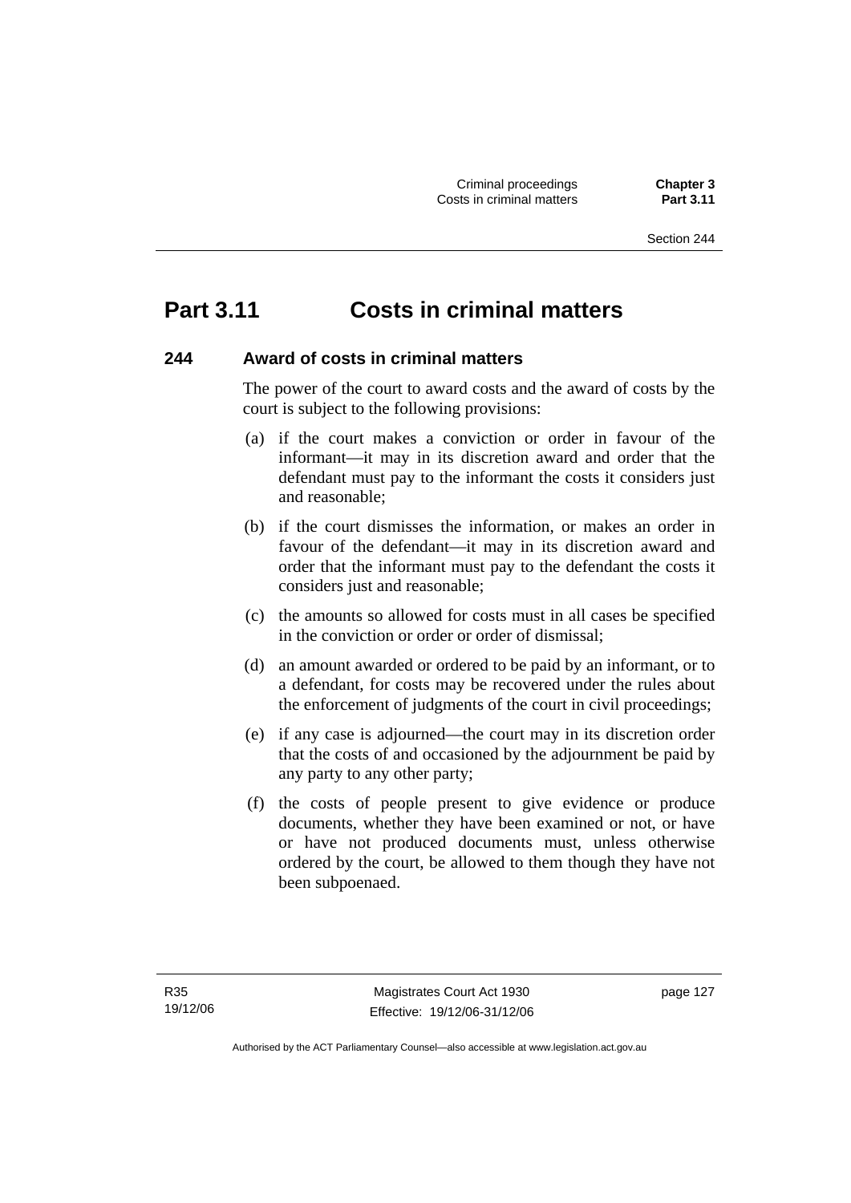# Part 3.11 Costs in criminal matters

### 244 Award of costs in criminal matters

The power of the court to award costs and the award of costs by the court is subject to the following provisions:

(a) if the court makes a conviction or order in favour of the informant—it may in its discretion award and order that the defendant must pay to the informant the costs it considers just and reasonable;

(b) if the court dismisses the information, or makes an order in favour of the defendant—it may in its discretion award and order that the informant must pay to the defendant the costs it considers just and reasonable;

(c) the amounts so allowed for costs must in all cases be specified in the conviction or order or order of dismissal;

(d) an amount awarded or ordered to be paid by an informant, or to a defendant, for costs may be recovered under the rules about the enforcement of judgments of the court in civil proceedings;

(e) if any case is adjourned—the court may in its discretion order that the costs of and occasioned by the adjournment be paid by any party to any other party;

(f) the costs of people present to give evidence or produce documents, whether they have been examined or not, or have or have not produced documents must, unless otherwise ordered by the court, be allowed to them though they have not been subpoenaed.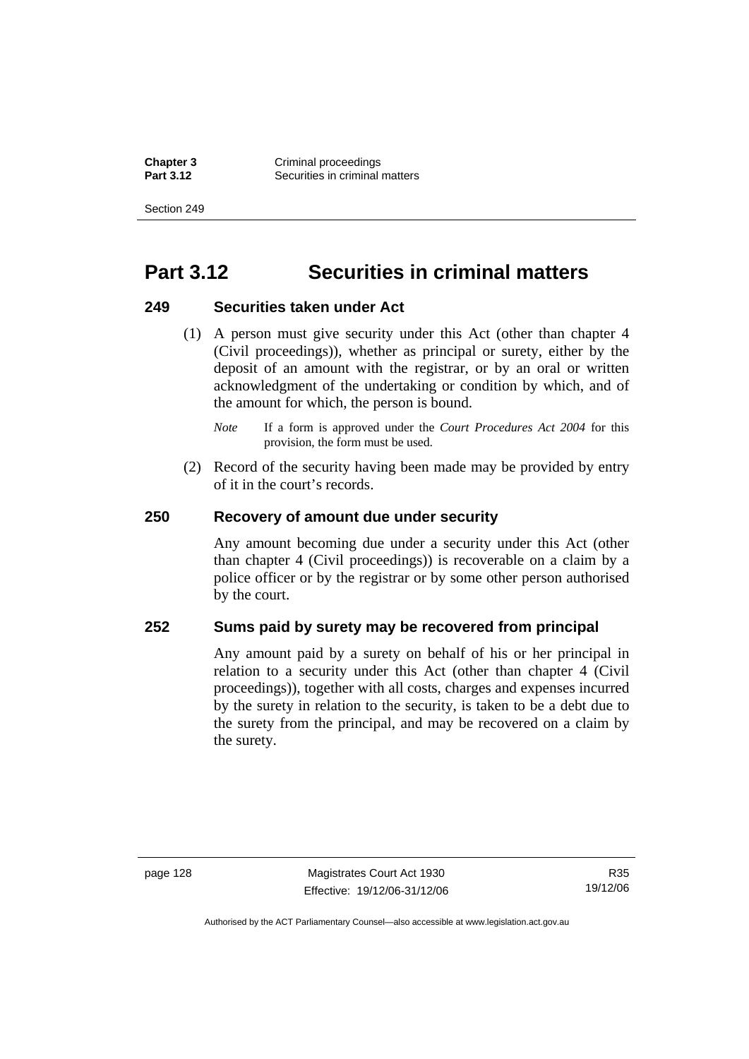# Part 3.12 Securities in criminal matters

### 249 Securities taken under Act

(1) A person must give security under this Act (other than chapter 4 (Civil proceedings)), whether as principal or surety, either by the deposit of an amount with the registrar, or by an oral or written acknowledgment of the undertaking or condition by which, and of the amount for which, the person is bound.

*Note* If a form is approved under the *Court Procedures Act 2004* for this provision, the form must be used.

(2) Record of the security having been made may be provided by entry of it in the court's records.

### 250 Recovery of amount due under security

Any amount becoming due under a security under this Act (other than chapter 4 (Civil proceedings)) is recoverable on a claim by a police officer or by the registrar or by some other person authorised by the court.

### 252 Sums paid by surety may be recovered from principal

Any amount paid by a surety on behalf of his or her principal in relation to a security under this Act (other than chapter 4 (Civil proceedings)), together with all costs, charges and expenses incurred by the surety in relation to the security, is taken to be a debt due to the surety from the principal, and may be recovered on a claim by the surety.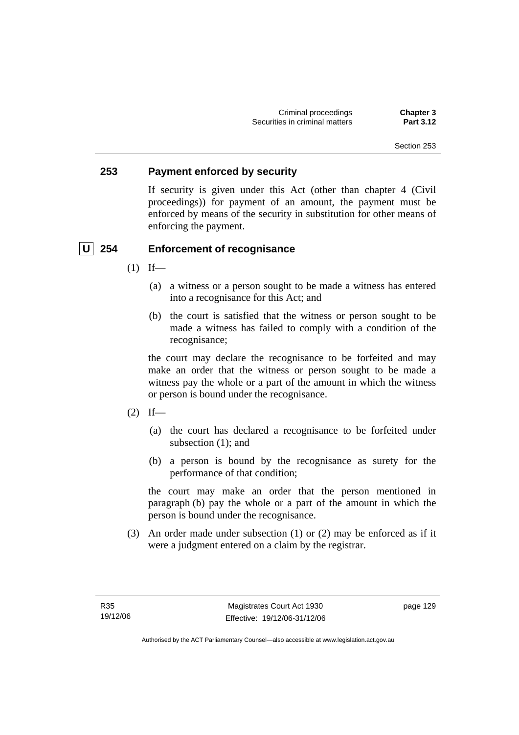### 253 Payment enforced by security

If security is given under this Act (other than chapter 4 (Civil proceedings)) for payment of an amount, the payment must be enforced by means of the security in substitution for other means of enforcing the payment.

### U 254 Enforcement of recognisance

(1) If—

(a) a witness or a person sought to be made a witness has entered into a recognisance for this Act; and

(b) the court is satisfied that the witness or person sought to be made a witness has failed to comply with a condition of the recognisance;

the court may declare the recognisance to be forfeited and may make an order that the witness or person sought to be made a witness pay the whole or a part of the amount in which the witness or person is bound under the recognisance.

(2) If—

(a) the court has declared a recognisance to be forfeited under subsection (1); and

(b) a person is bound by the recognisance as surety for the performance of that condition;

the court may make an order that the person mentioned in paragraph (b) pay the whole or a part of the amount in which the person is bound under the recognisance.

(3) An order made under subsection (1) or (2) may be enforced as if it were a judgment entered on a claim by the registrar.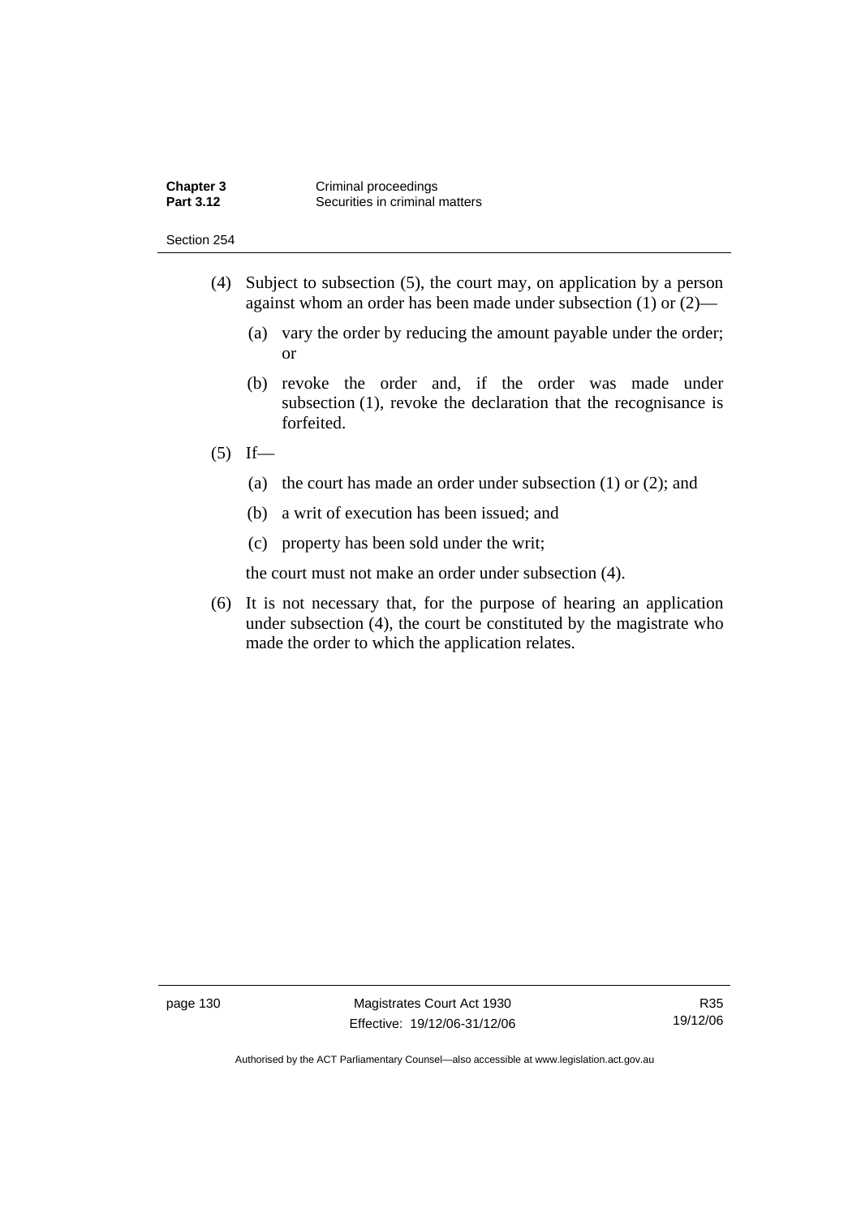(4) Subject to subsection (5), the court may, on application by a person against whom an order has been made under subsection (1) or (2)—

(a) vary the order by reducing the amount payable under the order; or

(b) revoke the order and, if the order was made under subsection (1), revoke the declaration that the recognisance is forfeited.

(5) If—

(a) the court has made an order under subsection (1) or (2); and

(b) a writ of execution has been issued; and

(c) property has been sold under the writ;

the court must not make an order under subsection (4).

(6) It is not necessary that, for the purpose of hearing an application under subsection (4), the court be constituted by the magistrate who made the order to which the application relates.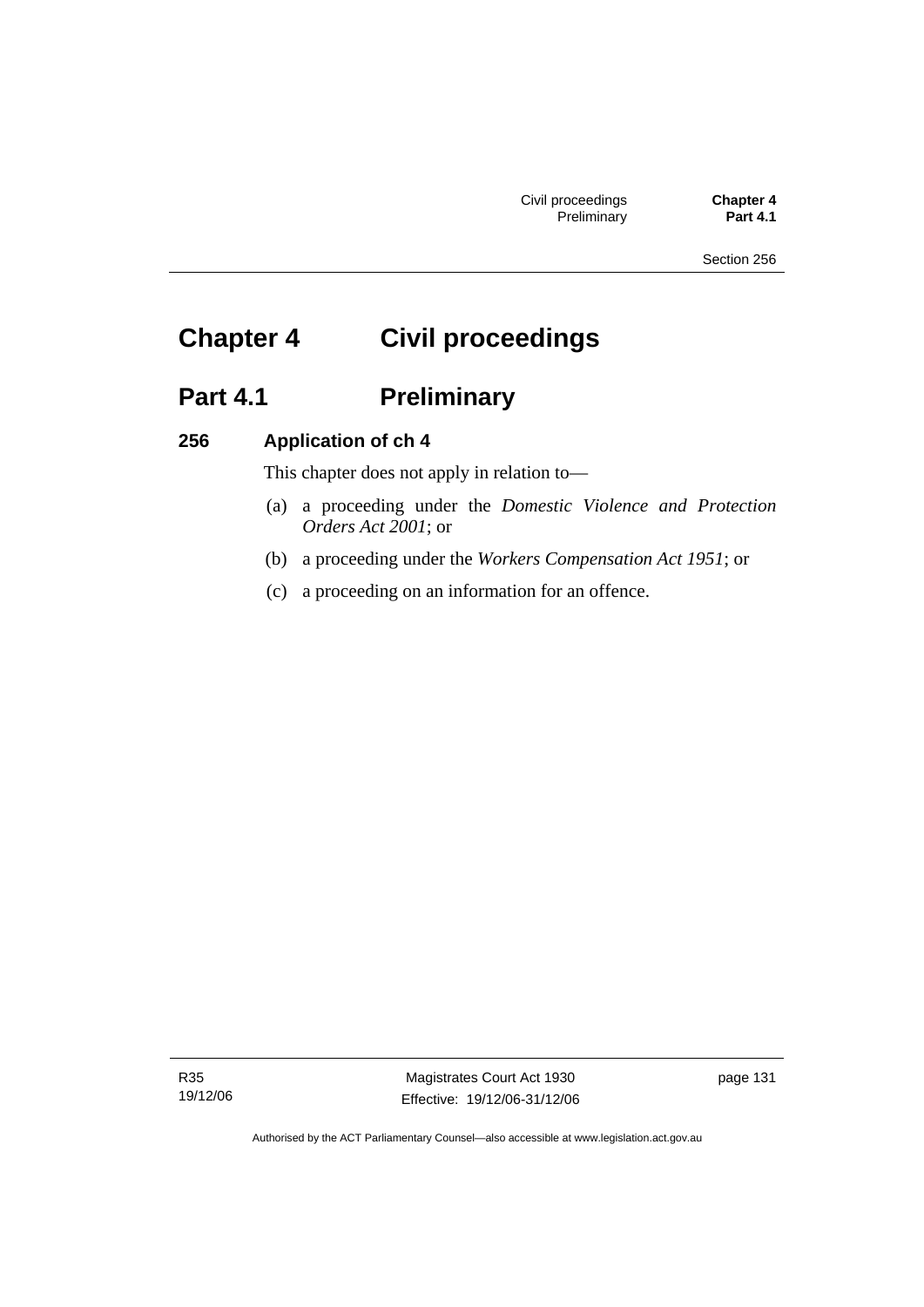# Chapter 4 Civil proceedings

## Part 4.1 Preliminary

### 256 Application of ch 4

This chapter does not apply in relation to—

(a) a proceeding under the *Domestic Violence and Protection Orders Act 2001*; or

(b) a proceeding under the *Workers Compensation Act 1951*; or

(c) a proceeding on an information for an offence.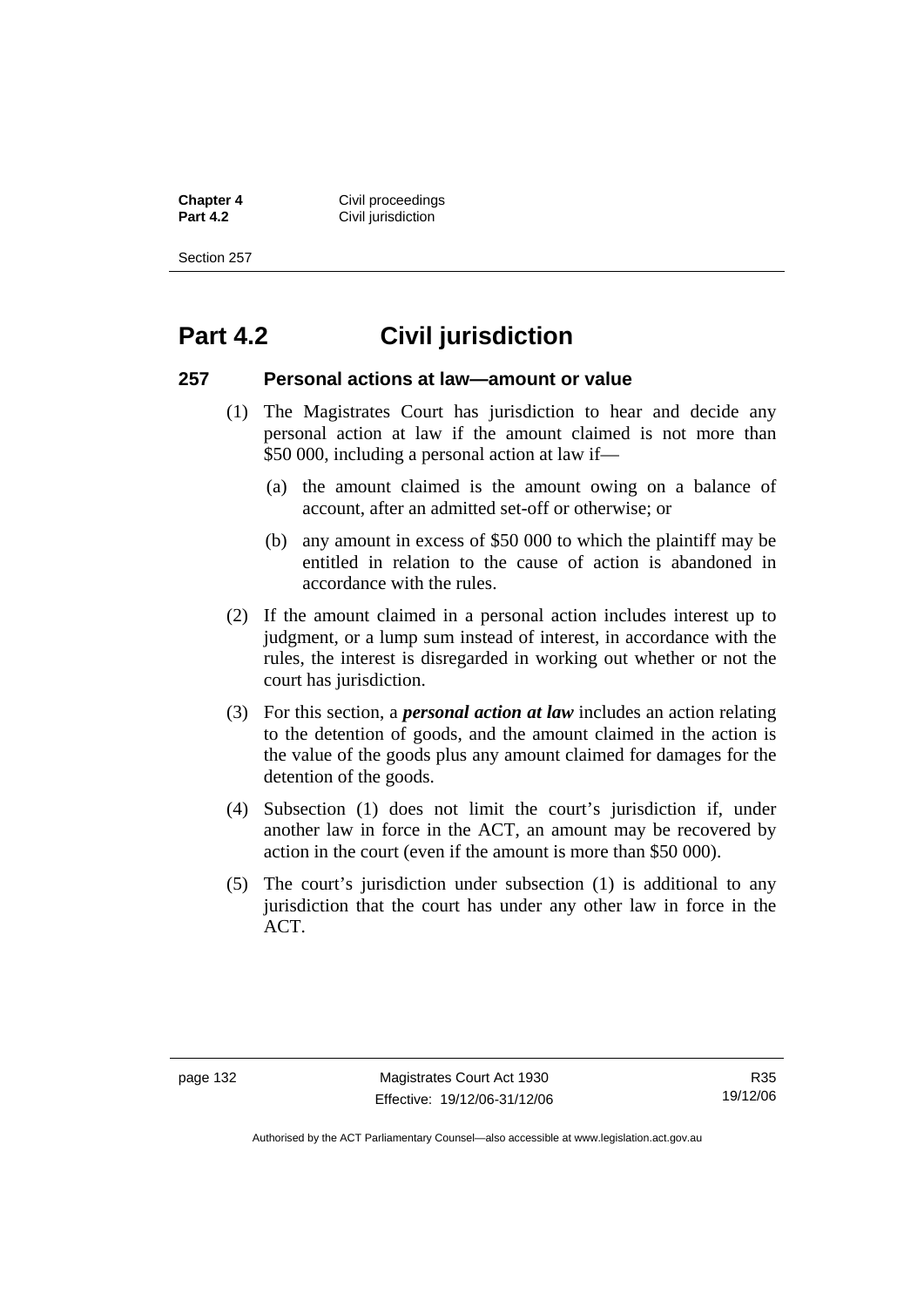# Part 4.2 Civil jurisdiction

### 257 Personal actions at law—amount or value

(1) The Magistrates Court has jurisdiction to hear and decide any personal action at law if the amount claimed is not more than $50 000, including a personal action at law if—

  (a) the amount claimed is the amount owing on a balance of account, after an admitted set-off or otherwise; or

  (b) any amount in excess of $50 000 to which the plaintiff may be entitled in relation to the cause of action is abandoned in accordance with the rules.

(2) If the amount claimed in a personal action includes interest up to judgment, or a lump sum instead of interest, in accordance with the rules, the interest is disregarded in working out whether or not the court has jurisdiction.

(3) For this section, a ***personal action at law*** includes an action relating to the detention of goods, and the amount claimed in the action is the value of the goods plus any amount claimed for damages for the detention of the goods.

(4) Subsection (1) does not limit the court's jurisdiction if, under another law in force in the ACT, an amount may be recovered by action in the court (even if the amount is more than $50 000).

(5) The court's jurisdiction under subsection (1) is additional to any jurisdiction that the court has under any other law in force in the ACT.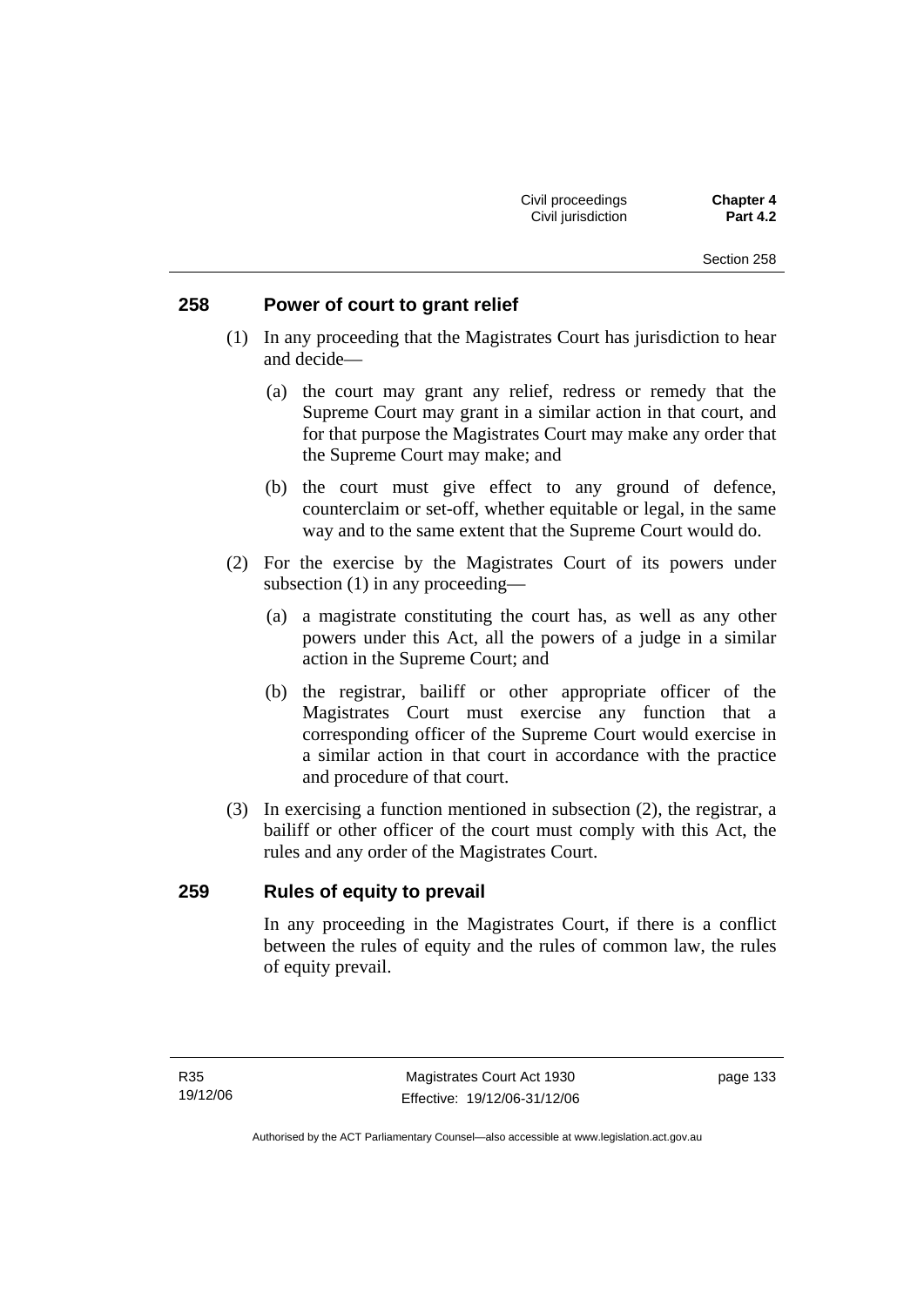## 258 Power of court to grant relief

(1) In any proceeding that the Magistrates Court has jurisdiction to hear and decide—

(a) the court may grant any relief, redress or remedy that the Supreme Court may grant in a similar action in that court, and for that purpose the Magistrates Court may make any order that the Supreme Court may make; and

(b) the court must give effect to any ground of defence, counterclaim or set-off, whether equitable or legal, in the same way and to the same extent that the Supreme Court would do.

(2) For the exercise by the Magistrates Court of its powers under subsection (1) in any proceeding—

(a) a magistrate constituting the court has, as well as any other powers under this Act, all the powers of a judge in a similar action in the Supreme Court; and

(b) the registrar, bailiff or other appropriate officer of the Magistrates Court must exercise any function that a corresponding officer of the Supreme Court would exercise in a similar action in that court in accordance with the practice and procedure of that court.

(3) In exercising a function mentioned in subsection (2), the registrar, a bailiff or other officer of the court must comply with this Act, the rules and any order of the Magistrates Court.

## 259 Rules of equity to prevail

In any proceeding in the Magistrates Court, if there is a conflict between the rules of equity and the rules of common law, the rules of equity prevail.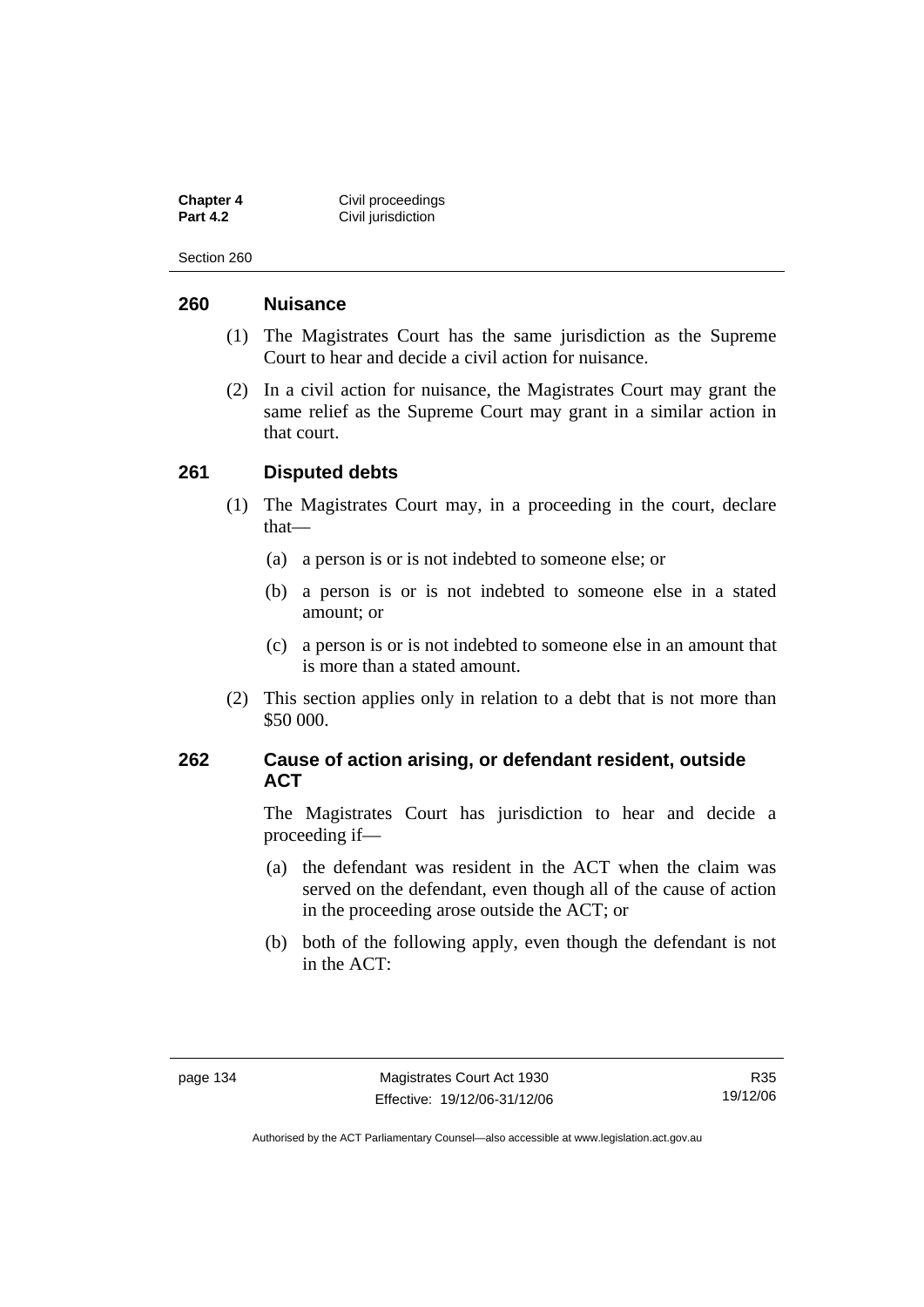## 260 Nuisance

(1) The Magistrates Court has the same jurisdiction as the Supreme Court to hear and decide a civil action for nuisance.

(2) In a civil action for nuisance, the Magistrates Court may grant the same relief as the Supreme Court may grant in a similar action in that court.

## 261 Disputed debts

(1) The Magistrates Court may, in a proceeding in the court, declare that—

(a) a person is or is not indebted to someone else; or

(b) a person is or is not indebted to someone else in a stated amount; or

(c) a person is or is not indebted to someone else in an amount that is more than a stated amount.

(2) This section applies only in relation to a debt that is not more than $50 000.

## 262 Cause of action arising, or defendant resident, outside ACT

The Magistrates Court has jurisdiction to hear and decide a proceeding if—

(a) the defendant was resident in the ACT when the claim was served on the defendant, even though all of the cause of action in the proceeding arose outside the ACT; or

(b) both of the following apply, even though the defendant is not in the ACT: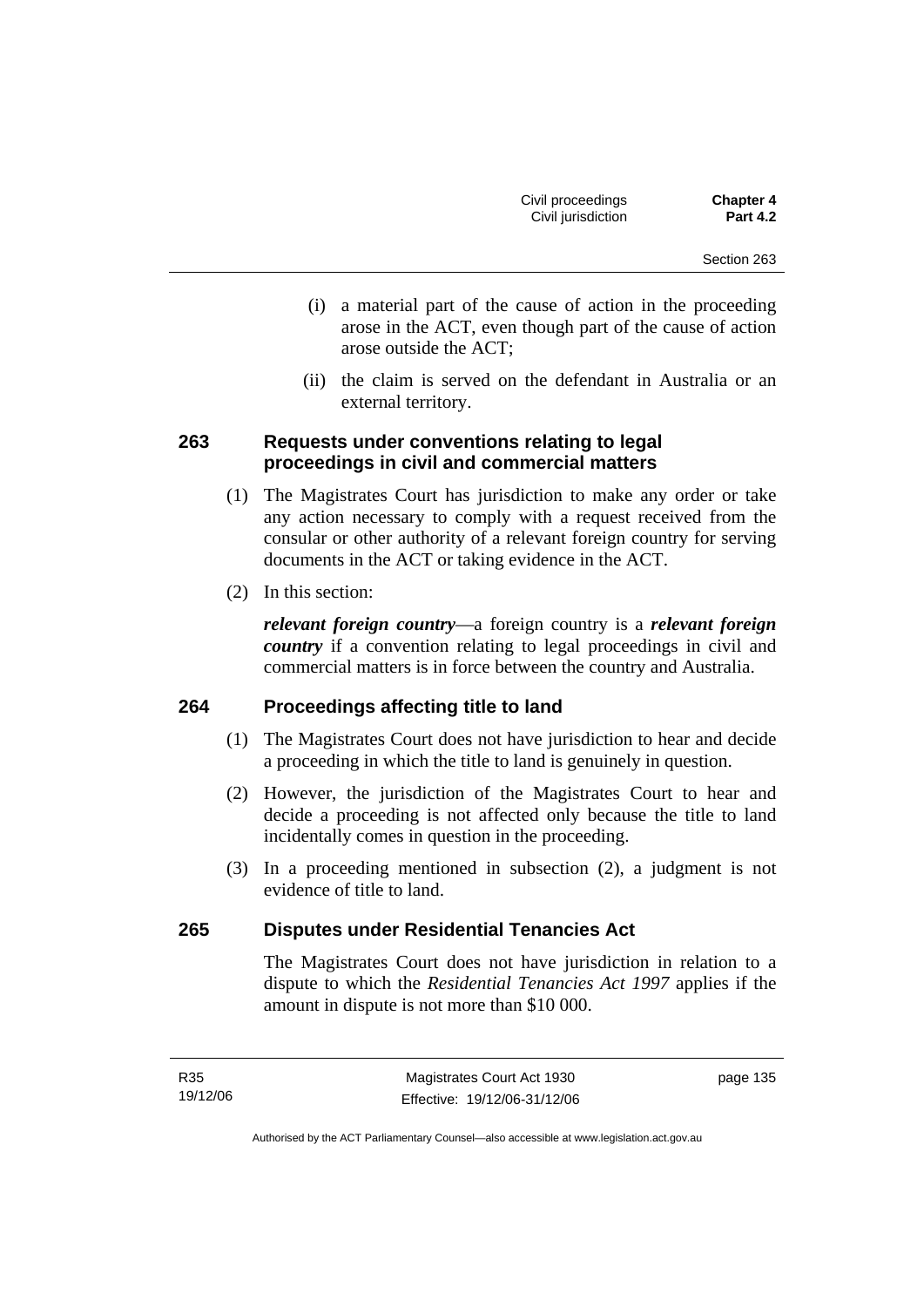(i) a material part of the cause of action in the proceeding arose in the ACT, even though part of the cause of action arose outside the ACT;

(ii) the claim is served on the defendant in Australia or an external territory.

### 263 Requests under conventions relating to legal proceedings in civil and commercial matters

(1) The Magistrates Court has jurisdiction to make any order or take any action necessary to comply with a request received from the consular or other authority of a relevant foreign country for serving documents in the ACT or taking evidence in the ACT.

(2) In this section:

***relevant foreign country***—a foreign country is a ***relevant foreign country*** if a convention relating to legal proceedings in civil and commercial matters is in force between the country and Australia.

### 264 Proceedings affecting title to land

(1) The Magistrates Court does not have jurisdiction to hear and decide a proceeding in which the title to land is genuinely in question.

(2) However, the jurisdiction of the Magistrates Court to hear and decide a proceeding is not affected only because the title to land incidentally comes in question in the proceeding.

(3) In a proceeding mentioned in subsection (2), a judgment is not evidence of title to land.

### 265 Disputes under Residential Tenancies Act

The Magistrates Court does not have jurisdiction in relation to a dispute to which the *Residential Tenancies Act 1997* applies if the amount in dispute is not more than $10 000.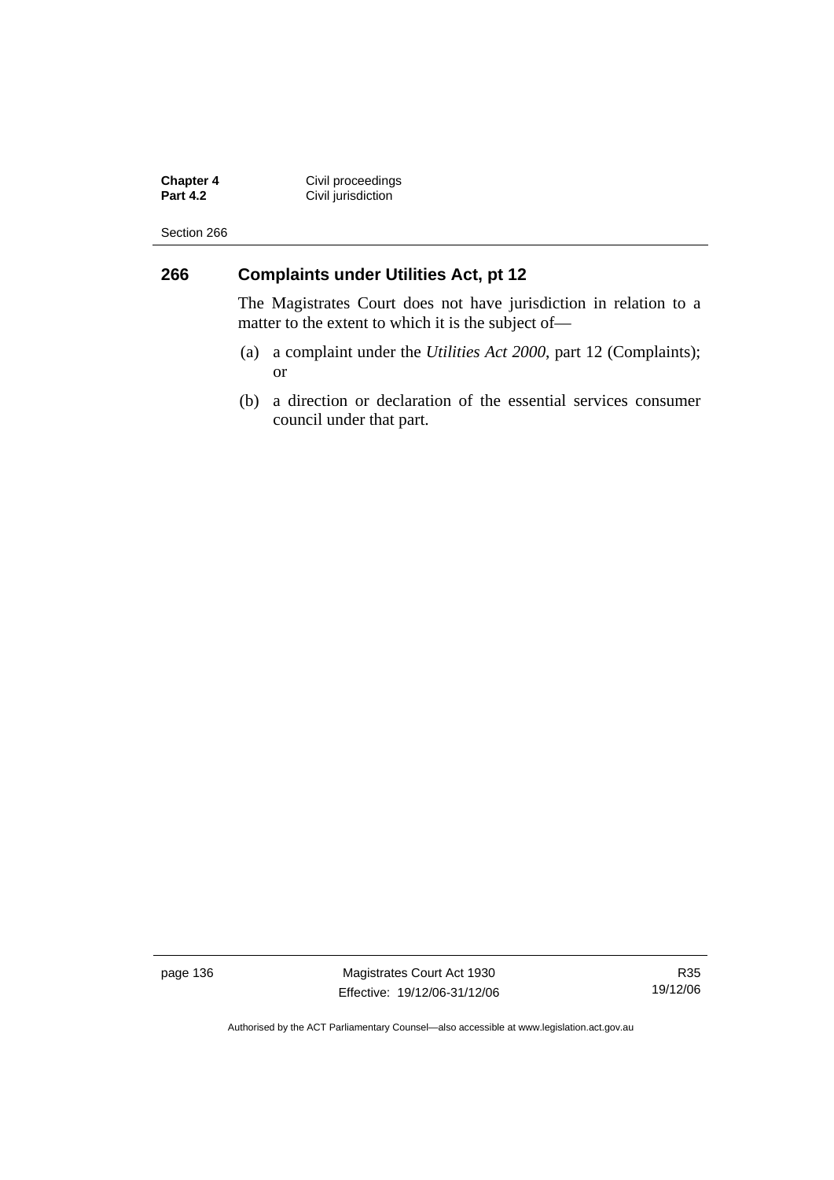## 266 Complaints under Utilities Act, pt 12

The Magistrates Court does not have jurisdiction in relation to a matter to the extent to which it is the subject of—

(a) a complaint under the *Utilities Act 2000*, part 12 (Complaints); or

(b) a direction or declaration of the essential services consumer council under that part.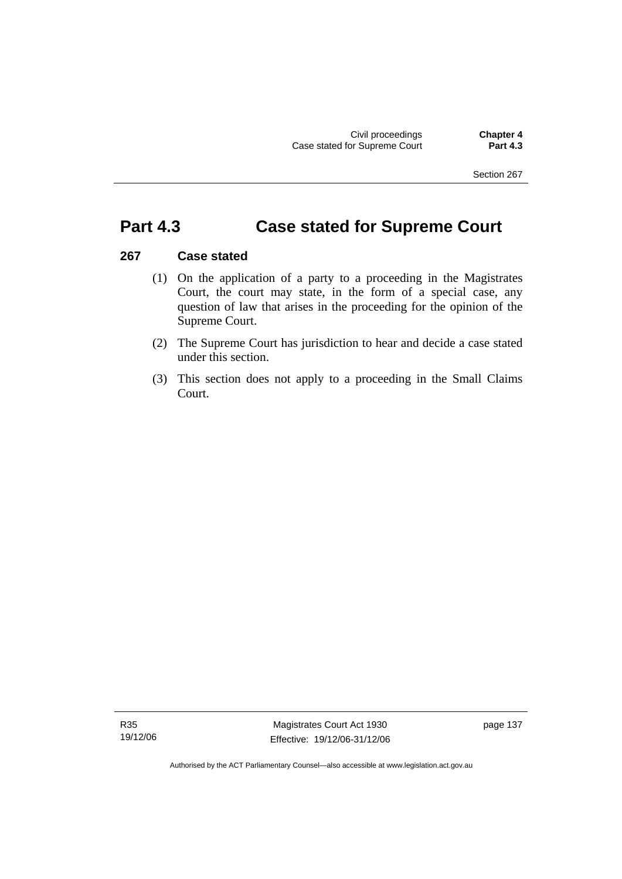# Part 4.3 Case stated for Supreme Court

### 267 Case stated

(1) On the application of a party to a proceeding in the Magistrates Court, the court may state, in the form of a special case, any question of law that arises in the proceeding for the opinion of the Supreme Court.

(2) The Supreme Court has jurisdiction to hear and decide a case stated under this section.

(3) This section does not apply to a proceeding in the Small Claims Court.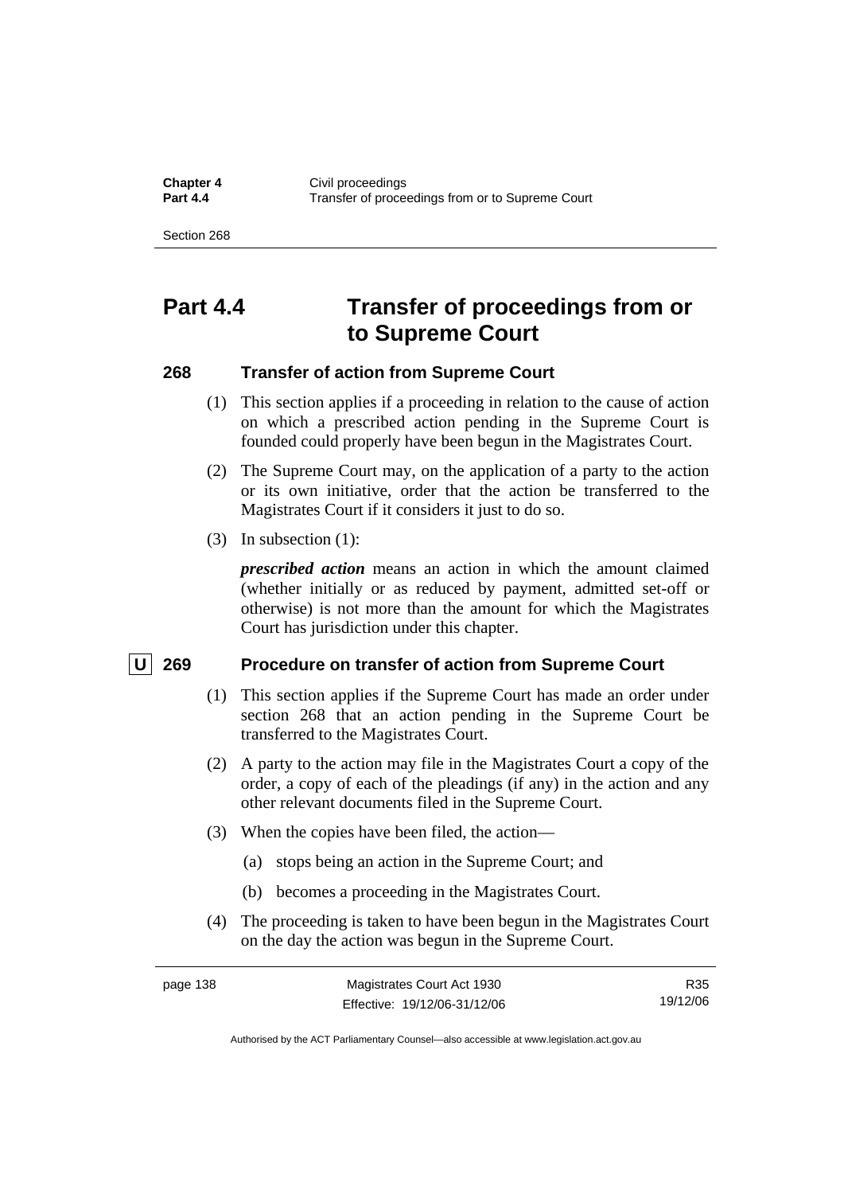# Part 4.4 Transfer of proceedings from or to Supreme Court

## 268 Transfer of action from Supreme Court

(1) This section applies if a proceeding in relation to the cause of action on which a prescribed action pending in the Supreme Court is founded could properly have been begun in the Magistrates Court.

(2) The Supreme Court may, on the application of a party to the action or its own initiative, order that the action be transferred to the Magistrates Court if it considers it just to do so.

(3) In subsection (1):

***prescribed action*** means an action in which the amount claimed (whether initially or as reduced by payment, admitted set-off or otherwise) is not more than the amount for which the Magistrates Court has jurisdiction under this chapter.

## U 269 Procedure on transfer of action from Supreme Court

(1) This section applies if the Supreme Court has made an order under section 268 that an action pending in the Supreme Court be transferred to the Magistrates Court.

(2) A party to the action may file in the Magistrates Court a copy of the order, a copy of each of the pleadings (if any) in the action and any other relevant documents filed in the Supreme Court.

(3) When the copies have been filed, the action—

(a) stops being an action in the Supreme Court; and

(b) becomes a proceeding in the Magistrates Court.

(4) The proceeding is taken to have been begun in the Magistrates Court on the day the action was begun in the Supreme Court.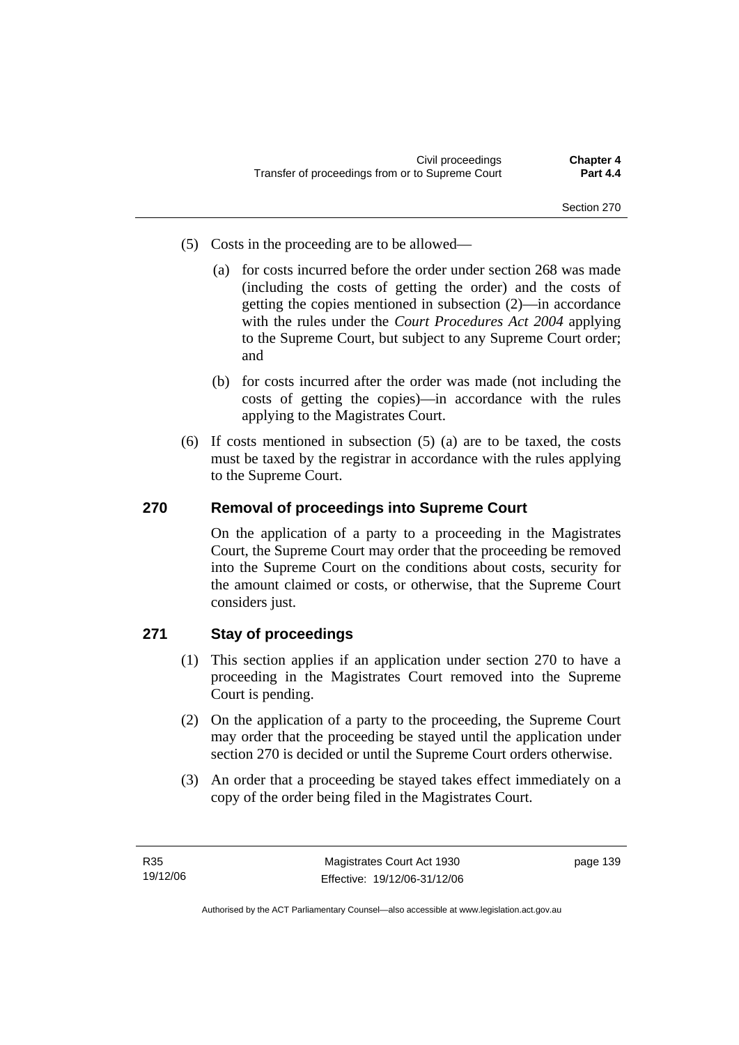(5) Costs in the proceeding are to be allowed—

  (a) for costs incurred before the order under section 268 was made (including the costs of getting the order) and the costs of getting the copies mentioned in subsection (2)—in accordance with the rules under the *Court Procedures Act 2004* applying to the Supreme Court, but subject to any Supreme Court order; and

  (b) for costs incurred after the order was made (not including the costs of getting the copies)—in accordance with the rules applying to the Magistrates Court.

(6) If costs mentioned in subsection (5) (a) are to be taxed, the costs must be taxed by the registrar in accordance with the rules applying to the Supreme Court.

## 270 Removal of proceedings into Supreme Court

On the application of a party to a proceeding in the Magistrates Court, the Supreme Court may order that the proceeding be removed into the Supreme Court on the conditions about costs, security for the amount claimed or costs, or otherwise, that the Supreme Court considers just.

## 271 Stay of proceedings

(1) This section applies if an application under section 270 to have a proceeding in the Magistrates Court removed into the Supreme Court is pending.

(2) On the application of a party to the proceeding, the Supreme Court may order that the proceeding be stayed until the application under section 270 is decided or until the Supreme Court orders otherwise.

(3) An order that a proceeding be stayed takes effect immediately on a copy of the order being filed in the Magistrates Court.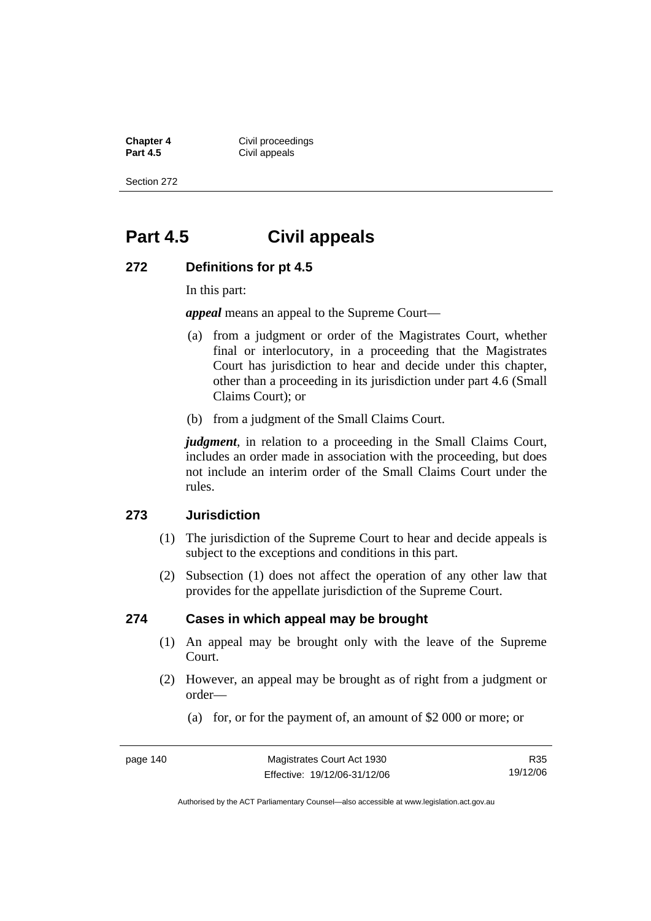# Part 4.5 Civil appeals

## 272 Definitions for pt 4.5

In this part:

***appeal*** means an appeal to the Supreme Court—

(a) from a judgment or order of the Magistrates Court, whether final or interlocutory, in a proceeding that the Magistrates Court has jurisdiction to hear and decide under this chapter, other than a proceeding in its jurisdiction under part 4.6 (Small Claims Court); or

(b) from a judgment of the Small Claims Court.

***judgment***, in relation to a proceeding in the Small Claims Court, includes an order made in association with the proceeding, but does not include an interim order of the Small Claims Court under the rules.

## 273 Jurisdiction

(1) The jurisdiction of the Supreme Court to hear and decide appeals is subject to the exceptions and conditions in this part.

(2) Subsection (1) does not affect the operation of any other law that provides for the appellate jurisdiction of the Supreme Court.

## 274 Cases in which appeal may be brought

(1) An appeal may be brought only with the leave of the Supreme Court.

(2) However, an appeal may be brought as of right from a judgment or order—

(a) for, or for the payment of, an amount of $2 000 or more; or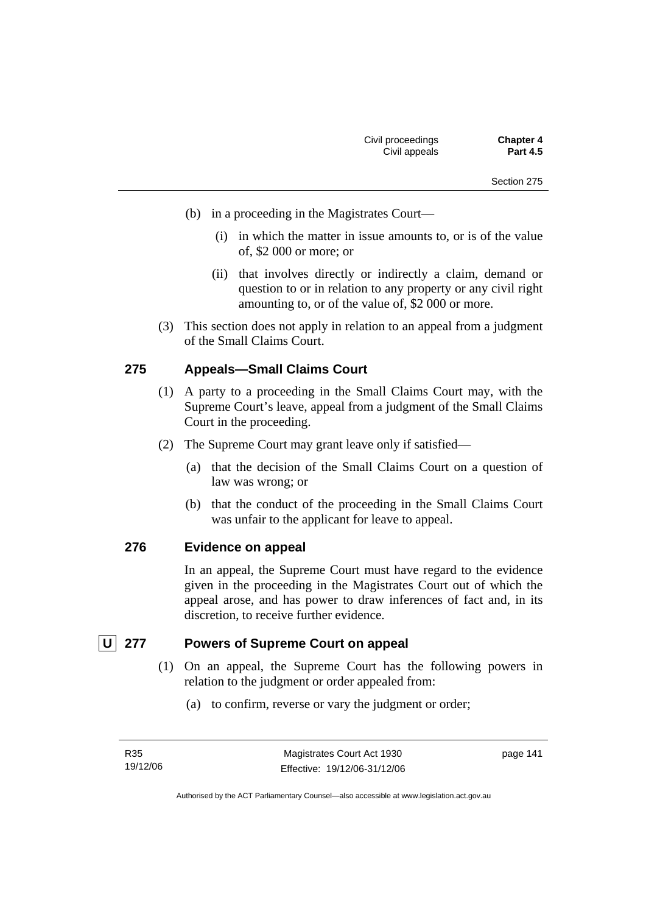(b) in a proceeding in the Magistrates Court—

(i) in which the matter in issue amounts to, or is of the value of, $2 000 or more; or

(ii) that involves directly or indirectly a claim, demand or question to or in relation to any property or any civil right amounting to, or of the value of, $2 000 or more.

(3) This section does not apply in relation to an appeal from a judgment of the Small Claims Court.

### 275 Appeals—Small Claims Court

(1) A party to a proceeding in the Small Claims Court may, with the Supreme Court's leave, appeal from a judgment of the Small Claims Court in the proceeding.

(2) The Supreme Court may grant leave only if satisfied—

(a) that the decision of the Small Claims Court on a question of law was wrong; or

(b) that the conduct of the proceeding in the Small Claims Court was unfair to the applicant for leave to appeal.

### 276 Evidence on appeal

In an appeal, the Supreme Court must have regard to the evidence given in the proceeding in the Magistrates Court out of which the appeal arose, and has power to draw inferences of fact and, in its discretion, to receive further evidence.

### U 277 Powers of Supreme Court on appeal

(1) On an appeal, the Supreme Court has the following powers in relation to the judgment or order appealed from:

(a) to confirm, reverse or vary the judgment or order;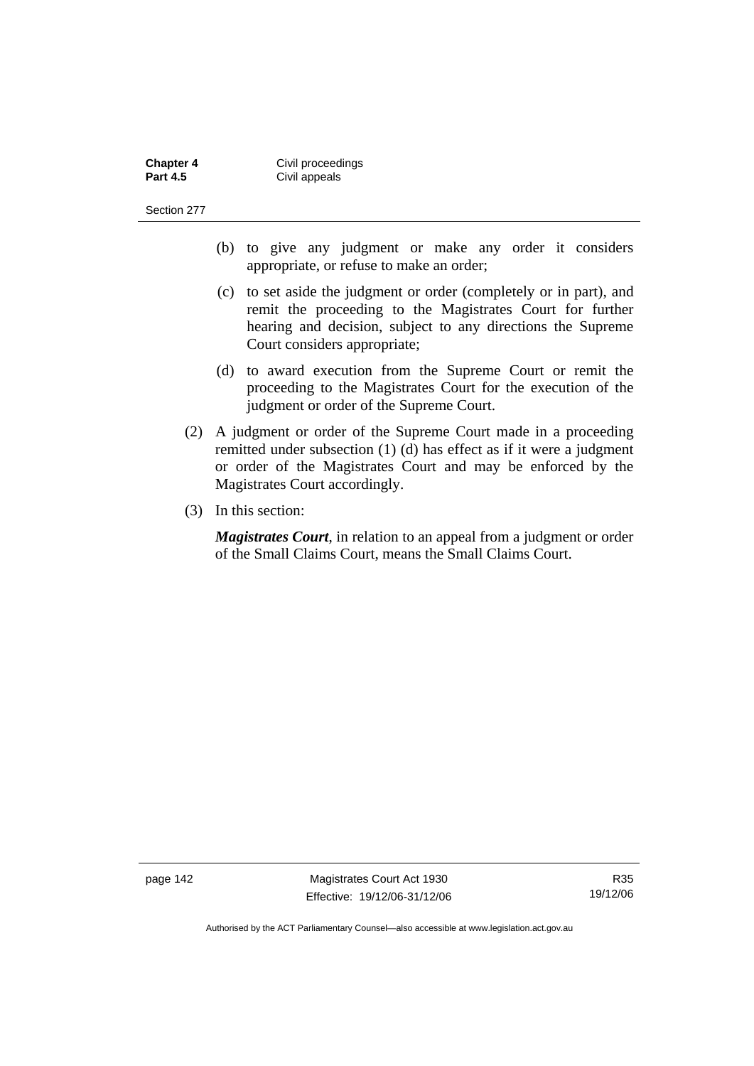(b) to give any judgment or make any order it considers appropriate, or refuse to make an order;

(c) to set aside the judgment or order (completely or in part), and remit the proceeding to the Magistrates Court for further hearing and decision, subject to any directions the Supreme Court considers appropriate;

(d) to award execution from the Supreme Court or remit the proceeding to the Magistrates Court for the execution of the judgment or order of the Supreme Court.

(2) A judgment or order of the Supreme Court made in a proceeding remitted under subsection (1) (d) has effect as if it were a judgment or order of the Magistrates Court and may be enforced by the Magistrates Court accordingly.

(3) In this section:

***Magistrates Court***, in relation to an appeal from a judgment or order of the Small Claims Court, means the Small Claims Court.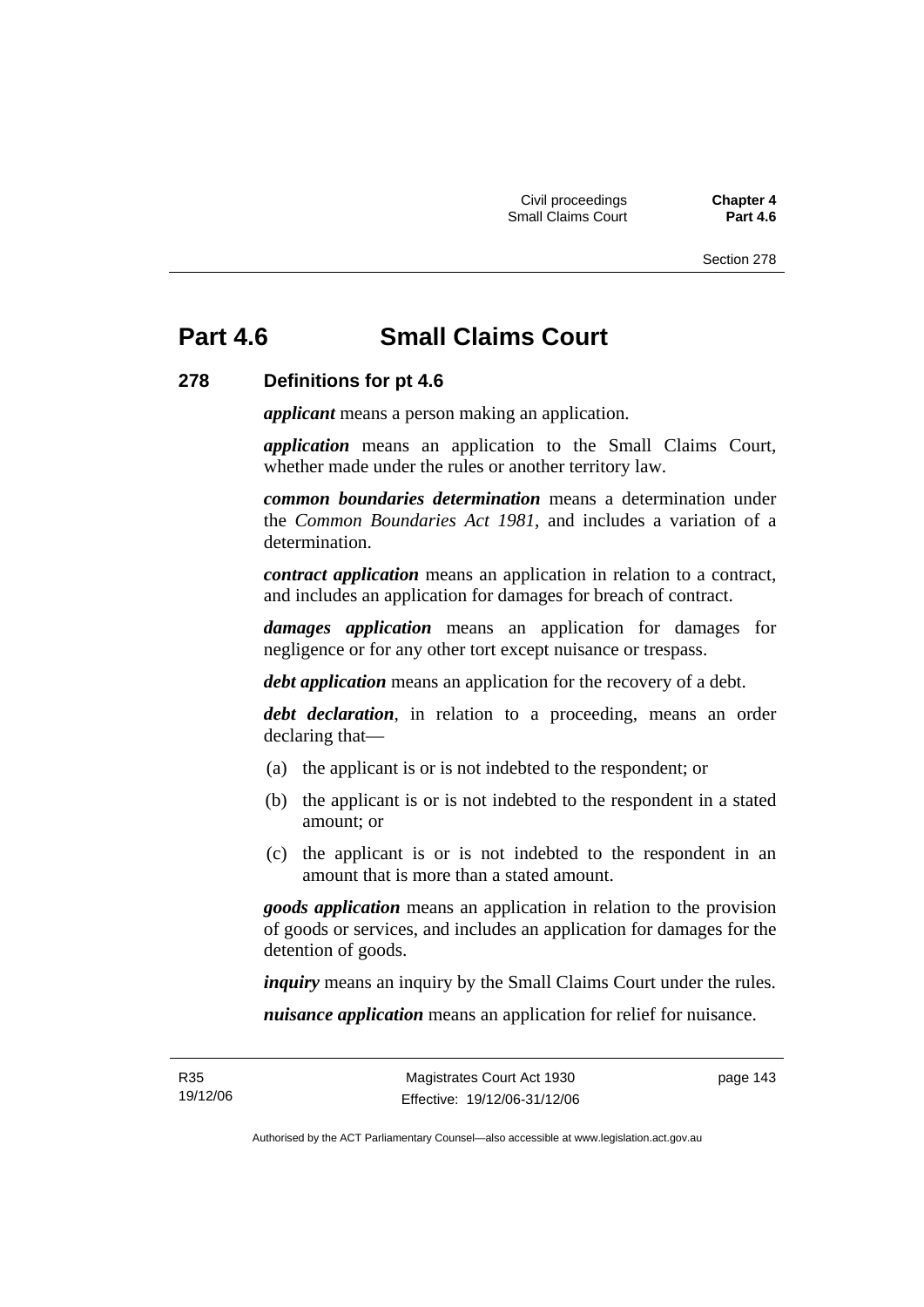# Part 4.6 Small Claims Court

## 278 Definitions for pt 4.6

***applicant*** means a person making an application.

***application*** means an application to the Small Claims Court, whether made under the rules or another territory law.

***common boundaries determination*** means a determination under the *Common Boundaries Act 1981*, and includes a variation of a determination.

***contract application*** means an application in relation to a contract, and includes an application for damages for breach of contract.

***damages application*** means an application for damages for negligence or for any other tort except nuisance or trespass.

***debt application*** means an application for the recovery of a debt.

***debt declaration***, in relation to a proceeding, means an order declaring that—

(a) the applicant is or is not indebted to the respondent; or

(b) the applicant is or is not indebted to the respondent in a stated amount; or

(c) the applicant is or is not indebted to the respondent in an amount that is more than a stated amount.

***goods application*** means an application in relation to the provision of goods or services, and includes an application for damages for the detention of goods.

***inquiry*** means an inquiry by the Small Claims Court under the rules.

***nuisance application*** means an application for relief for nuisance.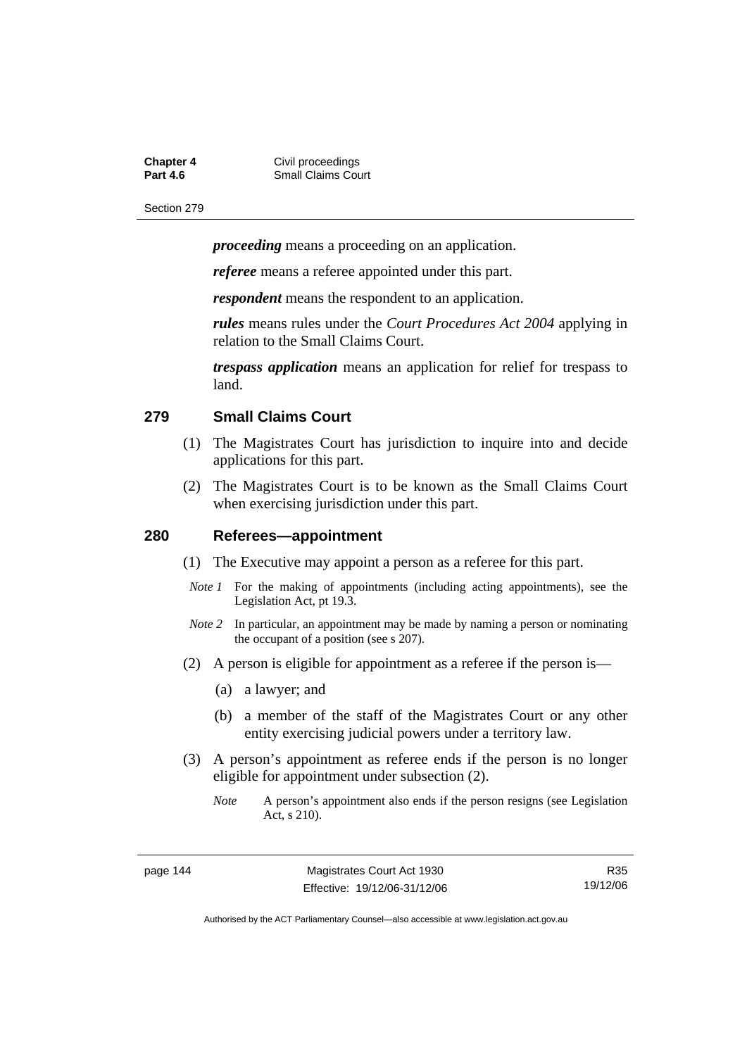***proceeding*** means a proceeding on an application.

***referee*** means a referee appointed under this part.

***respondent*** means the respondent to an application.

***rules*** means rules under the *Court Procedures Act 2004* applying in relation to the Small Claims Court.

***trespass application*** means an application for relief for trespass to land.

## 279 Small Claims Court

(1) The Magistrates Court has jurisdiction to inquire into and decide applications for this part.

(2) The Magistrates Court is to be known as the Small Claims Court when exercising jurisdiction under this part.

## 280 Referees—appointment

(1) The Executive may appoint a person as a referee for this part.

*Note 1* For the making of appointments (including acting appointments), see the Legislation Act, pt 19.3.

*Note 2* In particular, an appointment may be made by naming a person or nominating the occupant of a position (see s 207).

(2) A person is eligible for appointment as a referee if the person is—

(a) a lawyer; and

(b) a member of the staff of the Magistrates Court or any other entity exercising judicial powers under a territory law.

(3) A person's appointment as referee ends if the person is no longer eligible for appointment under subsection (2).

*Note* A person's appointment also ends if the person resigns (see Legislation Act, s 210).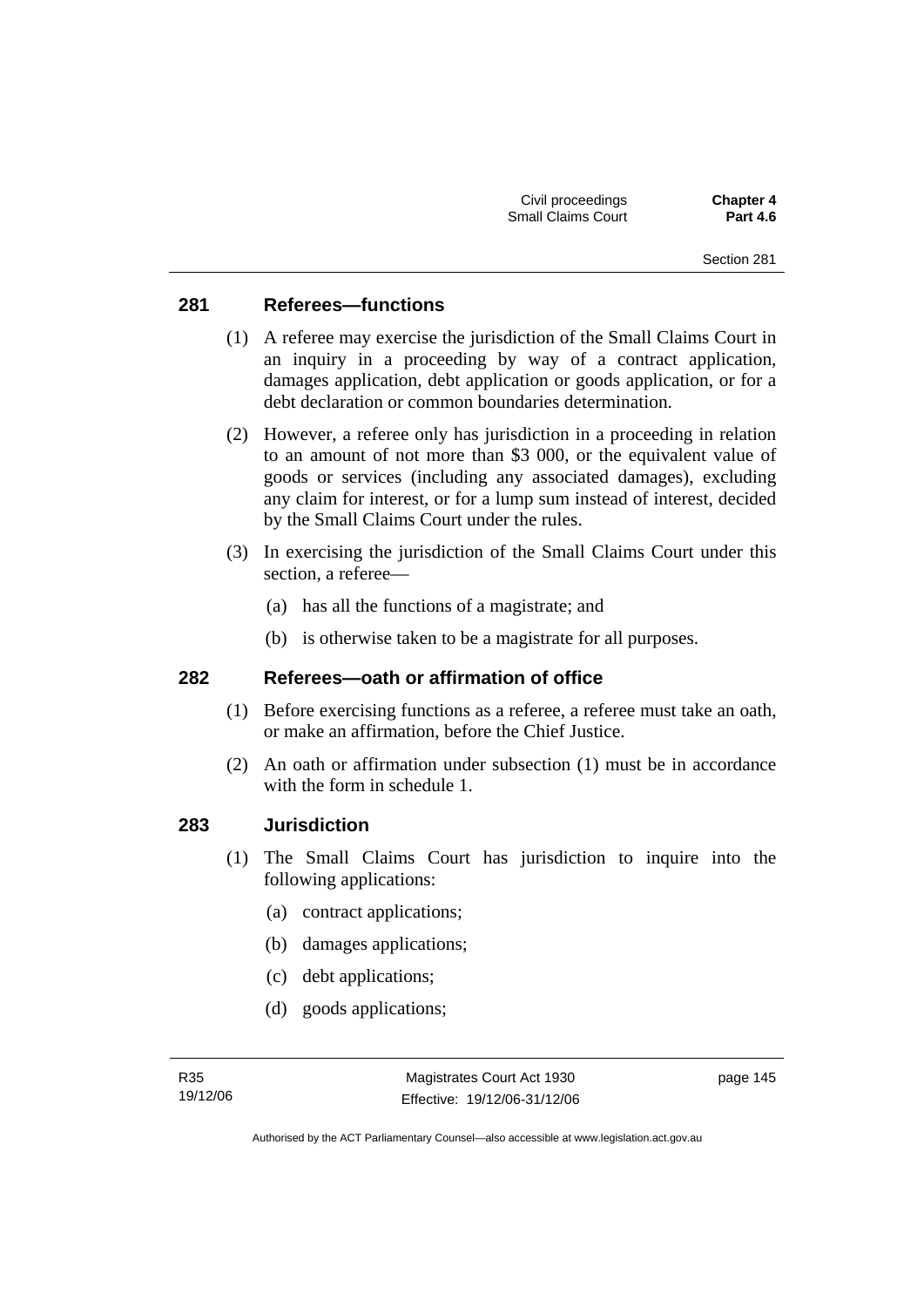### 281 Referees—functions

(1) A referee may exercise the jurisdiction of the Small Claims Court in an inquiry in a proceeding by way of a contract application, damages application, debt application or goods application, or for a debt declaration or common boundaries determination.

(2) However, a referee only has jurisdiction in a proceeding in relation to an amount of not more than $3 000, or the equivalent value of goods or services (including any associated damages), excluding any claim for interest, or for a lump sum instead of interest, decided by the Small Claims Court under the rules.

(3) In exercising the jurisdiction of the Small Claims Court under this section, a referee—

(a) has all the functions of a magistrate; and

(b) is otherwise taken to be a magistrate for all purposes.

### 282 Referees—oath or affirmation of office

(1) Before exercising functions as a referee, a referee must take an oath, or make an affirmation, before the Chief Justice.

(2) An oath or affirmation under subsection (1) must be in accordance with the form in schedule 1.

### 283 Jurisdiction

(1) The Small Claims Court has jurisdiction to inquire into the following applications:

(a) contract applications;

(b) damages applications;

(c) debt applications;

(d) goods applications;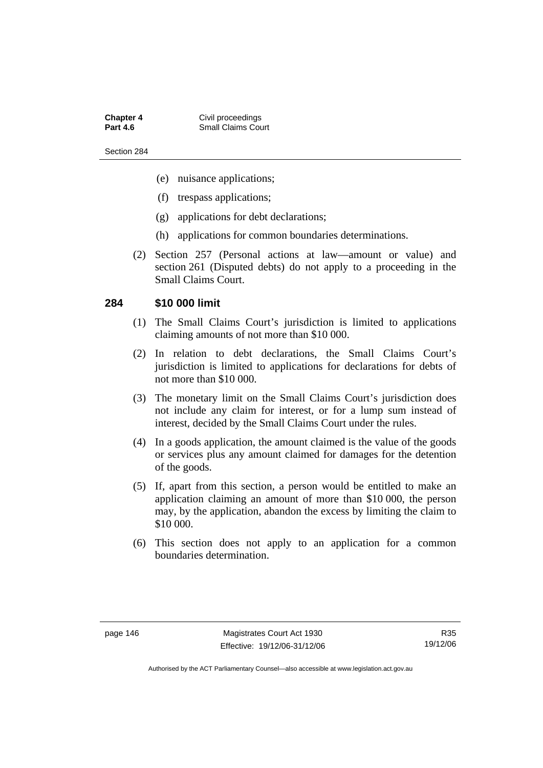- (e) nuisance applications;
- (f) trespass applications;
- (g) applications for debt declarations;
- (h) applications for common boundaries determinations.

(2) Section 257 (Personal actions at law—amount or value) and section 261 (Disputed debts) do not apply to a proceeding in the Small Claims Court.

### 284 $10 000 limit

(1) The Small Claims Court's jurisdiction is limited to applications claiming amounts of not more than $10 000.

(2) In relation to debt declarations, the Small Claims Court's jurisdiction is limited to applications for declarations for debts of not more than $10 000.

(3) The monetary limit on the Small Claims Court's jurisdiction does not include any claim for interest, or for a lump sum instead of interest, decided by the Small Claims Court under the rules.

(4) In a goods application, the amount claimed is the value of the goods or services plus any amount claimed for damages for the detention of the goods.

(5) If, apart from this section, a person would be entitled to make an application claiming an amount of more than $10 000, the person may, by the application, abandon the excess by limiting the claim to $10 000.

(6) This section does not apply to an application for a common boundaries determination.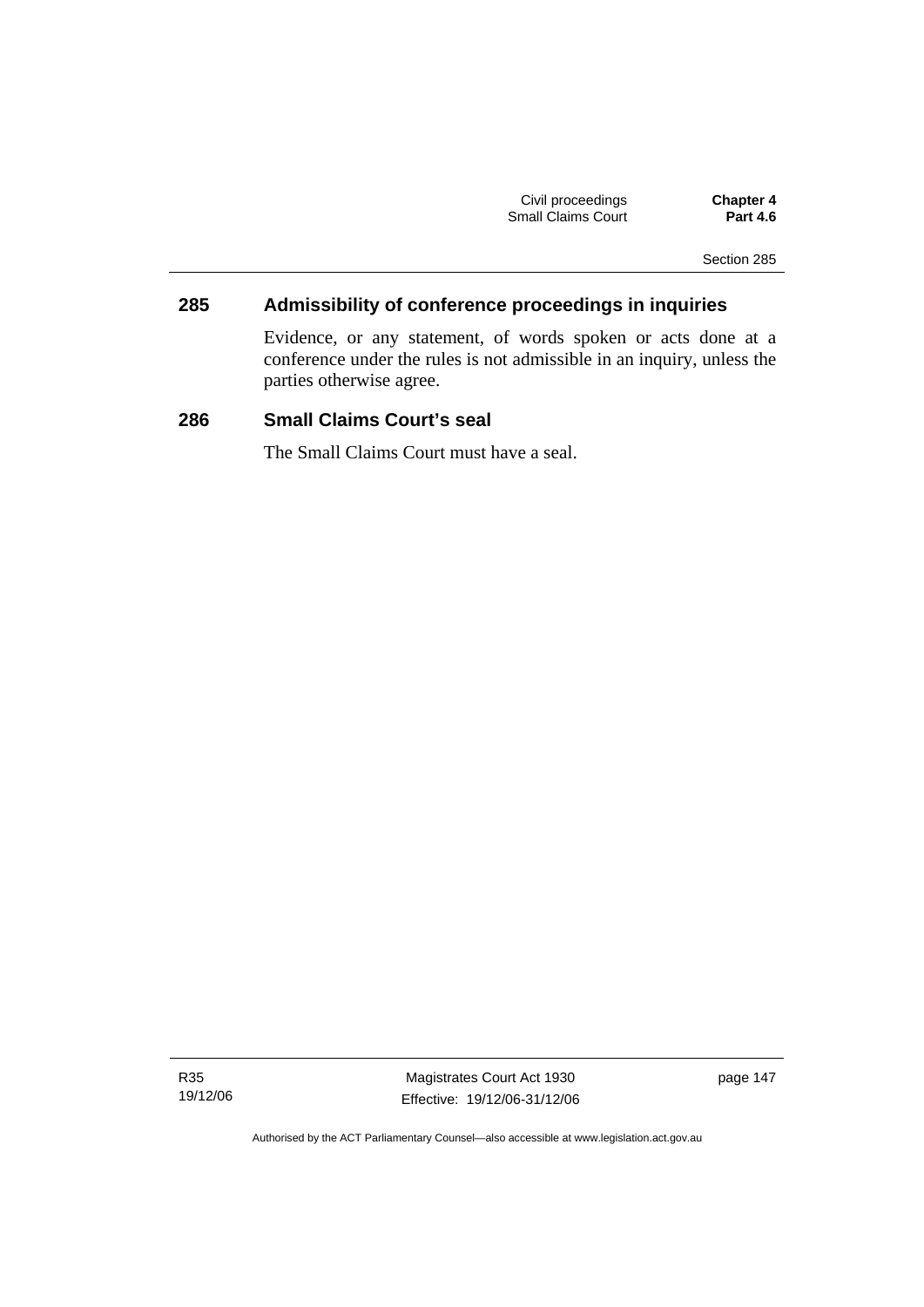## 285 Admissibility of conference proceedings in inquiries

Evidence, or any statement, of words spoken or acts done at a conference under the rules is not admissible in an inquiry, unless the parties otherwise agree.

## 286 Small Claims Court's seal

The Small Claims Court must have a seal.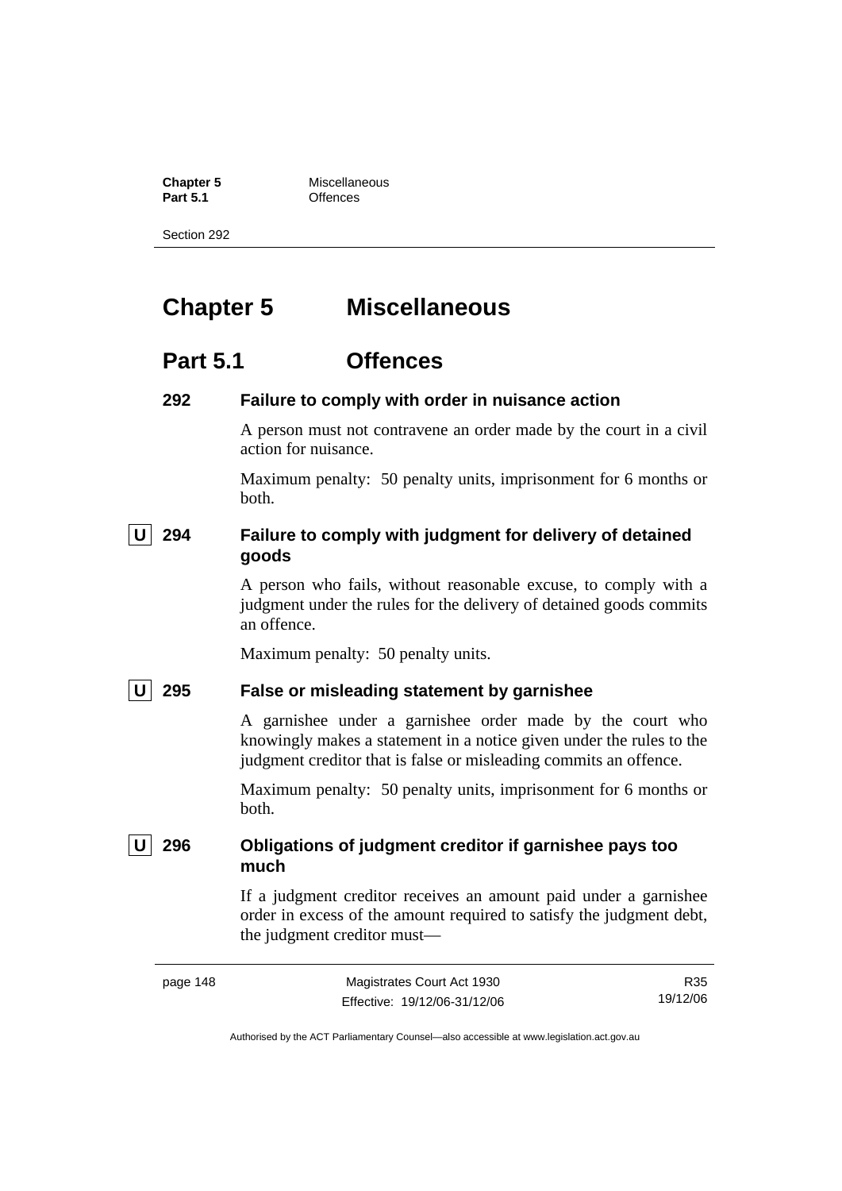# Chapter 5 Miscellaneous

## Part 5.1 Offences

### 292 Failure to comply with order in nuisance action

A person must not contravene an order made by the court in a civil action for nuisance.

Maximum penalty: 50 penalty units, imprisonment for 6 months or both.

### U 294 Failure to comply with judgment for delivery of detained goods

A person who fails, without reasonable excuse, to comply with a judgment under the rules for the delivery of detained goods commits an offence.

Maximum penalty: 50 penalty units.

### U 295 False or misleading statement by garnishee

A garnishee under a garnishee order made by the court who knowingly makes a statement in a notice given under the rules to the judgment creditor that is false or misleading commits an offence.

Maximum penalty: 50 penalty units, imprisonment for 6 months or both.

### U 296 Obligations of judgment creditor if garnishee pays too much

If a judgment creditor receives an amount paid under a garnishee order in excess of the amount required to satisfy the judgment debt, the judgment creditor must—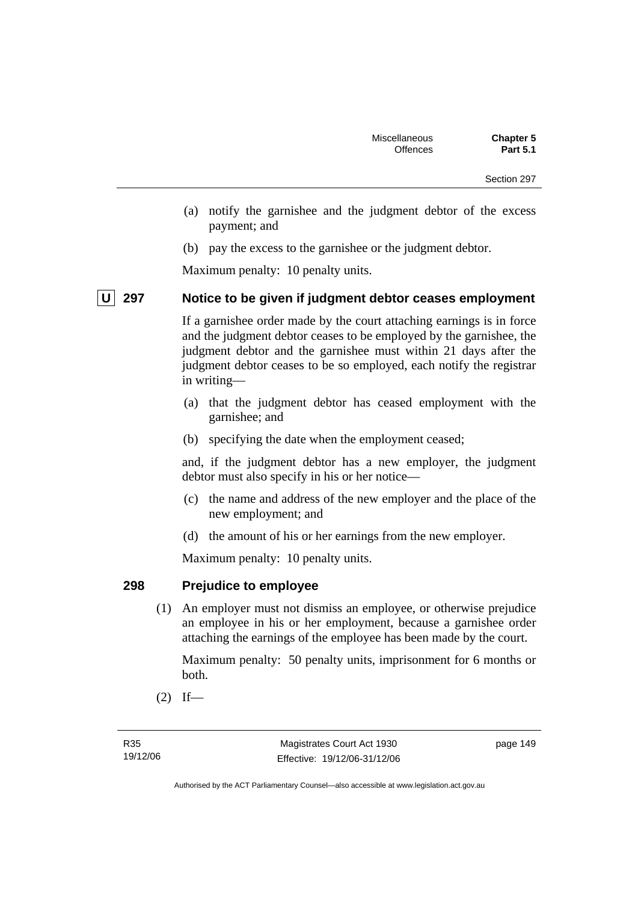(a) notify the garnishee and the judgment debtor of the excess payment; and

(b) pay the excess to the garnishee or the judgment debtor.

Maximum penalty: 10 penalty units.

### U 297 Notice to be given if judgment debtor ceases employment

If a garnishee order made by the court attaching earnings is in force and the judgment debtor ceases to be employed by the garnishee, the judgment debtor and the garnishee must within 21 days after the judgment debtor ceases to be so employed, each notify the registrar in writing—

(a) that the judgment debtor has ceased employment with the garnishee; and

(b) specifying the date when the employment ceased;

and, if the judgment debtor has a new employer, the judgment debtor must also specify in his or her notice—

(c) the name and address of the new employer and the place of the new employment; and

(d) the amount of his or her earnings from the new employer.

Maximum penalty: 10 penalty units.

### 298 Prejudice to employee

(1) An employer must not dismiss an employee, or otherwise prejudice an employee in his or her employment, because a garnishee order attaching the earnings of the employee has been made by the court.

Maximum penalty: 50 penalty units, imprisonment for 6 months or both.

(2) If—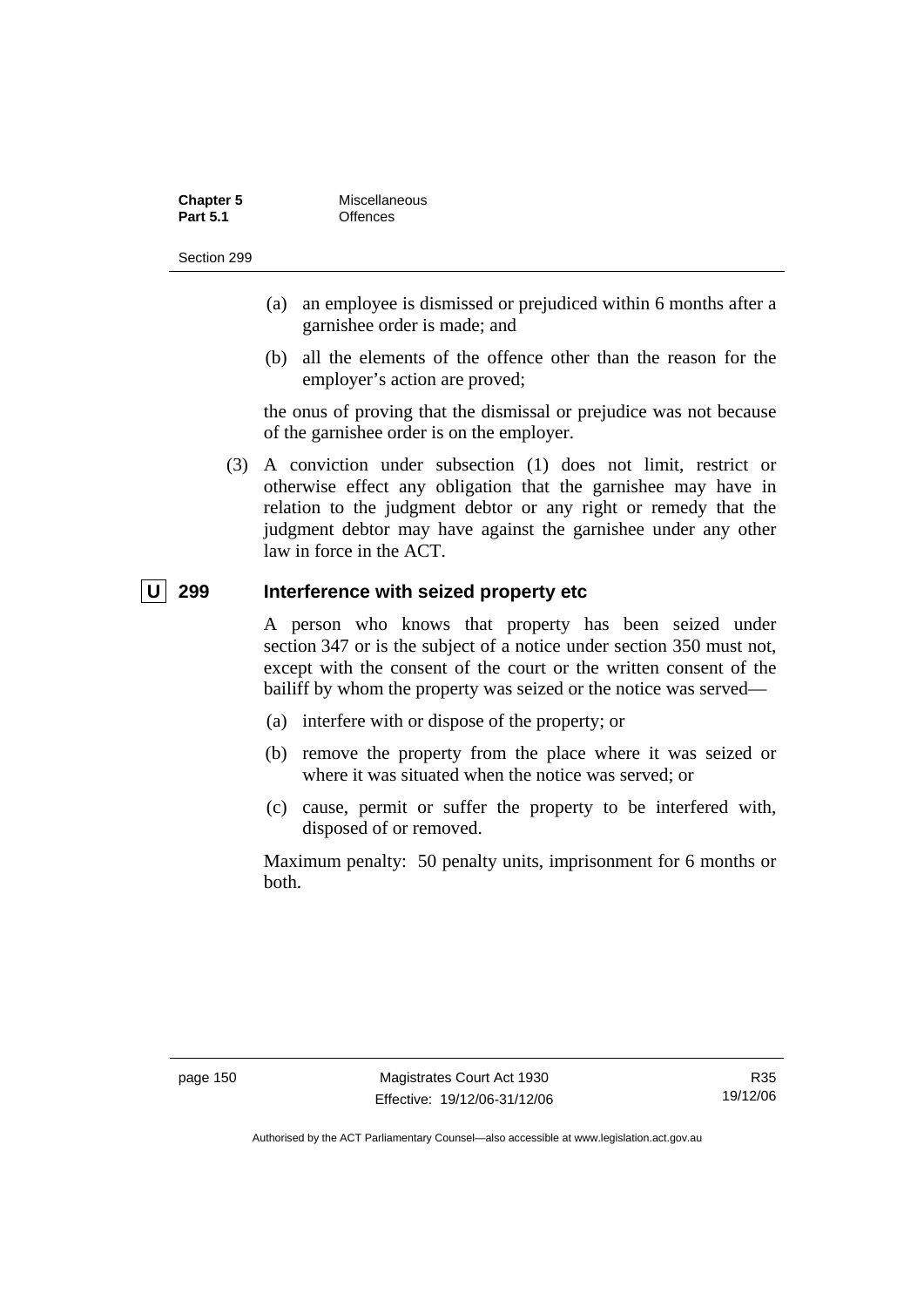(a) an employee is dismissed or prejudiced within 6 months after a garnishee order is made; and

(b) all the elements of the offence other than the reason for the employer's action are proved;

the onus of proving that the dismissal or prejudice was not because of the garnishee order is on the employer.

(3) A conviction under subsection (1) does not limit, restrict or otherwise effect any obligation that the garnishee may have in relation to the judgment debtor or any right or remedy that the judgment debtor may have against the garnishee under any other law in force in the ACT.

### U 299 Interference with seized property etc

A person who knows that property has been seized under section 347 or is the subject of a notice under section 350 must not, except with the consent of the court or the written consent of the bailiff by whom the property was seized or the notice was served—

(a) interfere with or dispose of the property; or

(b) remove the property from the place where it was seized or where it was situated when the notice was served; or

(c) cause, permit or suffer the property to be interfered with, disposed of or removed.

Maximum penalty: 50 penalty units, imprisonment for 6 months or both.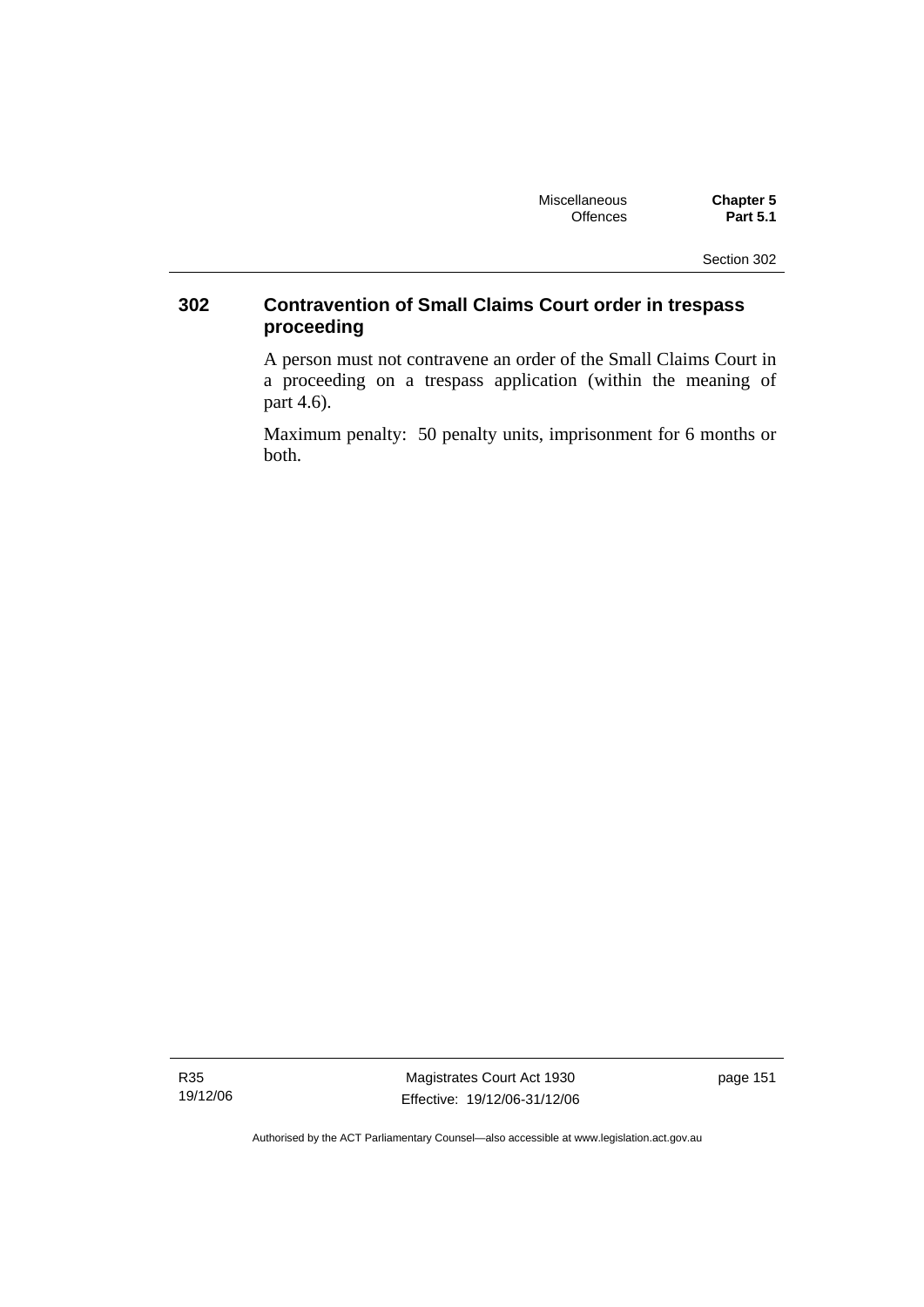## 302 Contravention of Small Claims Court order in trespass proceeding

A person must not contravene an order of the Small Claims Court in a proceeding on a trespass application (within the meaning of part 4.6).

Maximum penalty: 50 penalty units, imprisonment for 6 months or both.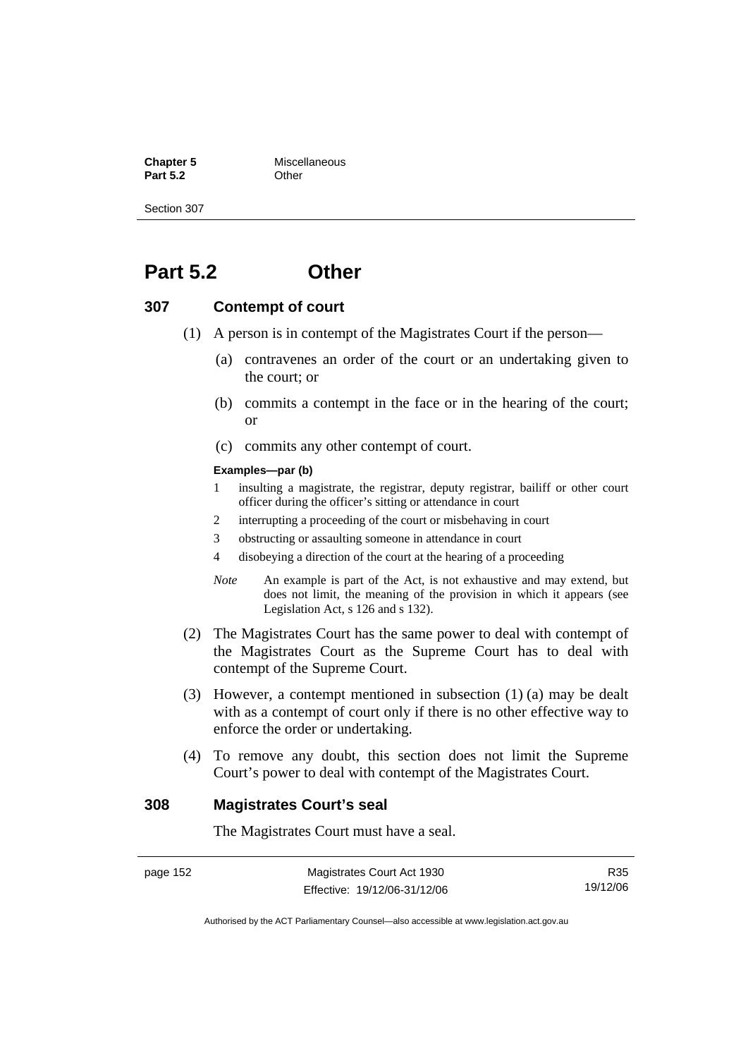# Part 5.2 Other

## 307 Contempt of court

(1) A person is in contempt of the Magistrates Court if the person—

(a) contravenes an order of the court or an undertaking given to the court; or

(b) commits a contempt in the face or in the hearing of the court; or

(c) commits any other contempt of court.

**Examples—par (b)**

1 insulting a magistrate, the registrar, deputy registrar, bailiff or other court officer during the officer's sitting or attendance in court

2 interrupting a proceeding of the court or misbehaving in court

3 obstructing or assaulting someone in attendance in court

4 disobeying a direction of the court at the hearing of a proceeding

*Note* An example is part of the Act, is not exhaustive and may extend, but does not limit, the meaning of the provision in which it appears (see Legislation Act, s 126 and s 132).

(2) The Magistrates Court has the same power to deal with contempt of the Magistrates Court as the Supreme Court has to deal with contempt of the Supreme Court.

(3) However, a contempt mentioned in subsection (1) (a) may be dealt with as a contempt of court only if there is no other effective way to enforce the order or undertaking.

(4) To remove any doubt, this section does not limit the Supreme Court's power to deal with contempt of the Magistrates Court.

## 308 Magistrates Court's seal

The Magistrates Court must have a seal.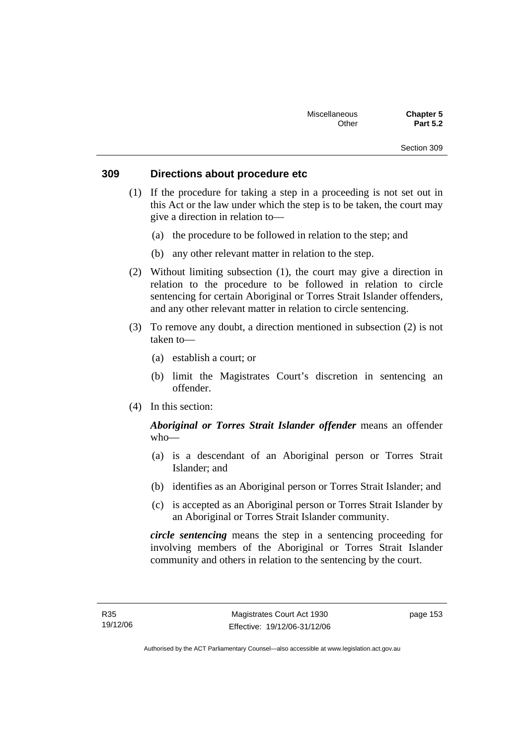## 309 Directions about procedure etc

(1) If the procedure for taking a step in a proceeding is not set out in this Act or the law under which the step is to be taken, the court may give a direction in relation to—

(a) the procedure to be followed in relation to the step; and

(b) any other relevant matter in relation to the step.

(2) Without limiting subsection (1), the court may give a direction in relation to the procedure to be followed in relation to circle sentencing for certain Aboriginal or Torres Strait Islander offenders, and any other relevant matter in relation to circle sentencing.

(3) To remove any doubt, a direction mentioned in subsection (2) is not taken to—

(a) establish a court; or

(b) limit the Magistrates Court's discretion in sentencing an offender.

(4) In this section:

***Aboriginal or Torres Strait Islander offender*** means an offender who—

(a) is a descendant of an Aboriginal person or Torres Strait Islander; and

(b) identifies as an Aboriginal person or Torres Strait Islander; and

(c) is accepted as an Aboriginal person or Torres Strait Islander by an Aboriginal or Torres Strait Islander community.

***circle sentencing*** means the step in a sentencing proceeding for involving members of the Aboriginal or Torres Strait Islander community and others in relation to the sentencing by the court.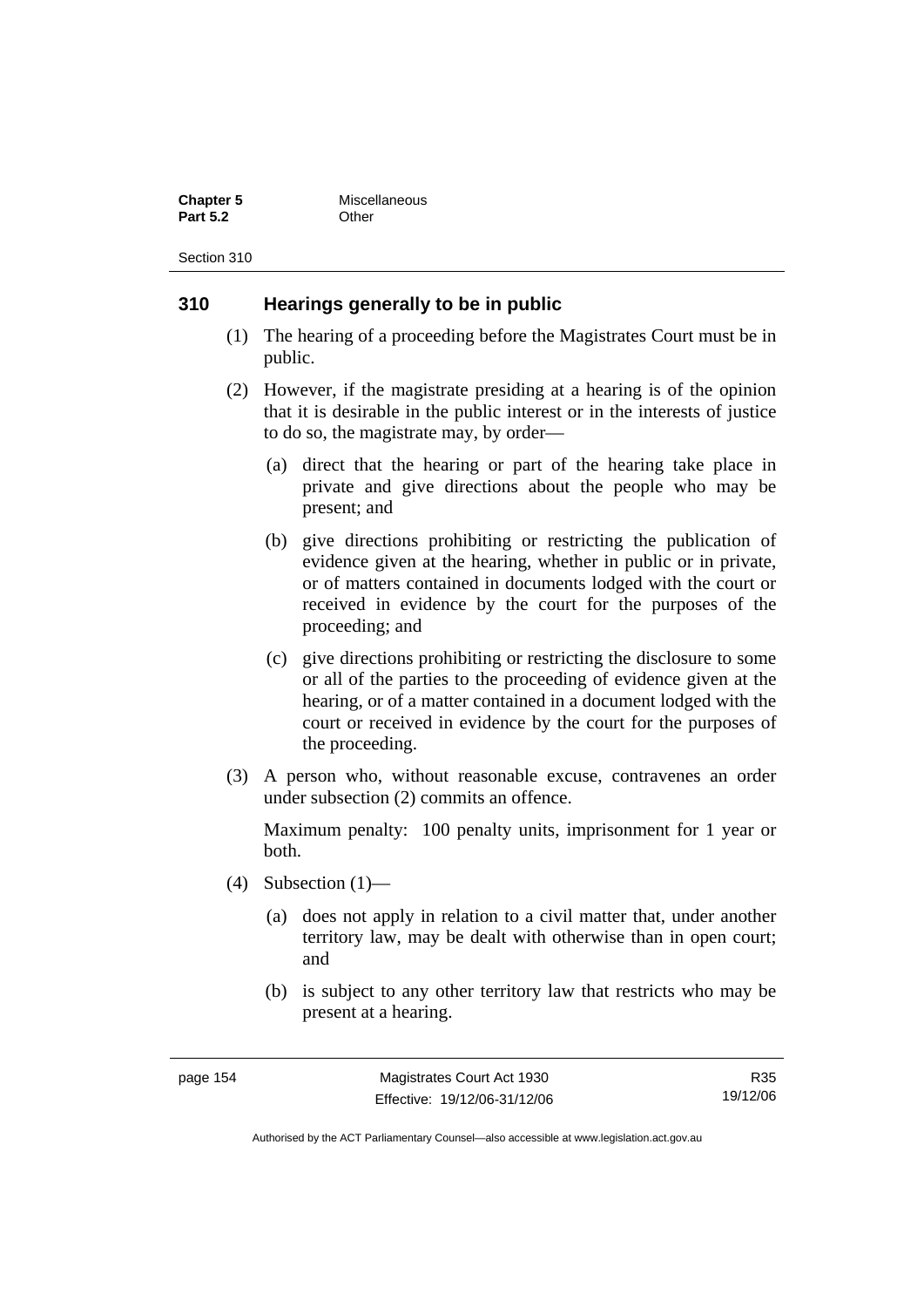## 310 Hearings generally to be in public

(1) The hearing of a proceeding before the Magistrates Court must be in public.

(2) However, if the magistrate presiding at a hearing is of the opinion that it is desirable in the public interest or in the interests of justice to do so, the magistrate may, by order—

(a) direct that the hearing or part of the hearing take place in private and give directions about the people who may be present; and

(b) give directions prohibiting or restricting the publication of evidence given at the hearing, whether in public or in private, or of matters contained in documents lodged with the court or received in evidence by the court for the purposes of the proceeding; and

(c) give directions prohibiting or restricting the disclosure to some or all of the parties to the proceeding of evidence given at the hearing, or of a matter contained in a document lodged with the court or received in evidence by the court for the purposes of the proceeding.

(3) A person who, without reasonable excuse, contravenes an order under subsection (2) commits an offence.

Maximum penalty: 100 penalty units, imprisonment for 1 year or both.

(4) Subsection (1)—

(a) does not apply in relation to a civil matter that, under another territory law, may be dealt with otherwise than in open court; and

(b) is subject to any other territory law that restricts who may be present at a hearing.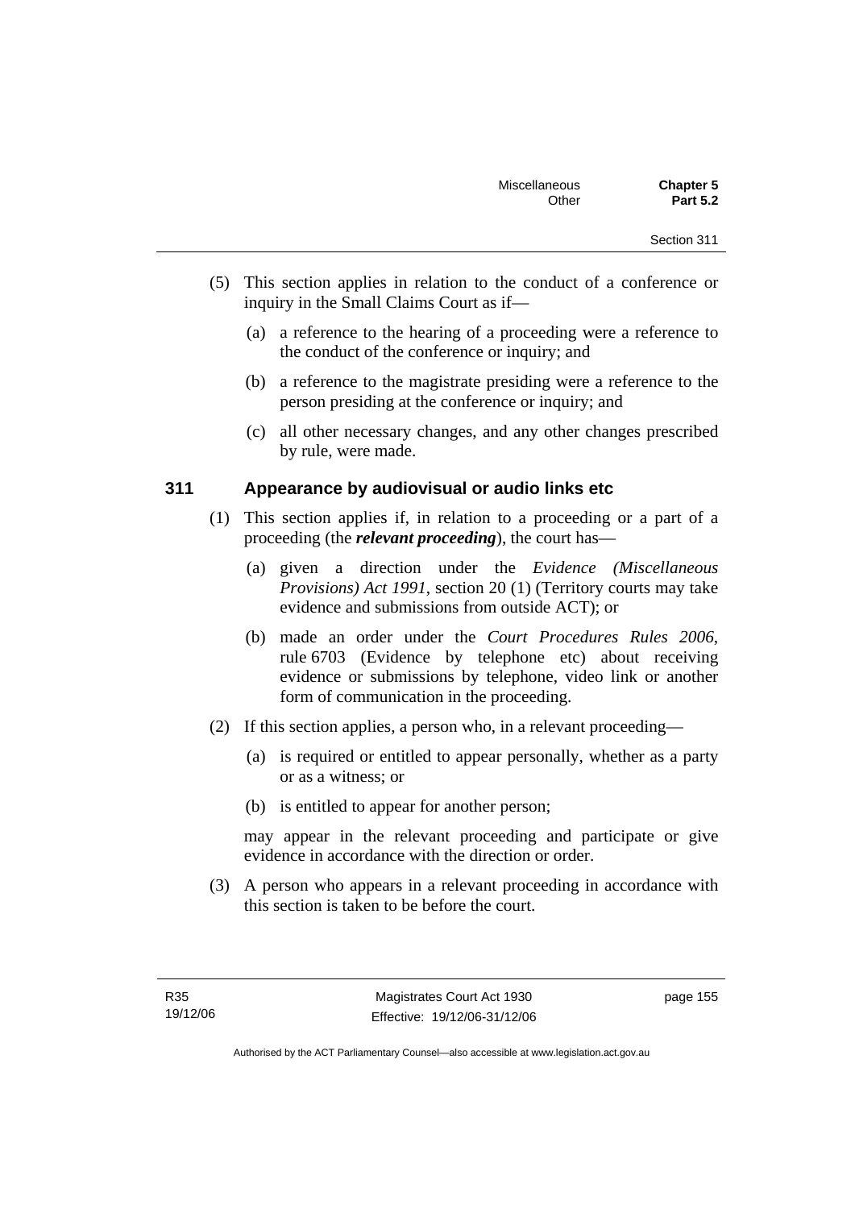(5) This section applies in relation to the conduct of a conference or inquiry in the Small Claims Court as if—

(a) a reference to the hearing of a proceeding were a reference to the conduct of the conference or inquiry; and

(b) a reference to the magistrate presiding were a reference to the person presiding at the conference or inquiry; and

(c) all other necessary changes, and any other changes prescribed by rule, were made.

### 311 Appearance by audiovisual or audio links etc

(1) This section applies if, in relation to a proceeding or a part of a proceeding (the ***relevant proceeding***), the court has—

(a) given a direction under the *Evidence (Miscellaneous Provisions) Act 1991*, section 20 (1) (Territory courts may take evidence and submissions from outside ACT); or

(b) made an order under the *Court Procedures Rules 2006*, rule 6703 (Evidence by telephone etc) about receiving evidence or submissions by telephone, video link or another form of communication in the proceeding.

(2) If this section applies, a person who, in a relevant proceeding—

(a) is required or entitled to appear personally, whether as a party or as a witness; or

(b) is entitled to appear for another person;

may appear in the relevant proceeding and participate or give evidence in accordance with the direction or order.

(3) A person who appears in a relevant proceeding in accordance with this section is taken to be before the court.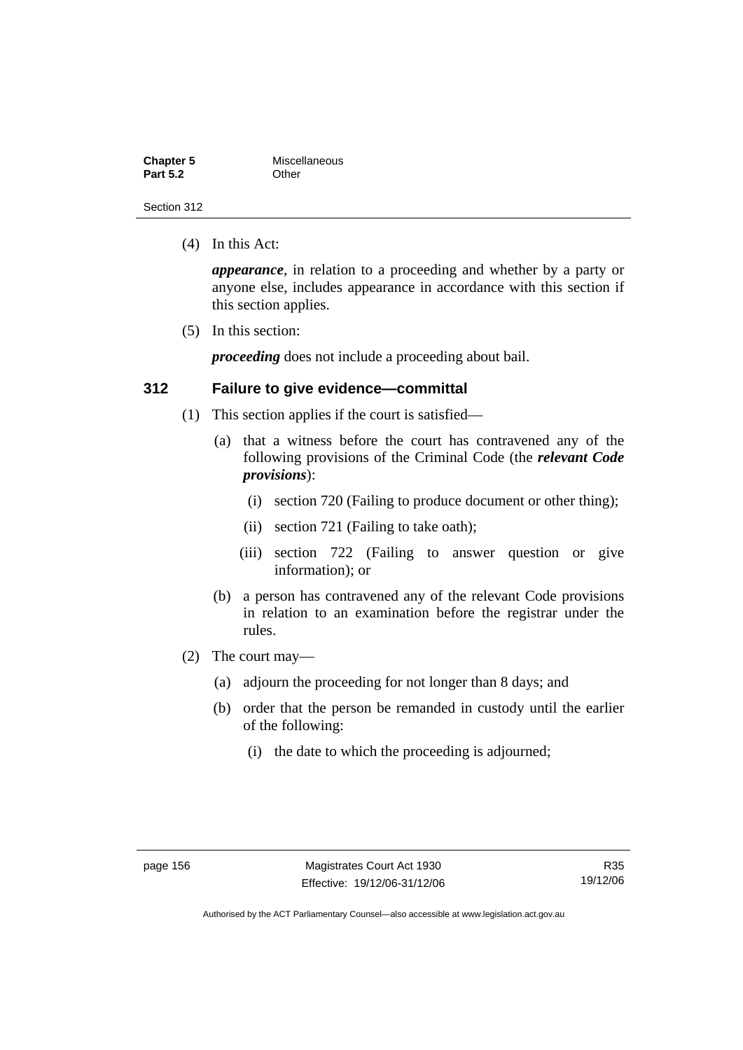(4) In this Act:

***appearance***, in relation to a proceeding and whether by a party or anyone else, includes appearance in accordance with this section if this section applies.

(5) In this section:

***proceeding*** does not include a proceeding about bail.

## 312 Failure to give evidence—committal

(1) This section applies if the court is satisfied—

(a) that a witness before the court has contravened any of the following provisions of the Criminal Code (the ***relevant Code provisions***):

(i) section 720 (Failing to produce document or other thing);

(ii) section 721 (Failing to take oath);

(iii) section 722 (Failing to answer question or give information); or

(b) a person has contravened any of the relevant Code provisions in relation to an examination before the registrar under the rules.

(2) The court may—

(a) adjourn the proceeding for not longer than 8 days; and

(b) order that the person be remanded in custody until the earlier of the following:

(i) the date to which the proceeding is adjourned;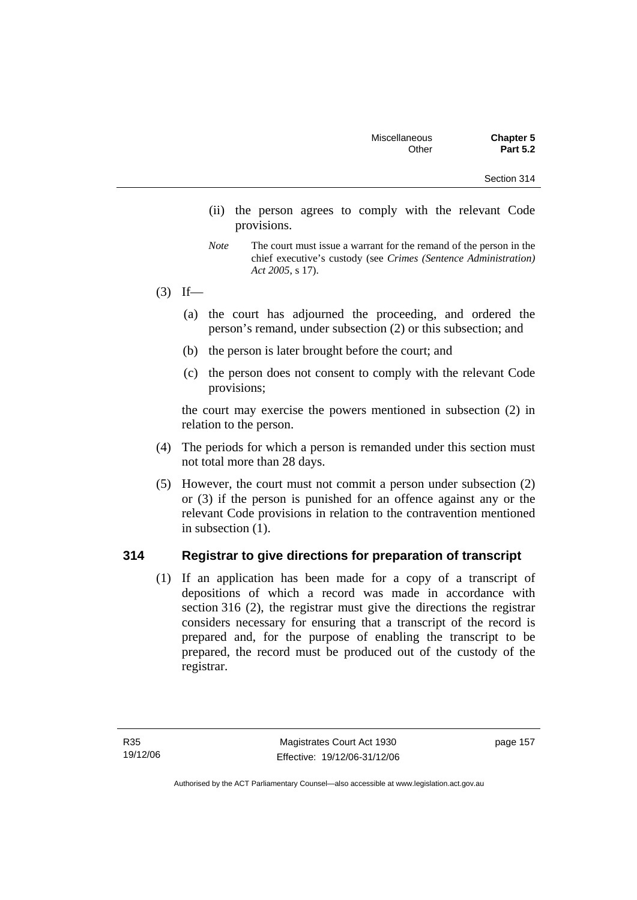(ii) the person agrees to comply with the relevant Code provisions.

*Note* The court must issue a warrant for the remand of the person in the chief executive's custody (see *Crimes (Sentence Administration) Act 2005*, s 17).

(3) If—

(a) the court has adjourned the proceeding, and ordered the person's remand, under subsection (2) or this subsection; and

(b) the person is later brought before the court; and

(c) the person does not consent to comply with the relevant Code provisions;

the court may exercise the powers mentioned in subsection (2) in relation to the person.

(4) The periods for which a person is remanded under this section must not total more than 28 days.

(5) However, the court must not commit a person under subsection (2) or (3) if the person is punished for an offence against any or the relevant Code provisions in relation to the contravention mentioned in subsection (1).

## 314 Registrar to give directions for preparation of transcript

(1) If an application has been made for a copy of a transcript of depositions of which a record was made in accordance with section 316 (2), the registrar must give the directions the registrar considers necessary for ensuring that a transcript of the record is prepared and, for the purpose of enabling the transcript to be prepared, the record must be produced out of the custody of the registrar.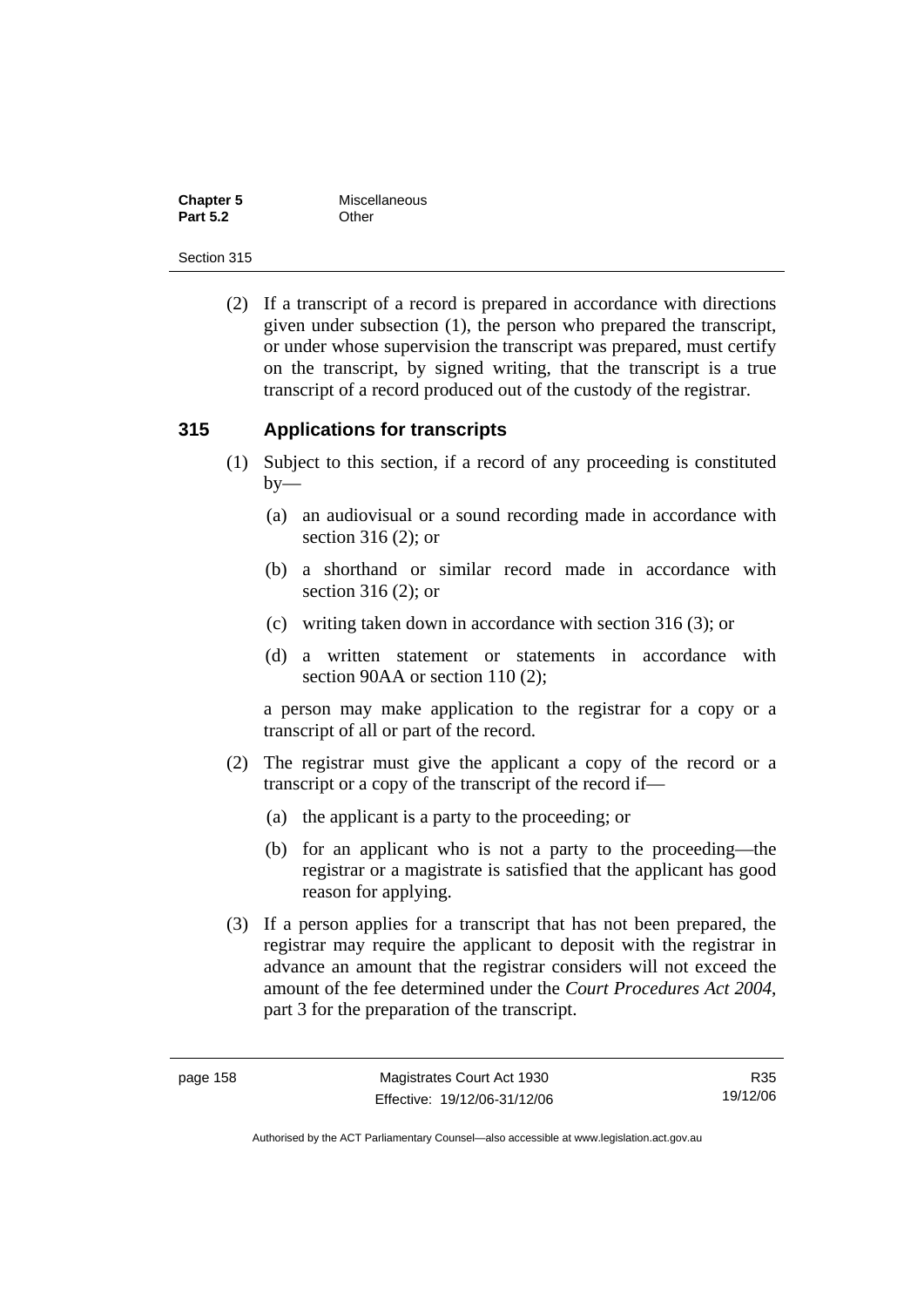(2) If a transcript of a record is prepared in accordance with directions given under subsection (1), the person who prepared the transcript, or under whose supervision the transcript was prepared, must certify on the transcript, by signed writing, that the transcript is a true transcript of a record produced out of the custody of the registrar.

### 315 Applications for transcripts

(1) Subject to this section, if a record of any proceeding is constituted by—

(a) an audiovisual or a sound recording made in accordance with section 316 (2); or

(b) a shorthand or similar record made in accordance with section 316 (2); or

(c) writing taken down in accordance with section 316 (3); or

(d) a written statement or statements in accordance with section 90AA or section 110 (2);

a person may make application to the registrar for a copy or a transcript of all or part of the record.

(2) The registrar must give the applicant a copy of the record or a transcript or a copy of the transcript of the record if—

(a) the applicant is a party to the proceeding; or

(b) for an applicant who is not a party to the proceeding—the registrar or a magistrate is satisfied that the applicant has good reason for applying.

(3) If a person applies for a transcript that has not been prepared, the registrar may require the applicant to deposit with the registrar in advance an amount that the registrar considers will not exceed the amount of the fee determined under the *Court Procedures Act 2004*, part 3 for the preparation of the transcript.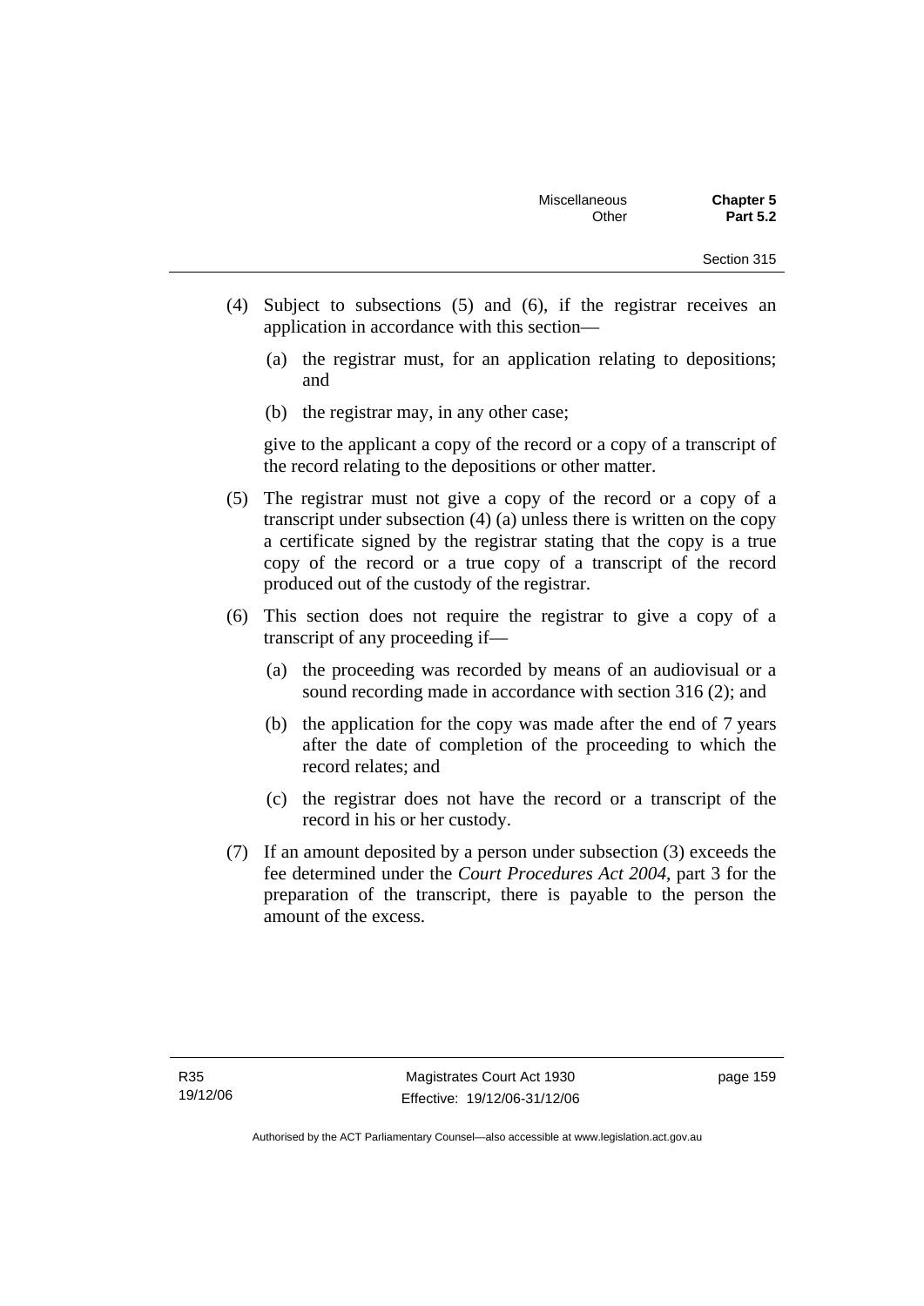(4) Subject to subsections (5) and (6), if the registrar receives an application in accordance with this section—

  (a) the registrar must, for an application relating to depositions; and

  (b) the registrar may, in any other case;

  give to the applicant a copy of the record or a copy of a transcript of the record relating to the depositions or other matter.

(5) The registrar must not give a copy of the record or a copy of a transcript under subsection (4) (a) unless there is written on the copy a certificate signed by the registrar stating that the copy is a true copy of the record or a true copy of a transcript of the record produced out of the custody of the registrar.

(6) This section does not require the registrar to give a copy of a transcript of any proceeding if—

  (a) the proceeding was recorded by means of an audiovisual or a sound recording made in accordance with section 316 (2); and

  (b) the application for the copy was made after the end of 7 years after the date of completion of the proceeding to which the record relates; and

  (c) the registrar does not have the record or a transcript of the record in his or her custody.

(7) If an amount deposited by a person under subsection (3) exceeds the fee determined under the *Court Procedures Act 2004*, part 3 for the preparation of the transcript, there is payable to the person the amount of the excess.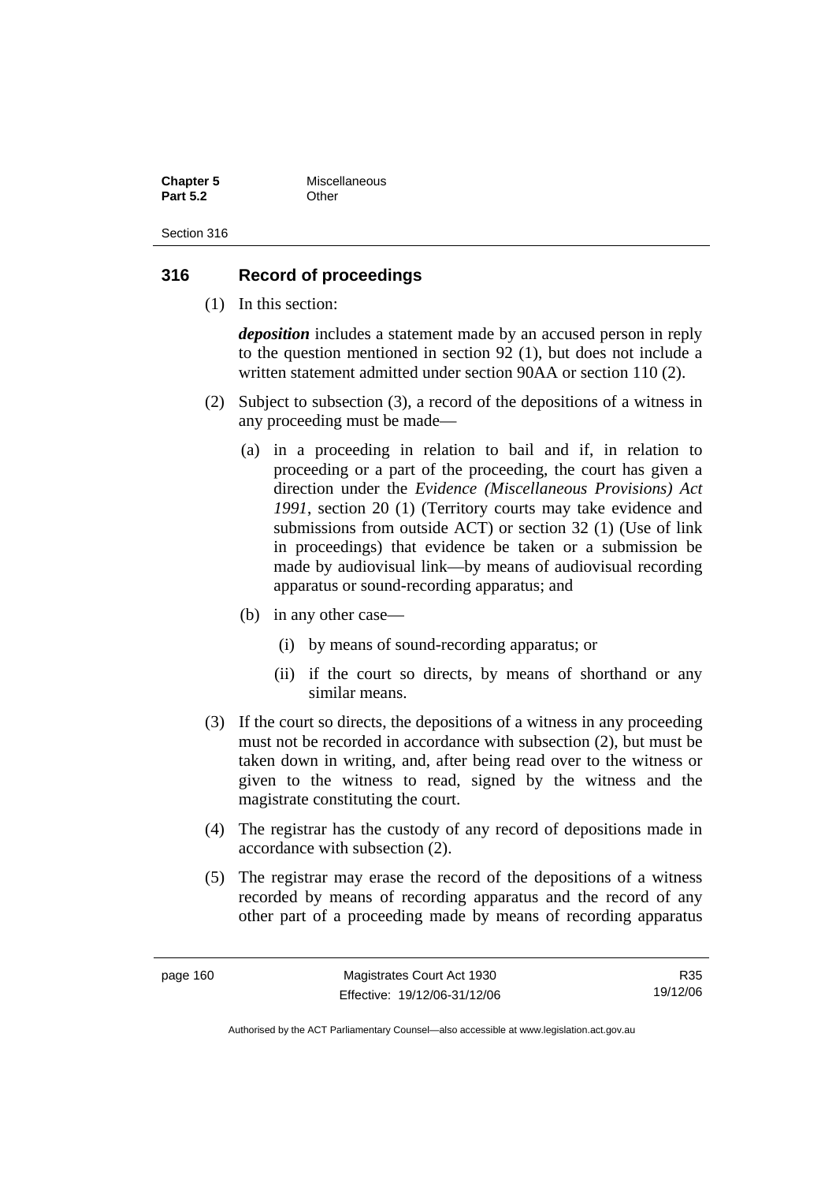## 316 Record of proceedings

(1) In this section:

***deposition*** includes a statement made by an accused person in reply to the question mentioned in section 92 (1), but does not include a written statement admitted under section 90AA or section 110 (2).

(2) Subject to subsection (3), a record of the depositions of a witness in any proceeding must be made—

(a) in a proceeding in relation to bail and if, in relation to proceeding or a part of the proceeding, the court has given a direction under the *Evidence (Miscellaneous Provisions) Act 1991*, section 20 (1) (Territory courts may take evidence and submissions from outside ACT) or section 32 (1) (Use of link in proceedings) that evidence be taken or a submission be made by audiovisual link—by means of audiovisual recording apparatus or sound-recording apparatus; and

(b) in any other case—

(i) by means of sound-recording apparatus; or

(ii) if the court so directs, by means of shorthand or any similar means.

(3) If the court so directs, the depositions of a witness in any proceeding must not be recorded in accordance with subsection (2), but must be taken down in writing, and, after being read over to the witness or given to the witness to read, signed by the witness and the magistrate constituting the court.

(4) The registrar has the custody of any record of depositions made in accordance with subsection (2).

(5) The registrar may erase the record of the depositions of a witness recorded by means of recording apparatus and the record of any other part of a proceeding made by means of recording apparatus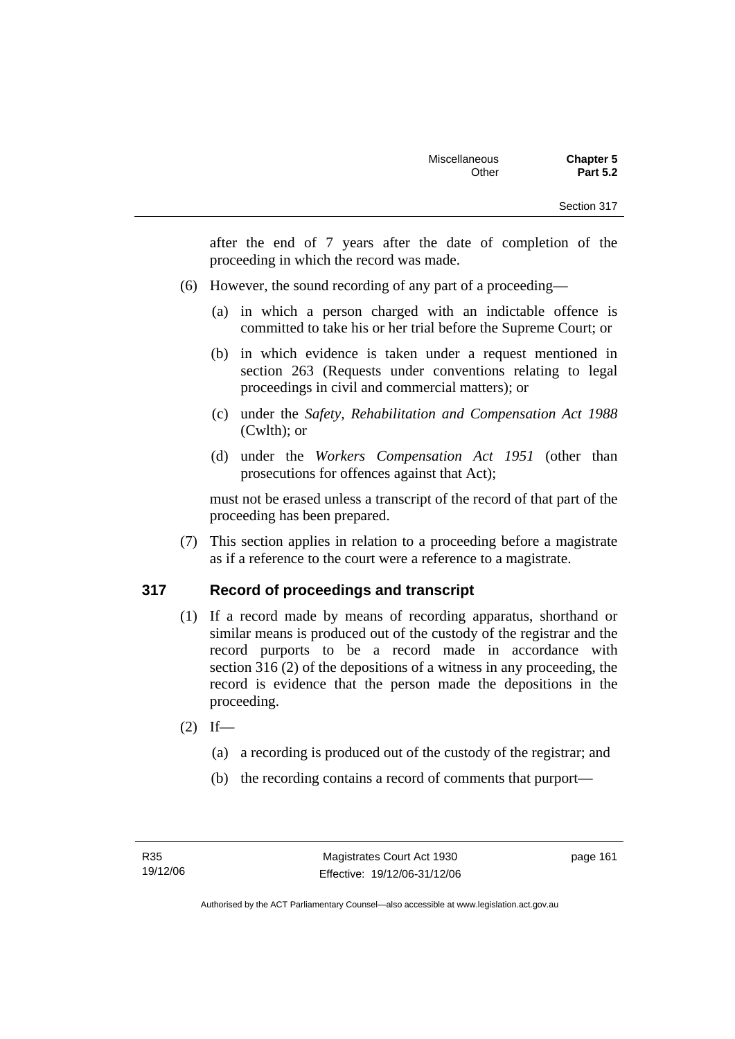after the end of 7 years after the date of completion of the proceeding in which the record was made.

(6) However, the sound recording of any part of a proceeding—

(a) in which a person charged with an indictable offence is committed to take his or her trial before the Supreme Court; or

(b) in which evidence is taken under a request mentioned in section 263 (Requests under conventions relating to legal proceedings in civil and commercial matters); or

(c) under the *Safety, Rehabilitation and Compensation Act 1988* (Cwlth); or

(d) under the *Workers Compensation Act 1951* (other than prosecutions for offences against that Act);

must not be erased unless a transcript of the record of that part of the proceeding has been prepared.

(7) This section applies in relation to a proceeding before a magistrate as if a reference to the court were a reference to a magistrate.

## 317 Record of proceedings and transcript

(1) If a record made by means of recording apparatus, shorthand or similar means is produced out of the custody of the registrar and the record purports to be a record made in accordance with section 316 (2) of the depositions of a witness in any proceeding, the record is evidence that the person made the depositions in the proceeding.

(2) If—

(a) a recording is produced out of the custody of the registrar; and

(b) the recording contains a record of comments that purport—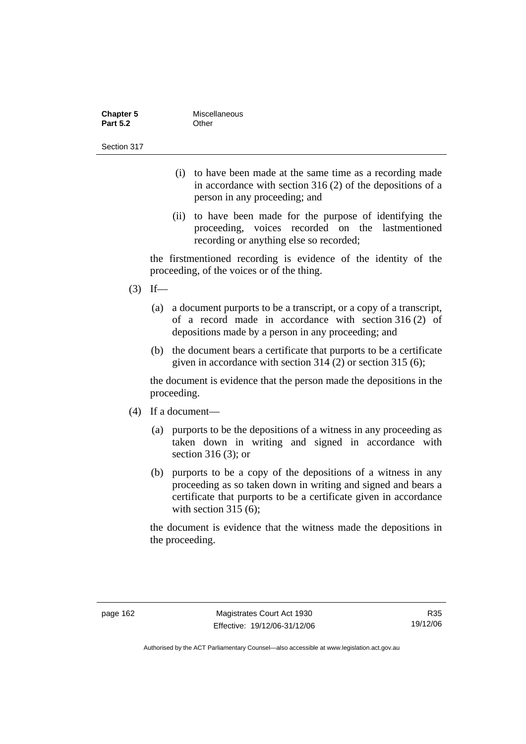(i) to have been made at the same time as a recording made in accordance with section 316 (2) of the depositions of a person in any proceeding; and

(ii) to have been made for the purpose of identifying the proceeding, voices recorded on the lastmentioned recording or anything else so recorded;

the firstmentioned recording is evidence of the identity of the proceeding, of the voices or of the thing.

(3) If—

(a) a document purports to be a transcript, or a copy of a transcript, of a record made in accordance with section 316 (2) of depositions made by a person in any proceeding; and

(b) the document bears a certificate that purports to be a certificate given in accordance with section 314 (2) or section 315 (6);

the document is evidence that the person made the depositions in the proceeding.

(4) If a document—

(a) purports to be the depositions of a witness in any proceeding as taken down in writing and signed in accordance with section 316 (3); or

(b) purports to be a copy of the depositions of a witness in any proceeding as so taken down in writing and signed and bears a certificate that purports to be a certificate given in accordance with section 315 (6);

the document is evidence that the witness made the depositions in the proceeding.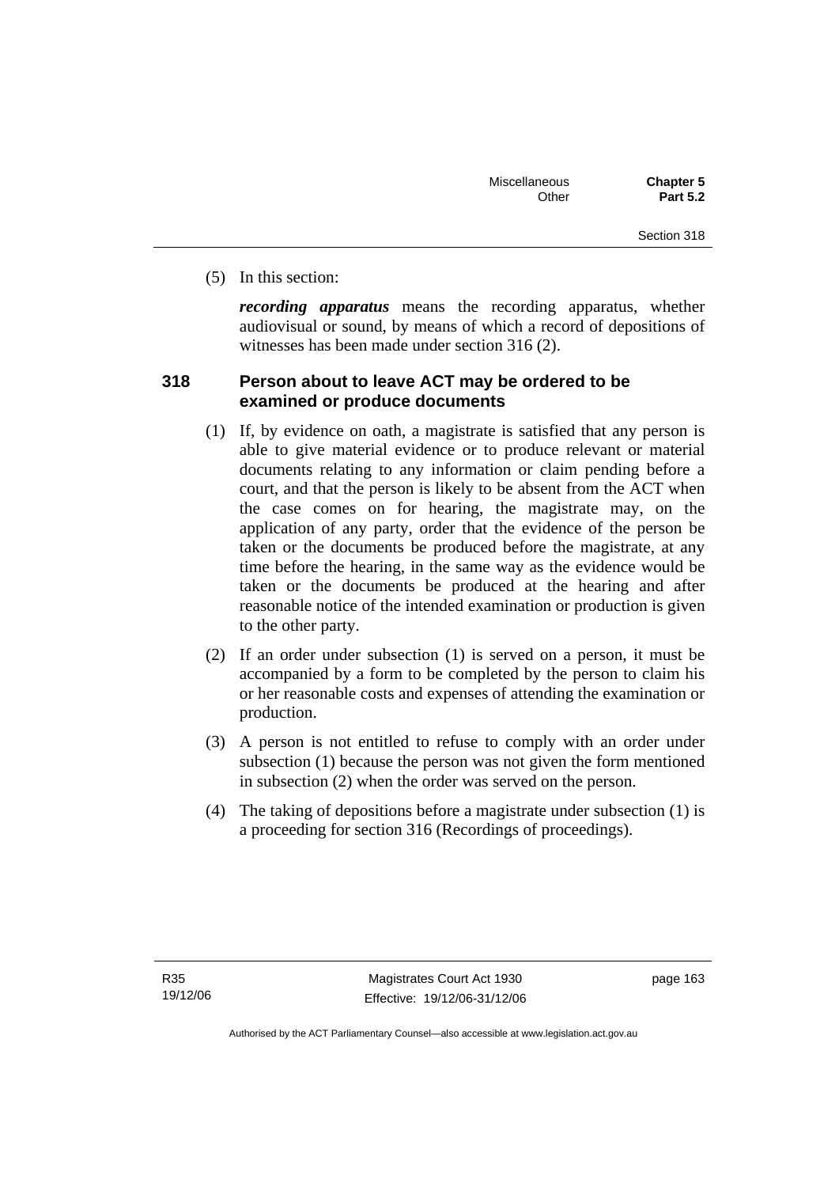(5) In this section:

***recording apparatus*** means the recording apparatus, whether audiovisual or sound, by means of which a record of depositions of witnesses has been made under section 316 (2).

### 318 Person about to leave ACT may be ordered to be examined or produce documents

(1) If, by evidence on oath, a magistrate is satisfied that any person is able to give material evidence or to produce relevant or material documents relating to any information or claim pending before a court, and that the person is likely to be absent from the ACT when the case comes on for hearing, the magistrate may, on the application of any party, order that the evidence of the person be taken or the documents be produced before the magistrate, at any time before the hearing, in the same way as the evidence would be taken or the documents be produced at the hearing and after reasonable notice of the intended examination or production is given to the other party.

(2) If an order under subsection (1) is served on a person, it must be accompanied by a form to be completed by the person to claim his or her reasonable costs and expenses of attending the examination or production.

(3) A person is not entitled to refuse to comply with an order under subsection (1) because the person was not given the form mentioned in subsection (2) when the order was served on the person.

(4) The taking of depositions before a magistrate under subsection (1) is a proceeding for section 316 (Recordings of proceedings).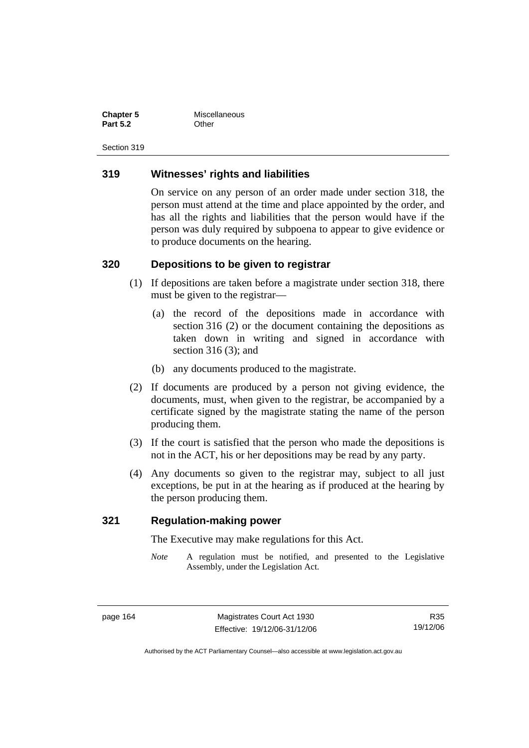## 319 Witnesses' rights and liabilities

On service on any person of an order made under section 318, the person must attend at the time and place appointed by the order, and has all the rights and liabilities that the person would have if the person was duly required by subpoena to appear to give evidence or to produce documents on the hearing.

## 320 Depositions to be given to registrar

(1) If depositions are taken before a magistrate under section 318, there must be given to the registrar—

(a) the record of the depositions made in accordance with section 316 (2) or the document containing the depositions as taken down in writing and signed in accordance with section 316 (3); and

(b) any documents produced to the magistrate.

(2) If documents are produced by a person not giving evidence, the documents, must, when given to the registrar, be accompanied by a certificate signed by the magistrate stating the name of the person producing them.

(3) If the court is satisfied that the person who made the depositions is not in the ACT, his or her depositions may be read by any party.

(4) Any documents so given to the registrar may, subject to all just exceptions, be put in at the hearing as if produced at the hearing by the person producing them.

## 321 Regulation-making power

The Executive may make regulations for this Act.

*Note* A regulation must be notified, and presented to the Legislative Assembly, under the Legislation Act.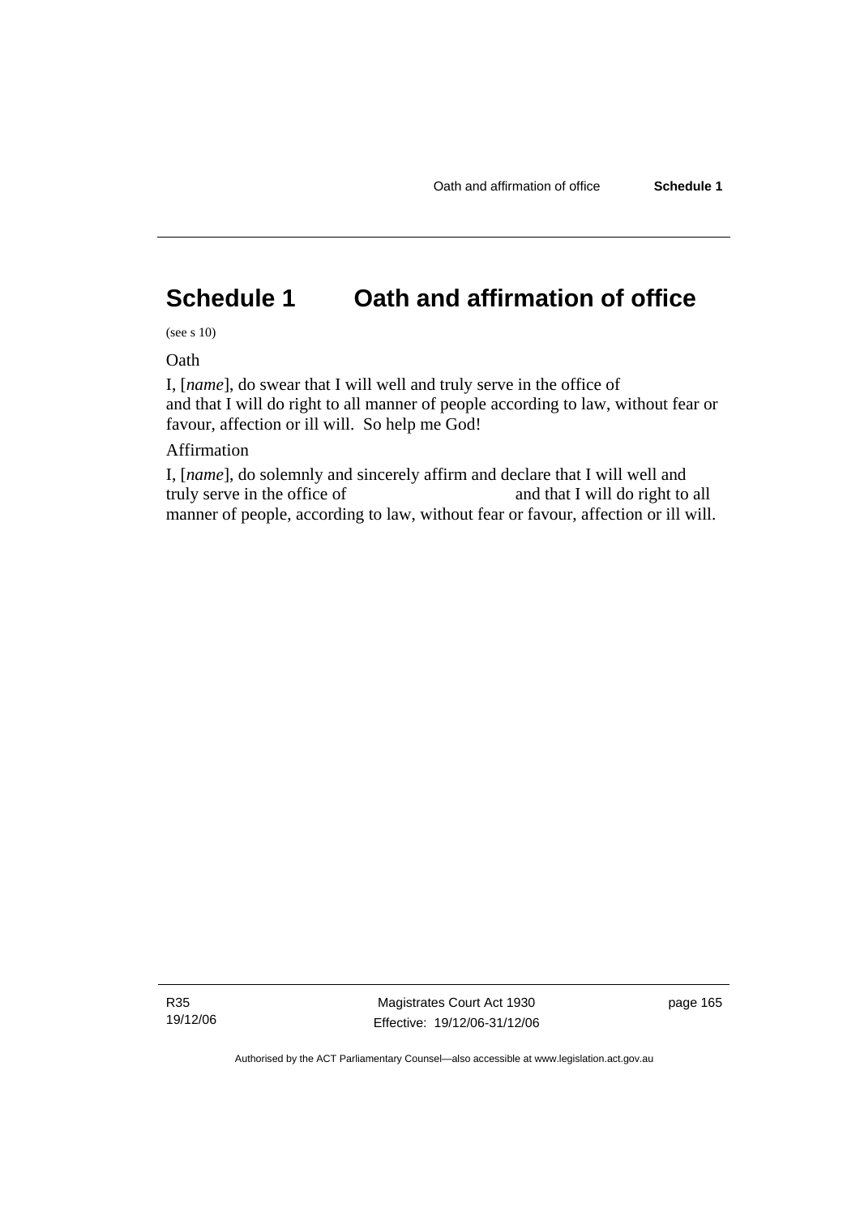# Schedule 1 Oath and affirmation of office

(see s 10)

Oath

I, [*name*], do swear that I will well and truly serve in the office of  
and that I will do right to all manner of people according to law, without fear or favour, affection or ill will. So help me God!

Affirmation

I, [*name*], do solemnly and sincerely affirm and declare that I will well and truly serve in the office of                              and that I will do right to all manner of people, according to law, without fear or favour, affection or ill will.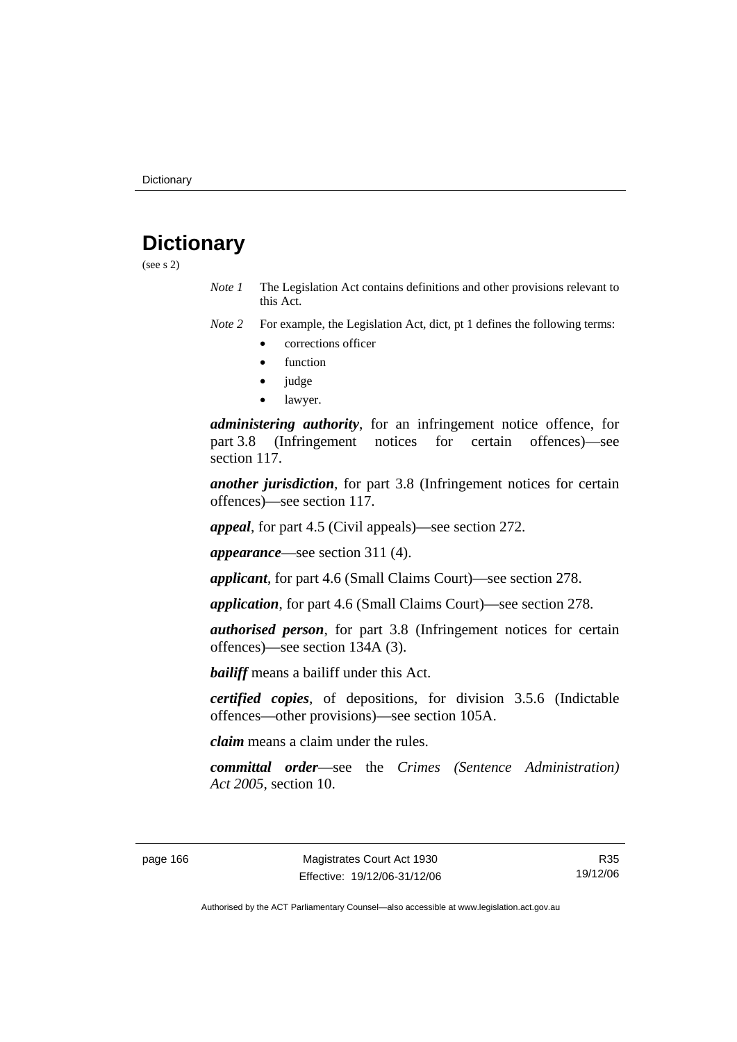# Dictionary

(see s 2)

*Note 1* The Legislation Act contains definitions and other provisions relevant to this Act.

*Note 2* For example, the Legislation Act, dict, pt 1 defines the following terms:

- corrections officer
- function
- judge
- lawyer.

***administering authority***, for an infringement notice offence, for part 3.8 (Infringement notices for certain offences)—see section 117.

***another jurisdiction***, for part 3.8 (Infringement notices for certain offences)—see section 117.

***appeal***, for part 4.5 (Civil appeals)—see section 272.

***appearance***—see section 311 (4).

***applicant***, for part 4.6 (Small Claims Court)—see section 278.

***application***, for part 4.6 (Small Claims Court)—see section 278.

***authorised person***, for part 3.8 (Infringement notices for certain offences)—see section 134A (3).

***bailiff*** means a bailiff under this Act.

***certified copies***, of depositions, for division 3.5.6 (Indictable offences—other provisions)—see section 105A.

***claim*** means a claim under the rules.

***committal order***—see the *Crimes (Sentence Administration) Act 2005*, section 10.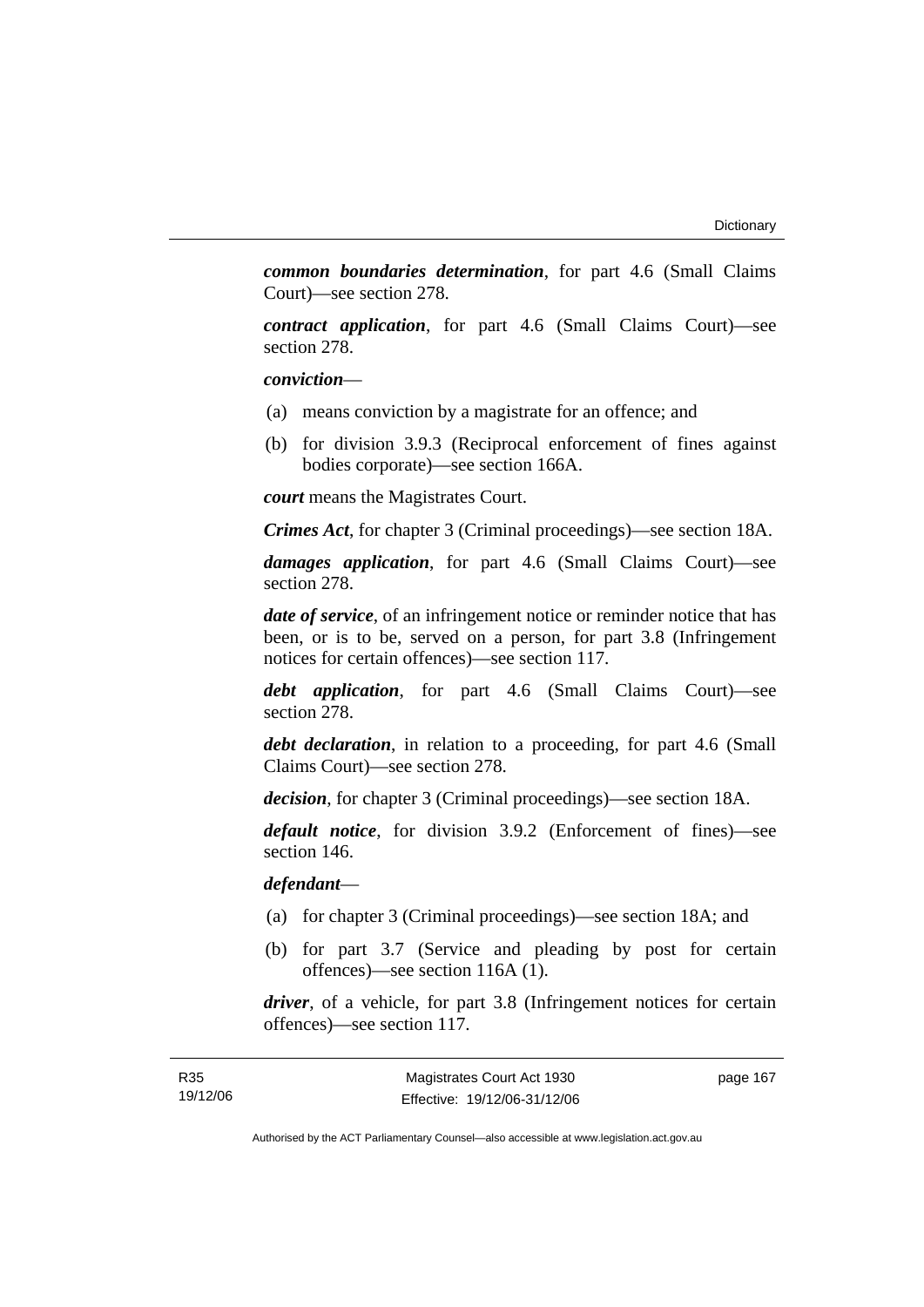***common boundaries determination***, for part 4.6 (Small Claims Court)—see section 278.

***contract application***, for part 4.6 (Small Claims Court)—see section 278.

***conviction***—

(a) means conviction by a magistrate for an offence; and

(b) for division 3.9.3 (Reciprocal enforcement of fines against bodies corporate)—see section 166A.

***court*** means the Magistrates Court.

***Crimes Act***, for chapter 3 (Criminal proceedings)—see section 18A.

***damages application***, for part 4.6 (Small Claims Court)—see section 278.

***date of service***, of an infringement notice or reminder notice that has been, or is to be, served on a person, for part 3.8 (Infringement notices for certain offences)—see section 117.

***debt application***, for part 4.6 (Small Claims Court)—see section 278.

***debt declaration***, in relation to a proceeding, for part 4.6 (Small Claims Court)—see section 278.

***decision***, for chapter 3 (Criminal proceedings)—see section 18A.

***default notice***, for division 3.9.2 (Enforcement of fines)—see section 146.

***defendant***—

(a) for chapter 3 (Criminal proceedings)—see section 18A; and

(b) for part 3.7 (Service and pleading by post for certain offences)—see section 116A (1).

***driver***, of a vehicle, for part 3.8 (Infringement notices for certain offences)—see section 117.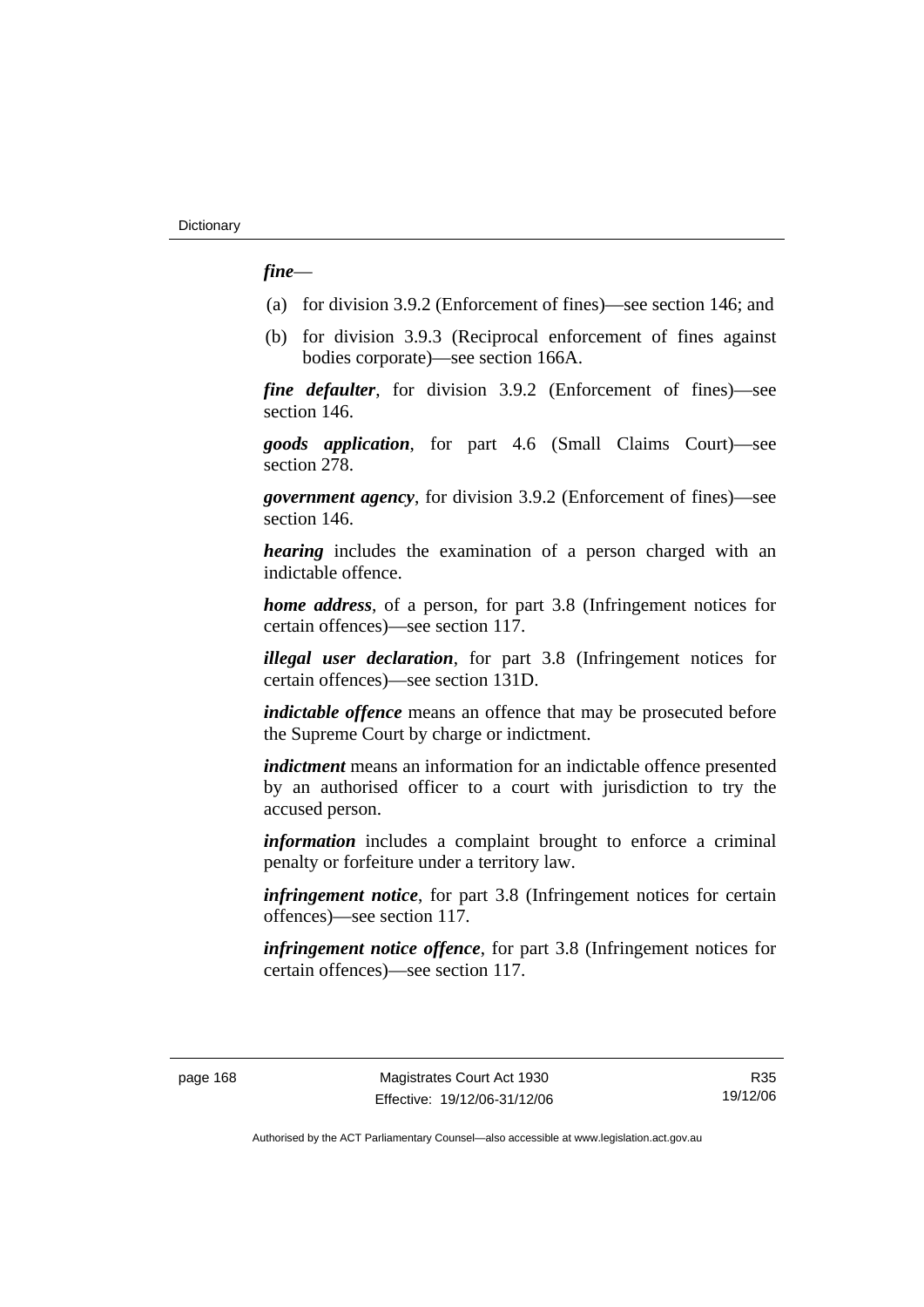***fine***—

(a) for division 3.9.2 (Enforcement of fines)—see section 146; and

(b) for division 3.9.3 (Reciprocal enforcement of fines against bodies corporate)—see section 166A.

***fine defaulter***, for division 3.9.2 (Enforcement of fines)—see section 146.

***goods application***, for part 4.6 (Small Claims Court)—see section 278.

***government agency***, for division 3.9.2 (Enforcement of fines)—see section 146.

***hearing*** includes the examination of a person charged with an indictable offence.

***home address***, of a person, for part 3.8 (Infringement notices for certain offences)—see section 117.

***illegal user declaration***, for part 3.8 (Infringement notices for certain offences)—see section 131D.

***indictable offence*** means an offence that may be prosecuted before the Supreme Court by charge or indictment.

***indictment*** means an information for an indictable offence presented by an authorised officer to a court with jurisdiction to try the accused person.

***information*** includes a complaint brought to enforce a criminal penalty or forfeiture under a territory law.

***infringement notice***, for part 3.8 (Infringement notices for certain offences)—see section 117.

***infringement notice offence***, for part 3.8 (Infringement notices for certain offences)—see section 117.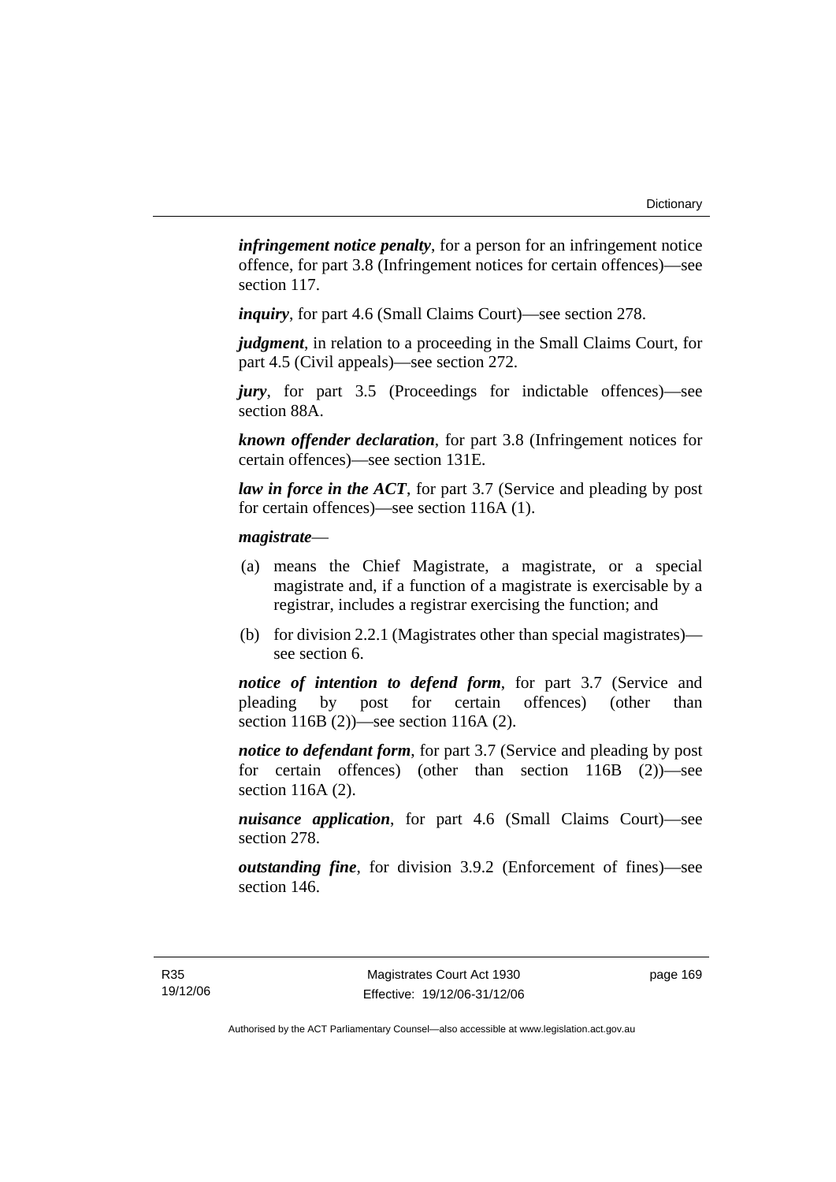***infringement notice penalty***, for a person for an infringement notice offence, for part 3.8 (Infringement notices for certain offences)—see section 117.

***inquiry***, for part 4.6 (Small Claims Court)—see section 278.

***judgment***, in relation to a proceeding in the Small Claims Court, for part 4.5 (Civil appeals)—see section 272.

***jury***, for part 3.5 (Proceedings for indictable offences)—see section 88A.

***known offender declaration***, for part 3.8 (Infringement notices for certain offences)—see section 131E.

***law in force in the ACT***, for part 3.7 (Service and pleading by post for certain offences)—see section 116A (1).

***magistrate***—

(a) means the Chief Magistrate, a magistrate, or a special magistrate and, if a function of a magistrate is exercisable by a registrar, includes a registrar exercising the function; and

(b) for division 2.2.1 (Magistrates other than special magistrates)—see section 6.

***notice of intention to defend form***, for part 3.7 (Service and pleading by post for certain offences) (other than section 116B (2))—see section 116A (2).

***notice to defendant form***, for part 3.7 (Service and pleading by post for certain offences) (other than section 116B (2))—see section 116A (2).

***nuisance application***, for part 4.6 (Small Claims Court)—see section 278.

***outstanding fine***, for division 3.9.2 (Enforcement of fines)—see section 146.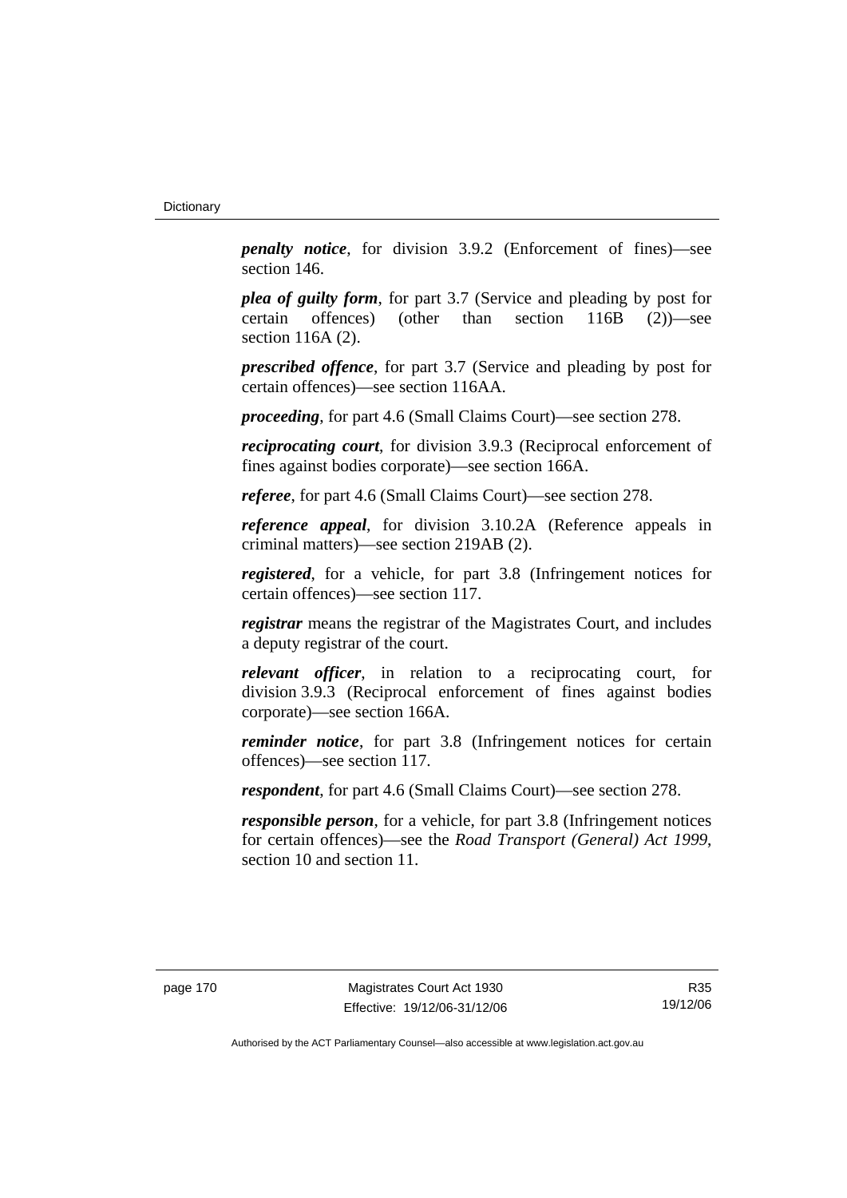***penalty notice***, for division 3.9.2 (Enforcement of fines)—see section 146.

***plea of guilty form***, for part 3.7 (Service and pleading by post for certain offences) (other than section 116B (2))—see section 116A (2).

***prescribed offence***, for part 3.7 (Service and pleading by post for certain offences)—see section 116AA.

***proceeding***, for part 4.6 (Small Claims Court)—see section 278.

***reciprocating court***, for division 3.9.3 (Reciprocal enforcement of fines against bodies corporate)—see section 166A.

***referee***, for part 4.6 (Small Claims Court)—see section 278.

***reference appeal***, for division 3.10.2A (Reference appeals in criminal matters)—see section 219AB (2).

***registered***, for a vehicle, for part 3.8 (Infringement notices for certain offences)—see section 117.

***registrar*** means the registrar of the Magistrates Court, and includes a deputy registrar of the court.

***relevant officer***, in relation to a reciprocating court, for division 3.9.3 (Reciprocal enforcement of fines against bodies corporate)—see section 166A.

***reminder notice***, for part 3.8 (Infringement notices for certain offences)—see section 117.

***respondent***, for part 4.6 (Small Claims Court)—see section 278.

***responsible person***, for a vehicle, for part 3.8 (Infringement notices for certain offences)—see the *Road Transport (General) Act 1999*, section 10 and section 11.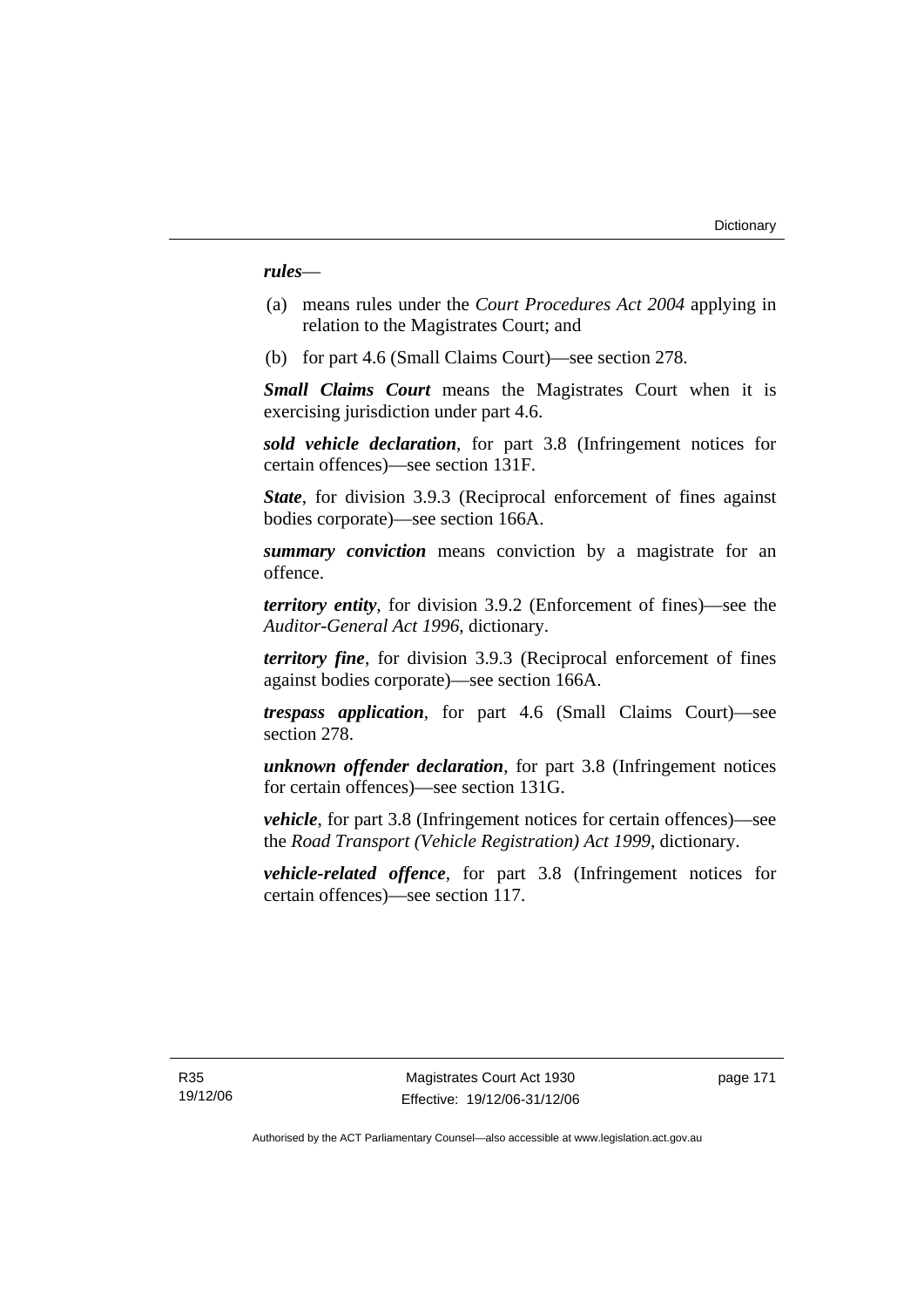***rules***—

(a) means rules under the *Court Procedures Act 2004* applying in relation to the Magistrates Court; and

(b) for part 4.6 (Small Claims Court)—see section 278.

***Small Claims Court*** means the Magistrates Court when it is exercising jurisdiction under part 4.6.

***sold vehicle declaration***, for part 3.8 (Infringement notices for certain offences)—see section 131F.

***State***, for division 3.9.3 (Reciprocal enforcement of fines against bodies corporate)—see section 166A.

***summary conviction*** means conviction by a magistrate for an offence.

***territory entity***, for division 3.9.2 (Enforcement of fines)—see the *Auditor-General Act 1996*, dictionary.

***territory fine***, for division 3.9.3 (Reciprocal enforcement of fines against bodies corporate)—see section 166A.

***trespass application***, for part 4.6 (Small Claims Court)—see section 278.

***unknown offender declaration***, for part 3.8 (Infringement notices for certain offences)—see section 131G.

***vehicle***, for part 3.8 (Infringement notices for certain offences)—see the *Road Transport (Vehicle Registration) Act 1999*, dictionary.

***vehicle-related offence***, for part 3.8 (Infringement notices for certain offences)—see section 117.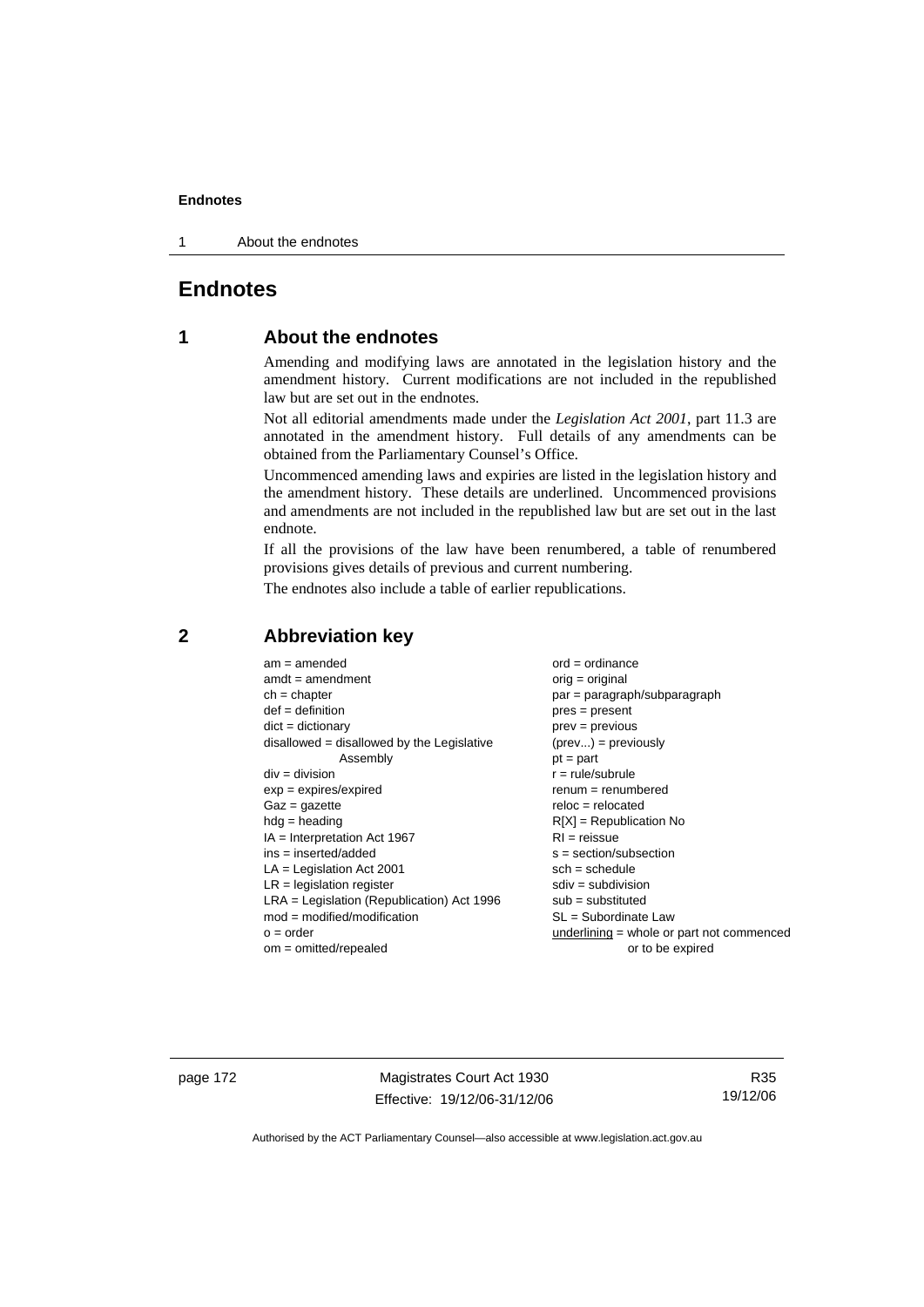# Endnotes

## 1 About the endnotes

Amending and modifying laws are annotated in the legislation history and the amendment history. Current modifications are not included in the republished law but are set out in the endnotes.

Not all editorial amendments made under the *Legislation Act 2001*, part 11.3 are annotated in the amendment history. Full details of any amendments can be obtained from the Parliamentary Counsel's Office.

Uncommenced amending laws and expiries are listed in the legislation history and the amendment history. These details are underlined. Uncommenced provisions and amendments are not included in the republished law but are set out in the last endnote.

If all the provisions of the law have been renumbered, a table of renumbered provisions gives details of previous and current numbering.

The endnotes also include a table of earlier republications.

## 2 Abbreviation key

am = amended
amdt = amendment
ch = chapter
def = definition
dict = dictionary
disallowed = disallowed by the Legislative Assembly
div = division
exp = expires/expired
Gaz = gazette
hdg = heading
IA = Interpretation Act 1967
ins = inserted/added
LA = Legislation Act 2001
LR = legislation register
LRA = Legislation (Republication) Act 1996
mod = modified/modification
o = order
om = omitted/repealed
ord = ordinance
orig = original
par = paragraph/subparagraph
pres = present
prev = previous
(prev...) = previously
pt = part
r = rule/subrule
renum = renumbered
reloc = relocated
R[X] = Republication No
RI = reissue
s = section/subsection
sch = schedule
sdiv = subdivision
sub = substituted
SL = Subordinate Law
underlining = whole or part not commenced or to be expired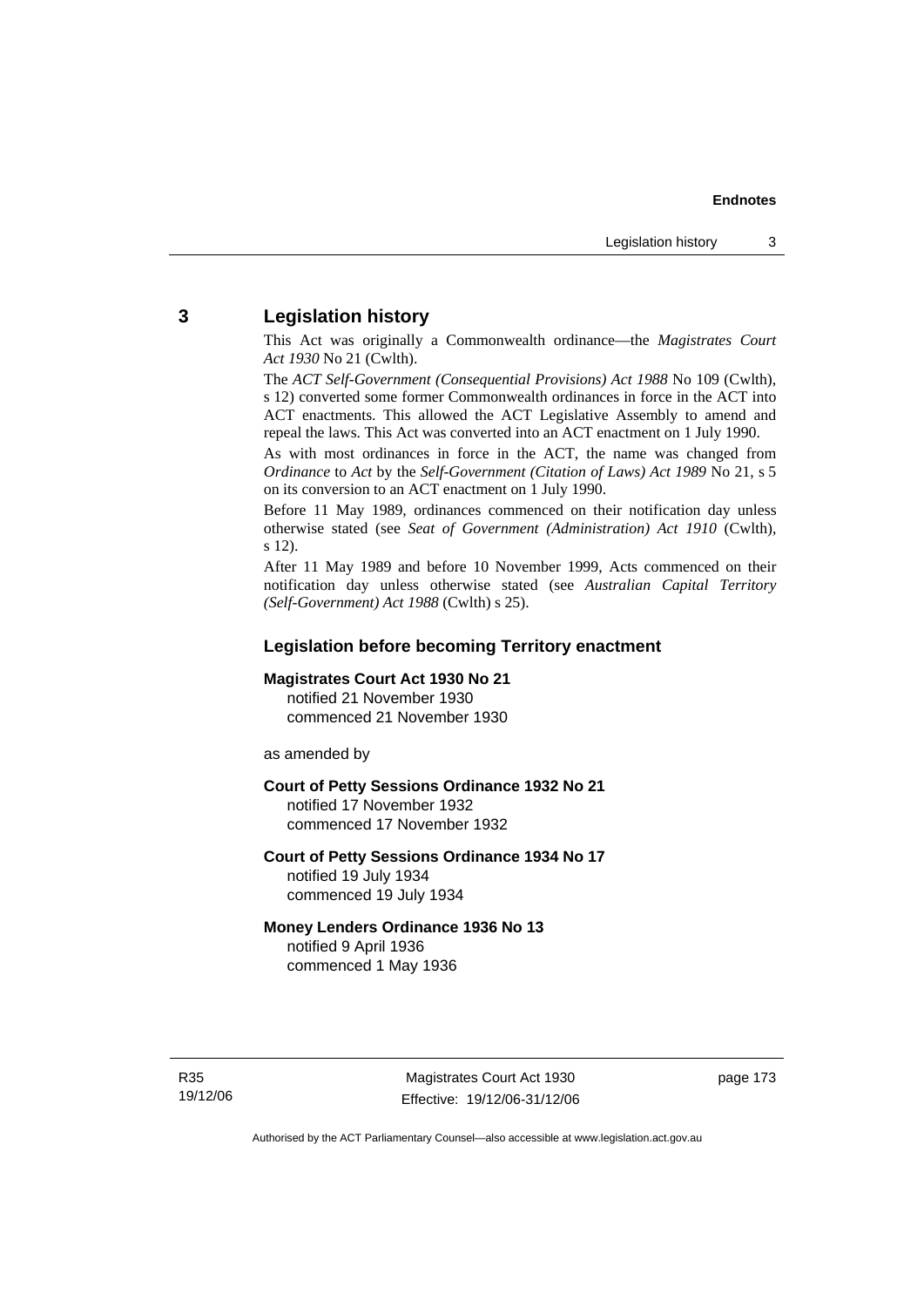## 3 Legislation history

This Act was originally a Commonwealth ordinance—the *Magistrates Court Act 1930* No 21 (Cwlth).

The *ACT Self-Government (Consequential Provisions) Act 1988* No 109 (Cwlth), s 12) converted some former Commonwealth ordinances in force in the ACT into ACT enactments. This allowed the ACT Legislative Assembly to amend and repeal the laws. This Act was converted into an ACT enactment on 1 July 1990.

As with most ordinances in force in the ACT, the name was changed from *Ordinance* to *Act* by the *Self-Government (Citation of Laws) Act 1989* No 21, s 5 on its conversion to an ACT enactment on 1 July 1990.

Before 11 May 1989, ordinances commenced on their notification day unless otherwise stated (see *Seat of Government (Administration) Act 1910* (Cwlth), s 12).

After 11 May 1989 and before 10 November 1999, Acts commenced on their notification day unless otherwise stated (see *Australian Capital Territory (Self-Government) Act 1988* (Cwlth) s 25).

### Legislation before becoming Territory enactment

**Magistrates Court Act 1930 No 21**
notified 21 November 1930
commenced 21 November 1930

as amended by

**Court of Petty Sessions Ordinance 1932 No 21**
notified 17 November 1932
commenced 17 November 1932

**Court of Petty Sessions Ordinance 1934 No 17**
notified 19 July 1934
commenced 19 July 1934

**Money Lenders Ordinance 1936 No 13**
notified 9 April 1936
commenced 1 May 1936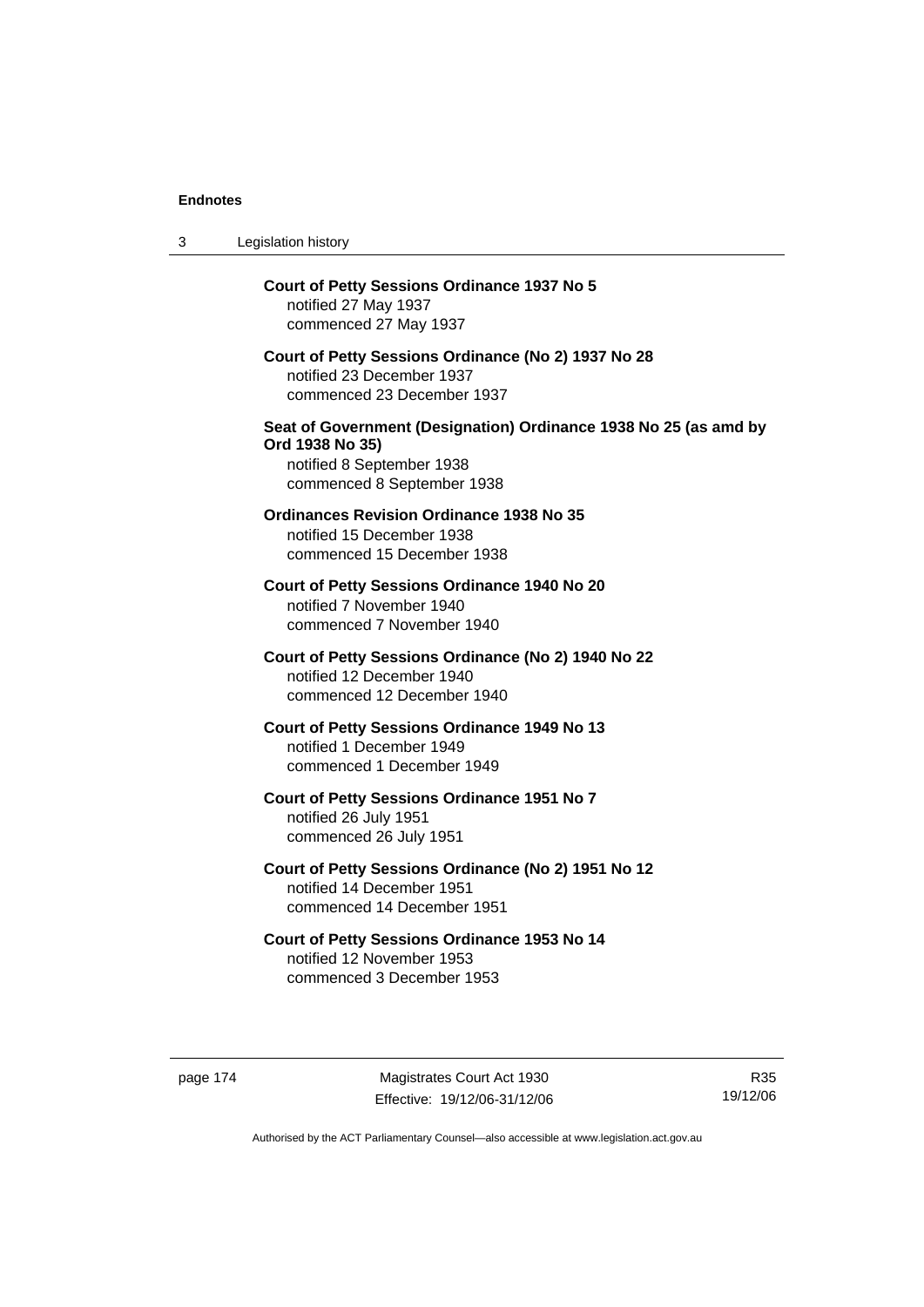**Court of Petty Sessions Ordinance 1937 No 5**
notified 27 May 1937
commenced 27 May 1937

**Court of Petty Sessions Ordinance (No 2) 1937 No 28**
notified 23 December 1937
commenced 23 December 1937

**Seat of Government (Designation) Ordinance 1938 No 25 (as amd by Ord 1938 No 35)**
notified 8 September 1938
commenced 8 September 1938

**Ordinances Revision Ordinance 1938 No 35**
notified 15 December 1938
commenced 15 December 1938

**Court of Petty Sessions Ordinance 1940 No 20**
notified 7 November 1940
commenced 7 November 1940

**Court of Petty Sessions Ordinance (No 2) 1940 No 22**
notified 12 December 1940
commenced 12 December 1940

**Court of Petty Sessions Ordinance 1949 No 13**
notified 1 December 1949
commenced 1 December 1949

**Court of Petty Sessions Ordinance 1951 No 7**
notified 26 July 1951
commenced 26 July 1951

**Court of Petty Sessions Ordinance (No 2) 1951 No 12**
notified 14 December 1951
commenced 14 December 1951

**Court of Petty Sessions Ordinance 1953 No 14**
notified 12 November 1953
commenced 3 December 1953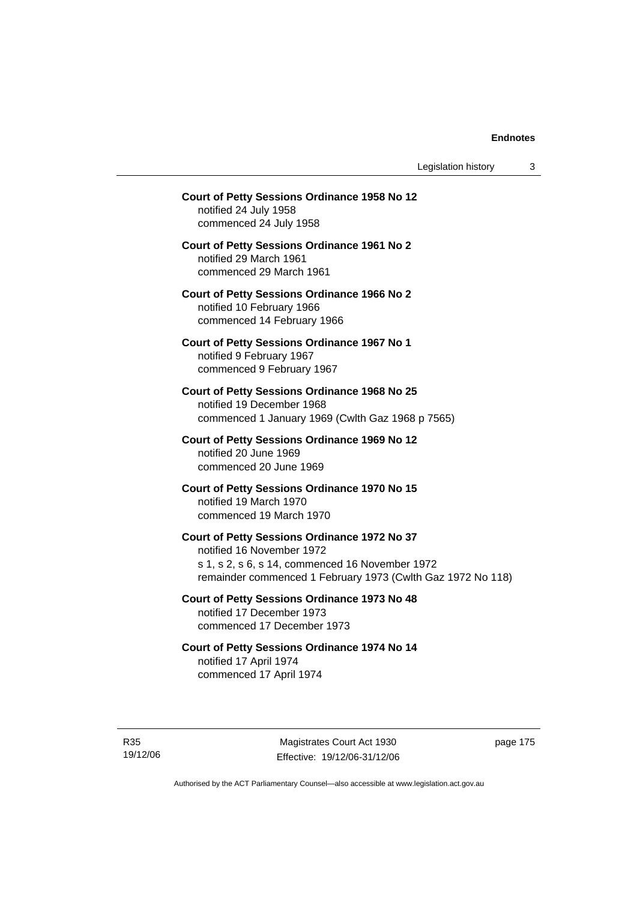**Court of Petty Sessions Ordinance 1958 No 12**
notified 24 July 1958
commenced 24 July 1958

**Court of Petty Sessions Ordinance 1961 No 2**
notified 29 March 1961
commenced 29 March 1961

**Court of Petty Sessions Ordinance 1966 No 2**
notified 10 February 1966
commenced 14 February 1966

**Court of Petty Sessions Ordinance 1967 No 1**
notified 9 February 1967
commenced 9 February 1967

**Court of Petty Sessions Ordinance 1968 No 25**
notified 19 December 1968
commenced 1 January 1969 (Cwlth Gaz 1968 p 7565)

**Court of Petty Sessions Ordinance 1969 No 12**
notified 20 June 1969
commenced 20 June 1969

**Court of Petty Sessions Ordinance 1970 No 15**
notified 19 March 1970
commenced 19 March 1970

**Court of Petty Sessions Ordinance 1972 No 37**
notified 16 November 1972
s 1, s 2, s 6, s 14, commenced 16 November 1972
remainder commenced 1 February 1973 (Cwlth Gaz 1972 No 118)

**Court of Petty Sessions Ordinance 1973 No 48**
notified 17 December 1973
commenced 17 December 1973

**Court of Petty Sessions Ordinance 1974 No 14**
notified 17 April 1974
commenced 17 April 1974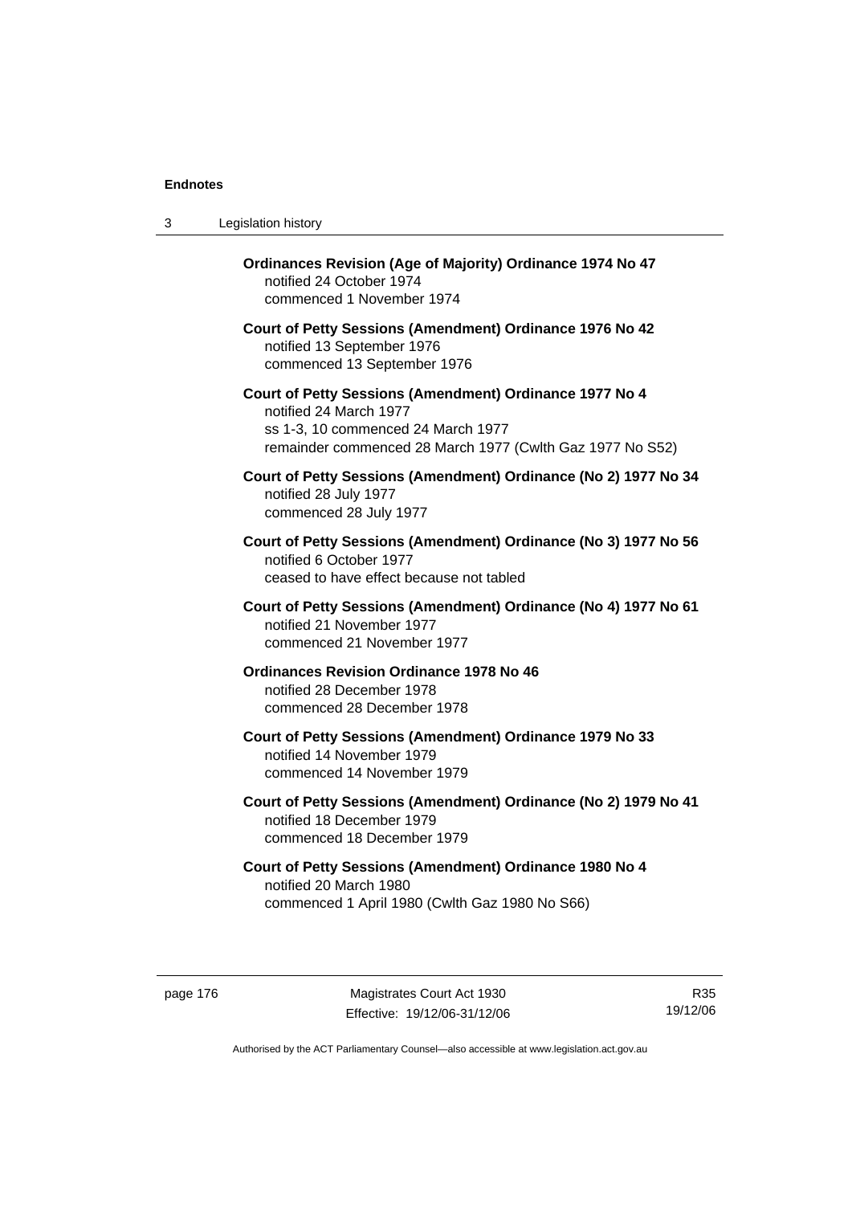**Ordinances Revision (Age of Majority) Ordinance 1974 No 47**
notified 24 October 1974
commenced 1 November 1974

**Court of Petty Sessions (Amendment) Ordinance 1976 No 42**
notified 13 September 1976
commenced 13 September 1976

**Court of Petty Sessions (Amendment) Ordinance 1977 No 4**
notified 24 March 1977
ss 1-3, 10 commenced 24 March 1977
remainder commenced 28 March 1977 (Cwlth Gaz 1977 No S52)

**Court of Petty Sessions (Amendment) Ordinance (No 2) 1977 No 34**
notified 28 July 1977
commenced 28 July 1977

**Court of Petty Sessions (Amendment) Ordinance (No 3) 1977 No 56**
notified 6 October 1977
ceased to have effect because not tabled

**Court of Petty Sessions (Amendment) Ordinance (No 4) 1977 No 61**
notified 21 November 1977
commenced 21 November 1977

**Ordinances Revision Ordinance 1978 No 46**
notified 28 December 1978
commenced 28 December 1978

**Court of Petty Sessions (Amendment) Ordinance 1979 No 33**
notified 14 November 1979
commenced 14 November 1979

**Court of Petty Sessions (Amendment) Ordinance (No 2) 1979 No 41**
notified 18 December 1979
commenced 18 December 1979

**Court of Petty Sessions (Amendment) Ordinance 1980 No 4**
notified 20 March 1980
commenced 1 April 1980 (Cwlth Gaz 1980 No S66)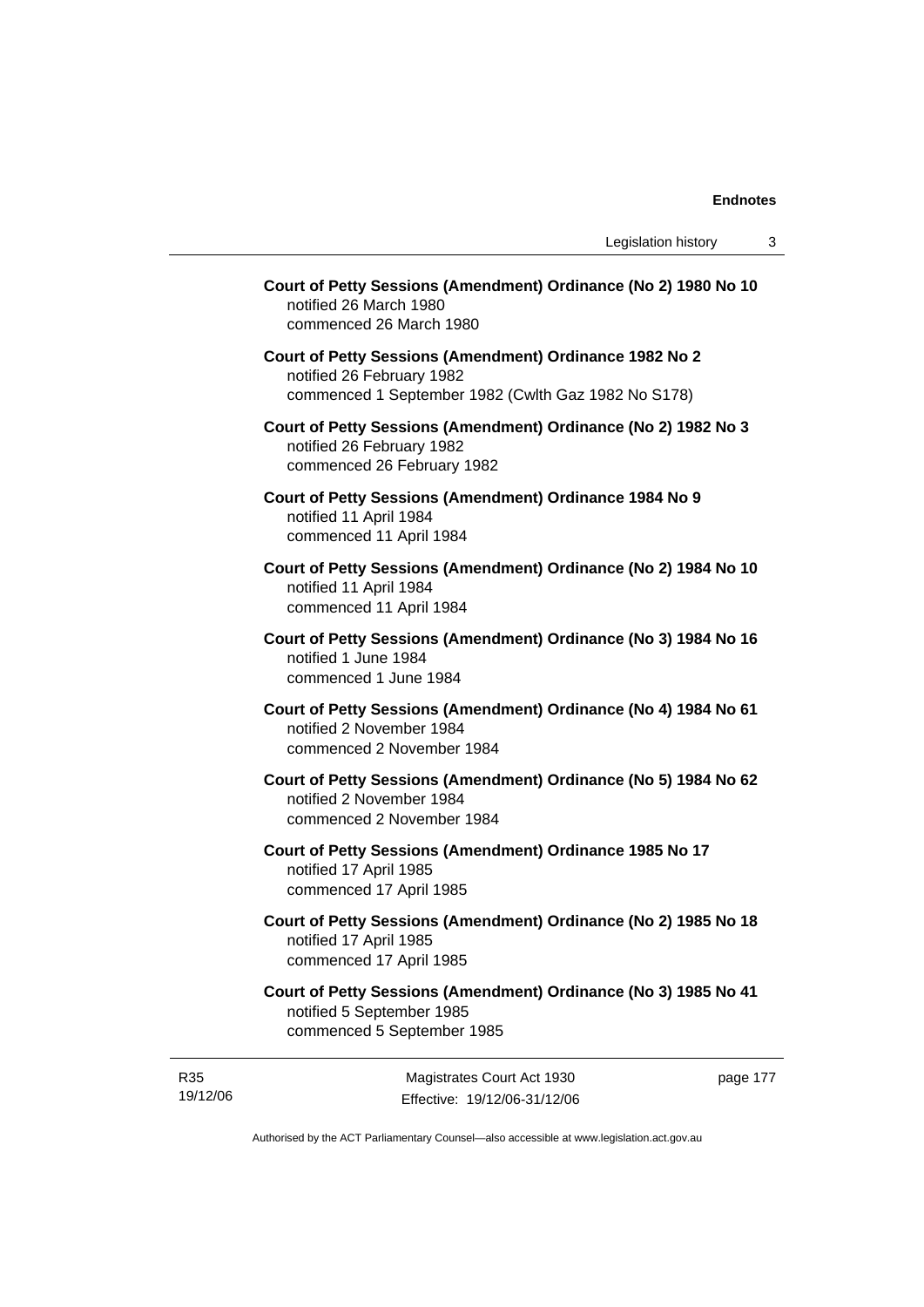**Court of Petty Sessions (Amendment) Ordinance (No 2) 1980 No 10**
notified 26 March 1980
commenced 26 March 1980

**Court of Petty Sessions (Amendment) Ordinance 1982 No 2**
notified 26 February 1982
commenced 1 September 1982 (Cwlth Gaz 1982 No S178)

**Court of Petty Sessions (Amendment) Ordinance (No 2) 1982 No 3**
notified 26 February 1982
commenced 26 February 1982

**Court of Petty Sessions (Amendment) Ordinance 1984 No 9**
notified 11 April 1984
commenced 11 April 1984

**Court of Petty Sessions (Amendment) Ordinance (No 2) 1984 No 10**
notified 11 April 1984
commenced 11 April 1984

**Court of Petty Sessions (Amendment) Ordinance (No 3) 1984 No 16**
notified 1 June 1984
commenced 1 June 1984

**Court of Petty Sessions (Amendment) Ordinance (No 4) 1984 No 61**
notified 2 November 1984
commenced 2 November 1984

**Court of Petty Sessions (Amendment) Ordinance (No 5) 1984 No 62**
notified 2 November 1984
commenced 2 November 1984

**Court of Petty Sessions (Amendment) Ordinance 1985 No 17**
notified 17 April 1985
commenced 17 April 1985

**Court of Petty Sessions (Amendment) Ordinance (No 2) 1985 No 18**
notified 17 April 1985
commenced 17 April 1985

**Court of Petty Sessions (Amendment) Ordinance (No 3) 1985 No 41**
notified 5 September 1985
commenced 5 September 1985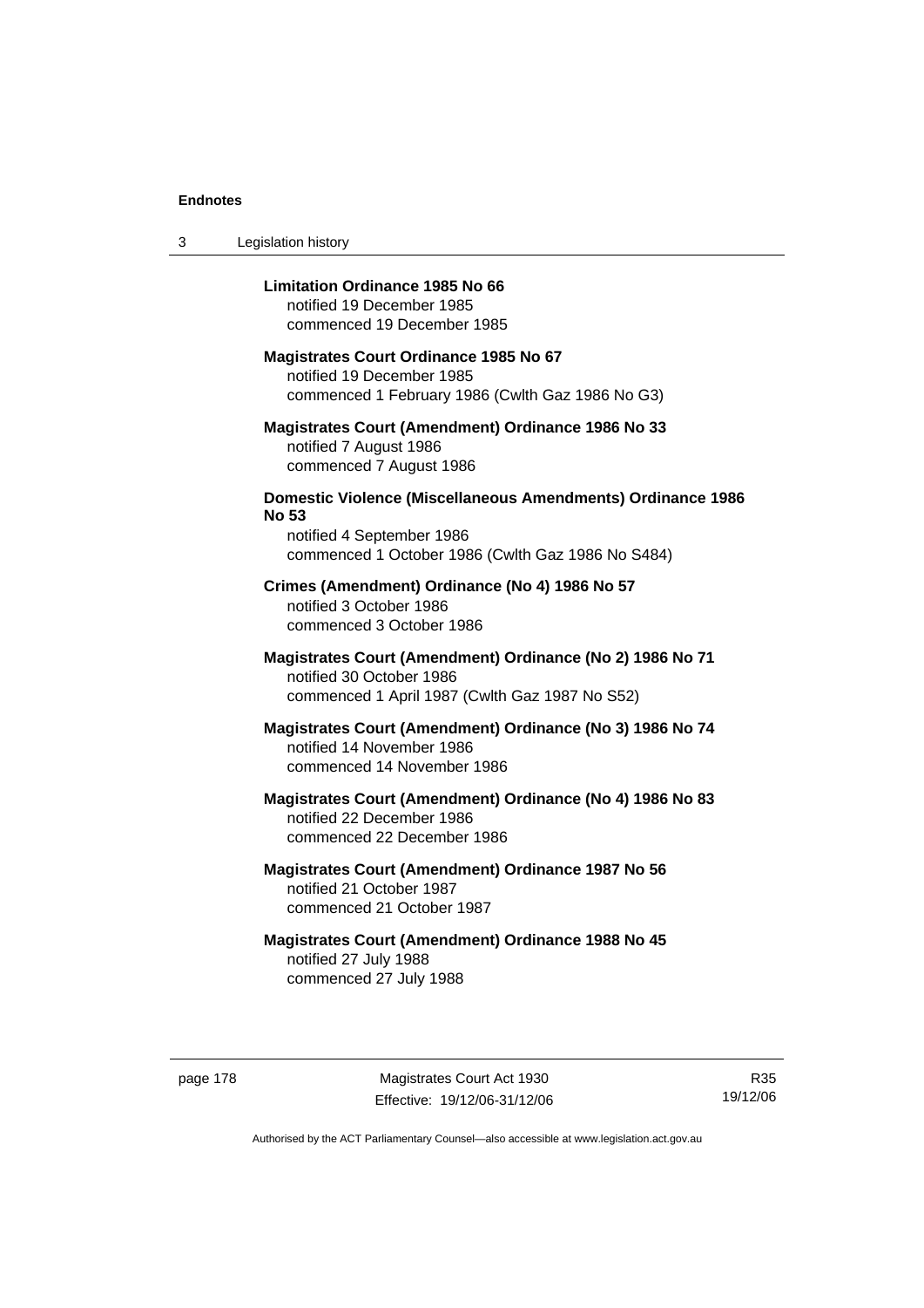**Limitation Ordinance 1985 No 66**
notified 19 December 1985
commenced 19 December 1985

**Magistrates Court Ordinance 1985 No 67**
notified 19 December 1985
commenced 1 February 1986 (Cwlth Gaz 1986 No G3)

**Magistrates Court (Amendment) Ordinance 1986 No 33**
notified 7 August 1986
commenced 7 August 1986

**Domestic Violence (Miscellaneous Amendments) Ordinance 1986 No 53**
notified 4 September 1986
commenced 1 October 1986 (Cwlth Gaz 1986 No S484)

**Crimes (Amendment) Ordinance (No 4) 1986 No 57**
notified 3 October 1986
commenced 3 October 1986

**Magistrates Court (Amendment) Ordinance (No 2) 1986 No 71**
notified 30 October 1986
commenced 1 April 1987 (Cwlth Gaz 1987 No S52)

**Magistrates Court (Amendment) Ordinance (No 3) 1986 No 74**
notified 14 November 1986
commenced 14 November 1986

**Magistrates Court (Amendment) Ordinance (No 4) 1986 No 83**
notified 22 December 1986
commenced 22 December 1986

**Magistrates Court (Amendment) Ordinance 1987 No 56**
notified 21 October 1987
commenced 21 October 1987

**Magistrates Court (Amendment) Ordinance 1988 No 45**
notified 27 July 1988
commenced 27 July 1988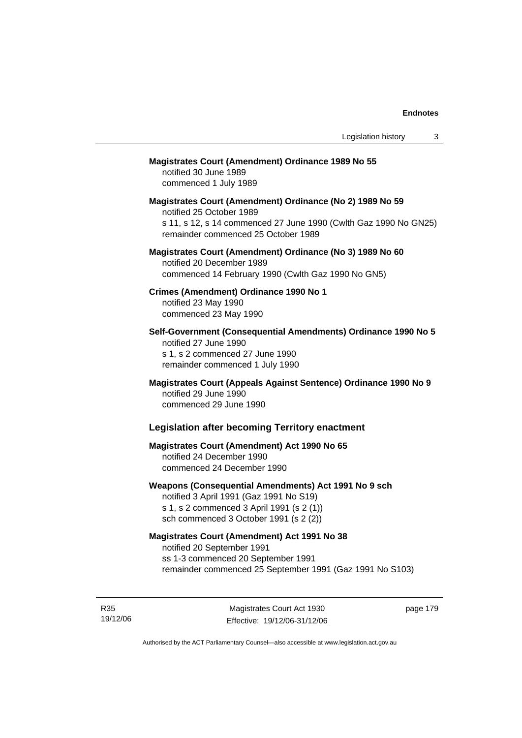**Magistrates Court (Amendment) Ordinance 1989 No 55**
notified 30 June 1989
commenced 1 July 1989

**Magistrates Court (Amendment) Ordinance (No 2) 1989 No 59**
notified 25 October 1989
s 11, s 12, s 14 commenced 27 June 1990 (Cwlth Gaz 1990 No GN25)
remainder commenced 25 October 1989

**Magistrates Court (Amendment) Ordinance (No 3) 1989 No 60**
notified 20 December 1989
commenced 14 February 1990 (Cwlth Gaz 1990 No GN5)

**Crimes (Amendment) Ordinance 1990 No 1**
notified 23 May 1990
commenced 23 May 1990

**Self-Government (Consequential Amendments) Ordinance 1990 No 5**
notified 27 June 1990
s 1, s 2 commenced 27 June 1990
remainder commenced 1 July 1990

**Magistrates Court (Appeals Against Sentence) Ordinance 1990 No 9**
notified 29 June 1990
commenced 29 June 1990

## Legislation after becoming Territory enactment

**Magistrates Court (Amendment) Act 1990 No 65**
notified 24 December 1990
commenced 24 December 1990

**Weapons (Consequential Amendments) Act 1991 No 9 sch**
notified 3 April 1991 (Gaz 1991 No S19)
s 1, s 2 commenced 3 April 1991 (s 2 (1))
sch commenced 3 October 1991 (s 2 (2))

**Magistrates Court (Amendment) Act 1991 No 38**
notified 20 September 1991
ss 1-3 commenced 20 September 1991
remainder commenced 25 September 1991 (Gaz 1991 No S103)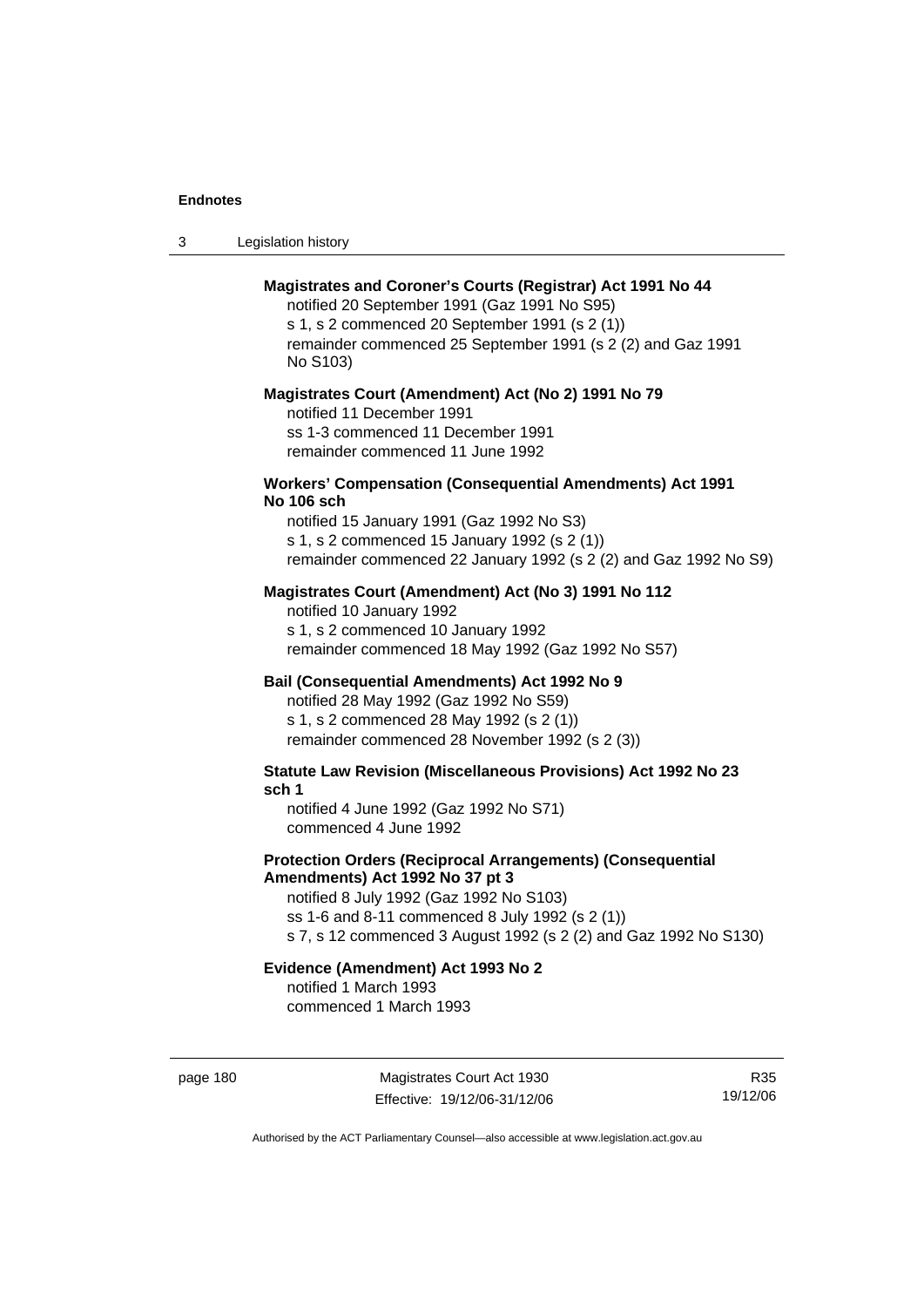**Magistrates and Coroner's Courts (Registrar) Act 1991 No 44**

notified 20 September 1991 (Gaz 1991 No S95)
s 1, s 2 commenced 20 September 1991 (s 2 (1))
remainder commenced 25 September 1991 (s 2 (2) and Gaz 1991 No S103)

**Magistrates Court (Amendment) Act (No 2) 1991 No 79**

notified 11 December 1991
ss 1-3 commenced 11 December 1991
remainder commenced 11 June 1992

**Workers' Compensation (Consequential Amendments) Act 1991 No 106 sch**

notified 15 January 1991 (Gaz 1992 No S3)
s 1, s 2 commenced 15 January 1992 (s 2 (1))
remainder commenced 22 January 1992 (s 2 (2) and Gaz 1992 No S9)

**Magistrates Court (Amendment) Act (No 3) 1991 No 112**

notified 10 January 1992
s 1, s 2 commenced 10 January 1992
remainder commenced 18 May 1992 (Gaz 1992 No S57)

**Bail (Consequential Amendments) Act 1992 No 9**

notified 28 May 1992 (Gaz 1992 No S59)
s 1, s 2 commenced 28 May 1992 (s 2 (1))
remainder commenced 28 November 1992 (s 2 (3))

**Statute Law Revision (Miscellaneous Provisions) Act 1992 No 23 sch 1**

notified 4 June 1992 (Gaz 1992 No S71)
commenced 4 June 1992

**Protection Orders (Reciprocal Arrangements) (Consequential Amendments) Act 1992 No 37 pt 3**

notified 8 July 1992 (Gaz 1992 No S103)
ss 1-6 and 8-11 commenced 8 July 1992 (s 2 (1))
s 7, s 12 commenced 3 August 1992 (s 2 (2) and Gaz 1992 No S130)

**Evidence (Amendment) Act 1993 No 2**

notified 1 March 1993
commenced 1 March 1993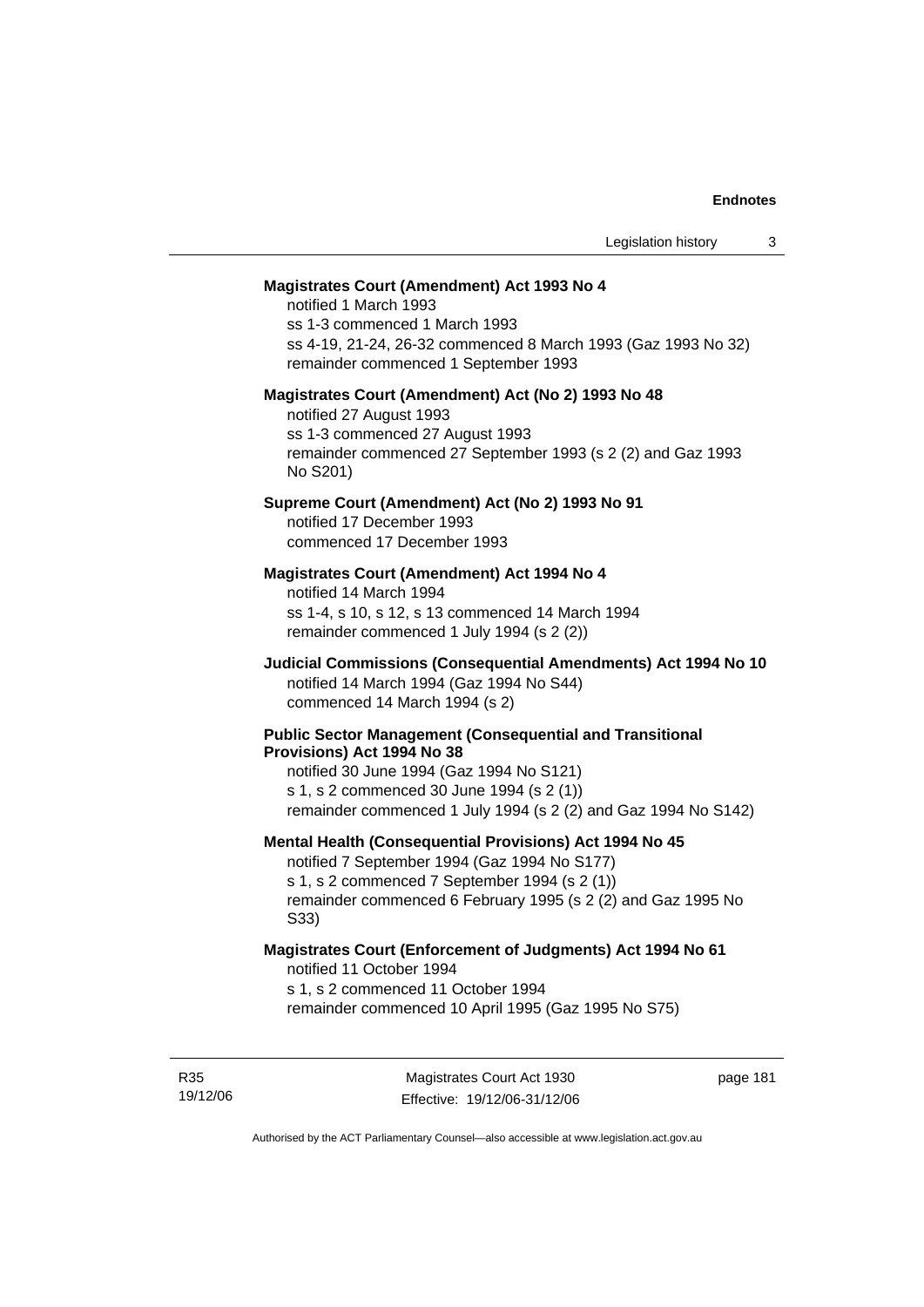**Magistrates Court (Amendment) Act 1993 No 4**

notified 1 March 1993
ss 1-3 commenced 1 March 1993
ss 4-19, 21-24, 26-32 commenced 8 March 1993 (Gaz 1993 No 32)
remainder commenced 1 September 1993

**Magistrates Court (Amendment) Act (No 2) 1993 No 48**

notified 27 August 1993
ss 1-3 commenced 27 August 1993
remainder commenced 27 September 1993 (s 2 (2) and Gaz 1993 No S201)

**Supreme Court (Amendment) Act (No 2) 1993 No 91**

notified 17 December 1993
commenced 17 December 1993

**Magistrates Court (Amendment) Act 1994 No 4**

notified 14 March 1994
ss 1-4, s 10, s 12, s 13 commenced 14 March 1994
remainder commenced 1 July 1994 (s 2 (2))

**Judicial Commissions (Consequential Amendments) Act 1994 No 10**

notified 14 March 1994 (Gaz 1994 No S44)
commenced 14 March 1994 (s 2)

**Public Sector Management (Consequential and Transitional Provisions) Act 1994 No 38**

notified 30 June 1994 (Gaz 1994 No S121)
s 1, s 2 commenced 30 June 1994 (s 2 (1))
remainder commenced 1 July 1994 (s 2 (2) and Gaz 1994 No S142)

**Mental Health (Consequential Provisions) Act 1994 No 45**

notified 7 September 1994 (Gaz 1994 No S177)
s 1, s 2 commenced 7 September 1994 (s 2 (1))
remainder commenced 6 February 1995 (s 2 (2) and Gaz 1995 No S33)

**Magistrates Court (Enforcement of Judgments) Act 1994 No 61**

notified 11 October 1994
s 1, s 2 commenced 11 October 1994
remainder commenced 10 April 1995 (Gaz 1995 No S75)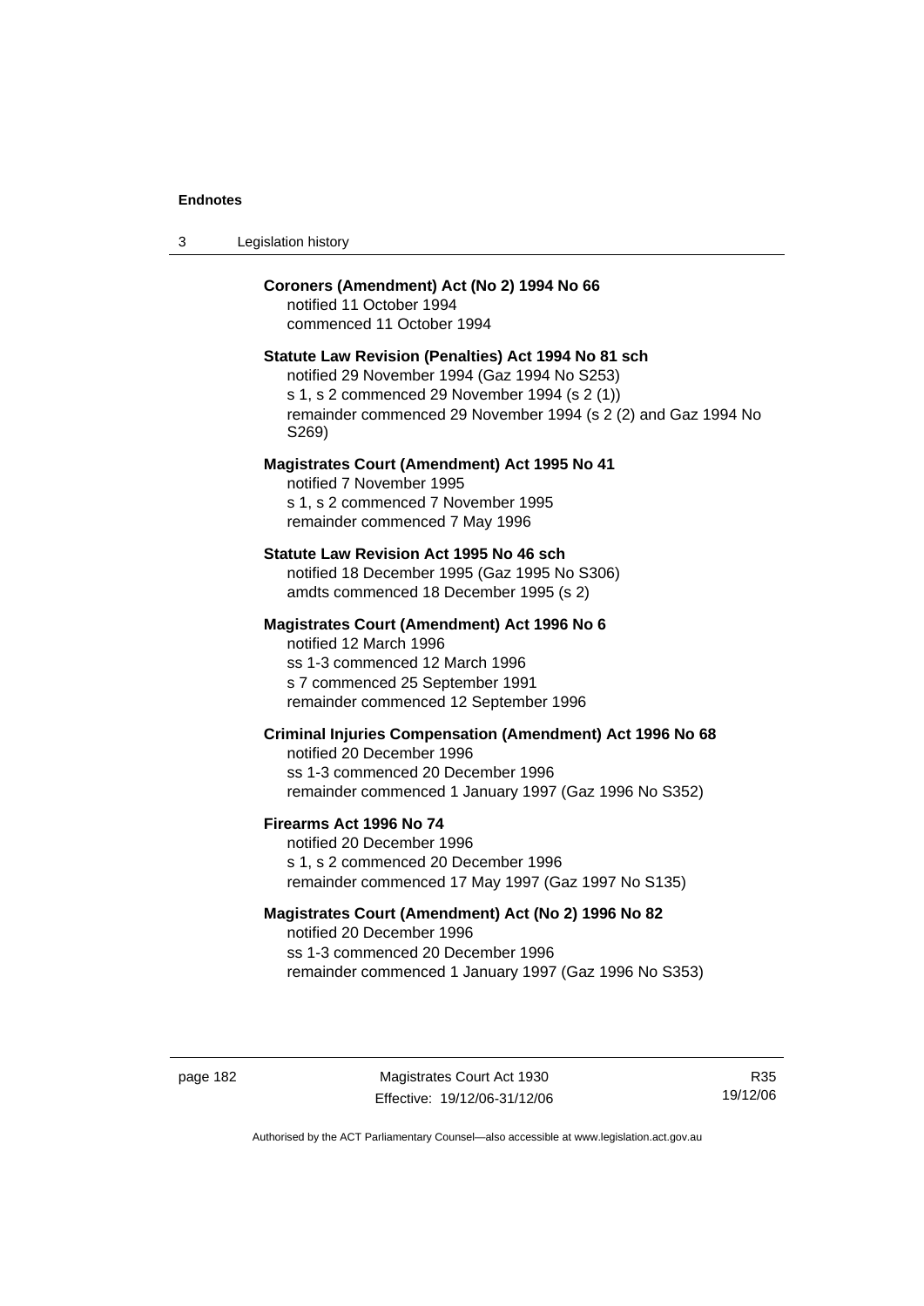**Coroners (Amendment) Act (No 2) 1994 No 66**
notified 11 October 1994
commenced 11 October 1994

**Statute Law Revision (Penalties) Act 1994 No 81 sch**
notified 29 November 1994 (Gaz 1994 No S253)
s 1, s 2 commenced 29 November 1994 (s 2 (1))
remainder commenced 29 November 1994 (s 2 (2) and Gaz 1994 No S269)

**Magistrates Court (Amendment) Act 1995 No 41**
notified 7 November 1995
s 1, s 2 commenced 7 November 1995
remainder commenced 7 May 1996

**Statute Law Revision Act 1995 No 46 sch**
notified 18 December 1995 (Gaz 1995 No S306)
amdts commenced 18 December 1995 (s 2)

**Magistrates Court (Amendment) Act 1996 No 6**
notified 12 March 1996
ss 1-3 commenced 12 March 1996
s 7 commenced 25 September 1991
remainder commenced 12 September 1996

**Criminal Injuries Compensation (Amendment) Act 1996 No 68**
notified 20 December 1996
ss 1-3 commenced 20 December 1996
remainder commenced 1 January 1997 (Gaz 1996 No S352)

**Firearms Act 1996 No 74**
notified 20 December 1996
s 1, s 2 commenced 20 December 1996
remainder commenced 17 May 1997 (Gaz 1997 No S135)

**Magistrates Court (Amendment) Act (No 2) 1996 No 82**
notified 20 December 1996
ss 1-3 commenced 20 December 1996
remainder commenced 1 January 1997 (Gaz 1996 No S353)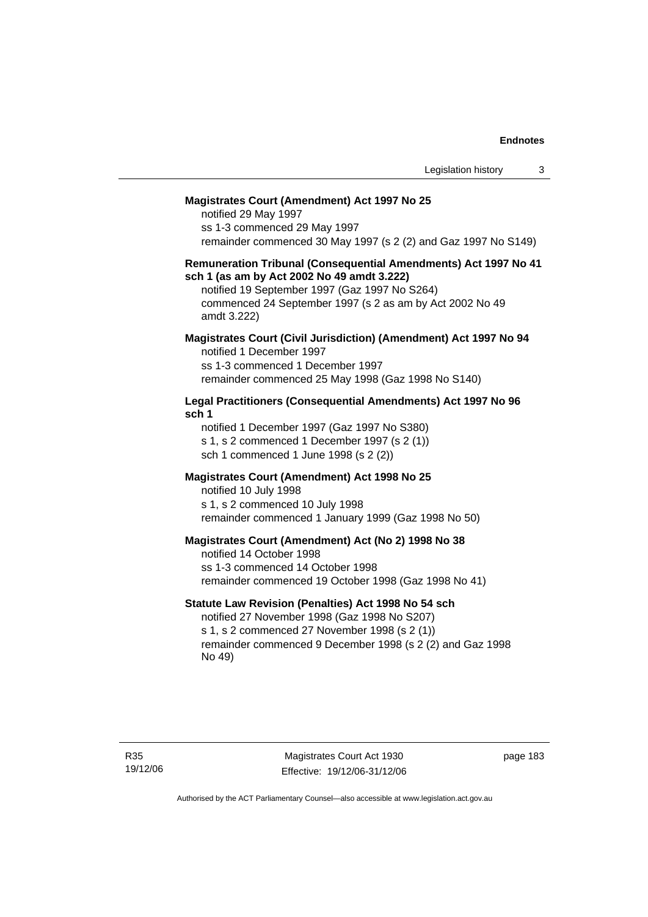**Magistrates Court (Amendment) Act 1997 No 25**

notified 29 May 1997

ss 1-3 commenced 29 May 1997

remainder commenced 30 May 1997 (s 2 (2) and Gaz 1997 No S149)

**Remuneration Tribunal (Consequential Amendments) Act 1997 No 41 sch 1 (as am by Act 2002 No 49 amdt 3.222)**

notified 19 September 1997 (Gaz 1997 No S264)

commenced 24 September 1997 (s 2 as am by Act 2002 No 49 amdt 3.222)

**Magistrates Court (Civil Jurisdiction) (Amendment) Act 1997 No 94**

notified 1 December 1997

ss 1-3 commenced 1 December 1997

remainder commenced 25 May 1998 (Gaz 1998 No S140)

**Legal Practitioners (Consequential Amendments) Act 1997 No 96 sch 1**

notified 1 December 1997 (Gaz 1997 No S380)

s 1, s 2 commenced 1 December 1997 (s 2 (1))

sch 1 commenced 1 June 1998 (s 2 (2))

**Magistrates Court (Amendment) Act 1998 No 25**

notified 10 July 1998

s 1, s 2 commenced 10 July 1998

remainder commenced 1 January 1999 (Gaz 1998 No 50)

**Magistrates Court (Amendment) Act (No 2) 1998 No 38**

notified 14 October 1998

ss 1-3 commenced 14 October 1998

remainder commenced 19 October 1998 (Gaz 1998 No 41)

**Statute Law Revision (Penalties) Act 1998 No 54 sch**

notified 27 November 1998 (Gaz 1998 No S207)

s 1, s 2 commenced 27 November 1998 (s 2 (1))

remainder commenced 9 December 1998 (s 2 (2) and Gaz 1998 No 49)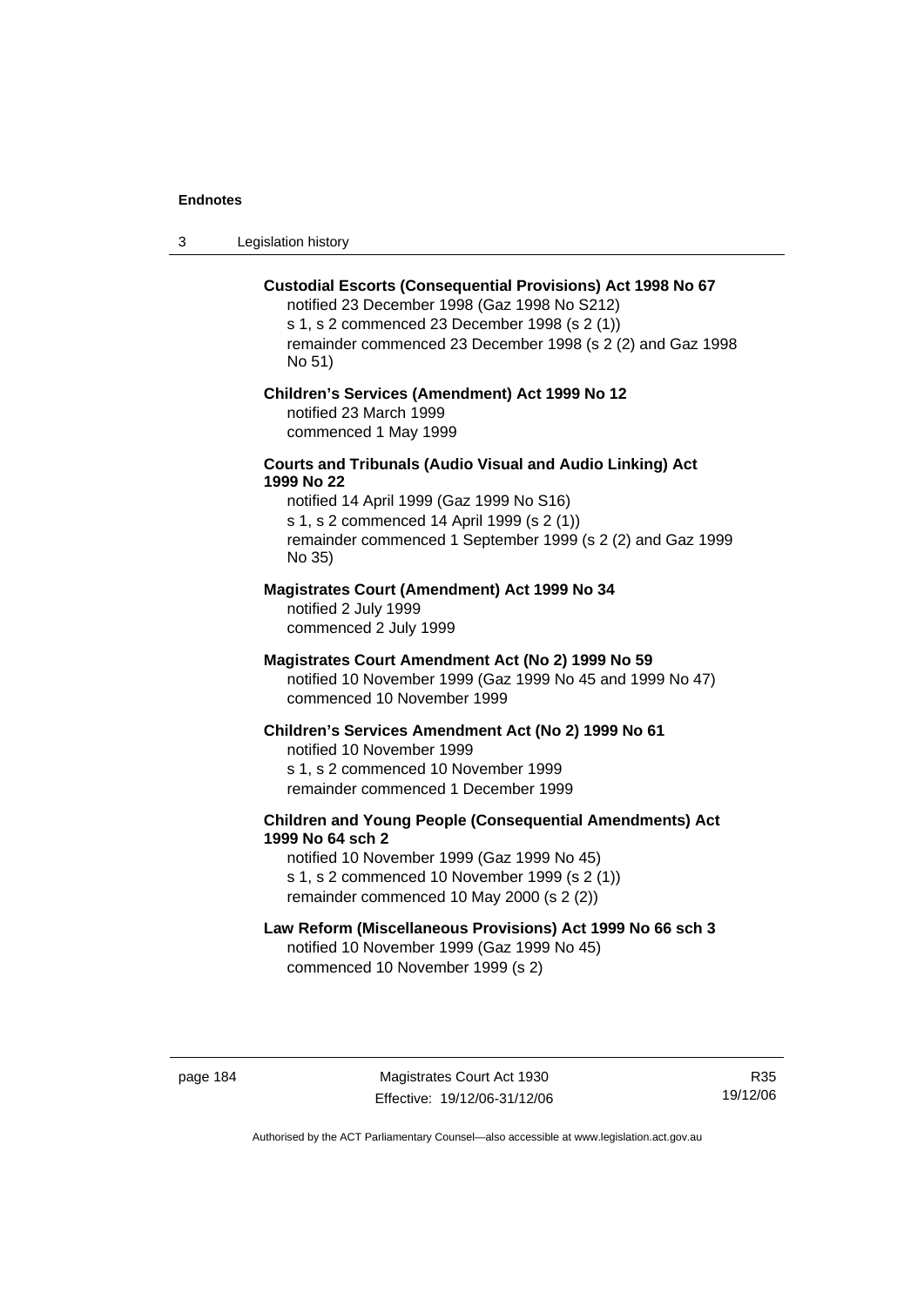**Custodial Escorts (Consequential Provisions) Act 1998 No 67**

notified 23 December 1998 (Gaz 1998 No S212)
s 1, s 2 commenced 23 December 1998 (s 2 (1))
remainder commenced 23 December 1998 (s 2 (2) and Gaz 1998 No 51)

**Children's Services (Amendment) Act 1999 No 12**

notified 23 March 1999
commenced 1 May 1999

**Courts and Tribunals (Audio Visual and Audio Linking) Act 1999 No 22**

notified 14 April 1999 (Gaz 1999 No S16)
s 1, s 2 commenced 14 April 1999 (s 2 (1))
remainder commenced 1 September 1999 (s 2 (2) and Gaz 1999 No 35)

**Magistrates Court (Amendment) Act 1999 No 34**

notified 2 July 1999
commenced 2 July 1999

**Magistrates Court Amendment Act (No 2) 1999 No 59**

notified 10 November 1999 (Gaz 1999 No 45 and 1999 No 47)
commenced 10 November 1999

**Children's Services Amendment Act (No 2) 1999 No 61**

notified 10 November 1999
s 1, s 2 commenced 10 November 1999
remainder commenced 1 December 1999

**Children and Young People (Consequential Amendments) Act 1999 No 64 sch 2**

notified 10 November 1999 (Gaz 1999 No 45)
s 1, s 2 commenced 10 November 1999 (s 2 (1))
remainder commenced 10 May 2000 (s 2 (2))

**Law Reform (Miscellaneous Provisions) Act 1999 No 66 sch 3**

notified 10 November 1999 (Gaz 1999 No 45)
commenced 10 November 1999 (s 2)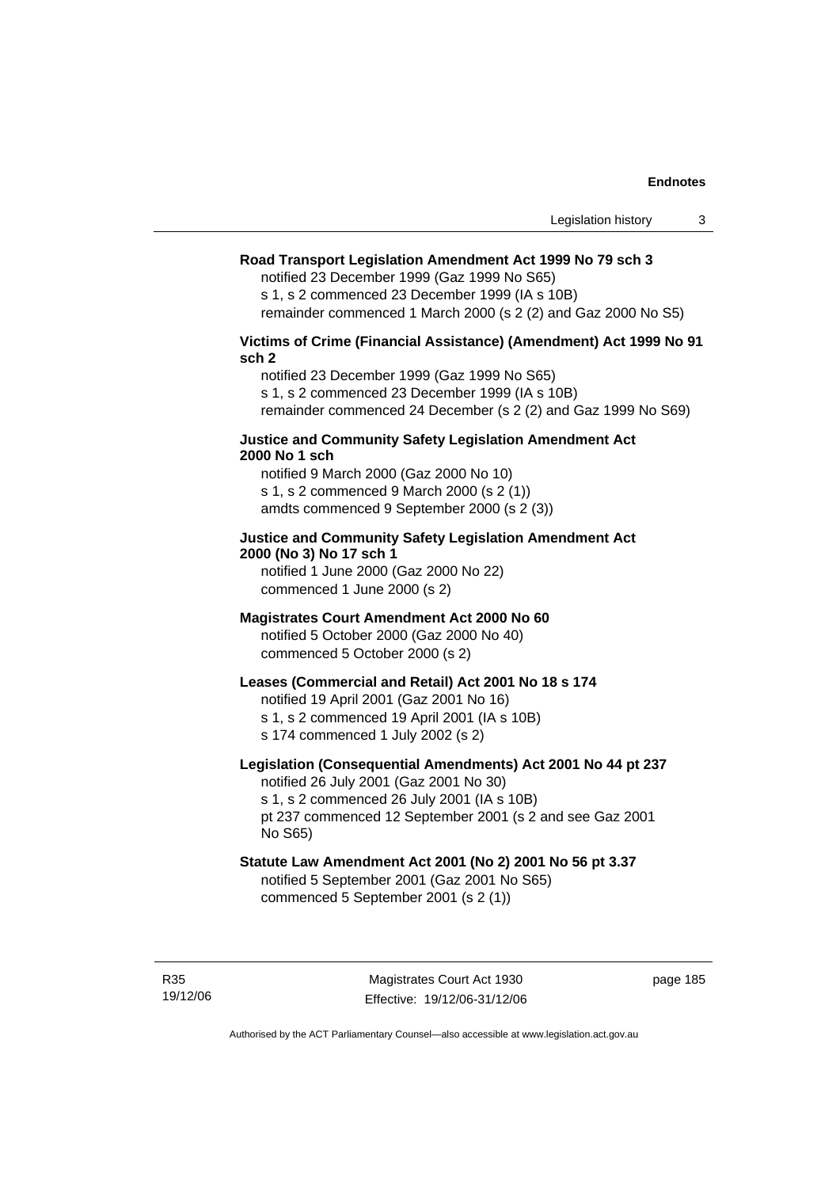**Road Transport Legislation Amendment Act 1999 No 79 sch 3**

notified 23 December 1999 (Gaz 1999 No S65)
s 1, s 2 commenced 23 December 1999 (IA s 10B)
remainder commenced 1 March 2000 (s 2 (2) and Gaz 2000 No S5)

**Victims of Crime (Financial Assistance) (Amendment) Act 1999 No 91 sch 2**

notified 23 December 1999 (Gaz 1999 No S65)
s 1, s 2 commenced 23 December 1999 (IA s 10B)
remainder commenced 24 December (s 2 (2) and Gaz 1999 No S69)

**Justice and Community Safety Legislation Amendment Act 2000 No 1 sch**

notified 9 March 2000 (Gaz 2000 No 10)
s 1, s 2 commenced 9 March 2000 (s 2 (1))
amdts commenced 9 September 2000 (s 2 (3))

**Justice and Community Safety Legislation Amendment Act 2000 (No 3) No 17 sch 1**

notified 1 June 2000 (Gaz 2000 No 22)
commenced 1 June 2000 (s 2)

**Magistrates Court Amendment Act 2000 No 60**

notified 5 October 2000 (Gaz 2000 No 40)
commenced 5 October 2000 (s 2)

**Leases (Commercial and Retail) Act 2001 No 18 s 174**

notified 19 April 2001 (Gaz 2001 No 16)
s 1, s 2 commenced 19 April 2001 (IA s 10B)
s 174 commenced 1 July 2002 (s 2)

**Legislation (Consequential Amendments) Act 2001 No 44 pt 237**

notified 26 July 2001 (Gaz 2001 No 30)
s 1, s 2 commenced 26 July 2001 (IA s 10B)
pt 237 commenced 12 September 2001 (s 2 and see Gaz 2001 No S65)

**Statute Law Amendment Act 2001 (No 2) 2001 No 56 pt 3.37**

notified 5 September 2001 (Gaz 2001 No S65)
commenced 5 September 2001 (s 2 (1))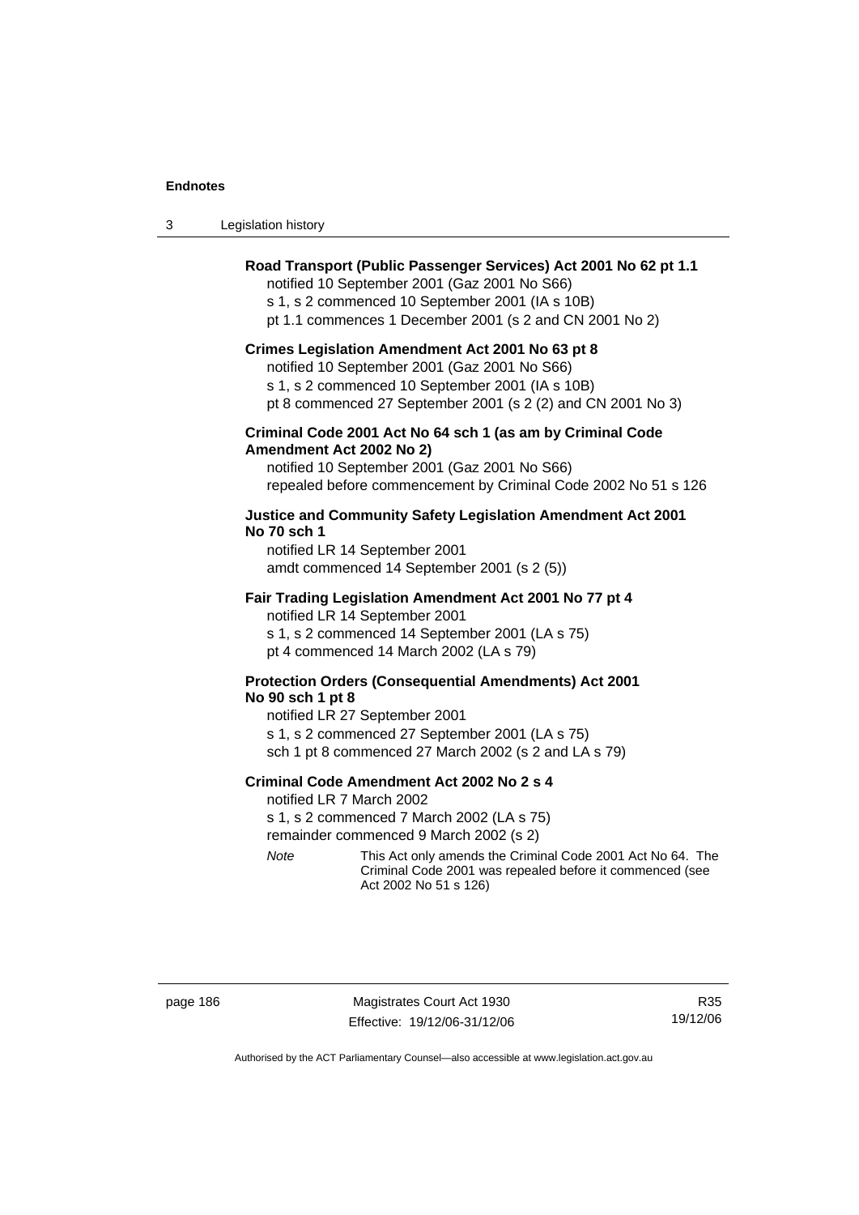**Road Transport (Public Passenger Services) Act 2001 No 62 pt 1.1**

notified 10 September 2001 (Gaz 2001 No S66)
s 1, s 2 commenced 10 September 2001 (IA s 10B)
pt 1.1 commences 1 December 2001 (s 2 and CN 2001 No 2)

**Crimes Legislation Amendment Act 2001 No 63 pt 8**

notified 10 September 2001 (Gaz 2001 No S66)
s 1, s 2 commenced 10 September 2001 (IA s 10B)
pt 8 commenced 27 September 2001 (s 2 (2) and CN 2001 No 3)

**Criminal Code 2001 Act No 64 sch 1 (as am by Criminal Code Amendment Act 2002 No 2)**

notified 10 September 2001 (Gaz 2001 No S66)
repealed before commencement by Criminal Code 2002 No 51 s 126

**Justice and Community Safety Legislation Amendment Act 2001 No 70 sch 1**

notified LR 14 September 2001
amdt commenced 14 September 2001 (s 2 (5))

**Fair Trading Legislation Amendment Act 2001 No 77 pt 4**

notified LR 14 September 2001
s 1, s 2 commenced 14 September 2001 (LA s 75)
pt 4 commenced 14 March 2002 (LA s 79)

**Protection Orders (Consequential Amendments) Act 2001 No 90 sch 1 pt 8**

notified LR 27 September 2001
s 1, s 2 commenced 27 September 2001 (LA s 75)
sch 1 pt 8 commenced 27 March 2002 (s 2 and LA s 79)

**Criminal Code Amendment Act 2002 No 2 s 4**

notified LR 7 March 2002
s 1, s 2 commenced 7 March 2002 (LA s 75)
remainder commenced 9 March 2002 (s 2)

*Note* This Act only amends the Criminal Code 2001 Act No 64. The Criminal Code 2001 was repealed before it commenced (see Act 2002 No 51 s 126)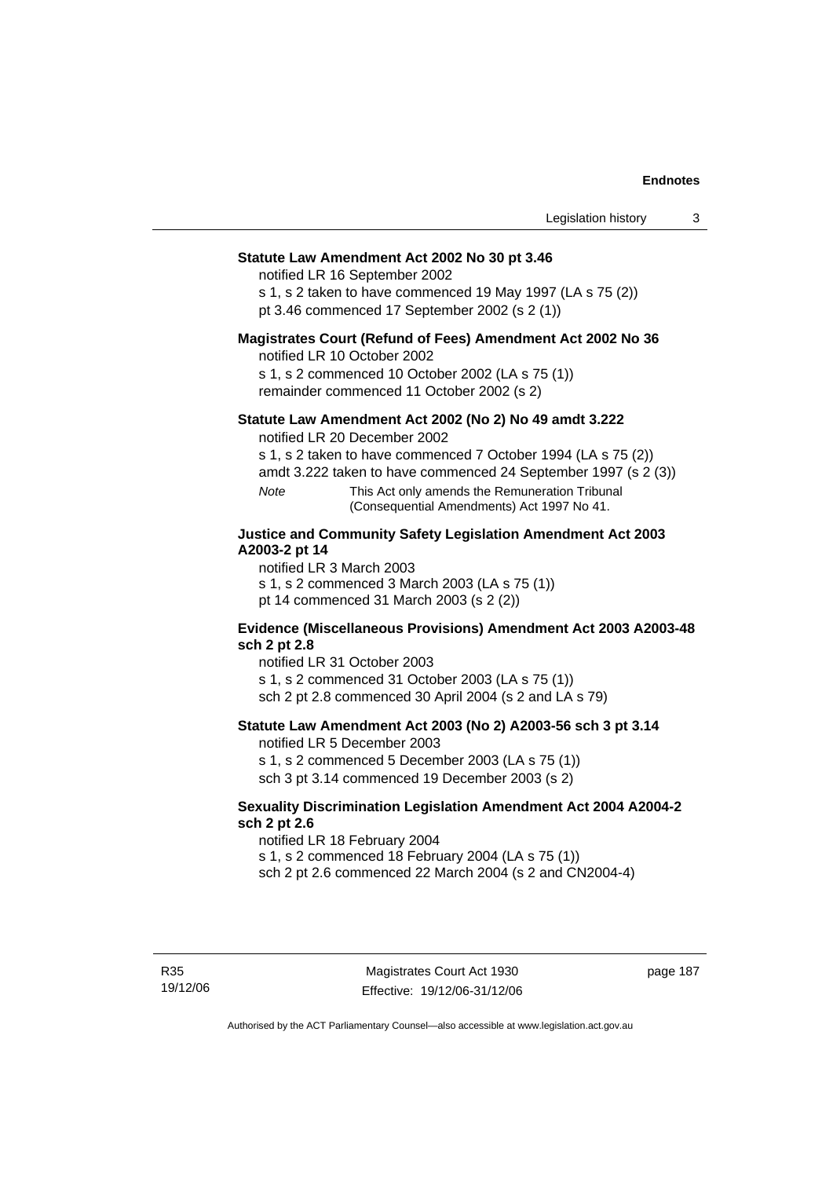**Statute Law Amendment Act 2002 No 30 pt 3.46**

notified LR 16 September 2002

s 1, s 2 taken to have commenced 19 May 1997 (LA s 75 (2))

pt 3.46 commenced 17 September 2002 (s 2 (1))

**Magistrates Court (Refund of Fees) Amendment Act 2002 No 36**

notified LR 10 October 2002

s 1, s 2 commenced 10 October 2002 (LA s 75 (1))

remainder commenced 11 October 2002 (s 2)

**Statute Law Amendment Act 2002 (No 2) No 49 amdt 3.222**

notified LR 20 December 2002

s 1, s 2 taken to have commenced 7 October 1994 (LA s 75 (2))

amdt 3.222 taken to have commenced 24 September 1997 (s 2 (3))

*Note* This Act only amends the Remuneration Tribunal (Consequential Amendments) Act 1997 No 41.

**Justice and Community Safety Legislation Amendment Act 2003 A2003-2 pt 14**

notified LR 3 March 2003

s 1, s 2 commenced 3 March 2003 (LA s 75 (1))

pt 14 commenced 31 March 2003 (s 2 (2))

**Evidence (Miscellaneous Provisions) Amendment Act 2003 A2003-48 sch 2 pt 2.8**

notified LR 31 October 2003

s 1, s 2 commenced 31 October 2003 (LA s 75 (1))

sch 2 pt 2.8 commenced 30 April 2004 (s 2 and LA s 79)

**Statute Law Amendment Act 2003 (No 2) A2003-56 sch 3 pt 3.14**

notified LR 5 December 2003

s 1, s 2 commenced 5 December 2003 (LA s 75 (1))

sch 3 pt 3.14 commenced 19 December 2003 (s 2)

**Sexuality Discrimination Legislation Amendment Act 2004 A2004-2 sch 2 pt 2.6**

notified LR 18 February 2004

s 1, s 2 commenced 18 February 2004 (LA s 75 (1))

sch 2 pt 2.6 commenced 22 March 2004 (s 2 and CN2004-4)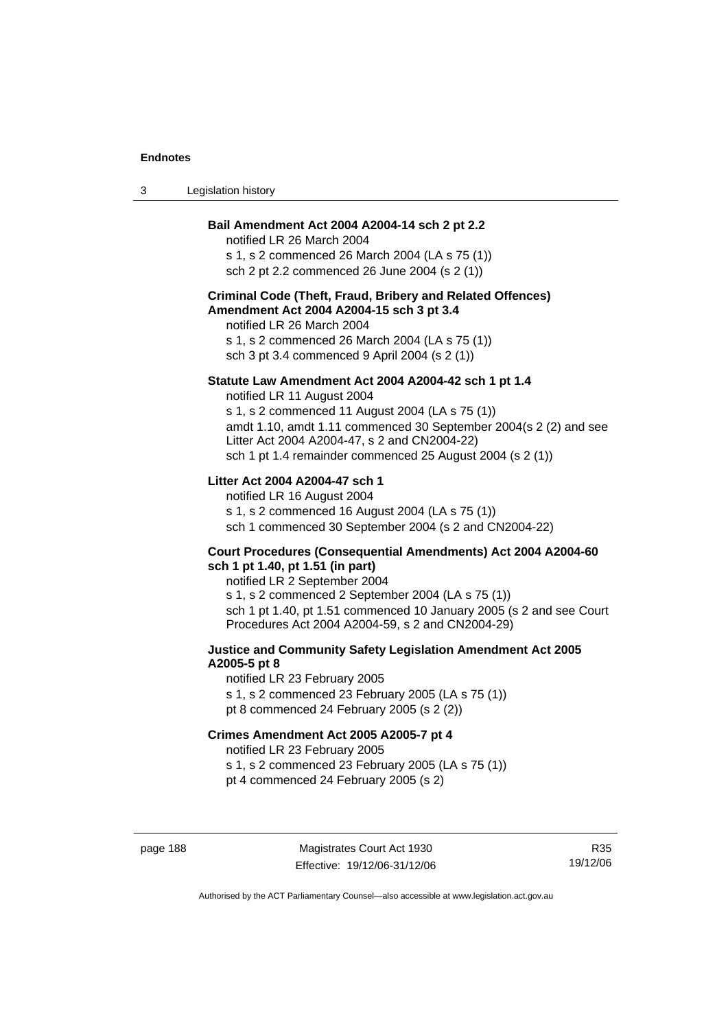**Bail Amendment Act 2004 A2004-14 sch 2 pt 2.2**

notified LR 26 March 2004
s 1, s 2 commenced 26 March 2004 (LA s 75 (1))
sch 2 pt 2.2 commenced 26 June 2004 (s 2 (1))

**Criminal Code (Theft, Fraud, Bribery and Related Offences) Amendment Act 2004 A2004-15 sch 3 pt 3.4**

notified LR 26 March 2004
s 1, s 2 commenced 26 March 2004 (LA s 75 (1))
sch 3 pt 3.4 commenced 9 April 2004 (s 2 (1))

**Statute Law Amendment Act 2004 A2004-42 sch 1 pt 1.4**

notified LR 11 August 2004
s 1, s 2 commenced 11 August 2004 (LA s 75 (1))
amdt 1.10, amdt 1.11 commenced 30 September 2004(s 2 (2) and see Litter Act 2004 A2004-47, s 2 and CN2004-22)
sch 1 pt 1.4 remainder commenced 25 August 2004 (s 2 (1))

**Litter Act 2004 A2004-47 sch 1**

notified LR 16 August 2004
s 1, s 2 commenced 16 August 2004 (LA s 75 (1))
sch 1 commenced 30 September 2004 (s 2 and CN2004-22)

**Court Procedures (Consequential Amendments) Act 2004 A2004-60 sch 1 pt 1.40, pt 1.51 (in part)**

notified LR 2 September 2004
s 1, s 2 commenced 2 September 2004 (LA s 75 (1))
sch 1 pt 1.40, pt 1.51 commenced 10 January 2005 (s 2 and see Court Procedures Act 2004 A2004-59, s 2 and CN2004-29)

**Justice and Community Safety Legislation Amendment Act 2005 A2005-5 pt 8**

notified LR 23 February 2005
s 1, s 2 commenced 23 February 2005 (LA s 75 (1))
pt 8 commenced 24 February 2005 (s 2 (2))

**Crimes Amendment Act 2005 A2005-7 pt 4**

notified LR 23 February 2005
s 1, s 2 commenced 23 February 2005 (LA s 75 (1))
pt 4 commenced 24 February 2005 (s 2)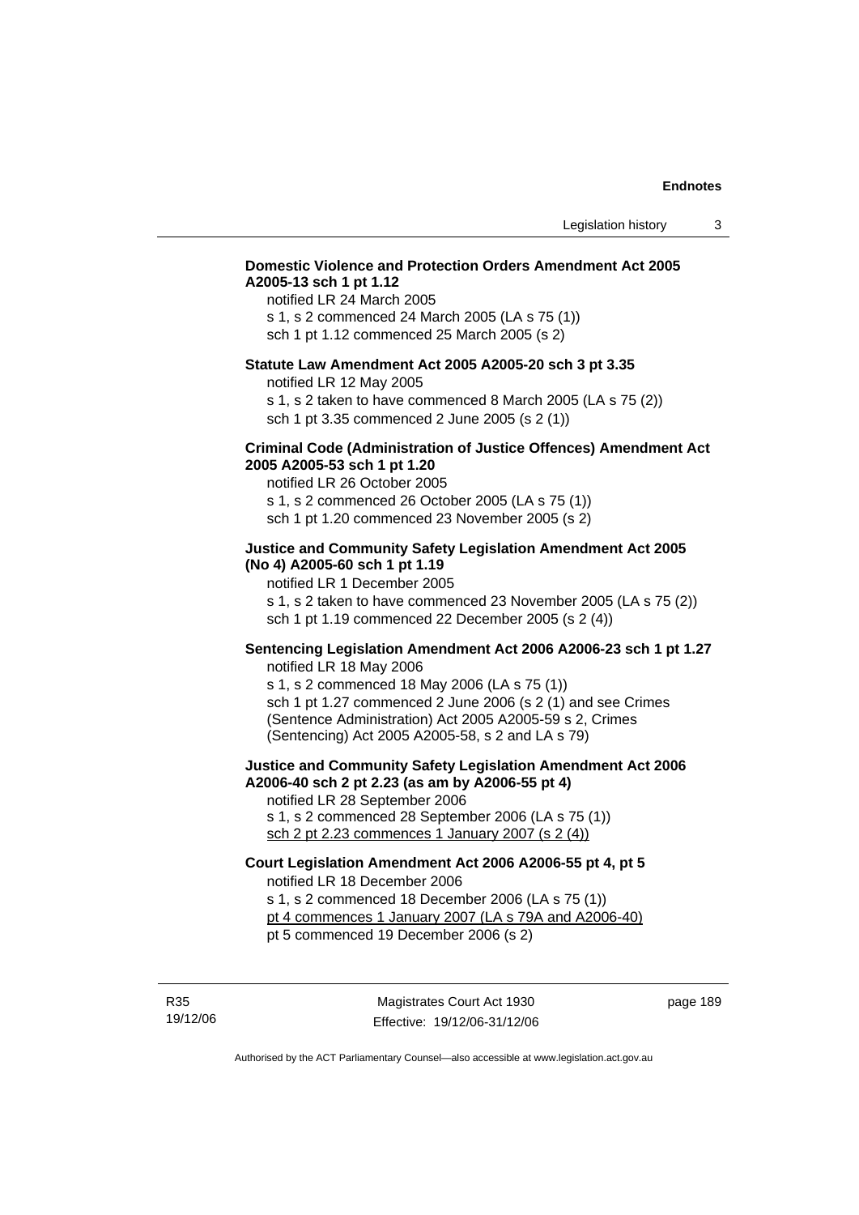**Domestic Violence and Protection Orders Amendment Act 2005 A2005-13 sch 1 pt 1.12**

notified LR 24 March 2005

s 1, s 2 commenced 24 March 2005 (LA s 75 (1))

sch 1 pt 1.12 commenced 25 March 2005 (s 2)

**Statute Law Amendment Act 2005 A2005-20 sch 3 pt 3.35**

notified LR 12 May 2005

s 1, s 2 taken to have commenced 8 March 2005 (LA s 75 (2))

sch 1 pt 3.35 commenced 2 June 2005 (s 2 (1))

**Criminal Code (Administration of Justice Offences) Amendment Act 2005 A2005-53 sch 1 pt 1.20**

notified LR 26 October 2005

s 1, s 2 commenced 26 October 2005 (LA s 75 (1))

sch 1 pt 1.20 commenced 23 November 2005 (s 2)

**Justice and Community Safety Legislation Amendment Act 2005 (No 4) A2005-60 sch 1 pt 1.19**

notified LR 1 December 2005

s 1, s 2 taken to have commenced 23 November 2005 (LA s 75 (2))

sch 1 pt 1.19 commenced 22 December 2005 (s 2 (4))

**Sentencing Legislation Amendment Act 2006 A2006-23 sch 1 pt 1.27**

notified LR 18 May 2006

s 1, s 2 commenced 18 May 2006 (LA s 75 (1))

sch 1 pt 1.27 commenced 2 June 2006 (s 2 (1) and see Crimes (Sentence Administration) Act 2005 A2005-59 s 2, Crimes (Sentencing) Act 2005 A2005-58, s 2 and LA s 79)

**Justice and Community Safety Legislation Amendment Act 2006 A2006-40 sch 2 pt 2.23 (as am by A2006-55 pt 4)**

notified LR 28 September 2006

s 1, s 2 commenced 28 September 2006 (LA s 75 (1))

<u>sch 2 pt 2.23 commences 1 January 2007 (s 2 (4))</u>

**Court Legislation Amendment Act 2006 A2006-55 pt 4, pt 5**

notified LR 18 December 2006

s 1, s 2 commenced 18 December 2006 (LA s 75 (1))

<u>pt 4 commences 1 January 2007 (LA s 79A and A2006-40)</u>

pt 5 commenced 19 December 2006 (s 2)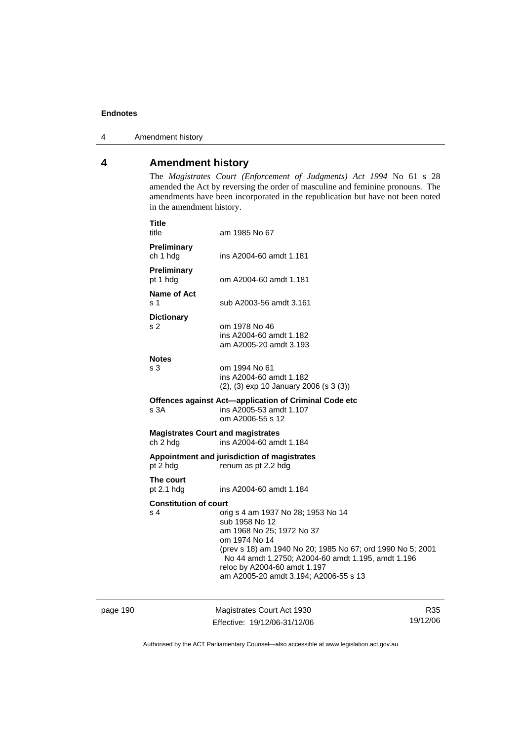## 4 Amendment history

The *Magistrates Court (Enforcement of Judgments) Act 1994* No 61 s 28 amended the Act by reversing the order of masculine and feminine pronouns. The amendments have been incorporated in the republication but have not been noted in the amendment history.

**Title**
title am 1985 No 67

**Preliminary**
ch 1 hdg ins A2004-60 amdt 1.181

**Preliminary**
pt 1 hdg om A2004-60 amdt 1.181

**Name of Act**
s 1 sub A2003-56 amdt 3.161

**Dictionary**
s 2 om 1978 No 46
ins A2004-60 amdt 1.182
am A2005-20 amdt 3.193

**Notes**
s 3 om 1994 No 61
ins A2004-60 amdt 1.182
(2), (3) exp 10 January 2006 (s 3 (3))

**Offences against Act—application of Criminal Code etc**
s 3A ins A2005-53 amdt 1.107
om A2006-55 s 12

**Magistrates Court and magistrates**
ch 2 hdg ins A2004-60 amdt 1.184

**Appointment and jurisdiction of magistrates**
pt 2 hdg renum as pt 2.2 hdg

**The court**
pt 2.1 hdg ins A2004-60 amdt 1.184

**Constitution of court**
s 4 orig s 4 am 1937 No 28; 1953 No 14
sub 1958 No 12
am 1968 No 25; 1972 No 37
om 1974 No 14
(prev s 18) am 1940 No 20; 1985 No 67; ord 1990 No 5; 2001 No 44 amdt 1.2750; A2004-60 amdt 1.195, amdt 1.196
reloc by A2004-60 amdt 1.197
am A2005-20 amdt 3.194; A2006-55 s 13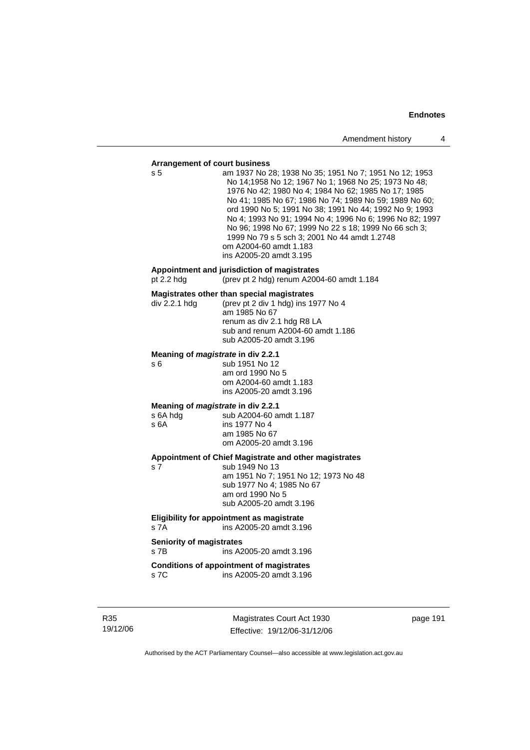**Arrangement of court business**

s 5 — am 1937 No 28; 1938 No 35; 1951 No 7; 1951 No 12; 1953 No 14;1958 No 12; 1967 No 1; 1968 No 25; 1973 No 48; 1976 No 42; 1980 No 4; 1984 No 62; 1985 No 17; 1985 No 41; 1985 No 67; 1986 No 74; 1989 No 59; 1989 No 60; ord 1990 No 5; 1991 No 38; 1991 No 44; 1992 No 9; 1993 No 4; 1993 No 91; 1994 No 4; 1996 No 6; 1996 No 82; 1997 No 96; 1998 No 67; 1999 No 22 s 18; 1999 No 66 sch 3; 1999 No 79 s 5 sch 3; 2001 No 44 amdt 1.2748
om A2004-60 amdt 1.183
ins A2005-20 amdt 3.195

**Appointment and jurisdiction of magistrates**

pt 2.2 hdg — (prev pt 2 hdg) renum A2004-60 amdt 1.184

**Magistrates other than special magistrates**

div 2.2.1 hdg — (prev pt 2 div 1 hdg) ins 1977 No 4
am 1985 No 67
renum as div 2.1 hdg R8 LA
sub and renum A2004-60 amdt 1.186
sub A2005-20 amdt 3.196

**Meaning of *magistrate* in div 2.2.1**

s 6 — sub 1951 No 12
am ord 1990 No 5
om A2004-60 amdt 1.183
ins A2005-20 amdt 3.196

**Meaning of *magistrate* in div 2.2.1**

s 6A hdg — sub A2004-60 amdt 1.187

s 6A — ins 1977 No 4
am 1985 No 67
om A2005-20 amdt 3.196

**Appointment of Chief Magistrate and other magistrates**

s 7 — sub 1949 No 13
am 1951 No 7; 1951 No 12; 1973 No 48
sub 1977 No 4; 1985 No 67
am ord 1990 No 5
sub A2005-20 amdt 3.196

**Eligibility for appointment as magistrate**

s 7A — ins A2005-20 amdt 3.196

**Seniority of magistrates**

s 7B — ins A2005-20 amdt 3.196

**Conditions of appointment of magistrates**

s 7C — ins A2005-20 amdt 3.196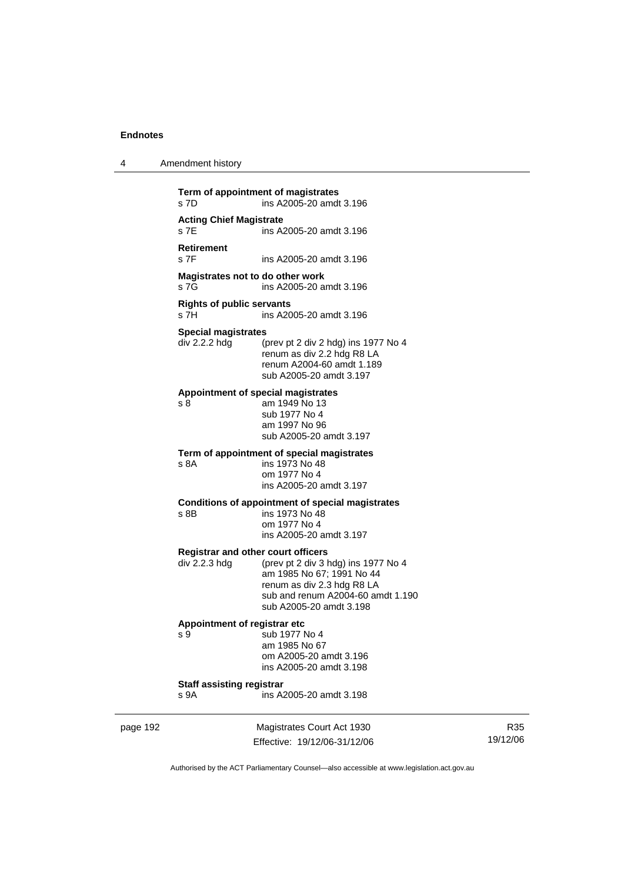**Term of appointment of magistrates**
s 7D ins A2005-20 amdt 3.196

**Acting Chief Magistrate**
s 7E ins A2005-20 amdt 3.196

**Retirement**
s 7F ins A2005-20 amdt 3.196

**Magistrates not to do other work**
s 7G ins A2005-20 amdt 3.196

**Rights of public servants**
s 7H ins A2005-20 amdt 3.196

**Special magistrates**
div 2.2.2 hdg (prev pt 2 div 2 hdg) ins 1977 No 4
renum as div 2.2 hdg R8 LA
renum A2004-60 amdt 1.189
sub A2005-20 amdt 3.197

**Appointment of special magistrates**
s 8 am 1949 No 13
sub 1977 No 4
am 1997 No 96
sub A2005-20 amdt 3.197

**Term of appointment of special magistrates**
s 8A ins 1973 No 48
om 1977 No 4
ins A2005-20 amdt 3.197

**Conditions of appointment of special magistrates**
s 8B ins 1973 No 48
om 1977 No 4
ins A2005-20 amdt 3.197

**Registrar and other court officers**
div 2.2.3 hdg (prev pt 2 div 3 hdg) ins 1977 No 4
am 1985 No 67; 1991 No 44
renum as div 2.3 hdg R8 LA
sub and renum A2004-60 amdt 1.190
sub A2005-20 amdt 3.198

**Appointment of registrar etc**
s 9 sub 1977 No 4
am 1985 No 67
om A2005-20 amdt 3.196
ins A2005-20 amdt 3.198

**Staff assisting registrar**
s 9A ins A2005-20 amdt 3.198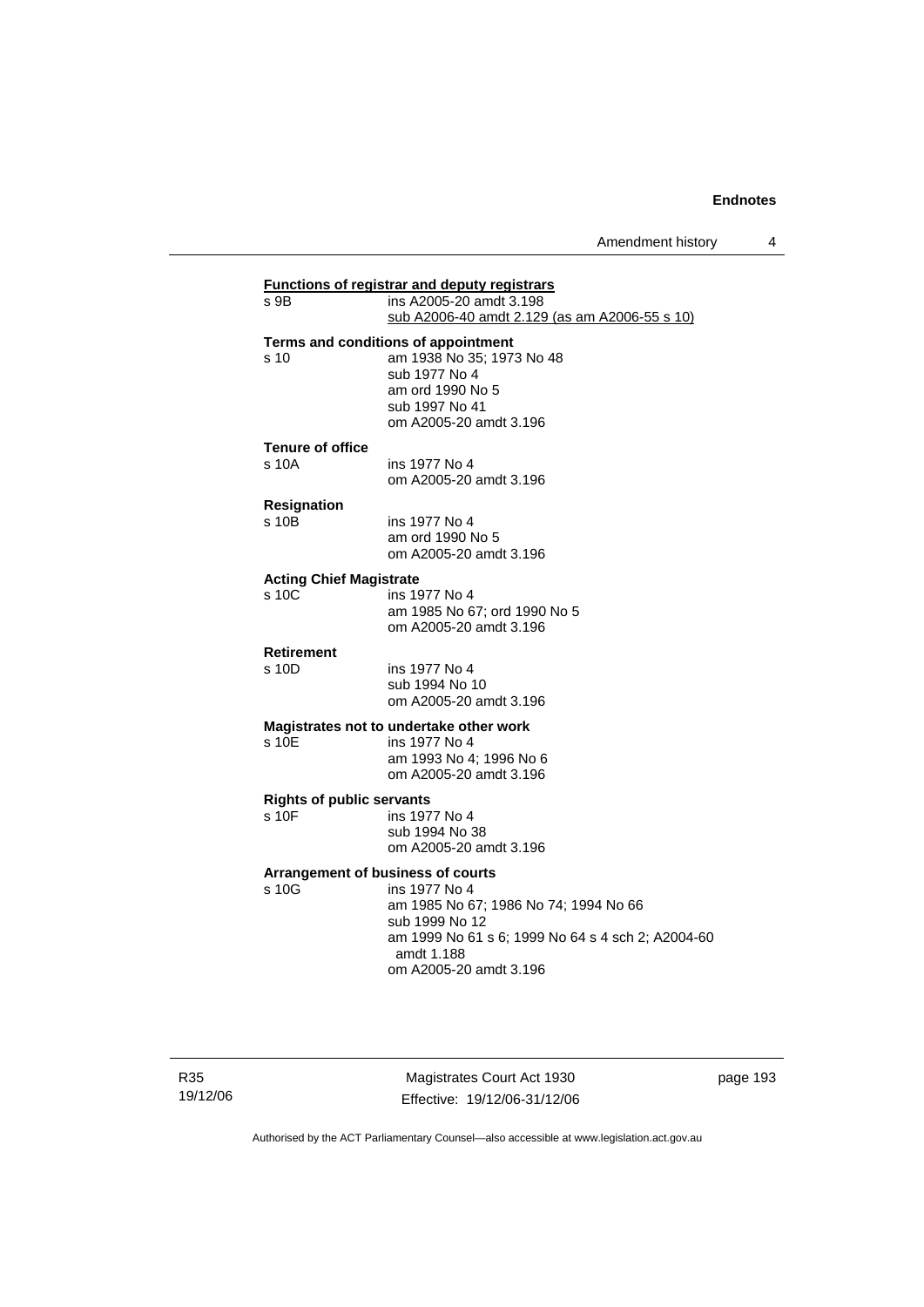**Functions of registrar and deputy registrars**

s 9B ins A2005-20 amdt 3.198
sub A2006-40 amdt 2.129 (as am A2006-55 s 10)

**Terms and conditions of appointment**

s 10 am 1938 No 35; 1973 No 48
sub 1977 No 4
am ord 1990 No 5
sub 1997 No 41
om A2005-20 amdt 3.196

**Tenure of office**

s 10A ins 1977 No 4
om A2005-20 amdt 3.196

**Resignation**

s 10B ins 1977 No 4
am ord 1990 No 5
om A2005-20 amdt 3.196

**Acting Chief Magistrate**

s 10C ins 1977 No 4
am 1985 No 67; ord 1990 No 5
om A2005-20 amdt 3.196

**Retirement**

s 10D ins 1977 No 4
sub 1994 No 10
om A2005-20 amdt 3.196

**Magistrates not to undertake other work**

s 10E ins 1977 No 4
am 1993 No 4; 1996 No 6
om A2005-20 amdt 3.196

**Rights of public servants**

s 10F ins 1977 No 4
sub 1994 No 38
om A2005-20 amdt 3.196

**Arrangement of business of courts**

s 10G ins 1977 No 4
am 1985 No 67; 1986 No 74; 1994 No 66
sub 1999 No 12
am 1999 No 61 s 6; 1999 No 64 s 4 sch 2; A2004-60 amdt 1.188
om A2005-20 amdt 3.196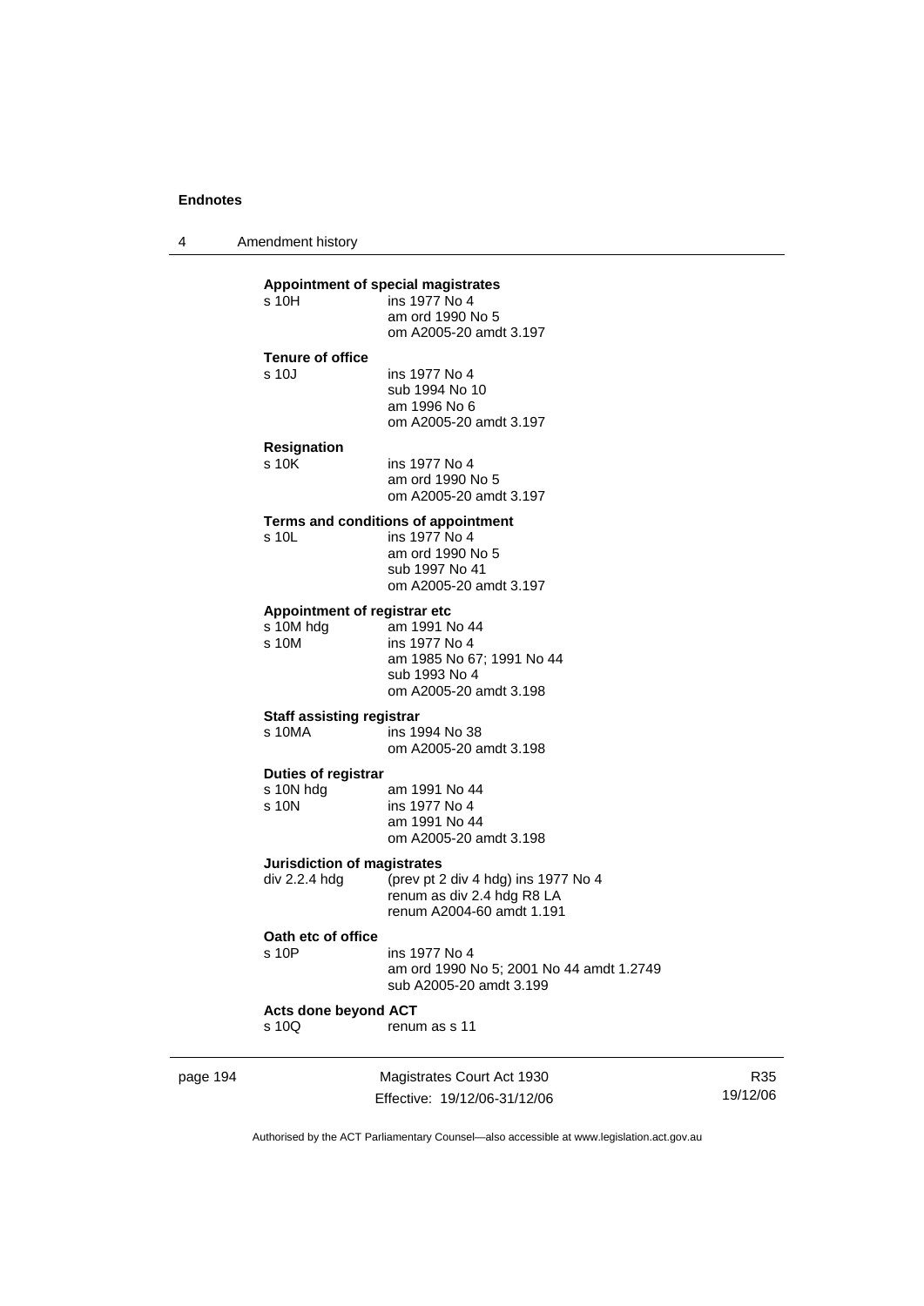**Appointment of special magistrates**

| | |
|---|---|
| s 10H | ins 1977 No 4 |
| | am ord 1990 No 5 |
| | om A2005-20 amdt 3.197 |

**Tenure of office**

| | |
|---|---|
| s 10J | ins 1977 No 4 |
| | sub 1994 No 10 |
| | am 1996 No 6 |
| | om A2005-20 amdt 3.197 |

**Resignation**

| | |
|---|---|
| s 10K | ins 1977 No 4 |
| | am ord 1990 No 5 |
| | om A2005-20 amdt 3.197 |

**Terms and conditions of appointment**

| | |
|---|---|
| s 10L | ins 1977 No 4 |
| | am ord 1990 No 5 |
| | sub 1997 No 41 |
| | om A2005-20 amdt 3.197 |

**Appointment of registrar etc**

| | |
|---|---|
| s 10M hdg | am 1991 No 44 |
| s 10M | ins 1977 No 4 |
| | am 1985 No 67; 1991 No 44 |
| | sub 1993 No 4 |
| | om A2005-20 amdt 3.198 |

**Staff assisting registrar**

| | |
|---|---|
| s 10MA | ins 1994 No 38 |
| | om A2005-20 amdt 3.198 |

**Duties of registrar**

| | |
|---|---|
| s 10N hdg | am 1991 No 44 |
| s 10N | ins 1977 No 4 |
| | am 1991 No 44 |
| | om A2005-20 amdt 3.198 |

**Jurisdiction of magistrates**

| | |
|---|---|
| div 2.2.4 hdg | (prev pt 2 div 4 hdg) ins 1977 No 4 |
| | renum as div 2.4 hdg R8 LA |
| | renum A2004-60 amdt 1.191 |

**Oath etc of office**

| | |
|---|---|
| s 10P | ins 1977 No 4 |
| | am ord 1990 No 5; 2001 No 44 amdt 1.2749 |
| | sub A2005-20 amdt 3.199 |

**Acts done beyond ACT**

| | |
|---|---|
| s 10Q | renum as s 11 |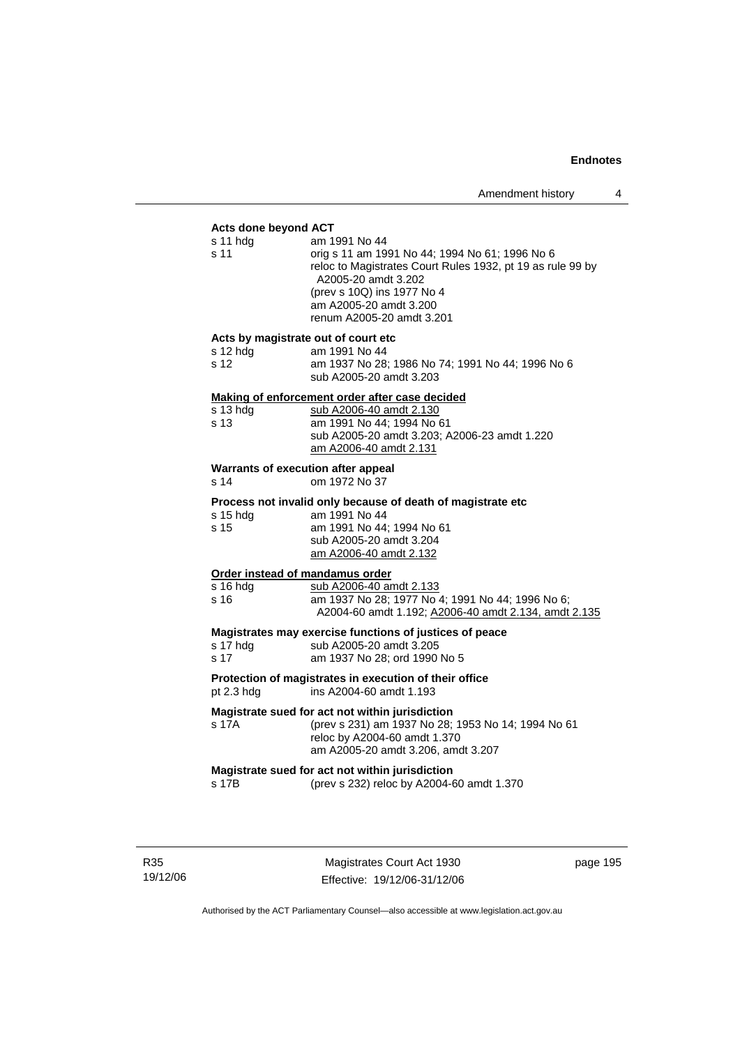**Acts done beyond ACT**

s 11 hdg am 1991 No 44
s 11 orig s 11 am 1991 No 44; 1994 No 61; 1996 No 6
reloc to Magistrates Court Rules 1932, pt 19 as rule 99 by A2005-20 amdt 3.202
(prev s 10Q) ins 1977 No 4
am A2005-20 amdt 3.200
renum A2005-20 amdt 3.201

**Acts by magistrate out of court etc**

s 12 hdg am 1991 No 44
s 12 am 1937 No 28; 1986 No 74; 1991 No 44; 1996 No 6
sub A2005-20 amdt 3.203

**Making of enforcement order after case decided**

s 13 hdg sub A2006-40 amdt 2.130
s 13 am 1991 No 44; 1994 No 61
sub A2005-20 amdt 3.203; A2006-23 amdt 1.220
am A2006-40 amdt 2.131

**Warrants of execution after appeal**

s 14 om 1972 No 37

**Process not invalid only because of death of magistrate etc**

s 15 hdg am 1991 No 44
s 15 am 1991 No 44; 1994 No 61
sub A2005-20 amdt 3.204
am A2006-40 amdt 2.132

**Order instead of mandamus order**

s 16 hdg sub A2006-40 amdt 2.133
s 16 am 1937 No 28; 1977 No 4; 1991 No 44; 1996 No 6; A2004-60 amdt 1.192; A2006-40 amdt 2.134, amdt 2.135

**Magistrates may exercise functions of justices of peace**

s 17 hdg sub A2005-20 amdt 3.205
s 17 am 1937 No 28; ord 1990 No 5

**Protection of magistrates in execution of their office**

pt 2.3 hdg ins A2004-60 amdt 1.193

**Magistrate sued for act not within jurisdiction**

s 17A (prev s 231) am 1937 No 28; 1953 No 14; 1994 No 61
reloc by A2004-60 amdt 1.370
am A2005-20 amdt 3.206, amdt 3.207

**Magistrate sued for act not within jurisdiction**

s 17B (prev s 232) reloc by A2004-60 amdt 1.370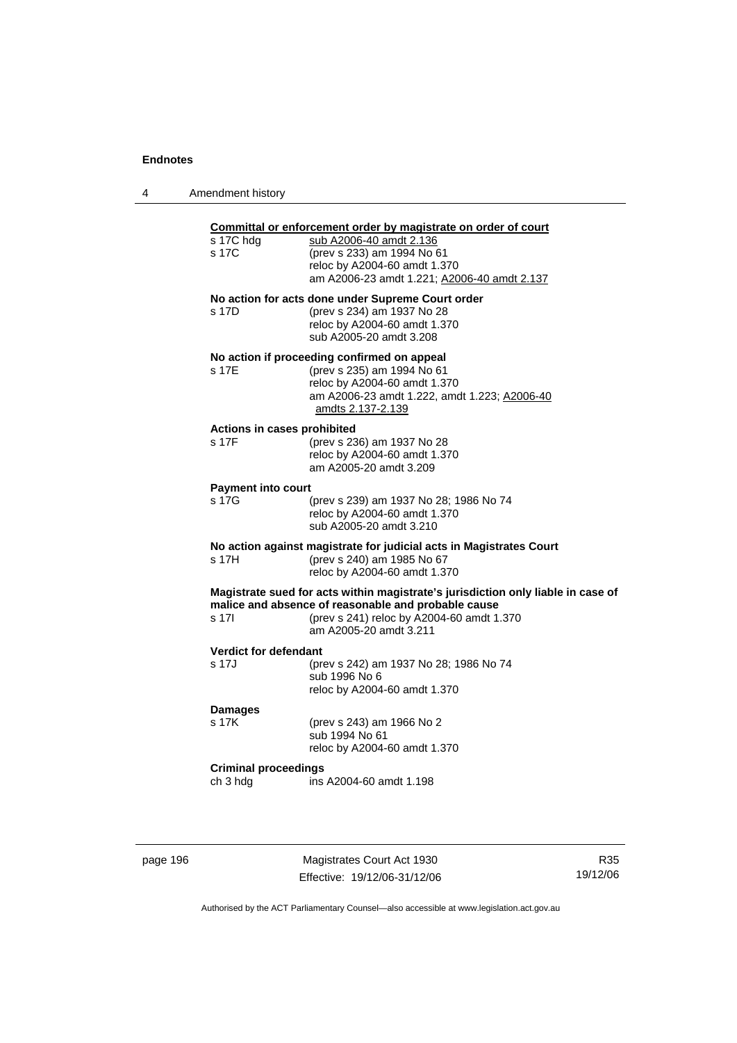**Committal or enforcement order by magistrate on order of court**

s 17C hdg — sub A2006-40 amdt 2.136

s 17C — (prev s 233) am 1994 No 61
reloc by A2004-60 amdt 1.370
am A2006-23 amdt 1.221; A2006-40 amdt 2.137

**No action for acts done under Supreme Court order**

s 17D — (prev s 234) am 1937 No 28
reloc by A2004-60 amdt 1.370
sub A2005-20 amdt 3.208

**No action if proceeding confirmed on appeal**

s 17E — (prev s 235) am 1994 No 61
reloc by A2004-60 amdt 1.370
am A2006-23 amdt 1.222, amdt 1.223; A2006-40 amdts 2.137-2.139

**Actions in cases prohibited**

s 17F — (prev s 236) am 1937 No 28
reloc by A2004-60 amdt 1.370
am A2005-20 amdt 3.209

**Payment into court**

s 17G — (prev s 239) am 1937 No 28; 1986 No 74
reloc by A2004-60 amdt 1.370
sub A2005-20 amdt 3.210

**No action against magistrate for judicial acts in Magistrates Court**

s 17H — (prev s 240) am 1985 No 67
reloc by A2004-60 amdt 1.370

**Magistrate sued for acts within magistrate's jurisdiction only liable in case of malice and absence of reasonable and probable cause**

s 17I — (prev s 241) reloc by A2004-60 amdt 1.370
am A2005-20 amdt 3.211

**Verdict for defendant**

s 17J — (prev s 242) am 1937 No 28; 1986 No 74
sub 1996 No 6
reloc by A2004-60 amdt 1.370

**Damages**

s 17K — (prev s 243) am 1966 No 2
sub 1994 No 61
reloc by A2004-60 amdt 1.370

**Criminal proceedings**

ch 3 hdg — ins A2004-60 amdt 1.198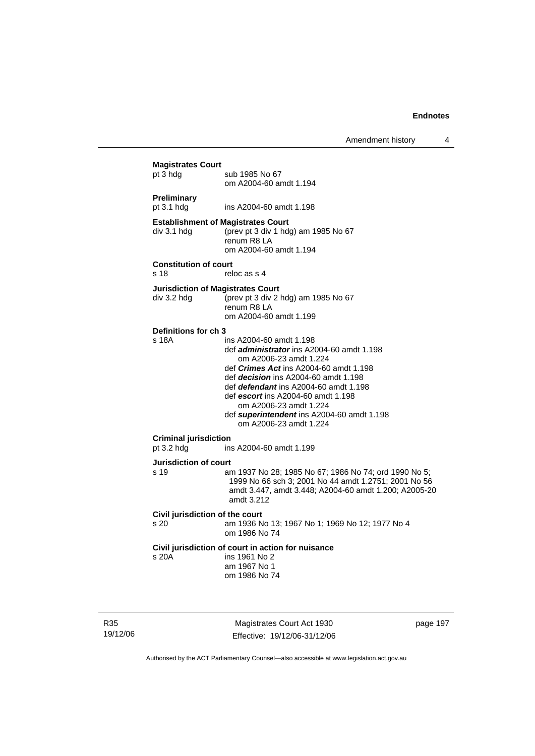**Magistrates Court**

pt 3 hdg sub 1985 No 67
om A2004-60 amdt 1.194

**Preliminary**

pt 3.1 hdg ins A2004-60 amdt 1.198

**Establishment of Magistrates Court**

div 3.1 hdg (prev pt 3 div 1 hdg) am 1985 No 67
renum R8 LA
om A2004-60 amdt 1.194

**Constitution of court**

s 18 reloc as s 4

**Jurisdiction of Magistrates Court**

div 3.2 hdg (prev pt 3 div 2 hdg) am 1985 No 67
renum R8 LA
om A2004-60 amdt 1.199

**Definitions for ch 3**

s 18A ins A2004-60 amdt 1.198
def ***administrator*** ins A2004-60 amdt 1.198
om A2006-23 amdt 1.224
def ***Crimes Act*** ins A2004-60 amdt 1.198
def ***decision*** ins A2004-60 amdt 1.198
def ***defendant*** ins A2004-60 amdt 1.198
def ***escort*** ins A2004-60 amdt 1.198
om A2006-23 amdt 1.224
def ***superintendent*** ins A2004-60 amdt 1.198
om A2006-23 amdt 1.224

**Criminal jurisdiction**

pt 3.2 hdg ins A2004-60 amdt 1.199

**Jurisdiction of court**

s 19 am 1937 No 28; 1985 No 67; 1986 No 74; ord 1990 No 5; 1999 No 66 sch 3; 2001 No 44 amdt 1.2751; 2001 No 56 amdt 3.447, amdt 3.448; A2004-60 amdt 1.200; A2005-20 amdt 3.212

**Civil jurisdiction of the court**

s 20 am 1936 No 13; 1967 No 1; 1969 No 12; 1977 No 4
om 1986 No 74

**Civil jurisdiction of court in action for nuisance**

s 20A ins 1961 No 2
am 1967 No 1
om 1986 No 74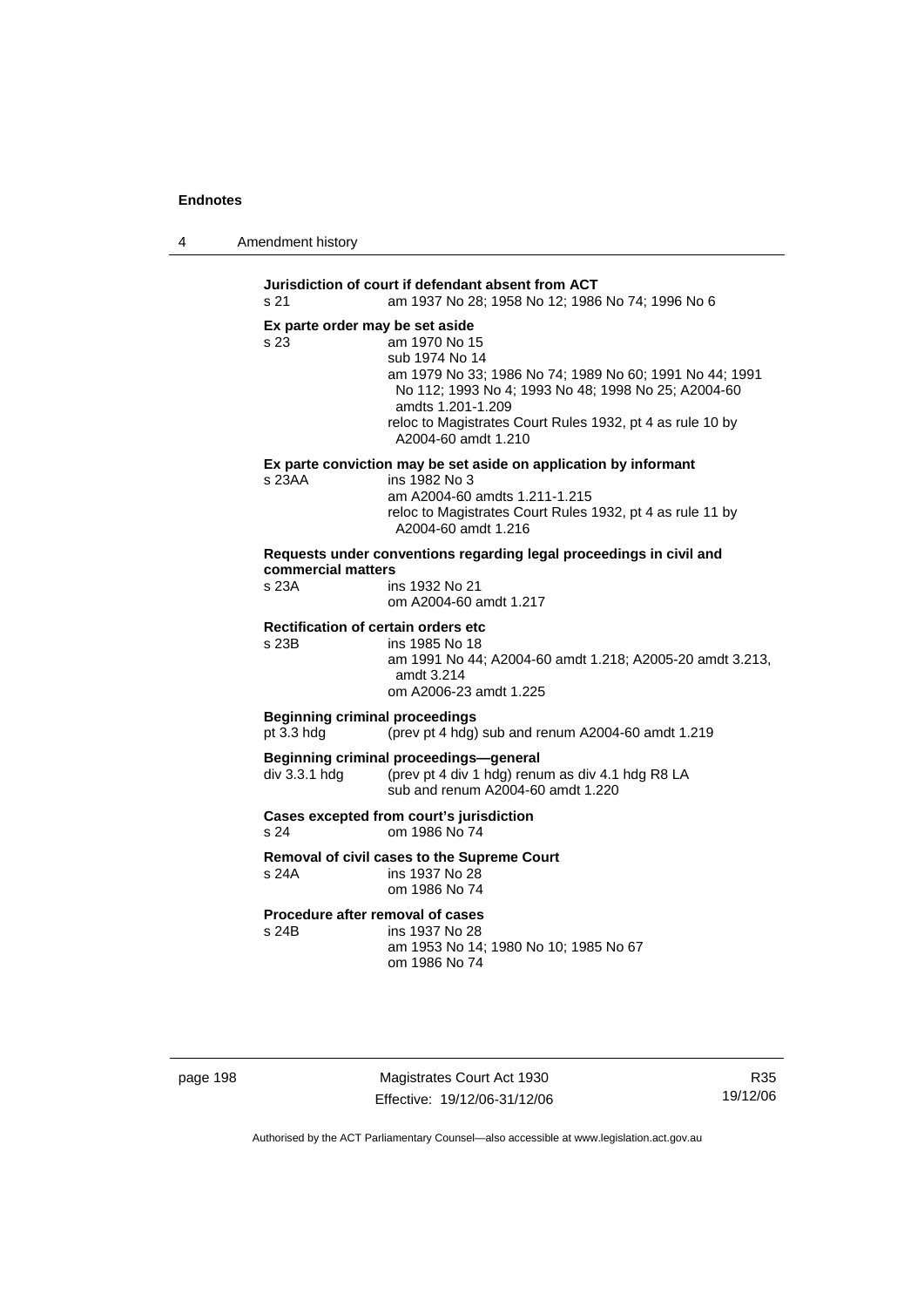**Jurisdiction of court if defendant absent from ACT**

s 21 am 1937 No 28; 1958 No 12; 1986 No 74; 1996 No 6

**Ex parte order may be set aside**

s 23 am 1970 No 15
sub 1974 No 14
am 1979 No 33; 1986 No 74; 1989 No 60; 1991 No 44; 1991 No 112; 1993 No 4; 1993 No 48; 1998 No 25; A2004-60 amdts 1.201-1.209
reloc to Magistrates Court Rules 1932, pt 4 as rule 10 by A2004-60 amdt 1.210

**Ex parte conviction may be set aside on application by informant**

s 23AA ins 1982 No 3
am A2004-60 amdts 1.211-1.215
reloc to Magistrates Court Rules 1932, pt 4 as rule 11 by A2004-60 amdt 1.216

**Requests under conventions regarding legal proceedings in civil and commercial matters**

s 23A ins 1932 No 21
om A2004-60 amdt 1.217

**Rectification of certain orders etc**

s 23B ins 1985 No 18
am 1991 No 44; A2004-60 amdt 1.218; A2005-20 amdt 3.213, amdt 3.214
om A2006-23 amdt 1.225

**Beginning criminal proceedings**

pt 3.3 hdg (prev pt 4 hdg) sub and renum A2004-60 amdt 1.219

**Beginning criminal proceedings—general**

div 3.3.1 hdg (prev pt 4 div 1 hdg) renum as div 4.1 hdg R8 LA
sub and renum A2004-60 amdt 1.220

**Cases excepted from court's jurisdiction**

s 24 om 1986 No 74

**Removal of civil cases to the Supreme Court**

s 24A ins 1937 No 28
om 1986 No 74

**Procedure after removal of cases**

s 24B ins 1937 No 28
am 1953 No 14; 1980 No 10; 1985 No 67
om 1986 No 74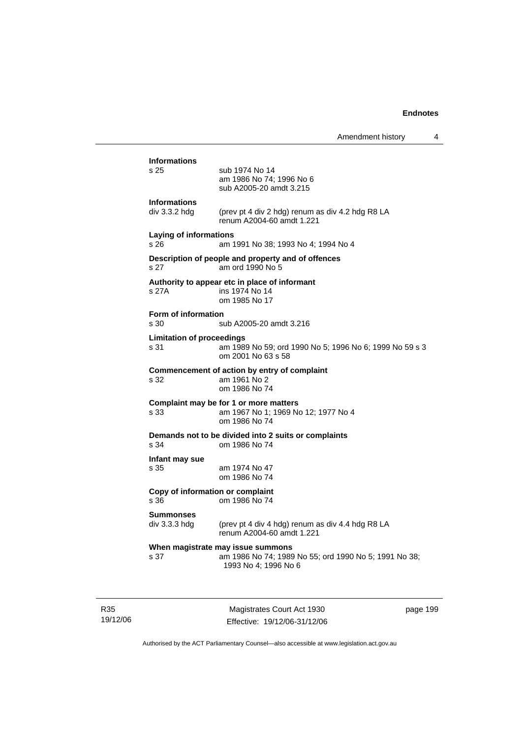**Informations**

s 25 — sub 1974 No 14
am 1986 No 74; 1996 No 6
sub A2005-20 amdt 3.215

**Informations**

div 3.3.2 hdg — (prev pt 4 div 2 hdg) renum as div 4.2 hdg R8 LA
renum A2004-60 amdt 1.221

**Laying of informations**

s 26 — am 1991 No 38; 1993 No 4; 1994 No 4

**Description of people and property and of offences**

s 27 — am ord 1990 No 5

**Authority to appear etc in place of informant**

s 27A — ins 1974 No 14
om 1985 No 17

**Form of information**

s 30 — sub A2005-20 amdt 3.216

**Limitation of proceedings**

s 31 — am 1989 No 59; ord 1990 No 5; 1996 No 6; 1999 No 59 s 3
om 2001 No 63 s 58

**Commencement of action by entry of complaint**

s 32 — am 1961 No 2
om 1986 No 74

**Complaint may be for 1 or more matters**

s 33 — am 1967 No 1; 1969 No 12; 1977 No 4
om 1986 No 74

**Demands not to be divided into 2 suits or complaints**

s 34 — om 1986 No 74

**Infant may sue**

s 35 — am 1974 No 47
om 1986 No 74

**Copy of information or complaint**

s 36 — om 1986 No 74

**Summonses**

div 3.3.3 hdg — (prev pt 4 div 4 hdg) renum as div 4.4 hdg R8 LA
renum A2004-60 amdt 1.221

**When magistrate may issue summons**

s 37 — am 1986 No 74; 1989 No 55; ord 1990 No 5; 1991 No 38; 1993 No 4; 1996 No 6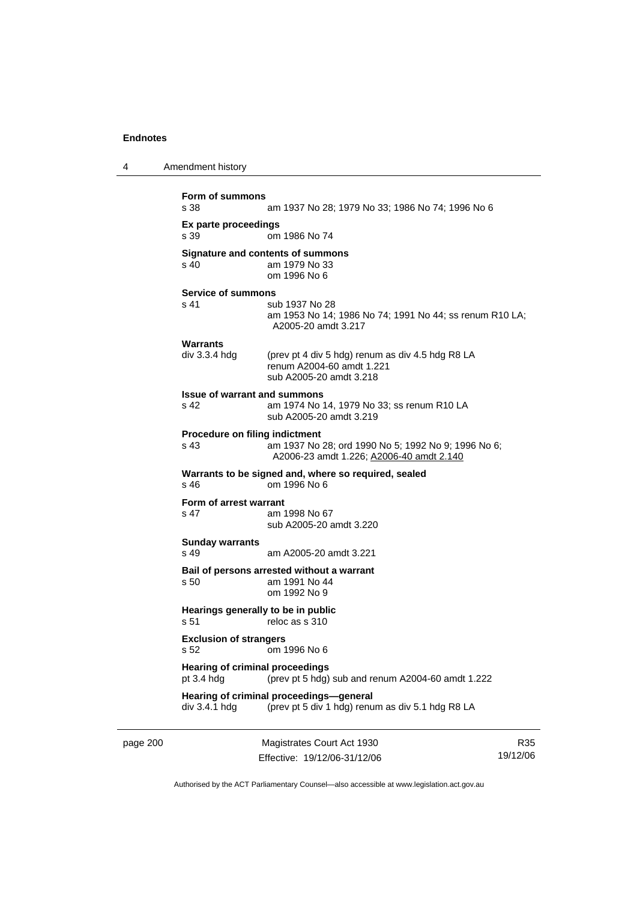**Form of summons**
s 38 am 1937 No 28; 1979 No 33; 1986 No 74; 1996 No 6

**Ex parte proceedings**
s 39 om 1986 No 74

**Signature and contents of summons**
s 40 am 1979 No 33
om 1996 No 6

**Service of summons**
s 41 sub 1937 No 28
am 1953 No 14; 1986 No 74; 1991 No 44; ss renum R10 LA; A2005-20 amdt 3.217

**Warrants**
div 3.3.4 hdg (prev pt 4 div 5 hdg) renum as div 4.5 hdg R8 LA
renum A2004-60 amdt 1.221
sub A2005-20 amdt 3.218

**Issue of warrant and summons**
s 42 am 1974 No 14, 1979 No 33; ss renum R10 LA
sub A2005-20 amdt 3.219

**Procedure on filing indictment**
s 43 am 1937 No 28; ord 1990 No 5; 1992 No 9; 1996 No 6; A2006-23 amdt 1.226; A2006-40 amdt 2.140

**Warrants to be signed and, where so required, sealed**
s 46 om 1996 No 6

**Form of arrest warrant**
s 47 am 1998 No 67
sub A2005-20 amdt 3.220

**Sunday warrants**
s 49 am A2005-20 amdt 3.221

**Bail of persons arrested without a warrant**
s 50 am 1991 No 44
om 1992 No 9

**Hearings generally to be in public**
s 51 reloc as s 310

**Exclusion of strangers**
s 52 om 1996 No 6

**Hearing of criminal proceedings**
pt 3.4 hdg (prev pt 5 hdg) sub and renum A2004-60 amdt 1.222

**Hearing of criminal proceedings—general**
div 3.4.1 hdg (prev pt 5 div 1 hdg) renum as div 5.1 hdg R8 LA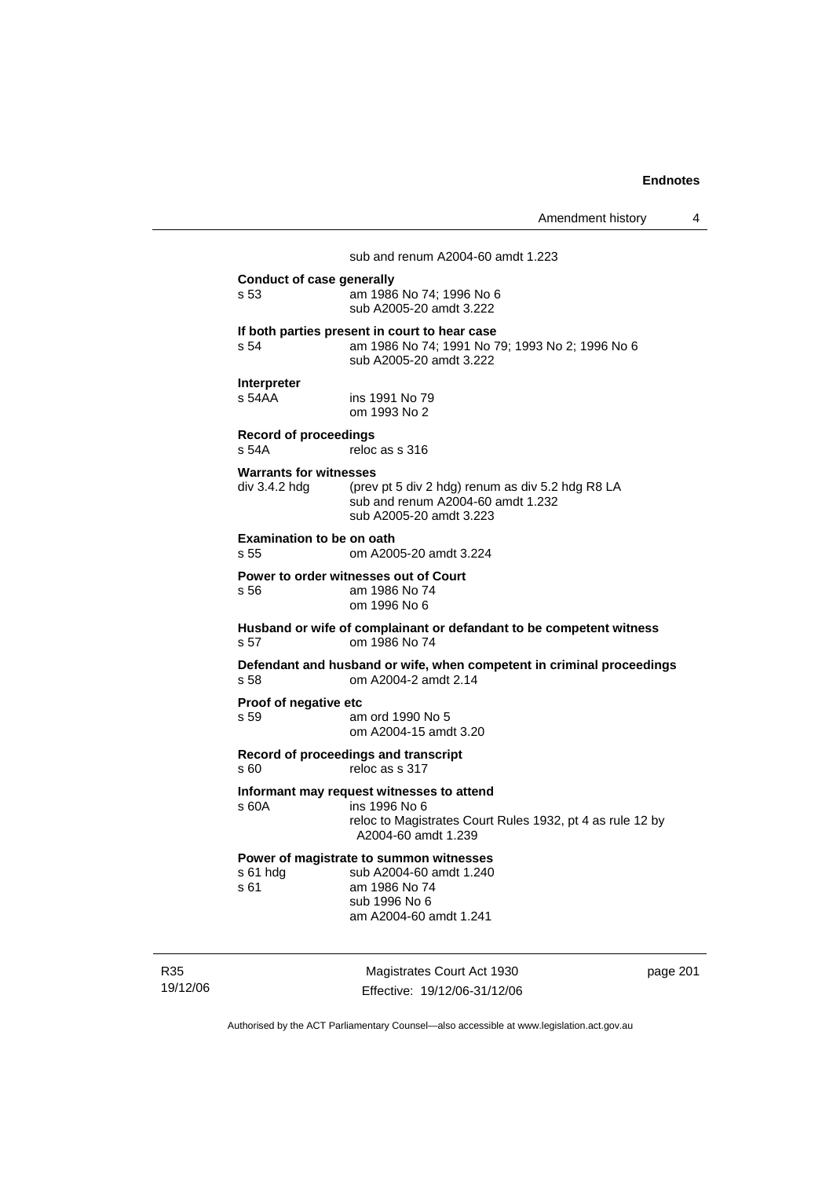sub and renum A2004-60 amdt 1.223

**Conduct of case generally**
s 53 am 1986 No 74; 1996 No 6
sub A2005-20 amdt 3.222

**If both parties present in court to hear case**
s 54 am 1986 No 74; 1991 No 79; 1993 No 2; 1996 No 6
sub A2005-20 amdt 3.222

**Interpreter**
s 54AA ins 1991 No 79
om 1993 No 2

**Record of proceedings**
s 54A reloc as s 316

**Warrants for witnesses**
div 3.4.2 hdg (prev pt 5 div 2 hdg) renum as div 5.2 hdg R8 LA
sub and renum A2004-60 amdt 1.232
sub A2005-20 amdt 3.223

**Examination to be on oath**
s 55 om A2005-20 amdt 3.224

**Power to order witnesses out of Court**
s 56 am 1986 No 74
om 1996 No 6

**Husband or wife of complainant or defandant to be competent witness**
s 57 om 1986 No 74

**Defendant and husband or wife, when competent in criminal proceedings**
s 58 om A2004-2 amdt 2.14

**Proof of negative etc**
s 59 am ord 1990 No 5
om A2004-15 amdt 3.20

**Record of proceedings and transcript**
s 60 reloc as s 317

**Informant may request witnesses to attend**
s 60A ins 1996 No 6
reloc to Magistrates Court Rules 1932, pt 4 as rule 12 by A2004-60 amdt 1.239

**Power of magistrate to summon witnesses**
s 61 hdg sub A2004-60 amdt 1.240
s 61 am 1986 No 74
sub 1996 No 6
am A2004-60 amdt 1.241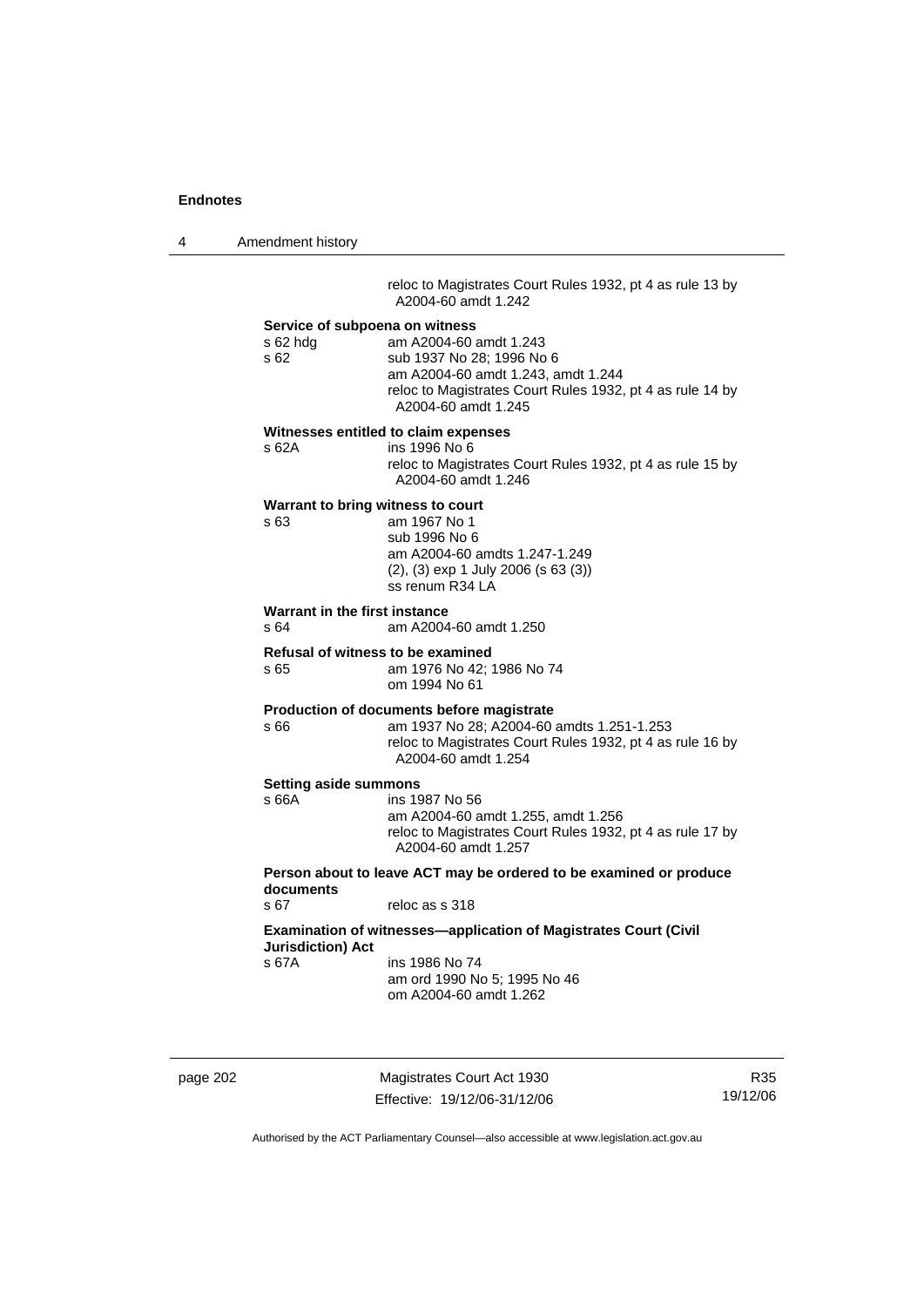reloc to Magistrates Court Rules 1932, pt 4 as rule 13 by A2004-60 amdt 1.242

**Service of subpoena on witness**

s 62 hdg — am A2004-60 amdt 1.243

s 62 — sub 1937 No 28; 1996 No 6
am A2004-60 amdt 1.243, amdt 1.244
reloc to Magistrates Court Rules 1932, pt 4 as rule 14 by A2004-60 amdt 1.245

**Witnesses entitled to claim expenses**

s 62A — ins 1996 No 6
reloc to Magistrates Court Rules 1932, pt 4 as rule 15 by A2004-60 amdt 1.246

**Warrant to bring witness to court**

s 63 — am 1967 No 1
sub 1996 No 6
am A2004-60 amdts 1.247-1.249
(2), (3) exp 1 July 2006 (s 63 (3))
ss renum R34 LA

**Warrant in the first instance**

s 64 — am A2004-60 amdt 1.250

**Refusal of witness to be examined**

s 65 — am 1976 No 42; 1986 No 74
om 1994 No 61

**Production of documents before magistrate**

s 66 — am 1937 No 28; A2004-60 amdts 1.251-1.253
reloc to Magistrates Court Rules 1932, pt 4 as rule 16 by A2004-60 amdt 1.254

**Setting aside summons**

s 66A — ins 1987 No 56
am A2004-60 amdt 1.255, amdt 1.256
reloc to Magistrates Court Rules 1932, pt 4 as rule 17 by A2004-60 amdt 1.257

**Person about to leave ACT may be ordered to be examined or produce documents**

s 67 — reloc as s 318

**Examination of witnesses—application of Magistrates Court (Civil Jurisdiction) Act**

s 67A — ins 1986 No 74
am ord 1990 No 5; 1995 No 46
om A2004-60 amdt 1.262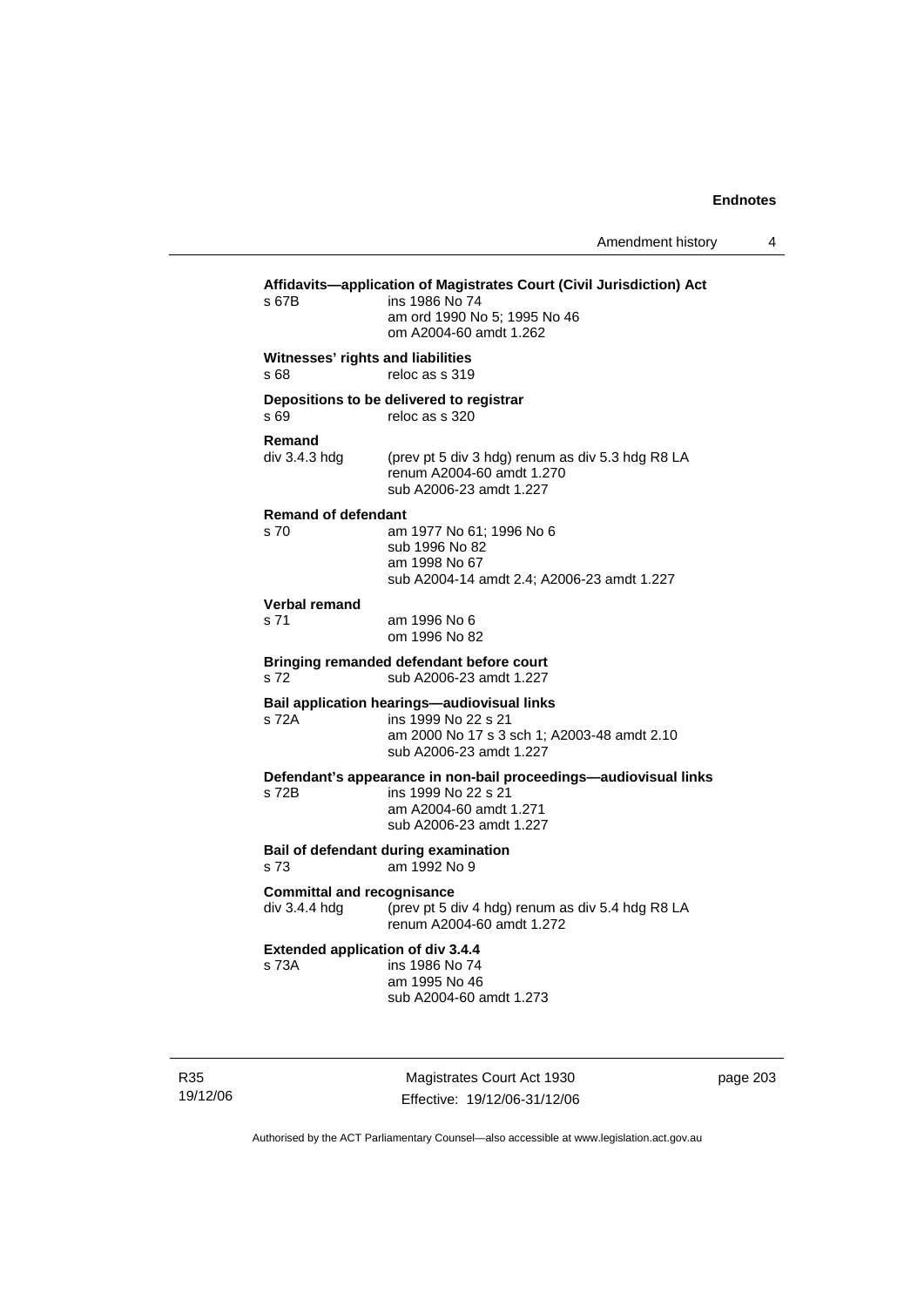**Affidavits—application of Magistrates Court (Civil Jurisdiction) Act**

s 67B ins 1986 No 74
am ord 1990 No 5; 1995 No 46
om A2004-60 amdt 1.262

**Witnesses' rights and liabilities**

s 68 reloc as s 319

**Depositions to be delivered to registrar**

s 69 reloc as s 320

**Remand**

div 3.4.3 hdg (prev pt 5 div 3 hdg) renum as div 5.3 hdg R8 LA
renum A2004-60 amdt 1.270
sub A2006-23 amdt 1.227

**Remand of defendant**

s 70 am 1977 No 61; 1996 No 6
sub 1996 No 82
am 1998 No 67
sub A2004-14 amdt 2.4; A2006-23 amdt 1.227

**Verbal remand**

s 71 am 1996 No 6
om 1996 No 82

**Bringing remanded defendant before court**

s 72 sub A2006-23 amdt 1.227

**Bail application hearings—audiovisual links**

s 72A ins 1999 No 22 s 21
am 2000 No 17 s 3 sch 1; A2003-48 amdt 2.10
sub A2006-23 amdt 1.227

**Defendant's appearance in non-bail proceedings—audiovisual links**

s 72B ins 1999 No 22 s 21
am A2004-60 amdt 1.271
sub A2006-23 amdt 1.227

**Bail of defendant during examination**

s 73 am 1992 No 9

**Committal and recognisance**

div 3.4.4 hdg (prev pt 5 div 4 hdg) renum as div 5.4 hdg R8 LA
renum A2004-60 amdt 1.272

**Extended application of div 3.4.4**

s 73A ins 1986 No 74
am 1995 No 46
sub A2004-60 amdt 1.273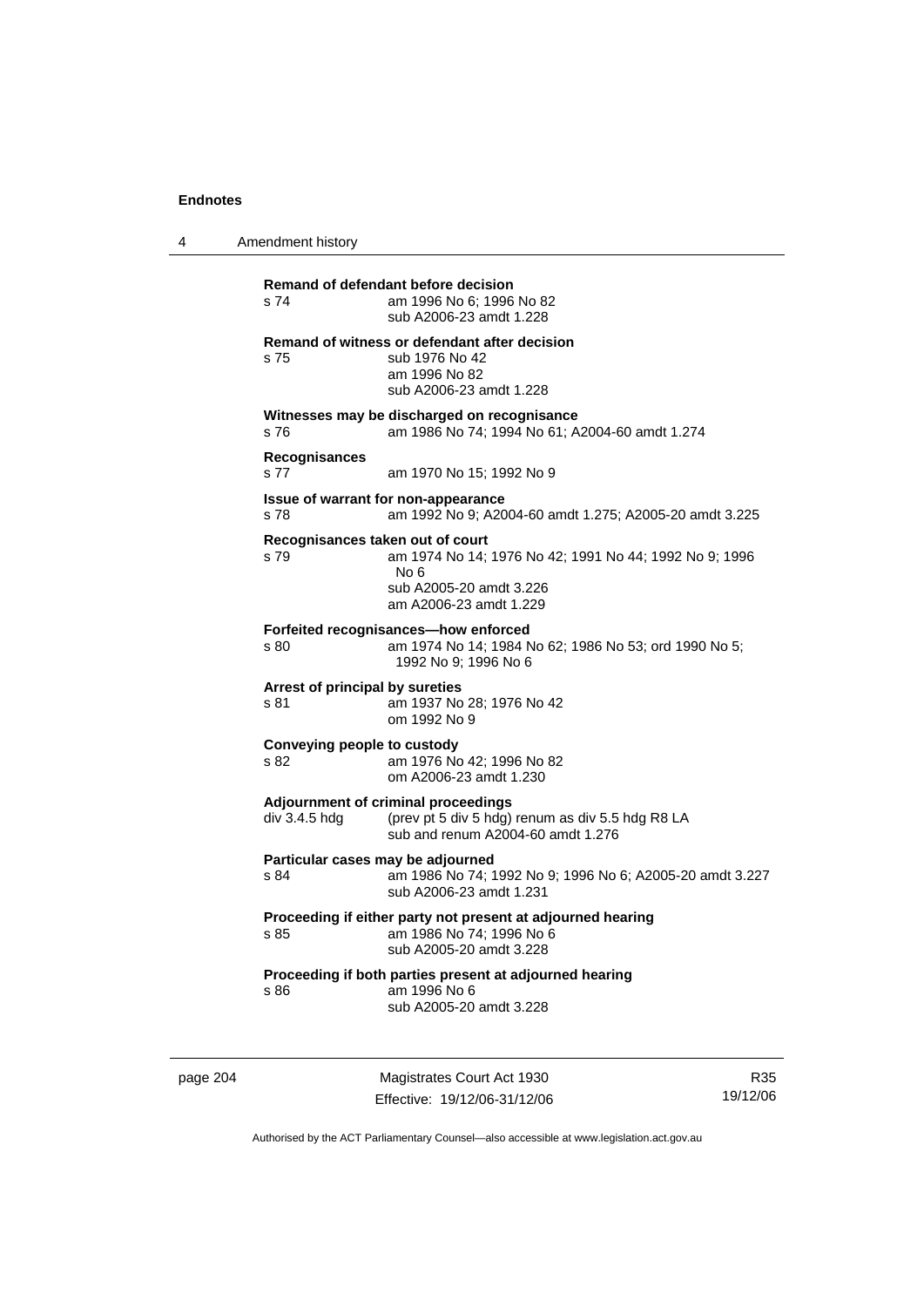**Remand of defendant before decision**
s 74 am 1996 No 6; 1996 No 82
sub A2006-23 amdt 1.228

**Remand of witness or defendant after decision**
s 75 sub 1976 No 42
am 1996 No 82
sub A2006-23 amdt 1.228

**Witnesses may be discharged on recognisance**
s 76 am 1986 No 74; 1994 No 61; A2004-60 amdt 1.274

**Recognisances**
s 77 am 1970 No 15; 1992 No 9

**Issue of warrant for non-appearance**
s 78 am 1992 No 9; A2004-60 amdt 1.275; A2005-20 amdt 3.225

**Recognisances taken out of court**
s 79 am 1974 No 14; 1976 No 42; 1991 No 44; 1992 No 9; 1996 No 6
sub A2005-20 amdt 3.226
am A2006-23 amdt 1.229

**Forfeited recognisances—how enforced**
s 80 am 1974 No 14; 1984 No 62; 1986 No 53; ord 1990 No 5; 1992 No 9; 1996 No 6

**Arrest of principal by sureties**
s 81 am 1937 No 28; 1976 No 42
om 1992 No 9

**Conveying people to custody**
s 82 am 1976 No 42; 1996 No 82
om A2006-23 amdt 1.230

**Adjournment of criminal proceedings**
div 3.4.5 hdg (prev pt 5 div 5 hdg) renum as div 5.5 hdg R8 LA
sub and renum A2004-60 amdt 1.276

**Particular cases may be adjourned**
s 84 am 1986 No 74; 1992 No 9; 1996 No 6; A2005-20 amdt 3.227
sub A2006-23 amdt 1.231

**Proceeding if either party not present at adjourned hearing**
s 85 am 1986 No 74; 1996 No 6
sub A2005-20 amdt 3.228

**Proceeding if both parties present at adjourned hearing**
s 86 am 1996 No 6
sub A2005-20 amdt 3.228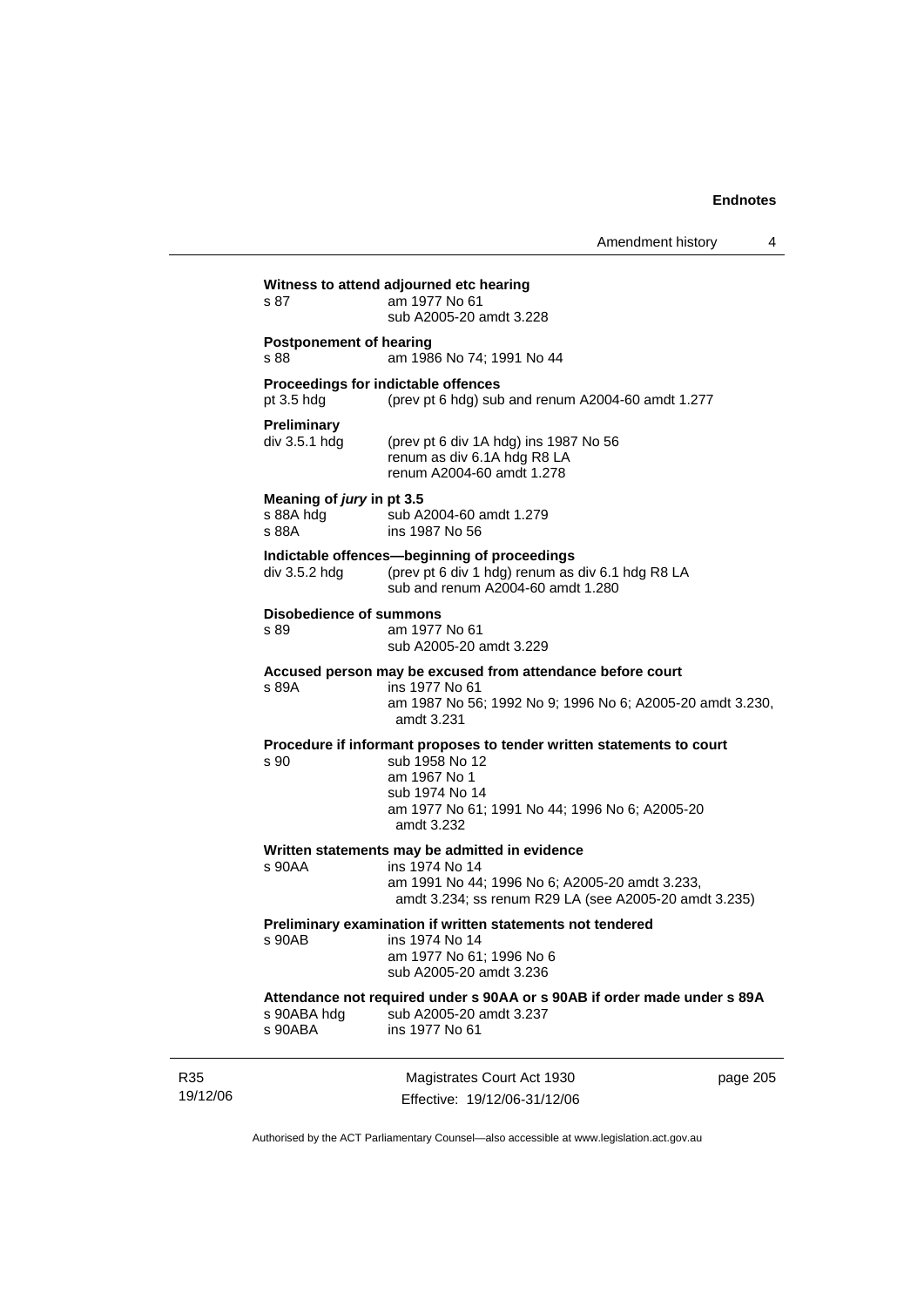**Witness to attend adjourned etc hearing**
s 87 am 1977 No 61
sub A2005-20 amdt 3.228

**Postponement of hearing**
s 88 am 1986 No 74; 1991 No 44

**Proceedings for indictable offences**
pt 3.5 hdg (prev pt 6 hdg) sub and renum A2004-60 amdt 1.277

**Preliminary**
div 3.5.1 hdg (prev pt 6 div 1A hdg) ins 1987 No 56
renum as div 6.1A hdg R8 LA
renum A2004-60 amdt 1.278

**Meaning of *jury* in pt 3.5**
s 88A hdg sub A2004-60 amdt 1.279
s 88A ins 1987 No 56

**Indictable offences—beginning of proceedings**
div 3.5.2 hdg (prev pt 6 div 1 hdg) renum as div 6.1 hdg R8 LA
sub and renum A2004-60 amdt 1.280

**Disobedience of summons**
s 89 am 1977 No 61
sub A2005-20 amdt 3.229

**Accused person may be excused from attendance before court**
s 89A ins 1977 No 61
am 1987 No 56; 1992 No 9; 1996 No 6; A2005-20 amdt 3.230, amdt 3.231

**Procedure if informant proposes to tender written statements to court**
s 90 sub 1958 No 12
am 1967 No 1
sub 1974 No 14
am 1977 No 61; 1991 No 44; 1996 No 6; A2005-20 amdt 3.232

**Written statements may be admitted in evidence**
s 90AA ins 1974 No 14
am 1991 No 44; 1996 No 6; A2005-20 amdt 3.233, amdt 3.234; ss renum R29 LA (see A2005-20 amdt 3.235)

**Preliminary examination if written statements not tendered**
s 90AB ins 1974 No 14
am 1977 No 61; 1996 No 6
sub A2005-20 amdt 3.236

**Attendance not required under s 90AA or s 90AB if order made under s 89A**
s 90ABA hdg sub A2005-20 amdt 3.237
s 90ABA ins 1977 No 61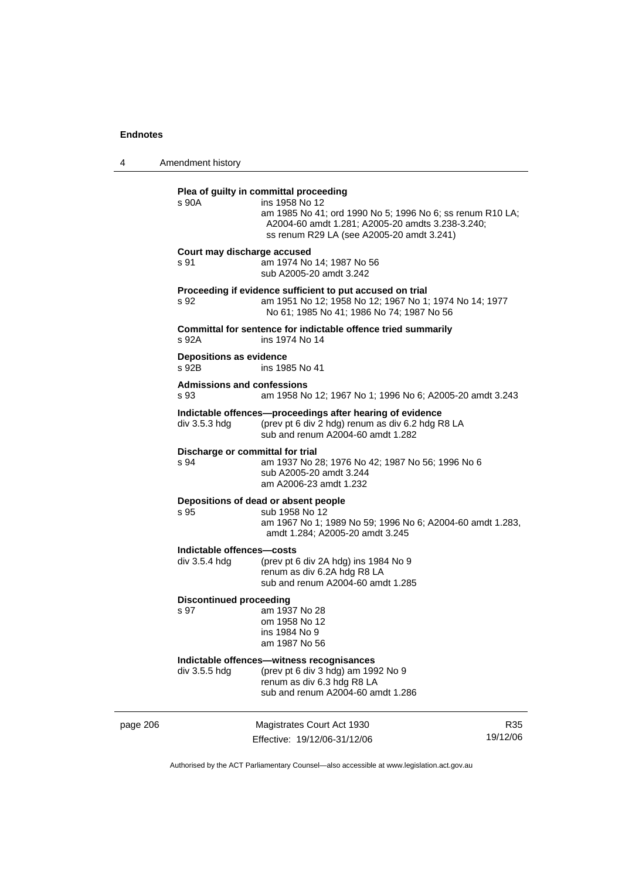**Plea of guilty in committal proceeding**

s 90A ins 1958 No 12
am 1985 No 41; ord 1990 No 5; 1996 No 6; ss renum R10 LA; A2004-60 amdt 1.281; A2005-20 amdts 3.238-3.240; ss renum R29 LA (see A2005-20 amdt 3.241)

**Court may discharge accused**

s 91 am 1974 No 14; 1987 No 56
sub A2005-20 amdt 3.242

**Proceeding if evidence sufficient to put accused on trial**

s 92 am 1951 No 12; 1958 No 12; 1967 No 1; 1974 No 14; 1977 No 61; 1985 No 41; 1986 No 74; 1987 No 56

**Committal for sentence for indictable offence tried summarily**

s 92A ins 1974 No 14

**Depositions as evidence**

s 92B ins 1985 No 41

**Admissions and confessions**

s 93 am 1958 No 12; 1967 No 1; 1996 No 6; A2005-20 amdt 3.243

**Indictable offences—proceedings after hearing of evidence**

div 3.5.3 hdg (prev pt 6 div 2 hdg) renum as div 6.2 hdg R8 LA
sub and renum A2004-60 amdt 1.282

**Discharge or committal for trial**

s 94 am 1937 No 28; 1976 No 42; 1987 No 56; 1996 No 6
sub A2005-20 amdt 3.244
am A2006-23 amdt 1.232

**Depositions of dead or absent people**

s 95 sub 1958 No 12
am 1967 No 1; 1989 No 59; 1996 No 6; A2004-60 amdt 1.283, amdt 1.284; A2005-20 amdt 3.245

**Indictable offences—costs**

div 3.5.4 hdg (prev pt 6 div 2A hdg) ins 1984 No 9
renum as div 6.2A hdg R8 LA
sub and renum A2004-60 amdt 1.285

**Discontinued proceeding**

s 97 am 1937 No 28
om 1958 No 12
ins 1984 No 9
am 1987 No 56

**Indictable offences—witness recognisances**

div 3.5.5 hdg (prev pt 6 div 3 hdg) am 1992 No 9
renum as div 6.3 hdg R8 LA
sub and renum A2004-60 amdt 1.286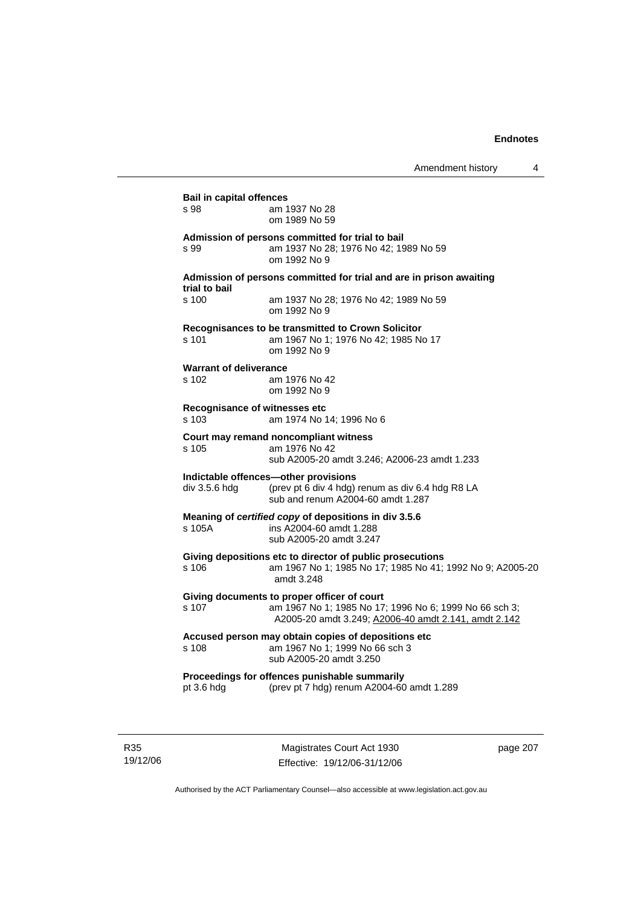**Bail in capital offences**
s 98 am 1937 No 28
om 1989 No 59

**Admission of persons committed for trial to bail**
s 99 am 1937 No 28; 1976 No 42; 1989 No 59
om 1992 No 9

**Admission of persons committed for trial and are in prison awaiting trial to bail**
s 100 am 1937 No 28; 1976 No 42; 1989 No 59
om 1992 No 9

**Recognisances to be transmitted to Crown Solicitor**
s 101 am 1967 No 1; 1976 No 42; 1985 No 17
om 1992 No 9

**Warrant of deliverance**
s 102 am 1976 No 42
om 1992 No 9

**Recognisance of witnesses etc**
s 103 am 1974 No 14; 1996 No 6

**Court may remand noncompliant witness**
s 105 am 1976 No 42
sub A2005-20 amdt 3.246; A2006-23 amdt 1.233

**Indictable offences—other provisions**
div 3.5.6 hdg (prev pt 6 div 4 hdg) renum as div 6.4 hdg R8 LA
sub and renum A2004-60 amdt 1.287

**Meaning of *certified copy* of depositions in div 3.5.6**
s 105A ins A2004-60 amdt 1.288
sub A2005-20 amdt 3.247

**Giving depositions etc to director of public prosecutions**
s 106 am 1967 No 1; 1985 No 17; 1985 No 41; 1992 No 9; A2005-20 amdt 3.248

**Giving documents to proper officer of court**
s 107 am 1967 No 1; 1985 No 17; 1996 No 6; 1999 No 66 sch 3; A2005-20 amdt 3.249; A2006-40 amdt 2.141, amdt 2.142

**Accused person may obtain copies of depositions etc**
s 108 am 1967 No 1; 1999 No 66 sch 3
sub A2005-20 amdt 3.250

**Proceedings for offences punishable summarily**
pt 3.6 hdg (prev pt 7 hdg) renum A2004-60 amdt 1.289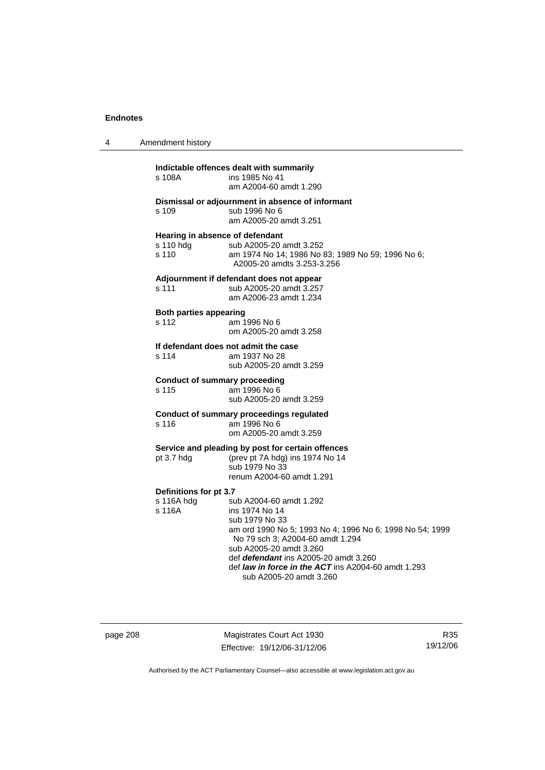**Indictable offences dealt with summarily**

s 108A ins 1985 No 41
am A2004-60 amdt 1.290

**Dismissal or adjournment in absence of informant**

s 109 sub 1996 No 6
am A2005-20 amdt 3.251

**Hearing in absence of defendant**

s 110 hdg sub A2005-20 amdt 3.252
s 110 am 1974 No 14; 1986 No 83; 1989 No 59; 1996 No 6; A2005-20 amdts 3.253-3.256

**Adjournment if defendant does not appear**

s 111 sub A2005-20 amdt 3.257
am A2006-23 amdt 1.234

**Both parties appearing**

s 112 am 1996 No 6
om A2005-20 amdt 3.258

**If defendant does not admit the case**

s 114 am 1937 No 28
sub A2005-20 amdt 3.259

**Conduct of summary proceeding**

s 115 am 1996 No 6
sub A2005-20 amdt 3.259

**Conduct of summary proceedings regulated**

s 116 am 1996 No 6
om A2005-20 amdt 3.259

**Service and pleading by post for certain offences**

pt 3.7 hdg (prev pt 7A hdg) ins 1974 No 14
sub 1979 No 33
renum A2004-60 amdt 1.291

**Definitions for pt 3.7**

s 116A hdg sub A2004-60 amdt 1.292
s 116A ins 1974 No 14
sub 1979 No 33
am ord 1990 No 5; 1993 No 4; 1996 No 6; 1998 No 54; 1999 No 79 sch 3; A2004-60 amdt 1.294
sub A2005-20 amdt 3.260
def ***defendant*** ins A2005-20 amdt 3.260
def ***law in force in the ACT*** ins A2004-60 amdt 1.293
sub A2005-20 amdt 3.260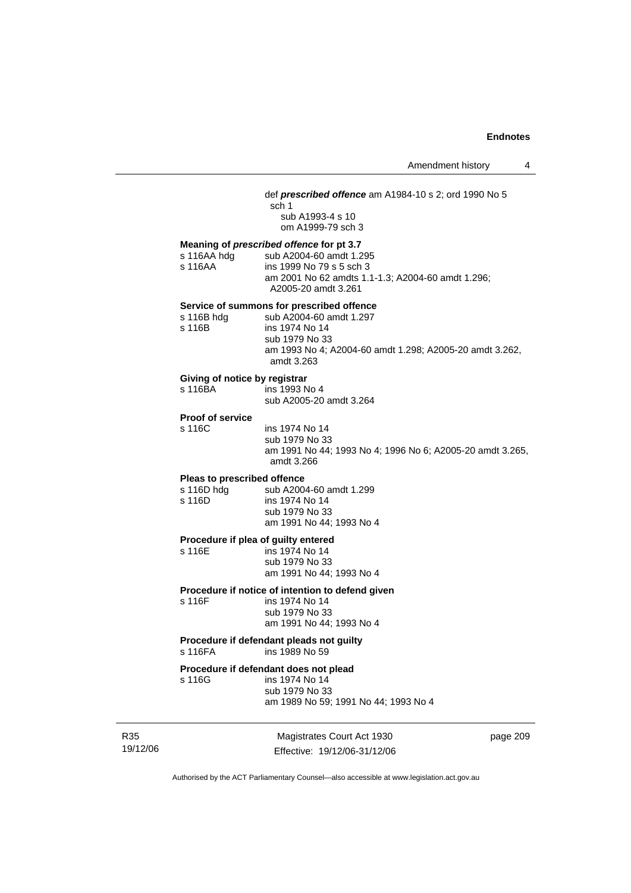def ***prescribed offence*** am A1984-10 s 2; ord 1990 No 5 sch 1
sub A1993-4 s 10
om A1999-79 sch 3

**Meaning of *prescribed offence* for pt 3.7**

s 116AA hdg sub A2004-60 amdt 1.295
s 116AA ins 1999 No 79 s 5 sch 3
am 2001 No 62 amdts 1.1-1.3; A2004-60 amdt 1.296; A2005-20 amdt 3.261

**Service of summons for prescribed offence**

s 116B hdg sub A2004-60 amdt 1.297
s 116B ins 1974 No 14
sub 1979 No 33
am 1993 No 4; A2004-60 amdt 1.298; A2005-20 amdt 3.262, amdt 3.263

**Giving of notice by registrar**

s 116BA ins 1993 No 4
sub A2005-20 amdt 3.264

**Proof of service**

s 116C ins 1974 No 14
sub 1979 No 33
am 1991 No 44; 1993 No 4; 1996 No 6; A2005-20 amdt 3.265, amdt 3.266

**Pleas to prescribed offence**

s 116D hdg sub A2004-60 amdt 1.299
s 116D ins 1974 No 14
sub 1979 No 33
am 1991 No 44; 1993 No 4

**Procedure if plea of guilty entered**

s 116E ins 1974 No 14
sub 1979 No 33
am 1991 No 44; 1993 No 4

**Procedure if notice of intention to defend given**

s 116F ins 1974 No 14
sub 1979 No 33
am 1991 No 44; 1993 No 4

**Procedure if defendant pleads not guilty**

s 116FA ins 1989 No 59

**Procedure if defendant does not plead**

s 116G ins 1974 No 14
sub 1979 No 33
am 1989 No 59; 1991 No 44; 1993 No 4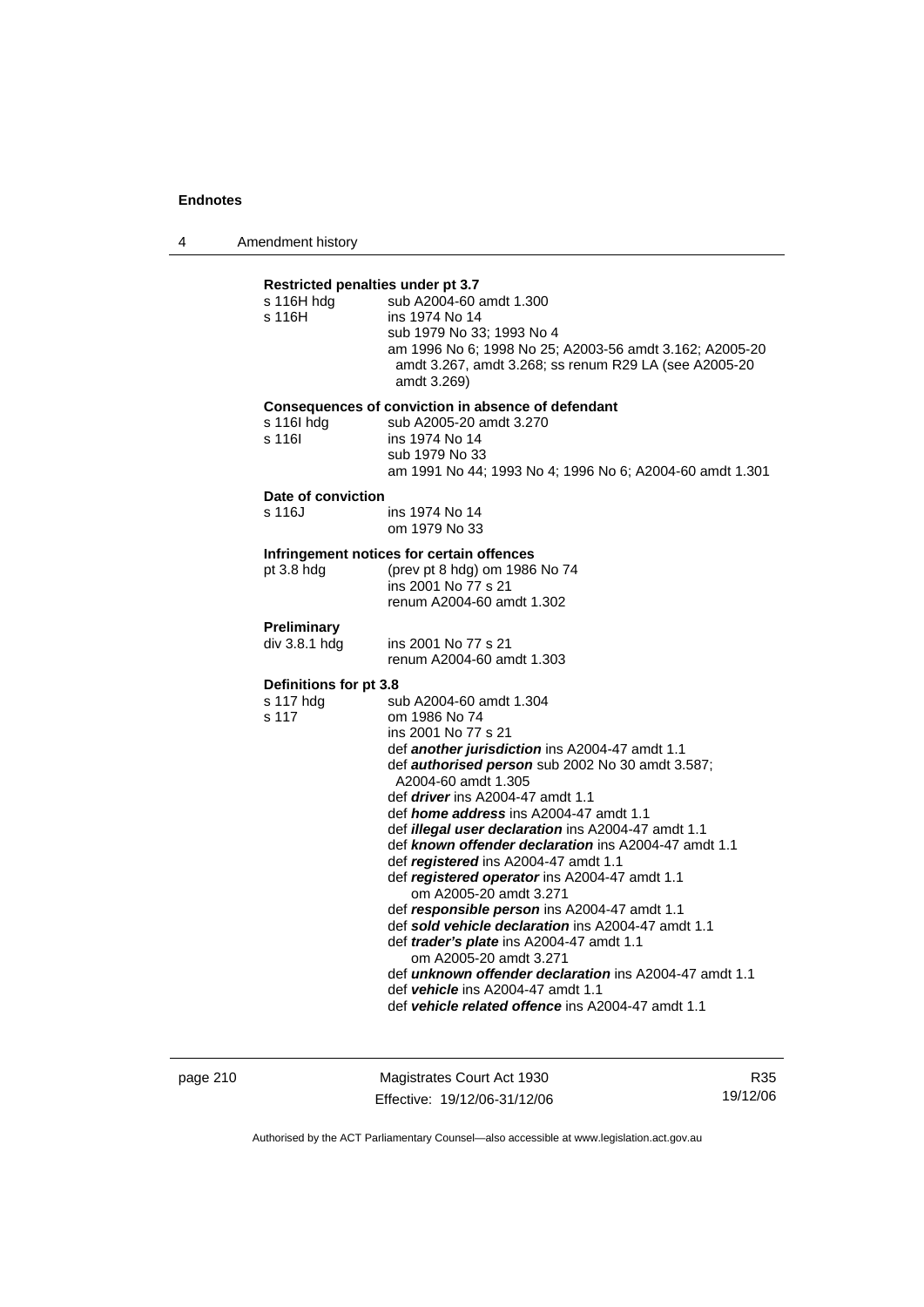**Restricted penalties under pt 3.7**

s 116H hdg sub A2004-60 amdt 1.300
s 116H ins 1974 No 14
sub 1979 No 33; 1993 No 4
am 1996 No 6; 1998 No 25; A2003-56 amdt 3.162; A2005-20 amdt 3.267, amdt 3.268; ss renum R29 LA (see A2005-20 amdt 3.269)

**Consequences of conviction in absence of defendant**

s 116I hdg sub A2005-20 amdt 3.270
s 116I ins 1974 No 14
sub 1979 No 33
am 1991 No 44; 1993 No 4; 1996 No 6; A2004-60 amdt 1.301

**Date of conviction**

s 116J ins 1974 No 14
om 1979 No 33

**Infringement notices for certain offences**

pt 3.8 hdg (prev pt 8 hdg) om 1986 No 74
ins 2001 No 77 s 21
renum A2004-60 amdt 1.302

**Preliminary**

div 3.8.1 hdg ins 2001 No 77 s 21
renum A2004-60 amdt 1.303

**Definitions for pt 3.8**

s 117 hdg sub A2004-60 amdt 1.304
s 117 om 1986 No 74
ins 2001 No 77 s 21
def ***another jurisdiction*** ins A2004-47 amdt 1.1
def ***authorised person*** sub 2002 No 30 amdt 3.587; A2004-60 amdt 1.305
def ***driver*** ins A2004-47 amdt 1.1
def ***home address*** ins A2004-47 amdt 1.1
def ***illegal user declaration*** ins A2004-47 amdt 1.1
def ***known offender declaration*** ins A2004-47 amdt 1.1
def ***registered*** ins A2004-47 amdt 1.1
def ***registered operator*** ins A2004-47 amdt 1.1
om A2005-20 amdt 3.271
def ***responsible person*** ins A2004-47 amdt 1.1
def ***sold vehicle declaration*** ins A2004-47 amdt 1.1
def ***trader's plate*** ins A2004-47 amdt 1.1
om A2005-20 amdt 3.271
def ***unknown offender declaration*** ins A2004-47 amdt 1.1
def ***vehicle*** ins A2004-47 amdt 1.1
def ***vehicle related offence*** ins A2004-47 amdt 1.1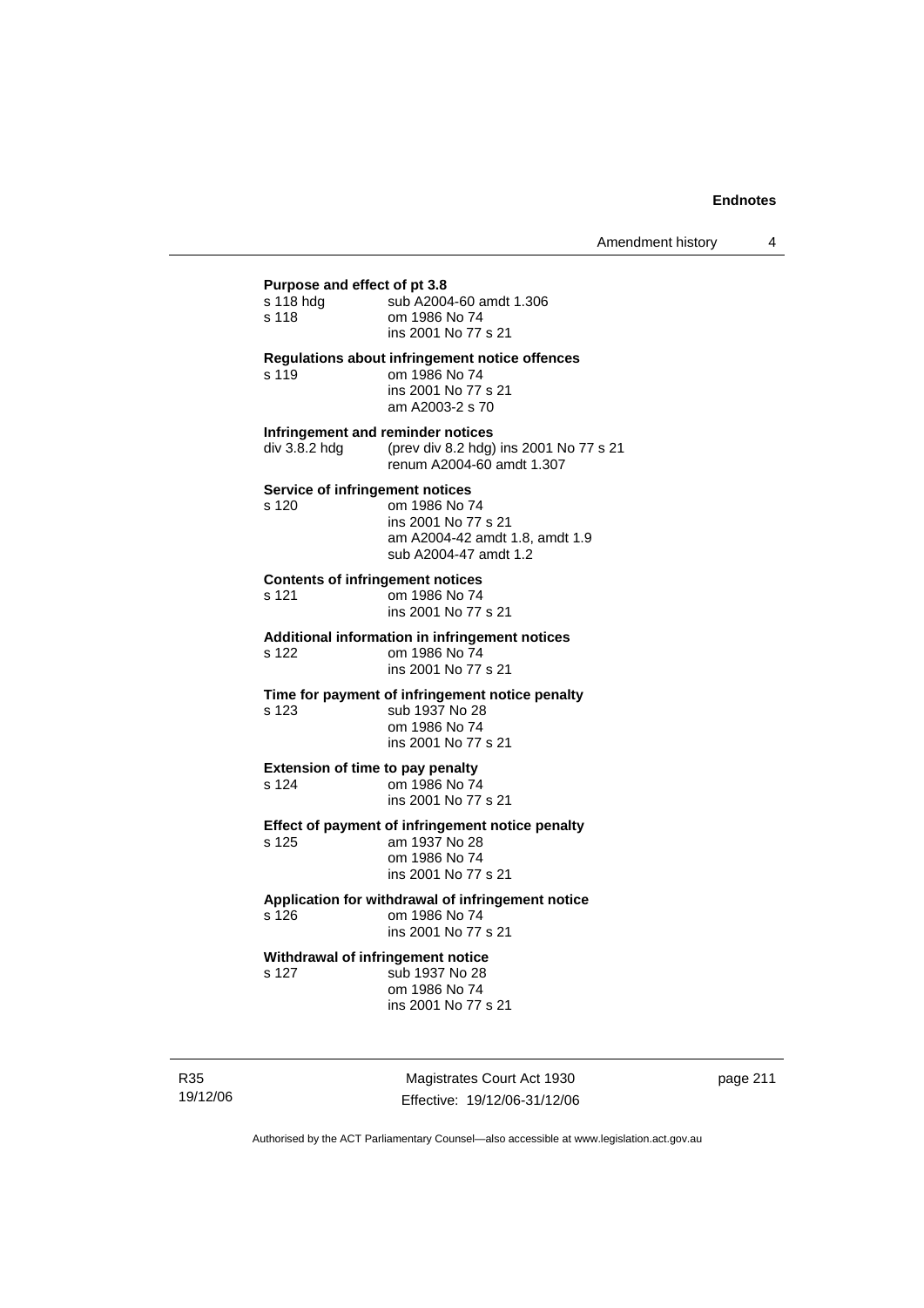**Purpose and effect of pt 3.8**

s 118 hdg sub A2004-60 amdt 1.306
s 118 om 1986 No 74
ins 2001 No 77 s 21

**Regulations about infringement notice offences**

s 119 om 1986 No 74
ins 2001 No 77 s 21
am A2003-2 s 70

**Infringement and reminder notices**

div 3.8.2 hdg (prev div 8.2 hdg) ins 2001 No 77 s 21
renum A2004-60 amdt 1.307

**Service of infringement notices**

s 120 om 1986 No 74
ins 2001 No 77 s 21
am A2004-42 amdt 1.8, amdt 1.9
sub A2004-47 amdt 1.2

**Contents of infringement notices**

s 121 om 1986 No 74
ins 2001 No 77 s 21

**Additional information in infringement notices**

s 122 om 1986 No 74
ins 2001 No 77 s 21

**Time for payment of infringement notice penalty**

s 123 sub 1937 No 28
om 1986 No 74
ins 2001 No 77 s 21

**Extension of time to pay penalty**

s 124 om 1986 No 74
ins 2001 No 77 s 21

**Effect of payment of infringement notice penalty**

s 125 am 1937 No 28
om 1986 No 74
ins 2001 No 77 s 21

**Application for withdrawal of infringement notice**

s 126 om 1986 No 74
ins 2001 No 77 s 21

**Withdrawal of infringement notice**

s 127 sub 1937 No 28
om 1986 No 74
ins 2001 No 77 s 21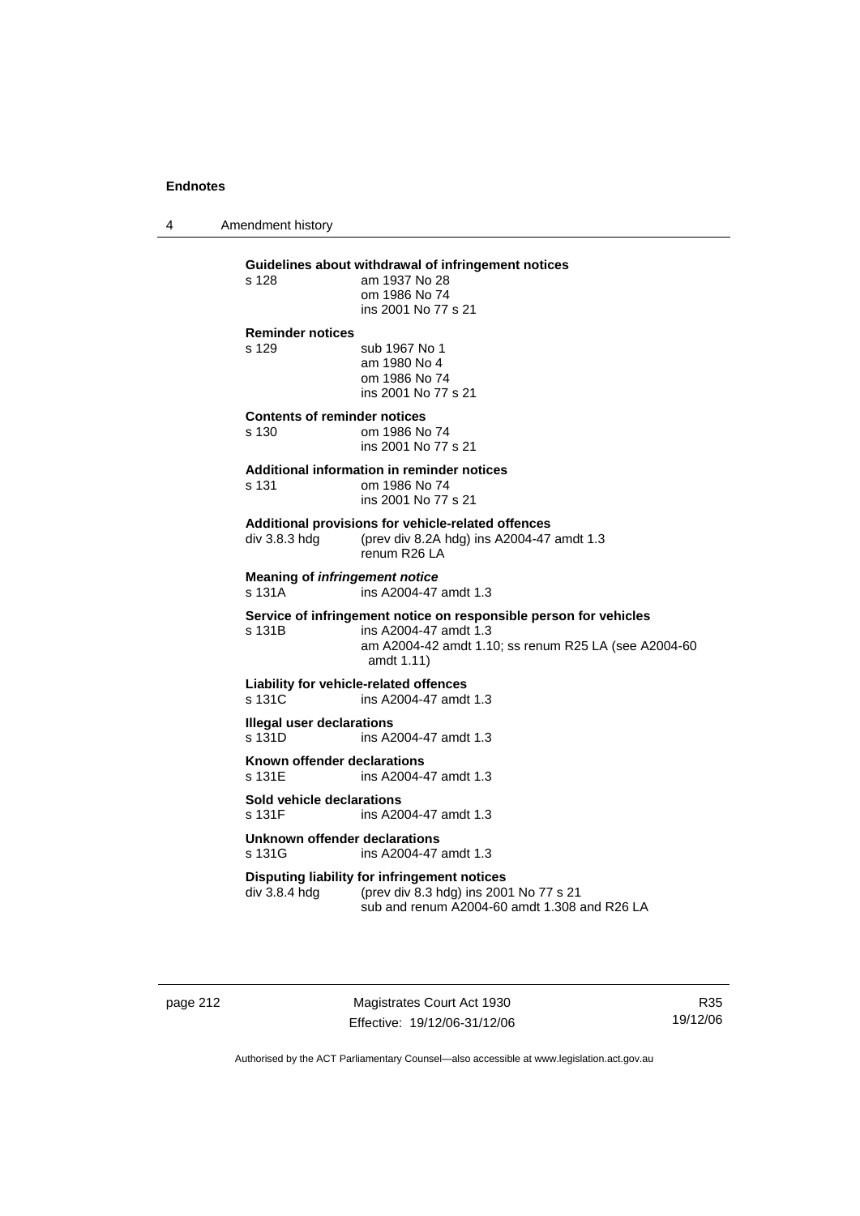**Guidelines about withdrawal of infringement notices**

s 128 am 1937 No 28
om 1986 No 74
ins 2001 No 77 s 21

**Reminder notices**

s 129 sub 1967 No 1
am 1980 No 4
om 1986 No 74
ins 2001 No 77 s 21

**Contents of reminder notices**

s 130 om 1986 No 74
ins 2001 No 77 s 21

**Additional information in reminder notices**

s 131 om 1986 No 74
ins 2001 No 77 s 21

**Additional provisions for vehicle-related offences**

div 3.8.3 hdg (prev div 8.2A hdg) ins A2004-47 amdt 1.3
renum R26 LA

**Meaning of *infringement notice***

s 131A ins A2004-47 amdt 1.3

**Service of infringement notice on responsible person for vehicles**

s 131B ins A2004-47 amdt 1.3
am A2004-42 amdt 1.10; ss renum R25 LA (see A2004-60 amdt 1.11)

**Liability for vehicle-related offences**

s 131C ins A2004-47 amdt 1.3

**Illegal user declarations**

s 131D ins A2004-47 amdt 1.3

**Known offender declarations**

s 131E ins A2004-47 amdt 1.3

**Sold vehicle declarations**

s 131F ins A2004-47 amdt 1.3

**Unknown offender declarations**

s 131G ins A2004-47 amdt 1.3

**Disputing liability for infringement notices**

div 3.8.4 hdg (prev div 8.3 hdg) ins 2001 No 77 s 21
sub and renum A2004-60 amdt 1.308 and R26 LA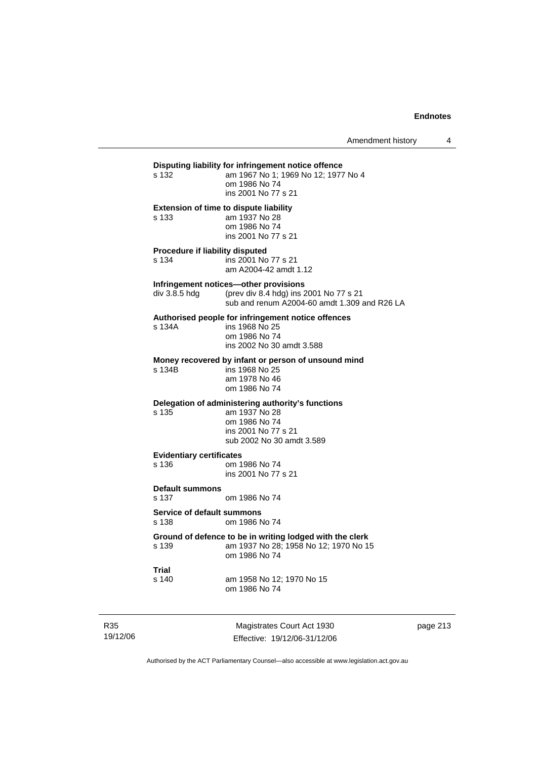**Disputing liability for infringement notice offence**

s 132 am 1967 No 1; 1969 No 12; 1977 No 4
om 1986 No 74
ins 2001 No 77 s 21

**Extension of time to dispute liability**

s 133 am 1937 No 28
om 1986 No 74
ins 2001 No 77 s 21

**Procedure if liability disputed**

s 134 ins 2001 No 77 s 21
am A2004-42 amdt 1.12

**Infringement notices—other provisions**

div 3.8.5 hdg (prev div 8.4 hdg) ins 2001 No 77 s 21
sub and renum A2004-60 amdt 1.309 and R26 LA

**Authorised people for infringement notice offences**

s 134A ins 1968 No 25
om 1986 No 74
ins 2002 No 30 amdt 3.588

**Money recovered by infant or person of unsound mind**

s 134B ins 1968 No 25
am 1978 No 46
om 1986 No 74

**Delegation of administering authority's functions**

s 135 am 1937 No 28
om 1986 No 74
ins 2001 No 77 s 21
sub 2002 No 30 amdt 3.589

**Evidentiary certificates**

s 136 om 1986 No 74
ins 2001 No 77 s 21

**Default summons**

s 137 om 1986 No 74

**Service of default summons**

s 138 om 1986 No 74

**Ground of defence to be in writing lodged with the clerk**

s 139 am 1937 No 28; 1958 No 12; 1970 No 15
om 1986 No 74

**Trial**

s 140 am 1958 No 12; 1970 No 15
om 1986 No 74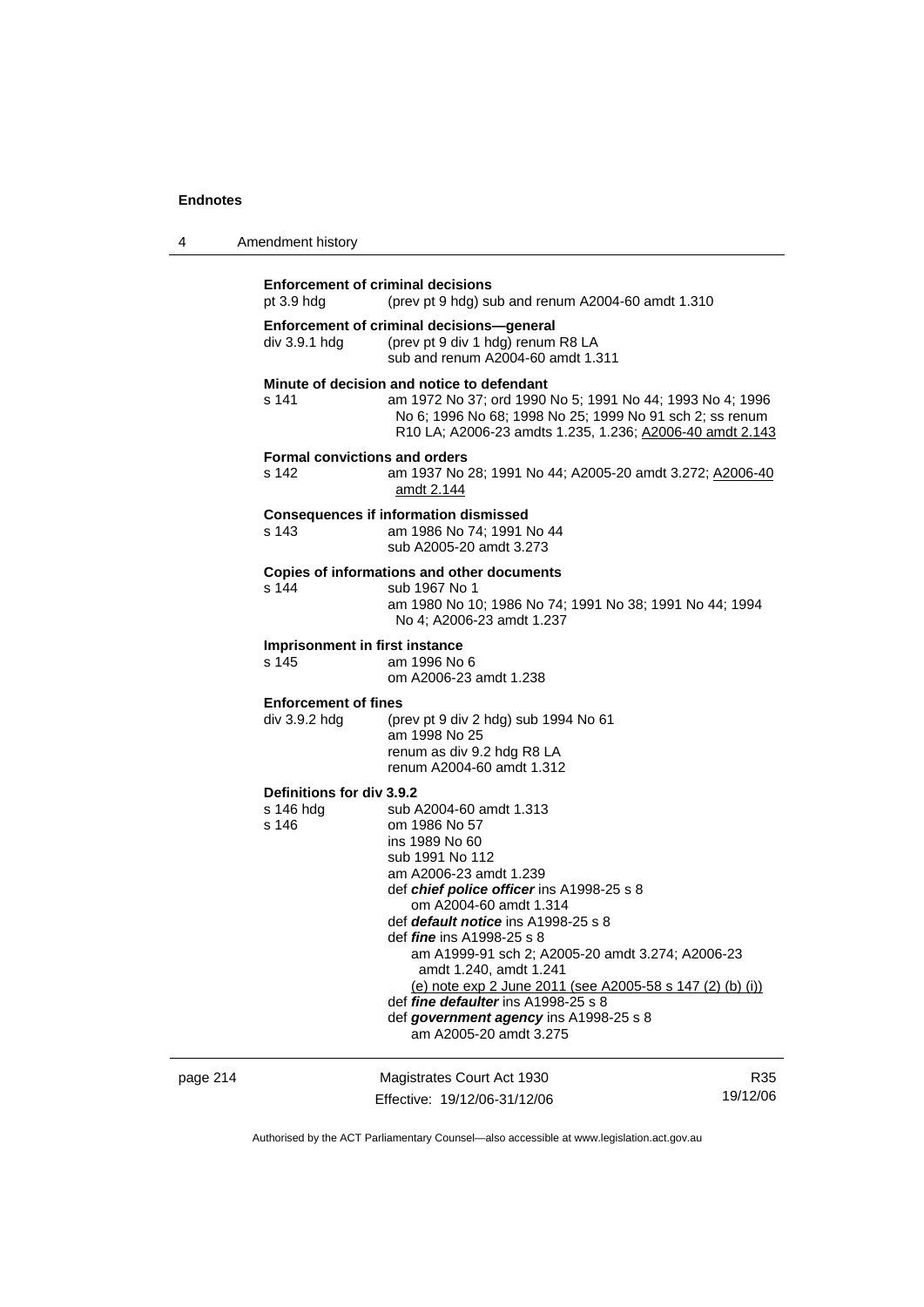**Enforcement of criminal decisions**

| | |
|---|---|
| pt 3.9 hdg | (prev pt 9 hdg) sub and renum A2004-60 amdt 1.310 |

**Enforcement of criminal decisions—general**

| | |
|---|---|
| div 3.9.1 hdg | (prev pt 9 div 1 hdg) renum R8 LA<br>sub and renum A2004-60 amdt 1.311 |

**Minute of decision and notice to defendant**

| | |
|---|---|
| s 141 | am 1972 No 37; ord 1990 No 5; 1991 No 44; 1993 No 4; 1996 No 6; 1996 No 68; 1998 No 25; 1999 No 91 sch 2; ss renum R10 LA; A2006-23 amdts 1.235, 1.236; A2006-40 amdt 2.143 |

**Formal convictions and orders**

| | |
|---|---|
| s 142 | am 1937 No 28; 1991 No 44; A2005-20 amdt 3.272; A2006-40 amdt 2.144 |

**Consequences if information dismissed**

| | |
|---|---|
| s 143 | am 1986 No 74; 1991 No 44<br>sub A2005-20 amdt 3.273 |

**Copies of informations and other documents**

| | |
|---|---|
| s 144 | sub 1967 No 1<br>am 1980 No 10; 1986 No 74; 1991 No 38; 1991 No 44; 1994 No 4; A2006-23 amdt 1.237 |

**Imprisonment in first instance**

| | |
|---|---|
| s 145 | am 1996 No 6<br>om A2006-23 amdt 1.238 |

**Enforcement of fines**

| | |
|---|---|
| div 3.9.2 hdg | (prev pt 9 div 2 hdg) sub 1994 No 61<br>am 1998 No 25<br>renum as div 9.2 hdg R8 LA<br>renum A2004-60 amdt 1.312 |

**Definitions for div 3.9.2**

| | |
|---|---|
| s 146 hdg | sub A2004-60 amdt 1.313 |
| s 146 | om 1986 No 57<br>ins 1989 No 60<br>sub 1991 No 112<br>am A2006-23 amdt 1.239<br>def ***chief police officer*** ins A1998-25 s 8<br>om A2004-60 amdt 1.314<br>def ***default notice*** ins A1998-25 s 8<br>def ***fine*** ins A1998-25 s 8<br>am A1999-91 sch 2; A2005-20 amdt 3.274; A2006-23 amdt 1.240, amdt 1.241<br>(e) note exp 2 June 2011 (see A2005-58 s 147 (2) (b) (i))<br>def ***fine defaulter*** ins A1998-25 s 8<br>def ***government agency*** ins A1998-25 s 8<br>am A2005-20 amdt 3.275 |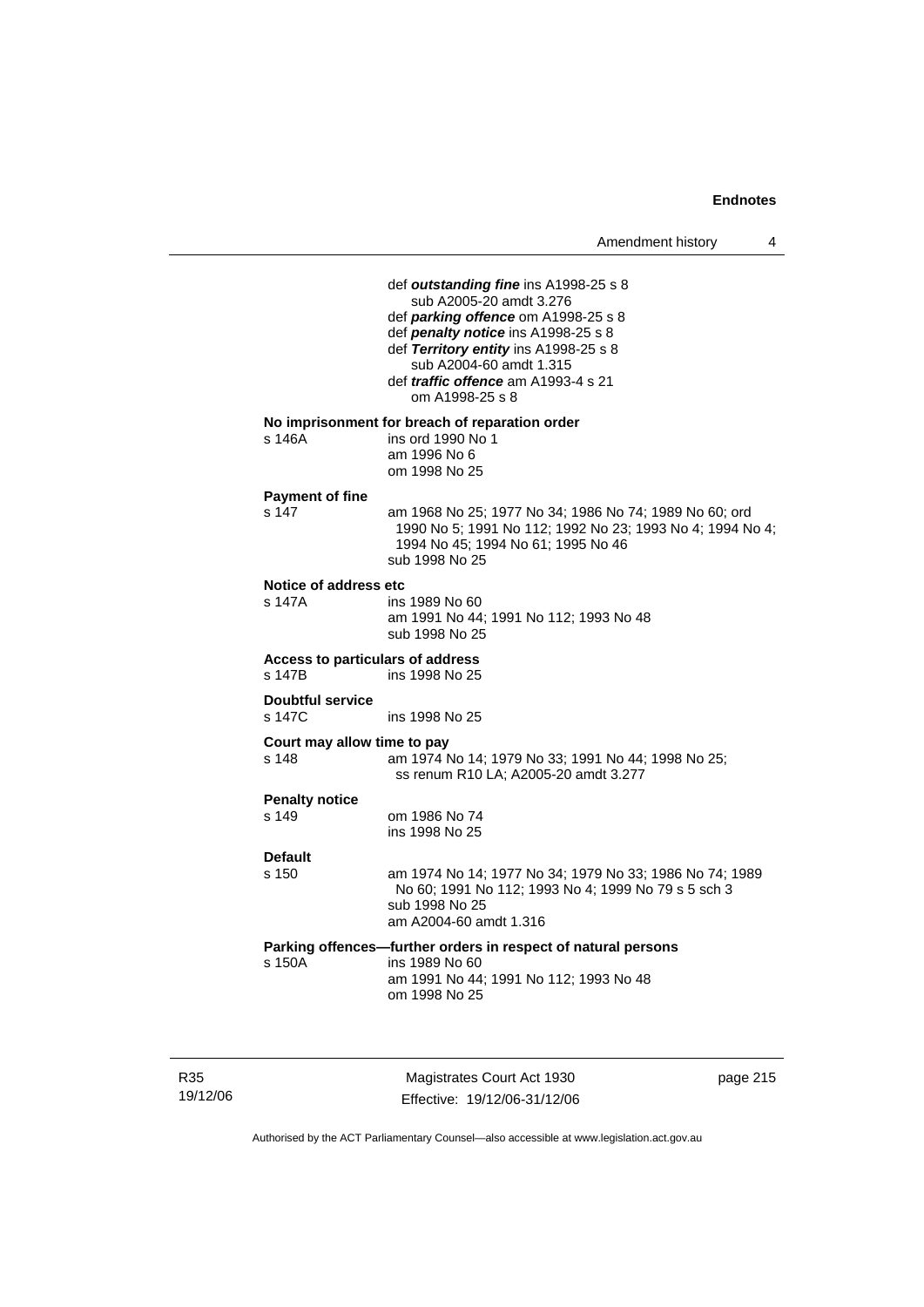def ***outstanding fine*** ins A1998-25 s 8
sub A2005-20 amdt 3.276
def ***parking offence*** om A1998-25 s 8
def ***penalty notice*** ins A1998-25 s 8
def ***Territory entity*** ins A1998-25 s 8
sub A2004-60 amdt 1.315
def ***traffic offence*** am A1993-4 s 21
om A1998-25 s 8

**No imprisonment for breach of reparation order**

s 146A — ins ord 1990 No 1
am 1996 No 6
om 1998 No 25

**Payment of fine**

s 147 — am 1968 No 25; 1977 No 34; 1986 No 74; 1989 No 60; ord 1990 No 5; 1991 No 112; 1992 No 23; 1993 No 4; 1994 No 4; 1994 No 45; 1994 No 61; 1995 No 46
sub 1998 No 25

**Notice of address etc**

s 147A — ins 1989 No 60
am 1991 No 44; 1991 No 112; 1993 No 48
sub 1998 No 25

**Access to particulars of address**

s 147B — ins 1998 No 25

**Doubtful service**

s 147C — ins 1998 No 25

**Court may allow time to pay**

s 148 — am 1974 No 14; 1979 No 33; 1991 No 44; 1998 No 25; ss renum R10 LA; A2005-20 amdt 3.277

**Penalty notice**

s 149 — om 1986 No 74
ins 1998 No 25

**Default**

s 150 — am 1974 No 14; 1977 No 34; 1979 No 33; 1986 No 74; 1989 No 60; 1991 No 112; 1993 No 4; 1999 No 79 s 5 sch 3
sub 1998 No 25
am A2004-60 amdt 1.316

**Parking offences—further orders in respect of natural persons**

s 150A — ins 1989 No 60
am 1991 No 44; 1991 No 112; 1993 No 48
om 1998 No 25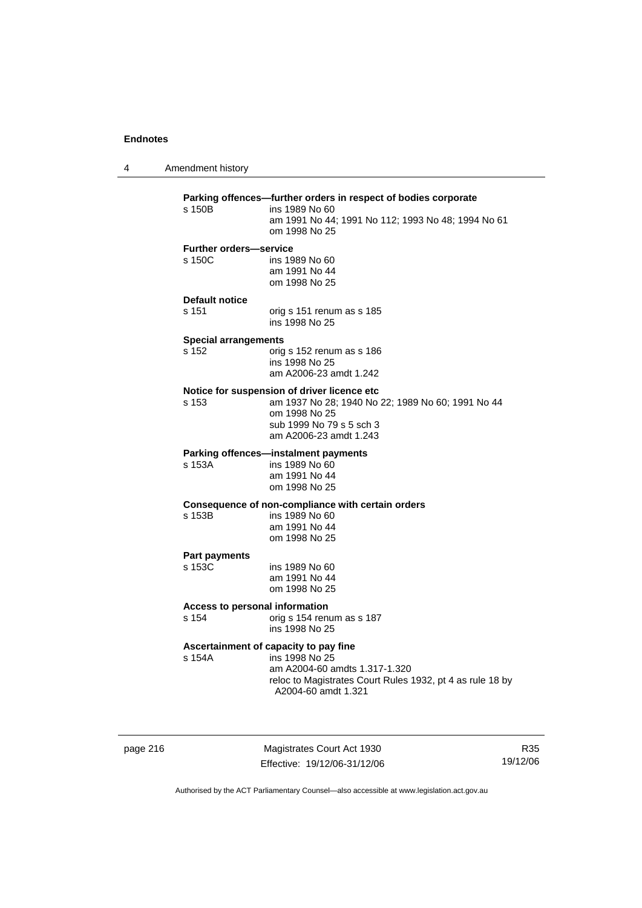**Parking offences—further orders in respect of bodies corporate**

s 150B ins 1989 No 60
am 1991 No 44; 1991 No 112; 1993 No 48; 1994 No 61
om 1998 No 25

**Further orders—service**

s 150C ins 1989 No 60
am 1991 No 44
om 1998 No 25

**Default notice**

s 151 orig s 151 renum as s 185
ins 1998 No 25

**Special arrangements**

s 152 orig s 152 renum as s 186
ins 1998 No 25
am A2006-23 amdt 1.242

**Notice for suspension of driver licence etc**

s 153 am 1937 No 28; 1940 No 22; 1989 No 60; 1991 No 44
om 1998 No 25
sub 1999 No 79 s 5 sch 3
am A2006-23 amdt 1.243

**Parking offences—instalment payments**

s 153A ins 1989 No 60
am 1991 No 44
om 1998 No 25

**Consequence of non-compliance with certain orders**

s 153B ins 1989 No 60
am 1991 No 44
om 1998 No 25

**Part payments**

s 153C ins 1989 No 60
am 1991 No 44
om 1998 No 25

**Access to personal information**

s 154 orig s 154 renum as s 187
ins 1998 No 25

**Ascertainment of capacity to pay fine**

s 154A ins 1998 No 25
am A2004-60 amdts 1.317-1.320
reloc to Magistrates Court Rules 1932, pt 4 as rule 18 by A2004-60 amdt 1.321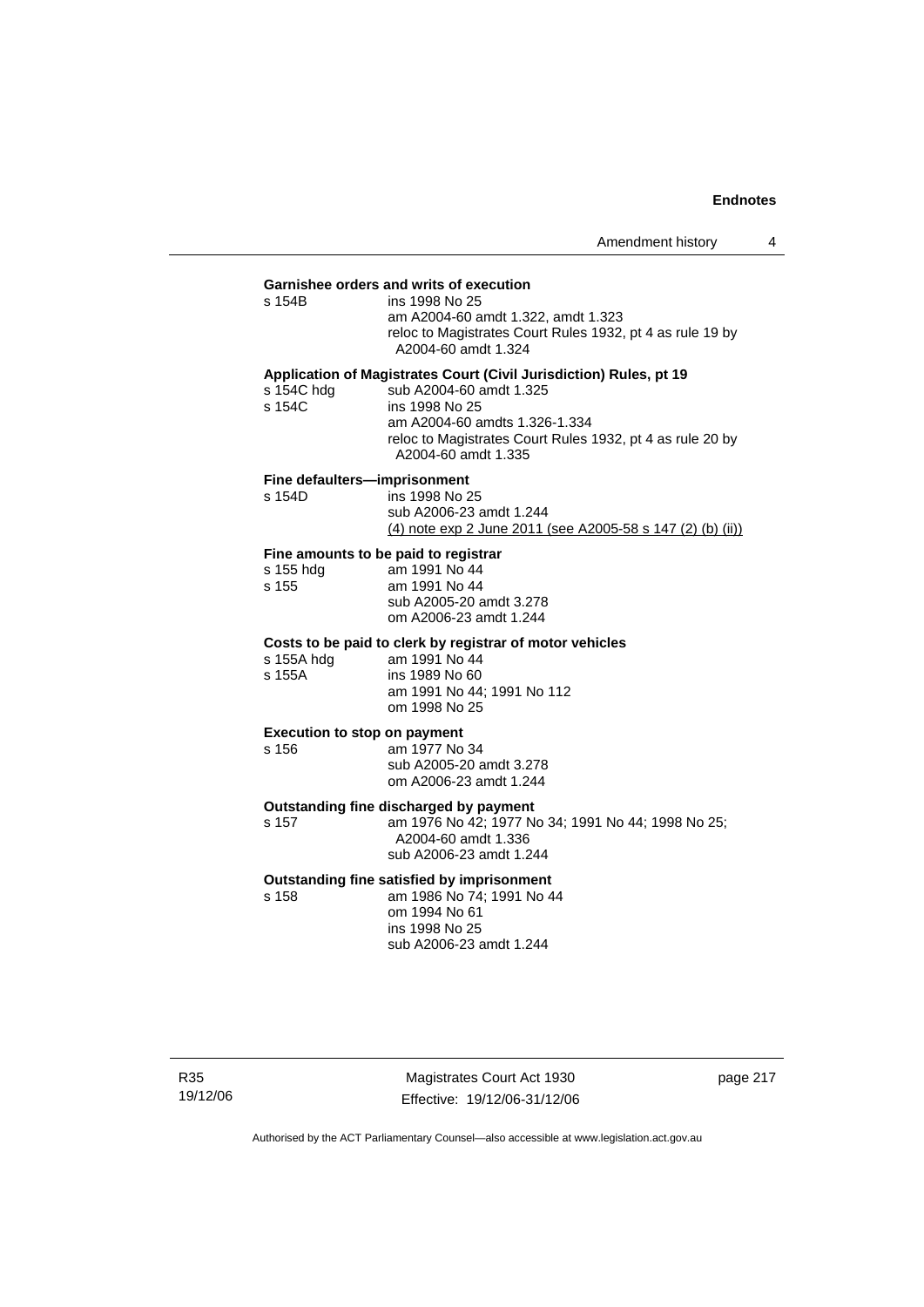**Garnishee orders and writs of execution**

s 154B ins 1998 No 25
am A2004-60 amdt 1.322, amdt 1.323
reloc to Magistrates Court Rules 1932, pt 4 as rule 19 by A2004-60 amdt 1.324

**Application of Magistrates Court (Civil Jurisdiction) Rules, pt 19**

s 154C hdg sub A2004-60 amdt 1.325
s 154C ins 1998 No 25
am A2004-60 amdts 1.326-1.334
reloc to Magistrates Court Rules 1932, pt 4 as rule 20 by A2004-60 amdt 1.335

**Fine defaulters—imprisonment**

s 154D ins 1998 No 25
sub A2006-23 amdt 1.244
(4) note exp 2 June 2011 (see A2005-58 s 147 (2) (b) (ii))

**Fine amounts to be paid to registrar**

s 155 hdg am 1991 No 44
s 155 am 1991 No 44
sub A2005-20 amdt 3.278
om A2006-23 amdt 1.244

**Costs to be paid to clerk by registrar of motor vehicles**

s 155A hdg am 1991 No 44
s 155A ins 1989 No 60
am 1991 No 44; 1991 No 112
om 1998 No 25

**Execution to stop on payment**

s 156 am 1977 No 34
sub A2005-20 amdt 3.278
om A2006-23 amdt 1.244

**Outstanding fine discharged by payment**

s 157 am 1976 No 42; 1977 No 34; 1991 No 44; 1998 No 25; A2004-60 amdt 1.336
sub A2006-23 amdt 1.244

**Outstanding fine satisfied by imprisonment**

s 158 am 1986 No 74; 1991 No 44
om 1994 No 61
ins 1998 No 25
sub A2006-23 amdt 1.244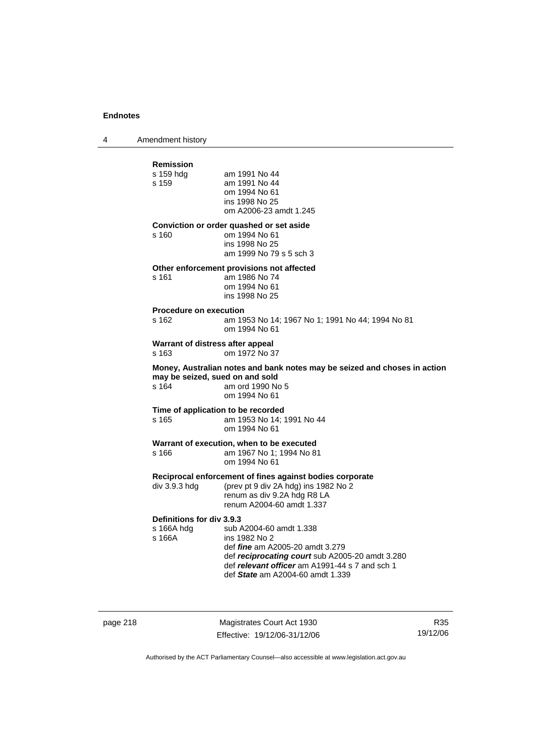**Remission**

| | |
|---|---|
| s 159 hdg | am 1991 No 44 |
| s 159 | am 1991 No 44<br>om 1994 No 61<br>ins 1998 No 25<br>om A2006-23 amdt 1.245 |

**Conviction or order quashed or set aside**

| | |
|---|---|
| s 160 | om 1994 No 61<br>ins 1998 No 25<br>am 1999 No 79 s 5 sch 3 |

**Other enforcement provisions not affected**

| | |
|---|---|
| s 161 | am 1986 No 74<br>om 1994 No 61<br>ins 1998 No 25 |

**Procedure on execution**

| | |
|---|---|
| s 162 | am 1953 No 14; 1967 No 1; 1991 No 44; 1994 No 81<br>om 1994 No 61 |

**Warrant of distress after appeal**

| | |
|---|---|
| s 163 | om 1972 No 37 |

**Money, Australian notes and bank notes may be seized and choses in action may be seized, sued on and sold**

| | |
|---|---|
| s 164 | am ord 1990 No 5<br>om 1994 No 61 |

**Time of application to be recorded**

| | |
|---|---|
| s 165 | am 1953 No 14; 1991 No 44<br>om 1994 No 61 |

**Warrant of execution, when to be executed**

| | |
|---|---|
| s 166 | am 1967 No 1; 1994 No 81<br>om 1994 No 61 |

**Reciprocal enforcement of fines against bodies corporate**

| | |
|---|---|
| div 3.9.3 hdg | (prev pt 9 div 2A hdg) ins 1982 No 2<br>renum as div 9.2A hdg R8 LA<br>renum A2004-60 amdt 1.337 |

**Definitions for div 3.9.3**

| | |
|---|---|
| s 166A hdg | sub A2004-60 amdt 1.338 |
| s 166A | ins 1982 No 2<br>def ***fine*** am A2005-20 amdt 3.279<br>def ***reciprocating court*** sub A2005-20 amdt 3.280<br>def ***relevant officer*** am A1991-44 s 7 and sch 1<br>def ***State*** am A2004-60 amdt 1.339 |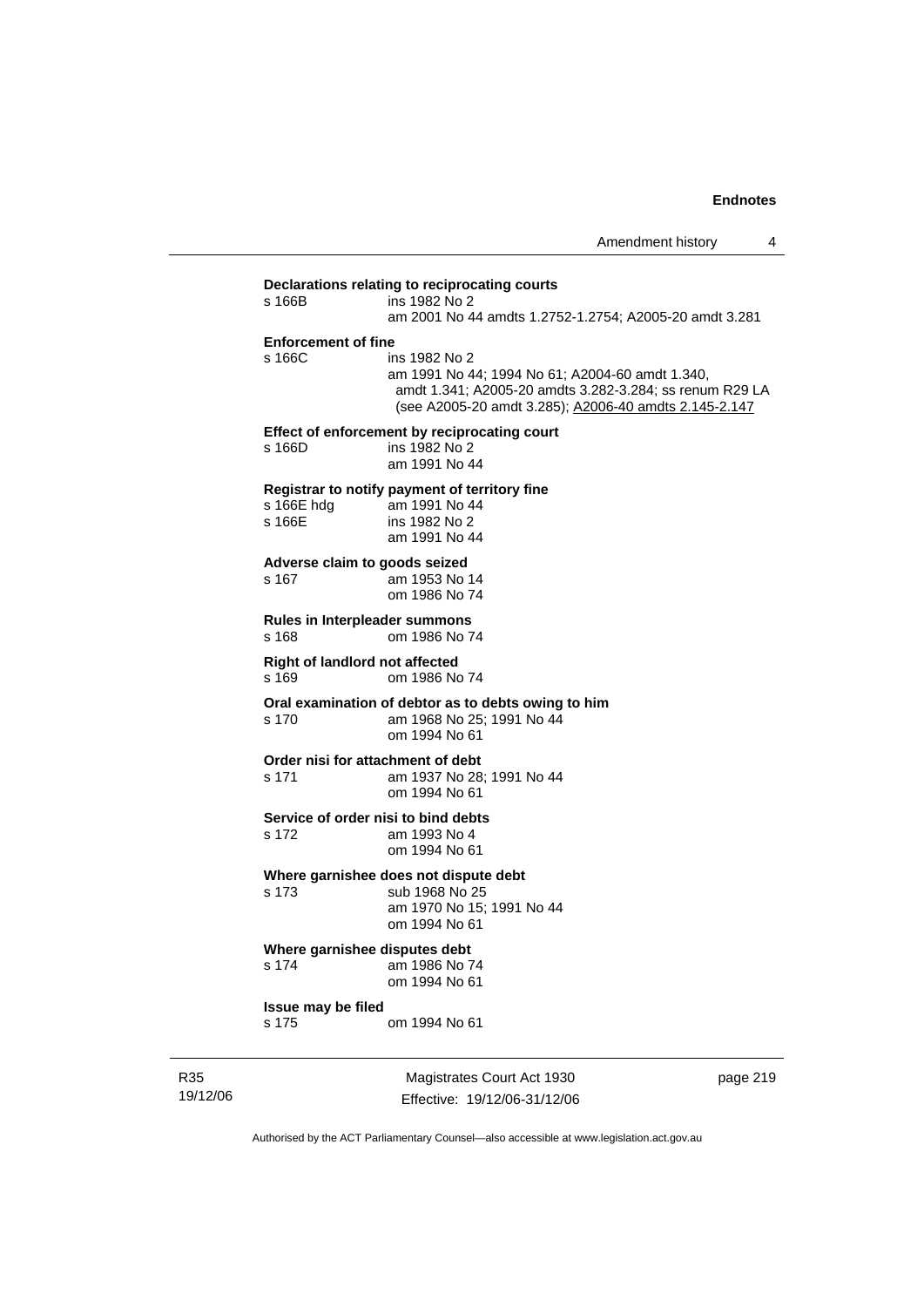**Declarations relating to reciprocating courts**

s 166B ins 1982 No 2
am 2001 No 44 amdts 1.2752-1.2754; A2005-20 amdt 3.281

**Enforcement of fine**

s 166C ins 1982 No 2
am 1991 No 44; 1994 No 61; A2004-60 amdt 1.340, amdt 1.341; A2005-20 amdts 3.282-3.284; ss renum R29 LA (see A2005-20 amdt 3.285); A2006-40 amdts 2.145-2.147

**Effect of enforcement by reciprocating court**

s 166D ins 1982 No 2
am 1991 No 44

**Registrar to notify payment of territory fine**

s 166E hdg am 1991 No 44
s 166E ins 1982 No 2
am 1991 No 44

**Adverse claim to goods seized**

s 167 am 1953 No 14
om 1986 No 74

**Rules in Interpleader summons**

s 168 om 1986 No 74

**Right of landlord not affected**

s 169 om 1986 No 74

**Oral examination of debtor as to debts owing to him**

s 170 am 1968 No 25; 1991 No 44
om 1994 No 61

**Order nisi for attachment of debt**

s 171 am 1937 No 28; 1991 No 44
om 1994 No 61

**Service of order nisi to bind debts**

s 172 am 1993 No 4
om 1994 No 61

**Where garnishee does not dispute debt**

s 173 sub 1968 No 25
am 1970 No 15; 1991 No 44
om 1994 No 61

**Where garnishee disputes debt**

s 174 am 1986 No 74
om 1994 No 61

**Issue may be filed**

s 175 om 1994 No 61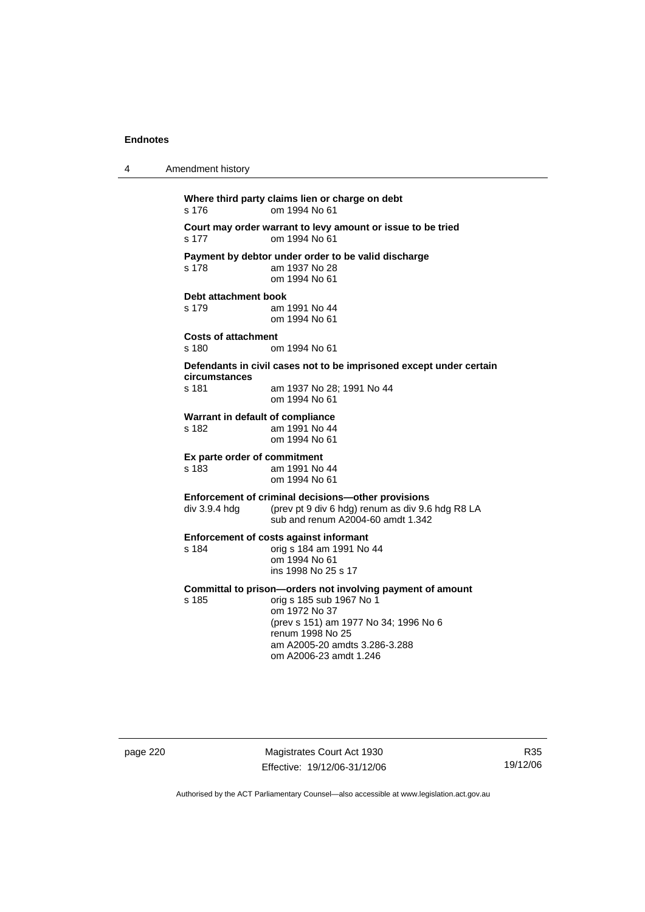**Where third party claims lien or charge on debt**

s 176 om 1994 No 61

**Court may order warrant to levy amount or issue to be tried**

s 177 om 1994 No 61

**Payment by debtor under order to be valid discharge**

s 178 am 1937 No 28
om 1994 No 61

**Debt attachment book**

s 179 am 1991 No 44
om 1994 No 61

**Costs of attachment**

s 180 om 1994 No 61

**Defendants in civil cases not to be imprisoned except under certain circumstances**

s 181 am 1937 No 28; 1991 No 44
om 1994 No 61

**Warrant in default of compliance**

s 182 am 1991 No 44
om 1994 No 61

**Ex parte order of commitment**

s 183 am 1991 No 44
om 1994 No 61

**Enforcement of criminal decisions—other provisions**

div 3.9.4 hdg (prev pt 9 div 6 hdg) renum as div 9.6 hdg R8 LA
sub and renum A2004-60 amdt 1.342

**Enforcement of costs against informant**

s 184 orig s 184 am 1991 No 44
om 1994 No 61
ins 1998 No 25 s 17

**Committal to prison—orders not involving payment of amount**

s 185 orig s 185 sub 1967 No 1
om 1972 No 37
(prev s 151) am 1977 No 34; 1996 No 6
renum 1998 No 25
am A2005-20 amdts 3.286-3.288
om A2006-23 amdt 1.246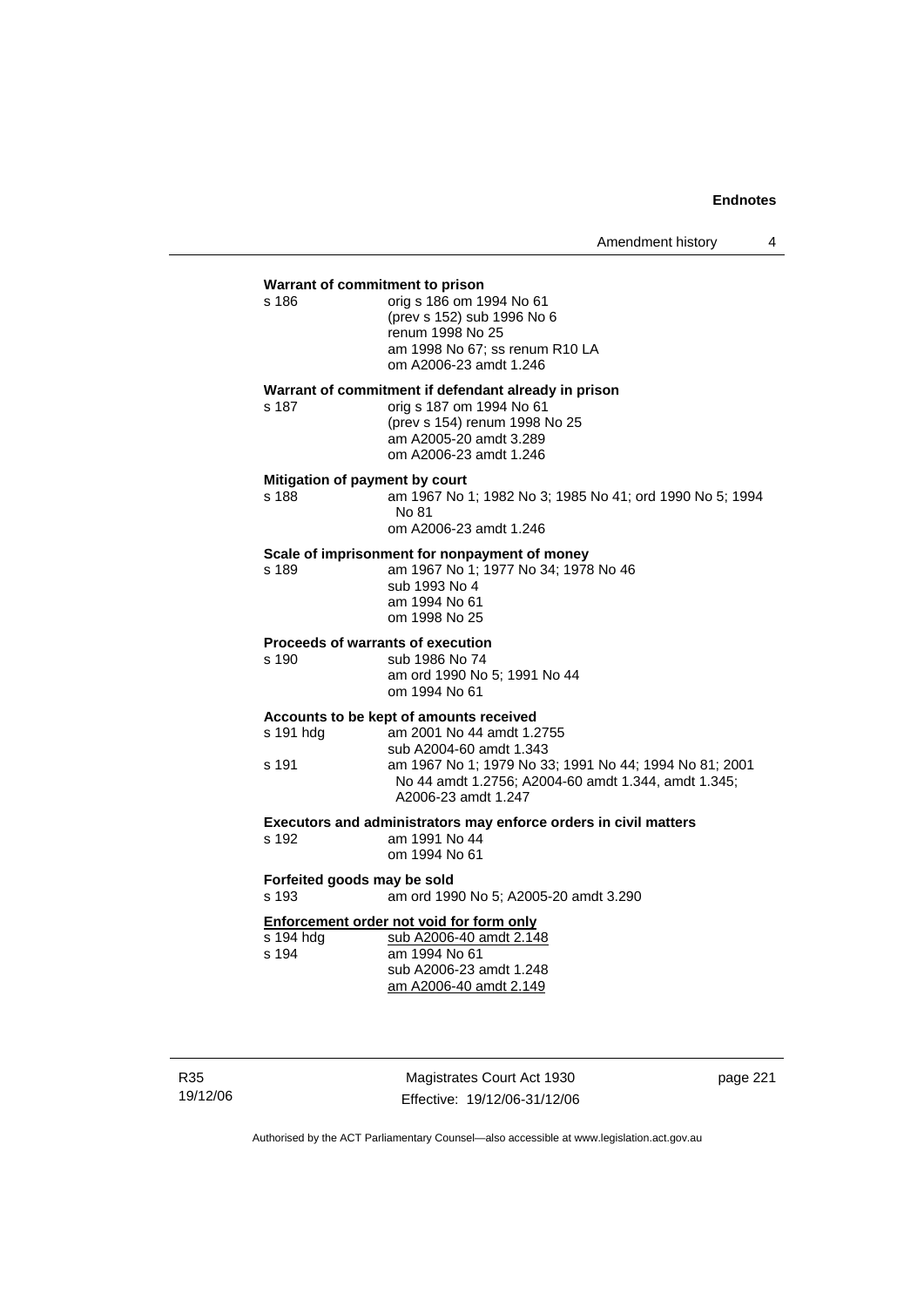**Warrant of commitment to prison**

s 186 orig s 186 om 1994 No 61
(prev s 152) sub 1996 No 6
renum 1998 No 25
am 1998 No 67; ss renum R10 LA
om A2006-23 amdt 1.246

**Warrant of commitment if defendant already in prison**

s 187 orig s 187 om 1994 No 61
(prev s 154) renum 1998 No 25
am A2005-20 amdt 3.289
om A2006-23 amdt 1.246

**Mitigation of payment by court**

s 188 am 1967 No 1; 1982 No 3; 1985 No 41; ord 1990 No 5; 1994 No 81
om A2006-23 amdt 1.246

**Scale of imprisonment for nonpayment of money**

s 189 am 1967 No 1; 1977 No 34; 1978 No 46
sub 1993 No 4
am 1994 No 61
om 1998 No 25

**Proceeds of warrants of execution**

s 190 sub 1986 No 74
am ord 1990 No 5; 1991 No 44
om 1994 No 61

**Accounts to be kept of amounts received**

s 191 hdg am 2001 No 44 amdt 1.2755
sub A2004-60 amdt 1.343

s 191 am 1967 No 1; 1979 No 33; 1991 No 44; 1994 No 81; 2001 No 44 amdt 1.2756; A2004-60 amdt 1.344, amdt 1.345; A2006-23 amdt 1.247

**Executors and administrators may enforce orders in civil matters**

s 192 am 1991 No 44
om 1994 No 61

**Forfeited goods may be sold**

s 193 am ord 1990 No 5; A2005-20 amdt 3.290

**Enforcement order not void for form only**

s 194 hdg sub A2006-40 amdt 2.148

s 194 am 1994 No 61
sub A2006-23 amdt 1.248
am A2006-40 amdt 2.149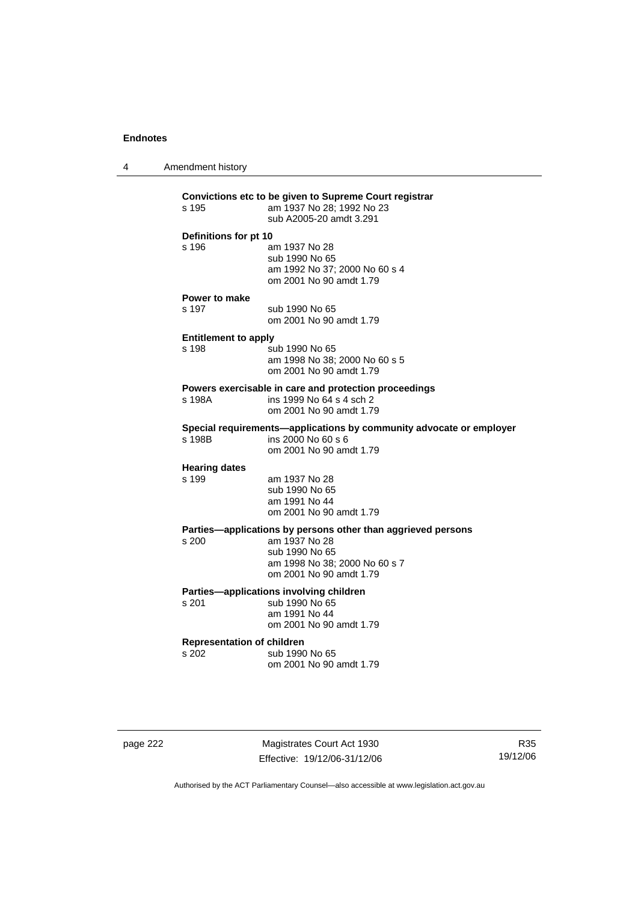**Convictions etc to be given to Supreme Court registrar**

s 195 am 1937 No 28; 1992 No 23
sub A2005-20 amdt 3.291

**Definitions for pt 10**

s 196 am 1937 No 28
sub 1990 No 65
am 1992 No 37; 2000 No 60 s 4
om 2001 No 90 amdt 1.79

**Power to make**

s 197 sub 1990 No 65
om 2001 No 90 amdt 1.79

**Entitlement to apply**

s 198 sub 1990 No 65
am 1998 No 38; 2000 No 60 s 5
om 2001 No 90 amdt 1.79

**Powers exercisable in care and protection proceedings**

s 198A ins 1999 No 64 s 4 sch 2
om 2001 No 90 amdt 1.79

**Special requirements—applications by community advocate or employer**

s 198B ins 2000 No 60 s 6
om 2001 No 90 amdt 1.79

**Hearing dates**

s 199 am 1937 No 28
sub 1990 No 65
am 1991 No 44
om 2001 No 90 amdt 1.79

**Parties—applications by persons other than aggrieved persons**

s 200 am 1937 No 28
sub 1990 No 65
am 1998 No 38; 2000 No 60 s 7
om 2001 No 90 amdt 1.79

**Parties—applications involving children**

s 201 sub 1990 No 65
am 1991 No 44
om 2001 No 90 amdt 1.79

**Representation of children**

s 202 sub 1990 No 65
om 2001 No 90 amdt 1.79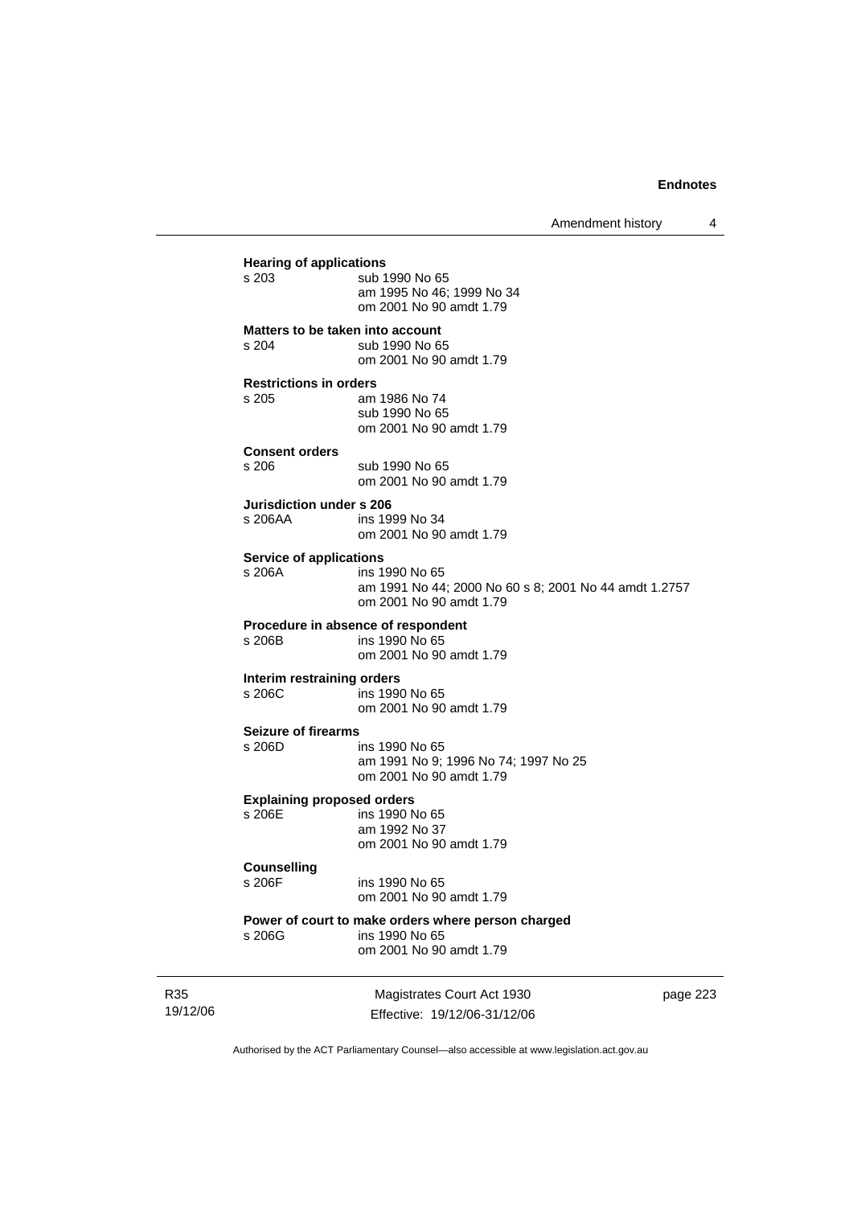**Hearing of applications**

s 203 sub 1990 No 65
am 1995 No 46; 1999 No 34
om 2001 No 90 amdt 1.79

**Matters to be taken into account**

s 204 sub 1990 No 65
om 2001 No 90 amdt 1.79

**Restrictions in orders**

s 205 am 1986 No 74
sub 1990 No 65
om 2001 No 90 amdt 1.79

**Consent orders**

s 206 sub 1990 No 65
om 2001 No 90 amdt 1.79

**Jurisdiction under s 206**

s 206AA ins 1999 No 34
om 2001 No 90 amdt 1.79

**Service of applications**

s 206A ins 1990 No 65
am 1991 No 44; 2000 No 60 s 8; 2001 No 44 amdt 1.2757
om 2001 No 90 amdt 1.79

**Procedure in absence of respondent**

s 206B ins 1990 No 65
om 2001 No 90 amdt 1.79

**Interim restraining orders**

s 206C ins 1990 No 65
om 2001 No 90 amdt 1.79

**Seizure of firearms**

s 206D ins 1990 No 65
am 1991 No 9; 1996 No 74; 1997 No 25
om 2001 No 90 amdt 1.79

**Explaining proposed orders**

s 206E ins 1990 No 65
am 1992 No 37
om 2001 No 90 amdt 1.79

**Counselling**

s 206F ins 1990 No 65
om 2001 No 90 amdt 1.79

**Power of court to make orders where person charged**

s 206G ins 1990 No 65
om 2001 No 90 amdt 1.79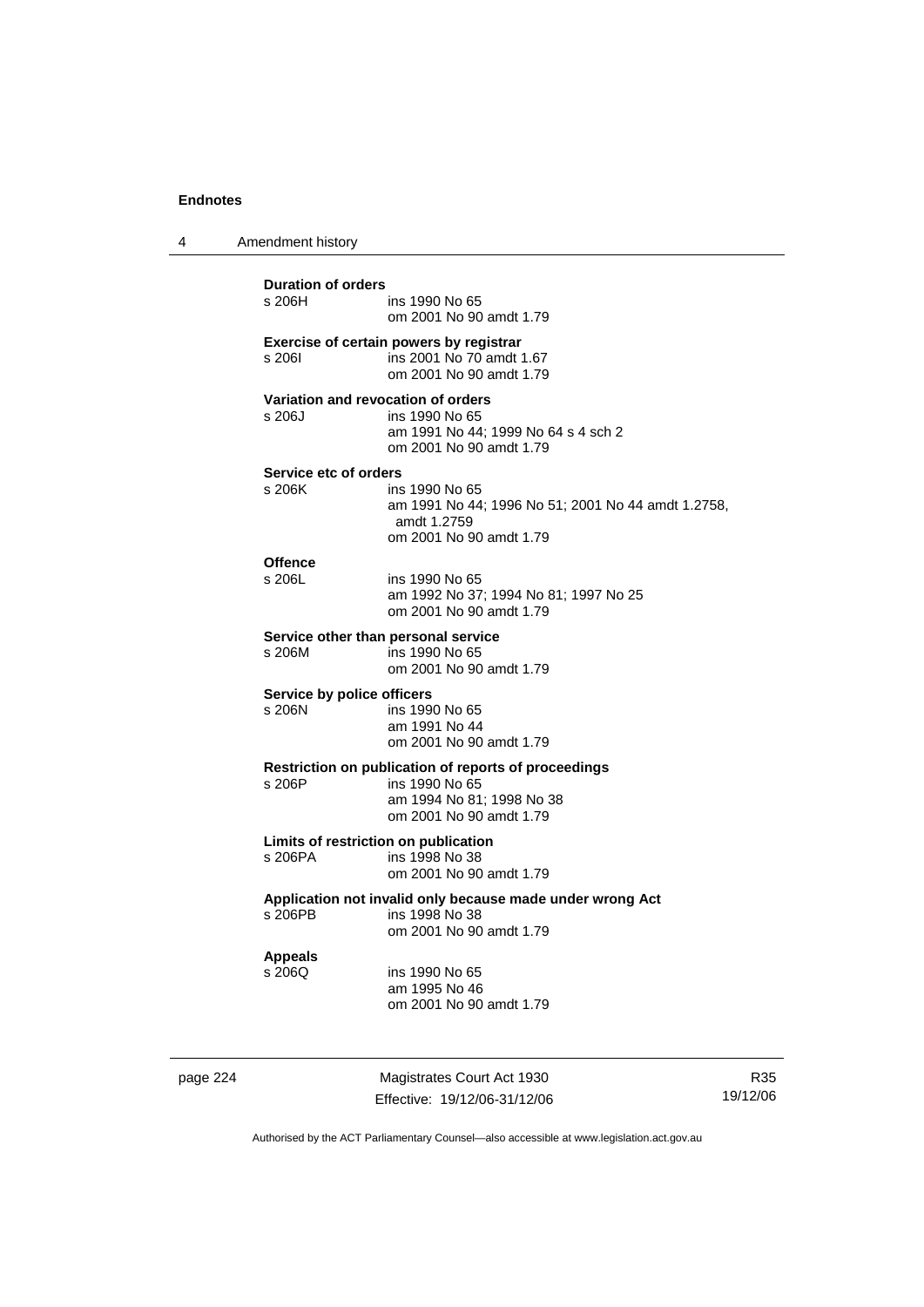**Duration of orders**

s 206H ins 1990 No 65
om 2001 No 90 amdt 1.79

**Exercise of certain powers by registrar**

s 206I ins 2001 No 70 amdt 1.67
om 2001 No 90 amdt 1.79

**Variation and revocation of orders**

s 206J ins 1990 No 65
am 1991 No 44; 1999 No 64 s 4 sch 2
om 2001 No 90 amdt 1.79

**Service etc of orders**

s 206K ins 1990 No 65
am 1991 No 44; 1996 No 51; 2001 No 44 amdt 1.2758, amdt 1.2759
om 2001 No 90 amdt 1.79

**Offence**

s 206L ins 1990 No 65
am 1992 No 37; 1994 No 81; 1997 No 25
om 2001 No 90 amdt 1.79

**Service other than personal service**

s 206M ins 1990 No 65
om 2001 No 90 amdt 1.79

**Service by police officers**

s 206N ins 1990 No 65
am 1991 No 44
om 2001 No 90 amdt 1.79

**Restriction on publication of reports of proceedings**

s 206P ins 1990 No 65
am 1994 No 81; 1998 No 38
om 2001 No 90 amdt 1.79

**Limits of restriction on publication**

s 206PA ins 1998 No 38
om 2001 No 90 amdt 1.79

**Application not invalid only because made under wrong Act**

s 206PB ins 1998 No 38
om 2001 No 90 amdt 1.79

**Appeals**

s 206Q ins 1990 No 65
am 1995 No 46
om 2001 No 90 amdt 1.79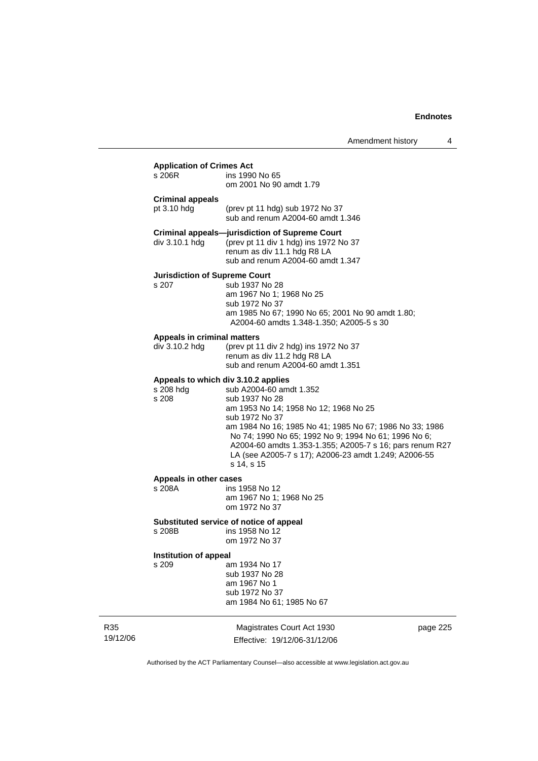**Application of Crimes Act**

s 206R ins 1990 No 65
om 2001 No 90 amdt 1.79

**Criminal appeals**

pt 3.10 hdg (prev pt 11 hdg) sub 1972 No 37
sub and renum A2004-60 amdt 1.346

**Criminal appeals—jurisdiction of Supreme Court**

div 3.10.1 hdg (prev pt 11 div 1 hdg) ins 1972 No 37
renum as div 11.1 hdg R8 LA
sub and renum A2004-60 amdt 1.347

**Jurisdiction of Supreme Court**

s 207 sub 1937 No 28
am 1967 No 1; 1968 No 25
sub 1972 No 37
am 1985 No 67; 1990 No 65; 2001 No 90 amdt 1.80; A2004-60 amdts 1.348-1.350; A2005-5 s 30

**Appeals in criminal matters**

div 3.10.2 hdg (prev pt 11 div 2 hdg) ins 1972 No 37
renum as div 11.2 hdg R8 LA
sub and renum A2004-60 amdt 1.351

**Appeals to which div 3.10.2 applies**

s 208 hdg sub A2004-60 amdt 1.352
s 208 sub 1937 No 28
am 1953 No 14; 1958 No 12; 1968 No 25
sub 1972 No 37
am 1984 No 16; 1985 No 41; 1985 No 67; 1986 No 33; 1986 No 74; 1990 No 65; 1992 No 9; 1994 No 61; 1996 No 6; A2004-60 amdts 1.353-1.355; A2005-7 s 16; pars renum R27 LA (see A2005-7 s 17); A2006-23 amdt 1.249; A2006-55 s 14, s 15

**Appeals in other cases**

s 208A ins 1958 No 12
am 1967 No 1; 1968 No 25
om 1972 No 37

**Substituted service of notice of appeal**

s 208B ins 1958 No 12
om 1972 No 37

**Institution of appeal**

s 209 am 1934 No 17
sub 1937 No 28
am 1967 No 1
sub 1972 No 37
am 1984 No 61; 1985 No 67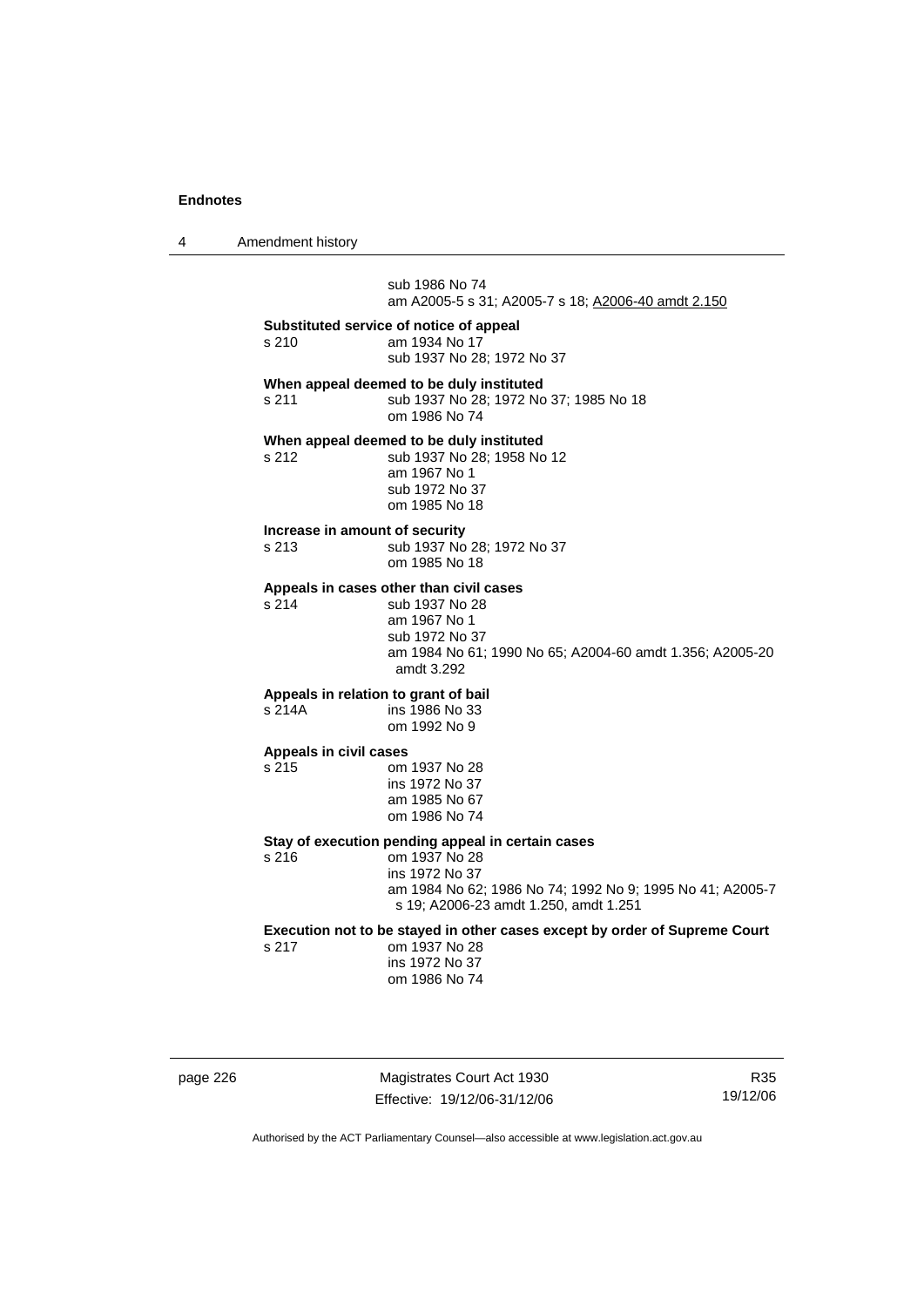sub 1986 No 74
am A2005-5 s 31; A2005-7 s 18; A2006-40 amdt 2.150

**Substituted service of notice of appeal**

s 210 am 1934 No 17
sub 1937 No 28; 1972 No 37

**When appeal deemed to be duly instituted**

s 211 sub 1937 No 28; 1972 No 37; 1985 No 18
om 1986 No 74

**When appeal deemed to be duly instituted**

s 212 sub 1937 No 28; 1958 No 12
am 1967 No 1
sub 1972 No 37
om 1985 No 18

**Increase in amount of security**

s 213 sub 1937 No 28; 1972 No 37
om 1985 No 18

**Appeals in cases other than civil cases**

s 214 sub 1937 No 28
am 1967 No 1
sub 1972 No 37
am 1984 No 61; 1990 No 65; A2004-60 amdt 1.356; A2005-20 amdt 3.292

**Appeals in relation to grant of bail**

s 214A ins 1986 No 33
om 1992 No 9

**Appeals in civil cases**

s 215 om 1937 No 28
ins 1972 No 37
am 1985 No 67
om 1986 No 74

**Stay of execution pending appeal in certain cases**

s 216 om 1937 No 28
ins 1972 No 37
am 1984 No 62; 1986 No 74; 1992 No 9; 1995 No 41; A2005-7 s 19; A2006-23 amdt 1.250, amdt 1.251

**Execution not to be stayed in other cases except by order of Supreme Court**

s 217 om 1937 No 28
ins 1972 No 37
om 1986 No 74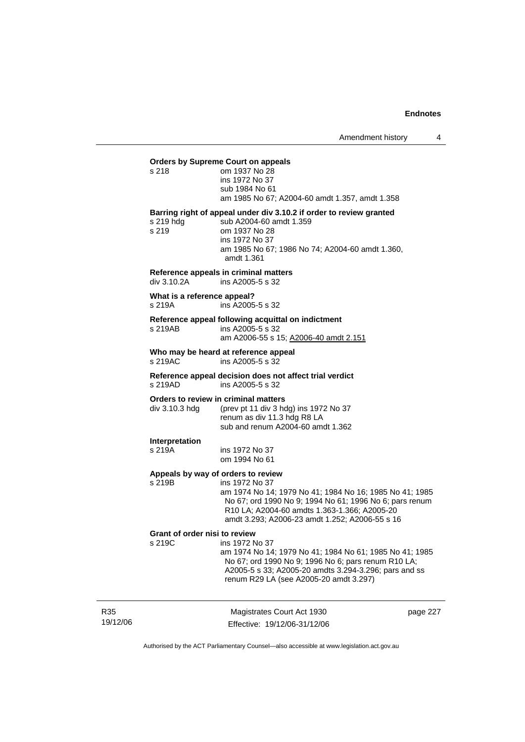**Orders by Supreme Court on appeals**

s 218 om 1937 No 28
ins 1972 No 37
sub 1984 No 61
am 1985 No 67; A2004-60 amdt 1.357, amdt 1.358

**Barring right of appeal under div 3.10.2 if order to review granted**

s 219 hdg sub A2004-60 amdt 1.359
s 219 om 1937 No 28
ins 1972 No 37
am 1985 No 67; 1986 No 74; A2004-60 amdt 1.360, amdt 1.361

**Reference appeals in criminal matters**

div 3.10.2A ins A2005-5 s 32

**What is a reference appeal?**

s 219A ins A2005-5 s 32

**Reference appeal following acquittal on indictment**

s 219AB ins A2005-5 s 32
am A2006-55 s 15; A2006-40 amdt 2.151

**Who may be heard at reference appeal**

s 219AC ins A2005-5 s 32

**Reference appeal decision does not affect trial verdict**

s 219AD ins A2005-5 s 32

**Orders to review in criminal matters**

div 3.10.3 hdg (prev pt 11 div 3 hdg) ins 1972 No 37
renum as div 11.3 hdg R8 LA
sub and renum A2004-60 amdt 1.362

**Interpretation**

s 219A ins 1972 No 37
om 1994 No 61

**Appeals by way of orders to review**

s 219B ins 1972 No 37
am 1974 No 14; 1979 No 41; 1984 No 16; 1985 No 41; 1985 No 67; ord 1990 No 9; 1994 No 61; 1996 No 6; pars renum R10 LA; A2004-60 amdts 1.363-1.366; A2005-20 amdt 3.293; A2006-23 amdt 1.252; A2006-55 s 16

**Grant of order nisi to review**

s 219C ins 1972 No 37
am 1974 No 14; 1979 No 41; 1984 No 61; 1985 No 41; 1985 No 67; ord 1990 No 9; 1996 No 6; pars renum R10 LA; A2005-5 s 33; A2005-20 amdts 3.294-3.296; pars and ss renum R29 LA (see A2005-20 amdt 3.297)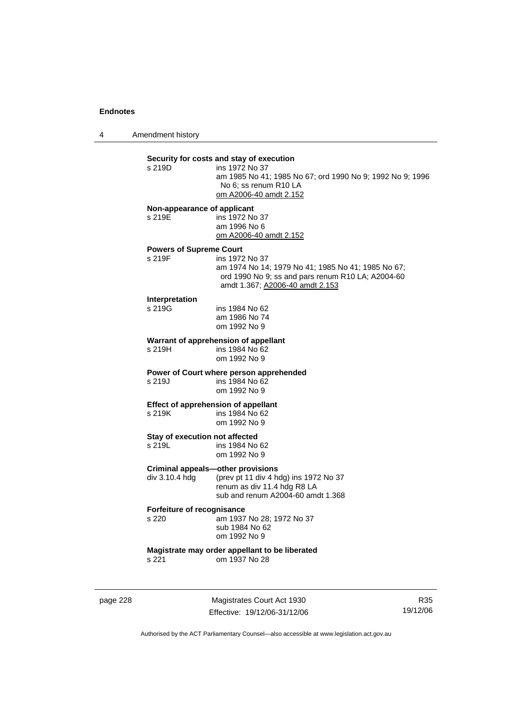**Security for costs and stay of execution**

s 219D ins 1972 No 37
am 1985 No 41; 1985 No 67; ord 1990 No 9; 1992 No 9; 1996 No 6; ss renum R10 LA
om A2006-40 amdt 2.152

**Non-appearance of applicant**

s 219E ins 1972 No 37
am 1996 No 6
om A2006-40 amdt 2.152

**Powers of Supreme Court**

s 219F ins 1972 No 37
am 1974 No 14; 1979 No 41; 1985 No 41; 1985 No 67; ord 1990 No 9; ss and pars renum R10 LA; A2004-60 amdt 1.367; A2006-40 amdt 2.153

**Interpretation**

s 219G ins 1984 No 62
am 1986 No 74
om 1992 No 9

**Warrant of apprehension of appellant**

s 219H ins 1984 No 62
om 1992 No 9

**Power of Court where person apprehended**

s 219J ins 1984 No 62
om 1992 No 9

**Effect of apprehension of appellant**

s 219K ins 1984 No 62
om 1992 No 9

**Stay of execution not affected**

s 219L ins 1984 No 62
om 1992 No 9

**Criminal appeals—other provisions**

div 3.10.4 hdg (prev pt 11 div 4 hdg) ins 1972 No 37
renum as div 11.4 hdg R8 LA
sub and renum A2004-60 amdt 1.368

**Forfeiture of recognisance**

s 220 am 1937 No 28; 1972 No 37
sub 1984 No 62
om 1992 No 9

**Magistrate may order appellant to be liberated**

s 221 om 1937 No 28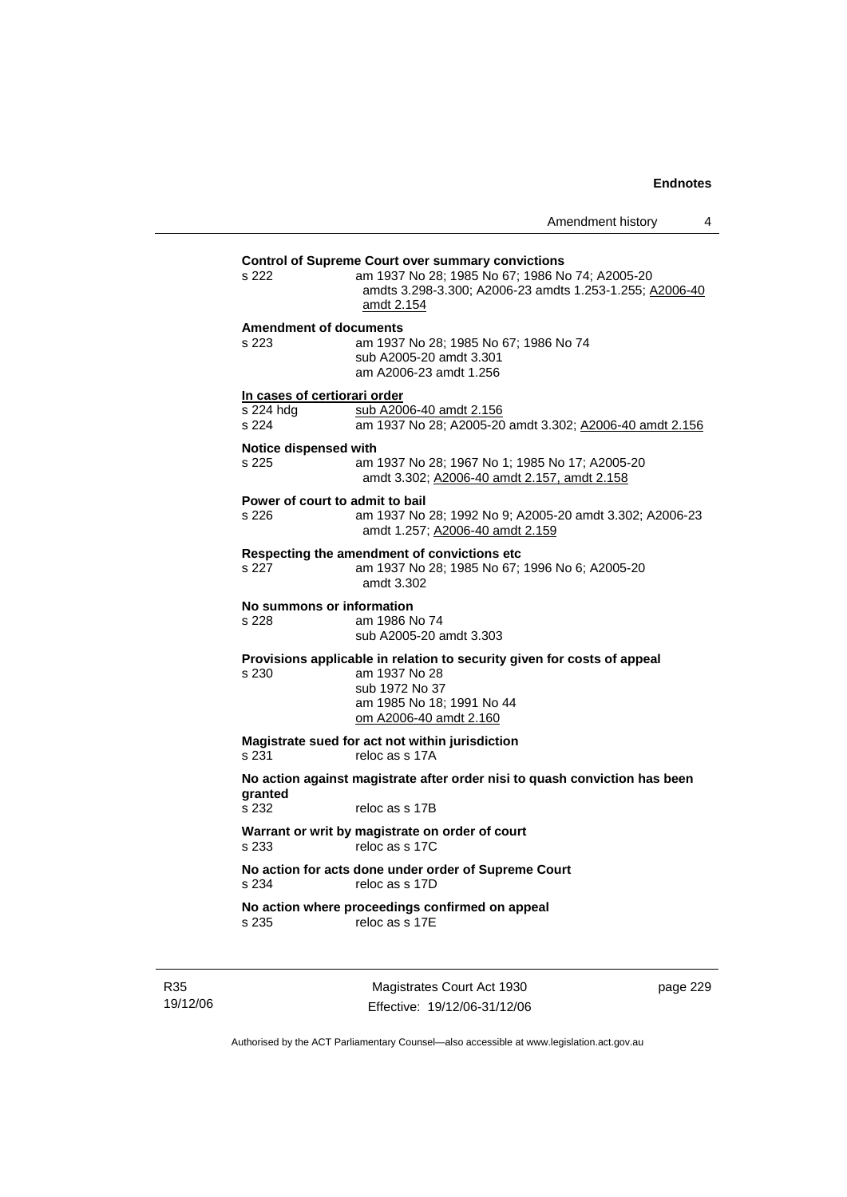**Control of Supreme Court over summary convictions**

s 222 am 1937 No 28; 1985 No 67; 1986 No 74; A2005-20 amdts 3.298-3.300; A2006-23 amdts 1.253-1.255; A2006-40 amdt 2.154

**Amendment of documents**

s 223 am 1937 No 28; 1985 No 67; 1986 No 74
sub A2005-20 amdt 3.301
am A2006-23 amdt 1.256

**In cases of certiorari order**

s 224 hdg sub A2006-40 amdt 2.156
s 224 am 1937 No 28; A2005-20 amdt 3.302; A2006-40 amdt 2.156

**Notice dispensed with**

s 225 am 1937 No 28; 1967 No 1; 1985 No 17; A2005-20 amdt 3.302; A2006-40 amdt 2.157, amdt 2.158

**Power of court to admit to bail**

s 226 am 1937 No 28; 1992 No 9; A2005-20 amdt 3.302; A2006-23 amdt 1.257; A2006-40 amdt 2.159

**Respecting the amendment of convictions etc**

s 227 am 1937 No 28; 1985 No 67; 1996 No 6; A2005-20 amdt 3.302

**No summons or information**

s 228 am 1986 No 74
sub A2005-20 amdt 3.303

**Provisions applicable in relation to security given for costs of appeal**

s 230 am 1937 No 28
sub 1972 No 37
am 1985 No 18; 1991 No 44
om A2006-40 amdt 2.160

**Magistrate sued for act not within jurisdiction**

s 231 reloc as s 17A

**No action against magistrate after order nisi to quash conviction has been granted**

s 232 reloc as s 17B

**Warrant or writ by magistrate on order of court**

s 233 reloc as s 17C

**No action for acts done under order of Supreme Court**

s 234 reloc as s 17D

**No action where proceedings confirmed on appeal**

s 235 reloc as s 17E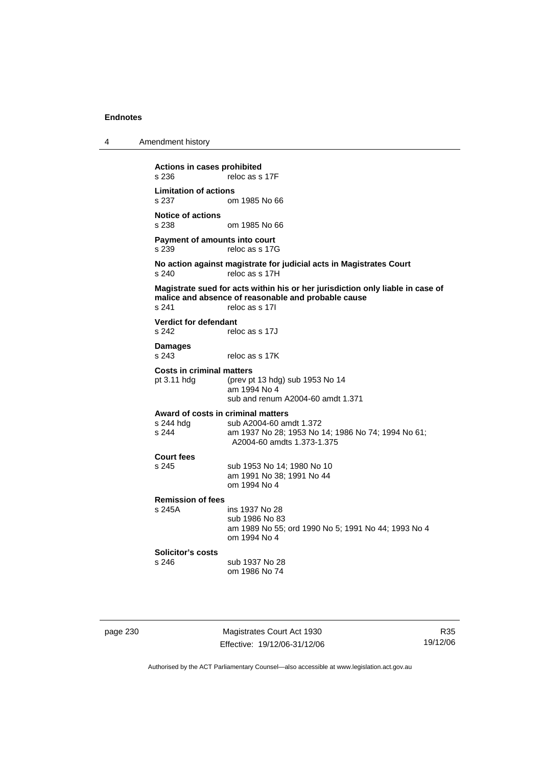**Actions in cases prohibited**
s 236 reloc as s 17F

**Limitation of actions**
s 237 om 1985 No 66

**Notice of actions**
s 238 om 1985 No 66

**Payment of amounts into court**
s 239 reloc as s 17G

**No action against magistrate for judicial acts in Magistrates Court**
s 240 reloc as s 17H

**Magistrate sued for acts within his or her jurisdiction only liable in case of malice and absence of reasonable and probable cause**
s 241 reloc as s 17I

**Verdict for defendant**
s 242 reloc as s 17J

**Damages**
s 243 reloc as s 17K

**Costs in criminal matters**
pt 3.11 hdg (prev pt 13 hdg) sub 1953 No 14
am 1994 No 4
sub and renum A2004-60 amdt 1.371

**Award of costs in criminal matters**
s 244 hdg sub A2004-60 amdt 1.372
s 244 am 1937 No 28; 1953 No 14; 1986 No 74; 1994 No 61; A2004-60 amdts 1.373-1.375

**Court fees**
s 245 sub 1953 No 14; 1980 No 10
am 1991 No 38; 1991 No 44
om 1994 No 4

**Remission of fees**
s 245A ins 1937 No 28
sub 1986 No 83
am 1989 No 55; ord 1990 No 5; 1991 No 44; 1993 No 4
om 1994 No 4

**Solicitor's costs**
s 246 sub 1937 No 28
om 1986 No 74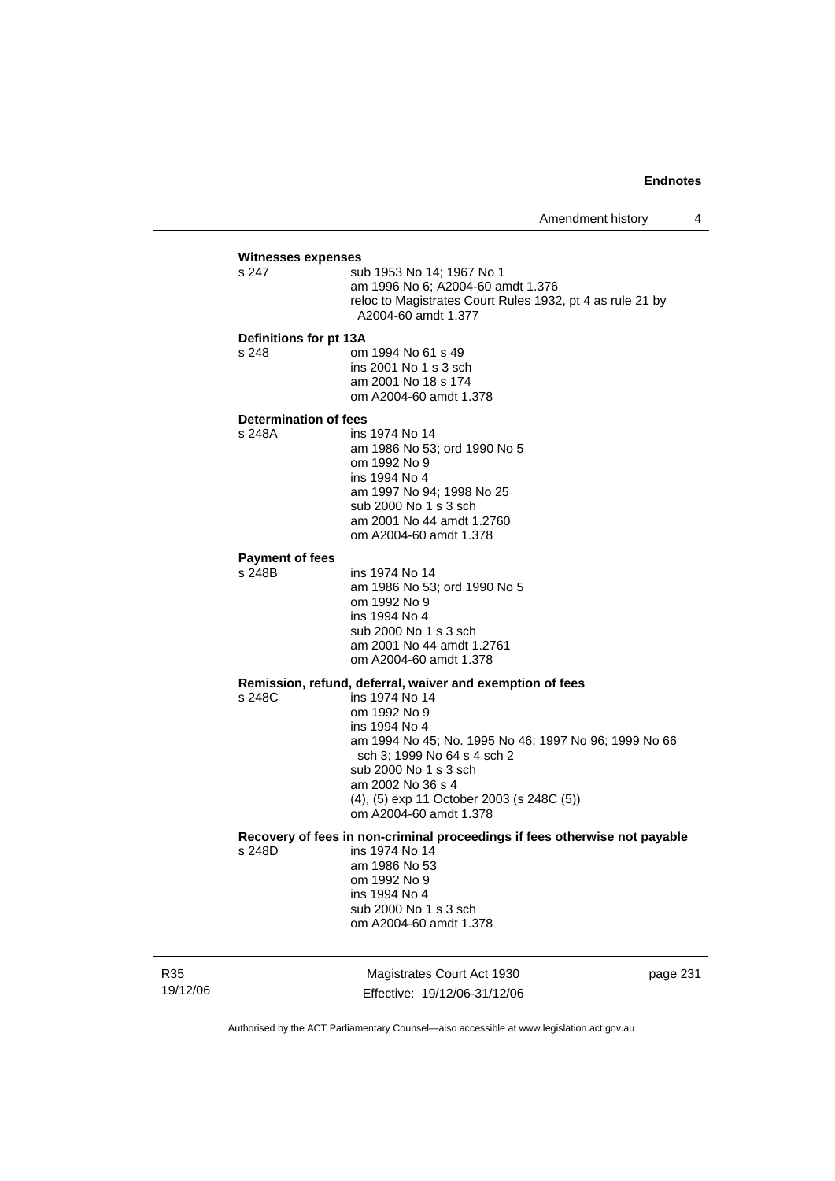**Witnesses expenses**

s 247 sub 1953 No 14; 1967 No 1
am 1996 No 6; A2004-60 amdt 1.376
reloc to Magistrates Court Rules 1932, pt 4 as rule 21 by A2004-60 amdt 1.377

**Definitions for pt 13A**

s 248 om 1994 No 61 s 49
ins 2001 No 1 s 3 sch
am 2001 No 18 s 174
om A2004-60 amdt 1.378

**Determination of fees**

s 248A ins 1974 No 14
am 1986 No 53; ord 1990 No 5
om 1992 No 9
ins 1994 No 4
am 1997 No 94; 1998 No 25
sub 2000 No 1 s 3 sch
am 2001 No 44 amdt 1.2760
om A2004-60 amdt 1.378

**Payment of fees**

s 248B ins 1974 No 14
am 1986 No 53; ord 1990 No 5
om 1992 No 9
ins 1994 No 4
sub 2000 No 1 s 3 sch
am 2001 No 44 amdt 1.2761
om A2004-60 amdt 1.378

**Remission, refund, deferral, waiver and exemption of fees**

s 248C ins 1974 No 14
om 1992 No 9
ins 1994 No 4
am 1994 No 45; No. 1995 No 46; 1997 No 96; 1999 No 66 sch 3; 1999 No 64 s 4 sch 2
sub 2000 No 1 s 3 sch
am 2002 No 36 s 4
(4), (5) exp 11 October 2003 (s 248C (5))
om A2004-60 amdt 1.378

**Recovery of fees in non-criminal proceedings if fees otherwise not payable**

s 248D ins 1974 No 14
am 1986 No 53
om 1992 No 9
ins 1994 No 4
sub 2000 No 1 s 3 sch
om A2004-60 amdt 1.378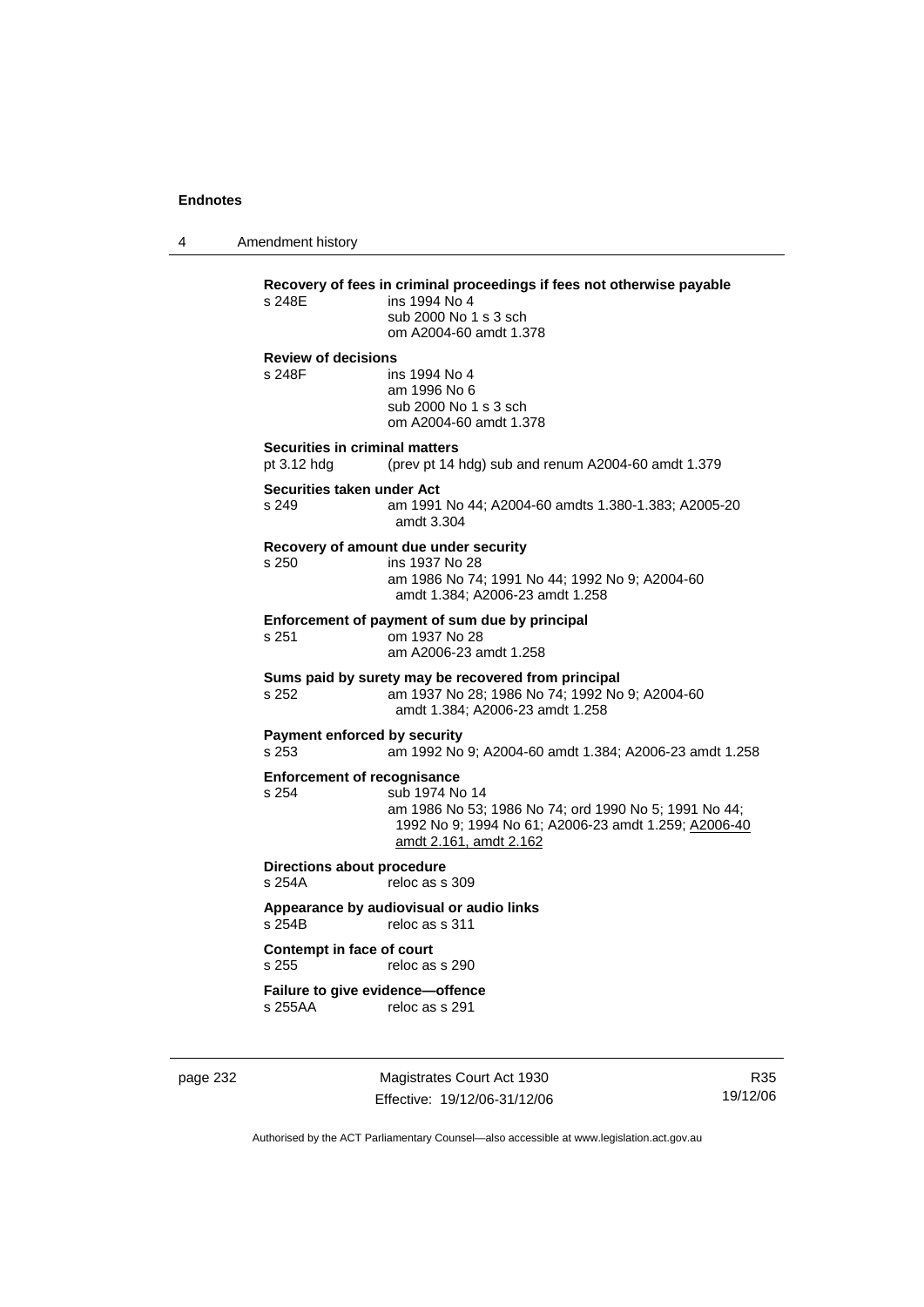**Recovery of fees in criminal proceedings if fees not otherwise payable**

s 248E ins 1994 No 4
sub 2000 No 1 s 3 sch
om A2004-60 amdt 1.378

**Review of decisions**

s 248F ins 1994 No 4
am 1996 No 6
sub 2000 No 1 s 3 sch
om A2004-60 amdt 1.378

**Securities in criminal matters**

pt 3.12 hdg (prev pt 14 hdg) sub and renum A2004-60 amdt 1.379

**Securities taken under Act**

s 249 am 1991 No 44; A2004-60 amdts 1.380-1.383; A2005-20 amdt 3.304

**Recovery of amount due under security**

s 250 ins 1937 No 28
am 1986 No 74; 1991 No 44; 1992 No 9; A2004-60 amdt 1.384; A2006-23 amdt 1.258

**Enforcement of payment of sum due by principal**

s 251 om 1937 No 28
am A2006-23 amdt 1.258

**Sums paid by surety may be recovered from principal**

s 252 am 1937 No 28; 1986 No 74; 1992 No 9; A2004-60 amdt 1.384; A2006-23 amdt 1.258

**Payment enforced by security**

s 253 am 1992 No 9; A2004-60 amdt 1.384; A2006-23 amdt 1.258

**Enforcement of recognisance**

s 254 sub 1974 No 14
am 1986 No 53; 1986 No 74; ord 1990 No 5; 1991 No 44; 1992 No 9; 1994 No 61; A2006-23 amdt 1.259; A2006-40 amdt 2.161, amdt 2.162

**Directions about procedure**

s 254A reloc as s 309

**Appearance by audiovisual or audio links**

s 254B reloc as s 311

**Contempt in face of court**

s 255 reloc as s 290

**Failure to give evidence—offence**

s 255AA reloc as s 291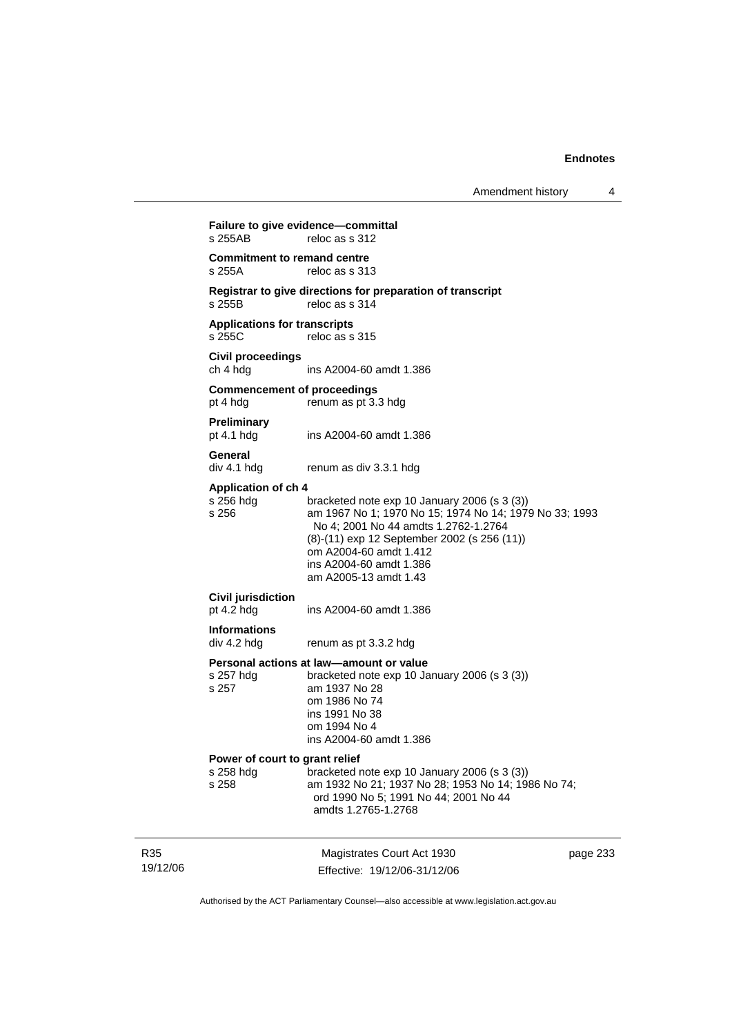**Failure to give evidence—committal**
s 255AB reloc as s 312

**Commitment to remand centre**
s 255A reloc as s 313

**Registrar to give directions for preparation of transcript**
s 255B reloc as s 314

**Applications for transcripts**
s 255C reloc as s 315

**Civil proceedings**
ch 4 hdg ins A2004-60 amdt 1.386

**Commencement of proceedings**
pt 4 hdg renum as pt 3.3 hdg

**Preliminary**
pt 4.1 hdg ins A2004-60 amdt 1.386

**General**
div 4.1 hdg renum as div 3.3.1 hdg

**Application of ch 4**
s 256 hdg bracketed note exp 10 January 2006 (s 3 (3))
s 256 am 1967 No 1; 1970 No 15; 1974 No 14; 1979 No 33; 1993 No 4; 2001 No 44 amdts 1.2762-1.2764
(8)-(11) exp 12 September 2002 (s 256 (11))
om A2004-60 amdt 1.412
ins A2004-60 amdt 1.386
am A2005-13 amdt 1.43

**Civil jurisdiction**
pt 4.2 hdg ins A2004-60 amdt 1.386

**Informations**
div 4.2 hdg renum as pt 3.3.2 hdg

**Personal actions at law—amount or value**
s 257 hdg bracketed note exp 10 January 2006 (s 3 (3))
s 257 am 1937 No 28
om 1986 No 74
ins 1991 No 38
om 1994 No 4
ins A2004-60 amdt 1.386

**Power of court to grant relief**
s 258 hdg bracketed note exp 10 January 2006 (s 3 (3))
s 258 am 1932 No 21; 1937 No 28; 1953 No 14; 1986 No 74; ord 1990 No 5; 1991 No 44; 2001 No 44 amdts 1.2765-1.2768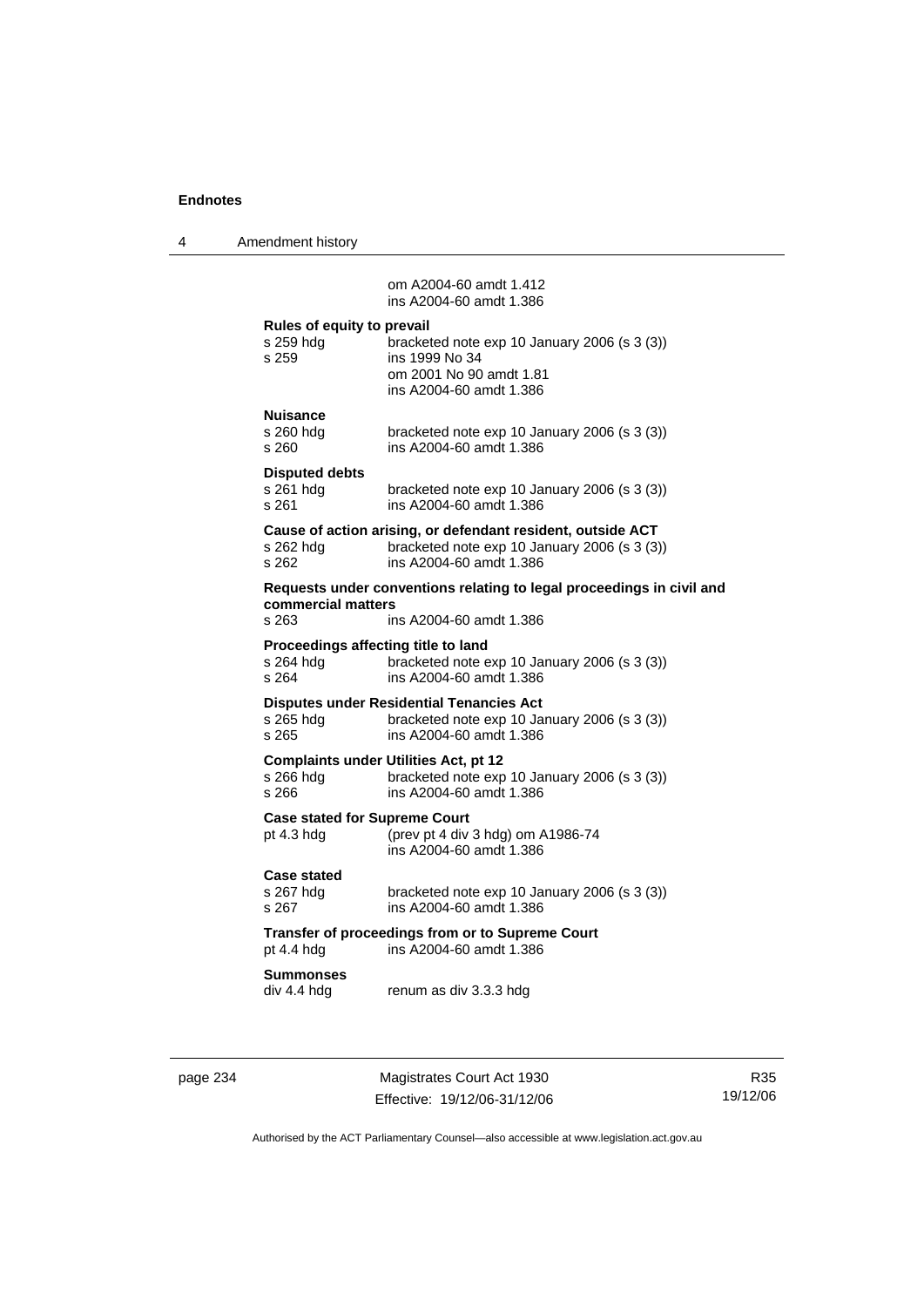om A2004-60 amdt 1.412
ins A2004-60 amdt 1.386

**Rules of equity to prevail**

s 259 hdg bracketed note exp 10 January 2006 (s 3 (3))
s 259 ins 1999 No 34
om 2001 No 90 amdt 1.81
ins A2004-60 amdt 1.386

**Nuisance**

s 260 hdg bracketed note exp 10 January 2006 (s 3 (3))
s 260 ins A2004-60 amdt 1.386

**Disputed debts**

s 261 hdg bracketed note exp 10 January 2006 (s 3 (3))
s 261 ins A2004-60 amdt 1.386

**Cause of action arising, or defendant resident, outside ACT**

s 262 hdg bracketed note exp 10 January 2006 (s 3 (3))
s 262 ins A2004-60 amdt 1.386

**Requests under conventions relating to legal proceedings in civil and commercial matters**

s 263 ins A2004-60 amdt 1.386

**Proceedings affecting title to land**

s 264 hdg bracketed note exp 10 January 2006 (s 3 (3))
s 264 ins A2004-60 amdt 1.386

**Disputes under Residential Tenancies Act**

s 265 hdg bracketed note exp 10 January 2006 (s 3 (3))
s 265 ins A2004-60 amdt 1.386

**Complaints under Utilities Act, pt 12**

s 266 hdg bracketed note exp 10 January 2006 (s 3 (3))
s 266 ins A2004-60 amdt 1.386

**Case stated for Supreme Court**

pt 4.3 hdg (prev pt 4 div 3 hdg) om A1986-74
ins A2004-60 amdt 1.386

**Case stated**

s 267 hdg bracketed note exp 10 January 2006 (s 3 (3))
s 267 ins A2004-60 amdt 1.386

**Transfer of proceedings from or to Supreme Court**

pt 4.4 hdg ins A2004-60 amdt 1.386

**Summonses**

div 4.4 hdg renum as div 3.3.3 hdg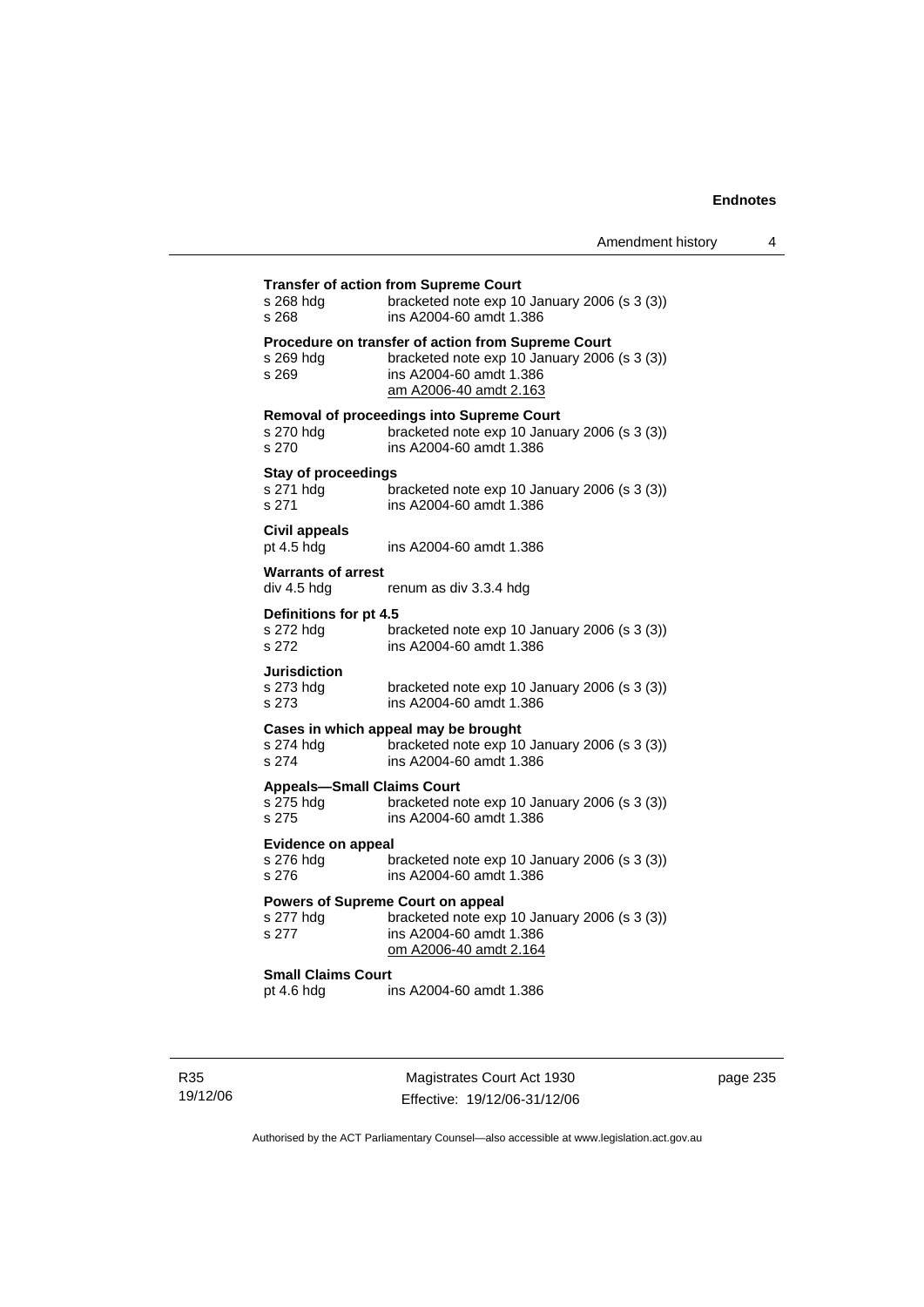**Transfer of action from Supreme Court**
s 268 hdg bracketed note exp 10 January 2006 (s 3 (3))
s 268 ins A2004-60 amdt 1.386

**Procedure on transfer of action from Supreme Court**
s 269 hdg bracketed note exp 10 January 2006 (s 3 (3))
s 269 ins A2004-60 amdt 1.386
am A2006-40 amdt 2.163

**Removal of proceedings into Supreme Court**
s 270 hdg bracketed note exp 10 January 2006 (s 3 (3))
s 270 ins A2004-60 amdt 1.386

**Stay of proceedings**
s 271 hdg bracketed note exp 10 January 2006 (s 3 (3))
s 271 ins A2004-60 amdt 1.386

**Civil appeals**
pt 4.5 hdg ins A2004-60 amdt 1.386

**Warrants of arrest**
div 4.5 hdg renum as div 3.3.4 hdg

**Definitions for pt 4.5**
s 272 hdg bracketed note exp 10 January 2006 (s 3 (3))
s 272 ins A2004-60 amdt 1.386

**Jurisdiction**
s 273 hdg bracketed note exp 10 January 2006 (s 3 (3))
s 273 ins A2004-60 amdt 1.386

**Cases in which appeal may be brought**
s 274 hdg bracketed note exp 10 January 2006 (s 3 (3))
s 274 ins A2004-60 amdt 1.386

**Appeals—Small Claims Court**
s 275 hdg bracketed note exp 10 January 2006 (s 3 (3))
s 275 ins A2004-60 amdt 1.386

**Evidence on appeal**
s 276 hdg bracketed note exp 10 January 2006 (s 3 (3))
s 276 ins A2004-60 amdt 1.386

**Powers of Supreme Court on appeal**
s 277 hdg bracketed note exp 10 January 2006 (s 3 (3))
s 277 ins A2004-60 amdt 1.386
om A2006-40 amdt 2.164

**Small Claims Court**
pt 4.6 hdg ins A2004-60 amdt 1.386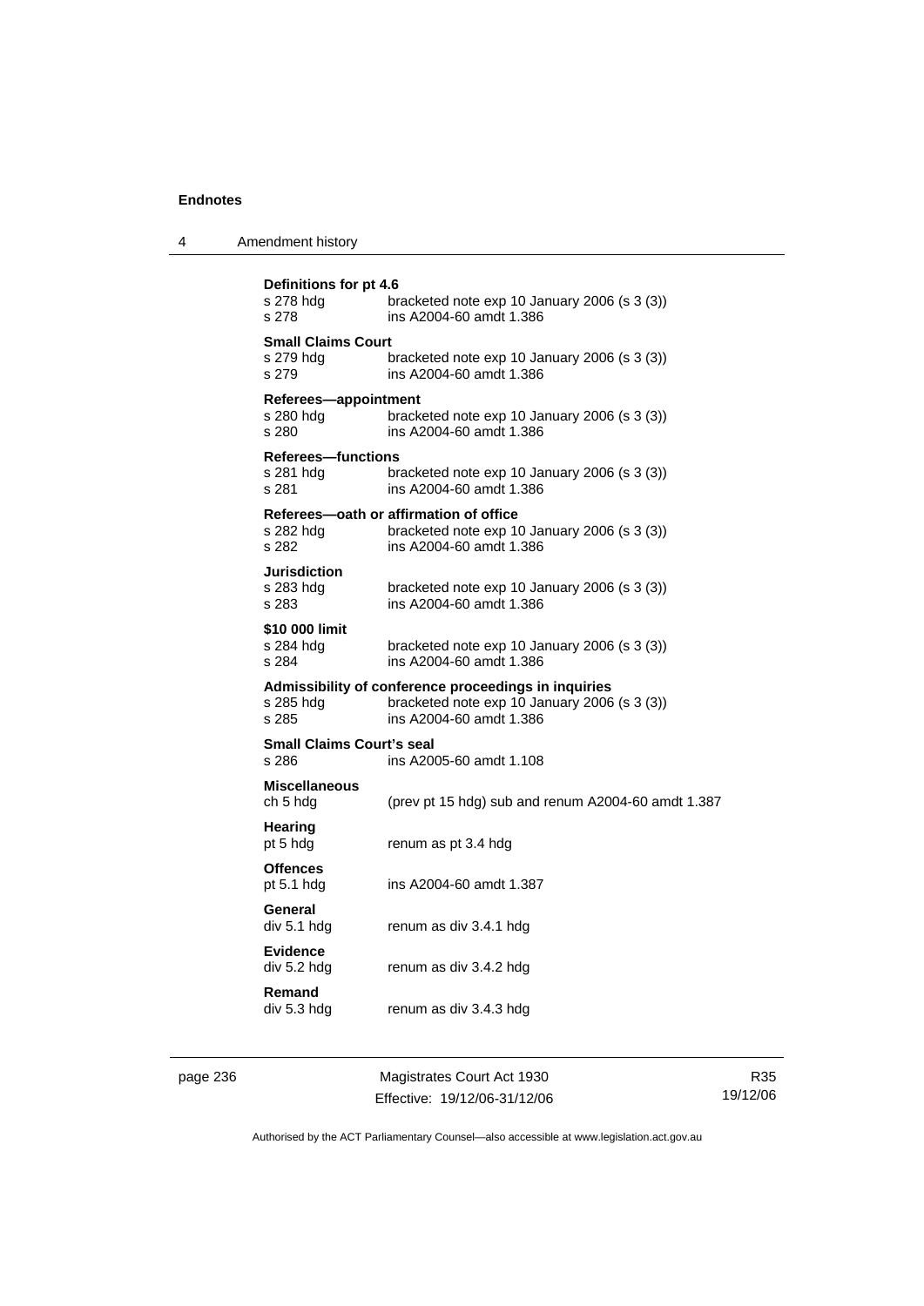**Definitions for pt 4.6**
s 278 hdg bracketed note exp 10 January 2006 (s 3 (3))
s 278 ins A2004-60 amdt 1.386

**Small Claims Court**
s 279 hdg bracketed note exp 10 January 2006 (s 3 (3))
s 279 ins A2004-60 amdt 1.386

**Referees—appointment**
s 280 hdg bracketed note exp 10 January 2006 (s 3 (3))
s 280 ins A2004-60 amdt 1.386

**Referees—functions**
s 281 hdg bracketed note exp 10 January 2006 (s 3 (3))
s 281 ins A2004-60 amdt 1.386

**Referees—oath or affirmation of office**
s 282 hdg bracketed note exp 10 January 2006 (s 3 (3))
s 282 ins A2004-60 amdt 1.386

**Jurisdiction**
s 283 hdg bracketed note exp 10 January 2006 (s 3 (3))
s 283 ins A2004-60 amdt 1.386

**$10 000 limit**
s 284 hdg bracketed note exp 10 January 2006 (s 3 (3))
s 284 ins A2004-60 amdt 1.386

**Admissibility of conference proceedings in inquiries**
s 285 hdg bracketed note exp 10 January 2006 (s 3 (3))
s 285 ins A2004-60 amdt 1.386

**Small Claims Court's seal**
s 286 ins A2005-60 amdt 1.108

**Miscellaneous**
ch 5 hdg (prev pt 15 hdg) sub and renum A2004-60 amdt 1.387

**Hearing**
pt 5 hdg renum as pt 3.4 hdg

**Offences**
pt 5.1 hdg ins A2004-60 amdt 1.387

**General**
div 5.1 hdg renum as div 3.4.1 hdg

**Evidence**
div 5.2 hdg renum as div 3.4.2 hdg

**Remand**
div 5.3 hdg renum as div 3.4.3 hdg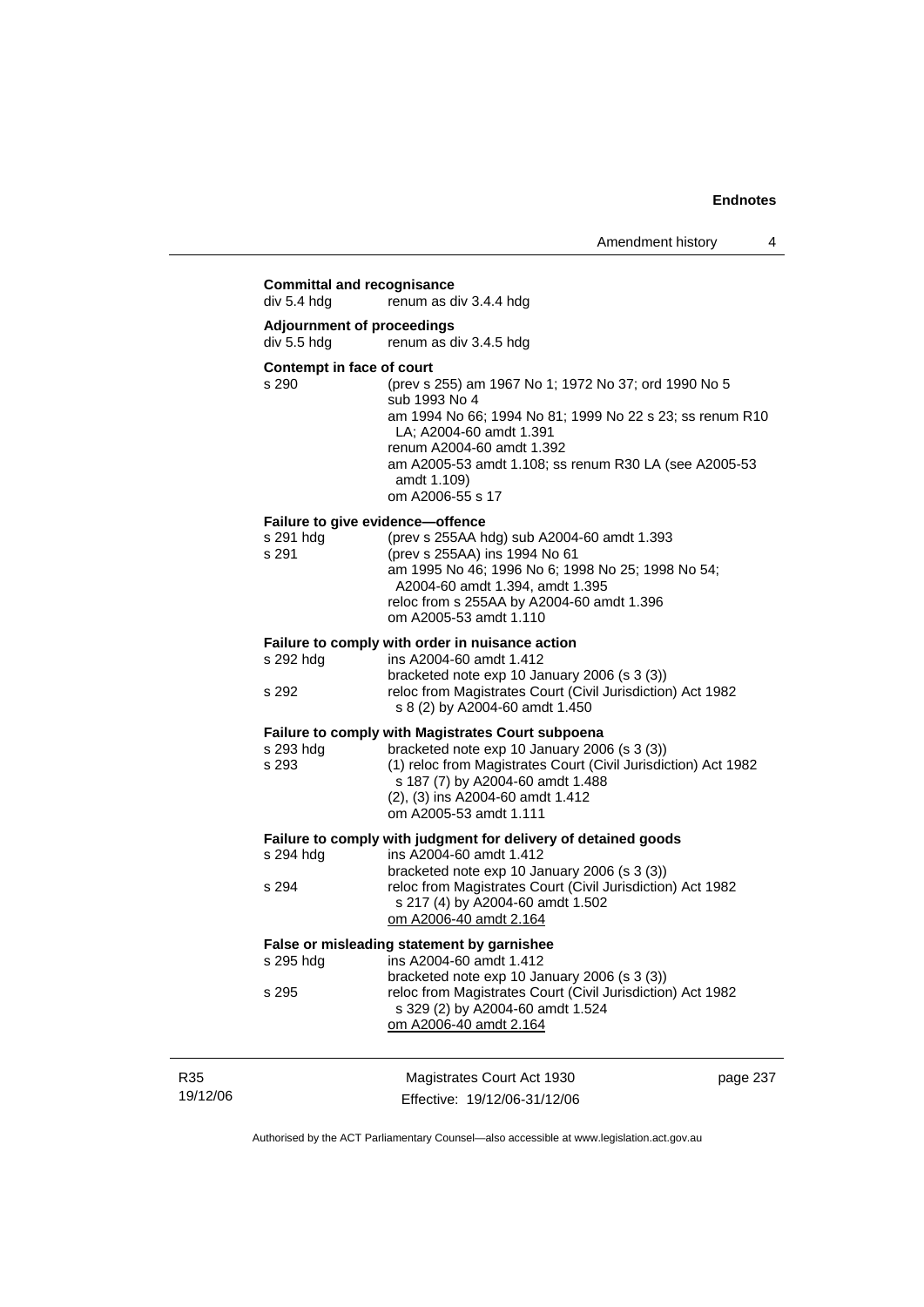**Committal and recognisance**

| | |
|---|---|
| div 5.4 hdg | renum as div 3.4.4 hdg |

**Adjournment of proceedings**

| | |
|---|---|
| div 5.5 hdg | renum as div 3.4.5 hdg |

**Contempt in face of court**

| | |
|---|---|
| s 290 | (prev s 255) am 1967 No 1; 1972 No 37; ord 1990 No 5<br>sub 1993 No 4<br>am 1994 No 66; 1994 No 81; 1999 No 22 s 23; ss renum R10 LA; A2004-60 amdt 1.391<br>renum A2004-60 amdt 1.392<br>am A2005-53 amdt 1.108; ss renum R30 LA (see A2005-53 amdt 1.109)<br>om A2006-55 s 17 |

**Failure to give evidence—offence**

| | |
|---|---|
| s 291 hdg | (prev s 255AA hdg) sub A2004-60 amdt 1.393 |
| s 291 | (prev s 255AA) ins 1994 No 61<br>am 1995 No 46; 1996 No 6; 1998 No 25; 1998 No 54; A2004-60 amdt 1.394, amdt 1.395<br>reloc from s 255AA by A2004-60 amdt 1.396<br>om A2005-53 amdt 1.110 |

**Failure to comply with order in nuisance action**

| | |
|---|---|
| s 292 hdg | ins A2004-60 amdt 1.412<br>bracketed note exp 10 January 2006 (s 3 (3)) |
| s 292 | reloc from Magistrates Court (Civil Jurisdiction) Act 1982 s 8 (2) by A2004-60 amdt 1.450 |

**Failure to comply with Magistrates Court subpoena**

| | |
|---|---|
| s 293 hdg | bracketed note exp 10 January 2006 (s 3 (3)) |
| s 293 | (1) reloc from Magistrates Court (Civil Jurisdiction) Act 1982 s 187 (7) by A2004-60 amdt 1.488<br>(2), (3) ins A2004-60 amdt 1.412<br>om A2005-53 amdt 1.111 |

**Failure to comply with judgment for delivery of detained goods**

| | |
|---|---|
| s 294 hdg | ins A2004-60 amdt 1.412<br>bracketed note exp 10 January 2006 (s 3 (3)) |
| s 294 | reloc from Magistrates Court (Civil Jurisdiction) Act 1982 s 217 (4) by A2004-60 amdt 1.502<br>om A2006-40 amdt 2.164 |

**False or misleading statement by garnishee**

| | |
|---|---|
| s 295 hdg | ins A2004-60 amdt 1.412<br>bracketed note exp 10 January 2006 (s 3 (3)) |
| s 295 | reloc from Magistrates Court (Civil Jurisdiction) Act 1982 s 329 (2) by A2004-60 amdt 1.524<br>om A2006-40 amdt 2.164 |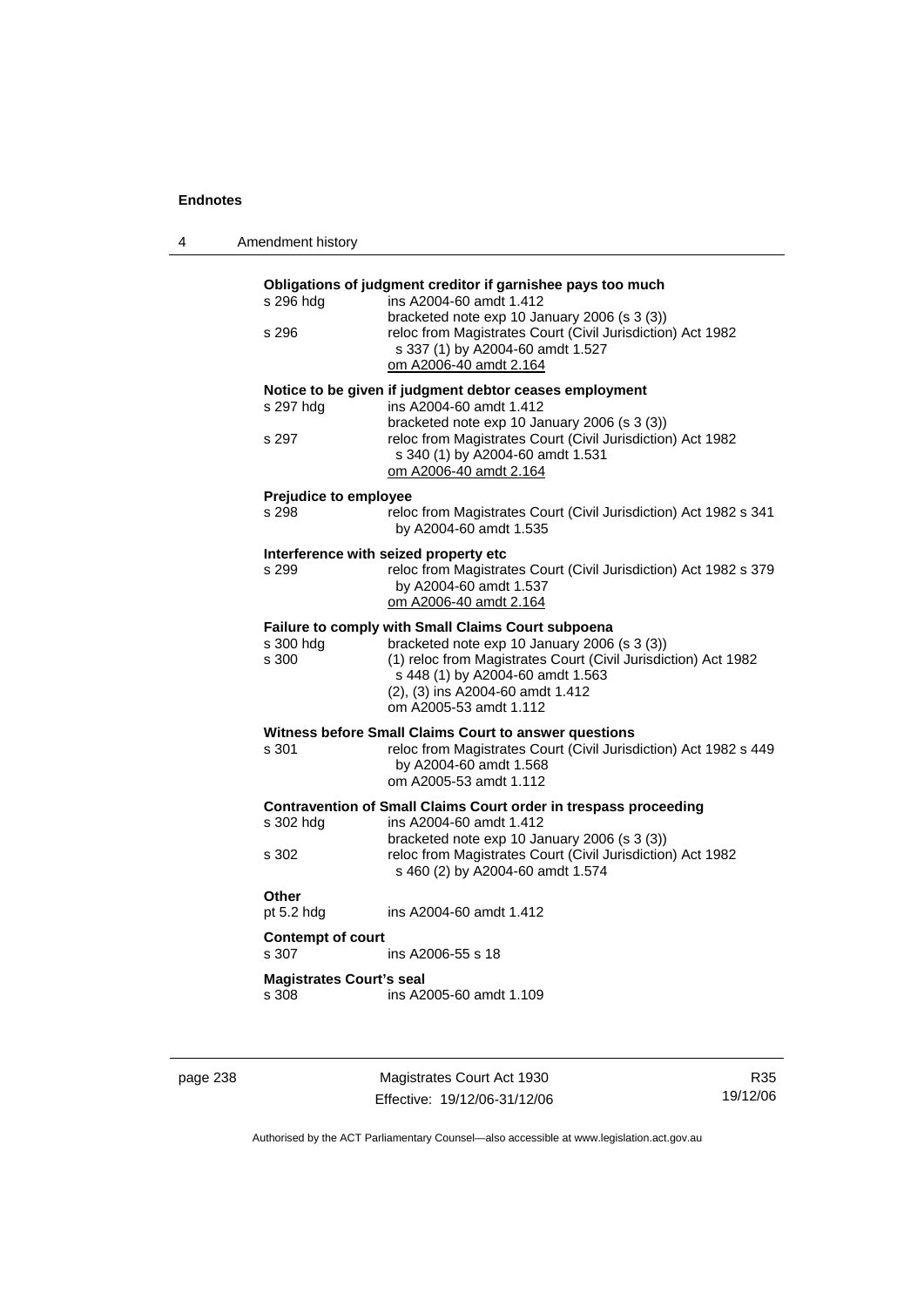**Obligations of judgment creditor if garnishee pays too much**

s 296 hdg ins A2004-60 amdt 1.412
bracketed note exp 10 January 2006 (s 3 (3))

s 296 reloc from Magistrates Court (Civil Jurisdiction) Act 1982 s 337 (1) by A2004-60 amdt 1.527
om A2006-40 amdt 2.164

**Notice to be given if judgment debtor ceases employment**

s 297 hdg ins A2004-60 amdt 1.412
bracketed note exp 10 January 2006 (s 3 (3))

s 297 reloc from Magistrates Court (Civil Jurisdiction) Act 1982 s 340 (1) by A2004-60 amdt 1.531
om A2006-40 amdt 2.164

**Prejudice to employee**

s 298 reloc from Magistrates Court (Civil Jurisdiction) Act 1982 s 341 by A2004-60 amdt 1.535

**Interference with seized property etc**

s 299 reloc from Magistrates Court (Civil Jurisdiction) Act 1982 s 379 by A2004-60 amdt 1.537
om A2006-40 amdt 2.164

**Failure to comply with Small Claims Court subpoena**

s 300 hdg bracketed note exp 10 January 2006 (s 3 (3))

s 300 (1) reloc from Magistrates Court (Civil Jurisdiction) Act 1982 s 448 (1) by A2004-60 amdt 1.563
(2), (3) ins A2004-60 amdt 1.412
om A2005-53 amdt 1.112

**Witness before Small Claims Court to answer questions**

s 301 reloc from Magistrates Court (Civil Jurisdiction) Act 1982 s 449 by A2004-60 amdt 1.568
om A2005-53 amdt 1.112

**Contravention of Small Claims Court order in trespass proceeding**

s 302 hdg ins A2004-60 amdt 1.412
bracketed note exp 10 January 2006 (s 3 (3))

s 302 reloc from Magistrates Court (Civil Jurisdiction) Act 1982 s 460 (2) by A2004-60 amdt 1.574

**Other**

pt 5.2 hdg ins A2004-60 amdt 1.412

**Contempt of court**

s 307 ins A2006-55 s 18

**Magistrates Court's seal**

s 308 ins A2005-60 amdt 1.109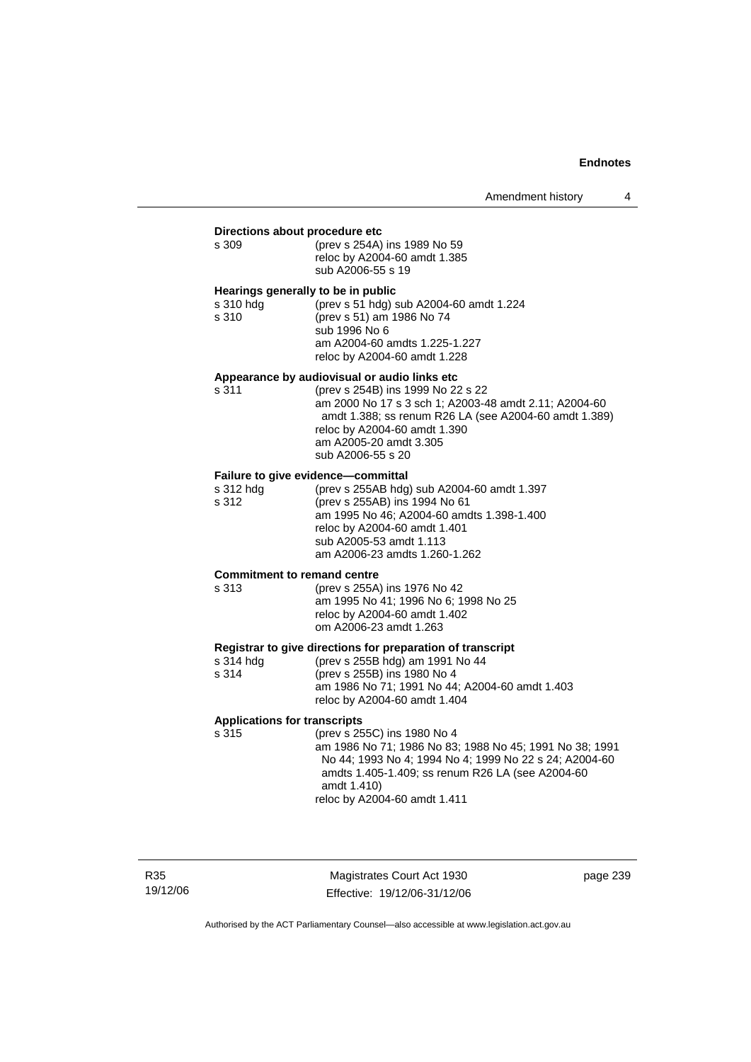**Directions about procedure etc**

| | |
|---|---|
| s 309 | (prev s 254A) ins 1989 No 59<br>reloc by A2004-60 amdt 1.385<br>sub A2006-55 s 19 |

**Hearings generally to be in public**

| | |
|---|---|
| s 310 hdg | (prev s 51 hdg) sub A2004-60 amdt 1.224 |
| s 310 | (prev s 51) am 1986 No 74<br>sub 1996 No 6<br>am A2004-60 amdts 1.225-1.227<br>reloc by A2004-60 amdt 1.228 |

**Appearance by audiovisual or audio links etc**

| | |
|---|---|
| s 311 | (prev s 254B) ins 1999 No 22 s 22<br>am 2000 No 17 s 3 sch 1; A2003-48 amdt 2.11; A2004-60 amdt 1.388; ss renum R26 LA (see A2004-60 amdt 1.389)<br>reloc by A2004-60 amdt 1.390<br>am A2005-20 amdt 3.305<br>sub A2006-55 s 20 |

**Failure to give evidence—committal**

| | |
|---|---|
| s 312 hdg | (prev s 255AB hdg) sub A2004-60 amdt 1.397 |
| s 312 | (prev s 255AB) ins 1994 No 61<br>am 1995 No 46; A2004-60 amdts 1.398-1.400<br>reloc by A2004-60 amdt 1.401<br>sub A2005-53 amdt 1.113<br>am A2006-23 amdts 1.260-1.262 |

**Commitment to remand centre**

| | |
|---|---|
| s 313 | (prev s 255A) ins 1976 No 42<br>am 1995 No 41; 1996 No 6; 1998 No 25<br>reloc by A2004-60 amdt 1.402<br>om A2006-23 amdt 1.263 |

**Registrar to give directions for preparation of transcript**

| | |
|---|---|
| s 314 hdg | (prev s 255B hdg) am 1991 No 44 |
| s 314 | (prev s 255B) ins 1980 No 4<br>am 1986 No 71; 1991 No 44; A2004-60 amdt 1.403<br>reloc by A2004-60 amdt 1.404 |

**Applications for transcripts**

| | |
|---|---|
| s 315 | (prev s 255C) ins 1980 No 4<br>am 1986 No 71; 1986 No 83; 1988 No 45; 1991 No 38; 1991 No 44; 1993 No 4; 1994 No 4; 1999 No 22 s 24; A2004-60 amdts 1.405-1.409; ss renum R26 LA (see A2004-60 amdt 1.410)<br>reloc by A2004-60 amdt 1.411 |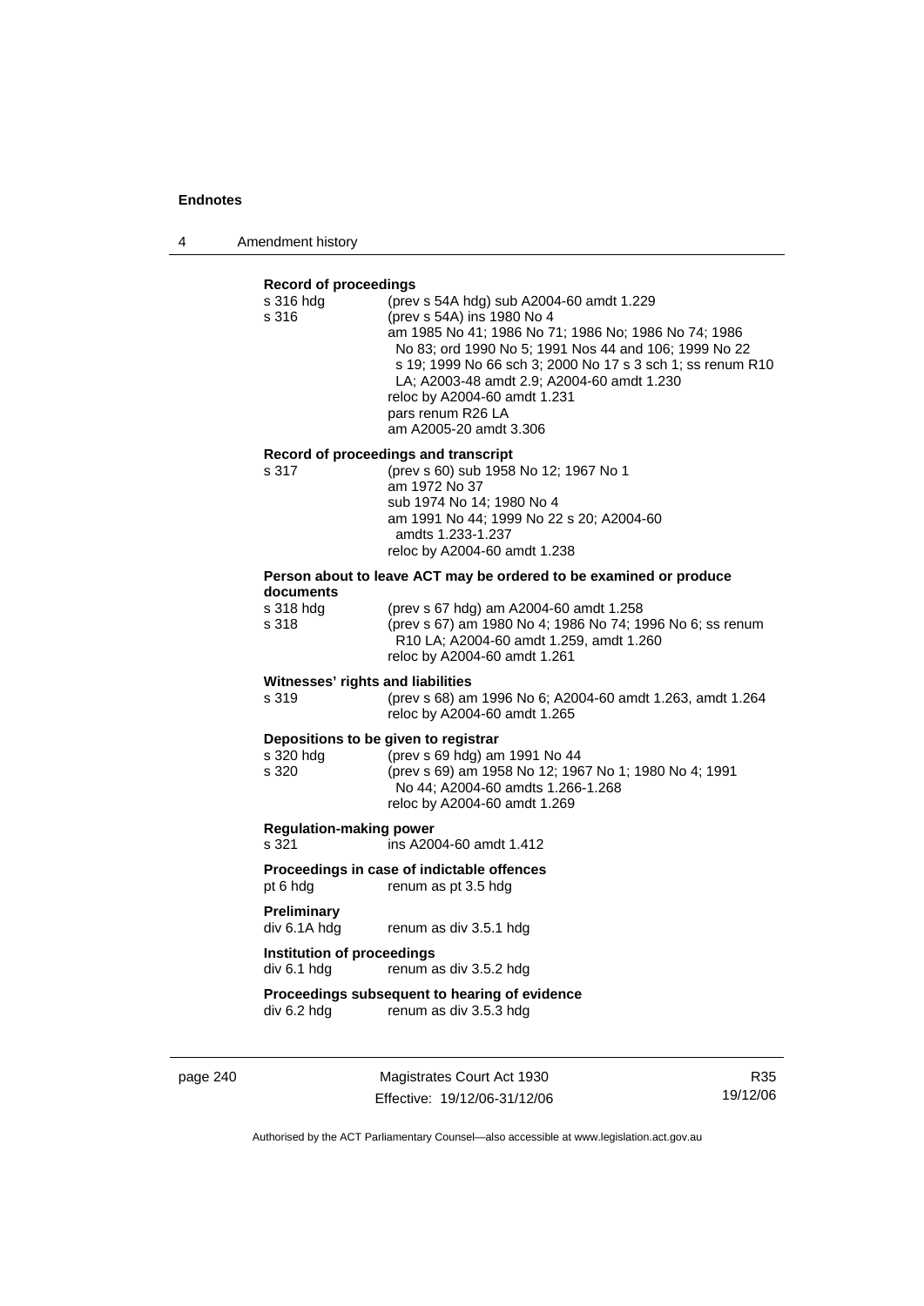**Record of proceedings**

| | |
|---|---|
| s 316 hdg | (prev s 54A hdg) sub A2004-60 amdt 1.229 |
| s 316 | (prev s 54A) ins 1980 No 4<br>am 1985 No 41; 1986 No 71; 1986 No; 1986 No 74; 1986 No 83; ord 1990 No 5; 1991 Nos 44 and 106; 1999 No 22 s 19; 1999 No 66 sch 3; 2000 No 17 s 3 sch 1; ss renum R10 LA; A2003-48 amdt 2.9; A2004-60 amdt 1.230<br>reloc by A2004-60 amdt 1.231<br>pars renum R26 LA<br>am A2005-20 amdt 3.306 |

**Record of proceedings and transcript**

| | |
|---|---|
| s 317 | (prev s 60) sub 1958 No 12; 1967 No 1<br>am 1972 No 37<br>sub 1974 No 14; 1980 No 4<br>am 1991 No 44; 1999 No 22 s 20; A2004-60 amdts 1.233-1.237<br>reloc by A2004-60 amdt 1.238 |

**Person about to leave ACT may be ordered to be examined or produce documents**

| | |
|---|---|
| s 318 hdg | (prev s 67 hdg) am A2004-60 amdt 1.258 |
| s 318 | (prev s 67) am 1980 No 4; 1986 No 74; 1996 No 6; ss renum R10 LA; A2004-60 amdt 1.259, amdt 1.260<br>reloc by A2004-60 amdt 1.261 |

**Witnesses' rights and liabilities**

| | |
|---|---|
| s 319 | (prev s 68) am 1996 No 6; A2004-60 amdt 1.263, amdt 1.264<br>reloc by A2004-60 amdt 1.265 |

**Depositions to be given to registrar**

| | |
|---|---|
| s 320 hdg | (prev s 69 hdg) am 1991 No 44 |
| s 320 | (prev s 69) am 1958 No 12; 1967 No 1; 1980 No 4; 1991 No 44; A2004-60 amdts 1.266-1.268<br>reloc by A2004-60 amdt 1.269 |

**Regulation-making power**

| | |
|---|---|
| s 321 | ins A2004-60 amdt 1.412 |

**Proceedings in case of indictable offences**

| | |
|---|---|
| pt 6 hdg | renum as pt 3.5 hdg |

**Preliminary**

| | |
|---|---|
| div 6.1A hdg | renum as div 3.5.1 hdg |

**Institution of proceedings**

| | |
|---|---|
| div 6.1 hdg | renum as div 3.5.2 hdg |

**Proceedings subsequent to hearing of evidence**

| | |
|---|---|
| div 6.2 hdg | renum as div 3.5.3 hdg |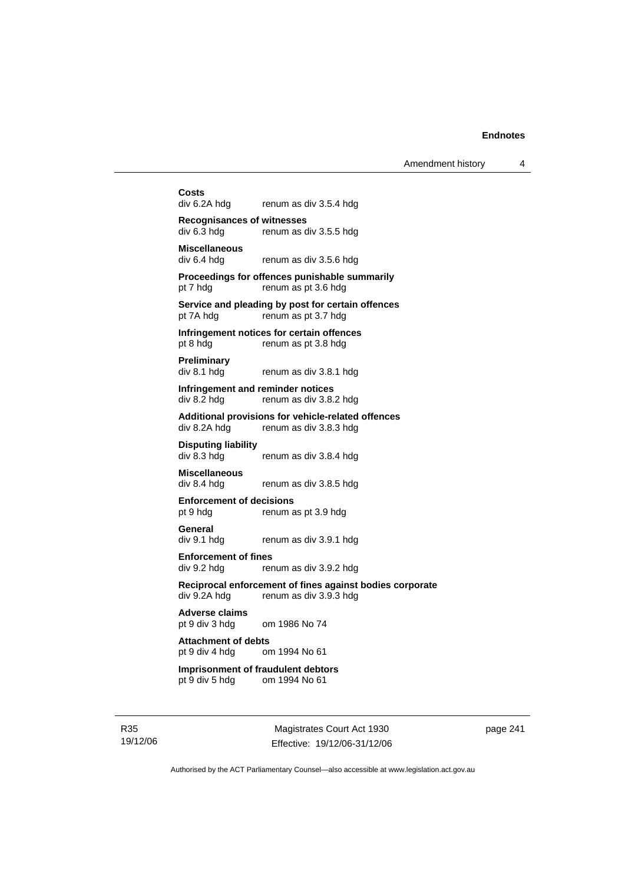**Costs**
div 6.2A hdg renum as div 3.5.4 hdg

**Recognisances of witnesses**
div 6.3 hdg renum as div 3.5.5 hdg

**Miscellaneous**
div 6.4 hdg renum as div 3.5.6 hdg

**Proceedings for offences punishable summarily**
pt 7 hdg renum as pt 3.6 hdg

**Service and pleading by post for certain offences**
pt 7A hdg renum as pt 3.7 hdg

**Infringement notices for certain offences**
pt 8 hdg renum as pt 3.8 hdg

**Preliminary**
div 8.1 hdg renum as div 3.8.1 hdg

**Infringement and reminder notices**
div 8.2 hdg renum as div 3.8.2 hdg

**Additional provisions for vehicle-related offences**
div 8.2A hdg renum as div 3.8.3 hdg

**Disputing liability**
div 8.3 hdg renum as div 3.8.4 hdg

**Miscellaneous**
div 8.4 hdg renum as div 3.8.5 hdg

**Enforcement of decisions**
pt 9 hdg renum as pt 3.9 hdg

**General**
div 9.1 hdg renum as div 3.9.1 hdg

**Enforcement of fines**
div 9.2 hdg renum as div 3.9.2 hdg

**Reciprocal enforcement of fines against bodies corporate**
div 9.2A hdg renum as div 3.9.3 hdg

**Adverse claims**
pt 9 div 3 hdg om 1986 No 74

**Attachment of debts**
pt 9 div 4 hdg om 1994 No 61

**Imprisonment of fraudulent debtors**
pt 9 div 5 hdg om 1994 No 61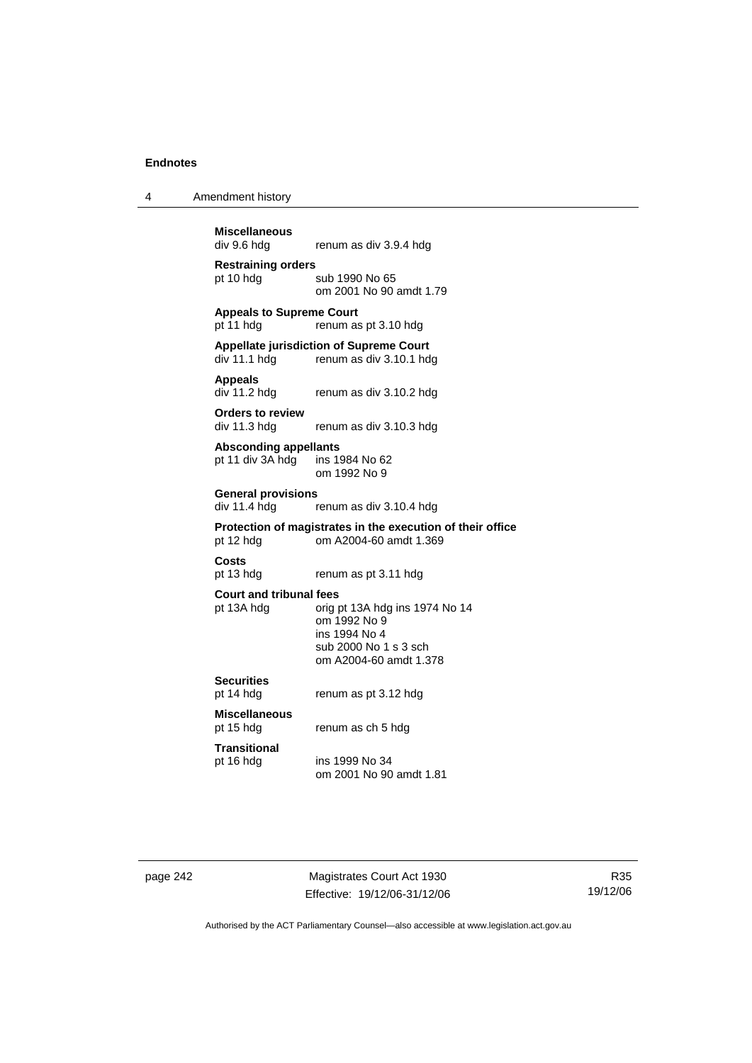**Miscellaneous**
div 9.6 hdg renum as div 3.9.4 hdg

**Restraining orders**
pt 10 hdg sub 1990 No 65
om 2001 No 90 amdt 1.79

**Appeals to Supreme Court**
pt 11 hdg renum as pt 3.10 hdg

**Appellate jurisdiction of Supreme Court**
div 11.1 hdg renum as div 3.10.1 hdg

**Appeals**
div 11.2 hdg renum as div 3.10.2 hdg

**Orders to review**
div 11.3 hdg renum as div 3.10.3 hdg

**Absconding appellants**
pt 11 div 3A hdg ins 1984 No 62
om 1992 No 9

**General provisions**
div 11.4 hdg renum as div 3.10.4 hdg

**Protection of magistrates in the execution of their office**
pt 12 hdg om A2004-60 amdt 1.369

**Costs**
pt 13 hdg renum as pt 3.11 hdg

**Court and tribunal fees**
pt 13A hdg orig pt 13A hdg ins 1974 No 14
om 1992 No 9
ins 1994 No 4
sub 2000 No 1 s 3 sch
om A2004-60 amdt 1.378

**Securities**
pt 14 hdg renum as pt 3.12 hdg

**Miscellaneous**
pt 15 hdg renum as ch 5 hdg

**Transitional**
pt 16 hdg ins 1999 No 34
om 2001 No 90 amdt 1.81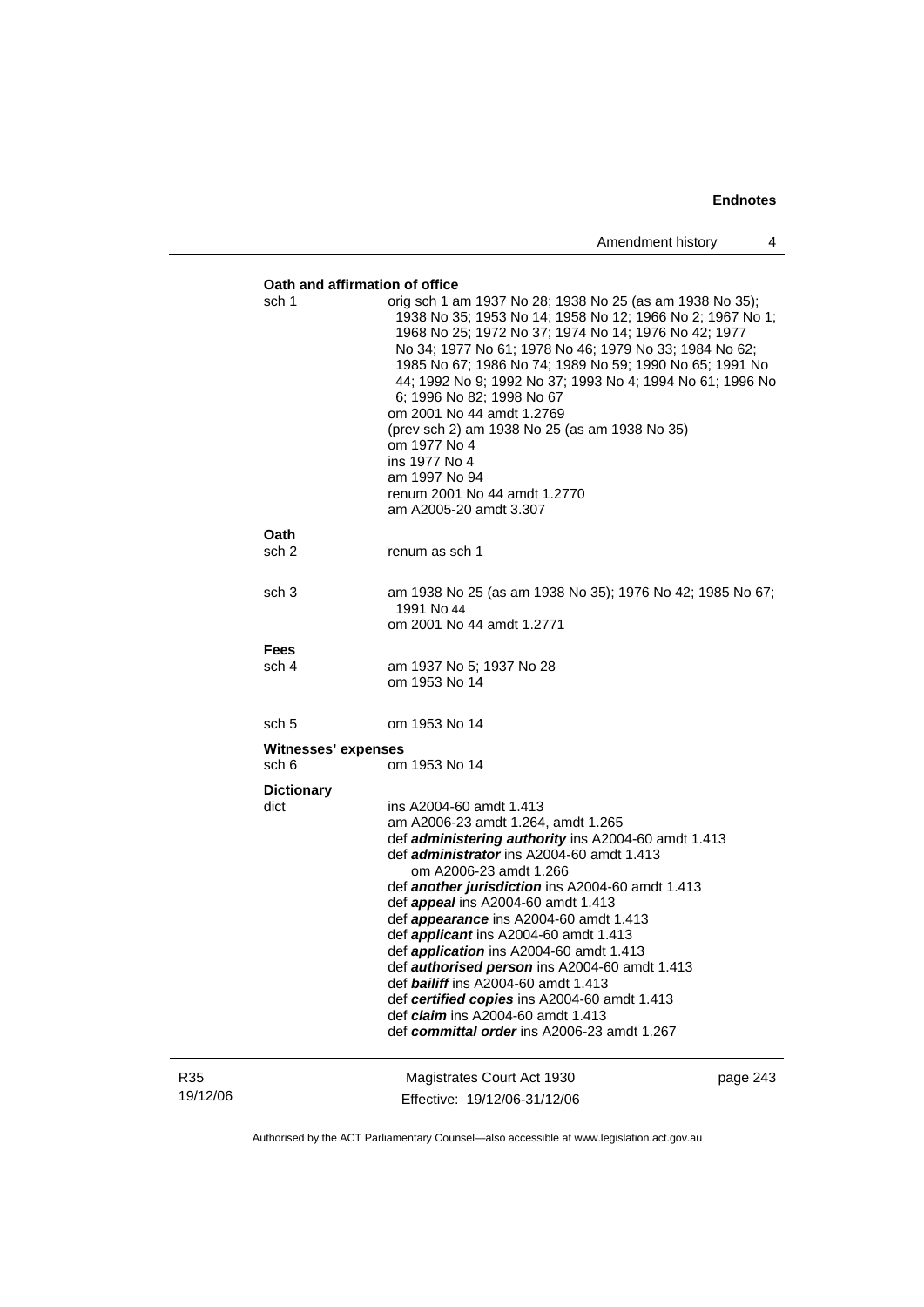**Oath and affirmation of office**

sch 1 — orig sch 1 am 1937 No 28; 1938 No 25 (as am 1938 No 35); 1938 No 35; 1953 No 14; 1958 No 12; 1966 No 2; 1967 No 1; 1968 No 25; 1972 No 37; 1974 No 14; 1976 No 42; 1977 No 34; 1977 No 61; 1978 No 46; 1979 No 33; 1984 No 62; 1985 No 67; 1986 No 74; 1989 No 59; 1990 No 65; 1991 No 44; 1992 No 9; 1992 No 37; 1993 No 4; 1994 No 61; 1996 No 6; 1996 No 82; 1998 No 67
om 2001 No 44 amdt 1.2769
(prev sch 2) am 1938 No 25 (as am 1938 No 35)
om 1977 No 4
ins 1977 No 4
am 1997 No 94
renum 2001 No 44 amdt 1.2770
am A2005-20 amdt 3.307

**Oath**

sch 2 — renum as sch 1

sch 3 — am 1938 No 25 (as am 1938 No 35); 1976 No 42; 1985 No 67; 1991 No 44
om 2001 No 44 amdt 1.2771

**Fees**

sch 4 — am 1937 No 5; 1937 No 28
om 1953 No 14

sch 5 — om 1953 No 14

**Witnesses' expenses**

sch 6 — om 1953 No 14

**Dictionary**

dict — ins A2004-60 amdt 1.413
am A2006-23 amdt 1.264, amdt 1.265
def ***administering authority*** ins A2004-60 amdt 1.413
def ***administrator*** ins A2004-60 amdt 1.413
om A2006-23 amdt 1.266
def ***another jurisdiction*** ins A2004-60 amdt 1.413
def ***appeal*** ins A2004-60 amdt 1.413
def ***appearance*** ins A2004-60 amdt 1.413
def ***applicant*** ins A2004-60 amdt 1.413
def ***application*** ins A2004-60 amdt 1.413
def ***authorised person*** ins A2004-60 amdt 1.413
def ***bailiff*** ins A2004-60 amdt 1.413
def ***certified copies*** ins A2004-60 amdt 1.413
def ***claim*** ins A2004-60 amdt 1.413
def ***committal order*** ins A2006-23 amdt 1.267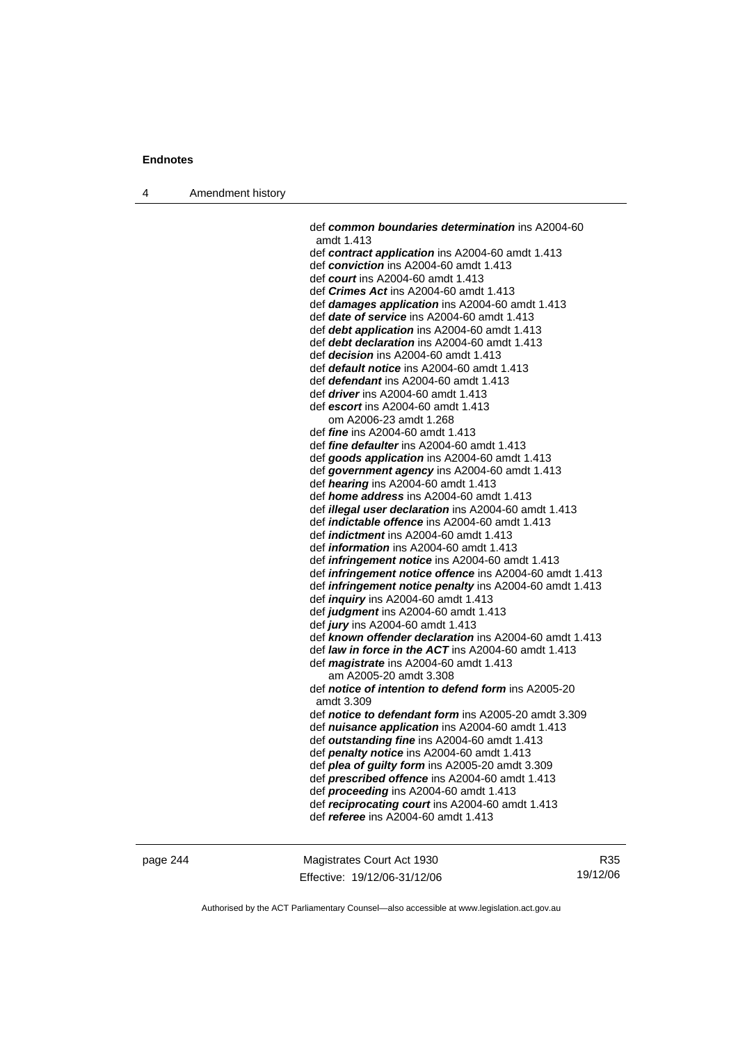def ***common boundaries determination*** ins A2004-60 amdt 1.413
def ***contract application*** ins A2004-60 amdt 1.413
def ***conviction*** ins A2004-60 amdt 1.413
def ***court*** ins A2004-60 amdt 1.413
def ***Crimes Act*** ins A2004-60 amdt 1.413
def ***damages application*** ins A2004-60 amdt 1.413
def ***date of service*** ins A2004-60 amdt 1.413
def ***debt application*** ins A2004-60 amdt 1.413
def ***debt declaration*** ins A2004-60 amdt 1.413
def ***decision*** ins A2004-60 amdt 1.413
def ***default notice*** ins A2004-60 amdt 1.413
def ***defendant*** ins A2004-60 amdt 1.413
def ***driver*** ins A2004-60 amdt 1.413
def ***escort*** ins A2004-60 amdt 1.413
om A2006-23 amdt 1.268
def ***fine*** ins A2004-60 amdt 1.413
def ***fine defaulter*** ins A2004-60 amdt 1.413
def ***goods application*** ins A2004-60 amdt 1.413
def ***government agency*** ins A2004-60 amdt 1.413
def ***hearing*** ins A2004-60 amdt 1.413
def ***home address*** ins A2004-60 amdt 1.413
def ***illegal user declaration*** ins A2004-60 amdt 1.413
def ***indictable offence*** ins A2004-60 amdt 1.413
def ***indictment*** ins A2004-60 amdt 1.413
def ***information*** ins A2004-60 amdt 1.413
def ***infringement notice*** ins A2004-60 amdt 1.413
def ***infringement notice offence*** ins A2004-60 amdt 1.413
def ***infringement notice penalty*** ins A2004-60 amdt 1.413
def ***inquiry*** ins A2004-60 amdt 1.413
def ***judgment*** ins A2004-60 amdt 1.413
def ***jury*** ins A2004-60 amdt 1.413
def ***known offender declaration*** ins A2004-60 amdt 1.413
def ***law in force in the ACT*** ins A2004-60 amdt 1.413
def ***magistrate*** ins A2004-60 amdt 1.413
am A2005-20 amdt 3.308
def ***notice of intention to defend form*** ins A2005-20 amdt 3.309
def ***notice to defendant form*** ins A2005-20 amdt 3.309
def ***nuisance application*** ins A2004-60 amdt 1.413
def ***outstanding fine*** ins A2004-60 amdt 1.413
def ***penalty notice*** ins A2004-60 amdt 1.413
def ***plea of guilty form*** ins A2005-20 amdt 3.309
def ***prescribed offence*** ins A2004-60 amdt 1.413
def ***proceeding*** ins A2004-60 amdt 1.413
def ***reciprocating court*** ins A2004-60 amdt 1.413
def ***referee*** ins A2004-60 amdt 1.413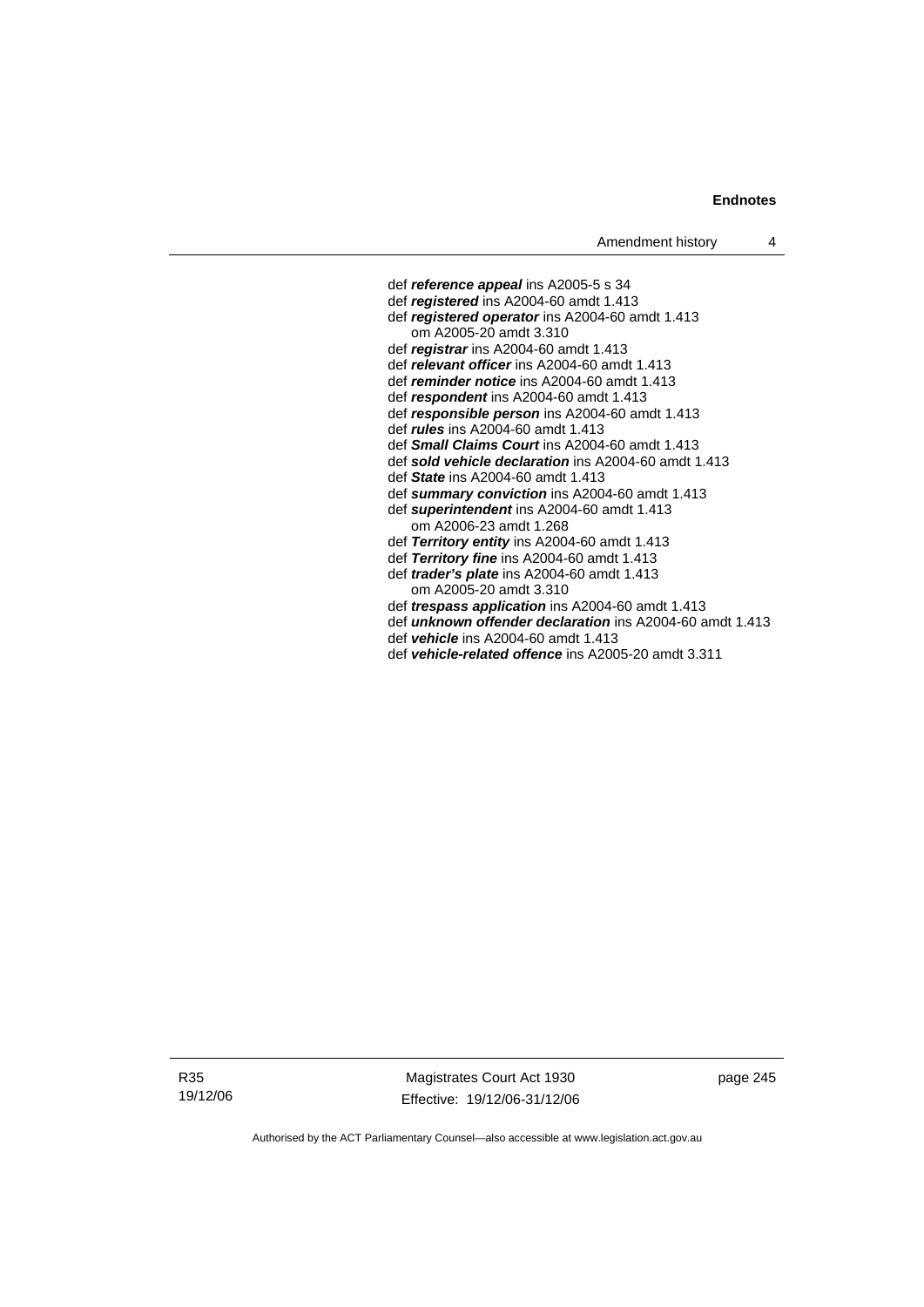def ***reference appeal*** ins A2005-5 s 34
def ***registered*** ins A2004-60 amdt 1.413
def ***registered operator*** ins A2004-60 amdt 1.413
  om A2005-20 amdt 3.310
def ***registrar*** ins A2004-60 amdt 1.413
def ***relevant officer*** ins A2004-60 amdt 1.413
def ***reminder notice*** ins A2004-60 amdt 1.413
def ***respondent*** ins A2004-60 amdt 1.413
def ***responsible person*** ins A2004-60 amdt 1.413
def ***rules*** ins A2004-60 amdt 1.413
def ***Small Claims Court*** ins A2004-60 amdt 1.413
def ***sold vehicle declaration*** ins A2004-60 amdt 1.413
def ***State*** ins A2004-60 amdt 1.413
def ***summary conviction*** ins A2004-60 amdt 1.413
def ***superintendent*** ins A2004-60 amdt 1.413
  om A2006-23 amdt 1.268
def ***Territory entity*** ins A2004-60 amdt 1.413
def ***Territory fine*** ins A2004-60 amdt 1.413
def ***trader's plate*** ins A2004-60 amdt 1.413
  om A2005-20 amdt 3.310
def ***trespass application*** ins A2004-60 amdt 1.413
def ***unknown offender declaration*** ins A2004-60 amdt 1.413
def ***vehicle*** ins A2004-60 amdt 1.413
def ***vehicle-related offence*** ins A2005-20 amdt 3.311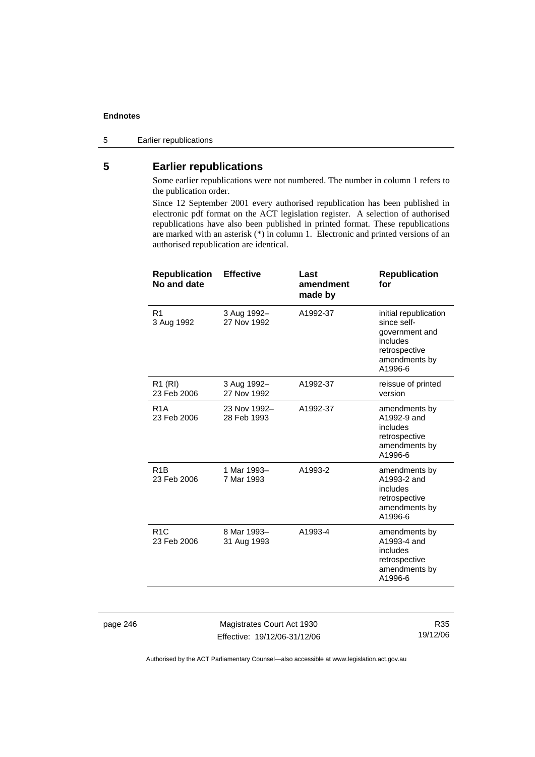## 5 Earlier republications

Some earlier republications were not numbered. The number in column 1 refers to the publication order.

Since 12 September 2001 every authorised republication has been published in electronic pdf format on the ACT legislation register. A selection of authorised republications have also been published in printed format. These republications are marked with an asterisk (*) in column 1. Electronic and printed versions of an authorised republication are identical.

| Republication No and date | Effective | Last amendment made by | Republication for |
|---|---|---|---|
| R1<br>3 Aug 1992 | 3 Aug 1992–<br>27 Nov 1992 | A1992-37 | initial republication since self-government and includes retrospective amendments by A1996-6 |
| R1 (RI)<br>23 Feb 2006 | 3 Aug 1992–<br>27 Nov 1992 | A1992-37 | reissue of printed version |
| R1A<br>23 Feb 2006 | 23 Nov 1992–<br>28 Feb 1993 | A1992-37 | amendments by A1992-9 and includes retrospective amendments by A1996-6 |
| R1B<br>23 Feb 2006 | 1 Mar 1993–<br>7 Mar 1993 | A1993-2 | amendments by A1993-2 and includes retrospective amendments by A1996-6 |
| R1C<br>23 Feb 2006 | 8 Mar 1993–<br>31 Aug 1993 | A1993-4 | amendments by A1993-4 and includes retrospective amendments by A1996-6 |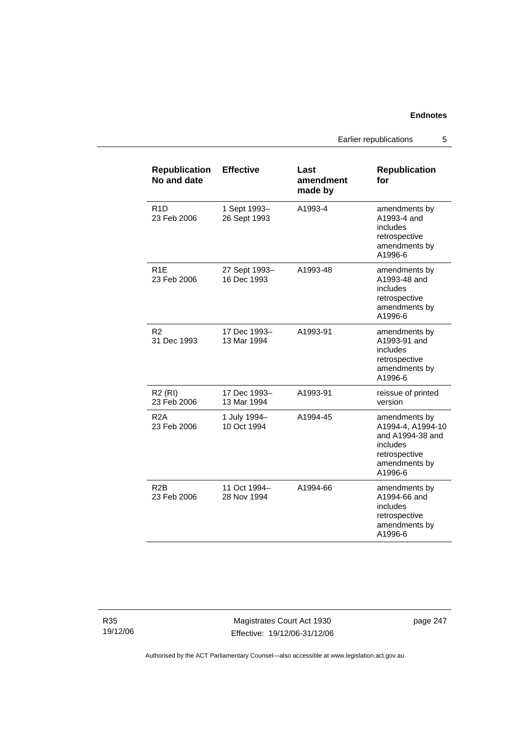| Republication No and date | Effective | Last amendment made by | Republication for |
|---|---|---|---|
| R1D 23 Feb 2006 | 1 Sept 1993– 26 Sept 1993 | A1993-4 | amendments by A1993-4 and includes retrospective amendments by A1996-6 |
| R1E 23 Feb 2006 | 27 Sept 1993– 16 Dec 1993 | A1993-48 | amendments by A1993-48 and includes retrospective amendments by A1996-6 |
| R2 31 Dec 1993 | 17 Dec 1993– 13 Mar 1994 | A1993-91 | amendments by A1993-91 and includes retrospective amendments by A1996-6 |
| R2 (RI) 23 Feb 2006 | 17 Dec 1993– 13 Mar 1994 | A1993-91 | reissue of printed version |
| R2A 23 Feb 2006 | 1 July 1994– 10 Oct 1994 | A1994-45 | amendments by A1994-4, A1994-10 and A1994-38 and includes retrospective amendments by A1996-6 |
| R2B 23 Feb 2006 | 11 Oct 1994– 28 Nov 1994 | A1994-66 | amendments by A1994-66 and includes retrospective amendments by A1996-6 |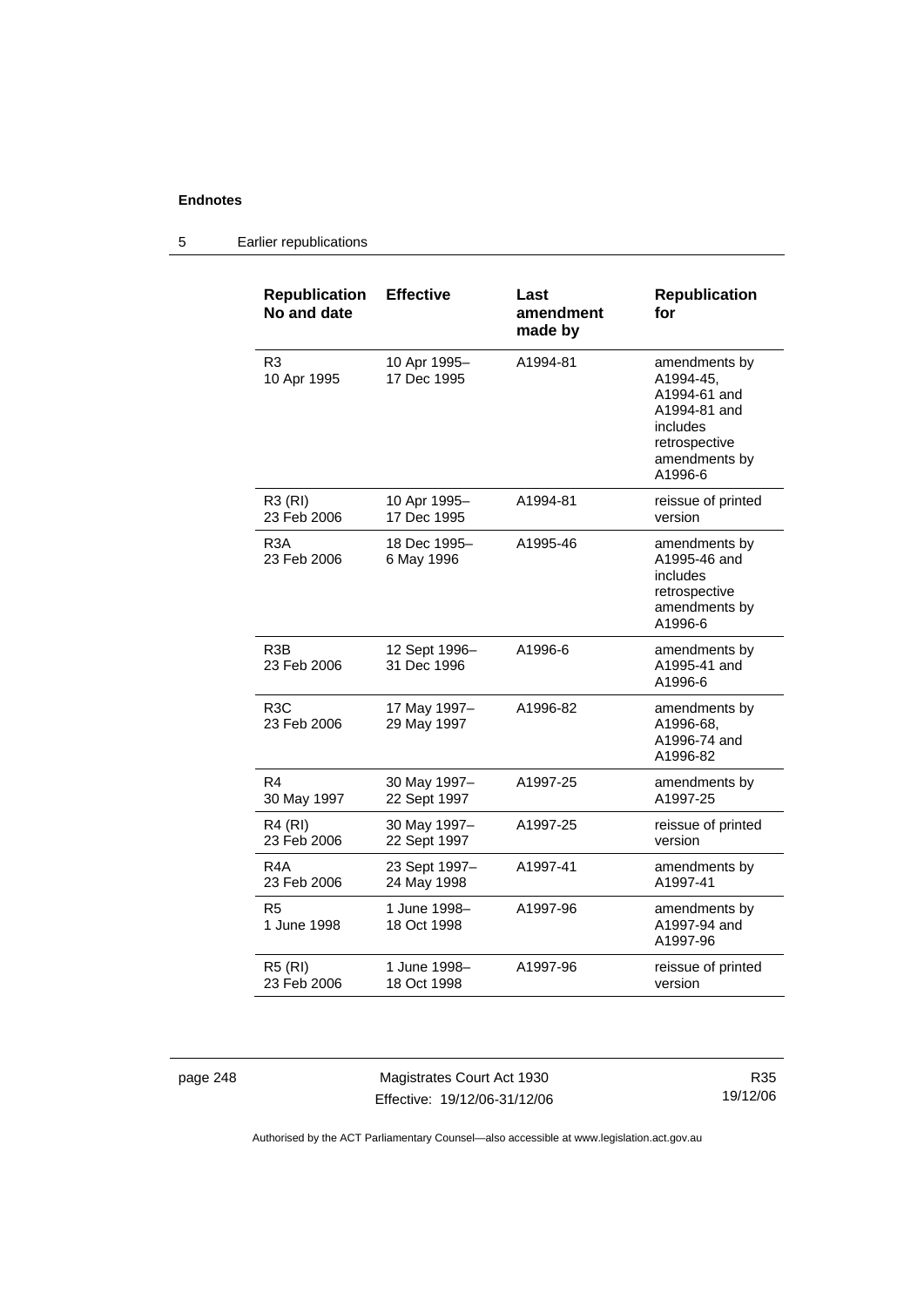## 5 Earlier republications

| Republication No and date | Effective | Last amendment made by | Republication for |
|---|---|---|---|
| R3<br>10 Apr 1995 | 10 Apr 1995–<br>17 Dec 1995 | A1994-81 | amendments by A1994-45, A1994-61 and A1994-81 and includes retrospective amendments by A1996-6 |
| R3 (RI)<br>23 Feb 2006 | 10 Apr 1995–<br>17 Dec 1995 | A1994-81 | reissue of printed version |
| R3A<br>23 Feb 2006 | 18 Dec 1995–<br>6 May 1996 | A1995-46 | amendments by A1995-46 and includes retrospective amendments by A1996-6 |
| R3B<br>23 Feb 2006 | 12 Sept 1996–<br>31 Dec 1996 | A1996-6 | amendments by A1995-41 and A1996-6 |
| R3C<br>23 Feb 2006 | 17 May 1997–<br>29 May 1997 | A1996-82 | amendments by A1996-68, A1996-74 and A1996-82 |
| R4<br>30 May 1997 | 30 May 1997–<br>22 Sept 1997 | A1997-25 | amendments by A1997-25 |
| R4 (RI)<br>23 Feb 2006 | 30 May 1997–<br>22 Sept 1997 | A1997-25 | reissue of printed version |
| R4A<br>23 Feb 2006 | 23 Sept 1997–<br>24 May 1998 | A1997-41 | amendments by A1997-41 |
| R5<br>1 June 1998 | 1 June 1998–<br>18 Oct 1998 | A1997-96 | amendments by A1997-94 and A1997-96 |
| R5 (RI)<br>23 Feb 2006 | 1 June 1998–<br>18 Oct 1998 | A1997-96 | reissue of printed version |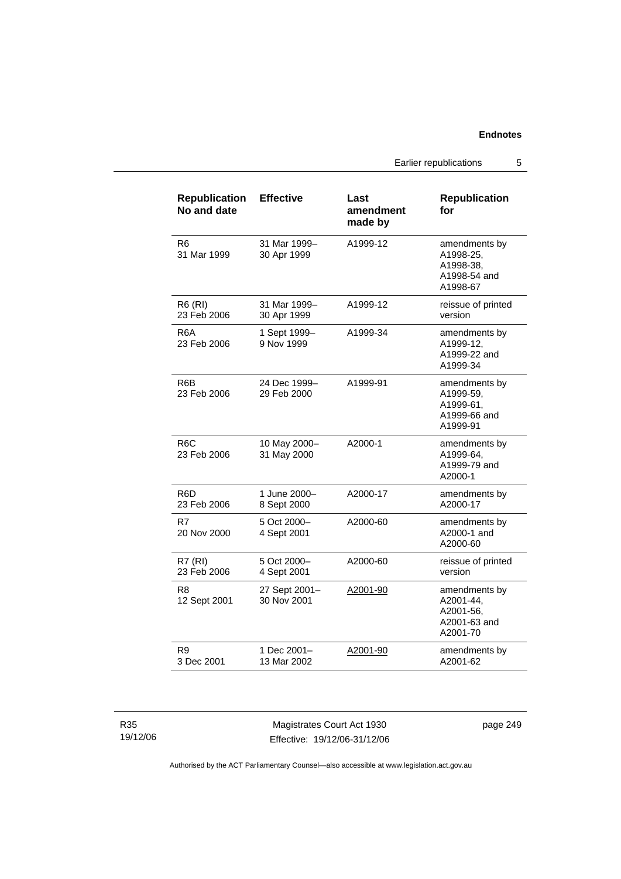| Republication No and date | Effective | Last amendment made by | Republication for |
|---|---|---|---|
| R6<br>31 Mar 1999 | 31 Mar 1999–<br>30 Apr 1999 | A1999-12 | amendments by A1998-25, A1998-38, A1998-54 and A1998-67 |
| R6 (RI)<br>23 Feb 2006 | 31 Mar 1999–<br>30 Apr 1999 | A1999-12 | reissue of printed version |
| R6A<br>23 Feb 2006 | 1 Sept 1999–<br>9 Nov 1999 | A1999-34 | amendments by A1999-12, A1999-22 and A1999-34 |
| R6B<br>23 Feb 2006 | 24 Dec 1999–<br>29 Feb 2000 | A1999-91 | amendments by A1999-59, A1999-61, A1999-66 and A1999-91 |
| R6C<br>23 Feb 2006 | 10 May 2000–<br>31 May 2000 | A2000-1 | amendments by A1999-64, A1999-79 and A2000-1 |
| R6D<br>23 Feb 2006 | 1 June 2000–<br>8 Sept 2000 | A2000-17 | amendments by A2000-17 |
| R7<br>20 Nov 2000 | 5 Oct 2000–<br>4 Sept 2001 | A2000-60 | amendments by A2000-1 and A2000-60 |
| R7 (RI)<br>23 Feb 2006 | 5 Oct 2000–<br>4 Sept 2001 | A2000-60 | reissue of printed version |
| R8<br>12 Sept 2001 | 27 Sept 2001–<br>30 Nov 2001 | A2001-90 | amendments by A2001-44, A2001-56, A2001-63 and A2001-70 |
| R9<br>3 Dec 2001 | 1 Dec 2001–<br>13 Mar 2002 | A2001-90 | amendments by A2001-62 |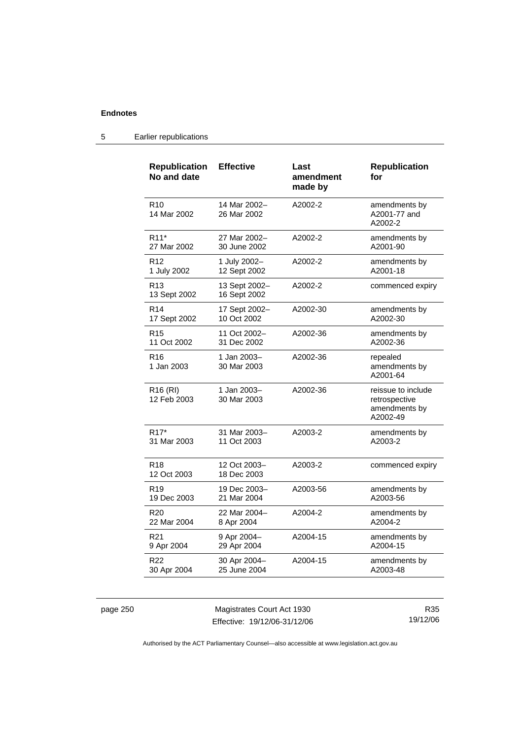| Republication No and date | Effective | Last amendment made by | Republication for |
|---|---|---|---|
| R10 14 Mar 2002 | 14 Mar 2002– 26 Mar 2002 | A2002-2 | amendments by A2001-77 and A2002-2 |
| R11* 27 Mar 2002 | 27 Mar 2002– 30 June 2002 | A2002-2 | amendments by A2001-90 |
| R12 1 July 2002 | 1 July 2002– 12 Sept 2002 | A2002-2 | amendments by A2001-18 |
| R13 13 Sept 2002 | 13 Sept 2002– 16 Sept 2002 | A2002-2 | commenced expiry |
| R14 17 Sept 2002 | 17 Sept 2002– 10 Oct 2002 | A2002-30 | amendments by A2002-30 |
| R15 11 Oct 2002 | 11 Oct 2002– 31 Dec 2002 | A2002-36 | amendments by A2002-36 |
| R16 1 Jan 2003 | 1 Jan 2003– 30 Mar 2003 | A2002-36 | repealed amendments by A2001-64 |
| R16 (RI) 12 Feb 2003 | 1 Jan 2003– 30 Mar 2003 | A2002-36 | reissue to include retrospective amendments by A2002-49 |
| R17* 31 Mar 2003 | 31 Mar 2003– 11 Oct 2003 | A2003-2 | amendments by A2003-2 |
| R18 12 Oct 2003 | 12 Oct 2003– 18 Dec 2003 | A2003-2 | commenced expiry |
| R19 19 Dec 2003 | 19 Dec 2003– 21 Mar 2004 | A2003-56 | amendments by A2003-56 |
| R20 22 Mar 2004 | 22 Mar 2004– 8 Apr 2004 | A2004-2 | amendments by A2004-2 |
| R21 9 Apr 2004 | 9 Apr 2004– 29 Apr 2004 | A2004-15 | amendments by A2004-15 |
| R22 30 Apr 2004 | 30 Apr 2004– 25 June 2004 | A2004-15 | amendments by A2003-48 |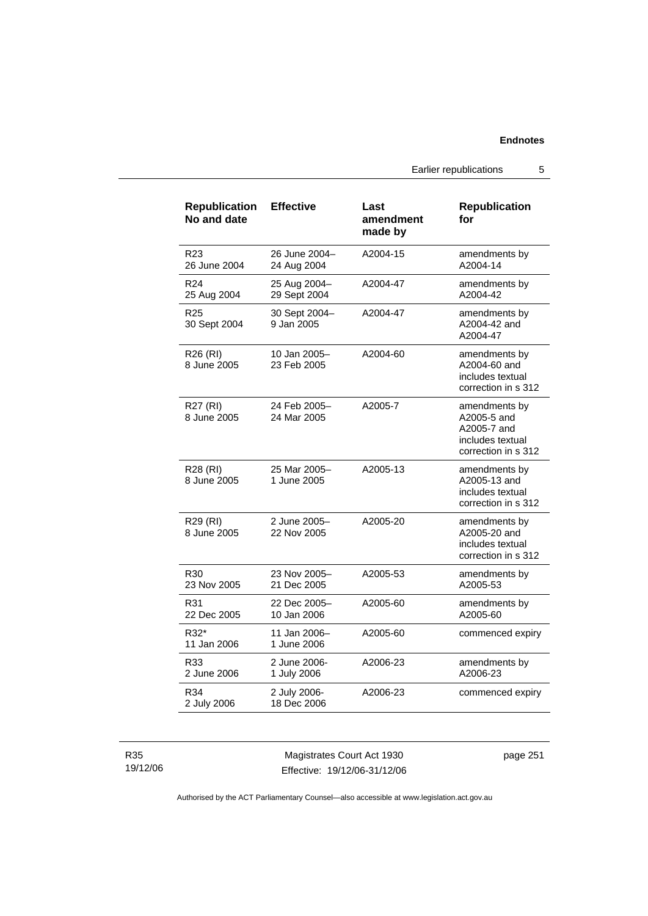| Republication No and date | Effective | Last amendment made by | Republication for |
|---|---|---|---|
| R23 26 June 2004 | 26 June 2004– 24 Aug 2004 | A2004-15 | amendments by A2004-14 |
| R24 25 Aug 2004 | 25 Aug 2004– 29 Sept 2004 | A2004-47 | amendments by A2004-42 |
| R25 30 Sept 2004 | 30 Sept 2004– 9 Jan 2005 | A2004-47 | amendments by A2004-42 and A2004-47 |
| R26 (RI) 8 June 2005 | 10 Jan 2005– 23 Feb 2005 | A2004-60 | amendments by A2004-60 and includes textual correction in s 312 |
| R27 (RI) 8 June 2005 | 24 Feb 2005– 24 Mar 2005 | A2005-7 | amendments by A2005-5 and A2005-7 and includes textual correction in s 312 |
| R28 (RI) 8 June 2005 | 25 Mar 2005– 1 June 2005 | A2005-13 | amendments by A2005-13 and includes textual correction in s 312 |
| R29 (RI) 8 June 2005 | 2 June 2005– 22 Nov 2005 | A2005-20 | amendments by A2005-20 and includes textual correction in s 312 |
| R30 23 Nov 2005 | 23 Nov 2005– 21 Dec 2005 | A2005-53 | amendments by A2005-53 |
| R31 22 Dec 2005 | 22 Dec 2005– 10 Jan 2006 | A2005-60 | amendments by A2005-60 |
| R32* 11 Jan 2006 | 11 Jan 2006– 1 June 2006 | A2005-60 | commenced expiry |
| R33 2 June 2006 | 2 June 2006- 1 July 2006 | A2006-23 | amendments by A2006-23 |
| R34 2 July 2006 | 2 July 2006- 18 Dec 2006 | A2006-23 | commenced expiry |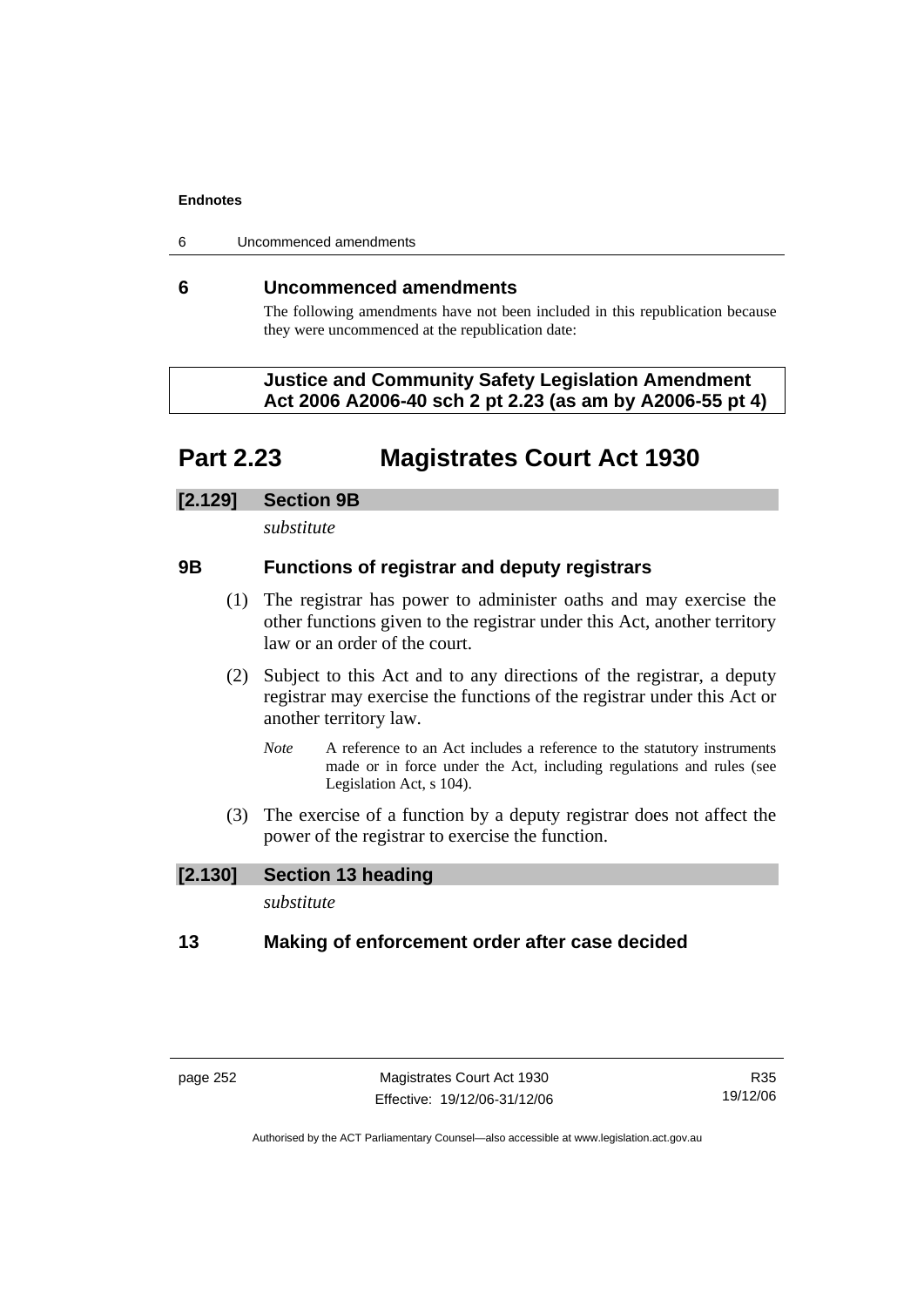## 6 Uncommenced amendments

The following amendments have not been included in this republication because they were uncommenced at the republication date:

**Justice and Community Safety Legislation Amendment Act 2006 A2006-40 sch 2 pt 2.23 (as am by A2006-55 pt 4)**

# Part 2.23 Magistrates Court Act 1930

### [2.129] Section 9B

*substitute*

### 9B Functions of registrar and deputy registrars

(1) The registrar has power to administer oaths and may exercise the other functions given to the registrar under this Act, another territory law or an order of the court.

(2) Subject to this Act and to any directions of the registrar, a deputy registrar may exercise the functions of the registrar under this Act or another territory law.

*Note* A reference to an Act includes a reference to the statutory instruments made or in force under the Act, including regulations and rules (see Legislation Act, s 104).

(3) The exercise of a function by a deputy registrar does not affect the power of the registrar to exercise the function.

### [2.130] Section 13 heading

*substitute*

### 13 Making of enforcement order after case decided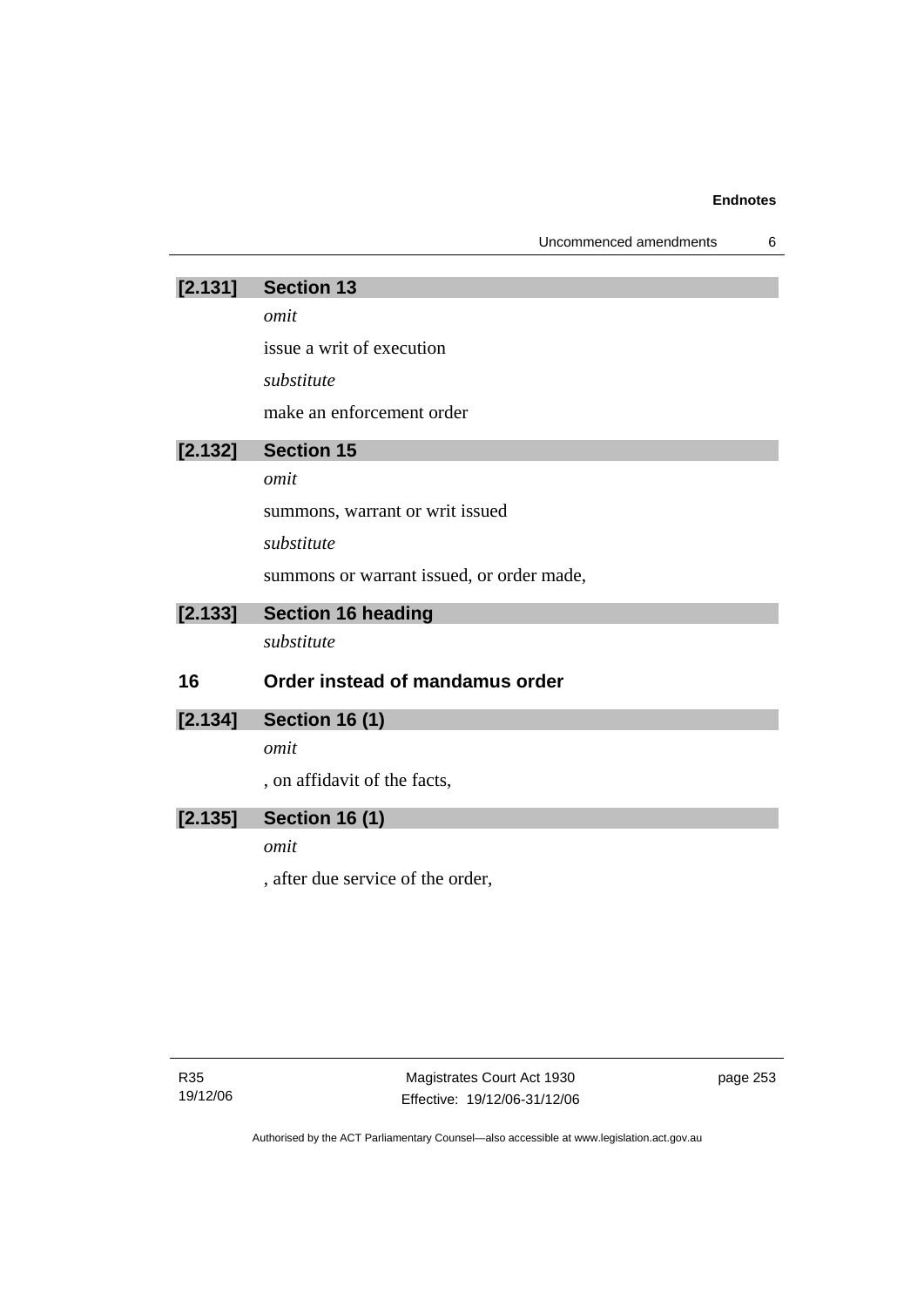### [2.131] Section 13

*omit*

issue a writ of execution

*substitute*

make an enforcement order

### [2.132] Section 15

*omit*

summons, warrant or writ issued

*substitute*

summons or warrant issued, or order made,

### [2.133] Section 16 heading

*substitute*

## 16 Order instead of mandamus order

### [2.134] Section 16 (1)

*omit*

, on affidavit of the facts,

### [2.135] Section 16 (1)

*omit*

, after due service of the order,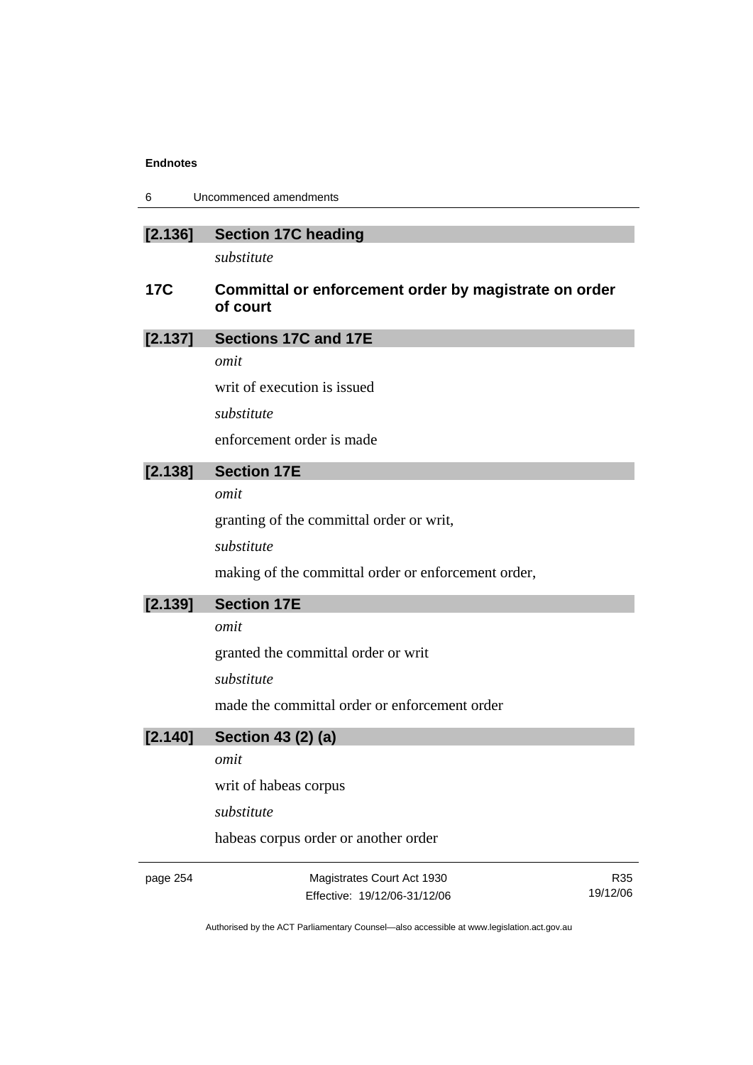**[2.136] Section 17C heading**

*substitute*

**17C Committal or enforcement order by magistrate on order of court**

**[2.137] Sections 17C and 17E**

*omit*

writ of execution is issued

*substitute*

enforcement order is made

**[2.138] Section 17E**

*omit*

granting of the committal order or writ,

*substitute*

making of the committal order or enforcement order,

**[2.139] Section 17E**

*omit*

granted the committal order or writ

*substitute*

made the committal order or enforcement order

**[2.140] Section 43 (2) (a)**

*omit*

writ of habeas corpus

*substitute*

habeas corpus order or another order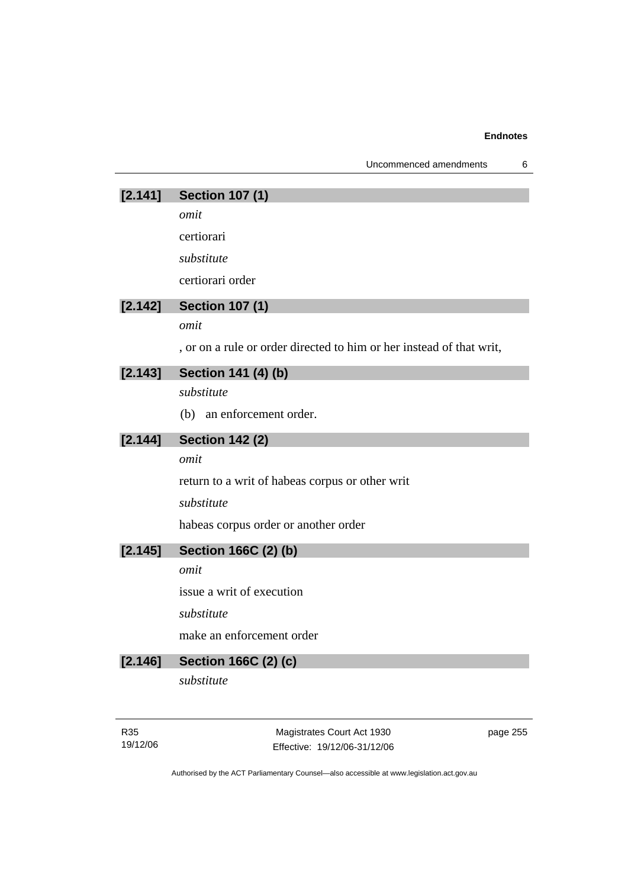### [2.141] Section 107 (1)

*omit*

certiorari

*substitute*

certiorari order

### [2.142] Section 107 (1)

*omit*

, or on a rule or order directed to him or her instead of that writ,

### [2.143] Section 141 (4) (b)

*substitute*

(b) an enforcement order.

### [2.144] Section 142 (2)

*omit*

return to a writ of habeas corpus or other writ

*substitute*

habeas corpus order or another order

### [2.145] Section 166C (2) (b)

*omit*

issue a writ of execution

*substitute*

make an enforcement order

### [2.146] Section 166C (2) (c)

*substitute*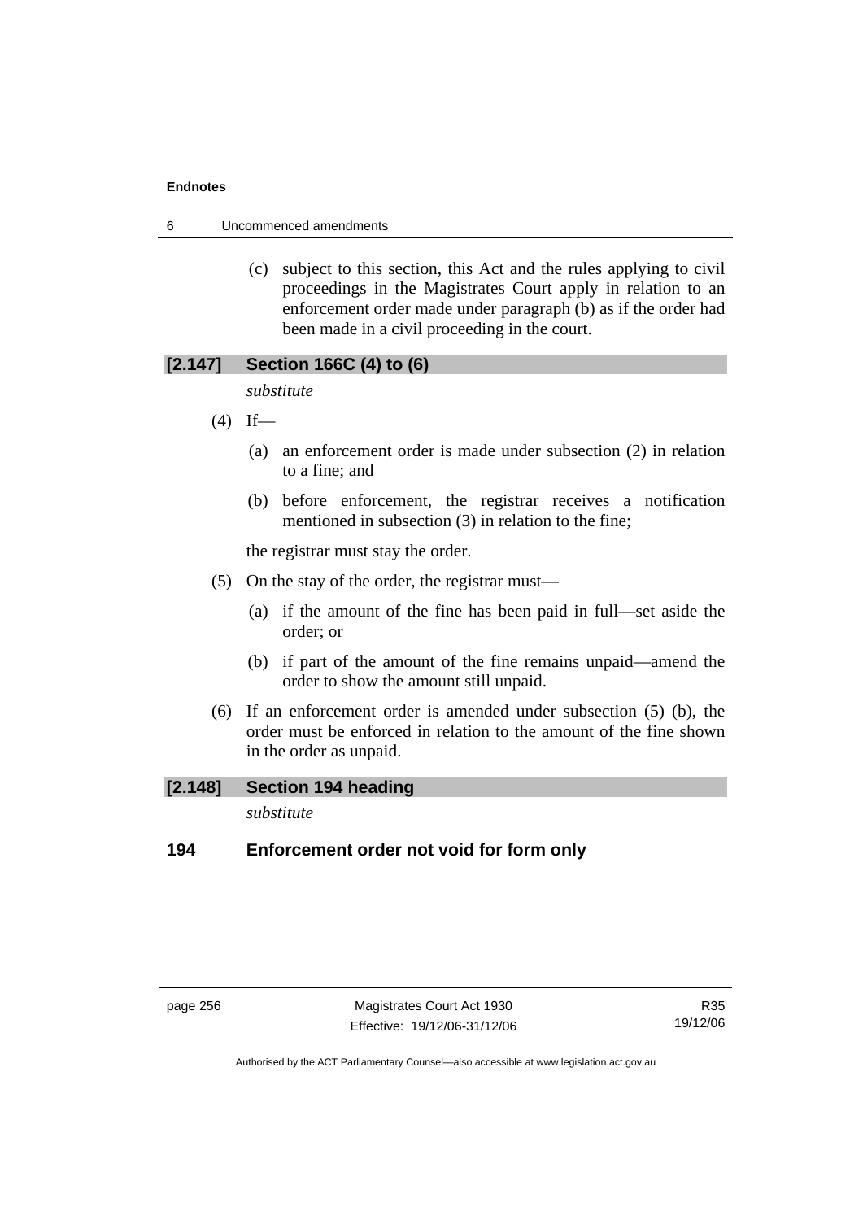(c) subject to this section, this Act and the rules applying to civil proceedings in the Magistrates Court apply in relation to an enforcement order made under paragraph (b) as if the order had been made in a civil proceeding in the court.

### [2.147] Section 166C (4) to (6)

*substitute*

(4) If—

(a) an enforcement order is made under subsection (2) in relation to a fine; and

(b) before enforcement, the registrar receives a notification mentioned in subsection (3) in relation to the fine;

the registrar must stay the order.

(5) On the stay of the order, the registrar must—

(a) if the amount of the fine has been paid in full—set aside the order; or

(b) if part of the amount of the fine remains unpaid—amend the order to show the amount still unpaid.

(6) If an enforcement order is amended under subsection (5) (b), the order must be enforced in relation to the amount of the fine shown in the order as unpaid.

### [2.148] Section 194 heading

*substitute*

**194 Enforcement order not void for form only**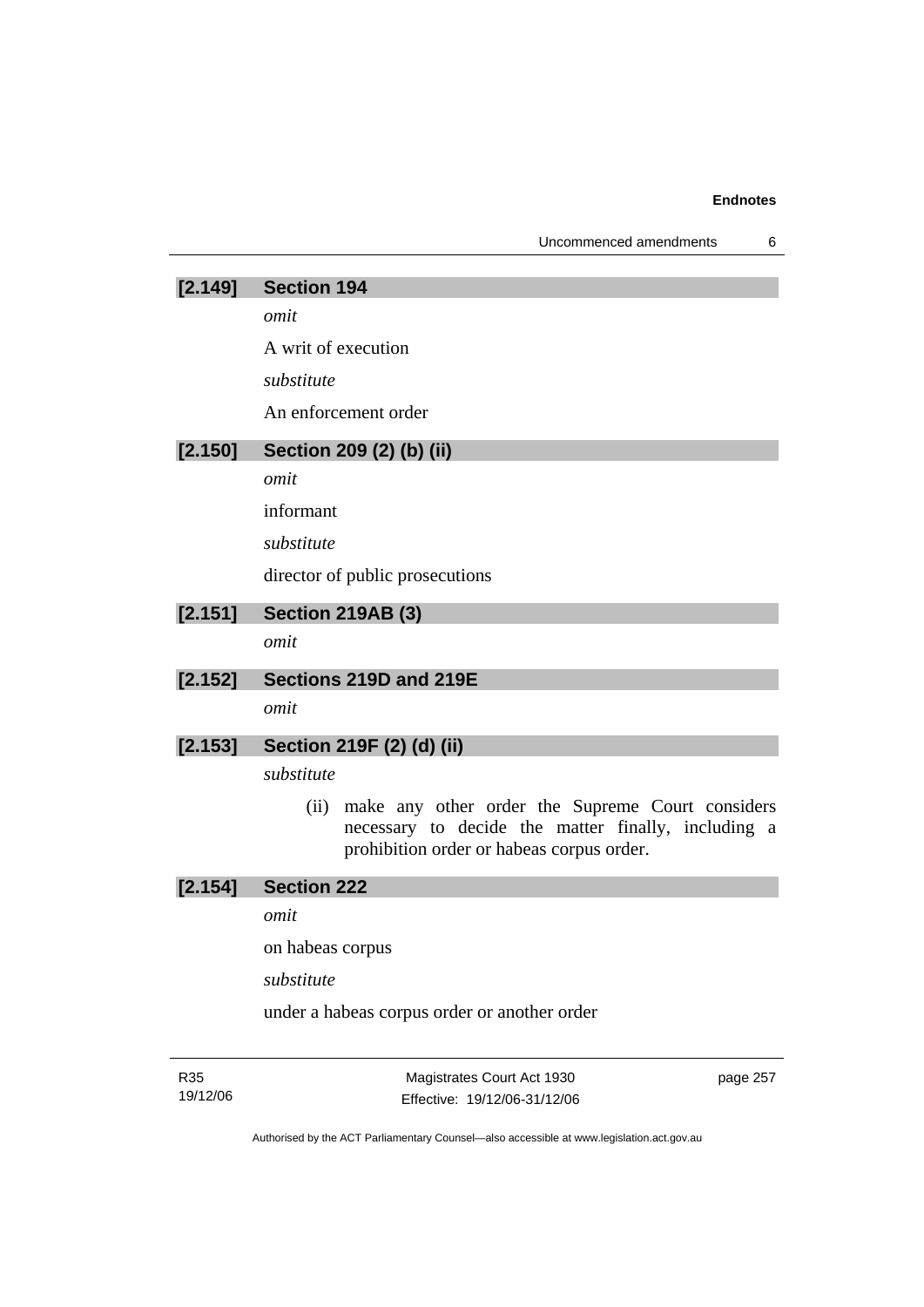### [2.149] Section 194

*omit*

A writ of execution

*substitute*

An enforcement order

### [2.150] Section 209 (2) (b) (ii)

*omit*

informant

*substitute*

director of public prosecutions

### [2.151] Section 219AB (3)

*omit*

### [2.152] Sections 219D and 219E

*omit*

### [2.153] Section 219F (2) (d) (ii)

*substitute*

(ii) make any other order the Supreme Court considers necessary to decide the matter finally, including a prohibition order or habeas corpus order.

### [2.154] Section 222

*omit*

on habeas corpus

*substitute*

under a habeas corpus order or another order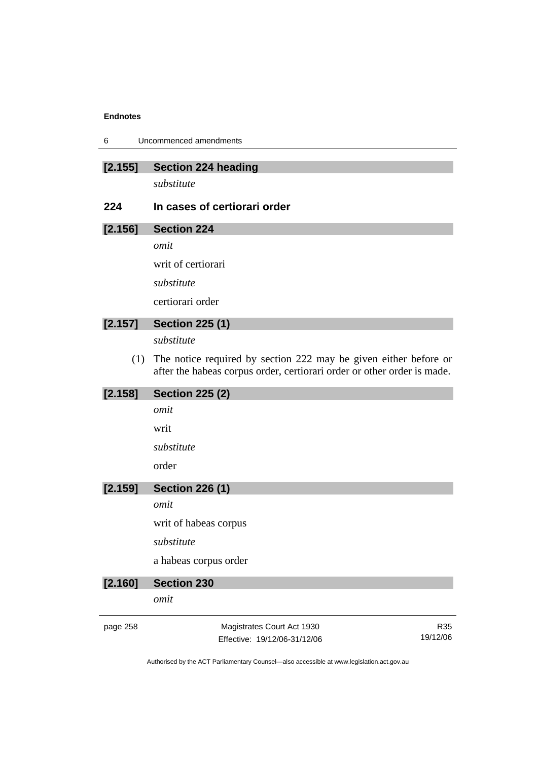### [2.155] Section 224 heading

*substitute*

### 224 In cases of certiorari order

### [2.156] Section 224

*omit*

writ of certiorari

*substitute*

certiorari order

### [2.157] Section 225 (1)

*substitute*

(1) The notice required by section 222 may be given either before or after the habeas corpus order, certiorari order or other order is made.

### [2.158] Section 225 (2)

*omit*

writ

*substitute*

order

### [2.159] Section 226 (1)

*omit*

writ of habeas corpus

*substitute*

a habeas corpus order

### [2.160] Section 230

*omit*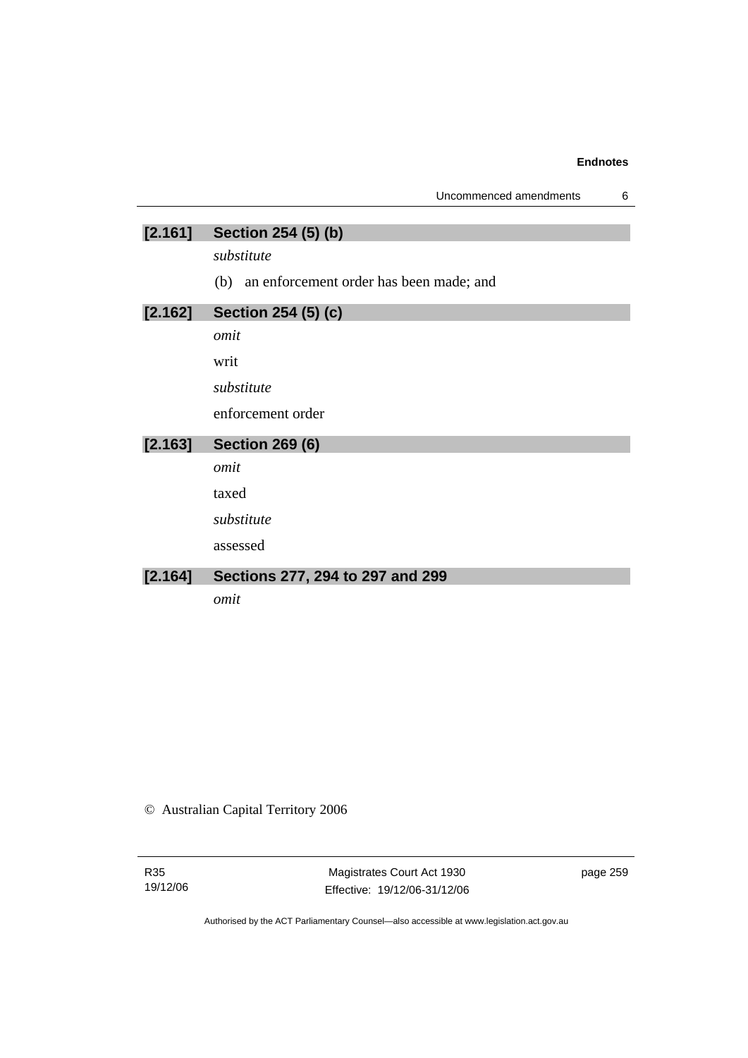**[2.161] Section 254 (5) (b)**

*substitute*

(b) an enforcement order has been made; and

**[2.162] Section 254 (5) (c)**

*omit*

writ

*substitute*

enforcement order

**[2.163] Section 269 (6)**

*omit*

taxed

*substitute*

assessed

**[2.164] Sections 277, 294 to 297 and 299**

*omit*

© Australian Capital Territory 2006